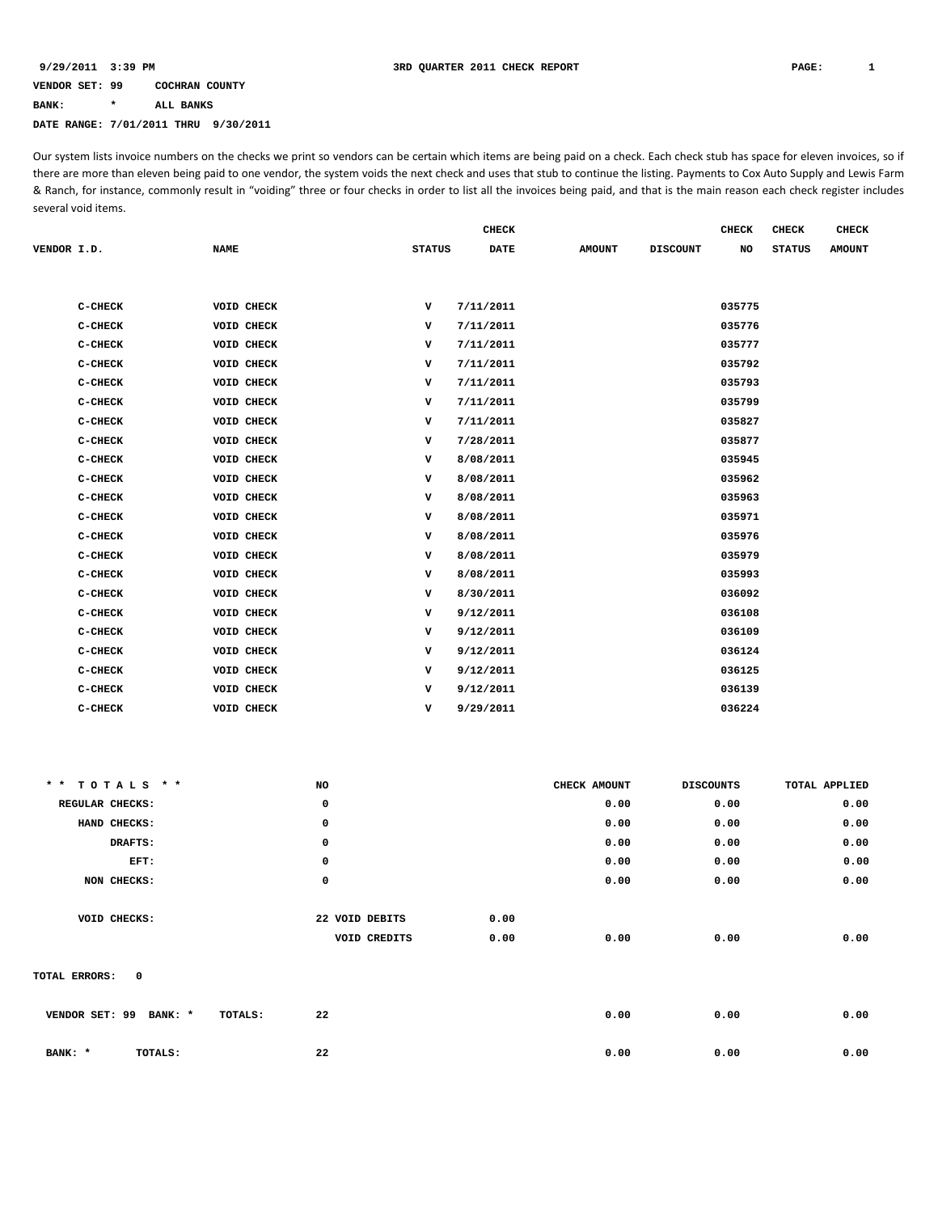9/29/2011 3:39 PM **3RD QUARTER 2011 CHECK REPORT**

**VENDOR SET: 99 COCHRAN COUNTY**

**BANK: * ALL BANKS**

**DATE RANGE: 7/01/2011 THRU 9/30/2011**

Our system lists invoice numbers on the checks we print so vendors can be certain which items are being paid on a check. Each check stub has space for eleven invoices, so if there are more than eleven being paid to one vendor, the system voids the next check and uses that stub to continue the listing. Payments to Cox Auto Supply and Lewis Farm & Ranch, for instance, commonly result in "voiding" three or four checks in order to list all the invoices being paid, and that is the main reason each check register includes several void items.

| VENDOR I.D. | NAME | STATUS | CHECK DATE | AMOUNT | DISCOUNT | CHECK NO | CHECK STATUS | CHECK AMOUNT |
|---|---|---|---|---|---|---|---|---|
| C-CHECK | VOID CHECK | V | 7/11/2011 | | | 035775 | | |
| C-CHECK | VOID CHECK | V | 7/11/2011 | | | 035776 | | |
| C-CHECK | VOID CHECK | V | 7/11/2011 | | | 035777 | | |
| C-CHECK | VOID CHECK | V | 7/11/2011 | | | 035792 | | |
| C-CHECK | VOID CHECK | V | 7/11/2011 | | | 035793 | | |
| C-CHECK | VOID CHECK | V | 7/11/2011 | | | 035799 | | |
| C-CHECK | VOID CHECK | V | 7/11/2011 | | | 035827 | | |
| C-CHECK | VOID CHECK | V | 7/28/2011 | | | 035877 | | |
| C-CHECK | VOID CHECK | V | 8/08/2011 | | | 035945 | | |
| C-CHECK | VOID CHECK | V | 8/08/2011 | | | 035962 | | |
| C-CHECK | VOID CHECK | V | 8/08/2011 | | | 035963 | | |
| C-CHECK | VOID CHECK | V | 8/08/2011 | | | 035971 | | |
| C-CHECK | VOID CHECK | V | 8/08/2011 | | | 035976 | | |
| C-CHECK | VOID CHECK | V | 8/08/2011 | | | 035979 | | |
| C-CHECK | VOID CHECK | V | 8/08/2011 | | | 035993 | | |
| C-CHECK | VOID CHECK | V | 8/30/2011 | | | 036092 | | |
| C-CHECK | VOID CHECK | V | 9/12/2011 | | | 036108 | | |
| C-CHECK | VOID CHECK | V | 9/12/2011 | | | 036109 | | |
| C-CHECK | VOID CHECK | V | 9/12/2011 | | | 036124 | | |
| C-CHECK | VOID CHECK | V | 9/12/2011 | | | 036125 | | |
| C-CHECK | VOID CHECK | V | 9/12/2011 | | | 036139 | | |
| C-CHECK | VOID CHECK | V | 9/29/2011 | | | 036224 | | |

| * * T O T A L S * * | NO | | | CHECK AMOUNT | DISCOUNTS | TOTAL APPLIED |
|---|---|---|---|---|---|---|
| REGULAR CHECKS: | 0 | | | 0.00 | 0.00 | 0.00 |
| HAND CHECKS: | 0 | | | 0.00 | 0.00 | 0.00 |
| DRAFTS: | 0 | | | 0.00 | 0.00 | 0.00 |
| EFT: | 0 | | | 0.00 | 0.00 | 0.00 |
| NON CHECKS: | 0 | | | 0.00 | 0.00 | 0.00 |
| VOID CHECKS: | 22 | VOID DEBITS | 0.00 | | | |
| | | VOID CREDITS | 0.00 | 0.00 | 0.00 | 0.00 |

**TOTAL ERRORS: 0**

| | NO | CHECK AMOUNT | DISCOUNTS | TOTAL APPLIED |
|---|---|---|---|---|
| VENDOR SET: 99 BANK: * TOTALS: | 22 | 0.00 | 0.00 | 0.00 |
| BANK: * TOTALS: | 22 | 0.00 | 0.00 | 0.00 |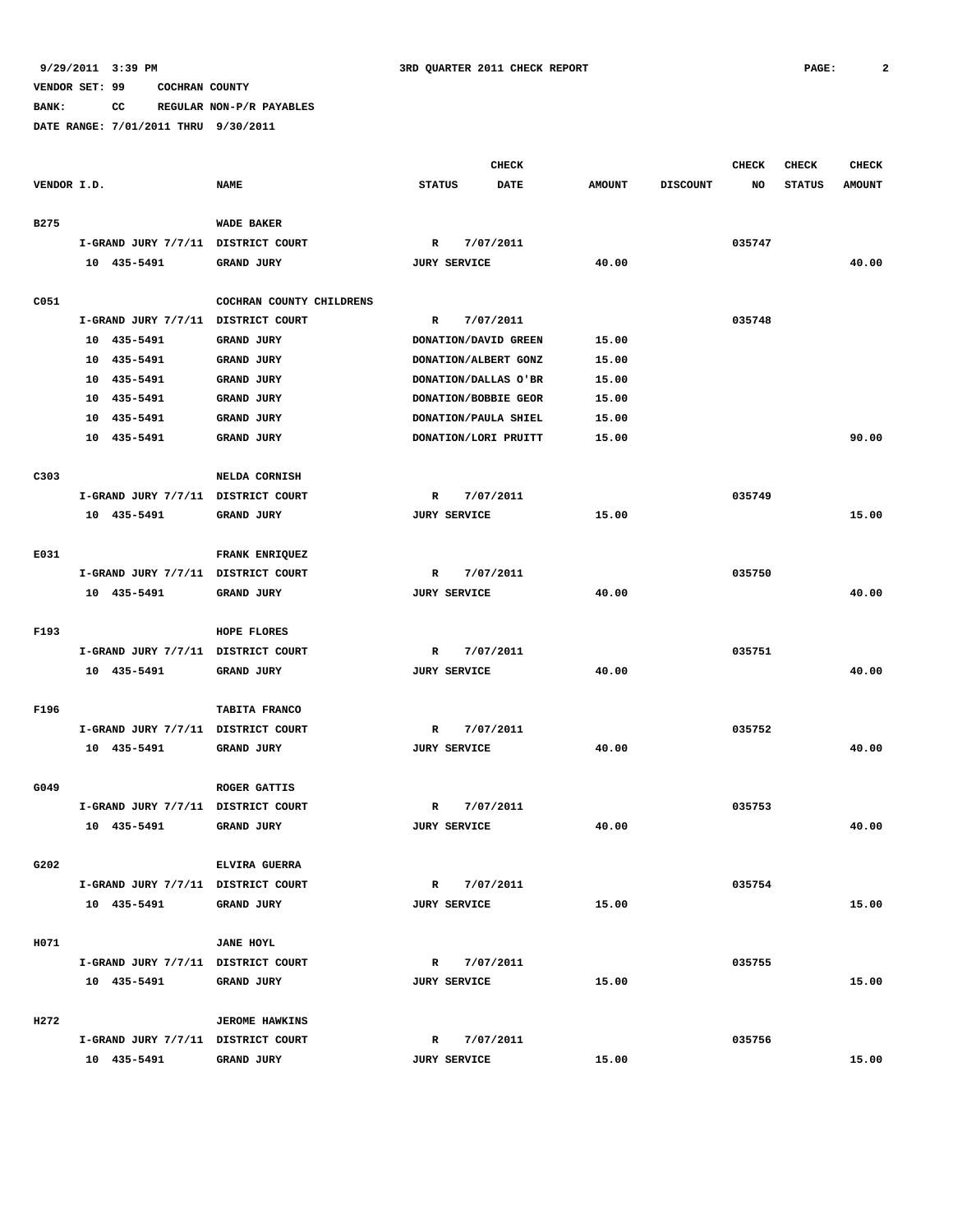9/29/2011 3:39 PM    3RD QUARTER 2011 CHECK REPORT

VENDOR SET: 99    COCHRAN COUNTY
BANK: CC    REGULAR NON-P/R PAYABLES
DATE RANGE: 7/01/2011 THRU 9/30/2011

| VENDOR I.D. | NAME | STATUS | CHECK DATE | AMOUNT | DISCOUNT | CHECK NO | CHECK STATUS | CHECK AMOUNT |
|---|---|---|---|---|---|---|---|---|
| B275 | WADE BAKER | | | | | | | |
| I-GRAND JURY 7/7/11 | DISTRICT COURT | R | 7/07/2011 | | | 035747 | | |
| 10 435-5491 | GRAND JURY | JURY SERVICE | | 40.00 | | | | 40.00 |
| C051 | COCHRAN COUNTY CHILDRENS | | | | | | | |
| I-GRAND JURY 7/7/11 | DISTRICT COURT | R | 7/07/2011 | | | 035748 | | |
| 10 435-5491 | GRAND JURY | DONATION/DAVID GREEN | | 15.00 | | | | |
| 10 435-5491 | GRAND JURY | DONATION/ALBERT GONZ | | 15.00 | | | | |
| 10 435-5491 | GRAND JURY | DONATION/DALLAS O'BR | | 15.00 | | | | |
| 10 435-5491 | GRAND JURY | DONATION/BOBBIE GEOR | | 15.00 | | | | |
| 10 435-5491 | GRAND JURY | DONATION/PAULA SHIEL | | 15.00 | | | | |
| 10 435-5491 | GRAND JURY | DONATION/LORI PRUITT | | 15.00 | | | | 90.00 |
| C303 | NELDA CORNISH | | | | | | | |
| I-GRAND JURY 7/7/11 | DISTRICT COURT | R | 7/07/2011 | | | 035749 | | |
| 10 435-5491 | GRAND JURY | JURY SERVICE | | 15.00 | | | | 15.00 |
| E031 | FRANK ENRIQUEZ | | | | | | | |
| I-GRAND JURY 7/7/11 | DISTRICT COURT | R | 7/07/2011 | | | 035750 | | |
| 10 435-5491 | GRAND JURY | JURY SERVICE | | 40.00 | | | | 40.00 |
| F193 | HOPE FLORES | | | | | | | |
| I-GRAND JURY 7/7/11 | DISTRICT COURT | R | 7/07/2011 | | | 035751 | | |
| 10 435-5491 | GRAND JURY | JURY SERVICE | | 40.00 | | | | 40.00 |
| F196 | TABITA FRANCO | | | | | | | |
| I-GRAND JURY 7/7/11 | DISTRICT COURT | R | 7/07/2011 | | | 035752 | | |
| 10 435-5491 | GRAND JURY | JURY SERVICE | | 40.00 | | | | 40.00 |
| G049 | ROGER GATTIS | | | | | | | |
| I-GRAND JURY 7/7/11 | DISTRICT COURT | R | 7/07/2011 | | | 035753 | | |
| 10 435-5491 | GRAND JURY | JURY SERVICE | | 40.00 | | | | 40.00 |
| G202 | ELVIRA GUERRA | | | | | | | |
| I-GRAND JURY 7/7/11 | DISTRICT COURT | R | 7/07/2011 | | | 035754 | | |
| 10 435-5491 | GRAND JURY | JURY SERVICE | | 15.00 | | | | 15.00 |
| H071 | JANE HOYL | | | | | | | |
| I-GRAND JURY 7/7/11 | DISTRICT COURT | R | 7/07/2011 | | | 035755 | | |
| 10 435-5491 | GRAND JURY | JURY SERVICE | | 15.00 | | | | 15.00 |
| H272 | JEROME HAWKINS | | | | | | | |
| I-GRAND JURY 7/7/11 | DISTRICT COURT | R | 7/07/2011 | | | 035756 | | |
| 10 435-5491 | GRAND JURY | JURY SERVICE | | 15.00 | | | | 15.00 |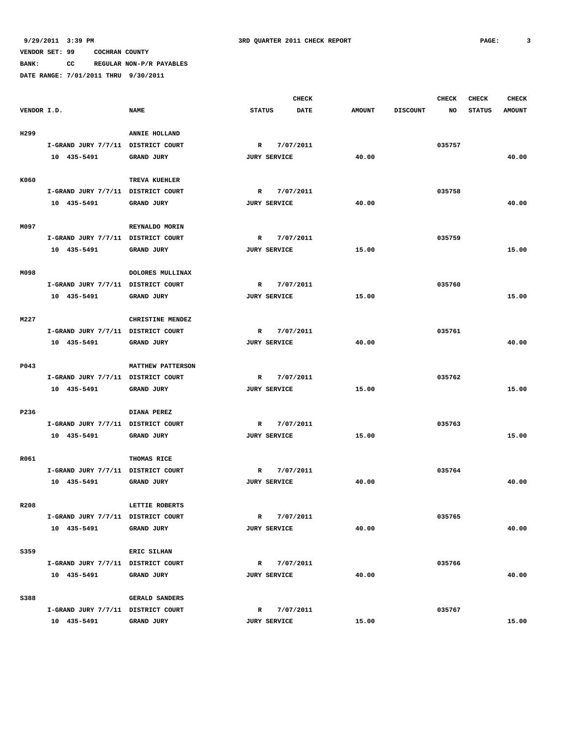9/29/2011 3:39 PM — 3RD QUARTER 2011 CHECK REPORT

VENDOR SET: 99 COCHRAN COUNTY

BANK: CC REGULAR NON-P/R PAYABLES

DATE RANGE: 7/01/2011 THRU 9/30/2011

| VENDOR I.D. | NAME | STATUS | CHECK DATE | AMOUNT | DISCOUNT | CHECK NO | CHECK STATUS | CHECK AMOUNT |
|---|---|---|---|---|---|---|---|---|
| H299 | ANNIE HOLLAND | | | | | | | |
| I-GRAND JURY 7/7/11 | DISTRICT COURT | R | 7/07/2011 | | | 035757 | | |
| 10 435-5491 | GRAND JURY | JURY SERVICE | | 40.00 | | | | 40.00 |
| K060 | TREVA KUEHLER | | | | | | | |
| I-GRAND JURY 7/7/11 | DISTRICT COURT | R | 7/07/2011 | | | 035758 | | |
| 10 435-5491 | GRAND JURY | JURY SERVICE | | 40.00 | | | | 40.00 |
| M097 | REYNALDO MORIN | | | | | | | |
| I-GRAND JURY 7/7/11 | DISTRICT COURT | R | 7/07/2011 | | | 035759 | | |
| 10 435-5491 | GRAND JURY | JURY SERVICE | | 15.00 | | | | 15.00 |
| M098 | DOLORES MULLINAX | | | | | | | |
| I-GRAND JURY 7/7/11 | DISTRICT COURT | R | 7/07/2011 | | | 035760 | | |
| 10 435-5491 | GRAND JURY | JURY SERVICE | | 15.00 | | | | 15.00 |
| M227 | CHRISTINE MENDEZ | | | | | | | |
| I-GRAND JURY 7/7/11 | DISTRICT COURT | R | 7/07/2011 | | | 035761 | | |
| 10 435-5491 | GRAND JURY | JURY SERVICE | | 40.00 | | | | 40.00 |
| P043 | MATTHEW PATTERSON | | | | | | | |
| I-GRAND JURY 7/7/11 | DISTRICT COURT | R | 7/07/2011 | | | 035762 | | |
| 10 435-5491 | GRAND JURY | JURY SERVICE | | 15.00 | | | | 15.00 |
| P236 | DIANA PEREZ | | | | | | | |
| I-GRAND JURY 7/7/11 | DISTRICT COURT | R | 7/07/2011 | | | 035763 | | |
| 10 435-5491 | GRAND JURY | JURY SERVICE | | 15.00 | | | | 15.00 |
| R061 | THOMAS RICE | | | | | | | |
| I-GRAND JURY 7/7/11 | DISTRICT COURT | R | 7/07/2011 | | | 035764 | | |
| 10 435-5491 | GRAND JURY | JURY SERVICE | | 40.00 | | | | 40.00 |
| R208 | LETTIE ROBERTS | | | | | | | |
| I-GRAND JURY 7/7/11 | DISTRICT COURT | R | 7/07/2011 | | | 035765 | | |
| 10 435-5491 | GRAND JURY | JURY SERVICE | | 40.00 | | | | 40.00 |
| S359 | ERIC SILHAN | | | | | | | |
| I-GRAND JURY 7/7/11 | DISTRICT COURT | R | 7/07/2011 | | | 035766 | | |
| 10 435-5491 | GRAND JURY | JURY SERVICE | | 40.00 | | | | 40.00 |
| S388 | GERALD SANDERS | | | | | | | |
| I-GRAND JURY 7/7/11 | DISTRICT COURT | R | 7/07/2011 | | | 035767 | | |
| 10 435-5491 | GRAND JURY | JURY SERVICE | | 15.00 | | | | 15.00 |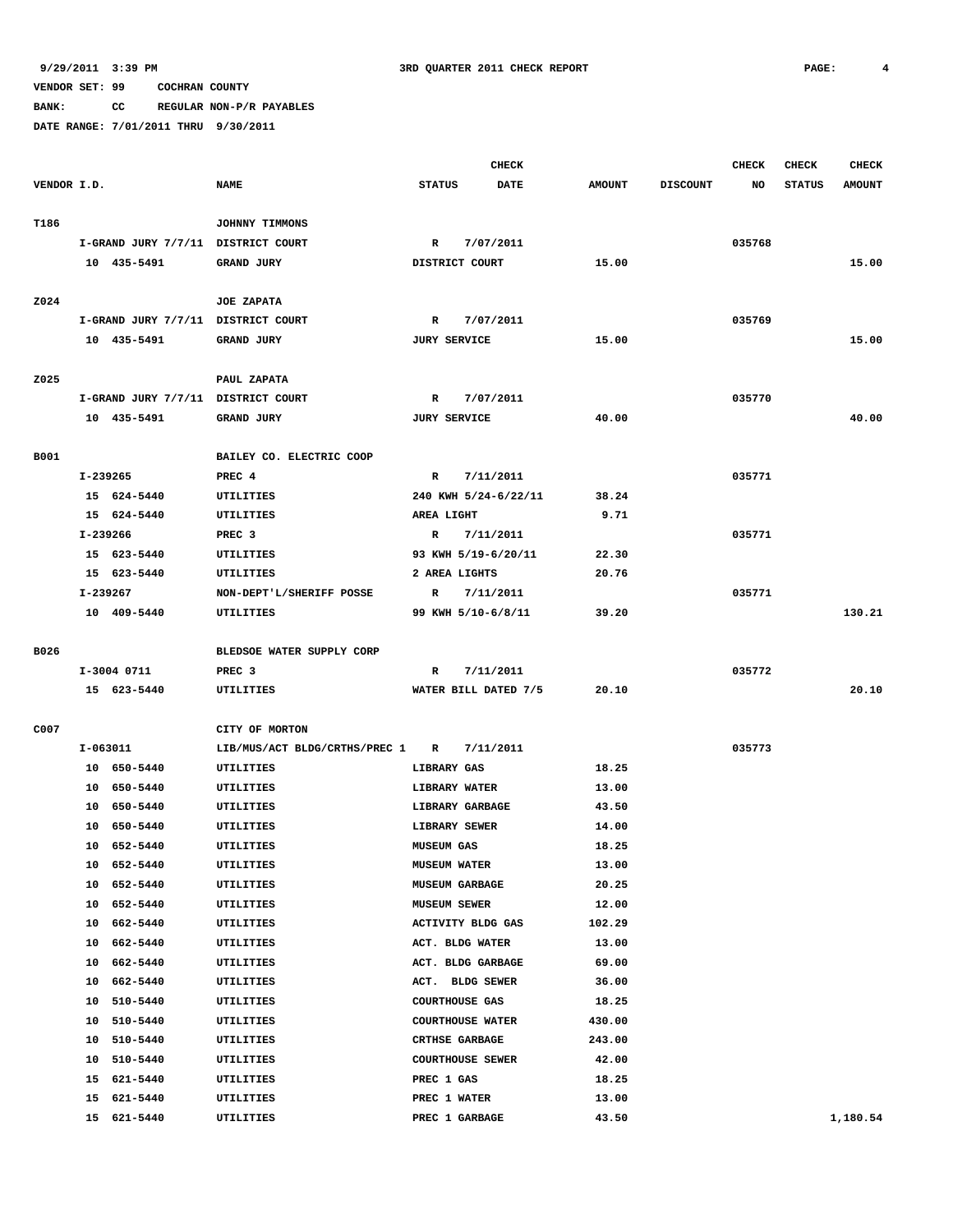9/29/2011 3:39 PM  3RD QUARTER 2011 CHECK REPORT

VENDOR SET: 99  COCHRAN COUNTY

BANK: CC  REGULAR NON-P/R PAYABLES

DATE RANGE: 7/01/2011 THRU 9/30/2011

| VENDOR I.D. | NAME | STATUS | CHECK DATE | AMOUNT | DISCOUNT | CHECK NO | CHECK STATUS | CHECK AMOUNT |
|---|---|---|---|---|---|---|---|---|
| T186 | JOHNNY TIMMONS | | | | | | | |
| I-GRAND JURY 7/7/11 | DISTRICT COURT | R | 7/07/2011 | | | 035768 | | |
| 10 435-5491 | GRAND JURY | DISTRICT COURT | | 15.00 | | | | 15.00 |
| Z024 | JOE ZAPATA | | | | | | | |
| I-GRAND JURY 7/7/11 | DISTRICT COURT | R | 7/07/2011 | | | 035769 | | |
| 10 435-5491 | GRAND JURY | JURY SERVICE | | 15.00 | | | | 15.00 |
| Z025 | PAUL ZAPATA | | | | | | | |
| I-GRAND JURY 7/7/11 | DISTRICT COURT | R | 7/07/2011 | | | 035770 | | |
| 10 435-5491 | GRAND JURY | JURY SERVICE | | 40.00 | | | | 40.00 |
| B001 | BAILEY CO. ELECTRIC COOP | | | | | | | |
| I-239265 | PREC 4 | R | 7/11/2011 | | | 035771 | | |
| 15 624-5440 | UTILITIES | 240 KWH 5/24-6/22/11 | | 38.24 | | | | |
| 15 624-5440 | UTILITIES | AREA LIGHT | | 9.71 | | | | |
| I-239266 | PREC 3 | R | 7/11/2011 | | | 035771 | | |
| 15 623-5440 | UTILITIES | 93 KWH 5/19-6/20/11 | | 22.30 | | | | |
| 15 623-5440 | UTILITIES | 2 AREA LIGHTS | | 20.76 | | | | |
| I-239267 | NON-DEPT'L/SHERIFF POSSE | R | 7/11/2011 | | | 035771 | | |
| 10 409-5440 | UTILITIES | 99 KWH 5/10-6/8/11 | | 39.20 | | | | 130.21 |
| B026 | BLEDSOE WATER SUPPLY CORP | | | | | | | |
| I-3004 0711 | PREC 3 | R | 7/11/2011 | | | 035772 | | |
| 15 623-5440 | UTILITIES | WATER BILL DATED 7/5 | | 20.10 | | | | 20.10 |
| C007 | CITY OF MORTON | | | | | | | |
| I-063011 | LIB/MUS/ACT BLDG/CRTHS/PREC 1 | R | 7/11/2011 | | | 035773 | | |
| 10 650-5440 | UTILITIES | LIBRARY GAS | | 18.25 | | | | |
| 10 650-5440 | UTILITIES | LIBRARY WATER | | 13.00 | | | | |
| 10 650-5440 | UTILITIES | LIBRARY GARBAGE | | 43.50 | | | | |
| 10 650-5440 | UTILITIES | LIBRARY SEWER | | 14.00 | | | | |
| 10 652-5440 | UTILITIES | MUSEUM GAS | | 18.25 | | | | |
| 10 652-5440 | UTILITIES | MUSEUM WATER | | 13.00 | | | | |
| 10 652-5440 | UTILITIES | MUSEUM GARBAGE | | 20.25 | | | | |
| 10 652-5440 | UTILITIES | MUSEUM SEWER | | 12.00 | | | | |
| 10 662-5440 | UTILITIES | ACTIVITY BLDG GAS | | 102.29 | | | | |
| 10 662-5440 | UTILITIES | ACT. BLDG WATER | | 13.00 | | | | |
| 10 662-5440 | UTILITIES | ACT. BLDG GARBAGE | | 69.00 | | | | |
| 10 662-5440 | UTILITIES | ACT. BLDG SEWER | | 36.00 | | | | |
| 10 510-5440 | UTILITIES | COURTHOUSE GAS | | 18.25 | | | | |
| 10 510-5440 | UTILITIES | COURTHOUSE WATER | | 430.00 | | | | |
| 10 510-5440 | UTILITIES | CRTHSE GARBAGE | | 243.00 | | | | |
| 10 510-5440 | UTILITIES | COURTHOUSE SEWER | | 42.00 | | | | |
| 15 621-5440 | UTILITIES | PREC 1 GAS | | 18.25 | | | | |
| 15 621-5440 | UTILITIES | PREC 1 WATER | | 13.00 | | | | |
| 15 621-5440 | UTILITIES | PREC 1 GARBAGE | | 43.50 | | | | 1,180.54 |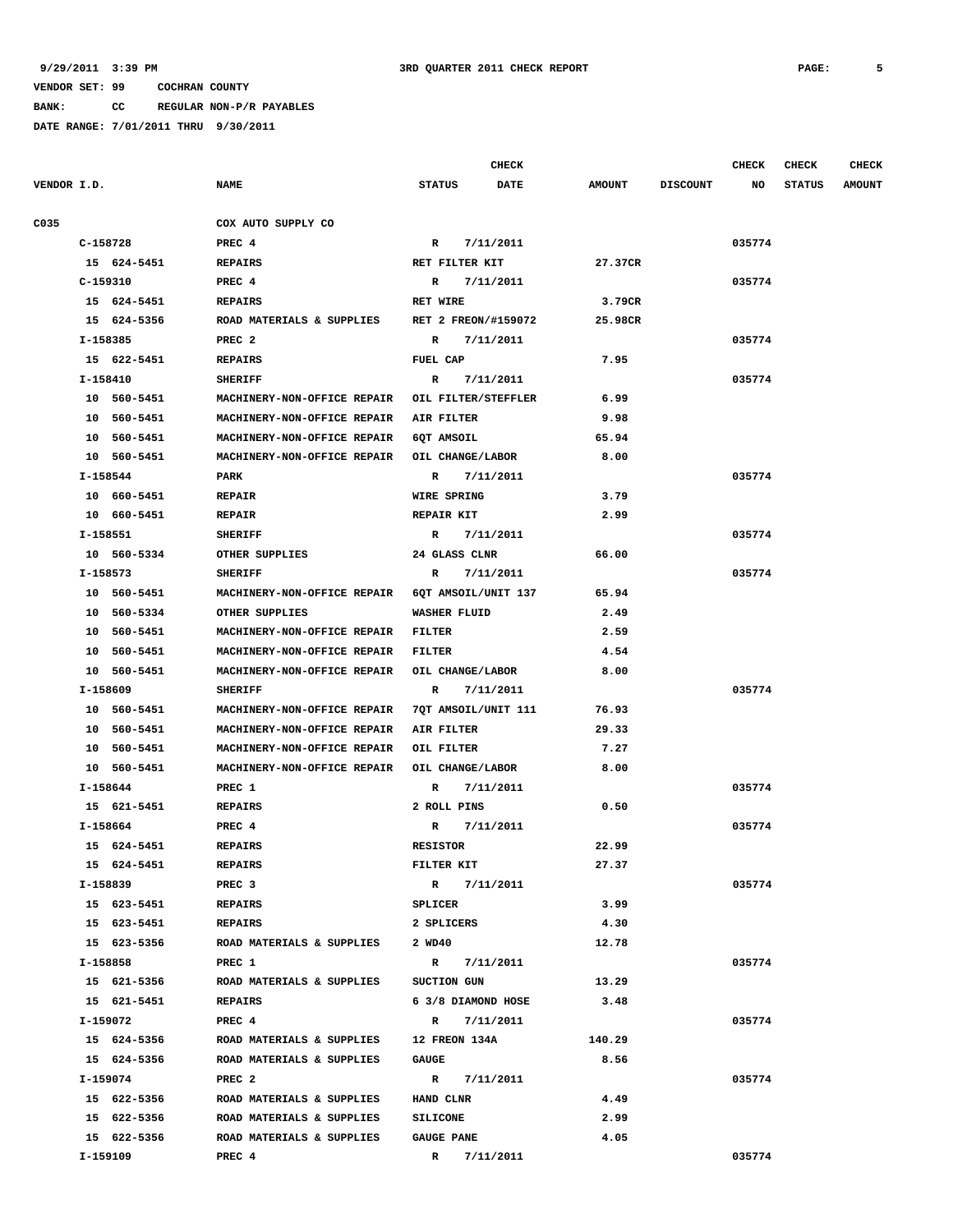9/29/2011 3:39 PM 3RD QUARTER 2011 CHECK REPORT

VENDOR SET: 99 COCHRAN COUNTY

BANK: CC REGULAR NON-P/R PAYABLES

DATE RANGE: 7/01/2011 THRU 9/30/2011

| VENDOR I.D. | NAME | STATUS | CHECK DATE | AMOUNT | DISCOUNT | CHECK NO | CHECK STATUS | CHECK AMOUNT |
|---|---|---|---|---|---|---|---|---|
| C035 | COX AUTO SUPPLY CO | | | | | | | |
| C-158728 | PREC 4 | R | 7/11/2011 | | | 035774 | | |
| 15 624-5451 | REPAIRS | RET FILTER KIT | | 27.37CR | | | | |
| C-159310 | PREC 4 | R | 7/11/2011 | | | 035774 | | |
| 15 624-5451 | REPAIRS | RET WIRE | | 3.79CR | | | | |
| 15 624-5356 | ROAD MATERIALS & SUPPLIES | RET 2 FREON/#159072 | | 25.98CR | | | | |
| I-158385 | PREC 2 | R | 7/11/2011 | | | 035774 | | |
| 15 622-5451 | REPAIRS | FUEL CAP | | 7.95 | | | | |
| I-158410 | SHERIFF | R | 7/11/2011 | | | 035774 | | |
| 10 560-5451 | MACHINERY-NON-OFFICE REPAIR | OIL FILTER/STEFFLER | | 6.99 | | | | |
| 10 560-5451 | MACHINERY-NON-OFFICE REPAIR | AIR FILTER | | 9.98 | | | | |
| 10 560-5451 | MACHINERY-NON-OFFICE REPAIR | 6QT AMSOIL | | 65.94 | | | | |
| 10 560-5451 | MACHINERY-NON-OFFICE REPAIR | OIL CHANGE/LABOR | | 8.00 | | | | |
| I-158544 | PARK | R | 7/11/2011 | | | 035774 | | |
| 10 660-5451 | REPAIR | WIRE SPRING | | 3.79 | | | | |
| 10 660-5451 | REPAIR | REPAIR KIT | | 2.99 | | | | |
| I-158551 | SHERIFF | R | 7/11/2011 | | | 035774 | | |
| 10 560-5334 | OTHER SUPPLIES | 24 GLASS CLNR | | 66.00 | | | | |
| I-158573 | SHERIFF | R | 7/11/2011 | | | 035774 | | |
| 10 560-5451 | MACHINERY-NON-OFFICE REPAIR | 6QT AMSOIL/UNIT 137 | | 65.94 | | | | |
| 10 560-5334 | OTHER SUPPLIES | WASHER FLUID | | 2.49 | | | | |
| 10 560-5451 | MACHINERY-NON-OFFICE REPAIR | FILTER | | 2.59 | | | | |
| 10 560-5451 | MACHINERY-NON-OFFICE REPAIR | FILTER | | 4.54 | | | | |
| 10 560-5451 | MACHINERY-NON-OFFICE REPAIR | OIL CHANGE/LABOR | | 8.00 | | | | |
| I-158609 | SHERIFF | R | 7/11/2011 | | | 035774 | | |
| 10 560-5451 | MACHINERY-NON-OFFICE REPAIR | 7QT AMSOIL/UNIT 111 | | 76.93 | | | | |
| 10 560-5451 | MACHINERY-NON-OFFICE REPAIR | AIR FILTER | | 29.33 | | | | |
| 10 560-5451 | MACHINERY-NON-OFFICE REPAIR | OIL FILTER | | 7.27 | | | | |
| 10 560-5451 | MACHINERY-NON-OFFICE REPAIR | OIL CHANGE/LABOR | | 8.00 | | | | |
| I-158644 | PREC 1 | R | 7/11/2011 | | | 035774 | | |
| 15 621-5451 | REPAIRS | 2 ROLL PINS | | 0.50 | | | | |
| I-158664 | PREC 4 | R | 7/11/2011 | | | 035774 | | |
| 15 624-5451 | REPAIRS | RESISTOR | | 22.99 | | | | |
| 15 624-5451 | REPAIRS | FILTER KIT | | 27.37 | | | | |
| I-158839 | PREC 3 | R | 7/11/2011 | | | 035774 | | |
| 15 623-5451 | REPAIRS | SPLICER | | 3.99 | | | | |
| 15 623-5451 | REPAIRS | 2 SPLICERS | | 4.30 | | | | |
| 15 623-5356 | ROAD MATERIALS & SUPPLIES | 2 WD40 | | 12.78 | | | | |
| I-158858 | PREC 1 | R | 7/11/2011 | | | 035774 | | |
| 15 621-5356 | ROAD MATERIALS & SUPPLIES | SUCTION GUN | | 13.29 | | | | |
| 15 621-5451 | REPAIRS | 6 3/8 DIAMOND HOSE | | 3.48 | | | | |
| I-159072 | PREC 4 | R | 7/11/2011 | | | 035774 | | |
| 15 624-5356 | ROAD MATERIALS & SUPPLIES | 12 FREON 134A | | 140.29 | | | | |
| 15 624-5356 | ROAD MATERIALS & SUPPLIES | GAUGE | | 8.56 | | | | |
| I-159074 | PREC 2 | R | 7/11/2011 | | | 035774 | | |
| 15 622-5356 | ROAD MATERIALS & SUPPLIES | HAND CLNR | | 4.49 | | | | |
| 15 622-5356 | ROAD MATERIALS & SUPPLIES | SILICONE | | 2.99 | | | | |
| 15 622-5356 | ROAD MATERIALS & SUPPLIES | GAUGE PANE | | 4.05 | | | | |
| I-159109 | PREC 4 | R | 7/11/2011 | | | 035774 | | |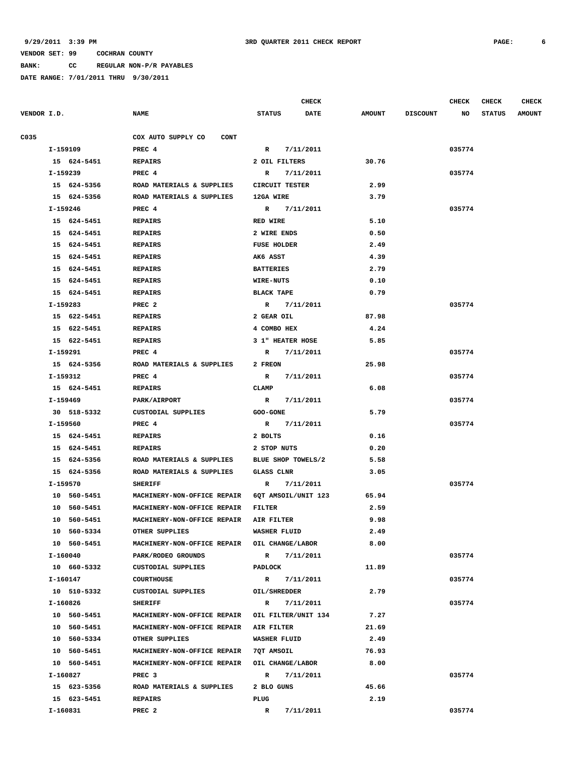**9/29/2011 3:39 PM** **3RD QUARTER 2011 CHECK REPORT**

**VENDOR SET: 99 COCHRAN COUNTY**

**BANK: CC REGULAR NON-P/R PAYABLES**

**DATE RANGE: 7/01/2011 THRU 9/30/2011**

| VENDOR I.D. | NAME | STATUS | CHECK DATE | AMOUNT | DISCOUNT | CHECK NO | CHECK STATUS | CHECK AMOUNT |
|---|---|---|---|---|---|---|---|---|
| C035 | COX AUTO SUPPLY CO CONT | | | | | | | |
| I-159109 | PREC 4 | R | 7/11/2011 | | | 035774 | | |
| 15 624-5451 | REPAIRS | 2 OIL FILTERS | | 30.76 | | | | |
| I-159239 | PREC 4 | R | 7/11/2011 | | | 035774 | | |
| 15 624-5356 | ROAD MATERIALS & SUPPLIES | CIRCUIT TESTER | | 2.99 | | | | |
| 15 624-5356 | ROAD MATERIALS & SUPPLIES | 12GA WIRE | | 3.79 | | | | |
| I-159246 | PREC 4 | R | 7/11/2011 | | | 035774 | | |
| 15 624-5451 | REPAIRS | RED WIRE | | 5.10 | | | | |
| 15 624-5451 | REPAIRS | 2 WIRE ENDS | | 0.50 | | | | |
| 15 624-5451 | REPAIRS | FUSE HOLDER | | 2.49 | | | | |
| 15 624-5451 | REPAIRS | AK6 ASST | | 4.39 | | | | |
| 15 624-5451 | REPAIRS | BATTERIES | | 2.79 | | | | |
| 15 624-5451 | REPAIRS | WIRE-NUTS | | 0.10 | | | | |
| 15 624-5451 | REPAIRS | BLACK TAPE | | 0.79 | | | | |
| I-159283 | PREC 2 | R | 7/11/2011 | | | 035774 | | |
| 15 622-5451 | REPAIRS | 2 GEAR OIL | | 87.98 | | | | |
| 15 622-5451 | REPAIRS | 4 COMBO HEX | | 4.24 | | | | |
| 15 622-5451 | REPAIRS | 3 1" HEATER HOSE | | 5.85 | | | | |
| I-159291 | PREC 4 | R | 7/11/2011 | | | 035774 | | |
| 15 624-5356 | ROAD MATERIALS & SUPPLIES | 2 FREON | | 25.98 | | | | |
| I-159312 | PREC 4 | R | 7/11/2011 | | | 035774 | | |
| 15 624-5451 | REPAIRS | CLAMP | | 6.08 | | | | |
| I-159469 | PARK/AIRPORT | R | 7/11/2011 | | | 035774 | | |
| 30 518-5332 | CUSTODIAL SUPPLIES | GOO-GONE | | 5.79 | | | | |
| I-159560 | PREC 4 | R | 7/11/2011 | | | 035774 | | |
| 15 624-5451 | REPAIRS | 2 BOLTS | | 0.16 | | | | |
| 15 624-5451 | REPAIRS | 2 STOP NUTS | | 0.20 | | | | |
| 15 624-5356 | ROAD MATERIALS & SUPPLIES | BLUE SHOP TOWELS/2 | | 5.58 | | | | |
| 15 624-5356 | ROAD MATERIALS & SUPPLIES | GLASS CLNR | | 3.05 | | | | |
| I-159570 | SHERIFF | R | 7/11/2011 | | | 035774 | | |
| 10 560-5451 | MACHINERY-NON-OFFICE REPAIR | 6QT AMSOIL/UNIT 123 | | 65.94 | | | | |
| 10 560-5451 | MACHINERY-NON-OFFICE REPAIR | FILTER | | 2.59 | | | | |
| 10 560-5451 | MACHINERY-NON-OFFICE REPAIR | AIR FILTER | | 9.98 | | | | |
| 10 560-5334 | OTHER SUPPLIES | WASHER FLUID | | 2.49 | | | | |
| 10 560-5451 | MACHINERY-NON-OFFICE REPAIR | OIL CHANGE/LABOR | | 8.00 | | | | |
| I-160040 | PARK/RODEO GROUNDS | R | 7/11/2011 | | | 035774 | | |
| 10 660-5332 | CUSTODIAL SUPPLIES | PADLOCK | | 11.89 | | | | |
| I-160147 | COURTHOUSE | R | 7/11/2011 | | | 035774 | | |
| 10 510-5332 | CUSTODIAL SUPPLIES | OIL/SHREDDER | | 2.79 | | | | |
| I-160826 | SHERIFF | R | 7/11/2011 | | | 035774 | | |
| 10 560-5451 | MACHINERY-NON-OFFICE REPAIR | OIL FILTER/UNIT 134 | | 7.27 | | | | |
| 10 560-5451 | MACHINERY-NON-OFFICE REPAIR | AIR FILTER | | 21.69 | | | | |
| 10 560-5334 | OTHER SUPPLIES | WASHER FLUID | | 2.49 | | | | |
| 10 560-5451 | MACHINERY-NON-OFFICE REPAIR | 7QT AMSOIL | | 76.93 | | | | |
| 10 560-5451 | MACHINERY-NON-OFFICE REPAIR | OIL CHANGE/LABOR | | 8.00 | | | | |
| I-160827 | PREC 3 | R | 7/11/2011 | | | 035774 | | |
| 15 623-5356 | ROAD MATERIALS & SUPPLIES | 2 BLO GUNS | | 45.66 | | | | |
| 15 623-5451 | REPAIRS | PLUG | | 2.19 | | | | |
| I-160831 | PREC 2 | R | 7/11/2011 | | | 035774 | | |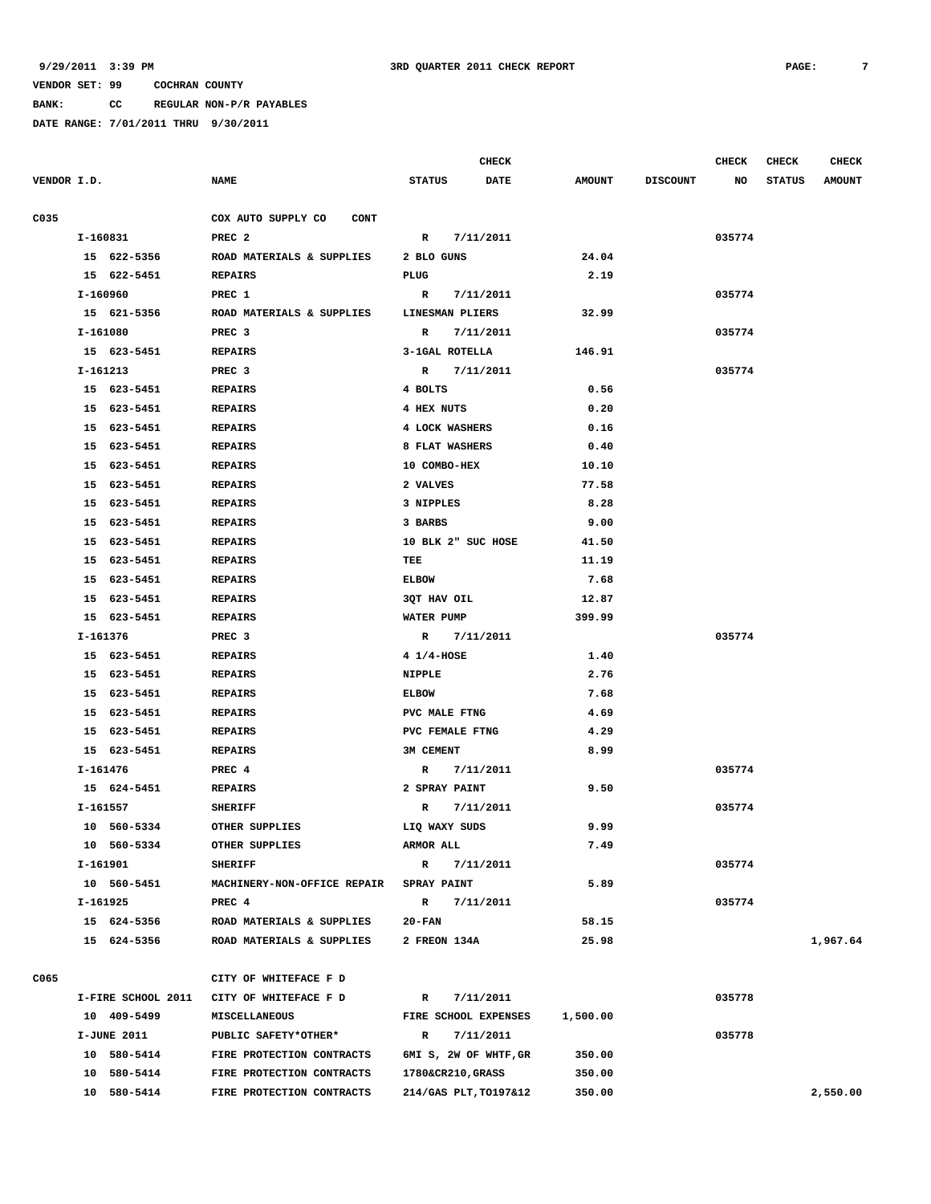9/29/2011 3:39 PM 3RD QUARTER 2011 CHECK REPORT

VENDOR SET: 99 COCHRAN COUNTY

BANK: CC REGULAR NON-P/R PAYABLES

DATE RANGE: 7/01/2011 THRU 9/30/2011

| VENDOR I.D. | NAME | STATUS | CHECK DATE | AMOUNT | DISCOUNT | CHECK NO | CHECK STATUS | CHECK AMOUNT |
|---|---|---|---|---|---|---|---|---|
| C035 | COX AUTO SUPPLY CO CONT | | | | | | | |
| I-160831 | PREC 2 | R | 7/11/2011 | | | 035774 | | |
| 15 622-5356 | ROAD MATERIALS & SUPPLIES | 2 BLO GUNS | | 24.04 | | | | |
| 15 622-5451 | REPAIRS | PLUG | | 2.19 | | | | |
| I-160960 | PREC 1 | R | 7/11/2011 | | | 035774 | | |
| 15 621-5356 | ROAD MATERIALS & SUPPLIES | LINESMAN PLIERS | | 32.99 | | | | |
| I-161080 | PREC 3 | R | 7/11/2011 | | | 035774 | | |
| 15 623-5451 | REPAIRS | 3-1GAL ROTELLA | | 146.91 | | | | |
| I-161213 | PREC 3 | R | 7/11/2011 | | | 035774 | | |
| 15 623-5451 | REPAIRS | 4 BOLTS | | 0.56 | | | | |
| 15 623-5451 | REPAIRS | 4 HEX NUTS | | 0.20 | | | | |
| 15 623-5451 | REPAIRS | 4 LOCK WASHERS | | 0.16 | | | | |
| 15 623-5451 | REPAIRS | 8 FLAT WASHERS | | 0.40 | | | | |
| 15 623-5451 | REPAIRS | 10 COMBO-HEX | | 10.10 | | | | |
| 15 623-5451 | REPAIRS | 2 VALVES | | 77.58 | | | | |
| 15 623-5451 | REPAIRS | 3 NIPPLES | | 8.28 | | | | |
| 15 623-5451 | REPAIRS | 3 BARBS | | 9.00 | | | | |
| 15 623-5451 | REPAIRS | 10 BLK 2" SUC HOSE | | 41.50 | | | | |
| 15 623-5451 | REPAIRS | TEE | | 11.19 | | | | |
| 15 623-5451 | REPAIRS | ELBOW | | 7.68 | | | | |
| 15 623-5451 | REPAIRS | 3QT HAV OIL | | 12.87 | | | | |
| 15 623-5451 | REPAIRS | WATER PUMP | | 399.99 | | | | |
| I-161376 | PREC 3 | R | 7/11/2011 | | | 035774 | | |
| 15 623-5451 | REPAIRS | 4 1/4-HOSE | | 1.40 | | | | |
| 15 623-5451 | REPAIRS | NIPPLE | | 2.76 | | | | |
| 15 623-5451 | REPAIRS | ELBOW | | 7.68 | | | | |
| 15 623-5451 | REPAIRS | PVC MALE FTNG | | 4.69 | | | | |
| 15 623-5451 | REPAIRS | PVC FEMALE FTNG | | 4.29 | | | | |
| 15 623-5451 | REPAIRS | 3M CEMENT | | 8.99 | | | | |
| I-161476 | PREC 4 | R | 7/11/2011 | | | 035774 | | |
| 15 624-5451 | REPAIRS | 2 SPRAY PAINT | | 9.50 | | | | |
| I-161557 | SHERIFF | R | 7/11/2011 | | | 035774 | | |
| 10 560-5334 | OTHER SUPPLIES | LIQ WAXY SUDS | | 9.99 | | | | |
| 10 560-5334 | OTHER SUPPLIES | ARMOR ALL | | 7.49 | | | | |
| I-161901 | SHERIFF | R | 7/11/2011 | | | 035774 | | |
| 10 560-5451 | MACHINERY-NON-OFFICE REPAIR | SPRAY PAINT | | 5.89 | | | | |
| I-161925 | PREC 4 | R | 7/11/2011 | | | 035774 | | |
| 15 624-5356 | ROAD MATERIALS & SUPPLIES | 20-FAN | | 58.15 | | | | |
| 15 624-5356 | ROAD MATERIALS & SUPPLIES | 2 FREON 134A | | 25.98 | | | | 1,967.64 |
| C065 | CITY OF WHITEFACE F D | | | | | | | |
| I-FIRE SCHOOL 2011 | CITY OF WHITEFACE F D | R | 7/11/2011 | | | 035778 | | |
| 10 409-5499 | MISCELLANEOUS | FIRE SCHOOL EXPENSES | | 1,500.00 | | | | |
| I-JUNE 2011 | PUBLIC SAFETY*OTHER* | R | 7/11/2011 | | | 035778 | | |
| 10 580-5414 | FIRE PROTECTION CONTRACTS | 6MI S, 2W OF WHTF,GR | | 350.00 | | | | |
| 10 580-5414 | FIRE PROTECTION CONTRACTS | 1780&CR210,GRASS | | 350.00 | | | | |
| 10 580-5414 | FIRE PROTECTION CONTRACTS | 214/GAS PLT,TO197&12 | | 350.00 | | | | 2,550.00 |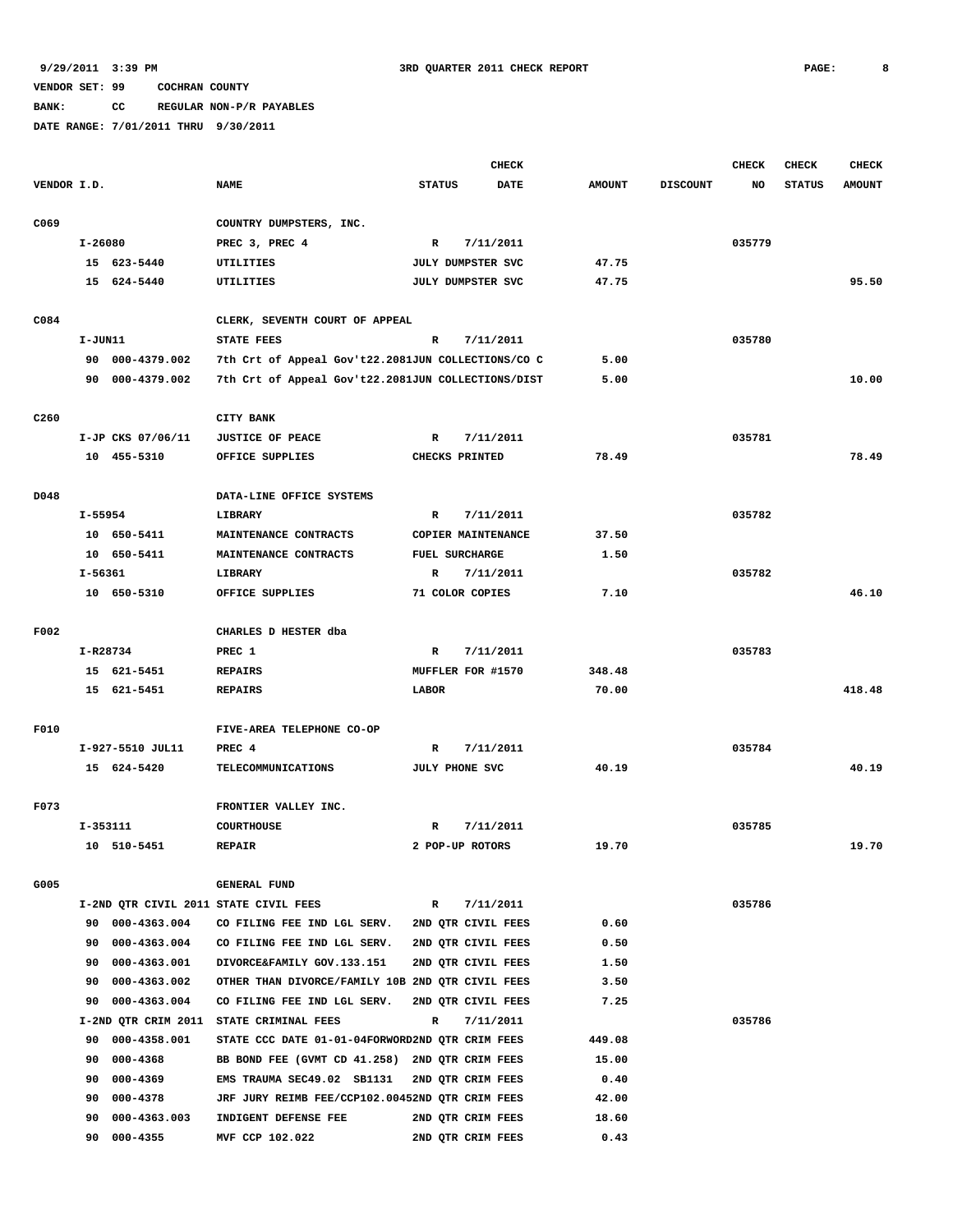9/29/2011 3:39 PM 3RD QUARTER 2011 CHECK REPORT

VENDOR SET: 99 COCHRAN COUNTY

BANK: CC REGULAR NON-P/R PAYABLES

DATE RANGE: 7/01/2011 THRU 9/30/2011

| VENDOR I.D. | NAME | STATUS | CHECK DATE | AMOUNT | DISCOUNT | CHECK NO | CHECK STATUS | CHECK AMOUNT |
|---|---|---|---|---|---|---|---|---|
| C069 | COUNTRY DUMPSTERS, INC. | | | | | | | |
| I-26080 | PREC 3, PREC 4 | R | 7/11/2011 | | | 035779 | | |
| 15 623-5440 | UTILITIES | JULY DUMPSTER SVC | | 47.75 | | | | |
| 15 624-5440 | UTILITIES | JULY DUMPSTER SVC | | 47.75 | | | | 95.50 |
| C084 | CLERK, SEVENTH COURT OF APPEAL | | | | | | | |
| I-JUN11 | STATE FEES | R | 7/11/2011 | | | 035780 | | |
| 90 000-4379.002 | 7th Crt of Appeal Gov't22.2081JUN COLLECTIONS/CO C | | | 5.00 | | | | |
| 90 000-4379.002 | 7th Crt of Appeal Gov't22.2081JUN COLLECTIONS/DIST | | | 5.00 | | | | 10.00 |
| C260 | CITY BANK | | | | | | | |
| I-JP CKS 07/06/11 | JUSTICE OF PEACE | R | 7/11/2011 | | | 035781 | | |
| 10 455-5310 | OFFICE SUPPLIES | CHECKS PRINTED | | 78.49 | | | | 78.49 |
| D048 | DATA-LINE OFFICE SYSTEMS | | | | | | | |
| I-55954 | LIBRARY | R | 7/11/2011 | | | 035782 | | |
| 10 650-5411 | MAINTENANCE CONTRACTS | COPIER MAINTENANCE | | 37.50 | | | | |
| 10 650-5411 | MAINTENANCE CONTRACTS | FUEL SURCHARGE | | 1.50 | | | | |
| I-56361 | LIBRARY | R | 7/11/2011 | | | 035782 | | |
| 10 650-5310 | OFFICE SUPPLIES | 71 COLOR COPIES | | 7.10 | | | | 46.10 |
| F002 | CHARLES D HESTER dba | | | | | | | |
| I-R28734 | PREC 1 | R | 7/11/2011 | | | 035783 | | |
| 15 621-5451 | REPAIRS | MUFFLER FOR #1570 | | 348.48 | | | | |
| 15 621-5451 | REPAIRS | LABOR | | 70.00 | | | | 418.48 |
| F010 | FIVE-AREA TELEPHONE CO-OP | | | | | | | |
| I-927-5510 JUL11 | PREC 4 | R | 7/11/2011 | | | 035784 | | |
| 15 624-5420 | TELECOMMUNICATIONS | JULY PHONE SVC | | 40.19 | | | | 40.19 |
| F073 | FRONTIER VALLEY INC. | | | | | | | |
| I-353111 | COURTHOUSE | R | 7/11/2011 | | | 035785 | | |
| 10 510-5451 | REPAIR | 2 POP-UP ROTORS | | 19.70 | | | | 19.70 |
| G005 | GENERAL FUND | | | | | | | |
| I-2ND QTR CIVIL 2011 | STATE CIVIL FEES | R | 7/11/2011 | | | 035786 | | |
| 90 000-4363.004 | CO FILING FEE IND LGL SERV. | 2ND QTR CIVIL FEES | | 0.60 | | | | |
| 90 000-4363.004 | CO FILING FEE IND LGL SERV. | 2ND QTR CIVIL FEES | | 0.50 | | | | |
| 90 000-4363.001 | DIVORCE&FAMILY GOV.133.151 | 2ND QTR CIVIL FEES | | 1.50 | | | | |
| 90 000-4363.002 | OTHER THAN DIVORCE/FAMILY 10B | 2ND QTR CIVIL FEES | | 3.50 | | | | |
| 90 000-4363.004 | CO FILING FEE IND LGL SERV. | 2ND QTR CIVIL FEES | | 7.25 | | | | |
| I-2ND QTR CRIM 2011 | STATE CRIMINAL FEES | R | 7/11/2011 | | | 035786 | | |
| 90 000-4358.001 | STATE CCC DATE 01-01-04FORWORD | 2ND QTR CRIM FEES | | 449.08 | | | | |
| 90 000-4368 | BB BOND FEE (GVMT CD 41.258) | 2ND QTR CRIM FEES | | 15.00 | | | | |
| 90 000-4369 | EMS TRAUMA SEC49.02 SB1131 | 2ND QTR CRIM FEES | | 0.40 | | | | |
| 90 000-4378 | JRF JURY REIMB FEE/CCP102.0045 | 2ND QTR CRIM FEES | | 42.00 | | | | |
| 90 000-4363.003 | INDIGENT DEFENSE FEE | 2ND QTR CRIM FEES | | 18.60 | | | | |
| 90 000-4355 | MVF CCP 102.022 | 2ND QTR CRIM FEES | | 0.43 | | | | |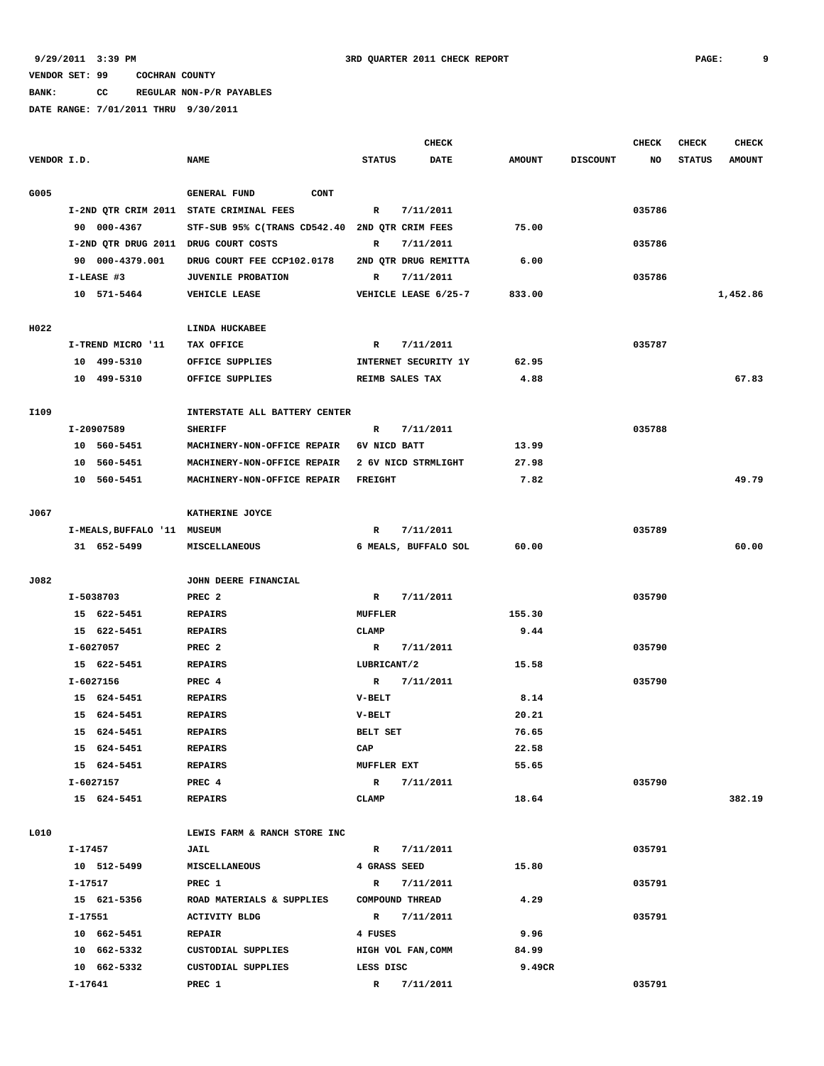9/29/2011 3:39 PM — 3RD QUARTER 2011 CHECK REPORT

VENDOR SET: 99 COCHRAN COUNTY

BANK: CC REGULAR NON-P/R PAYABLES

DATE RANGE: 7/01/2011 THRU 9/30/2011

| VENDOR I.D. | NAME | STATUS | CHECK DATE | AMOUNT | DISCOUNT | CHECK NO | CHECK STATUS | CHECK AMOUNT |
|---|---|---|---|---|---|---|---|---|
| G005 | GENERAL FUND CONT | | | | | | | |
| I-2ND QTR CRIM 2011 | STATE CRIMINAL FEES | R | 7/11/2011 | | | 035786 | | |
| 90 000-4367 | STF-SUB 95% C(TRANS CD542.40 | 2ND QTR CRIM FEES | | 75.00 | | | | |
| I-2ND QTR DRUG 2011 | DRUG COURT COSTS | R | 7/11/2011 | | | 035786 | | |
| 90 000-4379.001 | DRUG COURT FEE CCP102.0178 | 2ND QTR DRUG REMITTA | | 6.00 | | | | |
| I-LEASE #3 | JUVENILE PROBATION | R | 7/11/2011 | | | 035786 | | |
| 10 571-5464 | VEHICLE LEASE | VEHICLE LEASE 6/25-7 | | 833.00 | | | | 1,452.86 |
| H022 | LINDA HUCKABEE | | | | | | | |
| I-TREND MICRO '11 | TAX OFFICE | R | 7/11/2011 | | | 035787 | | |
| 10 499-5310 | OFFICE SUPPLIES | INTERNET SECURITY 1Y | | 62.95 | | | | |
| 10 499-5310 | OFFICE SUPPLIES | REIMB SALES TAX | | 4.88 | | | | 67.83 |
| I109 | INTERSTATE ALL BATTERY CENTER | | | | | | | |
| I-20907589 | SHERIFF | R | 7/11/2011 | | | 035788 | | |
| 10 560-5451 | MACHINERY-NON-OFFICE REPAIR | 6V NICD BATT | | 13.99 | | | | |
| 10 560-5451 | MACHINERY-NON-OFFICE REPAIR | 2 6V NICD STRMLIGHT | | 27.98 | | | | |
| 10 560-5451 | MACHINERY-NON-OFFICE REPAIR | FREIGHT | | 7.82 | | | | 49.79 |
| J067 | KATHERINE JOYCE | | | | | | | |
| I-MEALS,BUFFALO '11 | MUSEUM | R | 7/11/2011 | | | 035789 | | |
| 31 652-5499 | MISCELLANEOUS | 6 MEALS, BUFFALO SOL | | 60.00 | | | | 60.00 |
| J082 | JOHN DEERE FINANCIAL | | | | | | | |
| I-5038703 | PREC 2 | R | 7/11/2011 | | | 035790 | | |
| 15 622-5451 | REPAIRS | MUFFLER | | 155.30 | | | | |
| 15 622-5451 | REPAIRS | CLAMP | | 9.44 | | | | |
| I-6027057 | PREC 2 | R | 7/11/2011 | | | 035790 | | |
| 15 622-5451 | REPAIRS | LUBRICANT/2 | | 15.58 | | | | |
| I-6027156 | PREC 4 | R | 7/11/2011 | | | 035790 | | |
| 15 624-5451 | REPAIRS | V-BELT | | 8.14 | | | | |
| 15 624-5451 | REPAIRS | V-BELT | | 20.21 | | | | |
| 15 624-5451 | REPAIRS | BELT SET | | 76.65 | | | | |
| 15 624-5451 | REPAIRS | CAP | | 22.58 | | | | |
| 15 624-5451 | REPAIRS | MUFFLER EXT | | 55.65 | | | | |
| I-6027157 | PREC 4 | R | 7/11/2011 | | | 035790 | | |
| 15 624-5451 | REPAIRS | CLAMP | | 18.64 | | | | 382.19 |
| L010 | LEWIS FARM & RANCH STORE INC | | | | | | | |
| I-17457 | JAIL | R | 7/11/2011 | | | 035791 | | |
| 10 512-5499 | MISCELLANEOUS | 4 GRASS SEED | | 15.80 | | | | |
| I-17517 | PREC 1 | R | 7/11/2011 | | | 035791 | | |
| 15 621-5356 | ROAD MATERIALS & SUPPLIES | COMPOUND THREAD | | 4.29 | | | | |
| I-17551 | ACTIVITY BLDG | R | 7/11/2011 | | | 035791 | | |
| 10 662-5451 | REPAIR | 4 FUSES | | 9.96 | | | | |
| 10 662-5332 | CUSTODIAL SUPPLIES | HIGH VOL FAN,COMM | | 84.99 | | | | |
| 10 662-5332 | CUSTODIAL SUPPLIES | LESS DISC | | 9.49CR | | | | |
| I-17641 | PREC 1 | R | 7/11/2011 | | | 035791 | | |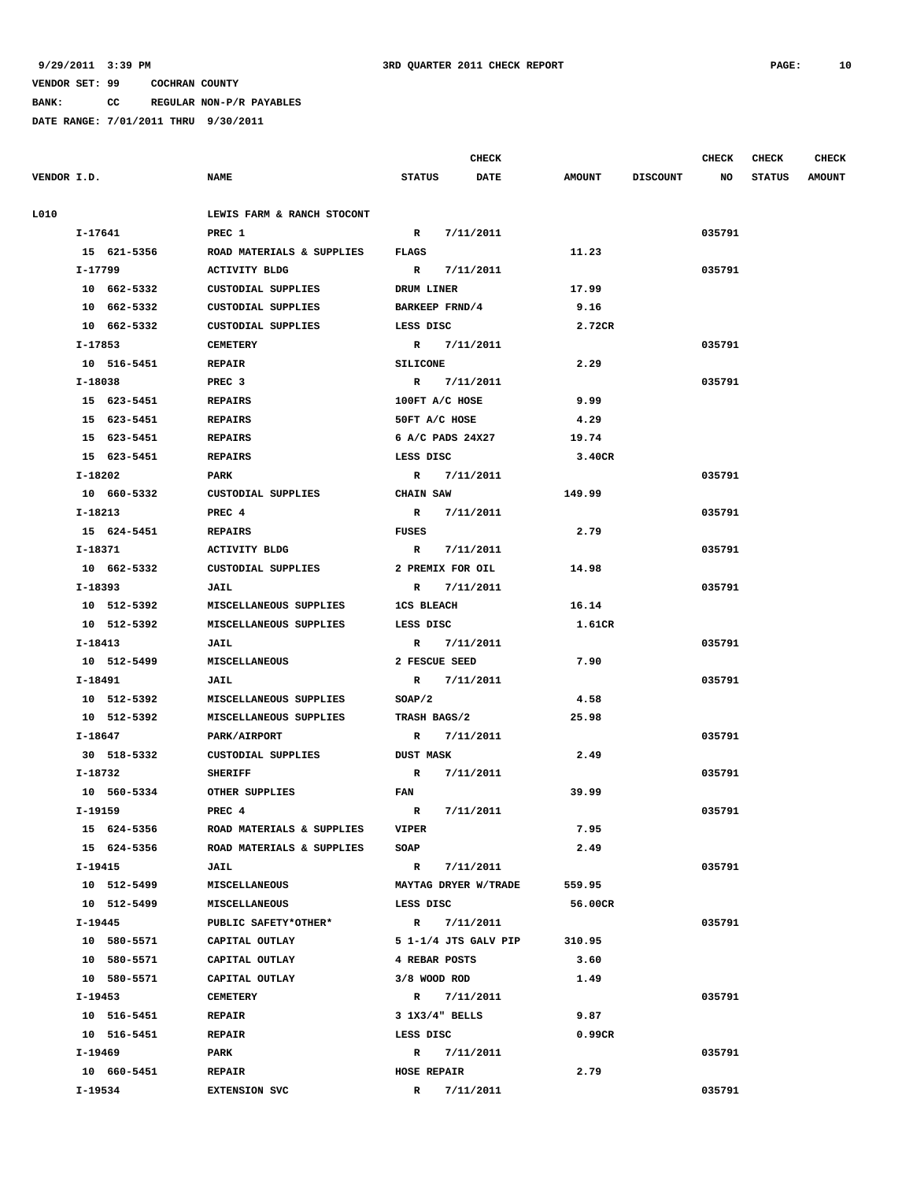9/29/2011 3:39 PM 3RD QUARTER 2011 CHECK REPORT

VENDOR SET: 99 COCHRAN COUNTY

BANK: CC REGULAR NON-P/R PAYABLES

DATE RANGE: 7/01/2011 THRU 9/30/2011

| VENDOR I.D. | NAME | STATUS | CHECK DATE | AMOUNT | DISCOUNT | CHECK NO | CHECK STATUS | CHECK AMOUNT |
|---|---|---|---|---|---|---|---|---|
| L010 | LEWIS FARM & RANCH STOCONT | | | | | | | |
| I-17641 | PREC 1 | R | 7/11/2011 | | | 035791 | | |
| 15 621-5356 | ROAD MATERIALS & SUPPLIES | FLAGS | | 11.23 | | | | |
| I-17799 | ACTIVITY BLDG | R | 7/11/2011 | | | 035791 | | |
| 10 662-5332 | CUSTODIAL SUPPLIES | DRUM LINER | | 17.99 | | | | |
| 10 662-5332 | CUSTODIAL SUPPLIES | BARKEEP FRND/4 | | 9.16 | | | | |
| 10 662-5332 | CUSTODIAL SUPPLIES | LESS DISC | | 2.72CR | | | | |
| I-17853 | CEMETERY | R | 7/11/2011 | | | 035791 | | |
| 10 516-5451 | REPAIR | SILICONE | | 2.29 | | | | |
| I-18038 | PREC 3 | R | 7/11/2011 | | | 035791 | | |
| 15 623-5451 | REPAIRS | 100FT A/C HOSE | | 9.99 | | | | |
| 15 623-5451 | REPAIRS | 50FT A/C HOSE | | 4.29 | | | | |
| 15 623-5451 | REPAIRS | 6 A/C PADS 24X27 | | 19.74 | | | | |
| 15 623-5451 | REPAIRS | LESS DISC | | 3.40CR | | | | |
| I-18202 | PARK | R | 7/11/2011 | | | 035791 | | |
| 10 660-5332 | CUSTODIAL SUPPLIES | CHAIN SAW | | 149.99 | | | | |
| I-18213 | PREC 4 | R | 7/11/2011 | | | 035791 | | |
| 15 624-5451 | REPAIRS | FUSES | | 2.79 | | | | |
| I-18371 | ACTIVITY BLDG | R | 7/11/2011 | | | 035791 | | |
| 10 662-5332 | CUSTODIAL SUPPLIES | 2 PREMIX FOR OIL | | 14.98 | | | | |
| I-18393 | JAIL | R | 7/11/2011 | | | 035791 | | |
| 10 512-5392 | MISCELLANEOUS SUPPLIES | 1CS BLEACH | | 16.14 | | | | |
| 10 512-5392 | MISCELLANEOUS SUPPLIES | LESS DISC | | 1.61CR | | | | |
| I-18413 | JAIL | R | 7/11/2011 | | | 035791 | | |
| 10 512-5499 | MISCELLANEOUS | 2 FESCUE SEED | | 7.90 | | | | |
| I-18491 | JAIL | R | 7/11/2011 | | | 035791 | | |
| 10 512-5392 | MISCELLANEOUS SUPPLIES | SOAP/2 | | 4.58 | | | | |
| 10 512-5392 | MISCELLANEOUS SUPPLIES | TRASH BAGS/2 | | 25.98 | | | | |
| I-18647 | PARK/AIRPORT | R | 7/11/2011 | | | 035791 | | |
| 30 518-5332 | CUSTODIAL SUPPLIES | DUST MASK | | 2.49 | | | | |
| I-18732 | SHERIFF | R | 7/11/2011 | | | 035791 | | |
| 10 560-5334 | OTHER SUPPLIES | FAN | | 39.99 | | | | |
| I-19159 | PREC 4 | R | 7/11/2011 | | | 035791 | | |
| 15 624-5356 | ROAD MATERIALS & SUPPLIES | VIPER | | 7.95 | | | | |
| 15 624-5356 | ROAD MATERIALS & SUPPLIES | SOAP | | 2.49 | | | | |
| I-19415 | JAIL | R | 7/11/2011 | | | 035791 | | |
| 10 512-5499 | MISCELLANEOUS | MAYTAG DRYER W/TRADE | | 559.95 | | | | |
| 10 512-5499 | MISCELLANEOUS | LESS DISC | | 56.00CR | | | | |
| I-19445 | PUBLIC SAFETY*OTHER* | R | 7/11/2011 | | | 035791 | | |
| 10 580-5571 | CAPITAL OUTLAY | 5 1-1/4 JTS GALV PIP | | 310.95 | | | | |
| 10 580-5571 | CAPITAL OUTLAY | 4 REBAR POSTS | | 3.60 | | | | |
| 10 580-5571 | CAPITAL OUTLAY | 3/8 WOOD ROD | | 1.49 | | | | |
| I-19453 | CEMETERY | R | 7/11/2011 | | | 035791 | | |
| 10 516-5451 | REPAIR | 3 1X3/4" BELLS | | 9.87 | | | | |
| 10 516-5451 | REPAIR | LESS DISC | | 0.99CR | | | | |
| I-19469 | PARK | R | 7/11/2011 | | | 035791 | | |
| 10 660-5451 | REPAIR | HOSE REPAIR | | 2.79 | | | | |
| I-19534 | EXTENSION SVC | R | 7/11/2011 | | | 035791 | | |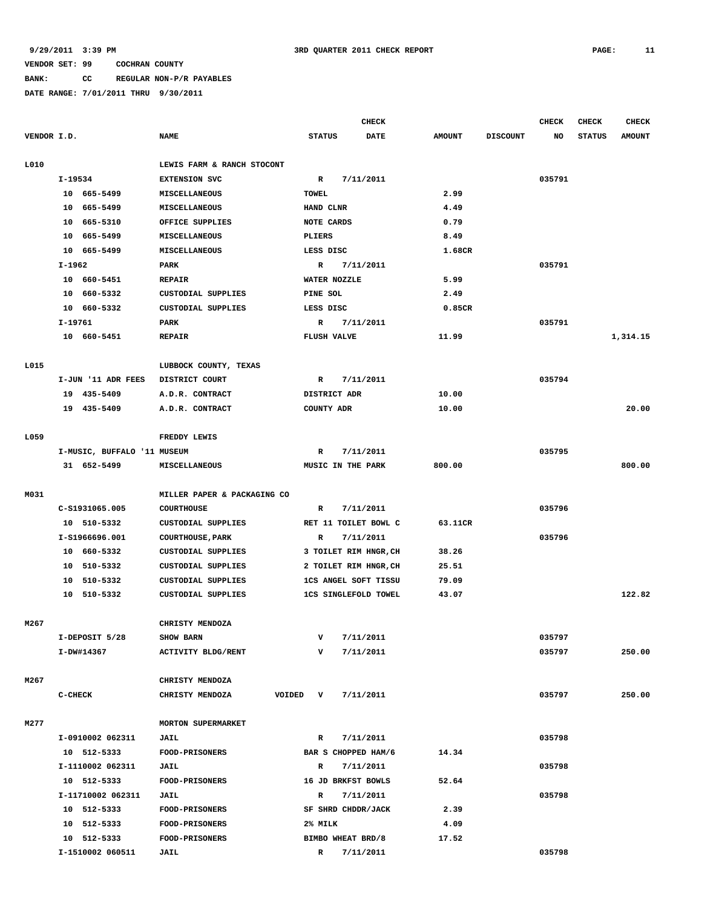9/29/2011 3:39 PM — 3RD QUARTER 2011 CHECK REPORT — PAGE: 11

VENDOR SET: 99 COCHRAN COUNTY

BANK: CC REGULAR NON-P/R PAYABLES

DATE RANGE: 7/01/2011 THRU 9/30/2011

| VENDOR I.D. | NAME | STATUS | CHECK DATE | AMOUNT | DISCOUNT | CHECK NO | CHECK STATUS | CHECK AMOUNT |
|---|---|---|---|---|---|---|---|---|
| L010 | LEWIS FARM & RANCH STOCONT | | | | | | | |
| I-19534 | EXTENSION SVC | R | 7/11/2011 | | | 035791 | | |
| 10 665-5499 | MISCELLANEOUS | TOWEL | | 2.99 | | | | |
| 10 665-5499 | MISCELLANEOUS | HAND CLNR | | 4.49 | | | | |
| 10 665-5310 | OFFICE SUPPLIES | NOTE CARDS | | 0.79 | | | | |
| 10 665-5499 | MISCELLANEOUS | PLIERS | | 8.49 | | | | |
| 10 665-5499 | MISCELLANEOUS | LESS DISC | | 1.68CR | | | | |
| I-1962 | PARK | R | 7/11/2011 | | | 035791 | | |
| 10 660-5451 | REPAIR | WATER NOZZLE | | 5.99 | | | | |
| 10 660-5332 | CUSTODIAL SUPPLIES | PINE SOL | | 2.49 | | | | |
| 10 660-5332 | CUSTODIAL SUPPLIES | LESS DISC | | 0.85CR | | | | |
| I-19761 | PARK | R | 7/11/2011 | | | 035791 | | |
| 10 660-5451 | REPAIR | FLUSH VALVE | | 11.99 | | | | 1,314.15 |
| L015 | LUBBOCK COUNTY, TEXAS | | | | | | | |
| I-JUN '11 ADR FEES | DISTRICT COURT | R | 7/11/2011 | | | 035794 | | |
| 19 435-5409 | A.D.R. CONTRACT | DISTRICT ADR | | 10.00 | | | | |
| 19 435-5409 | A.D.R. CONTRACT | COUNTY ADR | | 10.00 | | | | 20.00 |
| L059 | FREDDY LEWIS | | | | | | | |
| I-MUSIC, BUFFALO '11 MUSEUM | | R | 7/11/2011 | | | 035795 | | |
| 31 652-5499 | MISCELLANEOUS | MUSIC IN THE PARK | | 800.00 | | | | 800.00 |
| M031 | MILLER PAPER & PACKAGING CO | | | | | | | |
| C-S1931065.005 | COURTHOUSE | R | 7/11/2011 | | | 035796 | | |
| 10 510-5332 | CUSTODIAL SUPPLIES | RET 11 TOILET BOWL C | | 63.11CR | | | | |
| I-S1966696.001 | COURTHOUSE,PARK | R | 7/11/2011 | | | 035796 | | |
| 10 660-5332 | CUSTODIAL SUPPLIES | 3 TOILET RIM HNGR,CH | | 38.26 | | | | |
| 10 510-5332 | CUSTODIAL SUPPLIES | 2 TOILET RIM HNGR,CH | | 25.51 | | | | |
| 10 510-5332 | CUSTODIAL SUPPLIES | 1CS ANGEL SOFT TISSU | | 79.09 | | | | |
| 10 510-5332 | CUSTODIAL SUPPLIES | 1CS SINGLEFOLD TOWEL | | 43.07 | | | | 122.82 |
| M267 | CHRISTY MENDOZA | | | | | | | |
| I-DEPOSIT 5/28 | SHOW BARN | V | 7/11/2011 | | | 035797 | | |
| I-DW#14367 | ACTIVITY BLDG/RENT | V | 7/11/2011 | | | 035797 | | 250.00 |
| M267 | CHRISTY MENDOZA | | | | | | | |
| C-CHECK | CHRISTY MENDOZA | VOIDED V | 7/11/2011 | | | 035797 | | 250.00 |
| M277 | MORTON SUPERMARKET | | | | | | | |
| I-0910002 062311 | JAIL | R | 7/11/2011 | | | 035798 | | |
| 10 512-5333 | FOOD-PRISONERS | BAR S CHOPPED HAM/6 | | 14.34 | | | | |
| I-1110002 062311 | JAIL | R | 7/11/2011 | | | 035798 | | |
| 10 512-5333 | FOOD-PRISONERS | 16 JD BRKFST BOWLS | | 52.64 | | | | |
| I-11710002 062311 | JAIL | R | 7/11/2011 | | | 035798 | | |
| 10 512-5333 | FOOD-PRISONERS | SF SHRD CHDDR/JACK | | 2.39 | | | | |
| 10 512-5333 | FOOD-PRISONERS | 2% MILK | | 4.09 | | | | |
| 10 512-5333 | FOOD-PRISONERS | BIMBO WHEAT BRD/8 | | 17.52 | | | | |
| I-1510002 060511 | JAIL | R | 7/11/2011 | | | 035798 | | |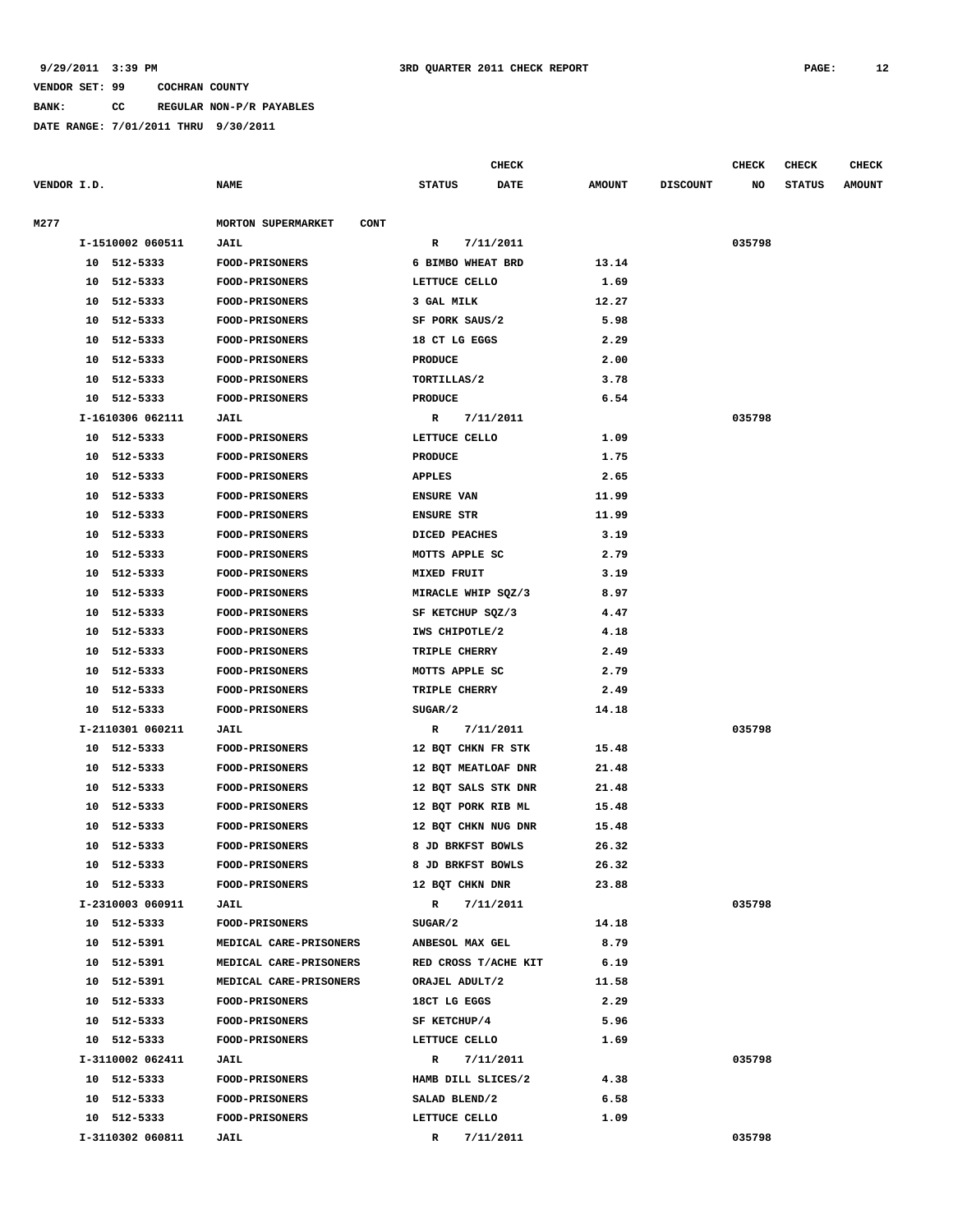9/29/2011 3:39 PM 3RD QUARTER 2011 CHECK REPORT

VENDOR SET: 99 COCHRAN COUNTY

BANK: CC REGULAR NON-P/R PAYABLES

DATE RANGE: 7/01/2011 THRU 9/30/2011

| VENDOR I.D. | NAME | STATUS | CHECK DATE | AMOUNT | DISCOUNT | CHECK NO | CHECK STATUS | CHECK AMOUNT |
|---|---|---|---|---|---|---|---|---|
| M277 | MORTON SUPERMARKET CONT | | | | | | | |
| I-1510002 060511 | JAIL | R | 7/11/2011 | | | 035798 | | |
| 10 512-5333 | FOOD-PRISONERS | 6 BIMBO WHEAT BRD | | 13.14 | | | | |
| 10 512-5333 | FOOD-PRISONERS | LETTUCE CELLO | | 1.69 | | | | |
| 10 512-5333 | FOOD-PRISONERS | 3 GAL MILK | | 12.27 | | | | |
| 10 512-5333 | FOOD-PRISONERS | SF PORK SAUS/2 | | 5.98 | | | | |
| 10 512-5333 | FOOD-PRISONERS | 18 CT LG EGGS | | 2.29 | | | | |
| 10 512-5333 | FOOD-PRISONERS | PRODUCE | | 2.00 | | | | |
| 10 512-5333 | FOOD-PRISONERS | TORTILLAS/2 | | 3.78 | | | | |
| 10 512-5333 | FOOD-PRISONERS | PRODUCE | | 6.54 | | | | |
| I-1610306 062111 | JAIL | R | 7/11/2011 | | | 035798 | | |
| 10 512-5333 | FOOD-PRISONERS | LETTUCE CELLO | | 1.09 | | | | |
| 10 512-5333 | FOOD-PRISONERS | PRODUCE | | 1.75 | | | | |
| 10 512-5333 | FOOD-PRISONERS | APPLES | | 2.65 | | | | |
| 10 512-5333 | FOOD-PRISONERS | ENSURE VAN | | 11.99 | | | | |
| 10 512-5333 | FOOD-PRISONERS | ENSURE STR | | 11.99 | | | | |
| 10 512-5333 | FOOD-PRISONERS | DICED PEACHES | | 3.19 | | | | |
| 10 512-5333 | FOOD-PRISONERS | MOTTS APPLE SC | | 2.79 | | | | |
| 10 512-5333 | FOOD-PRISONERS | MIXED FRUIT | | 3.19 | | | | |
| 10 512-5333 | FOOD-PRISONERS | MIRACLE WHIP SQZ/3 | | 8.97 | | | | |
| 10 512-5333 | FOOD-PRISONERS | SF KETCHUP SQZ/3 | | 4.47 | | | | |
| 10 512-5333 | FOOD-PRISONERS | IWS CHIPOTLE/2 | | 4.18 | | | | |
| 10 512-5333 | FOOD-PRISONERS | TRIPLE CHERRY | | 2.49 | | | | |
| 10 512-5333 | FOOD-PRISONERS | MOTTS APPLE SC | | 2.79 | | | | |
| 10 512-5333 | FOOD-PRISONERS | TRIPLE CHERRY | | 2.49 | | | | |
| 10 512-5333 | FOOD-PRISONERS | SUGAR/2 | | 14.18 | | | | |
| I-2110301 060211 | JAIL | R | 7/11/2011 | | | 035798 | | |
| 10 512-5333 | FOOD-PRISONERS | 12 BQT CHKN FR STK | | 15.48 | | | | |
| 10 512-5333 | FOOD-PRISONERS | 12 BQT MEATLOAF DNR | | 21.48 | | | | |
| 10 512-5333 | FOOD-PRISONERS | 12 BQT SALS STK DNR | | 21.48 | | | | |
| 10 512-5333 | FOOD-PRISONERS | 12 BQT PORK RIB ML | | 15.48 | | | | |
| 10 512-5333 | FOOD-PRISONERS | 12 BQT CHKN NUG DNR | | 15.48 | | | | |
| 10 512-5333 | FOOD-PRISONERS | 8 JD BRKFST BOWLS | | 26.32 | | | | |
| 10 512-5333 | FOOD-PRISONERS | 8 JD BRKFST BOWLS | | 26.32 | | | | |
| 10 512-5333 | FOOD-PRISONERS | 12 BQT CHKN DNR | | 23.88 | | | | |
| I-2310003 060911 | JAIL | R | 7/11/2011 | | | 035798 | | |
| 10 512-5333 | FOOD-PRISONERS | SUGAR/2 | | 14.18 | | | | |
| 10 512-5391 | MEDICAL CARE-PRISONERS | ANBESOL MAX GEL | | 8.79 | | | | |
| 10 512-5391 | MEDICAL CARE-PRISONERS | RED CROSS T/ACHE KIT | | 6.19 | | | | |
| 10 512-5391 | MEDICAL CARE-PRISONERS | ORAJEL ADULT/2 | | 11.58 | | | | |
| 10 512-5333 | FOOD-PRISONERS | 18CT LG EGGS | | 2.29 | | | | |
| 10 512-5333 | FOOD-PRISONERS | SF KETCHUP/4 | | 5.96 | | | | |
| 10 512-5333 | FOOD-PRISONERS | LETTUCE CELLO | | 1.69 | | | | |
| I-3110002 062411 | JAIL | R | 7/11/2011 | | | 035798 | | |
| 10 512-5333 | FOOD-PRISONERS | HAMB DILL SLICES/2 | | 4.38 | | | | |
| 10 512-5333 | FOOD-PRISONERS | SALAD BLEND/2 | | 6.58 | | | | |
| 10 512-5333 | FOOD-PRISONERS | LETTUCE CELLO | | 1.09 | | | | |
| I-3110302 060811 | JAIL | R | 7/11/2011 | | | 035798 | | |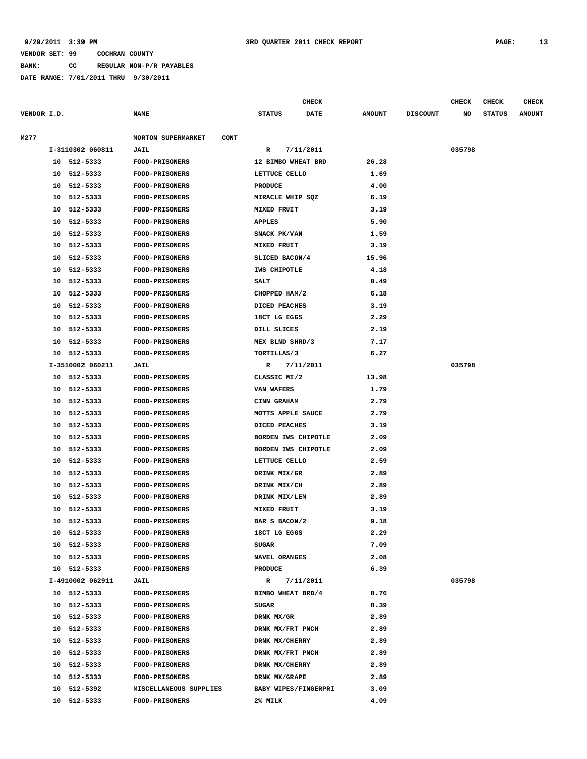9/29/2011 3:39 PM 3RD QUARTER 2011 CHECK REPORT

VENDOR SET: 99 COCHRAN COUNTY

BANK: CC REGULAR NON-P/R PAYABLES

DATE RANGE: 7/01/2011 THRU 9/30/2011

| VENDOR I.D. | NAME | STATUS | CHECK DATE | AMOUNT | DISCOUNT | CHECK NO | CHECK STATUS | CHECK AMOUNT |
|---|---|---|---|---|---|---|---|---|
| M277 | MORTON SUPERMARKET CONT | | | | | | | |
| I-3110302 060811 | JAIL | R | 7/11/2011 | | | 035798 | | |
| 10 512-5333 | FOOD-PRISONERS | 12 BIMBO WHEAT BRD | | 26.28 | | | | |
| 10 512-5333 | FOOD-PRISONERS | LETTUCE CELLO | | 1.69 | | | | |
| 10 512-5333 | FOOD-PRISONERS | PRODUCE | | 4.00 | | | | |
| 10 512-5333 | FOOD-PRISONERS | MIRACLE WHIP SQZ | | 6.19 | | | | |
| 10 512-5333 | FOOD-PRISONERS | MIXED FRUIT | | 3.19 | | | | |
| 10 512-5333 | FOOD-PRISONERS | APPLES | | 5.90 | | | | |
| 10 512-5333 | FOOD-PRISONERS | SNACK PK/VAN | | 1.59 | | | | |
| 10 512-5333 | FOOD-PRISONERS | MIXED FRUIT | | 3.19 | | | | |
| 10 512-5333 | FOOD-PRISONERS | SLICED BACON/4 | | 15.96 | | | | |
| 10 512-5333 | FOOD-PRISONERS | IWS CHIPOTLE | | 4.18 | | | | |
| 10 512-5333 | FOOD-PRISONERS | SALT | | 0.49 | | | | |
| 10 512-5333 | FOOD-PRISONERS | CHOPPED HAM/2 | | 6.18 | | | | |
| 10 512-5333 | FOOD-PRISONERS | DICED PEACHES | | 3.19 | | | | |
| 10 512-5333 | FOOD-PRISONERS | 18CT LG EGGS | | 2.29 | | | | |
| 10 512-5333 | FOOD-PRISONERS | DILL SLICES | | 2.19 | | | | |
| 10 512-5333 | FOOD-PRISONERS | MEX BLND SHRD/3 | | 7.17 | | | | |
| 10 512-5333 | FOOD-PRISONERS | TORTILLAS/3 | | 6.27 | | | | |
| I-3510002 060211 | JAIL | R | 7/11/2011 | | | 035798 | | |
| 10 512-5333 | FOOD-PRISONERS | CLASSIC MI/2 | | 13.98 | | | | |
| 10 512-5333 | FOOD-PRISONERS | VAN WAFERS | | 1.79 | | | | |
| 10 512-5333 | FOOD-PRISONERS | CINN GRAHAM | | 2.79 | | | | |
| 10 512-5333 | FOOD-PRISONERS | MOTTS APPLE SAUCE | | 2.79 | | | | |
| 10 512-5333 | FOOD-PRISONERS | DICED PEACHES | | 3.19 | | | | |
| 10 512-5333 | FOOD-PRISONERS | BORDEN IWS CHIPOTLE | | 2.09 | | | | |
| 10 512-5333 | FOOD-PRISONERS | BORDEN IWS CHIPOTLE | | 2.09 | | | | |
| 10 512-5333 | FOOD-PRISONERS | LETTUCE CELLO | | 2.59 | | | | |
| 10 512-5333 | FOOD-PRISONERS | DRINK MIX/GR | | 2.89 | | | | |
| 10 512-5333 | FOOD-PRISONERS | DRINK MIX/CH | | 2.89 | | | | |
| 10 512-5333 | FOOD-PRISONERS | DRINK MIX/LEM | | 2.89 | | | | |
| 10 512-5333 | FOOD-PRISONERS | MIXED FRUIT | | 3.19 | | | | |
| 10 512-5333 | FOOD-PRISONERS | BAR S BACON/2 | | 9.18 | | | | |
| 10 512-5333 | FOOD-PRISONERS | 18CT LG EGGS | | 2.29 | | | | |
| 10 512-5333 | FOOD-PRISONERS | SUGAR | | 7.09 | | | | |
| 10 512-5333 | FOOD-PRISONERS | NAVEL ORANGES | | 2.08 | | | | |
| 10 512-5333 | FOOD-PRISONERS | PRODUCE | | 6.39 | | | | |
| I-4910002 062911 | JAIL | R | 7/11/2011 | | | 035798 | | |
| 10 512-5333 | FOOD-PRISONERS | BIMBO WHEAT BRD/4 | | 8.76 | | | | |
| 10 512-5333 | FOOD-PRISONERS | SUGAR | | 8.39 | | | | |
| 10 512-5333 | FOOD-PRISONERS | DRNK MX/GR | | 2.89 | | | | |
| 10 512-5333 | FOOD-PRISONERS | DRNK MX/FRT PNCH | | 2.89 | | | | |
| 10 512-5333 | FOOD-PRISONERS | DRNK MX/CHERRY | | 2.89 | | | | |
| 10 512-5333 | FOOD-PRISONERS | DRNK MX/FRT PNCH | | 2.89 | | | | |
| 10 512-5333 | FOOD-PRISONERS | DRNK MX/CHERRY | | 2.89 | | | | |
| 10 512-5333 | FOOD-PRISONERS | DRNK MX/GRAPE | | 2.89 | | | | |
| 10 512-5392 | MISCELLANEOUS SUPPLIES | BABY WIPES/FINGERPRI | | 3.09 | | | | |
| 10 512-5333 | FOOD-PRISONERS | 2% MILK | | 4.09 | | | | |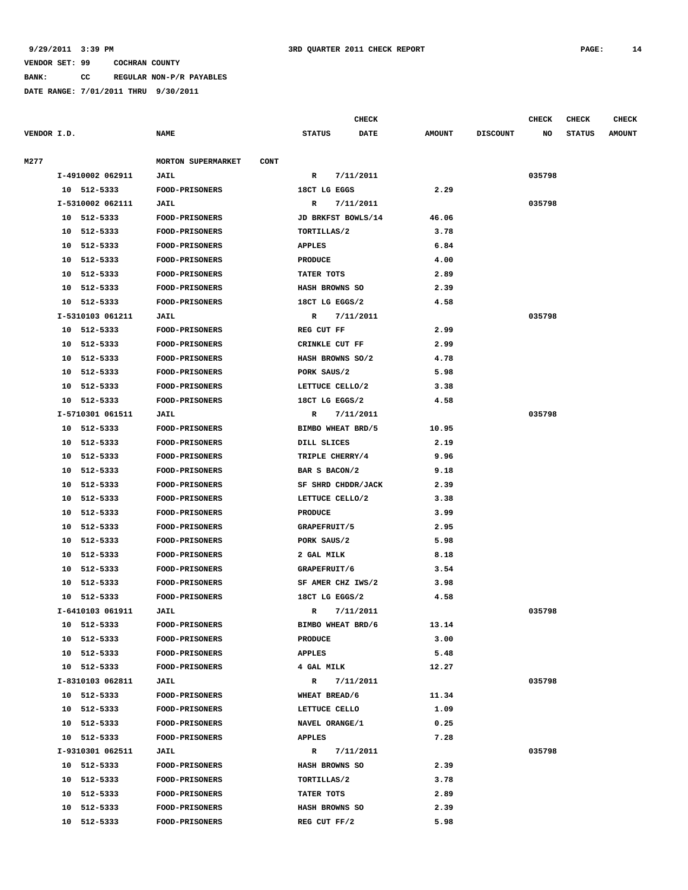9/29/2011 3:39 PM 3RD QUARTER 2011 CHECK REPORT

VENDOR SET: 99 COCHRAN COUNTY

BANK: CC REGULAR NON-P/R PAYABLES

DATE RANGE: 7/01/2011 THRU 9/30/2011

| VENDOR I.D. | NAME | STATUS | CHECK DATE | AMOUNT | DISCOUNT | CHECK NO | CHECK STATUS | CHECK AMOUNT |
|---|---|---|---|---|---|---|---|---|
| M277 | MORTON SUPERMARKET CONT | | | | | | | |
| I-4910002 062911 | JAIL | R | 7/11/2011 | | | 035798 | | |
| 10 512-5333 | FOOD-PRISONERS | 18CT LG EGGS | | 2.29 | | | | |
| I-5310002 062111 | JAIL | R | 7/11/2011 | | | 035798 | | |
| 10 512-5333 | FOOD-PRISONERS | JD BRKFST BOWLS/14 | | 46.06 | | | | |
| 10 512-5333 | FOOD-PRISONERS | TORTILLAS/2 | | 3.78 | | | | |
| 10 512-5333 | FOOD-PRISONERS | APPLES | | 6.84 | | | | |
| 10 512-5333 | FOOD-PRISONERS | PRODUCE | | 4.00 | | | | |
| 10 512-5333 | FOOD-PRISONERS | TATER TOTS | | 2.89 | | | | |
| 10 512-5333 | FOOD-PRISONERS | HASH BROWNS SO | | 2.39 | | | | |
| 10 512-5333 | FOOD-PRISONERS | 18CT LG EGGS/2 | | 4.58 | | | | |
| I-5310103 061211 | JAIL | R | 7/11/2011 | | | 035798 | | |
| 10 512-5333 | FOOD-PRISONERS | REG CUT FF | | 2.99 | | | | |
| 10 512-5333 | FOOD-PRISONERS | CRINKLE CUT FF | | 2.99 | | | | |
| 10 512-5333 | FOOD-PRISONERS | HASH BROWNS SO/2 | | 4.78 | | | | |
| 10 512-5333 | FOOD-PRISONERS | PORK SAUS/2 | | 5.98 | | | | |
| 10 512-5333 | FOOD-PRISONERS | LETTUCE CELLO/2 | | 3.38 | | | | |
| 10 512-5333 | FOOD-PRISONERS | 18CT LG EGGS/2 | | 4.58 | | | | |
| I-5710301 061511 | JAIL | R | 7/11/2011 | | | 035798 | | |
| 10 512-5333 | FOOD-PRISONERS | BIMBO WHEAT BRD/5 | | 10.95 | | | | |
| 10 512-5333 | FOOD-PRISONERS | DILL SLICES | | 2.19 | | | | |
| 10 512-5333 | FOOD-PRISONERS | TRIPLE CHERRY/4 | | 9.96 | | | | |
| 10 512-5333 | FOOD-PRISONERS | BAR S BACON/2 | | 9.18 | | | | |
| 10 512-5333 | FOOD-PRISONERS | SF SHRD CHDDR/JACK | | 2.39 | | | | |
| 10 512-5333 | FOOD-PRISONERS | LETTUCE CELLO/2 | | 3.38 | | | | |
| 10 512-5333 | FOOD-PRISONERS | PRODUCE | | 3.99 | | | | |
| 10 512-5333 | FOOD-PRISONERS | GRAPEFRUIT/5 | | 2.95 | | | | |
| 10 512-5333 | FOOD-PRISONERS | PORK SAUS/2 | | 5.98 | | | | |
| 10 512-5333 | FOOD-PRISONERS | 2 GAL MILK | | 8.18 | | | | |
| 10 512-5333 | FOOD-PRISONERS | GRAPEFRUIT/6 | | 3.54 | | | | |
| 10 512-5333 | FOOD-PRISONERS | SF AMER CHZ IWS/2 | | 3.98 | | | | |
| 10 512-5333 | FOOD-PRISONERS | 18CT LG EGGS/2 | | 4.58 | | | | |
| I-6410103 061911 | JAIL | R | 7/11/2011 | | | 035798 | | |
| 10 512-5333 | FOOD-PRISONERS | BIMBO WHEAT BRD/6 | | 13.14 | | | | |
| 10 512-5333 | FOOD-PRISONERS | PRODUCE | | 3.00 | | | | |
| 10 512-5333 | FOOD-PRISONERS | APPLES | | 5.48 | | | | |
| 10 512-5333 | FOOD-PRISONERS | 4 GAL MILK | | 12.27 | | | | |
| I-8310103 062811 | JAIL | R | 7/11/2011 | | | 035798 | | |
| 10 512-5333 | FOOD-PRISONERS | WHEAT BREAD/6 | | 11.34 | | | | |
| 10 512-5333 | FOOD-PRISONERS | LETTUCE CELLO | | 1.09 | | | | |
| 10 512-5333 | FOOD-PRISONERS | NAVEL ORANGE/1 | | 0.25 | | | | |
| 10 512-5333 | FOOD-PRISONERS | APPLES | | 7.28 | | | | |
| I-9310301 062511 | JAIL | R | 7/11/2011 | | | 035798 | | |
| 10 512-5333 | FOOD-PRISONERS | HASH BROWNS SO | | 2.39 | | | | |
| 10 512-5333 | FOOD-PRISONERS | TORTILLAS/2 | | 3.78 | | | | |
| 10 512-5333 | FOOD-PRISONERS | TATER TOTS | | 2.89 | | | | |
| 10 512-5333 | FOOD-PRISONERS | HASH BROWNS SO | | 2.39 | | | | |
| 10 512-5333 | FOOD-PRISONERS | REG CUT FF/2 | | 5.98 | | | | |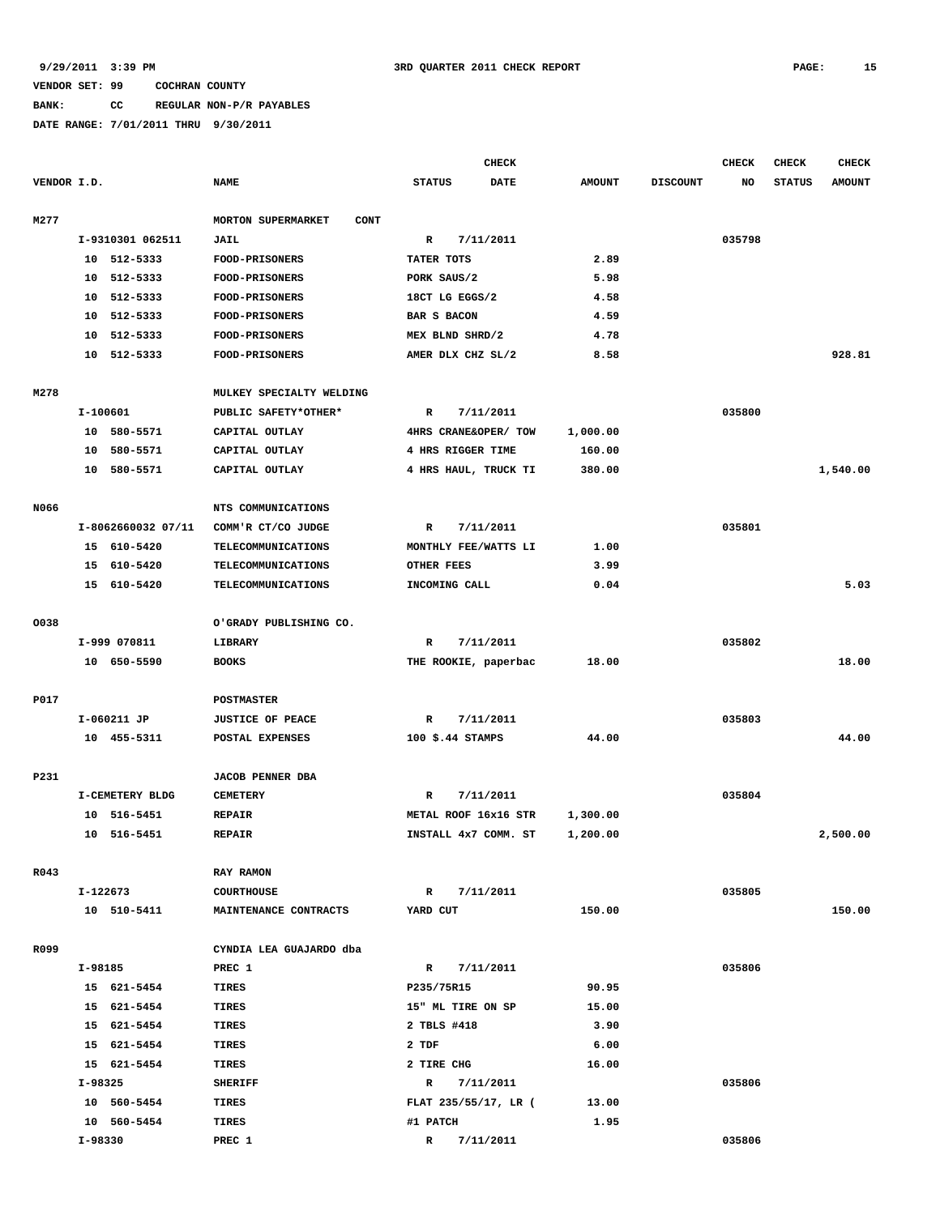9/29/2011 3:39 PM 3RD QUARTER 2011 CHECK REPORT

VENDOR SET: 99 COCHRAN COUNTY

BANK: CC REGULAR NON-P/R PAYABLES

DATE RANGE: 7/01/2011 THRU 9/30/2011

| VENDOR I.D. | NAME | STATUS | CHECK DATE | AMOUNT | DISCOUNT | CHECK NO | CHECK STATUS | CHECK AMOUNT |
|---|---|---|---|---|---|---|---|---|
| M277 | MORTON SUPERMARKET CONT | | | | | | | |
| I-9310301 062511 | JAIL | R | 7/11/2011 | | | 035798 | | |
| 10 512-5333 | FOOD-PRISONERS | TATER TOTS | | 2.89 | | | | |
| 10 512-5333 | FOOD-PRISONERS | PORK SAUS/2 | | 5.98 | | | | |
| 10 512-5333 | FOOD-PRISONERS | 18CT LG EGGS/2 | | 4.58 | | | | |
| 10 512-5333 | FOOD-PRISONERS | BAR S BACON | | 4.59 | | | | |
| 10 512-5333 | FOOD-PRISONERS | MEX BLND SHRD/2 | | 4.78 | | | | |
| 10 512-5333 | FOOD-PRISONERS | AMER DLX CHZ SL/2 | | 8.58 | | | | 928.81 |
| M278 | MULKEY SPECIALTY WELDING | | | | | | | |
| I-100601 | PUBLIC SAFETY*OTHER* | R | 7/11/2011 | | | 035800 | | |
| 10 580-5571 | CAPITAL OUTLAY | 4HRS CRANE&OPER/ TOW | | 1,000.00 | | | | |
| 10 580-5571 | CAPITAL OUTLAY | 4 HRS RIGGER TIME | | 160.00 | | | | |
| 10 580-5571 | CAPITAL OUTLAY | 4 HRS HAUL, TRUCK TI | | 380.00 | | | | 1,540.00 |
| N066 | NTS COMMUNICATIONS | | | | | | | |
| I-8062660032 07/11 | COMM'R CT/CO JUDGE | R | 7/11/2011 | | | 035801 | | |
| 15 610-5420 | TELECOMMUNICATIONS | MONTHLY FEE/WATTS LI | | 1.00 | | | | |
| 15 610-5420 | TELECOMMUNICATIONS | OTHER FEES | | 3.99 | | | | |
| 15 610-5420 | TELECOMMUNICATIONS | INCOMING CALL | | 0.04 | | | | 5.03 |
| O038 | O'GRADY PUBLISHING CO. | | | | | | | |
| I-999 070811 | LIBRARY | R | 7/11/2011 | | | 035802 | | |
| 10 650-5590 | BOOKS | THE ROOKIE, paperbac | | 18.00 | | | | 18.00 |
| P017 | POSTMASTER | | | | | | | |
| I-060211 JP | JUSTICE OF PEACE | R | 7/11/2011 | | | 035803 | | |
| 10 455-5311 | POSTAL EXPENSES | 100 $.44 STAMPS | | 44.00 | | | | 44.00 |
| P231 | JACOB PENNER DBA | | | | | | | |
| I-CEMETERY BLDG | CEMETERY | R | 7/11/2011 | | | 035804 | | |
| 10 516-5451 | REPAIR | METAL ROOF 16x16 STR | | 1,300.00 | | | | |
| 10 516-5451 | REPAIR | INSTALL 4x7 COMM. ST | | 1,200.00 | | | | 2,500.00 |
| R043 | RAY RAMON | | | | | | | |
| I-122673 | COURTHOUSE | R | 7/11/2011 | | | 035805 | | |
| 10 510-5411 | MAINTENANCE CONTRACTS | YARD CUT | | 150.00 | | | | 150.00 |
| R099 | CYNDIA LEA GUAJARDO dba | | | | | | | |
| I-98185 | PREC 1 | R | 7/11/2011 | | | 035806 | | |
| 15 621-5454 | TIRES | P235/75R15 | | 90.95 | | | | |
| 15 621-5454 | TIRES | 15" ML TIRE ON SP | | 15.00 | | | | |
| 15 621-5454 | TIRES | 2 TBLS #418 | | 3.90 | | | | |
| 15 621-5454 | TIRES | 2 TDF | | 6.00 | | | | |
| 15 621-5454 | TIRES | 2 TIRE CHG | | 16.00 | | | | |
| I-98325 | SHERIFF | R | 7/11/2011 | | | 035806 | | |
| 10 560-5454 | TIRES | FLAT 235/55/17, LR ( | | 13.00 | | | | |
| 10 560-5454 | TIRES | #1 PATCH | | 1.95 | | | | |
| I-98330 | PREC 1 | R | 7/11/2011 | | | 035806 | | |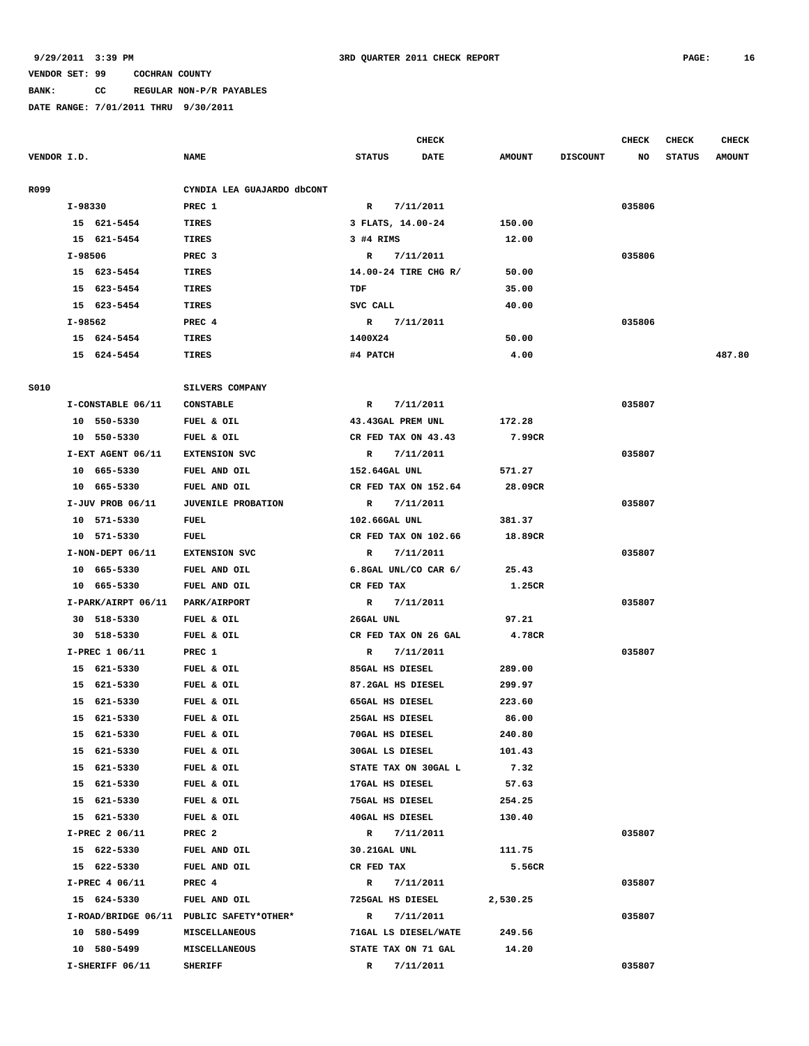9/29/2011 3:39 PM 3RD QUARTER 2011 CHECK REPORT

VENDOR SET: 99 COCHRAN COUNTY

BANK: CC REGULAR NON-P/R PAYABLES

DATE RANGE: 7/01/2011 THRU 9/30/2011

| VENDOR I.D. | NAME | STATUS | CHECK DATE | AMOUNT | DISCOUNT | CHECK NO | CHECK STATUS | CHECK AMOUNT |
|---|---|---|---|---|---|---|---|---|
| R099 | CYNDIA LEA GUAJARDO dbCONT | | | | | | | |
| I-98330 | PREC 1 | R | 7/11/2011 | | | 035806 | | |
| 15 621-5454 | TIRES | 3 FLATS, 14.00-24 | | 150.00 | | | | |
| 15 621-5454 | TIRES | 3 #4 RIMS | | 12.00 | | | | |
| I-98506 | PREC 3 | R | 7/11/2011 | | | 035806 | | |
| 15 623-5454 | TIRES | 14.00-24 TIRE CHG R/ | | 50.00 | | | | |
| 15 623-5454 | TIRES | TDF | | 35.00 | | | | |
| 15 623-5454 | TIRES | SVC CALL | | 40.00 | | | | |
| I-98562 | PREC 4 | R | 7/11/2011 | | | 035806 | | |
| 15 624-5454 | TIRES | 1400X24 | | 50.00 | | | | |
| 15 624-5454 | TIRES | #4 PATCH | | 4.00 | | | | 487.80 |
| S010 | SILVERS COMPANY | | | | | | | |
| I-CONSTABLE 06/11 | CONSTABLE | R | 7/11/2011 | | | 035807 | | |
| 10 550-5330 | FUEL & OIL | 43.43GAL PREM UNL | | 172.28 | | | | |
| 10 550-5330 | FUEL & OIL | CR FED TAX ON 43.43 | | 7.99CR | | | | |
| I-EXT AGENT 06/11 | EXTENSION SVC | R | 7/11/2011 | | | 035807 | | |
| 10 665-5330 | FUEL AND OIL | 152.64GAL UNL | | 571.27 | | | | |
| 10 665-5330 | FUEL AND OIL | CR FED TAX ON 152.64 | | 28.09CR | | | | |
| I-JUV PROB 06/11 | JUVENILE PROBATION | R | 7/11/2011 | | | 035807 | | |
| 10 571-5330 | FUEL | 102.66GAL UNL | | 381.37 | | | | |
| 10 571-5330 | FUEL | CR FED TAX ON 102.66 | | 18.89CR | | | | |
| I-NON-DEPT 06/11 | EXTENSION SVC | R | 7/11/2011 | | | 035807 | | |
| 10 665-5330 | FUEL AND OIL | 6.8GAL UNL/CO CAR 6/ | | 25.43 | | | | |
| 10 665-5330 | FUEL AND OIL | CR FED TAX | | 1.25CR | | | | |
| I-PARK/AIRPT 06/11 | PARK/AIRPORT | R | 7/11/2011 | | | 035807 | | |
| 30 518-5330 | FUEL & OIL | 26GAL UNL | | 97.21 | | | | |
| 30 518-5330 | FUEL & OIL | CR FED TAX ON 26 GAL | | 4.78CR | | | | |
| I-PREC 1 06/11 | PREC 1 | R | 7/11/2011 | | | 035807 | | |
| 15 621-5330 | FUEL & OIL | 85GAL HS DIESEL | | 289.00 | | | | |
| 15 621-5330 | FUEL & OIL | 87.2GAL HS DIESEL | | 299.97 | | | | |
| 15 621-5330 | FUEL & OIL | 65GAL HS DIESEL | | 223.60 | | | | |
| 15 621-5330 | FUEL & OIL | 25GAL HS DIESEL | | 86.00 | | | | |
| 15 621-5330 | FUEL & OIL | 70GAL HS DIESEL | | 240.80 | | | | |
| 15 621-5330 | FUEL & OIL | 30GAL LS DIESEL | | 101.43 | | | | |
| 15 621-5330 | FUEL & OIL | STATE TAX ON 30GAL L | | 7.32 | | | | |
| 15 621-5330 | FUEL & OIL | 17GAL HS DIESEL | | 57.63 | | | | |
| 15 621-5330 | FUEL & OIL | 75GAL HS DIESEL | | 254.25 | | | | |
| 15 621-5330 | FUEL & OIL | 40GAL HS DIESEL | | 130.40 | | | | |
| I-PREC 2 06/11 | PREC 2 | R | 7/11/2011 | | | 035807 | | |
| 15 622-5330 | FUEL AND OIL | 30.21GAL UNL | | 111.75 | | | | |
| 15 622-5330 | FUEL AND OIL | CR FED TAX | | 5.56CR | | | | |
| I-PREC 4 06/11 | PREC 4 | R | 7/11/2011 | | | 035807 | | |
| 15 624-5330 | FUEL AND OIL | 725GAL HS DIESEL | | 2,530.25 | | | | |
| I-ROAD/BRIDGE 06/11 | PUBLIC SAFETY*OTHER* | R | 7/11/2011 | | | 035807 | | |
| 10 580-5499 | MISCELLANEOUS | 71GAL LS DIESEL/WATE | | 249.56 | | | | |
| 10 580-5499 | MISCELLANEOUS | STATE TAX ON 71 GAL | | 14.20 | | | | |
| I-SHERIFF 06/11 | SHERIFF | R | 7/11/2011 | | | 035807 | | |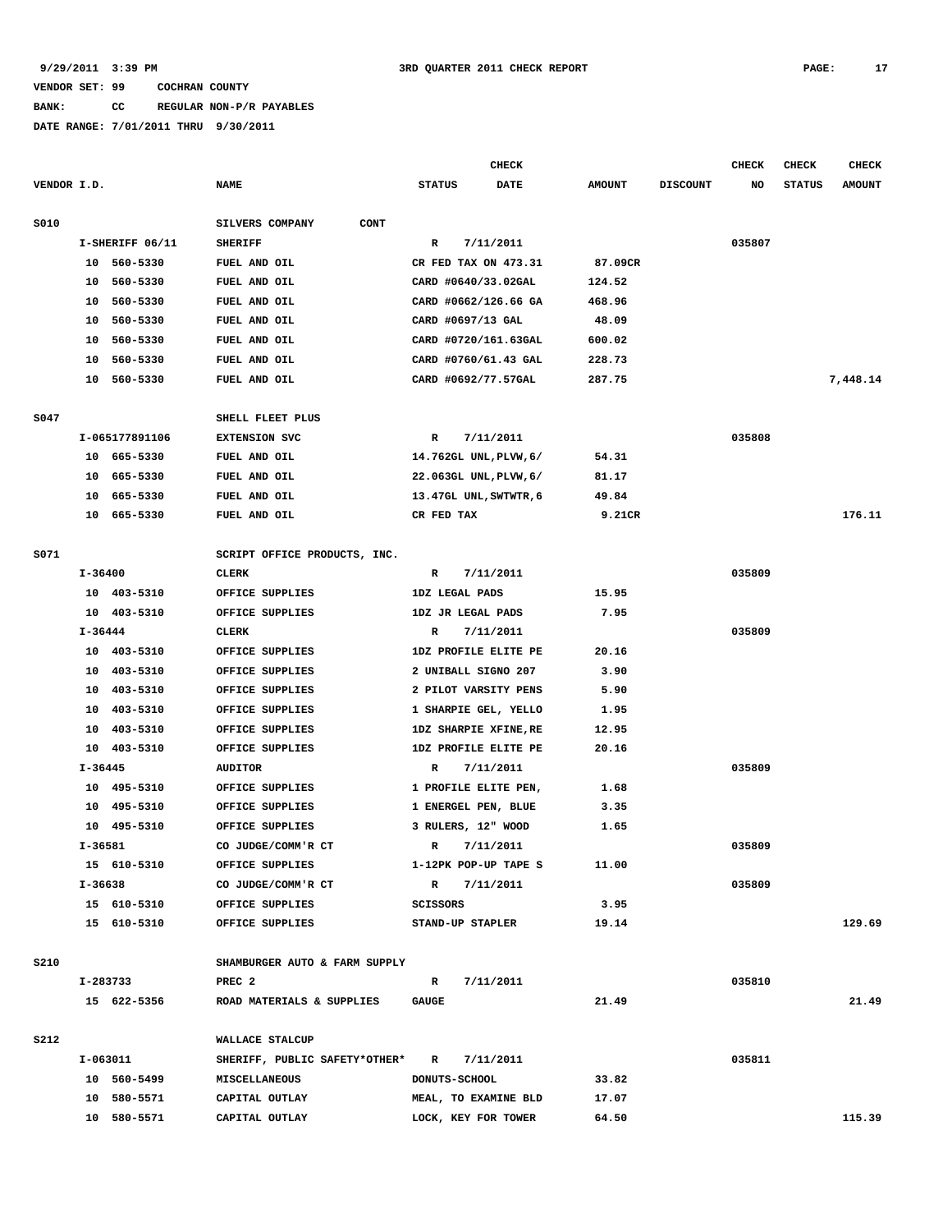**9/29/2011 3:39 PM** — **3RD QUARTER 2011 CHECK REPORT**

**VENDOR SET: 99 COCHRAN COUNTY**

**BANK: CC REGULAR NON-P/R PAYABLES**

**DATE RANGE: 7/01/2011 THRU 9/30/2011**

| VENDOR I.D. | NAME | STATUS | CHECK DATE | AMOUNT | DISCOUNT | CHECK NO | CHECK STATUS | CHECK AMOUNT |
|---|---|---|---|---|---|---|---|---|
| S010 | SILVERS COMPANY CONT | | | | | | | |
| I-SHERIFF 06/11 | SHERIFF | R | 7/11/2011 | | | 035807 | | |
| 10 560-5330 | FUEL AND OIL | CR FED TAX ON 473.31 | | 87.09CR | | | | |
| 10 560-5330 | FUEL AND OIL | CARD #0640/33.02GAL | | 124.52 | | | | |
| 10 560-5330 | FUEL AND OIL | CARD #0662/126.66 GA | | 468.96 | | | | |
| 10 560-5330 | FUEL AND OIL | CARD #0697/13 GAL | | 48.09 | | | | |
| 10 560-5330 | FUEL AND OIL | CARD #0720/161.63GAL | | 600.02 | | | | |
| 10 560-5330 | FUEL AND OIL | CARD #0760/61.43 GAL | | 228.73 | | | | |
| 10 560-5330 | FUEL AND OIL | CARD #0692/77.57GAL | | 287.75 | | | | 7,448.14 |
| S047 | SHELL FLEET PLUS | | | | | | | |
| I-065177891106 | EXTENSION SVC | R | 7/11/2011 | | | 035808 | | |
| 10 665-5330 | FUEL AND OIL | 14.762GL UNL,PLVW,6/ | | 54.31 | | | | |
| 10 665-5330 | FUEL AND OIL | 22.063GL UNL,PLVW,6/ | | 81.17 | | | | |
| 10 665-5330 | FUEL AND OIL | 13.47GL UNL,SWTWTR,6 | | 49.84 | | | | |
| 10 665-5330 | FUEL AND OIL | CR FED TAX | | 9.21CR | | | | 176.11 |
| S071 | SCRIPT OFFICE PRODUCTS, INC. | | | | | | | |
| I-36400 | CLERK | R | 7/11/2011 | | | 035809 | | |
| 10 403-5310 | OFFICE SUPPLIES | 1DZ LEGAL PADS | | 15.95 | | | | |
| 10 403-5310 | OFFICE SUPPLIES | 1DZ JR LEGAL PADS | | 7.95 | | | | |
| I-36444 | CLERK | R | 7/11/2011 | | | 035809 | | |
| 10 403-5310 | OFFICE SUPPLIES | 1DZ PROFILE ELITE PE | | 20.16 | | | | |
| 10 403-5310 | OFFICE SUPPLIES | 2 UNIBALL SIGNO 207 | | 3.90 | | | | |
| 10 403-5310 | OFFICE SUPPLIES | 2 PILOT VARSITY PENS | | 5.90 | | | | |
| 10 403-5310 | OFFICE SUPPLIES | 1 SHARPIE GEL, YELLO | | 1.95 | | | | |
| 10 403-5310 | OFFICE SUPPLIES | 1DZ SHARPIE XFINE,RE | | 12.95 | | | | |
| 10 403-5310 | OFFICE SUPPLIES | 1DZ PROFILE ELITE PE | | 20.16 | | | | |
| I-36445 | AUDITOR | R | 7/11/2011 | | | 035809 | | |
| 10 495-5310 | OFFICE SUPPLIES | 1 PROFILE ELITE PEN, | | 1.68 | | | | |
| 10 495-5310 | OFFICE SUPPLIES | 1 ENERGEL PEN, BLUE | | 3.35 | | | | |
| 10 495-5310 | OFFICE SUPPLIES | 3 RULERS, 12" WOOD | | 1.65 | | | | |
| I-36581 | CO JUDGE/COMM'R CT | R | 7/11/2011 | | | 035809 | | |
| 15 610-5310 | OFFICE SUPPLIES | 1-12PK POP-UP TAPE S | | 11.00 | | | | |
| I-36638 | CO JUDGE/COMM'R CT | R | 7/11/2011 | | | 035809 | | |
| 15 610-5310 | OFFICE SUPPLIES | SCISSORS | | 3.95 | | | | |
| 15 610-5310 | OFFICE SUPPLIES | STAND-UP STAPLER | | 19.14 | | | | 129.69 |
| S210 | SHAMBURGER AUTO & FARM SUPPLY | | | | | | | |
| I-283733 | PREC 2 | R | 7/11/2011 | | | 035810 | | |
| 15 622-5356 | ROAD MATERIALS & SUPPLIES | GAUGE | | 21.49 | | | | 21.49 |
| S212 | WALLACE STALCUP | | | | | | | |
| I-063011 | SHERIFF, PUBLIC SAFETY*OTHER* | R | 7/11/2011 | | | 035811 | | |
| 10 560-5499 | MISCELLANEOUS | DONUTS-SCHOOL | | 33.82 | | | | |
| 10 580-5571 | CAPITAL OUTLAY | MEAL, TO EXAMINE BLD | | 17.07 | | | | |
| 10 580-5571 | CAPITAL OUTLAY | LOCK, KEY FOR TOWER | | 64.50 | | | | 115.39 |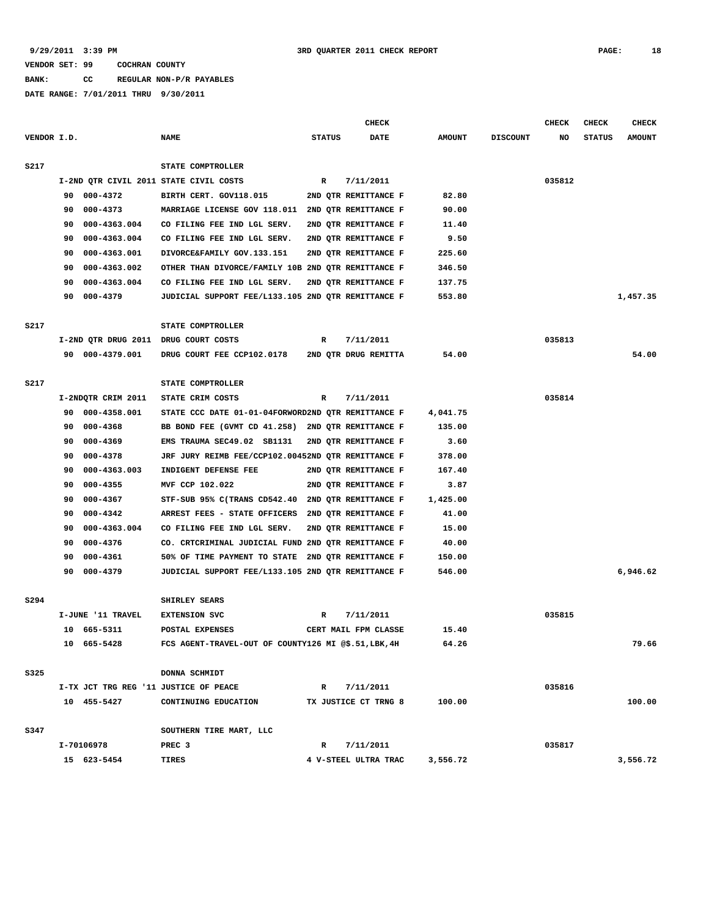9/29/2011 3:39 PM 3RD QUARTER 2011 CHECK REPORT

VENDOR SET: 99 COCHRAN COUNTY

BANK: CC REGULAR NON-P/R PAYABLES

DATE RANGE: 7/01/2011 THRU 9/30/2011

| VENDOR I.D. | NAME | STATUS | CHECK DATE | AMOUNT | DISCOUNT | CHECK NO | CHECK STATUS | CHECK AMOUNT |
|---|---|---|---|---|---|---|---|---|
| S217 | STATE COMPTROLLER | | | | | | | |
| I-2ND QTR CIVIL 2011 | STATE CIVIL COSTS | R | 7/11/2011 | | | 035812 | | |
| 90 000-4372 | BIRTH CERT. GOV118.015 | 2ND QTR REMITTANCE F | | 82.80 | | | | |
| 90 000-4373 | MARRIAGE LICENSE GOV 118.011 | 2ND QTR REMITTANCE F | | 90.00 | | | | |
| 90 000-4363.004 | CO FILING FEE IND LGL SERV. | 2ND QTR REMITTANCE F | | 11.40 | | | | |
| 90 000-4363.004 | CO FILING FEE IND LGL SERV. | 2ND QTR REMITTANCE F | | 9.50 | | | | |
| 90 000-4363.001 | DIVORCE&FAMILY GOV.133.151 | 2ND QTR REMITTANCE F | | 225.60 | | | | |
| 90 000-4363.002 | OTHER THAN DIVORCE/FAMILY 10B | 2ND QTR REMITTANCE F | | 346.50 | | | | |
| 90 000-4363.004 | CO FILING FEE IND LGL SERV. | 2ND QTR REMITTANCE F | | 137.75 | | | | |
| 90 000-4379 | JUDICIAL SUPPORT FEE/L133.105 | 2ND QTR REMITTANCE F | | 553.80 | | | | 1,457.35 |
| S217 | STATE COMPTROLLER | | | | | | | |
| I-2ND QTR DRUG 2011 | DRUG COURT COSTS | R | 7/11/2011 | | | 035813 | | |
| 90 000-4379.001 | DRUG COURT FEE CCP102.0178 | 2ND QTR DRUG REMITTA | | 54.00 | | | | 54.00 |
| S217 | STATE COMPTROLLER | | | | | | | |
| I-2NDQTR CRIM 2011 | STATE CRIM COSTS | R | 7/11/2011 | | | 035814 | | |
| 90 000-4358.001 | STATE CCC DATE 01-01-04FORWORD | 2ND QTR REMITTANCE F | | 4,041.75 | | | | |
| 90 000-4368 | BB BOND FEE (GVMT CD 41.258) | 2ND QTR REMITTANCE F | | 135.00 | | | | |
| 90 000-4369 | EMS TRAUMA SEC49.02 SB1131 | 2ND QTR REMITTANCE F | | 3.60 | | | | |
| 90 000-4378 | JRF JURY REIMB FEE/CCP102.0045 | 2ND QTR REMITTANCE F | | 378.00 | | | | |
| 90 000-4363.003 | INDIGENT DEFENSE FEE | 2ND QTR REMITTANCE F | | 167.40 | | | | |
| 90 000-4355 | MVF CCP 102.022 | 2ND QTR REMITTANCE F | | 3.87 | | | | |
| 90 000-4367 | STF-SUB 95% C(TRANS CD542.40 | 2ND QTR REMITTANCE F | | 1,425.00 | | | | |
| 90 000-4342 | ARREST FEES - STATE OFFICERS | 2ND QTR REMITTANCE F | | 41.00 | | | | |
| 90 000-4363.004 | CO FILING FEE IND LGL SERV. | 2ND QTR REMITTANCE F | | 15.00 | | | | |
| 90 000-4376 | CO. CRTCRIMINAL JUDICIAL FUND | 2ND QTR REMITTANCE F | | 40.00 | | | | |
| 90 000-4361 | 50% OF TIME PAYMENT TO STATE | 2ND QTR REMITTANCE F | | 150.00 | | | | |
| 90 000-4379 | JUDICIAL SUPPORT FEE/L133.105 | 2ND QTR REMITTANCE F | | 546.00 | | | | 6,946.62 |
| S294 | SHIRLEY SEARS | | | | | | | |
| I-JUNE '11 TRAVEL | EXTENSION SVC | R | 7/11/2011 | | | 035815 | | |
| 10 665-5311 | POSTAL EXPENSES | CERT MAIL FPM CLASSE | | 15.40 | | | | |
| 10 665-5428 | FCS AGENT-TRAVEL-OUT OF COUNTY | 126 MI @$.51,LBK,4H | | 64.26 | | | | 79.66 |
| S325 | DONNA SCHMIDT | | | | | | | |
| I-TX JCT TRG REG '11 | JUSTICE OF PEACE | R | 7/11/2011 | | | 035816 | | |
| 10 455-5427 | CONTINUING EDUCATION | TX JUSTICE CT TRNG 8 | | 100.00 | | | | 100.00 |
| S347 | SOUTHERN TIRE MART, LLC | | | | | | | |
| I-70106978 | PREC 3 | R | 7/11/2011 | | | 035817 | | |
| 15 623-5454 | TIRES | 4 V-STEEL ULTRA TRAC | | 3,556.72 | | | | 3,556.72 |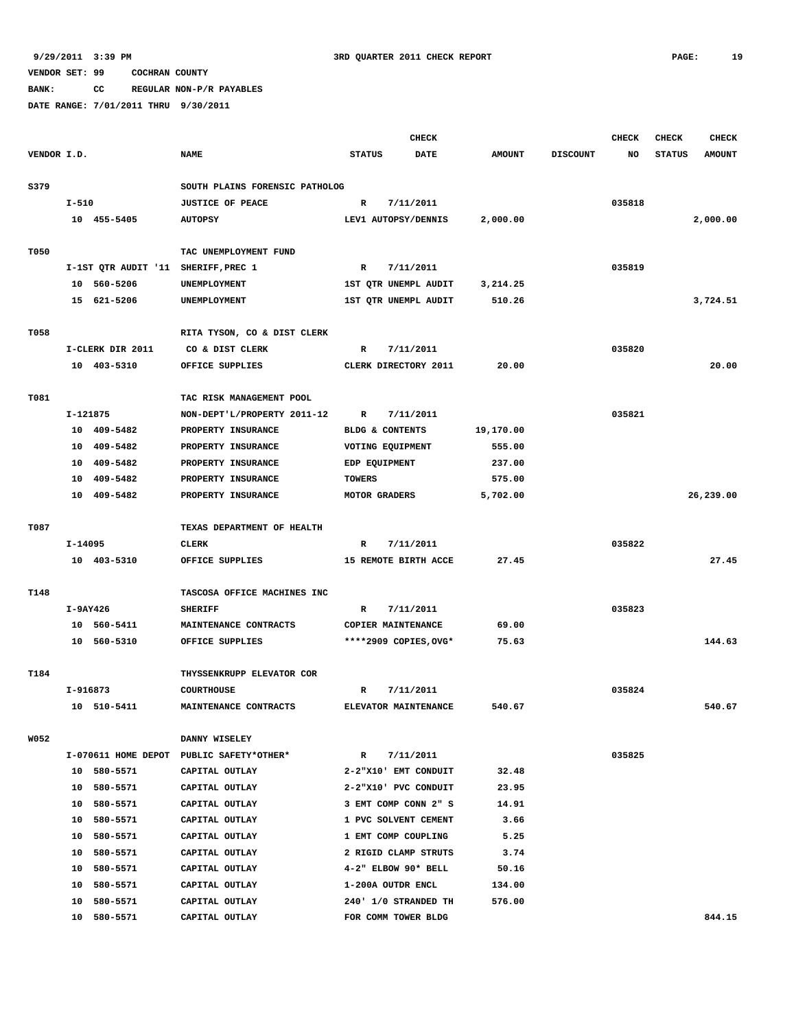9/29/2011 3:39 PM 3RD QUARTER 2011 CHECK REPORT

VENDOR SET: 99 COCHRAN COUNTY
BANK: CC REGULAR NON-P/R PAYABLES
DATE RANGE: 7/01/2011 THRU 9/30/2011

| VENDOR I.D. | NAME | STATUS | CHECK DATE | AMOUNT | DISCOUNT | CHECK NO | CHECK STATUS | CHECK AMOUNT |
|---|---|---|---|---|---|---|---|---|
| S379 | SOUTH PLAINS FORENSIC PATHOLOG | | | | | | | |
| I-510 | JUSTICE OF PEACE | R | 7/11/2011 | | | 035818 | | |
| 10 455-5405 | AUTOPSY | LEV1 AUTOPSY/DENNIS | | 2,000.00 | | | | 2,000.00 |
| T050 | TAC UNEMPLOYMENT FUND | | | | | | | |
| I-1ST QTR AUDIT '11 | SHERIFF,PREC 1 | R | 7/11/2011 | | | 035819 | | |
| 10 560-5206 | UNEMPLOYMENT | 1ST QTR UNEMPL AUDIT | | 3,214.25 | | | | |
| 15 621-5206 | UNEMPLOYMENT | 1ST QTR UNEMPL AUDIT | | 510.26 | | | | 3,724.51 |
| T058 | RITA TYSON, CO & DIST CLERK | | | | | | | |
| I-CLERK DIR 2011 | CO & DIST CLERK | R | 7/11/2011 | | | 035820 | | |
| 10 403-5310 | OFFICE SUPPLIES | CLERK DIRECTORY 2011 | | 20.00 | | | | 20.00 |
| T081 | TAC RISK MANAGEMENT POOL | | | | | | | |
| I-121875 | NON-DEPT'L/PROPERTY 2011-12 | R | 7/11/2011 | | | 035821 | | |
| 10 409-5482 | PROPERTY INSURANCE | BLDG & CONTENTS | | 19,170.00 | | | | |
| 10 409-5482 | PROPERTY INSURANCE | VOTING EQUIPMENT | | 555.00 | | | | |
| 10 409-5482 | PROPERTY INSURANCE | EDP EQUIPMENT | | 237.00 | | | | |
| 10 409-5482 | PROPERTY INSURANCE | TOWERS | | 575.00 | | | | |
| 10 409-5482 | PROPERTY INSURANCE | MOTOR GRADERS | | 5,702.00 | | | | 26,239.00 |
| T087 | TEXAS DEPARTMENT OF HEALTH | | | | | | | |
| I-14095 | CLERK | R | 7/11/2011 | | | 035822 | | |
| 10 403-5310 | OFFICE SUPPLIES | 15 REMOTE BIRTH ACCE | | 27.45 | | | | 27.45 |
| T148 | TASCOSA OFFICE MACHINES INC | | | | | | | |
| I-9AY426 | SHERIFF | R | 7/11/2011 | | | 035823 | | |
| 10 560-5411 | MAINTENANCE CONTRACTS | COPIER MAINTENANCE | | 69.00 | | | | |
| 10 560-5310 | OFFICE SUPPLIES | ****2909 COPIES,OVG* | | 75.63 | | | | 144.63 |
| T184 | THYSSENKRUPP ELEVATOR COR | | | | | | | |
| I-916873 | COURTHOUSE | R | 7/11/2011 | | | 035824 | | |
| 10 510-5411 | MAINTENANCE CONTRACTS | ELEVATOR MAINTENANCE | | 540.67 | | | | 540.67 |
| W052 | DANNY WISELEY | | | | | | | |
| I-070611 HOME DEPOT | PUBLIC SAFETY*OTHER* | R | 7/11/2011 | | | 035825 | | |
| 10 580-5571 | CAPITAL OUTLAY | 2-2"X10' EMT CONDUIT | | 32.48 | | | | |
| 10 580-5571 | CAPITAL OUTLAY | 2-2"X10' PVC CONDUIT | | 23.95 | | | | |
| 10 580-5571 | CAPITAL OUTLAY | 3 EMT COMP CONN 2" S | | 14.91 | | | | |
| 10 580-5571 | CAPITAL OUTLAY | 1 PVC SOLVENT CEMENT | | 3.66 | | | | |
| 10 580-5571 | CAPITAL OUTLAY | 1 EMT COMP COUPLING | | 5.25 | | | | |
| 10 580-5571 | CAPITAL OUTLAY | 2 RIGID CLAMP STRUTS | | 3.74 | | | | |
| 10 580-5571 | CAPITAL OUTLAY | 4-2" ELBOW 90* BELL | | 50.16 | | | | |
| 10 580-5571 | CAPITAL OUTLAY | 1-200A OUTDR ENCL | | 134.00 | | | | |
| 10 580-5571 | CAPITAL OUTLAY | 240' 1/0 STRANDED TH | | 576.00 | | | | |
| 10 580-5571 | CAPITAL OUTLAY | FOR COMM TOWER BLDG | | | | | | 844.15 |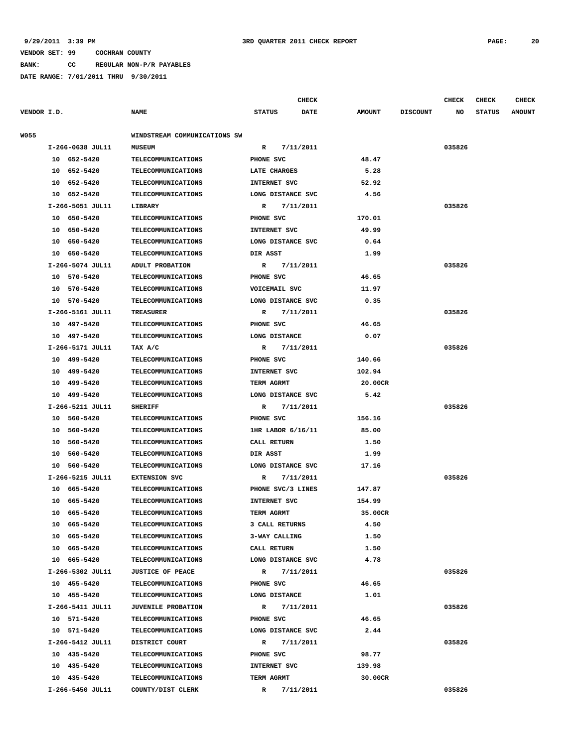9/29/2011 3:39 PM 3RD QUARTER 2011 CHECK REPORT

VENDOR SET: 99 COCHRAN COUNTY

BANK: CC REGULAR NON-P/R PAYABLES

DATE RANGE: 7/01/2011 THRU 9/30/2011

| VENDOR I.D. | NAME | STATUS | CHECK DATE | AMOUNT | DISCOUNT | CHECK NO | CHECK STATUS | CHECK AMOUNT |
|---|---|---|---|---|---|---|---|---|
| W055 | WINDSTREAM COMMUNICATIONS SW | | | | | | | |
| I-266-0638 JUL11 | MUSEUM | R | 7/11/2011 | | | 035826 | | |
| 10 652-5420 | TELECOMMUNICATIONS | PHONE SVC | | 48.47 | | | | |
| 10 652-5420 | TELECOMMUNICATIONS | LATE CHARGES | | 5.28 | | | | |
| 10 652-5420 | TELECOMMUNICATIONS | INTERNET SVC | | 52.92 | | | | |
| 10 652-5420 | TELECOMMUNICATIONS | LONG DISTANCE SVC | | 4.56 | | | | |
| I-266-5051 JUL11 | LIBRARY | R | 7/11/2011 | | | 035826 | | |
| 10 650-5420 | TELECOMMUNICATIONS | PHONE SVC | | 170.01 | | | | |
| 10 650-5420 | TELECOMMUNICATIONS | INTERNET SVC | | 49.99 | | | | |
| 10 650-5420 | TELECOMMUNICATIONS | LONG DISTANCE SVC | | 0.64 | | | | |
| 10 650-5420 | TELECOMMUNICATIONS | DIR ASST | | 1.99 | | | | |
| I-266-5074 JUL11 | ADULT PROBATION | R | 7/11/2011 | | | 035826 | | |
| 10 570-5420 | TELECOMMUNICATIONS | PHONE SVC | | 46.65 | | | | |
| 10 570-5420 | TELECOMMUNICATIONS | VOICEMAIL SVC | | 11.97 | | | | |
| 10 570-5420 | TELECOMMUNICATIONS | LONG DISTANCE SVC | | 0.35 | | | | |
| I-266-5161 JUL11 | TREASURER | R | 7/11/2011 | | | 035826 | | |
| 10 497-5420 | TELECOMMUNICATIONS | PHONE SVC | | 46.65 | | | | |
| 10 497-5420 | TELECOMMUNICATIONS | LONG DISTANCE | | 0.07 | | | | |
| I-266-5171 JUL11 | TAX A/C | R | 7/11/2011 | | | 035826 | | |
| 10 499-5420 | TELECOMMUNICATIONS | PHONE SVC | | 140.66 | | | | |
| 10 499-5420 | TELECOMMUNICATIONS | INTERNET SVC | | 102.94 | | | | |
| 10 499-5420 | TELECOMMUNICATIONS | TERM AGRMT | | 20.00CR | | | | |
| 10 499-5420 | TELECOMMUNICATIONS | LONG DISTANCE SVC | | 5.42 | | | | |
| I-266-5211 JUL11 | SHERIFF | R | 7/11/2011 | | | 035826 | | |
| 10 560-5420 | TELECOMMUNICATIONS | PHONE SVC | | 156.16 | | | | |
| 10 560-5420 | TELECOMMUNICATIONS | 1HR LABOR 6/16/11 | | 85.00 | | | | |
| 10 560-5420 | TELECOMMUNICATIONS | CALL RETURN | | 1.50 | | | | |
| 10 560-5420 | TELECOMMUNICATIONS | DIR ASST | | 1.99 | | | | |
| 10 560-5420 | TELECOMMUNICATIONS | LONG DISTANCE SVC | | 17.16 | | | | |
| I-266-5215 JUL11 | EXTENSION SVC | R | 7/11/2011 | | | 035826 | | |
| 10 665-5420 | TELECOMMUNICATIONS | PHONE SVC/3 LINES | | 147.87 | | | | |
| 10 665-5420 | TELECOMMUNICATIONS | INTERNET SVC | | 154.99 | | | | |
| 10 665-5420 | TELECOMMUNICATIONS | TERM AGRMT | | 35.00CR | | | | |
| 10 665-5420 | TELECOMMUNICATIONS | 3 CALL RETURNS | | 4.50 | | | | |
| 10 665-5420 | TELECOMMUNICATIONS | 3-WAY CALLING | | 1.50 | | | | |
| 10 665-5420 | TELECOMMUNICATIONS | CALL RETURN | | 1.50 | | | | |
| 10 665-5420 | TELECOMMUNICATIONS | LONG DISTANCE SVC | | 4.78 | | | | |
| I-266-5302 JUL11 | JUSTICE OF PEACE | R | 7/11/2011 | | | 035826 | | |
| 10 455-5420 | TELECOMMUNICATIONS | PHONE SVC | | 46.65 | | | | |
| 10 455-5420 | TELECOMMUNICATIONS | LONG DISTANCE | | 1.01 | | | | |
| I-266-5411 JUL11 | JUVENILE PROBATION | R | 7/11/2011 | | | 035826 | | |
| 10 571-5420 | TELECOMMUNICATIONS | PHONE SVC | | 46.65 | | | | |
| 10 571-5420 | TELECOMMUNICATIONS | LONG DISTANCE SVC | | 2.44 | | | | |
| I-266-5412 JUL11 | DISTRICT COURT | R | 7/11/2011 | | | 035826 | | |
| 10 435-5420 | TELECOMMUNICATIONS | PHONE SVC | | 98.77 | | | | |
| 10 435-5420 | TELECOMMUNICATIONS | INTERNET SVC | | 139.98 | | | | |
| 10 435-5420 | TELECOMMUNICATIONS | TERM AGRMT | | 30.00CR | | | | |
| I-266-5450 JUL11 | COUNTY/DIST CLERK | R | 7/11/2011 | | | 035826 | | |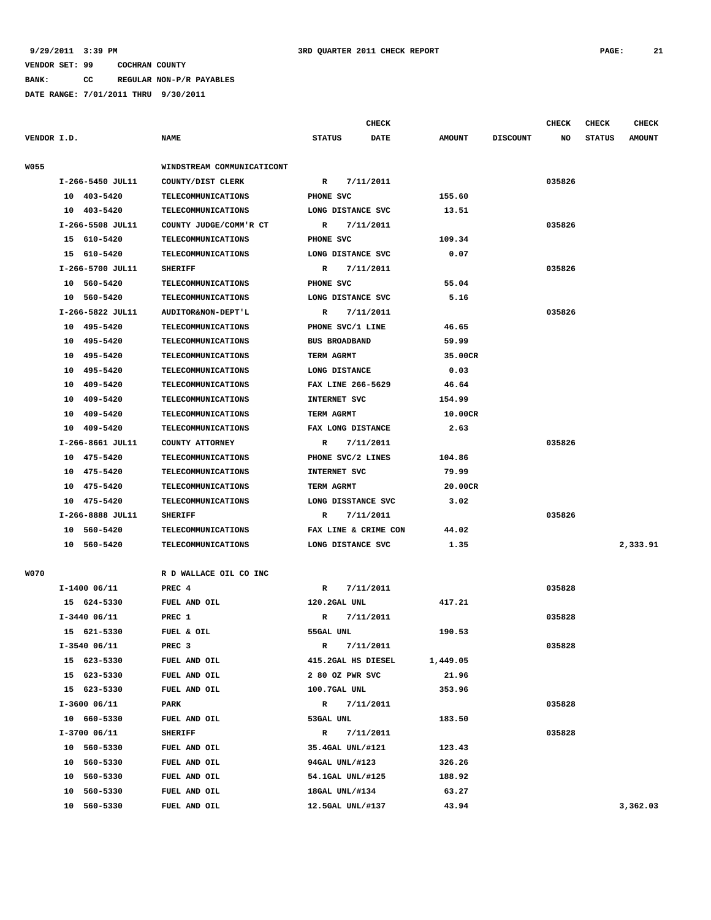9/29/2011 3:39 PM 3RD QUARTER 2011 CHECK REPORT

VENDOR SET: 99 COCHRAN COUNTY

BANK: CC REGULAR NON-P/R PAYABLES

DATE RANGE: 7/01/2011 THRU 9/30/2011

| VENDOR I.D. | NAME | STATUS | CHECK DATE | AMOUNT | DISCOUNT | CHECK NO | CHECK STATUS | CHECK AMOUNT |
|---|---|---|---|---|---|---|---|---|
| W055 | WINDSTREAM COMMUNICATICONT | | | | | | | |
| I-266-5450 JUL11 | COUNTY/DIST CLERK | R | 7/11/2011 | | | 035826 | | |
| 10 403-5420 | TELECOMMUNICATIONS | PHONE SVC | | 155.60 | | | | |
| 10 403-5420 | TELECOMMUNICATIONS | LONG DISTANCE SVC | | 13.51 | | | | |
| I-266-5508 JUL11 | COUNTY JUDGE/COMM'R CT | R | 7/11/2011 | | | 035826 | | |
| 15 610-5420 | TELECOMMUNICATIONS | PHONE SVC | | 109.34 | | | | |
| 15 610-5420 | TELECOMMUNICATIONS | LONG DISTANCE SVC | | 0.07 | | | | |
| I-266-5700 JUL11 | SHERIFF | R | 7/11/2011 | | | 035826 | | |
| 10 560-5420 | TELECOMMUNICATIONS | PHONE SVC | | 55.04 | | | | |
| 10 560-5420 | TELECOMMUNICATIONS | LONG DISTANCE SVC | | 5.16 | | | | |
| I-266-5822 JUL11 | AUDITOR&NON-DEPT'L | R | 7/11/2011 | | | 035826 | | |
| 10 495-5420 | TELECOMMUNICATIONS | PHONE SVC/1 LINE | | 46.65 | | | | |
| 10 495-5420 | TELECOMMUNICATIONS | BUS BROADBAND | | 59.99 | | | | |
| 10 495-5420 | TELECOMMUNICATIONS | TERM AGRMT | | 35.00CR | | | | |
| 10 495-5420 | TELECOMMUNICATIONS | LONG DISTANCE | | 0.03 | | | | |
| 10 409-5420 | TELECOMMUNICATIONS | FAX LINE 266-5629 | | 46.64 | | | | |
| 10 409-5420 | TELECOMMUNICATIONS | INTERNET SVC | | 154.99 | | | | |
| 10 409-5420 | TELECOMMUNICATIONS | TERM AGRMT | | 10.00CR | | | | |
| 10 409-5420 | TELECOMMUNICATIONS | FAX LONG DISTANCE | | 2.63 | | | | |
| I-266-8661 JUL11 | COUNTY ATTORNEY | R | 7/11/2011 | | | 035826 | | |
| 10 475-5420 | TELECOMMUNICATIONS | PHONE SVC/2 LINES | | 104.86 | | | | |
| 10 475-5420 | TELECOMMUNICATIONS | INTERNET SVC | | 79.99 | | | | |
| 10 475-5420 | TELECOMMUNICATIONS | TERM AGRMT | | 20.00CR | | | | |
| 10 475-5420 | TELECOMMUNICATIONS | LONG DISSTANCE SVC | | 3.02 | | | | |
| I-266-8888 JUL11 | SHERIFF | R | 7/11/2011 | | | 035826 | | |
| 10 560-5420 | TELECOMMUNICATIONS | FAX LINE & CRIME CON | | 44.02 | | | | |
| 10 560-5420 | TELECOMMUNICATIONS | LONG DISTANCE SVC | | 1.35 | | | | 2,333.91 |
| W070 | R D WALLACE OIL CO INC | | | | | | | |
| I-1400 06/11 | PREC 4 | R | 7/11/2011 | | | 035828 | | |
| 15 624-5330 | FUEL AND OIL | 120.2GAL UNL | | 417.21 | | | | |
| I-3440 06/11 | PREC 1 | R | 7/11/2011 | | | 035828 | | |
| 15 621-5330 | FUEL & OIL | 55GAL UNL | | 190.53 | | | | |
| I-3540 06/11 | PREC 3 | R | 7/11/2011 | | | 035828 | | |
| 15 623-5330 | FUEL AND OIL | 415.2GAL HS DIESEL | | 1,449.05 | | | | |
| 15 623-5330 | FUEL AND OIL | 2 80 OZ PWR SVC | | 21.96 | | | | |
| 15 623-5330 | FUEL AND OIL | 100.7GAL UNL | | 353.96 | | | | |
| I-3600 06/11 | PARK | R | 7/11/2011 | | | 035828 | | |
| 10 660-5330 | FUEL AND OIL | 53GAL UNL | | 183.50 | | | | |
| I-3700 06/11 | SHERIFF | R | 7/11/2011 | | | 035828 | | |
| 10 560-5330 | FUEL AND OIL | 35.4GAL UNL/#121 | | 123.43 | | | | |
| 10 560-5330 | FUEL AND OIL | 94GAL UNL/#123 | | 326.26 | | | | |
| 10 560-5330 | FUEL AND OIL | 54.1GAL UNL/#125 | | 188.92 | | | | |
| 10 560-5330 | FUEL AND OIL | 18GAL UNL/#134 | | 63.27 | | | | |
| 10 560-5330 | FUEL AND OIL | 12.5GAL UNL/#137 | | 43.94 | | | | 3,362.03 |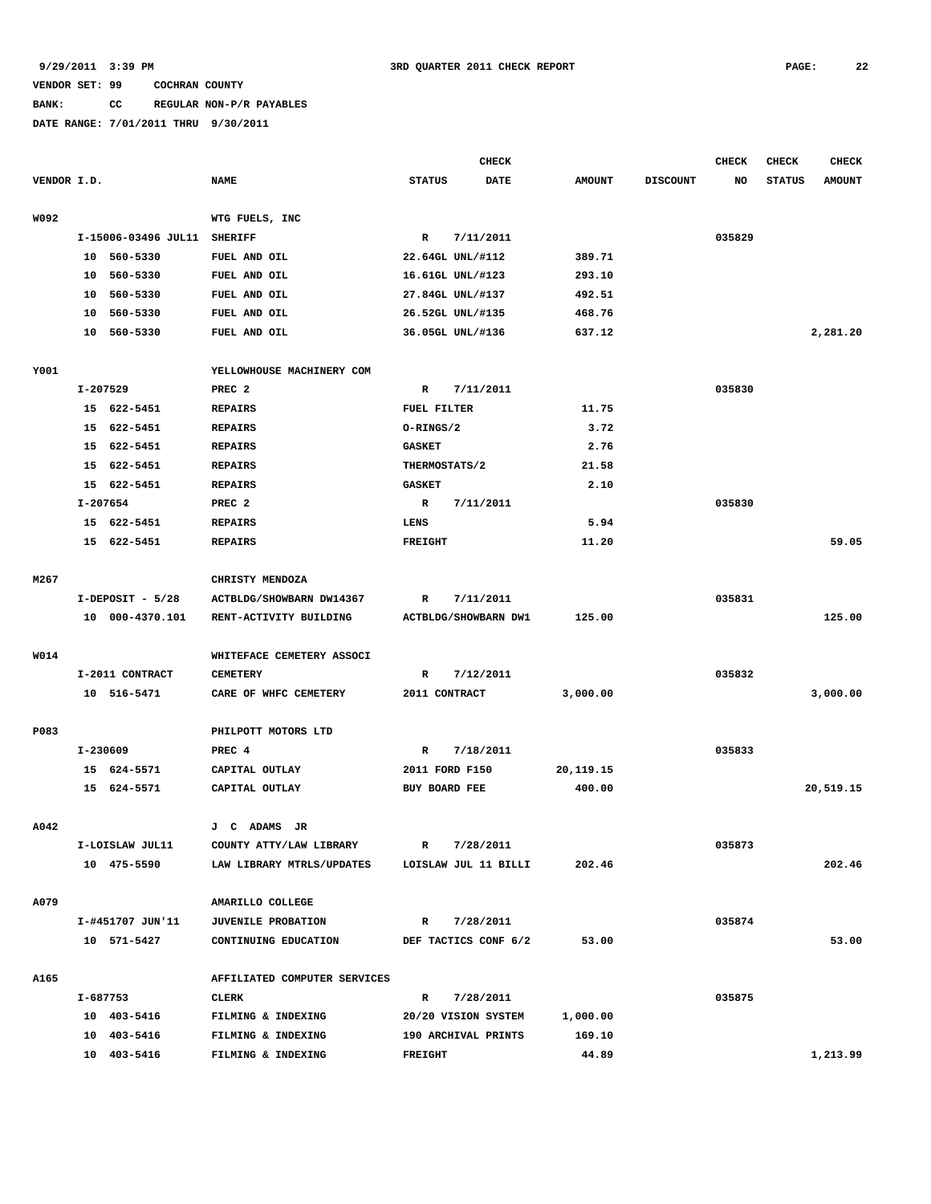9/29/2011 3:39 PM 3RD QUARTER 2011 CHECK REPORT

VENDOR SET: 99 COCHRAN COUNTY

BANK: CC REGULAR NON-P/R PAYABLES

DATE RANGE: 7/01/2011 THRU 9/30/2011

| VENDOR I.D. | NAME | STATUS | CHECK DATE | AMOUNT | DISCOUNT | CHECK NO | CHECK STATUS | CHECK AMOUNT |
|---|---|---|---|---|---|---|---|---|
| W092 | WTG FUELS, INC | | | | | | | |
| I-15006-03496 JUL11 | SHERIFF | R | 7/11/2011 | | | 035829 | | |
| 10 560-5330 | FUEL AND OIL | 22.64GL UNL/#112 | | 389.71 | | | | |
| 10 560-5330 | FUEL AND OIL | 16.61GL UNL/#123 | | 293.10 | | | | |
| 10 560-5330 | FUEL AND OIL | 27.84GL UNL/#137 | | 492.51 | | | | |
| 10 560-5330 | FUEL AND OIL | 26.52GL UNL/#135 | | 468.76 | | | | |
| 10 560-5330 | FUEL AND OIL | 36.05GL UNL/#136 | | 637.12 | | | | 2,281.20 |
| Y001 | YELLOWHOUSE MACHINERY COM | | | | | | | |
| I-207529 | PREC 2 | R | 7/11/2011 | | | 035830 | | |
| 15 622-5451 | REPAIRS | FUEL FILTER | | 11.75 | | | | |
| 15 622-5451 | REPAIRS | O-RINGS/2 | | 3.72 | | | | |
| 15 622-5451 | REPAIRS | GASKET | | 2.76 | | | | |
| 15 622-5451 | REPAIRS | THERMOSTATS/2 | | 21.58 | | | | |
| 15 622-5451 | REPAIRS | GASKET | | 2.10 | | | | |
| I-207654 | PREC 2 | R | 7/11/2011 | | | 035830 | | |
| 15 622-5451 | REPAIRS | LENS | | 5.94 | | | | |
| 15 622-5451 | REPAIRS | FREIGHT | | 11.20 | | | | 59.05 |
| M267 | CHRISTY MENDOZA | | | | | | | |
| I-DEPOSIT - 5/28 | ACTBLDG/SHOWBARN DW14367 | R | 7/11/2011 | | | 035831 | | |
| 10 000-4370.101 | RENT-ACTIVITY BUILDING | ACTBLDG/SHOWBARN DW1 | | 125.00 | | | | 125.00 |
| W014 | WHITEFACE CEMETERY ASSOCI | | | | | | | |
| I-2011 CONTRACT | CEMETERY | R | 7/12/2011 | | | 035832 | | |
| 10 516-5471 | CARE OF WHFC CEMETERY | 2011 CONTRACT | | 3,000.00 | | | | 3,000.00 |
| P083 | PHILPOTT MOTORS LTD | | | | | | | |
| I-230609 | PREC 4 | R | 7/18/2011 | | | 035833 | | |
| 15 624-5571 | CAPITAL OUTLAY | 2011 FORD F150 | | 20,119.15 | | | | |
| 15 624-5571 | CAPITAL OUTLAY | BUY BOARD FEE | | 400.00 | | | | 20,519.15 |
| A042 | J C ADAMS JR | | | | | | | |
| I-LOISLAW JUL11 | COUNTY ATTY/LAW LIBRARY | R | 7/28/2011 | | | 035873 | | |
| 10 475-5590 | LAW LIBRARY MTRLS/UPDATES | LOISLAW JUL 11 BILLI | | 202.46 | | | | 202.46 |
| A079 | AMARILLO COLLEGE | | | | | | | |
| I-#451707 JUN'11 | JUVENILE PROBATION | R | 7/28/2011 | | | 035874 | | |
| 10 571-5427 | CONTINUING EDUCATION | DEF TACTICS CONF 6/2 | | 53.00 | | | | 53.00 |
| A165 | AFFILIATED COMPUTER SERVICES | | | | | | | |
| I-687753 | CLERK | R | 7/28/2011 | | | 035875 | | |
| 10 403-5416 | FILMING & INDEXING | 20/20 VISION SYSTEM | | 1,000.00 | | | | |
| 10 403-5416 | FILMING & INDEXING | 190 ARCHIVAL PRINTS | | 169.10 | | | | |
| 10 403-5416 | FILMING & INDEXING | FREIGHT | | 44.89 | | | | 1,213.99 |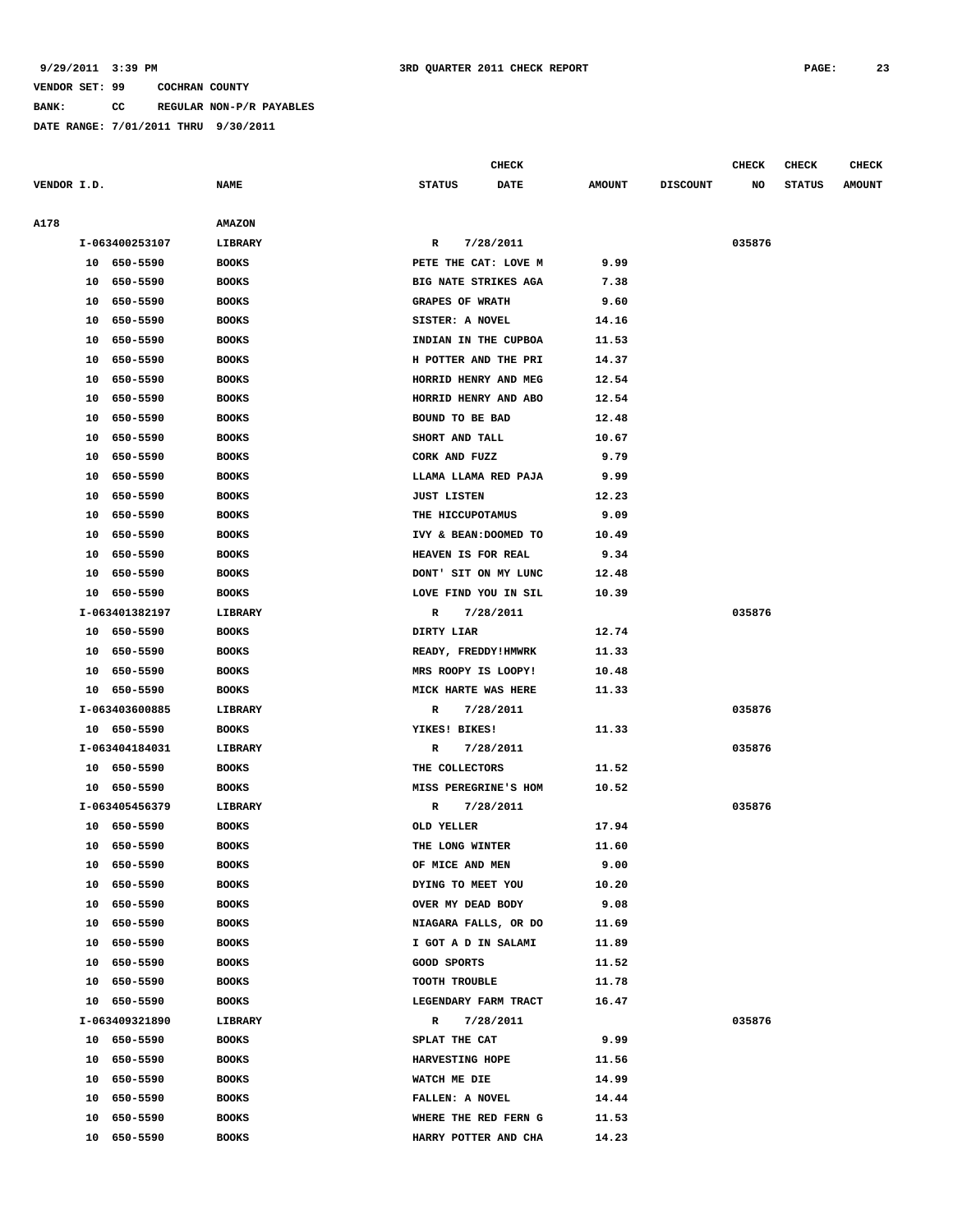9/29/2011 3:39 PM 3RD QUARTER 2011 CHECK REPORT

VENDOR SET: 99 COCHRAN COUNTY

BANK: CC REGULAR NON-P/R PAYABLES

DATE RANGE: 7/01/2011 THRU 9/30/2011

| VENDOR I.D. | NAME | STATUS | CHECK DATE | AMOUNT | DISCOUNT | CHECK NO | CHECK STATUS | CHECK AMOUNT |
|---|---|---|---|---|---|---|---|---|
| A178 | AMAZON | | | | | | | |
| I-063400253107 | LIBRARY | R | 7/28/2011 | | | 035876 | | |
| 10 650-5590 | BOOKS | PETE THE CAT: LOVE M | | 9.99 | | | | |
| 10 650-5590 | BOOKS | BIG NATE STRIKES AGA | | 7.38 | | | | |
| 10 650-5590 | BOOKS | GRAPES OF WRATH | | 9.60 | | | | |
| 10 650-5590 | BOOKS | SISTER: A NOVEL | | 14.16 | | | | |
| 10 650-5590 | BOOKS | INDIAN IN THE CUPBOA | | 11.53 | | | | |
| 10 650-5590 | BOOKS | H POTTER AND THE PRI | | 14.37 | | | | |
| 10 650-5590 | BOOKS | HORRID HENRY AND MEG | | 12.54 | | | | |
| 10 650-5590 | BOOKS | HORRID HENRY AND ABO | | 12.54 | | | | |
| 10 650-5590 | BOOKS | BOUND TO BE BAD | | 12.48 | | | | |
| 10 650-5590 | BOOKS | SHORT AND TALL | | 10.67 | | | | |
| 10 650-5590 | BOOKS | CORK AND FUZZ | | 9.79 | | | | |
| 10 650-5590 | BOOKS | LLAMA LLAMA RED PAJA | | 9.99 | | | | |
| 10 650-5590 | BOOKS | JUST LISTEN | | 12.23 | | | | |
| 10 650-5590 | BOOKS | THE HICCUPOTAMUS | | 9.09 | | | | |
| 10 650-5590 | BOOKS | IVY & BEAN:DOOMED TO | | 10.49 | | | | |
| 10 650-5590 | BOOKS | HEAVEN IS FOR REAL | | 9.34 | | | | |
| 10 650-5590 | BOOKS | DONT' SIT ON MY LUNC | | 12.48 | | | | |
| 10 650-5590 | BOOKS | LOVE FIND YOU IN SIL | | 10.39 | | | | |
| I-063401382197 | LIBRARY | R | 7/28/2011 | | | 035876 | | |
| 10 650-5590 | BOOKS | DIRTY LIAR | | 12.74 | | | | |
| 10 650-5590 | BOOKS | READY, FREDDY!HMWRK | | 11.33 | | | | |
| 10 650-5590 | BOOKS | MRS ROOPY IS LOOPY! | | 10.48 | | | | |
| 10 650-5590 | BOOKS | MICK HARTE WAS HERE | | 11.33 | | | | |
| I-063403600885 | LIBRARY | R | 7/28/2011 | | | 035876 | | |
| 10 650-5590 | BOOKS | YIKES! BIKES! | | 11.33 | | | | |
| I-063404184031 | LIBRARY | R | 7/28/2011 | | | 035876 | | |
| 10 650-5590 | BOOKS | THE COLLECTORS | | 11.52 | | | | |
| 10 650-5590 | BOOKS | MISS PEREGRINE'S HOM | | 10.52 | | | | |
| I-063405456379 | LIBRARY | R | 7/28/2011 | | | 035876 | | |
| 10 650-5590 | BOOKS | OLD YELLER | | 17.94 | | | | |
| 10 650-5590 | BOOKS | THE LONG WINTER | | 11.60 | | | | |
| 10 650-5590 | BOOKS | OF MICE AND MEN | | 9.00 | | | | |
| 10 650-5590 | BOOKS | DYING TO MEET YOU | | 10.20 | | | | |
| 10 650-5590 | BOOKS | OVER MY DEAD BODY | | 9.08 | | | | |
| 10 650-5590 | BOOKS | NIAGARA FALLS, OR DO | | 11.69 | | | | |
| 10 650-5590 | BOOKS | I GOT A D IN SALAMI | | 11.89 | | | | |
| 10 650-5590 | BOOKS | GOOD SPORTS | | 11.52 | | | | |
| 10 650-5590 | BOOKS | TOOTH TROUBLE | | 11.78 | | | | |
| 10 650-5590 | BOOKS | LEGENDARY FARM TRACT | | 16.47 | | | | |
| I-063409321890 | LIBRARY | R | 7/28/2011 | | | 035876 | | |
| 10 650-5590 | BOOKS | SPLAT THE CAT | | 9.99 | | | | |
| 10 650-5590 | BOOKS | HARVESTING HOPE | | 11.56 | | | | |
| 10 650-5590 | BOOKS | WATCH ME DIE | | 14.99 | | | | |
| 10 650-5590 | BOOKS | FALLEN: A NOVEL | | 14.44 | | | | |
| 10 650-5590 | BOOKS | WHERE THE RED FERN G | | 11.53 | | | | |
| 10 650-5590 | BOOKS | HARRY POTTER AND CHA | | 14.23 | | | | |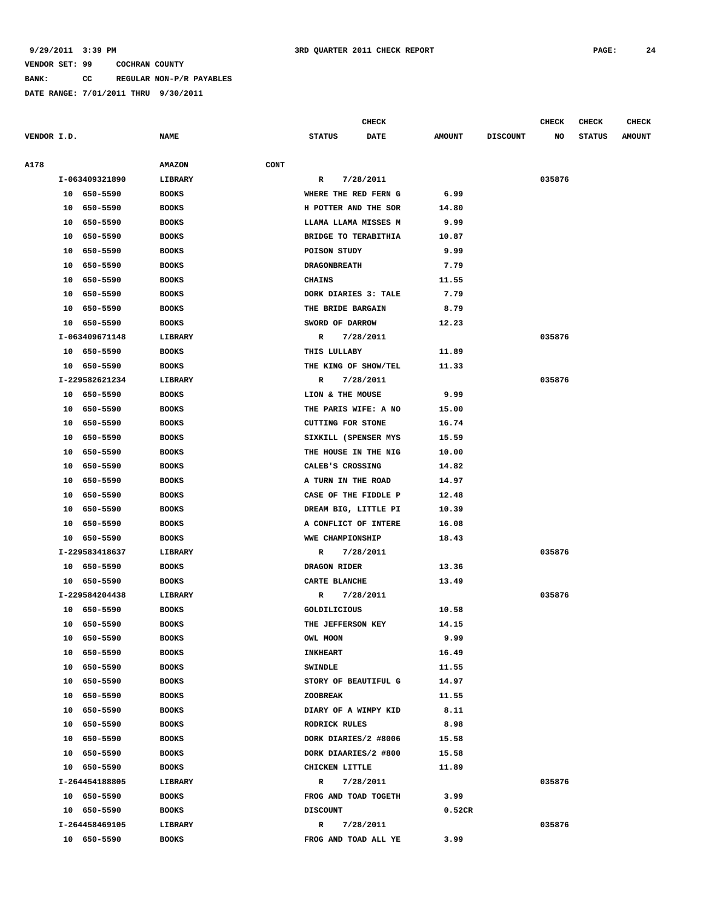9/29/2011 3:39 PM 3RD QUARTER 2011 CHECK REPORT

VENDOR SET: 99 COCHRAN COUNTY

BANK: CC REGULAR NON-P/R PAYABLES

DATE RANGE: 7/01/2011 THRU 9/30/2011

| VENDOR I.D. | NAME | STATUS | CHECK DATE | AMOUNT | DISCOUNT | CHECK NO | CHECK STATUS | CHECK AMOUNT |
|---|---|---|---|---|---|---|---|---|
| A178 | AMAZON | CONT | | | | | | |
| I-063409321890 | LIBRARY | R | 7/28/2011 | | | 035876 | | |
| 10 650-5590 | BOOKS | WHERE THE RED FERN G | | 6.99 | | | | |
| 10 650-5590 | BOOKS | H POTTER AND THE SOR | | 14.80 | | | | |
| 10 650-5590 | BOOKS | LLAMA LLAMA MISSES M | | 9.99 | | | | |
| 10 650-5590 | BOOKS | BRIDGE TO TERABITHIA | | 10.87 | | | | |
| 10 650-5590 | BOOKS | POISON STUDY | | 9.99 | | | | |
| 10 650-5590 | BOOKS | DRAGONBREATH | | 7.79 | | | | |
| 10 650-5590 | BOOKS | CHAINS | | 11.55 | | | | |
| 10 650-5590 | BOOKS | DORK DIARIES 3: TALE | | 7.79 | | | | |
| 10 650-5590 | BOOKS | THE BRIDE BARGAIN | | 8.79 | | | | |
| 10 650-5590 | BOOKS | SWORD OF DARROW | | 12.23 | | | | |
| I-063409671148 | LIBRARY | R | 7/28/2011 | | | 035876 | | |
| 10 650-5590 | BOOKS | THIS LULLABY | | 11.89 | | | | |
| 10 650-5590 | BOOKS | THE KING OF SHOW/TEL | | 11.33 | | | | |
| I-229582621234 | LIBRARY | R | 7/28/2011 | | | 035876 | | |
| 10 650-5590 | BOOKS | LION & THE MOUSE | | 9.99 | | | | |
| 10 650-5590 | BOOKS | THE PARIS WIFE: A NO | | 15.00 | | | | |
| 10 650-5590 | BOOKS | CUTTING FOR STONE | | 16.74 | | | | |
| 10 650-5590 | BOOKS | SIXKILL (SPENSER MYS | | 15.59 | | | | |
| 10 650-5590 | BOOKS | THE HOUSE IN THE NIG | | 10.00 | | | | |
| 10 650-5590 | BOOKS | CALEB'S CROSSING | | 14.82 | | | | |
| 10 650-5590 | BOOKS | A TURN IN THE ROAD | | 14.97 | | | | |
| 10 650-5590 | BOOKS | CASE OF THE FIDDLE P | | 12.48 | | | | |
| 10 650-5590 | BOOKS | DREAM BIG, LITTLE PI | | 10.39 | | | | |
| 10 650-5590 | BOOKS | A CONFLICT OF INTERE | | 16.08 | | | | |
| 10 650-5590 | BOOKS | WWE CHAMPIONSHIP | | 18.43 | | | | |
| I-229583418637 | LIBRARY | R | 7/28/2011 | | | 035876 | | |
| 10 650-5590 | BOOKS | DRAGON RIDER | | 13.36 | | | | |
| 10 650-5590 | BOOKS | CARTE BLANCHE | | 13.49 | | | | |
| I-229584204438 | LIBRARY | R | 7/28/2011 | | | 035876 | | |
| 10 650-5590 | BOOKS | GOLDILICIOUS | | 10.58 | | | | |
| 10 650-5590 | BOOKS | THE JEFFERSON KEY | | 14.15 | | | | |
| 10 650-5590 | BOOKS | OWL MOON | | 9.99 | | | | |
| 10 650-5590 | BOOKS | INKHEART | | 16.49 | | | | |
| 10 650-5590 | BOOKS | SWINDLE | | 11.55 | | | | |
| 10 650-5590 | BOOKS | STORY OF BEAUTIFUL G | | 14.97 | | | | |
| 10 650-5590 | BOOKS | ZOOBREAK | | 11.55 | | | | |
| 10 650-5590 | BOOKS | DIARY OF A WIMPY KID | | 8.11 | | | | |
| 10 650-5590 | BOOKS | RODRICK RULES | | 8.98 | | | | |
| 10 650-5590 | BOOKS | DORK DIARIES/2 #8006 | | 15.58 | | | | |
| 10 650-5590 | BOOKS | DORK DIAARIES/2 #800 | | 15.58 | | | | |
| 10 650-5590 | BOOKS | CHICKEN LITTLE | | 11.89 | | | | |
| I-264454188805 | LIBRARY | R | 7/28/2011 | | | 035876 | | |
| 10 650-5590 | BOOKS | FROG AND TOAD TOGETH | | 3.99 | | | | |
| 10 650-5590 | BOOKS | DISCOUNT | | 0.52CR | | | | |
| I-264458469105 | LIBRARY | R | 7/28/2011 | | | 035876 | | |
| 10 650-5590 | BOOKS | FROG AND TOAD ALL YE | | 3.99 | | | | |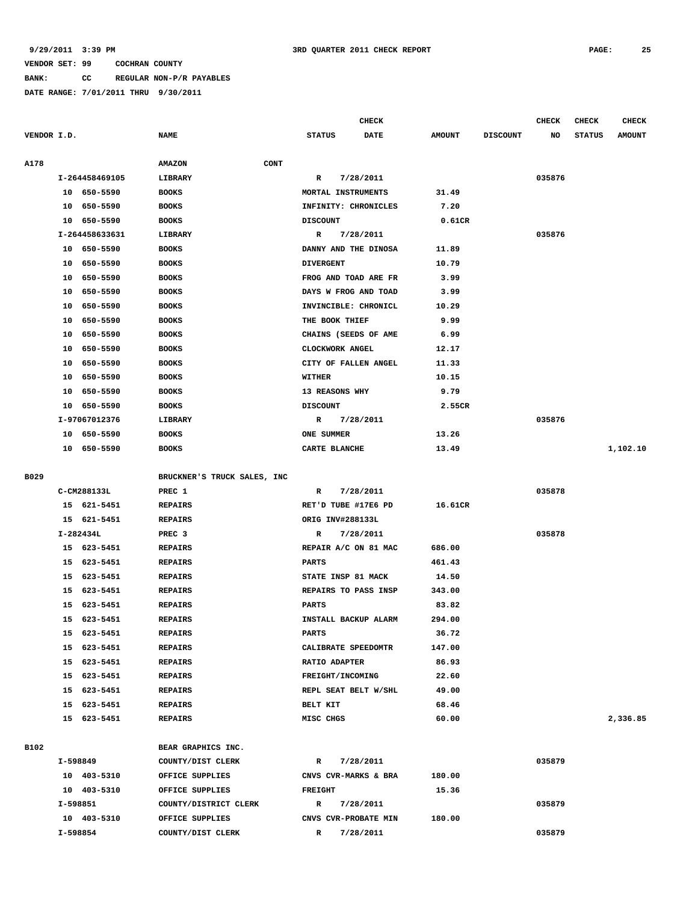9/29/2011 3:39 PM 3RD QUARTER 2011 CHECK REPORT

VENDOR SET: 99 COCHRAN COUNTY

BANK: CC REGULAR NON-P/R PAYABLES

DATE RANGE: 7/01/2011 THRU 9/30/2011

| VENDOR I.D. | NAME | STATUS | CHECK DATE | AMOUNT | DISCOUNT | CHECK NO | CHECK STATUS | CHECK AMOUNT |
|---|---|---|---|---|---|---|---|---|
| A178 | AMAZON CONT | | | | | | | |
| I-264458469105 | LIBRARY | R | 7/28/2011 | | | 035876 | | |
| 10 650-5590 | BOOKS | MORTAL INSTRUMENTS | | 31.49 | | | | |
| 10 650-5590 | BOOKS | INFINITY: CHRONICLES | | 7.20 | | | | |
| 10 650-5590 | BOOKS | DISCOUNT | | 0.61CR | | | | |
| I-264458633631 | LIBRARY | R | 7/28/2011 | | | 035876 | | |
| 10 650-5590 | BOOKS | DANNY AND THE DINOSA | | 11.89 | | | | |
| 10 650-5590 | BOOKS | DIVERGENT | | 10.79 | | | | |
| 10 650-5590 | BOOKS | FROG AND TOAD ARE FR | | 3.99 | | | | |
| 10 650-5590 | BOOKS | DAYS W FROG AND TOAD | | 3.99 | | | | |
| 10 650-5590 | BOOKS | INVINCIBLE: CHRONICL | | 10.29 | | | | |
| 10 650-5590 | BOOKS | THE BOOK THIEF | | 9.99 | | | | |
| 10 650-5590 | BOOKS | CHAINS (SEEDS OF AME | | 6.99 | | | | |
| 10 650-5590 | BOOKS | CLOCKWORK ANGEL | | 12.17 | | | | |
| 10 650-5590 | BOOKS | CITY OF FALLEN ANGEL | | 11.33 | | | | |
| 10 650-5590 | BOOKS | WITHER | | 10.15 | | | | |
| 10 650-5590 | BOOKS | 13 REASONS WHY | | 9.79 | | | | |
| 10 650-5590 | BOOKS | DISCOUNT | | 2.55CR | | | | |
| I-97067012376 | LIBRARY | R | 7/28/2011 | | | 035876 | | |
| 10 650-5590 | BOOKS | ONE SUMMER | | 13.26 | | | | |
| 10 650-5590 | BOOKS | CARTE BLANCHE | | 13.49 | | | | 1,102.10 |
| B029 | BRUCKNER'S TRUCK SALES, INC | | | | | | | |
| C-CM288133L | PREC 1 | R | 7/28/2011 | | | 035878 | | |
| 15 621-5451 | REPAIRS | RET'D TUBE #17E6 PD | | 16.61CR | | | | |
| 15 621-5451 | REPAIRS | ORIG INV#288133L | | | | | | |
| I-282434L | PREC 3 | R | 7/28/2011 | | | 035878 | | |
| 15 623-5451 | REPAIRS | REPAIR A/C ON 81 MAC | | 686.00 | | | | |
| 15 623-5451 | REPAIRS | PARTS | | 461.43 | | | | |
| 15 623-5451 | REPAIRS | STATE INSP 81 MACK | | 14.50 | | | | |
| 15 623-5451 | REPAIRS | REPAIRS TO PASS INSP | | 343.00 | | | | |
| 15 623-5451 | REPAIRS | PARTS | | 83.82 | | | | |
| 15 623-5451 | REPAIRS | INSTALL BACKUP ALARM | | 294.00 | | | | |
| 15 623-5451 | REPAIRS | PARTS | | 36.72 | | | | |
| 15 623-5451 | REPAIRS | CALIBRATE SPEEDOMTR | | 147.00 | | | | |
| 15 623-5451 | REPAIRS | RATIO ADAPTER | | 86.93 | | | | |
| 15 623-5451 | REPAIRS | FREIGHT/INCOMING | | 22.60 | | | | |
| 15 623-5451 | REPAIRS | REPL SEAT BELT W/SHL | | 49.00 | | | | |
| 15 623-5451 | REPAIRS | BELT KIT | | 68.46 | | | | |
| 15 623-5451 | REPAIRS | MISC CHGS | | 60.00 | | | | 2,336.85 |
| B102 | BEAR GRAPHICS INC. | | | | | | | |
| I-598849 | COUNTY/DIST CLERK | R | 7/28/2011 | | | 035879 | | |
| 10 403-5310 | OFFICE SUPPLIES | CNVS CVR-MARKS & BRA | | 180.00 | | | | |
| 10 403-5310 | OFFICE SUPPLIES | FREIGHT | | 15.36 | | | | |
| I-598851 | COUNTY/DISTRICT CLERK | R | 7/28/2011 | | | 035879 | | |
| 10 403-5310 | OFFICE SUPPLIES | CNVS CVR-PROBATE MIN | | 180.00 | | | | |
| I-598854 | COUNTY/DIST CLERK | R | 7/28/2011 | | | 035879 | | |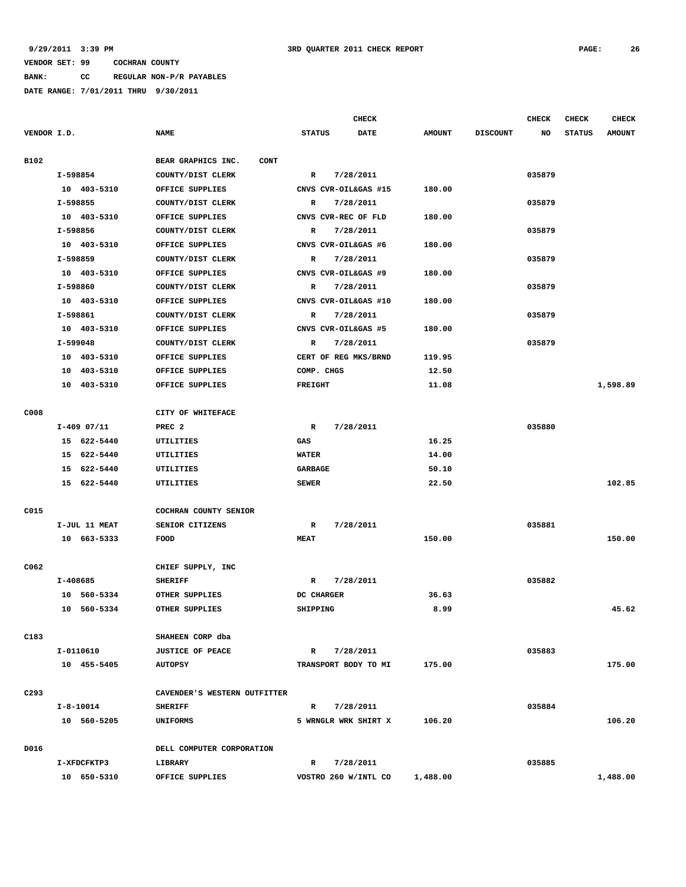9/29/2011 3:39 PM 3RD QUARTER 2011 CHECK REPORT

VENDOR SET: 99 COCHRAN COUNTY

BANK: CC REGULAR NON-P/R PAYABLES

DATE RANGE: 7/01/2011 THRU 9/30/2011

| VENDOR I.D. | NAME | STATUS | CHECK DATE | AMOUNT | DISCOUNT | CHECK NO | CHECK STATUS | CHECK AMOUNT |
|---|---|---|---|---|---|---|---|---|
| B102 | BEAR GRAPHICS INC. CONT | | | | | | | |
| I-598854 | COUNTY/DIST CLERK | R | 7/28/2011 | | | 035879 | | |
| 10 403-5310 | OFFICE SUPPLIES | CNVS CVR-OIL&GAS #15 | | 180.00 | | | | |
| I-598855 | COUNTY/DIST CLERK | R | 7/28/2011 | | | 035879 | | |
| 10 403-5310 | OFFICE SUPPLIES | CNVS CVR-REC OF FLD | | 180.00 | | | | |
| I-598856 | COUNTY/DIST CLERK | R | 7/28/2011 | | | 035879 | | |
| 10 403-5310 | OFFICE SUPPLIES | CNVS CVR-OIL&GAS #6 | | 180.00 | | | | |
| I-598859 | COUNTY/DIST CLERK | R | 7/28/2011 | | | 035879 | | |
| 10 403-5310 | OFFICE SUPPLIES | CNVS CVR-OIL&GAS #9 | | 180.00 | | | | |
| I-598860 | COUNTY/DIST CLERK | R | 7/28/2011 | | | 035879 | | |
| 10 403-5310 | OFFICE SUPPLIES | CNVS CVR-OIL&GAS #10 | | 180.00 | | | | |
| I-598861 | COUNTY/DIST CLERK | R | 7/28/2011 | | | 035879 | | |
| 10 403-5310 | OFFICE SUPPLIES | CNVS CVR-OIL&GAS #5 | | 180.00 | | | | |
| I-599048 | COUNTY/DIST CLERK | R | 7/28/2011 | | | 035879 | | |
| 10 403-5310 | OFFICE SUPPLIES | CERT OF REG MKS/BRND | | 119.95 | | | | |
| 10 403-5310 | OFFICE SUPPLIES | COMP. CHGS | | 12.50 | | | | |
| 10 403-5310 | OFFICE SUPPLIES | FREIGHT | | 11.08 | | | | 1,598.89 |
| C008 | CITY OF WHITEFACE | | | | | | | |
| I-409 07/11 | PREC 2 | R | 7/28/2011 | | | 035880 | | |
| 15 622-5440 | UTILITIES | GAS | | 16.25 | | | | |
| 15 622-5440 | UTILITIES | WATER | | 14.00 | | | | |
| 15 622-5440 | UTILITIES | GARBAGE | | 50.10 | | | | |
| 15 622-5440 | UTILITIES | SEWER | | 22.50 | | | | 102.85 |
| C015 | COCHRAN COUNTY SENIOR | | | | | | | |
| I-JUL 11 MEAT | SENIOR CITIZENS | R | 7/28/2011 | | | 035881 | | |
| 10 663-5333 | FOOD | MEAT | | 150.00 | | | | 150.00 |
| C062 | CHIEF SUPPLY, INC | | | | | | | |
| I-408685 | SHERIFF | R | 7/28/2011 | | | 035882 | | |
| 10 560-5334 | OTHER SUPPLIES | DC CHARGER | | 36.63 | | | | |
| 10 560-5334 | OTHER SUPPLIES | SHIPPING | | 8.99 | | | | 45.62 |
| C183 | SHAHEEN CORP dba | | | | | | | |
| I-0110610 | JUSTICE OF PEACE | R | 7/28/2011 | | | 035883 | | |
| 10 455-5405 | AUTOPSY | TRANSPORT BODY TO MI | | 175.00 | | | | 175.00 |
| C293 | CAVENDER'S WESTERN OUTFITTER | | | | | | | |
| I-8-10014 | SHERIFF | R | 7/28/2011 | | | 035884 | | |
| 10 560-5205 | UNIFORMS | 5 WRNGLR WRK SHIRT X | | 106.20 | | | | 106.20 |
| D016 | DELL COMPUTER CORPORATION | | | | | | | |
| I-XFDCFKTP3 | LIBRARY | R | 7/28/2011 | | | 035885 | | |
| 10 650-5310 | OFFICE SUPPLIES | VOSTRO 260 W/INTL CO | | 1,488.00 | | | | 1,488.00 |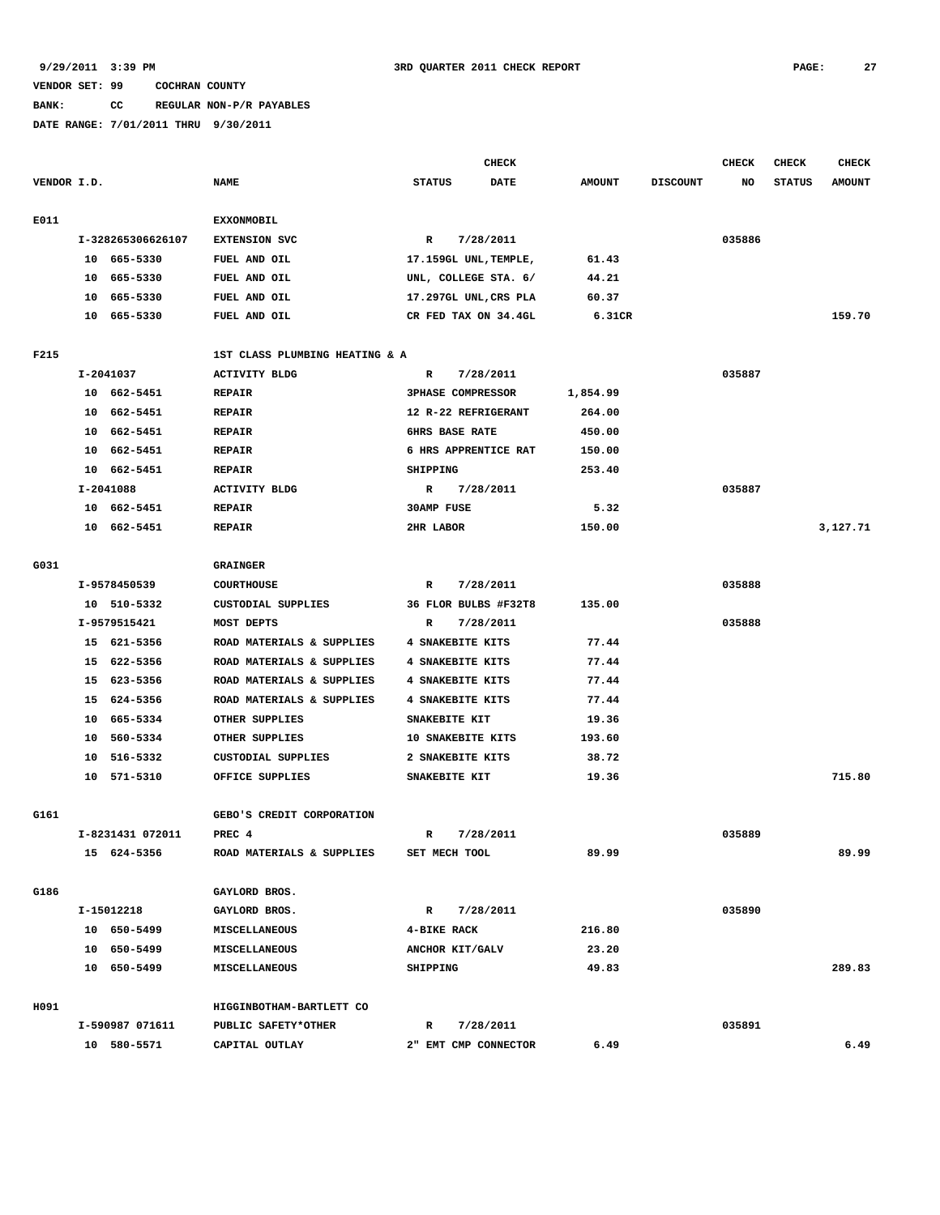9/29/2011 3:39 PM                    3RD QUARTER 2011 CHECK REPORT

VENDOR SET: 99    COCHRAN COUNTY

BANK: CC    REGULAR NON-P/R PAYABLES

DATE RANGE: 7/01/2011 THRU 9/30/2011

| VENDOR I.D. | NAME | STATUS | CHECK DATE | AMOUNT | DISCOUNT | CHECK NO | CHECK STATUS | CHECK AMOUNT |
|---|---|---|---|---|---|---|---|---|
| E011 | EXXONMOBIL | | | | | | | |
| I-328265306626107 | EXTENSION SVC | R | 7/28/2011 | | | 035886 | | |
| 10 665-5330 | FUEL AND OIL | 17.159GL UNL,TEMPLE, | | 61.43 | | | | |
| 10 665-5330 | FUEL AND OIL | UNL, COLLEGE STA. 6/ | | 44.21 | | | | |
| 10 665-5330 | FUEL AND OIL | 17.297GL UNL,CRS PLA | | 60.37 | | | | |
| 10 665-5330 | FUEL AND OIL | CR FED TAX ON 34.4GL | | 6.31CR | | | | 159.70 |
| F215 | 1ST CLASS PLUMBING HEATING & A | | | | | | | |
| I-2041037 | ACTIVITY BLDG | R | 7/28/2011 | | | 035887 | | |
| 10 662-5451 | REPAIR | 3PHASE COMPRESSOR | | 1,854.99 | | | | |
| 10 662-5451 | REPAIR | 12 R-22 REFRIGERANT | | 264.00 | | | | |
| 10 662-5451 | REPAIR | 6HRS BASE RATE | | 450.00 | | | | |
| 10 662-5451 | REPAIR | 6 HRS APPRENTICE RAT | | 150.00 | | | | |
| 10 662-5451 | REPAIR | SHIPPING | | 253.40 | | | | |
| I-2041088 | ACTIVITY BLDG | R | 7/28/2011 | | | 035887 | | |
| 10 662-5451 | REPAIR | 30AMP FUSE | | 5.32 | | | | |
| 10 662-5451 | REPAIR | 2HR LABOR | | 150.00 | | | | 3,127.71 |
| G031 | GRAINGER | | | | | | | |
| I-9578450539 | COURTHOUSE | R | 7/28/2011 | | | 035888 | | |
| 10 510-5332 | CUSTODIAL SUPPLIES | 36 FLOR BULBS #F32T8 | | 135.00 | | | | |
| I-9579515421 | MOST DEPTS | R | 7/28/2011 | | | 035888 | | |
| 15 621-5356 | ROAD MATERIALS & SUPPLIES | 4 SNAKEBITE KITS | | 77.44 | | | | |
| 15 622-5356 | ROAD MATERIALS & SUPPLIES | 4 SNAKEBITE KITS | | 77.44 | | | | |
| 15 623-5356 | ROAD MATERIALS & SUPPLIES | 4 SNAKEBITE KITS | | 77.44 | | | | |
| 15 624-5356 | ROAD MATERIALS & SUPPLIES | 4 SNAKEBITE KITS | | 77.44 | | | | |
| 10 665-5334 | OTHER SUPPLIES | SNAKEBITE KIT | | 19.36 | | | | |
| 10 560-5334 | OTHER SUPPLIES | 10 SNAKEBITE KITS | | 193.60 | | | | |
| 10 516-5332 | CUSTODIAL SUPPLIES | 2 SNAKEBITE KITS | | 38.72 | | | | |
| 10 571-5310 | OFFICE SUPPLIES | SNAKEBITE KIT | | 19.36 | | | | 715.80 |
| G161 | GEBO'S CREDIT CORPORATION | | | | | | | |
| I-8231431 072011 | PREC 4 | R | 7/28/2011 | | | 035889 | | |
| 15 624-5356 | ROAD MATERIALS & SUPPLIES | SET MECH TOOL | | 89.99 | | | | 89.99 |
| G186 | GAYLORD BROS. | | | | | | | |
| I-15012218 | GAYLORD BROS. | R | 7/28/2011 | | | 035890 | | |
| 10 650-5499 | MISCELLANEOUS | 4-BIKE RACK | | 216.80 | | | | |
| 10 650-5499 | MISCELLANEOUS | ANCHOR KIT/GALV | | 23.20 | | | | |
| 10 650-5499 | MISCELLANEOUS | SHIPPING | | 49.83 | | | | 289.83 |
| H091 | HIGGINBOTHAM-BARTLETT CO | | | | | | | |
| I-590987 071611 | PUBLIC SAFETY*OTHER | R | 7/28/2011 | | | 035891 | | |
| 10 580-5571 | CAPITAL OUTLAY | 2" EMT CMP CONNECTOR | | 6.49 | | | | 6.49 |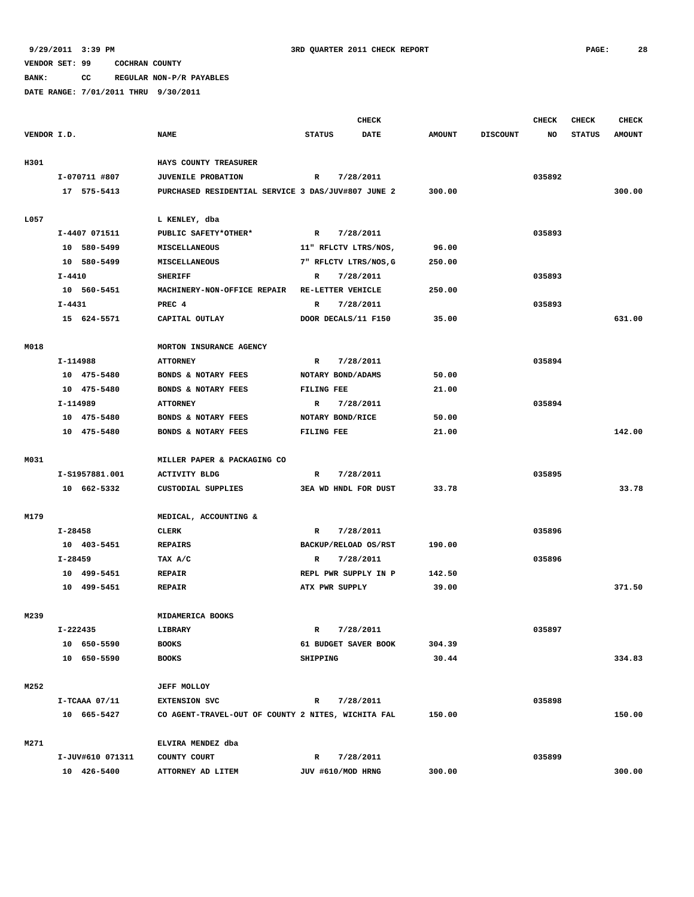9/29/2011 3:39 PM — 3RD QUARTER 2011 CHECK REPORT

VENDOR SET: 99 COCHRAN COUNTY

BANK: CC REGULAR NON-P/R PAYABLES

DATE RANGE: 7/01/2011 THRU 9/30/2011

| VENDOR I.D. | NAME | STATUS | CHECK DATE | AMOUNT | DISCOUNT | CHECK NO | CHECK STATUS | CHECK AMOUNT |
|---|---|---|---|---|---|---|---|---|
| H301 | HAYS COUNTY TREASURER | | | | | | | |
| I-070711 #807 | JUVENILE PROBATION | R | 7/28/2011 | | | 035892 | | |
| 17 575-5413 | PURCHASED RESIDENTIAL SERVICE 3 DAS/JUV#807 JUNE 2 | | | 300.00 | | | | 300.00 |
| L057 | L KENLEY, dba | | | | | | | |
| I-4407 071511 | PUBLIC SAFETY*OTHER* | R | 7/28/2011 | | | 035893 | | |
| 10 580-5499 | MISCELLANEOUS | 11" RFLCTV LTRS/NOS, | | 96.00 | | | | |
| 10 580-5499 | MISCELLANEOUS | 7" RFLCTV LTRS/NOS,G | | 250.00 | | | | |
| I-4410 | SHERIFF | R | 7/28/2011 | | | 035893 | | |
| 10 560-5451 | MACHINERY-NON-OFFICE REPAIR | RE-LETTER VEHICLE | | 250.00 | | | | |
| I-4431 | PREC 4 | R | 7/28/2011 | | | 035893 | | |
| 15 624-5571 | CAPITAL OUTLAY | DOOR DECALS/11 F150 | | 35.00 | | | | 631.00 |
| M018 | MORTON INSURANCE AGENCY | | | | | | | |
| I-114988 | ATTORNEY | R | 7/28/2011 | | | 035894 | | |
| 10 475-5480 | BONDS & NOTARY FEES | NOTARY BOND/ADAMS | | 50.00 | | | | |
| 10 475-5480 | BONDS & NOTARY FEES | FILING FEE | | 21.00 | | | | |
| I-114989 | ATTORNEY | R | 7/28/2011 | | | 035894 | | |
| 10 475-5480 | BONDS & NOTARY FEES | NOTARY BOND/RICE | | 50.00 | | | | |
| 10 475-5480 | BONDS & NOTARY FEES | FILING FEE | | 21.00 | | | | 142.00 |
| M031 | MILLER PAPER & PACKAGING CO | | | | | | | |
| I-S1957881.001 | ACTIVITY BLDG | R | 7/28/2011 | | | 035895 | | |
| 10 662-5332 | CUSTODIAL SUPPLIES | 3EA WD HNDL FOR DUST | | 33.78 | | | | 33.78 |
| M179 | MEDICAL, ACCOUNTING & | | | | | | | |
| I-28458 | CLERK | R | 7/28/2011 | | | 035896 | | |
| 10 403-5451 | REPAIRS | BACKUP/RELOAD OS/RST | | 190.00 | | | | |
| I-28459 | TAX A/C | R | 7/28/2011 | | | 035896 | | |
| 10 499-5451 | REPAIR | REPL PWR SUPPLY IN P | | 142.50 | | | | |
| 10 499-5451 | REPAIR | ATX PWR SUPPLY | | 39.00 | | | | 371.50 |
| M239 | MIDAMERICA BOOKS | | | | | | | |
| I-222435 | LIBRARY | R | 7/28/2011 | | | 035897 | | |
| 10 650-5590 | BOOKS | 61 BUDGET SAVER BOOK | | 304.39 | | | | |
| 10 650-5590 | BOOKS | SHIPPING | | 30.44 | | | | 334.83 |
| M252 | JEFF MOLLOY | | | | | | | |
| I-TCAAA 07/11 | EXTENSION SVC | R | 7/28/2011 | | | 035898 | | |
| 10 665-5427 | CO AGENT-TRAVEL-OUT OF COUNTY 2 NITES, WICHITA FAL | | | 150.00 | | | | 150.00 |
| M271 | ELVIRA MENDEZ dba | | | | | | | |
| I-JUV#610 071311 | COUNTY COURT | R | 7/28/2011 | | | 035899 | | |
| 10 426-5400 | ATTORNEY AD LITEM | JUV #610/MOD HRNG | | 300.00 | | | | 300.00 |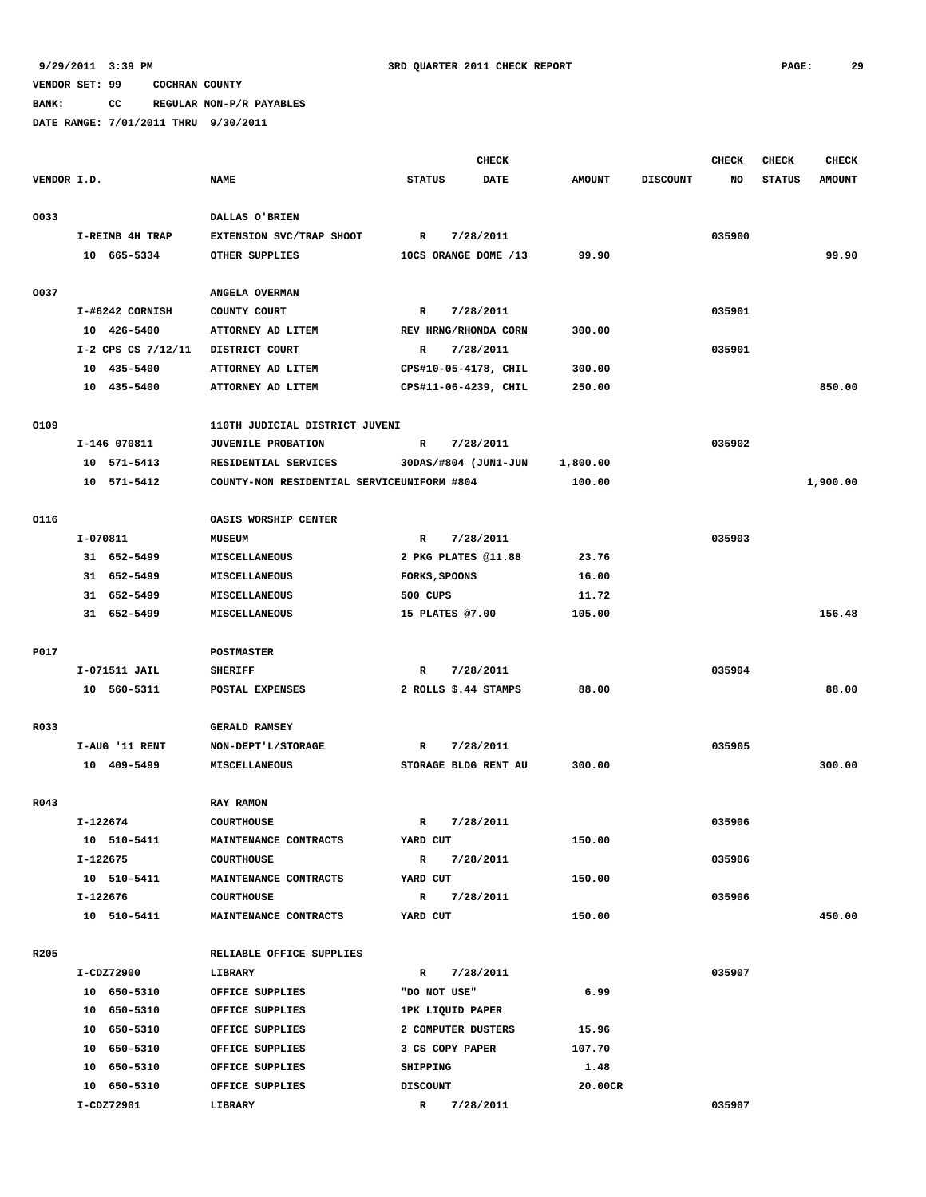9/29/2011 3:39 PM — 3RD QUARTER 2011 CHECK REPORT

VENDOR SET: 99 COCHRAN COUNTY
BANK: CC REGULAR NON-P/R PAYABLES
DATE RANGE: 7/01/2011 THRU 9/30/2011

| VENDOR I.D. | NAME | STATUS | CHECK DATE | AMOUNT | DISCOUNT | CHECK NO | CHECK STATUS | CHECK AMOUNT |
|---|---|---|---|---|---|---|---|---|
| O033 | DALLAS O'BRIEN | | | | | | | |
| I-REIMB 4H TRAP | EXTENSION SVC/TRAP SHOOT | R | 7/28/2011 | | | 035900 | | |
| 10 665-5334 | OTHER SUPPLIES | 10CS ORANGE DOME /13 | | 99.90 | | | | 99.90 |
| O037 | ANGELA OVERMAN | | | | | | | |
| I-#6242 CORNISH | COUNTY COURT | R | 7/28/2011 | | | 035901 | | |
| 10 426-5400 | ATTORNEY AD LITEM | REV HRNG/RHONDA CORN | | 300.00 | | | | |
| I-2 CPS CS 7/12/11 | DISTRICT COURT | R | 7/28/2011 | | | 035901 | | |
| 10 435-5400 | ATTORNEY AD LITEM | CPS#10-05-4178, CHIL | | 300.00 | | | | |
| 10 435-5400 | ATTORNEY AD LITEM | CPS#11-06-4239, CHIL | | 250.00 | | | | 850.00 |
| O109 | 110TH JUDICIAL DISTRICT JUVENI | | | | | | | |
| I-146 070811 | JUVENILE PROBATION | R | 7/28/2011 | | | 035902 | | |
| 10 571-5413 | RESIDENTIAL SERVICES | 30DAS/#804 (JUN1-JUN | | 1,800.00 | | | | |
| 10 571-5412 | COUNTY-NON RESIDENTIAL SERVICE | UNIFORM #804 | | 100.00 | | | | 1,900.00 |
| O116 | OASIS WORSHIP CENTER | | | | | | | |
| I-070811 | MUSEUM | R | 7/28/2011 | | | 035903 | | |
| 31 652-5499 | MISCELLANEOUS | 2 PKG PLATES @11.88 | | 23.76 | | | | |
| 31 652-5499 | MISCELLANEOUS | FORKS,SPOONS | | 16.00 | | | | |
| 31 652-5499 | MISCELLANEOUS | 500 CUPS | | 11.72 | | | | |
| 31 652-5499 | MISCELLANEOUS | 15 PLATES @7.00 | | 105.00 | | | | 156.48 |
| P017 | POSTMASTER | | | | | | | |
| I-071511 JAIL | SHERIFF | R | 7/28/2011 | | | 035904 | | |
| 10 560-5311 | POSTAL EXPENSES | 2 ROLLS $.44 STAMPS | | 88.00 | | | | 88.00 |
| R033 | GERALD RAMSEY | | | | | | | |
| I-AUG '11 RENT | NON-DEPT'L/STORAGE | R | 7/28/2011 | | | 035905 | | |
| 10 409-5499 | MISCELLANEOUS | STORAGE BLDG RENT AU | | 300.00 | | | | 300.00 |
| R043 | RAY RAMON | | | | | | | |
| I-122674 | COURTHOUSE | R | 7/28/2011 | | | 035906 | | |
| 10 510-5411 | MAINTENANCE CONTRACTS | YARD CUT | | 150.00 | | | | |
| I-122675 | COURTHOUSE | R | 7/28/2011 | | | 035906 | | |
| 10 510-5411 | MAINTENANCE CONTRACTS | YARD CUT | | 150.00 | | | | |
| I-122676 | COURTHOUSE | R | 7/28/2011 | | | 035906 | | |
| 10 510-5411 | MAINTENANCE CONTRACTS | YARD CUT | | 150.00 | | | | 450.00 |
| R205 | RELIABLE OFFICE SUPPLIES | | | | | | | |
| I-CDZ72900 | LIBRARY | R | 7/28/2011 | | | 035907 | | |
| 10 650-5310 | OFFICE SUPPLIES | "DO NOT USE" | | 6.99 | | | | |
| 10 650-5310 | OFFICE SUPPLIES | 1PK LIQUID PAPER | | | | | | |
| 10 650-5310 | OFFICE SUPPLIES | 2 COMPUTER DUSTERS | | 15.96 | | | | |
| 10 650-5310 | OFFICE SUPPLIES | 3 CS COPY PAPER | | 107.70 | | | | |
| 10 650-5310 | OFFICE SUPPLIES | SHIPPING | | 1.48 | | | | |
| 10 650-5310 | OFFICE SUPPLIES | DISCOUNT | | 20.00CR | | | | |
| I-CDZ72901 | LIBRARY | R | 7/28/2011 | | | 035907 | | |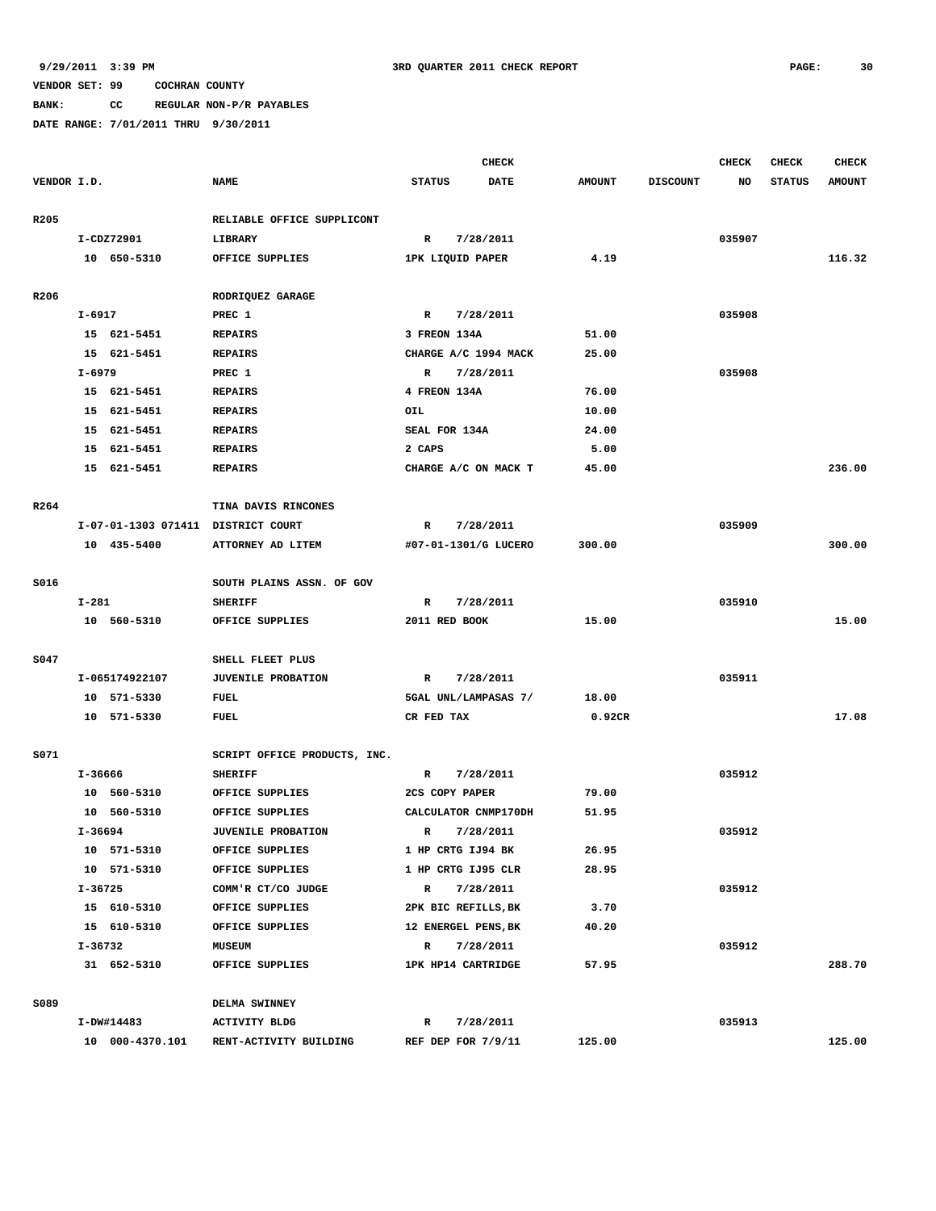9/29/2011 3:39 PM — 3RD QUARTER 2011 CHECK REPORT

VENDOR SET: 99 COCHRAN COUNTY

BANK: CC REGULAR NON-P/R PAYABLES

DATE RANGE: 7/01/2011 THRU 9/30/2011

| VENDOR I.D. | NAME | STATUS | CHECK DATE | AMOUNT | DISCOUNT | CHECK NO | CHECK STATUS | CHECK AMOUNT |
|---|---|---|---|---|---|---|---|---|
| R205 | RELIABLE OFFICE SUPPLICONT | | | | | | | |
| I-CDZ72901 | LIBRARY | R | 7/28/2011 | | | 035907 | | |
| 10 650-5310 | OFFICE SUPPLIES | 1PK LIQUID PAPER | | 4.19 | | | | 116.32 |
| R206 | RODRIQUEZ GARAGE | | | | | | | |
| I-6917 | PREC 1 | R | 7/28/2011 | | | 035908 | | |
| 15 621-5451 | REPAIRS | 3 FREON 134A | | 51.00 | | | | |
| 15 621-5451 | REPAIRS | CHARGE A/C 1994 MACK | | 25.00 | | | | |
| I-6979 | PREC 1 | R | 7/28/2011 | | | 035908 | | |
| 15 621-5451 | REPAIRS | 4 FREON 134A | | 76.00 | | | | |
| 15 621-5451 | REPAIRS | OIL | | 10.00 | | | | |
| 15 621-5451 | REPAIRS | SEAL FOR 134A | | 24.00 | | | | |
| 15 621-5451 | REPAIRS | 2 CAPS | | 5.00 | | | | |
| 15 621-5451 | REPAIRS | CHARGE A/C ON MACK T | | 45.00 | | | | 236.00 |
| R264 | TINA DAVIS RINCONES | | | | | | | |
| I-07-01-1303 071411 | DISTRICT COURT | R | 7/28/2011 | | | 035909 | | |
| 10 435-5400 | ATTORNEY AD LITEM | #07-01-1301/G LUCERO | | 300.00 | | | | 300.00 |
| S016 | SOUTH PLAINS ASSN. OF GOV | | | | | | | |
| I-281 | SHERIFF | R | 7/28/2011 | | | 035910 | | |
| 10 560-5310 | OFFICE SUPPLIES | 2011 RED BOOK | | 15.00 | | | | 15.00 |
| S047 | SHELL FLEET PLUS | | | | | | | |
| I-065174922107 | JUVENILE PROBATION | R | 7/28/2011 | | | 035911 | | |
| 10 571-5330 | FUEL | 5GAL UNL/LAMPASAS 7/ | | 18.00 | | | | |
| 10 571-5330 | FUEL | CR FED TAX | | 0.92CR | | | | 17.08 |
| S071 | SCRIPT OFFICE PRODUCTS, INC. | | | | | | | |
| I-36666 | SHERIFF | R | 7/28/2011 | | | 035912 | | |
| 10 560-5310 | OFFICE SUPPLIES | 2CS COPY PAPER | | 79.00 | | | | |
| 10 560-5310 | OFFICE SUPPLIES | CALCULATOR CNMP170DH | | 51.95 | | | | |
| I-36694 | JUVENILE PROBATION | R | 7/28/2011 | | | 035912 | | |
| 10 571-5310 | OFFICE SUPPLIES | 1 HP CRTG IJ94 BK | | 26.95 | | | | |
| 10 571-5310 | OFFICE SUPPLIES | 1 HP CRTG IJ95 CLR | | 28.95 | | | | |
| I-36725 | COMM'R CT/CO JUDGE | R | 7/28/2011 | | | 035912 | | |
| 15 610-5310 | OFFICE SUPPLIES | 2PK BIC REFILLS,BK | | 3.70 | | | | |
| 15 610-5310 | OFFICE SUPPLIES | 12 ENERGEL PENS,BK | | 40.20 | | | | |
| I-36732 | MUSEUM | R | 7/28/2011 | | | 035912 | | |
| 31 652-5310 | OFFICE SUPPLIES | 1PK HP14 CARTRIDGE | | 57.95 | | | | 288.70 |
| S089 | DELMA SWINNEY | | | | | | | |
| I-DW#14483 | ACTIVITY BLDG | R | 7/28/2011 | | | 035913 | | |
| 10 000-4370.101 | RENT-ACTIVITY BUILDING | REF DEP FOR 7/9/11 | | 125.00 | | | | 125.00 |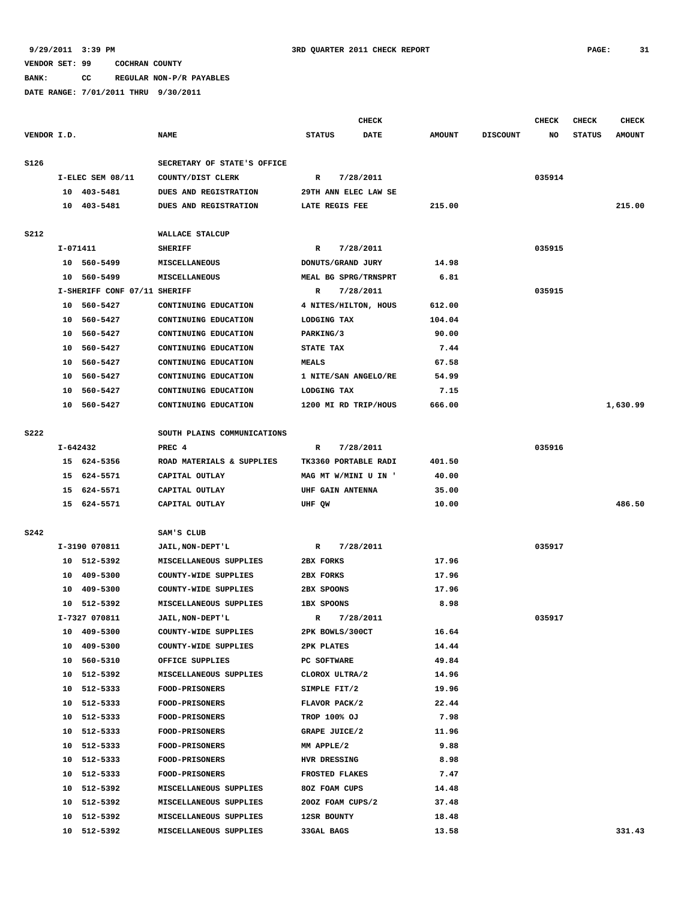VENDOR SET: 99 COCHRAN COUNTY

BANK: CC REGULAR NON-P/R PAYABLES

DATE RANGE: 7/01/2011 THRU 9/30/2011

| VENDOR I.D. | NAME | STATUS | CHECK DATE | AMOUNT | DISCOUNT | CHECK NO | CHECK STATUS | CHECK AMOUNT |
|---|---|---|---|---|---|---|---|---|
| S126 | SECRETARY OF STATE'S OFFICE | | | | | | | |
| I-ELEC SEM 08/11 | COUNTY/DIST CLERK | R | 7/28/2011 | | | 035914 | | |
| 10 403-5481 | DUES AND REGISTRATION | 29TH ANN ELEC LAW SE | | | | | | |
| 10 403-5481 | DUES AND REGISTRATION | LATE REGIS FEE | | 215.00 | | | | 215.00 |
| S212 | WALLACE STALCUP | | | | | | | |
| I-071411 | SHERIFF | R | 7/28/2011 | | | 035915 | | |
| 10 560-5499 | MISCELLANEOUS | DONUTS/GRAND JURY | | 14.98 | | | | |
| 10 560-5499 | MISCELLANEOUS | MEAL BG SPRG/TRNSPRT | | 6.81 | | | | |
| I-SHERIFF CONF 07/11 | SHERIFF | R | 7/28/2011 | | | 035915 | | |
| 10 560-5427 | CONTINUING EDUCATION | 4 NITES/HILTON, HOUS | | 612.00 | | | | |
| 10 560-5427 | CONTINUING EDUCATION | LODGING TAX | | 104.04 | | | | |
| 10 560-5427 | CONTINUING EDUCATION | PARKING/3 | | 90.00 | | | | |
| 10 560-5427 | CONTINUING EDUCATION | STATE TAX | | 7.44 | | | | |
| 10 560-5427 | CONTINUING EDUCATION | MEALS | | 67.58 | | | | |
| 10 560-5427 | CONTINUING EDUCATION | 1 NITE/SAN ANGELO/RE | | 54.99 | | | | |
| 10 560-5427 | CONTINUING EDUCATION | LODGING TAX | | 7.15 | | | | |
| 10 560-5427 | CONTINUING EDUCATION | 1200 MI RD TRIP/HOUS | | 666.00 | | | | 1,630.99 |
| S222 | SOUTH PLAINS COMMUNICATIONS | | | | | | | |
| I-642432 | PREC 4 | R | 7/28/2011 | | | 035916 | | |
| 15 624-5356 | ROAD MATERIALS & SUPPLIES | TK3360 PORTABLE RADI | | 401.50 | | | | |
| 15 624-5571 | CAPITAL OUTLAY | MAG MT W/MINI U IN ' | | 40.00 | | | | |
| 15 624-5571 | CAPITAL OUTLAY | UHF GAIN ANTENNA | | 35.00 | | | | |
| 15 624-5571 | CAPITAL OUTLAY | UHF QW | | 10.00 | | | | 486.50 |
| S242 | SAM'S CLUB | | | | | | | |
| I-3190 070811 | JAIL,NON-DEPT'L | R | 7/28/2011 | | | 035917 | | |
| 10 512-5392 | MISCELLANEOUS SUPPLIES | 2BX FORKS | | 17.96 | | | | |
| 10 409-5300 | COUNTY-WIDE SUPPLIES | 2BX FORKS | | 17.96 | | | | |
| 10 409-5300 | COUNTY-WIDE SUPPLIES | 2BX SPOONS | | 17.96 | | | | |
| 10 512-5392 | MISCELLANEOUS SUPPLIES | 1BX SPOONS | | 8.98 | | | | |
| I-7327 070811 | JAIL,NON-DEPT'L | R | 7/28/2011 | | | 035917 | | |
| 10 409-5300 | COUNTY-WIDE SUPPLIES | 2PK BOWLS/300CT | | 16.64 | | | | |
| 10 409-5300 | COUNTY-WIDE SUPPLIES | 2PK PLATES | | 14.44 | | | | |
| 10 560-5310 | OFFICE SUPPLIES | PC SOFTWARE | | 49.84 | | | | |
| 10 512-5392 | MISCELLANEOUS SUPPLIES | CLOROX ULTRA/2 | | 14.96 | | | | |
| 10 512-5333 | FOOD-PRISONERS | SIMPLE FIT/2 | | 19.96 | | | | |
| 10 512-5333 | FOOD-PRISONERS | FLAVOR PACK/2 | | 22.44 | | | | |
| 10 512-5333 | FOOD-PRISONERS | TROP 100% OJ | | 7.98 | | | | |
| 10 512-5333 | FOOD-PRISONERS | GRAPE JUICE/2 | | 11.96 | | | | |
| 10 512-5333 | FOOD-PRISONERS | MM APPLE/2 | | 9.88 | | | | |
| 10 512-5333 | FOOD-PRISONERS | HVR DRESSING | | 8.98 | | | | |
| 10 512-5333 | FOOD-PRISONERS | FROSTED FLAKES | | 7.47 | | | | |
| 10 512-5392 | MISCELLANEOUS SUPPLIES | 8OZ FOAM CUPS | | 14.48 | | | | |
| 10 512-5392 | MISCELLANEOUS SUPPLIES | 20OZ FOAM CUPS/2 | | 37.48 | | | | |
| 10 512-5392 | MISCELLANEOUS SUPPLIES | 12SR BOUNTY | | 18.48 | | | | |
| 10 512-5392 | MISCELLANEOUS SUPPLIES | 33GAL BAGS | | 13.58 | | | | 331.43 |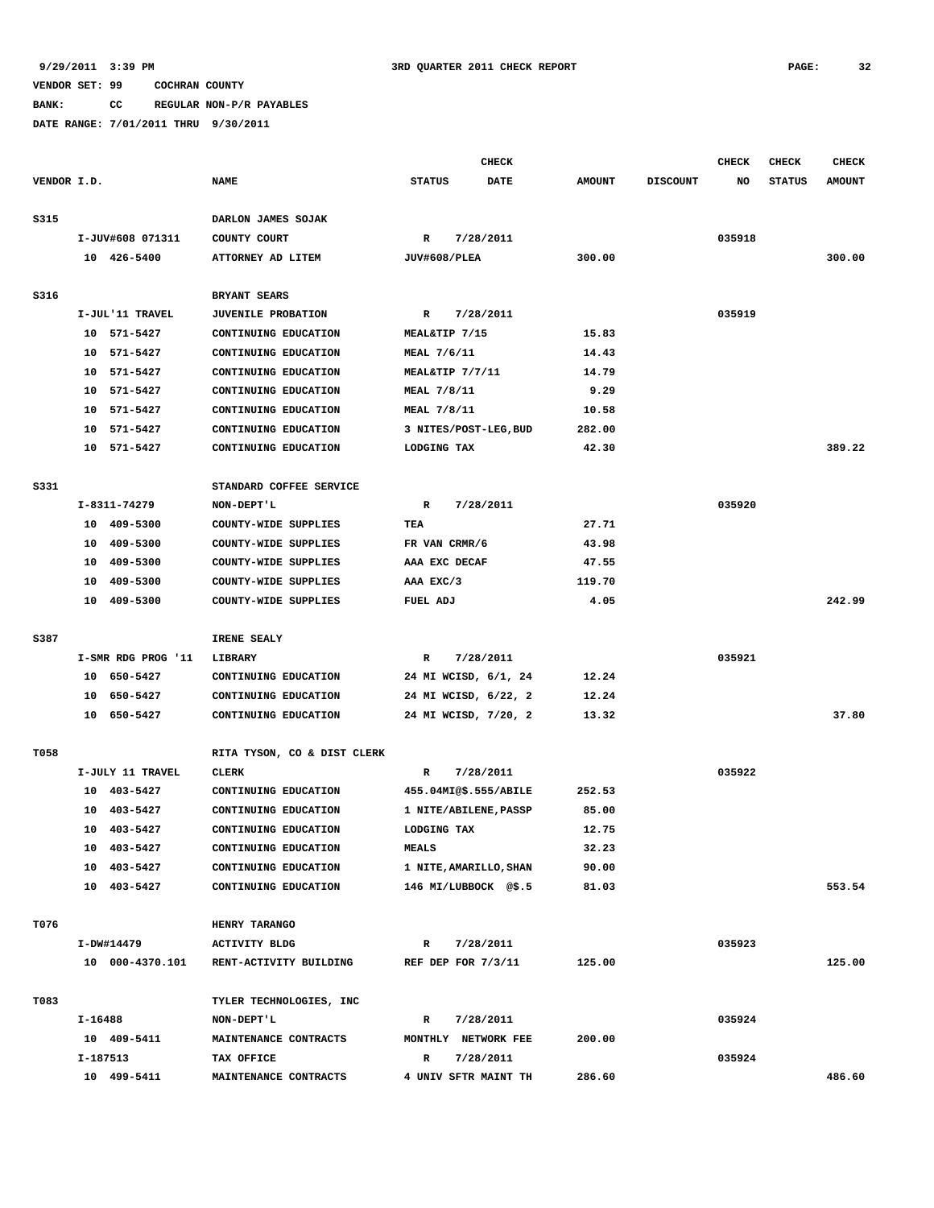9/29/2011 3:39 PM 3RD QUARTER 2011 CHECK REPORT

VENDOR SET: 99 COCHRAN COUNTY

BANK: CC REGULAR NON-P/R PAYABLES

DATE RANGE: 7/01/2011 THRU 9/30/2011

| VENDOR I.D. | NAME | CHECK STATUS | CHECK DATE | AMOUNT | DISCOUNT | CHECK NO | CHECK STATUS | CHECK AMOUNT |
|---|---|---|---|---|---|---|---|---|
| S315 | DARLON JAMES SOJAK | | | | | | | |
| I-JUV#608 071311 | COUNTY COURT | R | 7/28/2011 | | | 035918 | | |
| 10 426-5400 | ATTORNEY AD LITEM | JUV#608/PLEA | | 300.00 | | | | 300.00 |
| S316 | BRYANT SEARS | | | | | | | |
| I-JUL'11 TRAVEL | JUVENILE PROBATION | R | 7/28/2011 | | | 035919 | | |
| 10 571-5427 | CONTINUING EDUCATION | MEAL&TIP 7/15 | | 15.83 | | | | |
| 10 571-5427 | CONTINUING EDUCATION | MEAL 7/6/11 | | 14.43 | | | | |
| 10 571-5427 | CONTINUING EDUCATION | MEAL&TIP 7/7/11 | | 14.79 | | | | |
| 10 571-5427 | CONTINUING EDUCATION | MEAL 7/8/11 | | 9.29 | | | | |
| 10 571-5427 | CONTINUING EDUCATION | MEAL 7/8/11 | | 10.58 | | | | |
| 10 571-5427 | CONTINUING EDUCATION | 3 NITES/POST-LEG,BUD | | 282.00 | | | | |
| 10 571-5427 | CONTINUING EDUCATION | LODGING TAX | | 42.30 | | | | 389.22 |
| S331 | STANDARD COFFEE SERVICE | | | | | | | |
| I-8311-74279 | NON-DEPT'L | R | 7/28/2011 | | | 035920 | | |
| 10 409-5300 | COUNTY-WIDE SUPPLIES | TEA | | 27.71 | | | | |
| 10 409-5300 | COUNTY-WIDE SUPPLIES | FR VAN CRMR/6 | | 43.98 | | | | |
| 10 409-5300 | COUNTY-WIDE SUPPLIES | AAA EXC DECAF | | 47.55 | | | | |
| 10 409-5300 | COUNTY-WIDE SUPPLIES | AAA EXC/3 | | 119.70 | | | | |
| 10 409-5300 | COUNTY-WIDE SUPPLIES | FUEL ADJ | | 4.05 | | | | 242.99 |
| S387 | IRENE SEALY | | | | | | | |
| I-SMR RDG PROG '11 | LIBRARY | R | 7/28/2011 | | | 035921 | | |
| 10 650-5427 | CONTINUING EDUCATION | 24 MI WCISD, 6/1, 24 | | 12.24 | | | | |
| 10 650-5427 | CONTINUING EDUCATION | 24 MI WCISD, 6/22, 2 | | 12.24 | | | | |
| 10 650-5427 | CONTINUING EDUCATION | 24 MI WCISD, 7/20, 2 | | 13.32 | | | | 37.80 |
| T058 | RITA TYSON, CO & DIST CLERK | | | | | | | |
| I-JULY 11 TRAVEL | CLERK | R | 7/28/2011 | | | 035922 | | |
| 10 403-5427 | CONTINUING EDUCATION | 455.04MI@$.555/ABILE | | 252.53 | | | | |
| 10 403-5427 | CONTINUING EDUCATION | 1 NITE/ABILENE,PASSP | | 85.00 | | | | |
| 10 403-5427 | CONTINUING EDUCATION | LODGING TAX | | 12.75 | | | | |
| 10 403-5427 | CONTINUING EDUCATION | MEALS | | 32.23 | | | | |
| 10 403-5427 | CONTINUING EDUCATION | 1 NITE,AMARILLO,SHAN | | 90.00 | | | | |
| 10 403-5427 | CONTINUING EDUCATION | 146 MI/LUBBOCK @$.5 | | 81.03 | | | | 553.54 |
| T076 | HENRY TARANGO | | | | | | | |
| I-DW#14479 | ACTIVITY BLDG | R | 7/28/2011 | | | 035923 | | |
| 10 000-4370.101 | RENT-ACTIVITY BUILDING | REF DEP FOR 7/3/11 | | 125.00 | | | | 125.00 |
| T083 | TYLER TECHNOLOGIES, INC | | | | | | | |
| I-16488 | NON-DEPT'L | R | 7/28/2011 | | | 035924 | | |
| 10 409-5411 | MAINTENANCE CONTRACTS | MONTHLY NETWORK FEE | | 200.00 | | | | |
| I-187513 | TAX OFFICE | R | 7/28/2011 | | | 035924 | | |
| 10 499-5411 | MAINTENANCE CONTRACTS | 4 UNIV SFTR MAINT TH | | 286.60 | | | | 486.60 |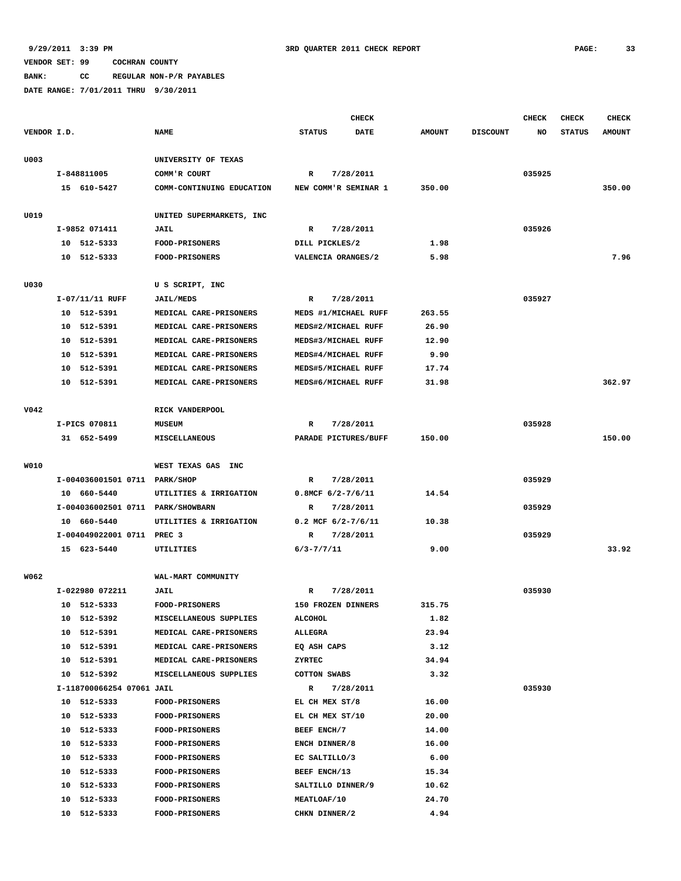9/29/2011 3:39 PM 3RD QUARTER 2011 CHECK REPORT

VENDOR SET: 99 COCHRAN COUNTY

BANK: CC REGULAR NON-P/R PAYABLES

DATE RANGE: 7/01/2011 THRU 9/30/2011

| VENDOR I.D. | NAME | STATUS | CHECK DATE | AMOUNT | DISCOUNT | CHECK NO | CHECK STATUS | CHECK AMOUNT |
|---|---|---|---|---|---|---|---|---|
| U003 | UNIVERSITY OF TEXAS | | | | | | | |
| I-848811005 | COMM'R COURT | R | 7/28/2011 | | | 035925 | | |
| 15 610-5427 | COMM-CONTINUING EDUCATION | NEW COMM'R SEMINAR 1 | | 350.00 | | | | 350.00 |
| U019 | UNITED SUPERMARKETS, INC | | | | | | | |
| I-9852 071411 | JAIL | R | 7/28/2011 | | | 035926 | | |
| 10 512-5333 | FOOD-PRISONERS | DILL PICKLES/2 | | 1.98 | | | | |
| 10 512-5333 | FOOD-PRISONERS | VALENCIA ORANGES/2 | | 5.98 | | | | 7.96 |
| U030 | U S SCRIPT, INC | | | | | | | |
| I-07/11/11 RUFF | JAIL/MEDS | R | 7/28/2011 | | | 035927 | | |
| 10 512-5391 | MEDICAL CARE-PRISONERS | MEDS #1/MICHAEL RUFF | | 263.55 | | | | |
| 10 512-5391 | MEDICAL CARE-PRISONERS | MEDS#2/MICHAEL RUFF | | 26.90 | | | | |
| 10 512-5391 | MEDICAL CARE-PRISONERS | MEDS#3/MICHAEL RUFF | | 12.90 | | | | |
| 10 512-5391 | MEDICAL CARE-PRISONERS | MEDS#4/MICHAEL RUFF | | 9.90 | | | | |
| 10 512-5391 | MEDICAL CARE-PRISONERS | MEDS#5/MICHAEL RUFF | | 17.74 | | | | |
| 10 512-5391 | MEDICAL CARE-PRISONERS | MEDS#6/MICHAEL RUFF | | 31.98 | | | | 362.97 |
| V042 | RICK VANDERPOOL | | | | | | | |
| I-PICS 070811 | MUSEUM | R | 7/28/2011 | | | 035928 | | |
| 31 652-5499 | MISCELLANEOUS | PARADE PICTURES/BUFF | | 150.00 | | | | 150.00 |
| W010 | WEST TEXAS GAS INC | | | | | | | |
| I-004036001501 0711 | PARK/SHOP | R | 7/28/2011 | | | 035929 | | |
| 10 660-5440 | UTILITIES & IRRIGATION | 0.8MCF 6/2-7/6/11 | | 14.54 | | | | |
| I-004036002501 0711 | PARK/SHOWBARN | R | 7/28/2011 | | | 035929 | | |
| 10 660-5440 | UTILITIES & IRRIGATION | 0.2 MCF 6/2-7/6/11 | | 10.38 | | | | |
| I-004049022001 0711 | PREC 3 | R | 7/28/2011 | | | 035929 | | |
| 15 623-5440 | UTILITIES | 6/3-7/7/11 | | 9.00 | | | | 33.92 |
| W062 | WAL-MART COMMUNITY | | | | | | | |
| I-022980 072211 | JAIL | R | 7/28/2011 | | | 035930 | | |
| 10 512-5333 | FOOD-PRISONERS | 150 FROZEN DINNERS | | 315.75 | | | | |
| 10 512-5392 | MISCELLANEOUS SUPPLIES | ALCOHOL | | 1.82 | | | | |
| 10 512-5391 | MEDICAL CARE-PRISONERS | ALLEGRA | | 23.94 | | | | |
| 10 512-5391 | MEDICAL CARE-PRISONERS | EQ ASH CAPS | | 3.12 | | | | |
| 10 512-5391 | MEDICAL CARE-PRISONERS | ZYRTEC | | 34.94 | | | | |
| 10 512-5392 | MISCELLANEOUS SUPPLIES | COTTON SWABS | | 3.32 | | | | |
| I-118700066254 07061 | JAIL | R | 7/28/2011 | | | 035930 | | |
| 10 512-5333 | FOOD-PRISONERS | EL CH MEX ST/8 | | 16.00 | | | | |
| 10 512-5333 | FOOD-PRISONERS | EL CH MEX ST/10 | | 20.00 | | | | |
| 10 512-5333 | FOOD-PRISONERS | BEEF ENCH/7 | | 14.00 | | | | |
| 10 512-5333 | FOOD-PRISONERS | ENCH DINNER/8 | | 16.00 | | | | |
| 10 512-5333 | FOOD-PRISONERS | EC SALTILLO/3 | | 6.00 | | | | |
| 10 512-5333 | FOOD-PRISONERS | BEEF ENCH/13 | | 15.34 | | | | |
| 10 512-5333 | FOOD-PRISONERS | SALTILLO DINNER/9 | | 10.62 | | | | |
| 10 512-5333 | FOOD-PRISONERS | MEATLOAF/10 | | 24.70 | | | | |
| 10 512-5333 | FOOD-PRISONERS | CHKN DINNER/2 | | 4.94 | | | | |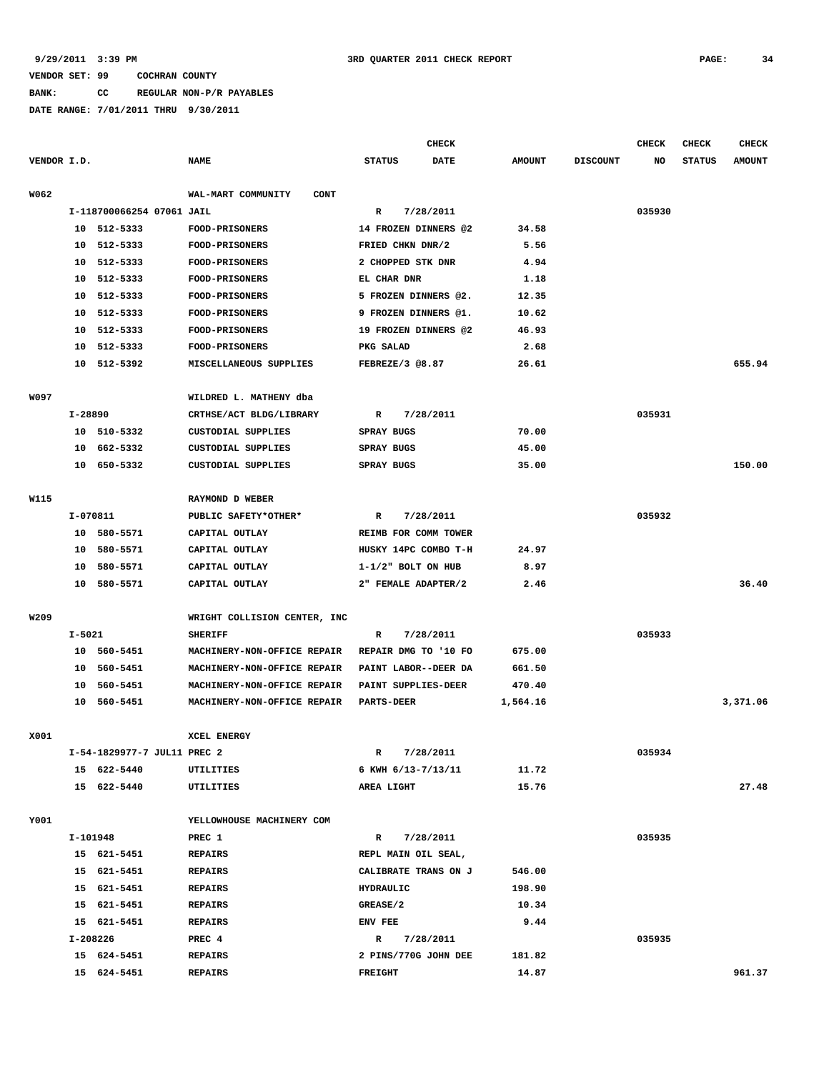9/29/2011 3:39 PM    3RD QUARTER 2011 CHECK REPORT

VENDOR SET: 99    COCHRAN COUNTY

BANK:    CC    REGULAR NON-P/R PAYABLES

DATE RANGE: 7/01/2011 THRU 9/30/2011

| VENDOR I.D. | | NAME | STATUS | CHECK DATE | AMOUNT | DISCOUNT | CHECK NO | CHECK STATUS | CHECK AMOUNT |
|---|---|---|---|---|---|---|---|---|---|
| W062 | | WAL-MART COMMUNITY CONT | | | | | | | |
| | I-118700066254 07061 JAIL | | R | 7/28/2011 | | | 035930 | | |
| | 10 512-5333 | FOOD-PRISONERS | 14 FROZEN DINNERS @2 | | 34.58 | | | | |
| | 10 512-5333 | FOOD-PRISONERS | FRIED CHKN DNR/2 | | 5.56 | | | | |
| | 10 512-5333 | FOOD-PRISONERS | 2 CHOPPED STK DNR | | 4.94 | | | | |
| | 10 512-5333 | FOOD-PRISONERS | EL CHAR DNR | | 1.18 | | | | |
| | 10 512-5333 | FOOD-PRISONERS | 5 FROZEN DINNERS @2. | | 12.35 | | | | |
| | 10 512-5333 | FOOD-PRISONERS | 9 FROZEN DINNERS @1. | | 10.62 | | | | |
| | 10 512-5333 | FOOD-PRISONERS | 19 FROZEN DINNERS @2 | | 46.93 | | | | |
| | 10 512-5333 | FOOD-PRISONERS | PKG SALAD | | 2.68 | | | | |
| | 10 512-5392 | MISCELLANEOUS SUPPLIES | FEBREZE/3 @8.87 | | 26.61 | | | | 655.94 |
| W097 | | WILDRED L. MATHENY dba | | | | | | | |
| | I-28890 | CRTHSE/ACT BLDG/LIBRARY | R | 7/28/2011 | | | 035931 | | |
| | 10 510-5332 | CUSTODIAL SUPPLIES | SPRAY BUGS | | 70.00 | | | | |
| | 10 662-5332 | CUSTODIAL SUPPLIES | SPRAY BUGS | | 45.00 | | | | |
| | 10 650-5332 | CUSTODIAL SUPPLIES | SPRAY BUGS | | 35.00 | | | | 150.00 |
| W115 | | RAYMOND D WEBER | | | | | | | |
| | I-070811 | PUBLIC SAFETY*OTHER* | R | 7/28/2011 | | | 035932 | | |
| | 10 580-5571 | CAPITAL OUTLAY | REIMB FOR COMM TOWER | | | | | | |
| | 10 580-5571 | CAPITAL OUTLAY | HUSKY 14PC COMBO T-H | | 24.97 | | | | |
| | 10 580-5571 | CAPITAL OUTLAY | 1-1/2" BOLT ON HUB | | 8.97 | | | | |
| | 10 580-5571 | CAPITAL OUTLAY | 2" FEMALE ADAPTER/2 | | 2.46 | | | | 36.40 |
| W209 | | WRIGHT COLLISION CENTER, INC | | | | | | | |
| | I-5021 | SHERIFF | R | 7/28/2011 | | | 035933 | | |
| | 10 560-5451 | MACHINERY-NON-OFFICE REPAIR | REPAIR DMG TO '10 FO | | 675.00 | | | | |
| | 10 560-5451 | MACHINERY-NON-OFFICE REPAIR | PAINT LABOR--DEER DA | | 661.50 | | | | |
| | 10 560-5451 | MACHINERY-NON-OFFICE REPAIR | PAINT SUPPLIES-DEER | | 470.40 | | | | |
| | 10 560-5451 | MACHINERY-NON-OFFICE REPAIR | PARTS-DEER | | 1,564.16 | | | | 3,371.06 |
| X001 | | XCEL ENERGY | | | | | | | |
| | I-54-1829977-7 JUL11 PREC 2 | | R | 7/28/2011 | | | 035934 | | |
| | 15 622-5440 | UTILITIES | 6 KWH 6/13-7/13/11 | | 11.72 | | | | |
| | 15 622-5440 | UTILITIES | AREA LIGHT | | 15.76 | | | | 27.48 |
| Y001 | | YELLOWHOUSE MACHINERY COM | | | | | | | |
| | I-101948 | PREC 1 | R | 7/28/2011 | | | 035935 | | |
| | 15 621-5451 | REPAIRS | REPL MAIN OIL SEAL, | | | | | | |
| | 15 621-5451 | REPAIRS | CALIBRATE TRANS ON J | | 546.00 | | | | |
| | 15 621-5451 | REPAIRS | HYDRAULIC | | 198.90 | | | | |
| | 15 621-5451 | REPAIRS | GREASE/2 | | 10.34 | | | | |
| | 15 621-5451 | REPAIRS | ENV FEE | | 9.44 | | | | |
| | I-208226 | PREC 4 | R | 7/28/2011 | | | 035935 | | |
| | 15 624-5451 | REPAIRS | 2 PINS/770G JOHN DEE | | 181.82 | | | | |
| | 15 624-5451 | REPAIRS | FREIGHT | | 14.87 | | | | 961.37 |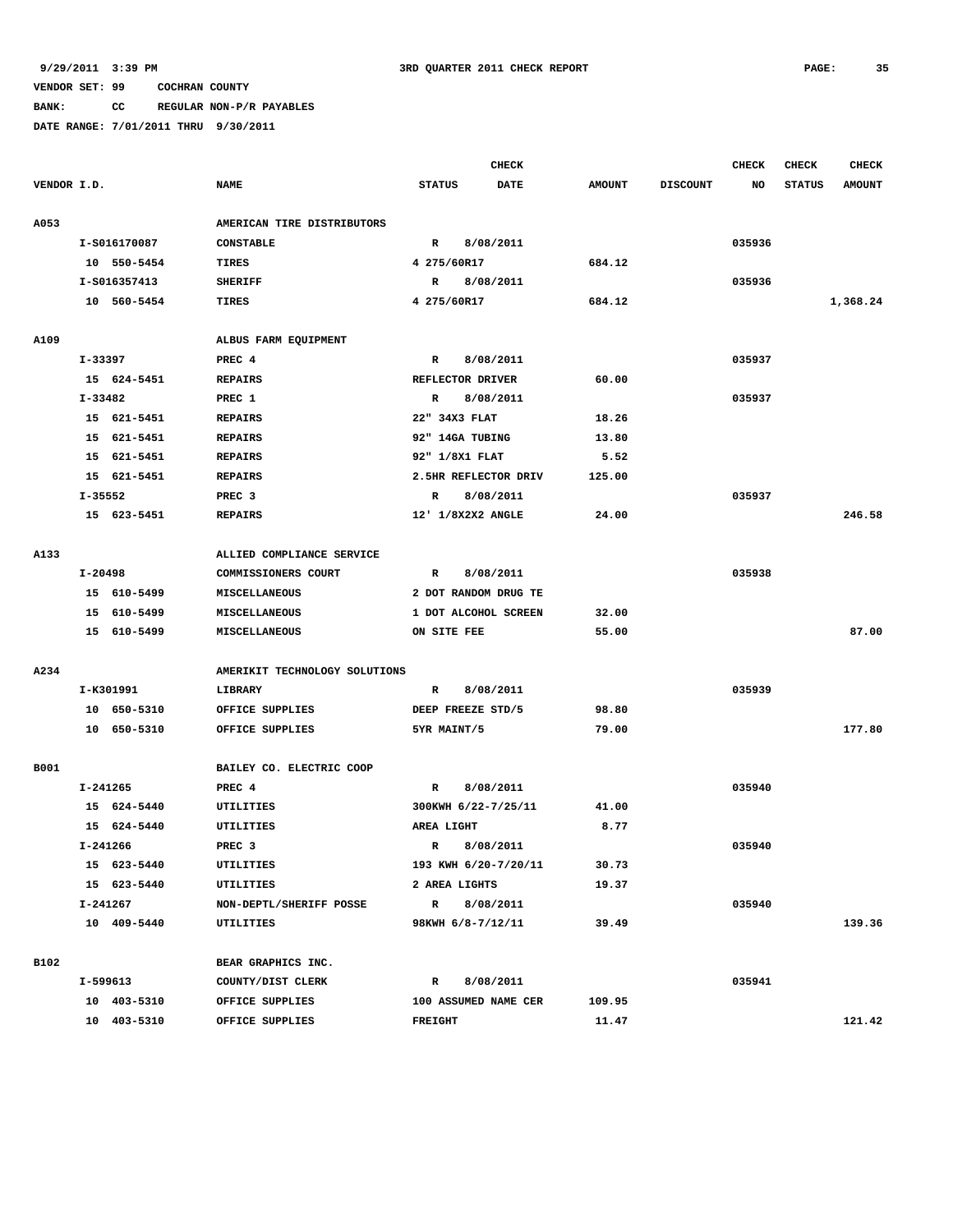9/29/2011 3:39 PM 3RD QUARTER 2011 CHECK REPORT

VENDOR SET: 99 COCHRAN COUNTY

BANK: CC REGULAR NON-P/R PAYABLES

DATE RANGE: 7/01/2011 THRU 9/30/2011

| VENDOR I.D. | NAME | STATUS | CHECK DATE | AMOUNT | DISCOUNT | CHECK NO | CHECK STATUS | CHECK AMOUNT |
|---|---|---|---|---|---|---|---|---|
| A053 | AMERICAN TIRE DISTRIBUTORS | | | | | | | |
| I-S016170087 | CONSTABLE | R | 8/08/2011 | | | 035936 | | |
| 10 550-5454 | TIRES | 4 275/60R17 | | 684.12 | | | | |
| I-S016357413 | SHERIFF | R | 8/08/2011 | | | 035936 | | |
| 10 560-5454 | TIRES | 4 275/60R17 | | 684.12 | | | | 1,368.24 |
| A109 | ALBUS FARM EQUIPMENT | | | | | | | |
| I-33397 | PREC 4 | R | 8/08/2011 | | | 035937 | | |
| 15 624-5451 | REPAIRS | REFLECTOR DRIVER | | 60.00 | | | | |
| I-33482 | PREC 1 | R | 8/08/2011 | | | 035937 | | |
| 15 621-5451 | REPAIRS | 22" 34X3 FLAT | | 18.26 | | | | |
| 15 621-5451 | REPAIRS | 92" 14GA TUBING | | 13.80 | | | | |
| 15 621-5451 | REPAIRS | 92" 1/8X1 FLAT | | 5.52 | | | | |
| 15 621-5451 | REPAIRS | 2.5HR REFLECTOR DRIV | | 125.00 | | | | |
| I-35552 | PREC 3 | R | 8/08/2011 | | | 035937 | | |
| 15 623-5451 | REPAIRS | 12' 1/8X2X2 ANGLE | | 24.00 | | | | 246.58 |
| A133 | ALLIED COMPLIANCE SERVICE | | | | | | | |
| I-20498 | COMMISSIONERS COURT | R | 8/08/2011 | | | 035938 | | |
| 15 610-5499 | MISCELLANEOUS | 2 DOT RANDOM DRUG TE | | | | | | |
| 15 610-5499 | MISCELLANEOUS | 1 DOT ALCOHOL SCREEN | | 32.00 | | | | |
| 15 610-5499 | MISCELLANEOUS | ON SITE FEE | | 55.00 | | | | 87.00 |
| A234 | AMERIKIT TECHNOLOGY SOLUTIONS | | | | | | | |
| I-K301991 | LIBRARY | R | 8/08/2011 | | | 035939 | | |
| 10 650-5310 | OFFICE SUPPLIES | DEEP FREEZE STD/5 | | 98.80 | | | | |
| 10 650-5310 | OFFICE SUPPLIES | 5YR MAINT/5 | | 79.00 | | | | 177.80 |
| B001 | BAILEY CO. ELECTRIC COOP | | | | | | | |
| I-241265 | PREC 4 | R | 8/08/2011 | | | 035940 | | |
| 15 624-5440 | UTILITIES | 300KWH 6/22-7/25/11 | | 41.00 | | | | |
| 15 624-5440 | UTILITIES | AREA LIGHT | | 8.77 | | | | |
| I-241266 | PREC 3 | R | 8/08/2011 | | | 035940 | | |
| 15 623-5440 | UTILITIES | 193 KWH 6/20-7/20/11 | | 30.73 | | | | |
| 15 623-5440 | UTILITIES | 2 AREA LIGHTS | | 19.37 | | | | |
| I-241267 | NON-DEPTL/SHERIFF POSSE | R | 8/08/2011 | | | 035940 | | |
| 10 409-5440 | UTILITIES | 98KWH 6/8-7/12/11 | | 39.49 | | | | 139.36 |
| B102 | BEAR GRAPHICS INC. | | | | | | | |
| I-599613 | COUNTY/DIST CLERK | R | 8/08/2011 | | | 035941 | | |
| 10 403-5310 | OFFICE SUPPLIES | 100 ASSUMED NAME CER | | 109.95 | | | | |
| 10 403-5310 | OFFICE SUPPLIES | FREIGHT | | 11.47 | | | | 121.42 |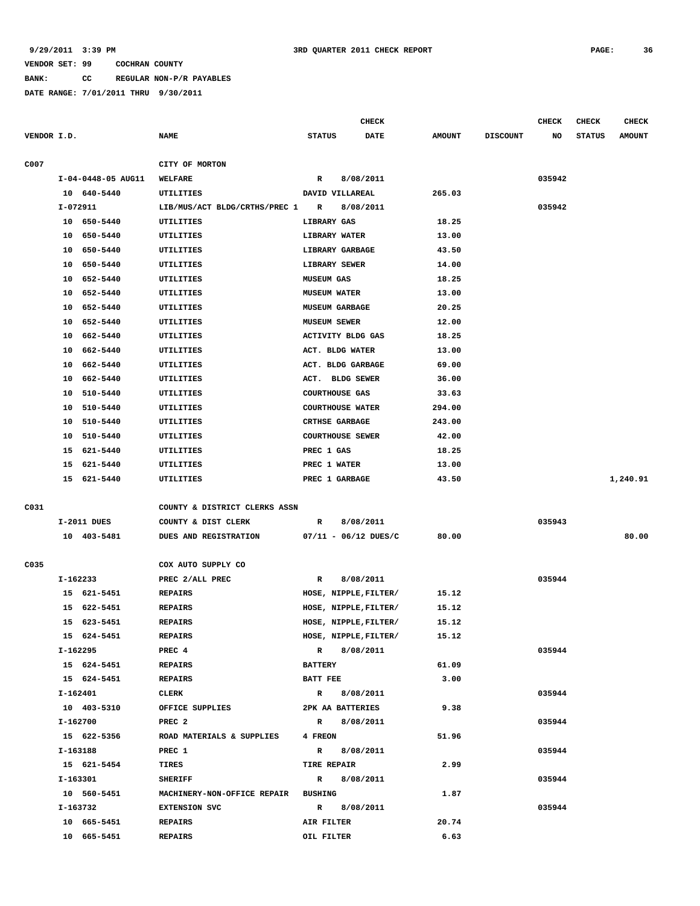9/29/2011 3:39 PM — 3RD QUARTER 2011 CHECK REPORT

VENDOR SET: 99 COCHRAN COUNTY

BANK: CC REGULAR NON-P/R PAYABLES

DATE RANGE: 7/01/2011 THRU 9/30/2011

| VENDOR I.D. | NAME | STATUS | CHECK DATE | AMOUNT | DISCOUNT | CHECK NO | CHECK STATUS | CHECK AMOUNT |
|---|---|---|---|---|---|---|---|---|
| C007 | CITY OF MORTON | | | | | | | |
| I-04-0448-05 AUG11 | WELFARE | R | 8/08/2011 | | | 035942 | | |
| 10 640-5440 | UTILITIES | DAVID VILLAREAL | | 265.03 | | | | |
| I-072911 | LIB/MUS/ACT BLDG/CRTHS/PREC 1 | R | 8/08/2011 | | | 035942 | | |
| 10 650-5440 | UTILITIES | LIBRARY GAS | | 18.25 | | | | |
| 10 650-5440 | UTILITIES | LIBRARY WATER | | 13.00 | | | | |
| 10 650-5440 | UTILITIES | LIBRARY GARBAGE | | 43.50 | | | | |
| 10 650-5440 | UTILITIES | LIBRARY SEWER | | 14.00 | | | | |
| 10 652-5440 | UTILITIES | MUSEUM GAS | | 18.25 | | | | |
| 10 652-5440 | UTILITIES | MUSEUM WATER | | 13.00 | | | | |
| 10 652-5440 | UTILITIES | MUSEUM GARBAGE | | 20.25 | | | | |
| 10 652-5440 | UTILITIES | MUSEUM SEWER | | 12.00 | | | | |
| 10 662-5440 | UTILITIES | ACTIVITY BLDG GAS | | 18.25 | | | | |
| 10 662-5440 | UTILITIES | ACT. BLDG WATER | | 13.00 | | | | |
| 10 662-5440 | UTILITIES | ACT. BLDG GARBAGE | | 69.00 | | | | |
| 10 662-5440 | UTILITIES | ACT. BLDG SEWER | | 36.00 | | | | |
| 10 510-5440 | UTILITIES | COURTHOUSE GAS | | 33.63 | | | | |
| 10 510-5440 | UTILITIES | COURTHOUSE WATER | | 294.00 | | | | |
| 10 510-5440 | UTILITIES | CRTHSE GARBAGE | | 243.00 | | | | |
| 10 510-5440 | UTILITIES | COURTHOUSE SEWER | | 42.00 | | | | |
| 15 621-5440 | UTILITIES | PREC 1 GAS | | 18.25 | | | | |
| 15 621-5440 | UTILITIES | PREC 1 WATER | | 13.00 | | | | |
| 15 621-5440 | UTILITIES | PREC 1 GARBAGE | | 43.50 | | | | 1,240.91 |
| C031 | COUNTY & DISTRICT CLERKS ASSN | | | | | | | |
| I-2011 DUES | COUNTY & DIST CLERK | R | 8/08/2011 | | | 035943 | | |
| 10 403-5481 | DUES AND REGISTRATION | 07/11 - 06/12 DUES/C | | 80.00 | | | | 80.00 |
| C035 | COX AUTO SUPPLY CO | | | | | | | |
| I-162233 | PREC 2/ALL PREC | R | 8/08/2011 | | | 035944 | | |
| 15 621-5451 | REPAIRS | HOSE, NIPPLE,FILTER/ | | 15.12 | | | | |
| 15 622-5451 | REPAIRS | HOSE, NIPPLE,FILTER/ | | 15.12 | | | | |
| 15 623-5451 | REPAIRS | HOSE, NIPPLE,FILTER/ | | 15.12 | | | | |
| 15 624-5451 | REPAIRS | HOSE, NIPPLE,FILTER/ | | 15.12 | | | | |
| I-162295 | PREC 4 | R | 8/08/2011 | | | 035944 | | |
| 15 624-5451 | REPAIRS | BATTERY | | 61.09 | | | | |
| 15 624-5451 | REPAIRS | BATT FEE | | 3.00 | | | | |
| I-162401 | CLERK | R | 8/08/2011 | | | 035944 | | |
| 10 403-5310 | OFFICE SUPPLIES | 2PK AA BATTERIES | | 9.38 | | | | |
| I-162700 | PREC 2 | R | 8/08/2011 | | | 035944 | | |
| 15 622-5356 | ROAD MATERIALS & SUPPLIES | 4 FREON | | 51.96 | | | | |
| I-163188 | PREC 1 | R | 8/08/2011 | | | 035944 | | |
| 15 621-5454 | TIRES | TIRE REPAIR | | 2.99 | | | | |
| I-163301 | SHERIFF | R | 8/08/2011 | | | 035944 | | |
| 10 560-5451 | MACHINERY-NON-OFFICE REPAIR | BUSHING | | 1.87 | | | | |
| I-163732 | EXTENSION SVC | R | 8/08/2011 | | | 035944 | | |
| 10 665-5451 | REPAIRS | AIR FILTER | | 20.74 | | | | |
| 10 665-5451 | REPAIRS | OIL FILTER | | 6.63 | | | | |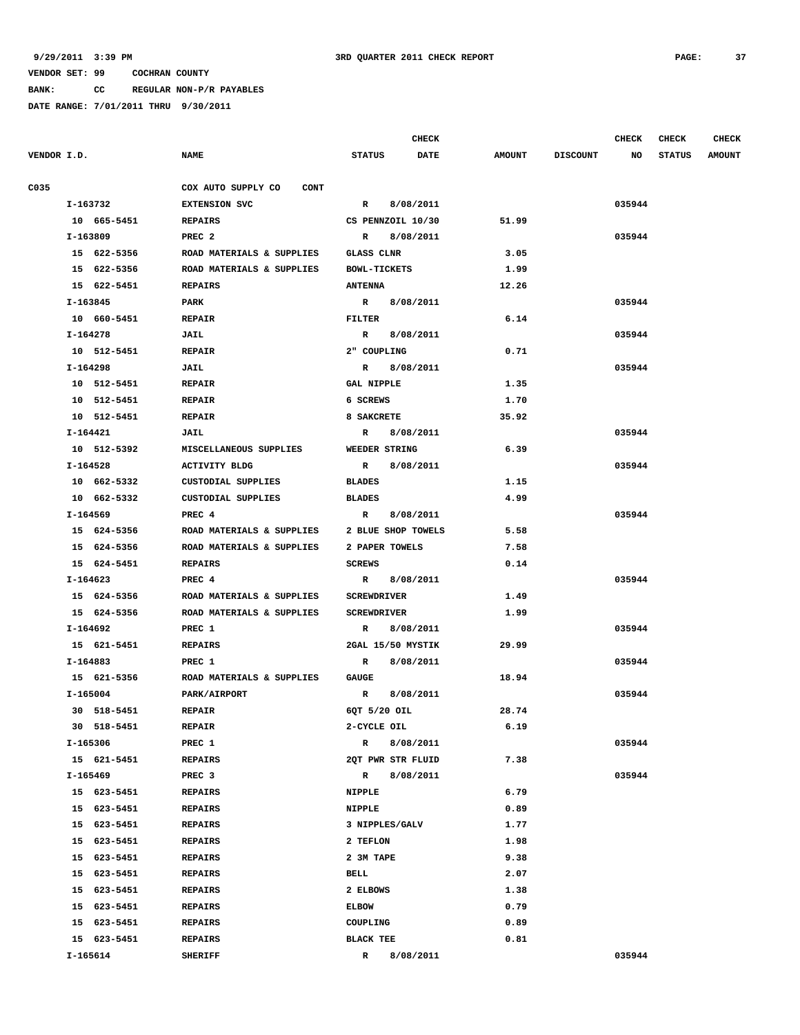9/29/2011 3:39 PM    3RD QUARTER 2011 CHECK REPORT

VENDOR SET: 99    COCHRAN COUNTY

BANK: CC    REGULAR NON-P/R PAYABLES

DATE RANGE: 7/01/2011 THRU 9/30/2011

| VENDOR I.D. | NAME | STATUS | CHECK DATE | AMOUNT | DISCOUNT | CHECK NO | CHECK STATUS | CHECK AMOUNT |
|---|---|---|---|---|---|---|---|---|
| C035 | COX AUTO SUPPLY CO CONT | | | | | | | |
| I-163732 | EXTENSION SVC | R | 8/08/2011 | | | 035944 | | |
| 10 665-5451 | REPAIRS | CS PENNZOIL 10/30 | | 51.99 | | | | |
| I-163809 | PREC 2 | R | 8/08/2011 | | | 035944 | | |
| 15 622-5356 | ROAD MATERIALS & SUPPLIES | GLASS CLNR | | 3.05 | | | | |
| 15 622-5356 | ROAD MATERIALS & SUPPLIES | BOWL-TICKETS | | 1.99 | | | | |
| 15 622-5451 | REPAIRS | ANTENNA | | 12.26 | | | | |
| I-163845 | PARK | R | 8/08/2011 | | | 035944 | | |
| 10 660-5451 | REPAIR | FILTER | | 6.14 | | | | |
| I-164278 | JAIL | R | 8/08/2011 | | | 035944 | | |
| 10 512-5451 | REPAIR | 2" COUPLING | | 0.71 | | | | |
| I-164298 | JAIL | R | 8/08/2011 | | | 035944 | | |
| 10 512-5451 | REPAIR | GAL NIPPLE | | 1.35 | | | | |
| 10 512-5451 | REPAIR | 6 SCREWS | | 1.70 | | | | |
| 10 512-5451 | REPAIR | 8 SAKCRETE | | 35.92 | | | | |
| I-164421 | JAIL | R | 8/08/2011 | | | 035944 | | |
| 10 512-5392 | MISCELLANEOUS SUPPLIES | WEEDER STRING | | 6.39 | | | | |
| I-164528 | ACTIVITY BLDG | R | 8/08/2011 | | | 035944 | | |
| 10 662-5332 | CUSTODIAL SUPPLIES | BLADES | | 1.15 | | | | |
| 10 662-5332 | CUSTODIAL SUPPLIES | BLADES | | 4.99 | | | | |
| I-164569 | PREC 4 | R | 8/08/2011 | | | 035944 | | |
| 15 624-5356 | ROAD MATERIALS & SUPPLIES | 2 BLUE SHOP TOWELS | | 5.58 | | | | |
| 15 624-5356 | ROAD MATERIALS & SUPPLIES | 2 PAPER TOWELS | | 7.58 | | | | |
| 15 624-5451 | REPAIRS | SCREWS | | 0.14 | | | | |
| I-164623 | PREC 4 | R | 8/08/2011 | | | 035944 | | |
| 15 624-5356 | ROAD MATERIALS & SUPPLIES | SCREWDRIVER | | 1.49 | | | | |
| 15 624-5356 | ROAD MATERIALS & SUPPLIES | SCREWDRIVER | | 1.99 | | | | |
| I-164692 | PREC 1 | R | 8/08/2011 | | | 035944 | | |
| 15 621-5451 | REPAIRS | 2GAL 15/50 MYSTIK | | 29.99 | | | | |
| I-164883 | PREC 1 | R | 8/08/2011 | | | 035944 | | |
| 15 621-5356 | ROAD MATERIALS & SUPPLIES | GAUGE | | 18.94 | | | | |
| I-165004 | PARK/AIRPORT | R | 8/08/2011 | | | 035944 | | |
| 30 518-5451 | REPAIR | 6QT 5/20 OIL | | 28.74 | | | | |
| 30 518-5451 | REPAIR | 2-CYCLE OIL | | 6.19 | | | | |
| I-165306 | PREC 1 | R | 8/08/2011 | | | 035944 | | |
| 15 621-5451 | REPAIRS | 2QT PWR STR FLUID | | 7.38 | | | | |
| I-165469 | PREC 3 | R | 8/08/2011 | | | 035944 | | |
| 15 623-5451 | REPAIRS | NIPPLE | | 6.79 | | | | |
| 15 623-5451 | REPAIRS | NIPPLE | | 0.89 | | | | |
| 15 623-5451 | REPAIRS | 3 NIPPLES/GALV | | 1.77 | | | | |
| 15 623-5451 | REPAIRS | 2 TEFLON | | 1.98 | | | | |
| 15 623-5451 | REPAIRS | 2 3M TAPE | | 9.38 | | | | |
| 15 623-5451 | REPAIRS | BELL | | 2.07 | | | | |
| 15 623-5451 | REPAIRS | 2 ELBOWS | | 1.38 | | | | |
| 15 623-5451 | REPAIRS | ELBOW | | 0.79 | | | | |
| 15 623-5451 | REPAIRS | COUPLING | | 0.89 | | | | |
| 15 623-5451 | REPAIRS | BLACK TEE | | 0.81 | | | | |
| I-165614 | SHERIFF | R | 8/08/2011 | | | 035944 | | |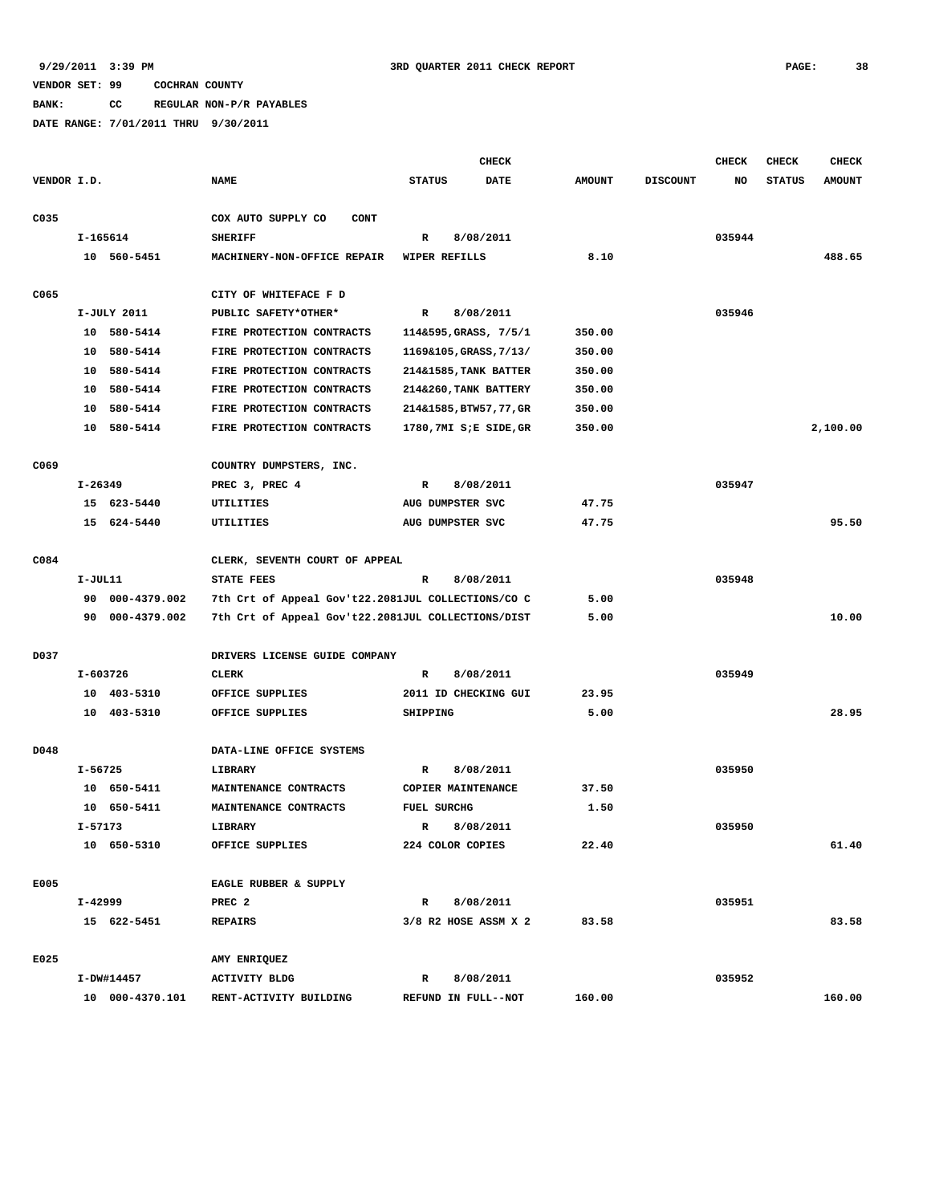9/29/2011 3:39 PM    3RD QUARTER 2011 CHECK REPORT

VENDOR SET: 99    COCHRAN COUNTY

BANK: CC    REGULAR NON-P/R PAYABLES

DATE RANGE: 7/01/2011 THRU 9/30/2011

| VENDOR I.D. | NAME | STATUS | CHECK DATE | AMOUNT | DISCOUNT | CHECK NO | CHECK STATUS | CHECK AMOUNT |
|---|---|---|---|---|---|---|---|---|
| C035 | COX AUTO SUPPLY CO CONT | | | | | | | |
| I-165614 | SHERIFF | R | 8/08/2011 | | | 035944 | | |
| 10 560-5451 | MACHINERY-NON-OFFICE REPAIR | WIPER REFILLS | | 8.10 | | | | 488.65 |
| C065 | CITY OF WHITEFACE F D | | | | | | | |
| I-JULY 2011 | PUBLIC SAFETY*OTHER* | R | 8/08/2011 | | | 035946 | | |
| 10 580-5414 | FIRE PROTECTION CONTRACTS | 114&595,GRASS, 7/5/1 | | 350.00 | | | | |
| 10 580-5414 | FIRE PROTECTION CONTRACTS | 1169&105,GRASS,7/13/ | | 350.00 | | | | |
| 10 580-5414 | FIRE PROTECTION CONTRACTS | 214&1585,TANK BATTER | | 350.00 | | | | |
| 10 580-5414 | FIRE PROTECTION CONTRACTS | 214&260,TANK BATTERY | | 350.00 | | | | |
| 10 580-5414 | FIRE PROTECTION CONTRACTS | 214&1585,BTW57,77,GR | | 350.00 | | | | |
| 10 580-5414 | FIRE PROTECTION CONTRACTS | 1780,7MI S;E SIDE,GR | | 350.00 | | | | 2,100.00 |
| C069 | COUNTRY DUMPSTERS, INC. | | | | | | | |
| I-26349 | PREC 3, PREC 4 | R | 8/08/2011 | | | 035947 | | |
| 15 623-5440 | UTILITIES | AUG DUMPSTER SVC | | 47.75 | | | | |
| 15 624-5440 | UTILITIES | AUG DUMPSTER SVC | | 47.75 | | | | 95.50 |
| C084 | CLERK, SEVENTH COURT OF APPEAL | | | | | | | |
| I-JUL11 | STATE FEES | R | 8/08/2011 | | | 035948 | | |
| 90 000-4379.002 | 7th Crt of Appeal Gov't22.2081 | JUL COLLECTIONS/CO C | | 5.00 | | | | |
| 90 000-4379.002 | 7th Crt of Appeal Gov't22.2081 | JUL COLLECTIONS/DIST | | 5.00 | | | | 10.00 |
| D037 | DRIVERS LICENSE GUIDE COMPANY | | | | | | | |
| I-603726 | CLERK | R | 8/08/2011 | | | 035949 | | |
| 10 403-5310 | OFFICE SUPPLIES | 2011 ID CHECKING GUI | | 23.95 | | | | |
| 10 403-5310 | OFFICE SUPPLIES | SHIPPING | | 5.00 | | | | 28.95 |
| D048 | DATA-LINE OFFICE SYSTEMS | | | | | | | |
| I-56725 | LIBRARY | R | 8/08/2011 | | | 035950 | | |
| 10 650-5411 | MAINTENANCE CONTRACTS | COPIER MAINTENANCE | | 37.50 | | | | |
| 10 650-5411 | MAINTENANCE CONTRACTS | FUEL SURCHG | | 1.50 | | | | |
| I-57173 | LIBRARY | R | 8/08/2011 | | | 035950 | | |
| 10 650-5310 | OFFICE SUPPLIES | 224 COLOR COPIES | | 22.40 | | | | 61.40 |
| E005 | EAGLE RUBBER & SUPPLY | | | | | | | |
| I-42999 | PREC 2 | R | 8/08/2011 | | | 035951 | | |
| 15 622-5451 | REPAIRS | 3/8 R2 HOSE ASSM X 2 | | 83.58 | | | | 83.58 |
| E025 | AMY ENRIQUEZ | | | | | | | |
| I-DW#14457 | ACTIVITY BLDG | R | 8/08/2011 | | | 035952 | | |
| 10 000-4370.101 | RENT-ACTIVITY BUILDING | REFUND IN FULL--NOT | | 160.00 | | | | 160.00 |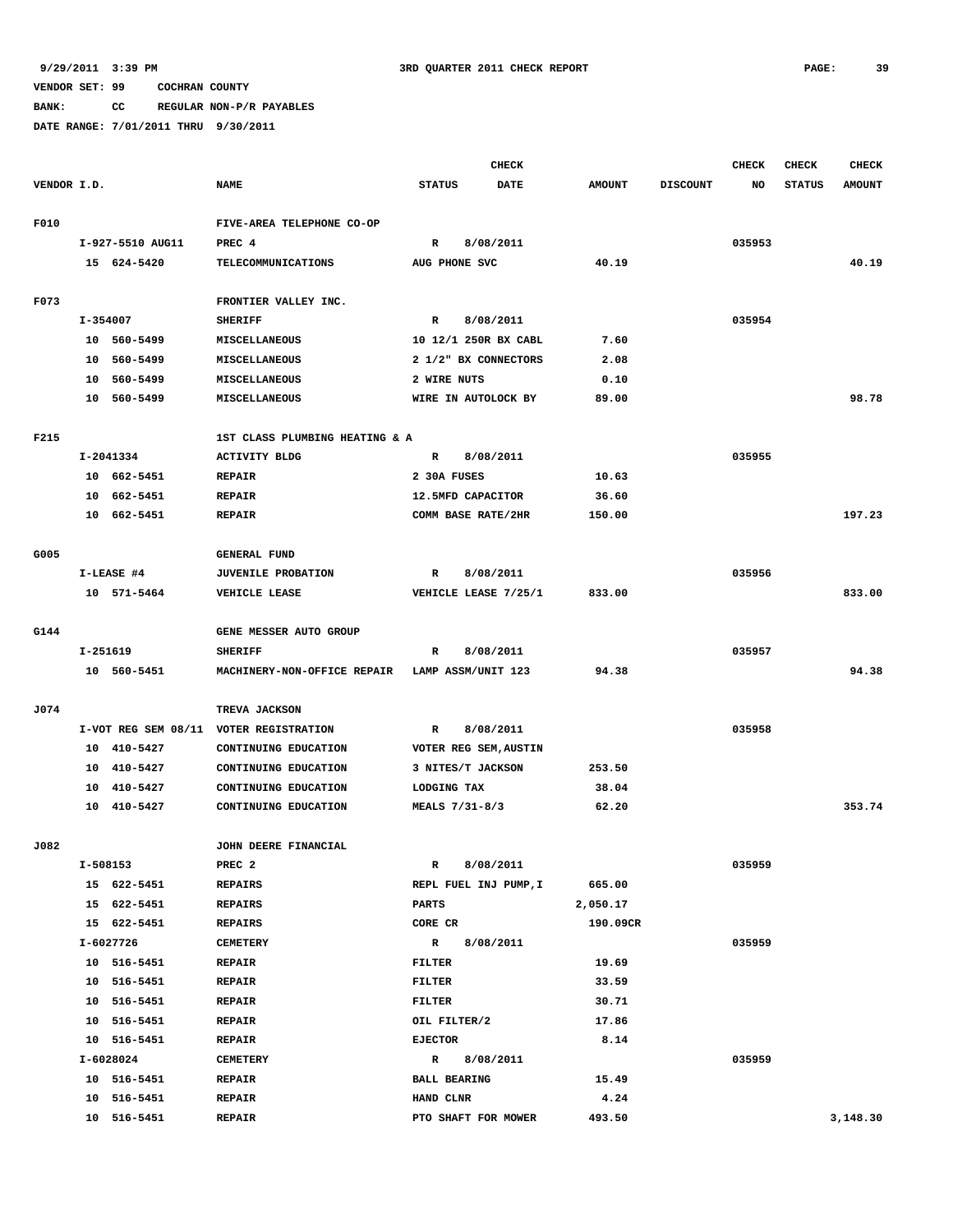9/29/2011 3:39 PM 3RD QUARTER 2011 CHECK REPORT

VENDOR SET: 99 COCHRAN COUNTY

BANK: CC REGULAR NON-P/R PAYABLES

DATE RANGE: 7/01/2011 THRU 9/30/2011

| VENDOR I.D. | NAME | STATUS | CHECK DATE | AMOUNT | DISCOUNT | CHECK NO | CHECK STATUS | CHECK AMOUNT |
|---|---|---|---|---|---|---|---|---|
| F010 | FIVE-AREA TELEPHONE CO-OP | | | | | | | |
| I-927-5510 AUG11 | PREC 4 | R | 8/08/2011 | | | 035953 | | |
| 15 624-5420 | TELECOMMUNICATIONS | AUG PHONE SVC | | 40.19 | | | | 40.19 |
| F073 | FRONTIER VALLEY INC. | | | | | | | |
| I-354007 | SHERIFF | R | 8/08/2011 | | | 035954 | | |
| 10 560-5499 | MISCELLANEOUS | 10 12/1 250R BX CABL | | 7.60 | | | | |
| 10 560-5499 | MISCELLANEOUS | 2 1/2" BX CONNECTORS | | 2.08 | | | | |
| 10 560-5499 | MISCELLANEOUS | 2 WIRE NUTS | | 0.10 | | | | |
| 10 560-5499 | MISCELLANEOUS | WIRE IN AUTOLOCK BY | | 89.00 | | | | 98.78 |
| F215 | 1ST CLASS PLUMBING HEATING & A | | | | | | | |
| I-2041334 | ACTIVITY BLDG | R | 8/08/2011 | | | 035955 | | |
| 10 662-5451 | REPAIR | 2 30A FUSES | | 10.63 | | | | |
| 10 662-5451 | REPAIR | 12.5MFD CAPACITOR | | 36.60 | | | | |
| 10 662-5451 | REPAIR | COMM BASE RATE/2HR | | 150.00 | | | | 197.23 |
| G005 | GENERAL FUND | | | | | | | |
| I-LEASE #4 | JUVENILE PROBATION | R | 8/08/2011 | | | 035956 | | |
| 10 571-5464 | VEHICLE LEASE | VEHICLE LEASE 7/25/1 | | 833.00 | | | | 833.00 |
| G144 | GENE MESSER AUTO GROUP | | | | | | | |
| I-251619 | SHERIFF | R | 8/08/2011 | | | 035957 | | |
| 10 560-5451 | MACHINERY-NON-OFFICE REPAIR | LAMP ASSM/UNIT 123 | | 94.38 | | | | 94.38 |
| J074 | TREVA JACKSON | | | | | | | |
| I-VOT REG SEM 08/11 | VOTER REGISTRATION | R | 8/08/2011 | | | 035958 | | |
| 10 410-5427 | CONTINUING EDUCATION | VOTER REG SEM,AUSTIN | | | | | | |
| 10 410-5427 | CONTINUING EDUCATION | 3 NITES/T JACKSON | | 253.50 | | | | |
| 10 410-5427 | CONTINUING EDUCATION | LODGING TAX | | 38.04 | | | | |
| 10 410-5427 | CONTINUING EDUCATION | MEALS 7/31-8/3 | | 62.20 | | | | 353.74 |
| J082 | JOHN DEERE FINANCIAL | | | | | | | |
| I-508153 | PREC 2 | R | 8/08/2011 | | | 035959 | | |
| 15 622-5451 | REPAIRS | REPL FUEL INJ PUMP,I | | 665.00 | | | | |
| 15 622-5451 | REPAIRS | PARTS | | 2,050.17 | | | | |
| 15 622-5451 | REPAIRS | CORE CR | | 190.09CR | | | | |
| I-6027726 | CEMETERY | R | 8/08/2011 | | | 035959 | | |
| 10 516-5451 | REPAIR | FILTER | | 19.69 | | | | |
| 10 516-5451 | REPAIR | FILTER | | 33.59 | | | | |
| 10 516-5451 | REPAIR | FILTER | | 30.71 | | | | |
| 10 516-5451 | REPAIR | OIL FILTER/2 | | 17.86 | | | | |
| 10 516-5451 | REPAIR | EJECTOR | | 8.14 | | | | |
| I-6028024 | CEMETERY | R | 8/08/2011 | | | 035959 | | |
| 10 516-5451 | REPAIR | BALL BEARING | | 15.49 | | | | |
| 10 516-5451 | REPAIR | HAND CLNR | | 4.24 | | | | |
| 10 516-5451 | REPAIR | PTO SHAFT FOR MOWER | | 493.50 | | | | 3,148.30 |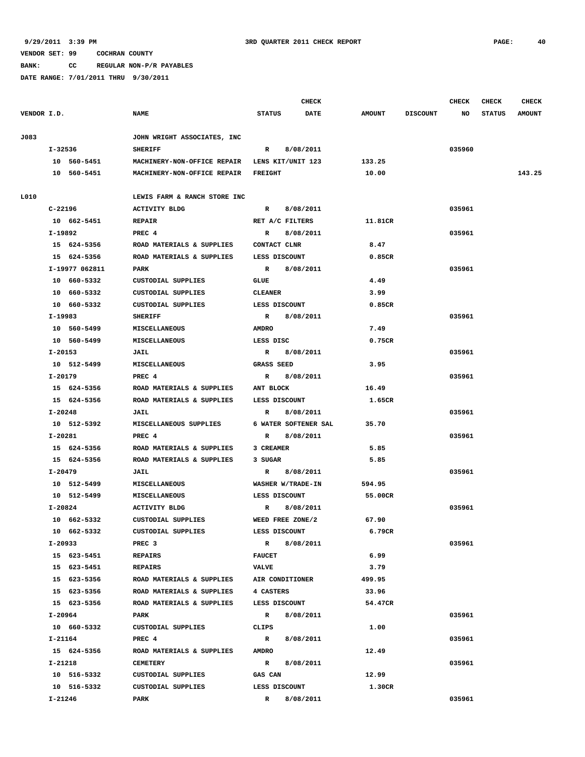9/29/2011 3:39 PM 3RD QUARTER 2011 CHECK REPORT

VENDOR SET: 99 COCHRAN COUNTY

BANK: CC REGULAR NON-P/R PAYABLES

DATE RANGE: 7/01/2011 THRU 9/30/2011

| VENDOR I.D. | NAME | STATUS | CHECK DATE | AMOUNT | DISCOUNT | CHECK NO | CHECK STATUS | CHECK AMOUNT |
|---|---|---|---|---|---|---|---|---|
| J083 | JOHN WRIGHT ASSOCIATES, INC | | | | | | | |
| I-32536 | SHERIFF | R | 8/08/2011 | | | 035960 | | |
| 10 560-5451 | MACHINERY-NON-OFFICE REPAIR | LENS KIT/UNIT 123 | | 133.25 | | | | |
| 10 560-5451 | MACHINERY-NON-OFFICE REPAIR | FREIGHT | | 10.00 | | | | 143.25 |
| L010 | LEWIS FARM & RANCH STORE INC | | | | | | | |
| C-22196 | ACTIVITY BLDG | R | 8/08/2011 | | | 035961 | | |
| 10 662-5451 | REPAIR | RET A/C FILTERS | | 11.81CR | | | | |
| I-19892 | PREC 4 | R | 8/08/2011 | | | 035961 | | |
| 15 624-5356 | ROAD MATERIALS & SUPPLIES | CONTACT CLNR | | 8.47 | | | | |
| 15 624-5356 | ROAD MATERIALS & SUPPLIES | LESS DISCOUNT | | 0.85CR | | | | |
| I-19977 062811 | PARK | R | 8/08/2011 | | | 035961 | | |
| 10 660-5332 | CUSTODIAL SUPPLIES | GLUE | | 4.49 | | | | |
| 10 660-5332 | CUSTODIAL SUPPLIES | CLEANER | | 3.99 | | | | |
| 10 660-5332 | CUSTODIAL SUPPLIES | LESS DISCOUNT | | 0.85CR | | | | |
| I-19983 | SHERIFF | R | 8/08/2011 | | | 035961 | | |
| 10 560-5499 | MISCELLANEOUS | AMDRO | | 7.49 | | | | |
| 10 560-5499 | MISCELLANEOUS | LESS DISC | | 0.75CR | | | | |
| I-20153 | JAIL | R | 8/08/2011 | | | 035961 | | |
| 10 512-5499 | MISCELLANEOUS | GRASS SEED | | 3.95 | | | | |
| I-20179 | PREC 4 | R | 8/08/2011 | | | 035961 | | |
| 15 624-5356 | ROAD MATERIALS & SUPPLIES | ANT BLOCK | | 16.49 | | | | |
| 15 624-5356 | ROAD MATERIALS & SUPPLIES | LESS DISCOUNT | | 1.65CR | | | | |
| I-20248 | JAIL | R | 8/08/2011 | | | 035961 | | |
| 10 512-5392 | MISCELLANEOUS SUPPLIES | 6 WATER SOFTENER SAL | | 35.70 | | | | |
| I-20281 | PREC 4 | R | 8/08/2011 | | | 035961 | | |
| 15 624-5356 | ROAD MATERIALS & SUPPLIES | 3 CREAMER | | 5.85 | | | | |
| 15 624-5356 | ROAD MATERIALS & SUPPLIES | 3 SUGAR | | 5.85 | | | | |
| I-20479 | JAIL | R | 8/08/2011 | | | 035961 | | |
| 10 512-5499 | MISCELLANEOUS | WASHER W/TRADE-IN | | 594.95 | | | | |
| 10 512-5499 | MISCELLANEOUS | LESS DISCOUNT | | 55.00CR | | | | |
| I-20824 | ACTIVITY BLDG | R | 8/08/2011 | | | 035961 | | |
| 10 662-5332 | CUSTODIAL SUPPLIES | WEED FREE ZONE/2 | | 67.90 | | | | |
| 10 662-5332 | CUSTODIAL SUPPLIES | LESS DISCOUNT | | 6.79CR | | | | |
| I-20933 | PREC 3 | R | 8/08/2011 | | | 035961 | | |
| 15 623-5451 | REPAIRS | FAUCET | | 6.99 | | | | |
| 15 623-5451 | REPAIRS | VALVE | | 3.79 | | | | |
| 15 623-5356 | ROAD MATERIALS & SUPPLIES | AIR CONDITIONER | | 499.95 | | | | |
| 15 623-5356 | ROAD MATERIALS & SUPPLIES | 4 CASTERS | | 33.96 | | | | |
| 15 623-5356 | ROAD MATERIALS & SUPPLIES | LESS DISCOUNT | | 54.47CR | | | | |
| I-20964 | PARK | R | 8/08/2011 | | | 035961 | | |
| 10 660-5332 | CUSTODIAL SUPPLIES | CLIPS | | 1.00 | | | | |
| I-21164 | PREC 4 | R | 8/08/2011 | | | 035961 | | |
| 15 624-5356 | ROAD MATERIALS & SUPPLIES | AMDRO | | 12.49 | | | | |
| I-21218 | CEMETERY | R | 8/08/2011 | | | 035961 | | |
| 10 516-5332 | CUSTODIAL SUPPLIES | GAS CAN | | 12.99 | | | | |
| 10 516-5332 | CUSTODIAL SUPPLIES | LESS DISCOUNT | | 1.30CR | | | | |
| I-21246 | PARK | R | 8/08/2011 | | | 035961 | | |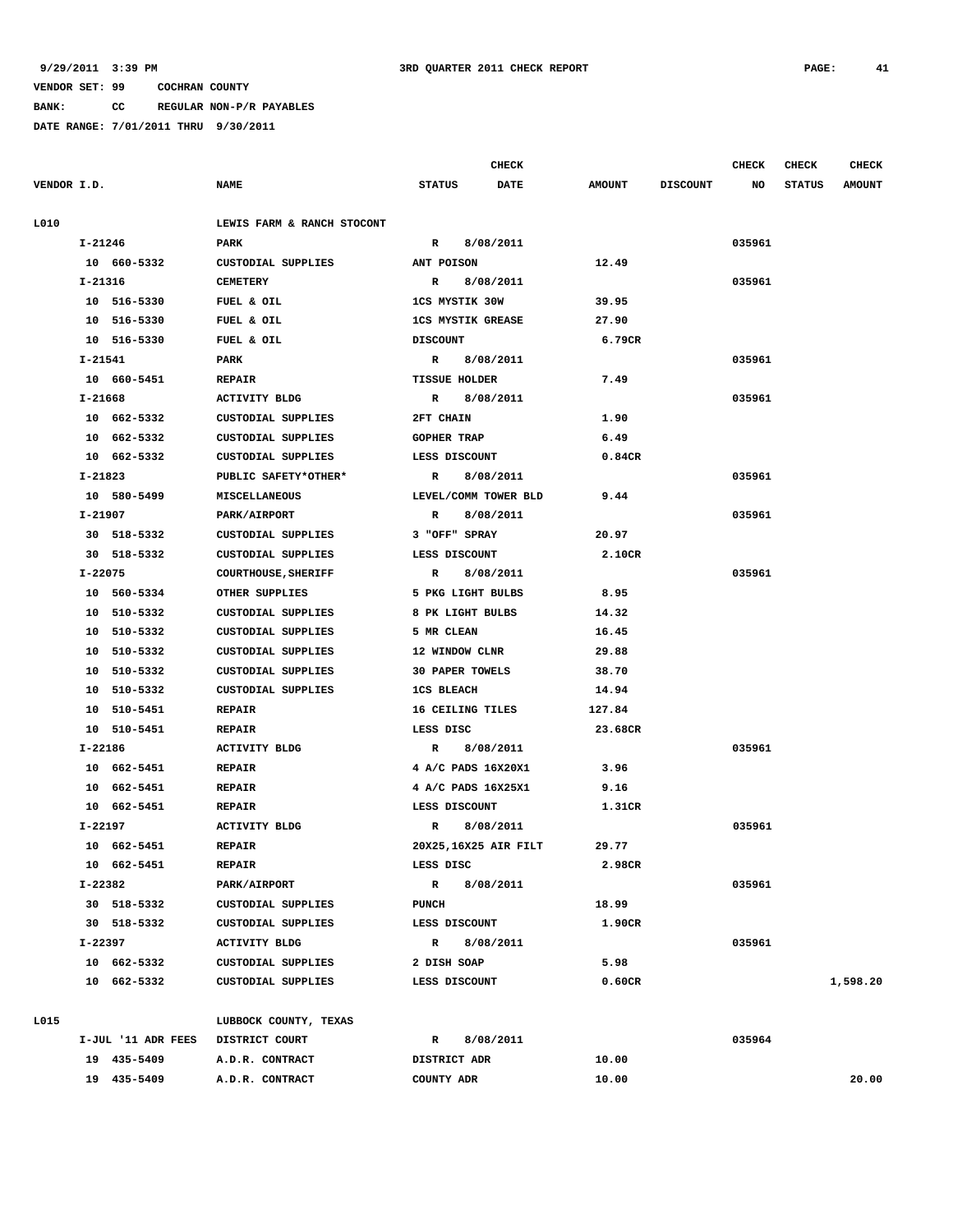9/29/2011 3:39 PM **3RD QUARTER 2011 CHECK REPORT**

VENDOR SET: 99 COCHRAN COUNTY
BANK: CC REGULAR NON-P/R PAYABLES
DATE RANGE: 7/01/2011 THRU 9/30/2011

| VENDOR I.D. | NAME | STATUS | CHECK DATE | AMOUNT | DISCOUNT | CHECK NO | CHECK STATUS | CHECK AMOUNT |
|---|---|---|---|---|---|---|---|---|
| L010 | LEWIS FARM & RANCH STOCONT | | | | | | | |
| I-21246 | PARK | R | 8/08/2011 | | | 035961 | | |
| 10 660-5332 | CUSTODIAL SUPPLIES | ANT POISON | | 12.49 | | | | |
| I-21316 | CEMETERY | R | 8/08/2011 | | | 035961 | | |
| 10 516-5330 | FUEL & OIL | 1CS MYSTIK 30W | | 39.95 | | | | |
| 10 516-5330 | FUEL & OIL | 1CS MYSTIK GREASE | | 27.90 | | | | |
| 10 516-5330 | FUEL & OIL | DISCOUNT | | 6.79CR | | | | |
| I-21541 | PARK | R | 8/08/2011 | | | 035961 | | |
| 10 660-5451 | REPAIR | TISSUE HOLDER | | 7.49 | | | | |
| I-21668 | ACTIVITY BLDG | R | 8/08/2011 | | | 035961 | | |
| 10 662-5332 | CUSTODIAL SUPPLIES | 2FT CHAIN | | 1.90 | | | | |
| 10 662-5332 | CUSTODIAL SUPPLIES | GOPHER TRAP | | 6.49 | | | | |
| 10 662-5332 | CUSTODIAL SUPPLIES | LESS DISCOUNT | | 0.84CR | | | | |
| I-21823 | PUBLIC SAFETY*OTHER* | R | 8/08/2011 | | | 035961 | | |
| 10 580-5499 | MISCELLANEOUS | LEVEL/COMM TOWER BLD | | 9.44 | | | | |
| I-21907 | PARK/AIRPORT | R | 8/08/2011 | | | 035961 | | |
| 30 518-5332 | CUSTODIAL SUPPLIES | 3 "OFF" SPRAY | | 20.97 | | | | |
| 30 518-5332 | CUSTODIAL SUPPLIES | LESS DISCOUNT | | 2.10CR | | | | |
| I-22075 | COURTHOUSE,SHERIFF | R | 8/08/2011 | | | 035961 | | |
| 10 560-5334 | OTHER SUPPLIES | 5 PKG LIGHT BULBS | | 8.95 | | | | |
| 10 510-5332 | CUSTODIAL SUPPLIES | 8 PK LIGHT BULBS | | 14.32 | | | | |
| 10 510-5332 | CUSTODIAL SUPPLIES | 5 MR CLEAN | | 16.45 | | | | |
| 10 510-5332 | CUSTODIAL SUPPLIES | 12 WINDOW CLNR | | 29.88 | | | | |
| 10 510-5332 | CUSTODIAL SUPPLIES | 30 PAPER TOWELS | | 38.70 | | | | |
| 10 510-5332 | CUSTODIAL SUPPLIES | 1CS BLEACH | | 14.94 | | | | |
| 10 510-5451 | REPAIR | 16 CEILING TILES | | 127.84 | | | | |
| 10 510-5451 | REPAIR | LESS DISC | | 23.68CR | | | | |
| I-22186 | ACTIVITY BLDG | R | 8/08/2011 | | | 035961 | | |
| 10 662-5451 | REPAIR | 4 A/C PADS 16X20X1 | | 3.96 | | | | |
| 10 662-5451 | REPAIR | 4 A/C PADS 16X25X1 | | 9.16 | | | | |
| 10 662-5451 | REPAIR | LESS DISCOUNT | | 1.31CR | | | | |
| I-22197 | ACTIVITY BLDG | R | 8/08/2011 | | | 035961 | | |
| 10 662-5451 | REPAIR | 20X25,16X25 AIR FILT | | 29.77 | | | | |
| 10 662-5451 | REPAIR | LESS DISC | | 2.98CR | | | | |
| I-22382 | PARK/AIRPORT | R | 8/08/2011 | | | 035961 | | |
| 30 518-5332 | CUSTODIAL SUPPLIES | PUNCH | | 18.99 | | | | |
| 30 518-5332 | CUSTODIAL SUPPLIES | LESS DISCOUNT | | 1.90CR | | | | |
| I-22397 | ACTIVITY BLDG | R | 8/08/2011 | | | 035961 | | |
| 10 662-5332 | CUSTODIAL SUPPLIES | 2 DISH SOAP | | 5.98 | | | | |
| 10 662-5332 | CUSTODIAL SUPPLIES | LESS DISCOUNT | | 0.60CR | | | | 1,598.20 |
| L015 | LUBBOCK COUNTY, TEXAS | | | | | | | |
| I-JUL '11 ADR FEES | DISTRICT COURT | R | 8/08/2011 | | | 035964 | | |
| 19 435-5409 | A.D.R. CONTRACT | DISTRICT ADR | | 10.00 | | | | |
| 19 435-5409 | A.D.R. CONTRACT | COUNTY ADR | | 10.00 | | | | 20.00 |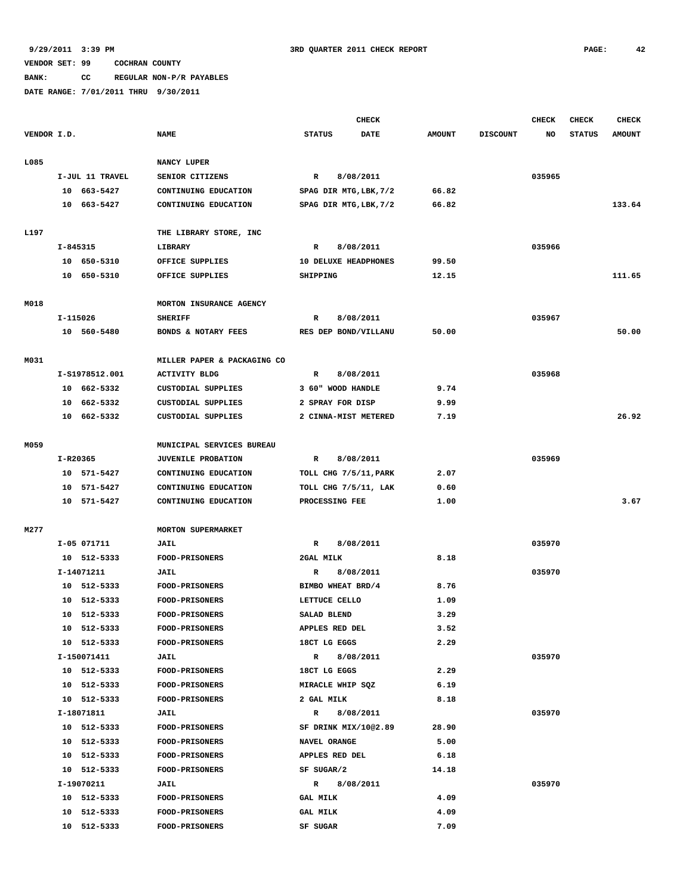9/29/2011 3:39 PM 3RD QUARTER 2011 CHECK REPORT

VENDOR SET: 99 COCHRAN COUNTY

BANK: CC REGULAR NON-P/R PAYABLES

DATE RANGE: 7/01/2011 THRU 9/30/2011

| VENDOR I.D. | NAME | STATUS | CHECK DATE | AMOUNT | DISCOUNT | CHECK NO | CHECK STATUS | CHECK AMOUNT |
|---|---|---|---|---|---|---|---|---|
| L085 | NANCY LUPER | | | | | | | |
| I-JUL 11 TRAVEL | SENIOR CITIZENS | R | 8/08/2011 | | | 035965 | | |
| 10 663-5427 | CONTINUING EDUCATION | SPAG DIR MTG,LBK,7/2 | | 66.82 | | | | |
| 10 663-5427 | CONTINUING EDUCATION | SPAG DIR MTG,LBK,7/2 | | 66.82 | | | | 133.64 |
| L197 | THE LIBRARY STORE, INC | | | | | | | |
| I-845315 | LIBRARY | R | 8/08/2011 | | | 035966 | | |
| 10 650-5310 | OFFICE SUPPLIES | 10 DELUXE HEADPHONES | | 99.50 | | | | |
| 10 650-5310 | OFFICE SUPPLIES | SHIPPING | | 12.15 | | | | 111.65 |
| M018 | MORTON INSURANCE AGENCY | | | | | | | |
| I-115026 | SHERIFF | R | 8/08/2011 | | | 035967 | | |
| 10 560-5480 | BONDS & NOTARY FEES | RES DEP BOND/VILLANU | | 50.00 | | | | 50.00 |
| M031 | MILLER PAPER & PACKAGING CO | | | | | | | |
| I-S1978512.001 | ACTIVITY BLDG | R | 8/08/2011 | | | 035968 | | |
| 10 662-5332 | CUSTODIAL SUPPLIES | 3 60" WOOD HANDLE | | 9.74 | | | | |
| 10 662-5332 | CUSTODIAL SUPPLIES | 2 SPRAY FOR DISP | | 9.99 | | | | |
| 10 662-5332 | CUSTODIAL SUPPLIES | 2 CINNA-MIST METERED | | 7.19 | | | | 26.92 |
| M059 | MUNICIPAL SERVICES BUREAU | | | | | | | |
| I-R20365 | JUVENILE PROBATION | R | 8/08/2011 | | | 035969 | | |
| 10 571-5427 | CONTINUING EDUCATION | TOLL CHG 7/5/11,PARK | | 2.07 | | | | |
| 10 571-5427 | CONTINUING EDUCATION | TOLL CHG 7/5/11, LAK | | 0.60 | | | | |
| 10 571-5427 | CONTINUING EDUCATION | PROCESSING FEE | | 1.00 | | | | 3.67 |
| M277 | MORTON SUPERMARKET | | | | | | | |
| I-05 071711 | JAIL | R | 8/08/2011 | | | 035970 | | |
| 10 512-5333 | FOOD-PRISONERS | 2GAL MILK | | 8.18 | | | | |
| I-14071211 | JAIL | R | 8/08/2011 | | | 035970 | | |
| 10 512-5333 | FOOD-PRISONERS | BIMBO WHEAT BRD/4 | | 8.76 | | | | |
| 10 512-5333 | FOOD-PRISONERS | LETTUCE CELLO | | 1.09 | | | | |
| 10 512-5333 | FOOD-PRISONERS | SALAD BLEND | | 3.29 | | | | |
| 10 512-5333 | FOOD-PRISONERS | APPLES RED DEL | | 3.52 | | | | |
| 10 512-5333 | FOOD-PRISONERS | 18CT LG EGGS | | 2.29 | | | | |
| I-150071411 | JAIL | R | 8/08/2011 | | | 035970 | | |
| 10 512-5333 | FOOD-PRISONERS | 18CT LG EGGS | | 2.29 | | | | |
| 10 512-5333 | FOOD-PRISONERS | MIRACLE WHIP SQZ | | 6.19 | | | | |
| 10 512-5333 | FOOD-PRISONERS | 2 GAL MILK | | 8.18 | | | | |
| I-18071811 | JAIL | R | 8/08/2011 | | | 035970 | | |
| 10 512-5333 | FOOD-PRISONERS | SF DRINK MIX/10@2.89 | | 28.90 | | | | |
| 10 512-5333 | FOOD-PRISONERS | NAVEL ORANGE | | 5.00 | | | | |
| 10 512-5333 | FOOD-PRISONERS | APPLES RED DEL | | 6.18 | | | | |
| 10 512-5333 | FOOD-PRISONERS | SF SUGAR/2 | | 14.18 | | | | |
| I-19070211 | JAIL | R | 8/08/2011 | | | 035970 | | |
| 10 512-5333 | FOOD-PRISONERS | GAL MILK | | 4.09 | | | | |
| 10 512-5333 | FOOD-PRISONERS | GAL MILK | | 4.09 | | | | |
| 10 512-5333 | FOOD-PRISONERS | SF SUGAR | | 7.09 | | | | |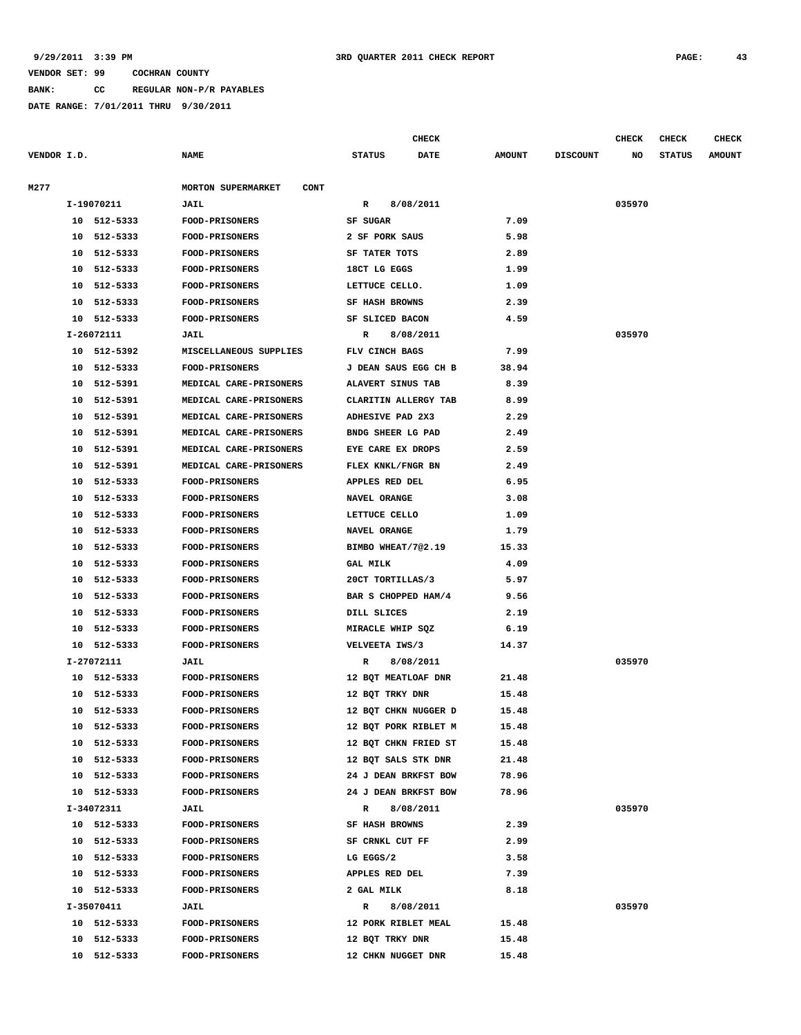9/29/2011 3:39 PM 3RD QUARTER 2011 CHECK REPORT

VENDOR SET: 99 COCHRAN COUNTY

BANK: CC REGULAR NON-P/R PAYABLES

DATE RANGE: 7/01/2011 THRU 9/30/2011

| VENDOR I.D. | NAME | STATUS | CHECK DATE | AMOUNT | DISCOUNT | CHECK NO | CHECK STATUS | CHECK AMOUNT |
|---|---|---|---|---|---|---|---|---|
| M277 | MORTON SUPERMARKET CONT | | | | | | | |
| I-19070211 | JAIL | R | 8/08/2011 | | | 035970 | | |
| 10 512-5333 | FOOD-PRISONERS | SF SUGAR | | 7.09 | | | | |
| 10 512-5333 | FOOD-PRISONERS | 2 SF PORK SAUS | | 5.98 | | | | |
| 10 512-5333 | FOOD-PRISONERS | SF TATER TOTS | | 2.89 | | | | |
| 10 512-5333 | FOOD-PRISONERS | 18CT LG EGGS | | 1.99 | | | | |
| 10 512-5333 | FOOD-PRISONERS | LETTUCE CELLO. | | 1.09 | | | | |
| 10 512-5333 | FOOD-PRISONERS | SF HASH BROWNS | | 2.39 | | | | |
| 10 512-5333 | FOOD-PRISONERS | SF SLICED BACON | | 4.59 | | | | |
| I-26072111 | JAIL | R | 8/08/2011 | | | 035970 | | |
| 10 512-5392 | MISCELLANEOUS SUPPLIES | FLV CINCH BAGS | | 7.99 | | | | |
| 10 512-5333 | FOOD-PRISONERS | J DEAN SAUS EGG CH B | | 38.94 | | | | |
| 10 512-5391 | MEDICAL CARE-PRISONERS | ALAVERT SINUS TAB | | 8.39 | | | | |
| 10 512-5391 | MEDICAL CARE-PRISONERS | CLARITIN ALLERGY TAB | | 8.99 | | | | |
| 10 512-5391 | MEDICAL CARE-PRISONERS | ADHESIVE PAD 2X3 | | 2.29 | | | | |
| 10 512-5391 | MEDICAL CARE-PRISONERS | BNDG SHEER LG PAD | | 2.49 | | | | |
| 10 512-5391 | MEDICAL CARE-PRISONERS | EYE CARE EX DROPS | | 2.59 | | | | |
| 10 512-5391 | MEDICAL CARE-PRISONERS | FLEX KNKL/FNGR BN | | 2.49 | | | | |
| 10 512-5333 | FOOD-PRISONERS | APPLES RED DEL | | 6.95 | | | | |
| 10 512-5333 | FOOD-PRISONERS | NAVEL ORANGE | | 3.08 | | | | |
| 10 512-5333 | FOOD-PRISONERS | LETTUCE CELLO | | 1.09 | | | | |
| 10 512-5333 | FOOD-PRISONERS | NAVEL ORANGE | | 1.79 | | | | |
| 10 512-5333 | FOOD-PRISONERS | BIMBO WHEAT/7@2.19 | | 15.33 | | | | |
| 10 512-5333 | FOOD-PRISONERS | GAL MILK | | 4.09 | | | | |
| 10 512-5333 | FOOD-PRISONERS | 20CT TORTILLAS/3 | | 5.97 | | | | |
| 10 512-5333 | FOOD-PRISONERS | BAR S CHOPPED HAM/4 | | 9.56 | | | | |
| 10 512-5333 | FOOD-PRISONERS | DILL SLICES | | 2.19 | | | | |
| 10 512-5333 | FOOD-PRISONERS | MIRACLE WHIP SQZ | | 6.19 | | | | |
| 10 512-5333 | FOOD-PRISONERS | VELVEETA IWS/3 | | 14.37 | | | | |
| I-27072111 | JAIL | R | 8/08/2011 | | | 035970 | | |
| 10 512-5333 | FOOD-PRISONERS | 12 BQT MEATLOAF DNR | | 21.48 | | | | |
| 10 512-5333 | FOOD-PRISONERS | 12 BQT TRKY DNR | | 15.48 | | | | |
| 10 512-5333 | FOOD-PRISONERS | 12 BQT CHKN NUGGER D | | 15.48 | | | | |
| 10 512-5333 | FOOD-PRISONERS | 12 BQT PORK RIBLET M | | 15.48 | | | | |
| 10 512-5333 | FOOD-PRISONERS | 12 BQT CHKN FRIED ST | | 15.48 | | | | |
| 10 512-5333 | FOOD-PRISONERS | 12 BQT SALS STK DNR | | 21.48 | | | | |
| 10 512-5333 | FOOD-PRISONERS | 24 J DEAN BRKFST BOW | | 78.96 | | | | |
| 10 512-5333 | FOOD-PRISONERS | 24 J DEAN BRKFST BOW | | 78.96 | | | | |
| I-34072311 | JAIL | R | 8/08/2011 | | | 035970 | | |
| 10 512-5333 | FOOD-PRISONERS | SF HASH BROWNS | | 2.39 | | | | |
| 10 512-5333 | FOOD-PRISONERS | SF CRNKL CUT FF | | 2.99 | | | | |
| 10 512-5333 | FOOD-PRISONERS | LG EGGS/2 | | 3.58 | | | | |
| 10 512-5333 | FOOD-PRISONERS | APPLES RED DEL | | 7.39 | | | | |
| 10 512-5333 | FOOD-PRISONERS | 2 GAL MILK | | 8.18 | | | | |
| I-35070411 | JAIL | R | 8/08/2011 | | | 035970 | | |
| 10 512-5333 | FOOD-PRISONERS | 12 PORK RIBLET MEAL | | 15.48 | | | | |
| 10 512-5333 | FOOD-PRISONERS | 12 BQT TRKY DNR | | 15.48 | | | | |
| 10 512-5333 | FOOD-PRISONERS | 12 CHKN NUGGET DNR | | 15.48 | | | | |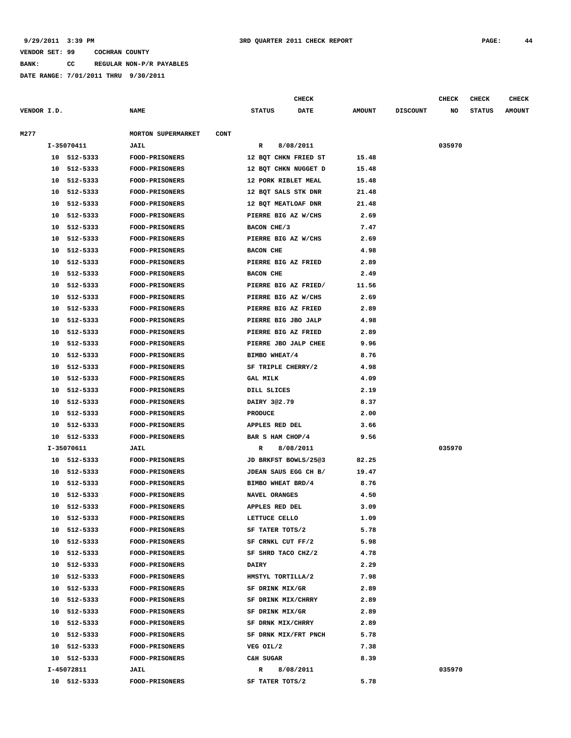9/29/2011 3:39 PM 3RD QUARTER 2011 CHECK REPORT

VENDOR SET: 99 COCHRAN COUNTY

BANK: CC REGULAR NON-P/R PAYABLES

DATE RANGE: 7/01/2011 THRU 9/30/2011

| VENDOR I.D. | NAME | STATUS | CHECK DATE | AMOUNT | DISCOUNT | CHECK NO | CHECK STATUS | CHECK AMOUNT |
|---|---|---|---|---|---|---|---|---|
| M277 | MORTON SUPERMARKET CONT | | | | | | | |
| I-35070411 | JAIL | R | 8/08/2011 | | | 035970 | | |
| 10 512-5333 | FOOD-PRISONERS | 12 BQT CHKN FRIED ST | | 15.48 | | | | |
| 10 512-5333 | FOOD-PRISONERS | 12 BQT CHKN NUGGET D | | 15.48 | | | | |
| 10 512-5333 | FOOD-PRISONERS | 12 PORK RIBLET MEAL | | 15.48 | | | | |
| 10 512-5333 | FOOD-PRISONERS | 12 BQT SALS STK DNR | | 21.48 | | | | |
| 10 512-5333 | FOOD-PRISONERS | 12 BQT MEATLOAF DNR | | 21.48 | | | | |
| 10 512-5333 | FOOD-PRISONERS | PIERRE BIG AZ W/CHS | | 2.69 | | | | |
| 10 512-5333 | FOOD-PRISONERS | BACON CHE/3 | | 7.47 | | | | |
| 10 512-5333 | FOOD-PRISONERS | PIERRE BIG AZ W/CHS | | 2.69 | | | | |
| 10 512-5333 | FOOD-PRISONERS | BACON CHE | | 4.98 | | | | |
| 10 512-5333 | FOOD-PRISONERS | PIERRE BIG AZ FRIED | | 2.89 | | | | |
| 10 512-5333 | FOOD-PRISONERS | BACON CHE | | 2.49 | | | | |
| 10 512-5333 | FOOD-PRISONERS | PIERRE BIG AZ FRIED/ | | 11.56 | | | | |
| 10 512-5333 | FOOD-PRISONERS | PIERRE BIG AZ W/CHS | | 2.69 | | | | |
| 10 512-5333 | FOOD-PRISONERS | PIERRE BIG AZ FRIED | | 2.89 | | | | |
| 10 512-5333 | FOOD-PRISONERS | PIERRE BIG JBO JALP | | 4.98 | | | | |
| 10 512-5333 | FOOD-PRISONERS | PIERRE BIG AZ FRIED | | 2.89 | | | | |
| 10 512-5333 | FOOD-PRISONERS | PIERRE JBO JALP CHEE | | 9.96 | | | | |
| 10 512-5333 | FOOD-PRISONERS | BIMBO WHEAT/4 | | 8.76 | | | | |
| 10 512-5333 | FOOD-PRISONERS | SF TRIPLE CHERRY/2 | | 4.98 | | | | |
| 10 512-5333 | FOOD-PRISONERS | GAL MILK | | 4.09 | | | | |
| 10 512-5333 | FOOD-PRISONERS | DILL SLICES | | 2.19 | | | | |
| 10 512-5333 | FOOD-PRISONERS | DAIRY 3@2.79 | | 8.37 | | | | |
| 10 512-5333 | FOOD-PRISONERS | PRODUCE | | 2.00 | | | | |
| 10 512-5333 | FOOD-PRISONERS | APPLES RED DEL | | 3.66 | | | | |
| 10 512-5333 | FOOD-PRISONERS | BAR S HAM CHOP/4 | | 9.56 | | | | |
| I-35070611 | JAIL | R | 8/08/2011 | | | 035970 | | |
| 10 512-5333 | FOOD-PRISONERS | JD BRKFST BOWLS/25@3 | | 82.25 | | | | |
| 10 512-5333 | FOOD-PRISONERS | JDEAN SAUS EGG CH B/ | | 19.47 | | | | |
| 10 512-5333 | FOOD-PRISONERS | BIMBO WHEAT BRD/4 | | 8.76 | | | | |
| 10 512-5333 | FOOD-PRISONERS | NAVEL ORANGES | | 4.50 | | | | |
| 10 512-5333 | FOOD-PRISONERS | APPLES RED DEL | | 3.09 | | | | |
| 10 512-5333 | FOOD-PRISONERS | LETTUCE CELLO | | 1.09 | | | | |
| 10 512-5333 | FOOD-PRISONERS | SF TATER TOTS/2 | | 5.78 | | | | |
| 10 512-5333 | FOOD-PRISONERS | SF CRNKL CUT FF/2 | | 5.98 | | | | |
| 10 512-5333 | FOOD-PRISONERS | SF SHRD TACO CHZ/2 | | 4.78 | | | | |
| 10 512-5333 | FOOD-PRISONERS | DAIRY | | 2.29 | | | | |
| 10 512-5333 | FOOD-PRISONERS | HMSTYL TORTILLA/2 | | 7.98 | | | | |
| 10 512-5333 | FOOD-PRISONERS | SF DRINK MIX/GR | | 2.89 | | | | |
| 10 512-5333 | FOOD-PRISONERS | SF DRINK MIX/CHRRY | | 2.89 | | | | |
| 10 512-5333 | FOOD-PRISONERS | SF DRINK MIX/GR | | 2.89 | | | | |
| 10 512-5333 | FOOD-PRISONERS | SF DRNK MIX/CHRRY | | 2.89 | | | | |
| 10 512-5333 | FOOD-PRISONERS | SF DRNK MIX/FRT PNCH | | 5.78 | | | | |
| 10 512-5333 | FOOD-PRISONERS | VEG OIL/2 | | 7.38 | | | | |
| 10 512-5333 | FOOD-PRISONERS | C&H SUGAR | | 8.39 | | | | |
| I-45072811 | JAIL | R | 8/08/2011 | | | 035970 | | |
| 10 512-5333 | FOOD-PRISONERS | SF TATER TOTS/2 | | 5.78 | | | | |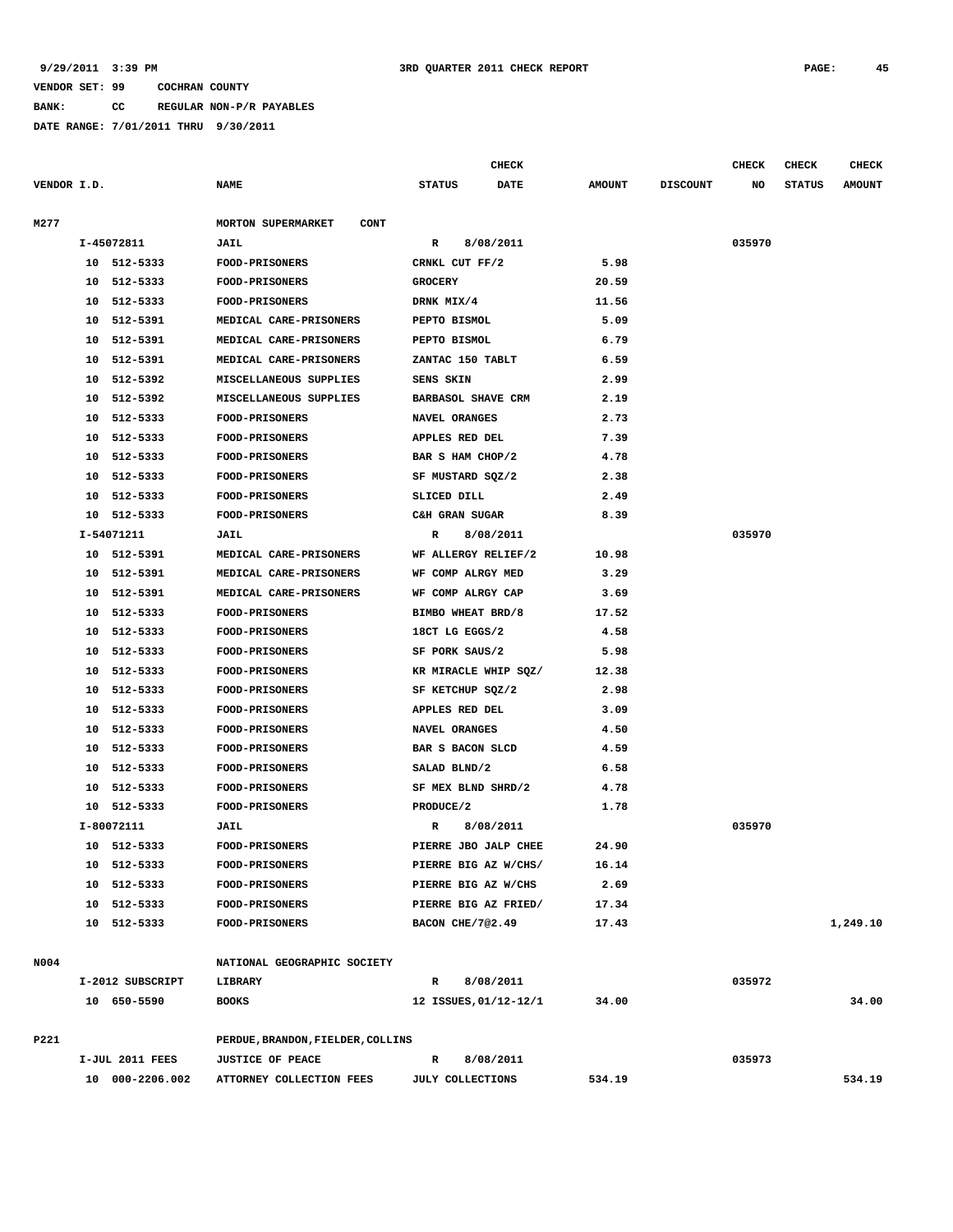**VENDOR SET: 99 COCHRAN COUNTY**

**BANK: CC REGULAR NON-P/R PAYABLES**

**DATE RANGE: 7/01/2011 THRU 9/30/2011**

| VENDOR I.D. | NAME | STATUS | CHECK DATE | AMOUNT | DISCOUNT | CHECK NO | CHECK STATUS | CHECK AMOUNT |
|---|---|---|---|---|---|---|---|---|
| M277 | MORTON SUPERMARKET CONT | | | | | | | |
| I-45072811 | JAIL | R | 8/08/2011 | | | 035970 | | |
| 10 512-5333 | FOOD-PRISONERS | CRNKL CUT FF/2 | | 5.98 | | | | |
| 10 512-5333 | FOOD-PRISONERS | GROCERY | | 20.59 | | | | |
| 10 512-5333 | FOOD-PRISONERS | DRNK MIX/4 | | 11.56 | | | | |
| 10 512-5391 | MEDICAL CARE-PRISONERS | PEPTO BISMOL | | 5.09 | | | | |
| 10 512-5391 | MEDICAL CARE-PRISONERS | PEPTO BISMOL | | 6.79 | | | | |
| 10 512-5391 | MEDICAL CARE-PRISONERS | ZANTAC 150 TABLT | | 6.59 | | | | |
| 10 512-5392 | MISCELLANEOUS SUPPLIES | SENS SKIN | | 2.99 | | | | |
| 10 512-5392 | MISCELLANEOUS SUPPLIES | BARBASOL SHAVE CRM | | 2.19 | | | | |
| 10 512-5333 | FOOD-PRISONERS | NAVEL ORANGES | | 2.73 | | | | |
| 10 512-5333 | FOOD-PRISONERS | APPLES RED DEL | | 7.39 | | | | |
| 10 512-5333 | FOOD-PRISONERS | BAR S HAM CHOP/2 | | 4.78 | | | | |
| 10 512-5333 | FOOD-PRISONERS | SF MUSTARD SQZ/2 | | 2.38 | | | | |
| 10 512-5333 | FOOD-PRISONERS | SLICED DILL | | 2.49 | | | | |
| 10 512-5333 | FOOD-PRISONERS | C&H GRAN SUGAR | | 8.39 | | | | |
| I-54071211 | JAIL | R | 8/08/2011 | | | 035970 | | |
| 10 512-5391 | MEDICAL CARE-PRISONERS | WF ALLERGY RELIEF/2 | | 10.98 | | | | |
| 10 512-5391 | MEDICAL CARE-PRISONERS | WF COMP ALRGY MED | | 3.29 | | | | |
| 10 512-5391 | MEDICAL CARE-PRISONERS | WF COMP ALRGY CAP | | 3.69 | | | | |
| 10 512-5333 | FOOD-PRISONERS | BIMBO WHEAT BRD/8 | | 17.52 | | | | |
| 10 512-5333 | FOOD-PRISONERS | 18CT LG EGGS/2 | | 4.58 | | | | |
| 10 512-5333 | FOOD-PRISONERS | SF PORK SAUS/2 | | 5.98 | | | | |
| 10 512-5333 | FOOD-PRISONERS | KR MIRACLE WHIP SQZ/ | | 12.38 | | | | |
| 10 512-5333 | FOOD-PRISONERS | SF KETCHUP SQZ/2 | | 2.98 | | | | |
| 10 512-5333 | FOOD-PRISONERS | APPLES RED DEL | | 3.09 | | | | |
| 10 512-5333 | FOOD-PRISONERS | NAVEL ORANGES | | 4.50 | | | | |
| 10 512-5333 | FOOD-PRISONERS | BAR S BACON SLCD | | 4.59 | | | | |
| 10 512-5333 | FOOD-PRISONERS | SALAD BLND/2 | | 6.58 | | | | |
| 10 512-5333 | FOOD-PRISONERS | SF MEX BLND SHRD/2 | | 4.78 | | | | |
| 10 512-5333 | FOOD-PRISONERS | PRODUCE/2 | | 1.78 | | | | |
| I-80072111 | JAIL | R | 8/08/2011 | | | 035970 | | |
| 10 512-5333 | FOOD-PRISONERS | PIERRE JBO JALP CHEE | | 24.90 | | | | |
| 10 512-5333 | FOOD-PRISONERS | PIERRE BIG AZ W/CHS/ | | 16.14 | | | | |
| 10 512-5333 | FOOD-PRISONERS | PIERRE BIG AZ W/CHS | | 2.69 | | | | |
| 10 512-5333 | FOOD-PRISONERS | PIERRE BIG AZ FRIED/ | | 17.34 | | | | |
| 10 512-5333 | FOOD-PRISONERS | BACON CHE/7@2.49 | | 17.43 | | | | 1,249.10 |
| N004 | NATIONAL GEOGRAPHIC SOCIETY | | | | | | | |
| I-2012 SUBSCRIPT | LIBRARY | R | 8/08/2011 | | | 035972 | | |
| 10 650-5590 | BOOKS | 12 ISSUES,01/12-12/1 | | 34.00 | | | | 34.00 |
| P221 | PERDUE,BRANDON,FIELDER,COLLINS | | | | | | | |
| I-JUL 2011 FEES | JUSTICE OF PEACE | R | 8/08/2011 | | | 035973 | | |
| 10 000-2206.002 | ATTORNEY COLLECTION FEES | JULY COLLECTIONS | | 534.19 | | | | 534.19 |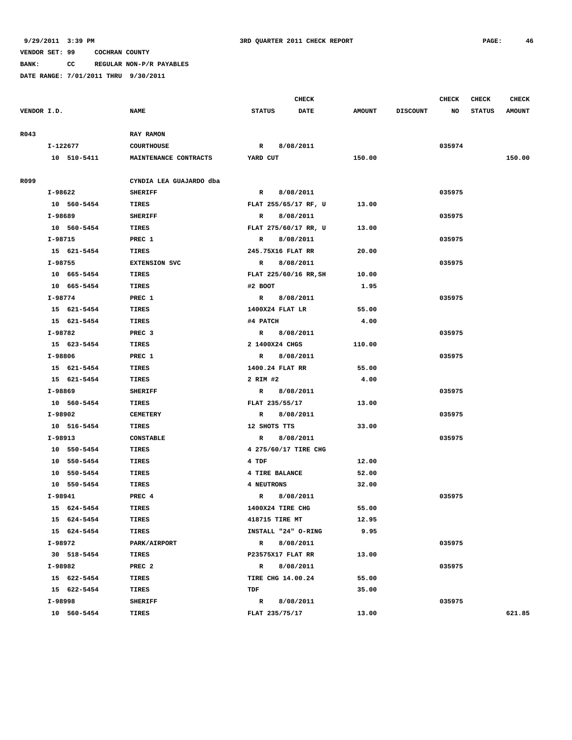9/29/2011 3:39 PM 3RD QUARTER 2011 CHECK REPORT

VENDOR SET: 99 COCHRAN COUNTY

BANK: CC REGULAR NON-P/R PAYABLES

DATE RANGE: 7/01/2011 THRU 9/30/2011

| VENDOR I.D. | NAME | STATUS | CHECK DATE | AMOUNT | DISCOUNT | CHECK NO | CHECK STATUS | CHECK AMOUNT |
|---|---|---|---|---|---|---|---|---|
| R043 | RAY RAMON | | | | | | | |
| I-122677 | COURTHOUSE | R | 8/08/2011 | | | 035974 | | |
| 10 510-5411 | MAINTENANCE CONTRACTS | YARD CUT | | 150.00 | | | | 150.00 |
| R099 | CYNDIA LEA GUAJARDO dba | | | | | | | |
| I-98622 | SHERIFF | R | 8/08/2011 | | | 035975 | | |
| 10 560-5454 | TIRES | FLAT 255/65/17 RF, U | | 13.00 | | | | |
| I-98689 | SHERIFF | R | 8/08/2011 | | | 035975 | | |
| 10 560-5454 | TIRES | FLAT 275/60/17 RR, U | | 13.00 | | | | |
| I-98715 | PREC 1 | R | 8/08/2011 | | | 035975 | | |
| 15 621-5454 | TIRES | 245.75X16 FLAT RR | | 20.00 | | | | |
| I-98755 | EXTENSION SVC | R | 8/08/2011 | | | 035975 | | |
| 10 665-5454 | TIRES | FLAT 225/60/16 RR,SH | | 10.00 | | | | |
| 10 665-5454 | TIRES | #2 BOOT | | 1.95 | | | | |
| I-98774 | PREC 1 | R | 8/08/2011 | | | 035975 | | |
| 15 621-5454 | TIRES | 1400X24 FLAT LR | | 55.00 | | | | |
| 15 621-5454 | TIRES | #4 PATCH | | 4.00 | | | | |
| I-98782 | PREC 3 | R | 8/08/2011 | | | 035975 | | |
| 15 623-5454 | TIRES | 2 1400X24 CHGS | | 110.00 | | | | |
| I-98806 | PREC 1 | R | 8/08/2011 | | | 035975 | | |
| 15 621-5454 | TIRES | 1400.24 FLAT RR | | 55.00 | | | | |
| 15 621-5454 | TIRES | 2 RIM #2 | | 4.00 | | | | |
| I-98869 | SHERIFF | R | 8/08/2011 | | | 035975 | | |
| 10 560-5454 | TIRES | FLAT 235/55/17 | | 13.00 | | | | |
| I-98902 | CEMETERY | R | 8/08/2011 | | | 035975 | | |
| 10 516-5454 | TIRES | 12 SHOTS TTS | | 33.00 | | | | |
| I-98913 | CONSTABLE | R | 8/08/2011 | | | 035975 | | |
| 10 550-5454 | TIRES | 4 275/60/17 TIRE CHG | | | | | | |
| 10 550-5454 | TIRES | 4 TDF | | 12.00 | | | | |
| 10 550-5454 | TIRES | 4 TIRE BALANCE | | 52.00 | | | | |
| 10 550-5454 | TIRES | 4 NEUTRONS | | 32.00 | | | | |
| I-98941 | PREC 4 | R | 8/08/2011 | | | 035975 | | |
| 15 624-5454 | TIRES | 1400X24 TIRE CHG | | 55.00 | | | | |
| 15 624-5454 | TIRES | 418715 TIRE MT | | 12.95 | | | | |
| 15 624-5454 | TIRES | INSTALL "24" O-RING | | 9.95 | | | | |
| I-98972 | PARK/AIRPORT | R | 8/08/2011 | | | 035975 | | |
| 30 518-5454 | TIRES | P23575X17 FLAT RR | | 13.00 | | | | |
| I-98982 | PREC 2 | R | 8/08/2011 | | | 035975 | | |
| 15 622-5454 | TIRES | TIRE CHG 14.00.24 | | 55.00 | | | | |
| 15 622-5454 | TIRES | TDF | | 35.00 | | | | |
| I-98998 | SHERIFF | R | 8/08/2011 | | | 035975 | | |
| 10 560-5454 | TIRES | FLAT 235/75/17 | | 13.00 | | | | 621.85 |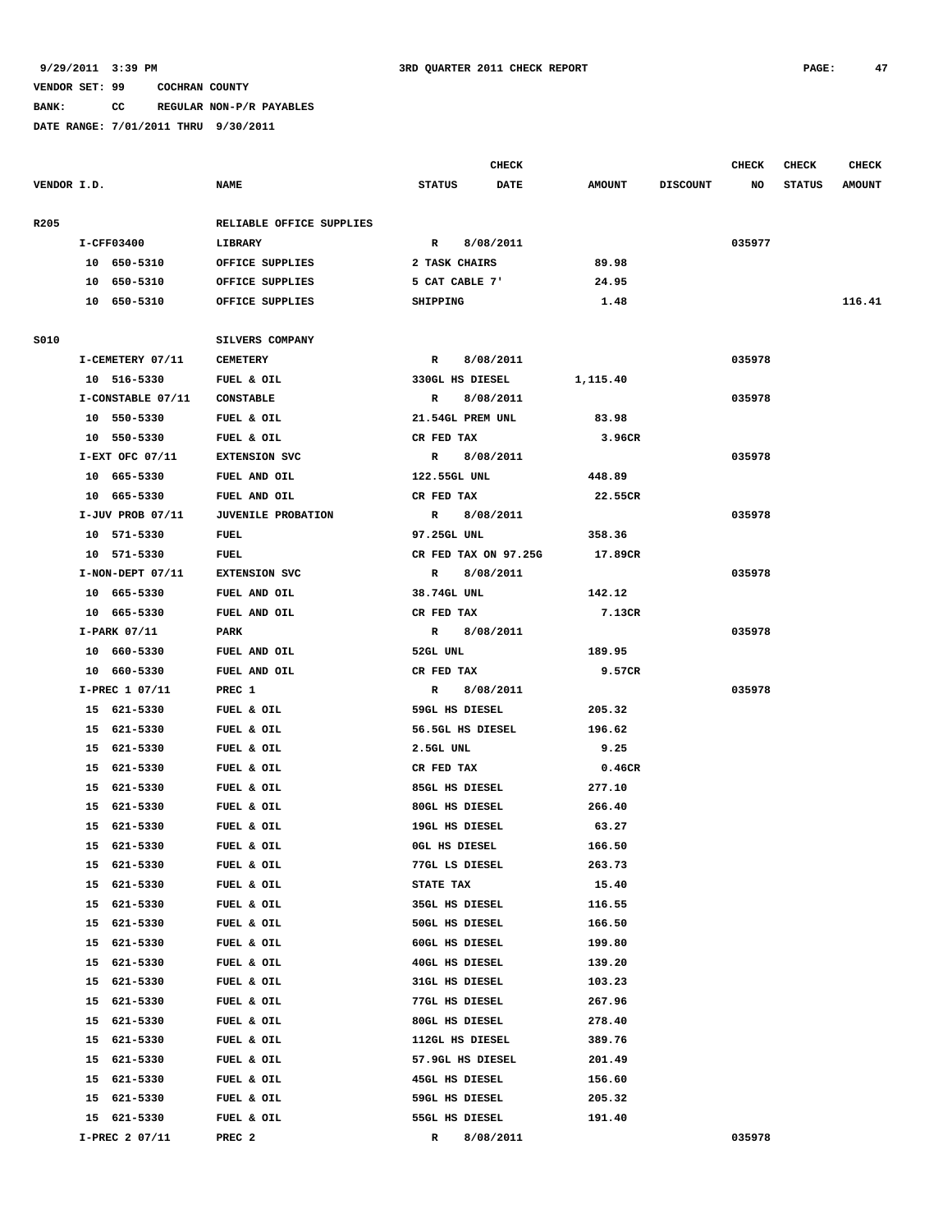9/29/2011 3:39 PM — 3RD QUARTER 2011 CHECK REPORT

VENDOR SET: 99 COCHRAN COUNTY

BANK: CC REGULAR NON-P/R PAYABLES

DATE RANGE: 7/01/2011 THRU 9/30/2011

| VENDOR I.D. | NAME | STATUS | CHECK DATE | AMOUNT | DISCOUNT | CHECK NO | CHECK STATUS | CHECK AMOUNT |
|---|---|---|---|---|---|---|---|---|
| R205 | RELIABLE OFFICE SUPPLIES | | | | | | | |
| I-CFF03400 | LIBRARY | R | 8/08/2011 | | | 035977 | | |
| 10 650-5310 | OFFICE SUPPLIES | 2 TASK CHAIRS | | 89.98 | | | | |
| 10 650-5310 | OFFICE SUPPLIES | 5 CAT CABLE 7' | | 24.95 | | | | |
| 10 650-5310 | OFFICE SUPPLIES | SHIPPING | | 1.48 | | | | 116.41 |
| S010 | SILVERS COMPANY | | | | | | | |
| I-CEMETERY 07/11 | CEMETERY | R | 8/08/2011 | | | 035978 | | |
| 10 516-5330 | FUEL & OIL | 330GL HS DIESEL | | 1,115.40 | | | | |
| I-CONSTABLE 07/11 | CONSTABLE | R | 8/08/2011 | | | 035978 | | |
| 10 550-5330 | FUEL & OIL | 21.54GL PREM UNL | | 83.98 | | | | |
| 10 550-5330 | FUEL & OIL | CR FED TAX | | 3.96CR | | | | |
| I-EXT OFC 07/11 | EXTENSION SVC | R | 8/08/2011 | | | 035978 | | |
| 10 665-5330 | FUEL AND OIL | 122.55GL UNL | | 448.89 | | | | |
| 10 665-5330 | FUEL AND OIL | CR FED TAX | | 22.55CR | | | | |
| I-JUV PROB 07/11 | JUVENILE PROBATION | R | 8/08/2011 | | | 035978 | | |
| 10 571-5330 | FUEL | 97.25GL UNL | | 358.36 | | | | |
| 10 571-5330 | FUEL | CR FED TAX ON 97.25G | | 17.89CR | | | | |
| I-NON-DEPT 07/11 | EXTENSION SVC | R | 8/08/2011 | | | 035978 | | |
| 10 665-5330 | FUEL AND OIL | 38.74GL UNL | | 142.12 | | | | |
| 10 665-5330 | FUEL AND OIL | CR FED TAX | | 7.13CR | | | | |
| I-PARK 07/11 | PARK | R | 8/08/2011 | | | 035978 | | |
| 10 660-5330 | FUEL AND OIL | 52GL UNL | | 189.95 | | | | |
| 10 660-5330 | FUEL AND OIL | CR FED TAX | | 9.57CR | | | | |
| I-PREC 1 07/11 | PREC 1 | R | 8/08/2011 | | | 035978 | | |
| 15 621-5330 | FUEL & OIL | 59GL HS DIESEL | | 205.32 | | | | |
| 15 621-5330 | FUEL & OIL | 56.5GL HS DIESEL | | 196.62 | | | | |
| 15 621-5330 | FUEL & OIL | 2.5GL UNL | | 9.25 | | | | |
| 15 621-5330 | FUEL & OIL | CR FED TAX | | 0.46CR | | | | |
| 15 621-5330 | FUEL & OIL | 85GL HS DIESEL | | 277.10 | | | | |
| 15 621-5330 | FUEL & OIL | 80GL HS DIESEL | | 266.40 | | | | |
| 15 621-5330 | FUEL & OIL | 19GL HS DIESEL | | 63.27 | | | | |
| 15 621-5330 | FUEL & OIL | 0GL HS DIESEL | | 166.50 | | | | |
| 15 621-5330 | FUEL & OIL | 77GL LS DIESEL | | 263.73 | | | | |
| 15 621-5330 | FUEL & OIL | STATE TAX | | 15.40 | | | | |
| 15 621-5330 | FUEL & OIL | 35GL HS DIESEL | | 116.55 | | | | |
| 15 621-5330 | FUEL & OIL | 50GL HS DIESEL | | 166.50 | | | | |
| 15 621-5330 | FUEL & OIL | 60GL HS DIESEL | | 199.80 | | | | |
| 15 621-5330 | FUEL & OIL | 40GL HS DIESEL | | 139.20 | | | | |
| 15 621-5330 | FUEL & OIL | 31GL HS DIESEL | | 103.23 | | | | |
| 15 621-5330 | FUEL & OIL | 77GL HS DIESEL | | 267.96 | | | | |
| 15 621-5330 | FUEL & OIL | 80GL HS DIESEL | | 278.40 | | | | |
| 15 621-5330 | FUEL & OIL | 112GL HS DIESEL | | 389.76 | | | | |
| 15 621-5330 | FUEL & OIL | 57.9GL HS DIESEL | | 201.49 | | | | |
| 15 621-5330 | FUEL & OIL | 45GL HS DIESEL | | 156.60 | | | | |
| 15 621-5330 | FUEL & OIL | 59GL HS DIESEL | | 205.32 | | | | |
| 15 621-5330 | FUEL & OIL | 55GL HS DIESEL | | 191.40 | | | | |
| I-PREC 2 07/11 | PREC 2 | R | 8/08/2011 | | | 035978 | | |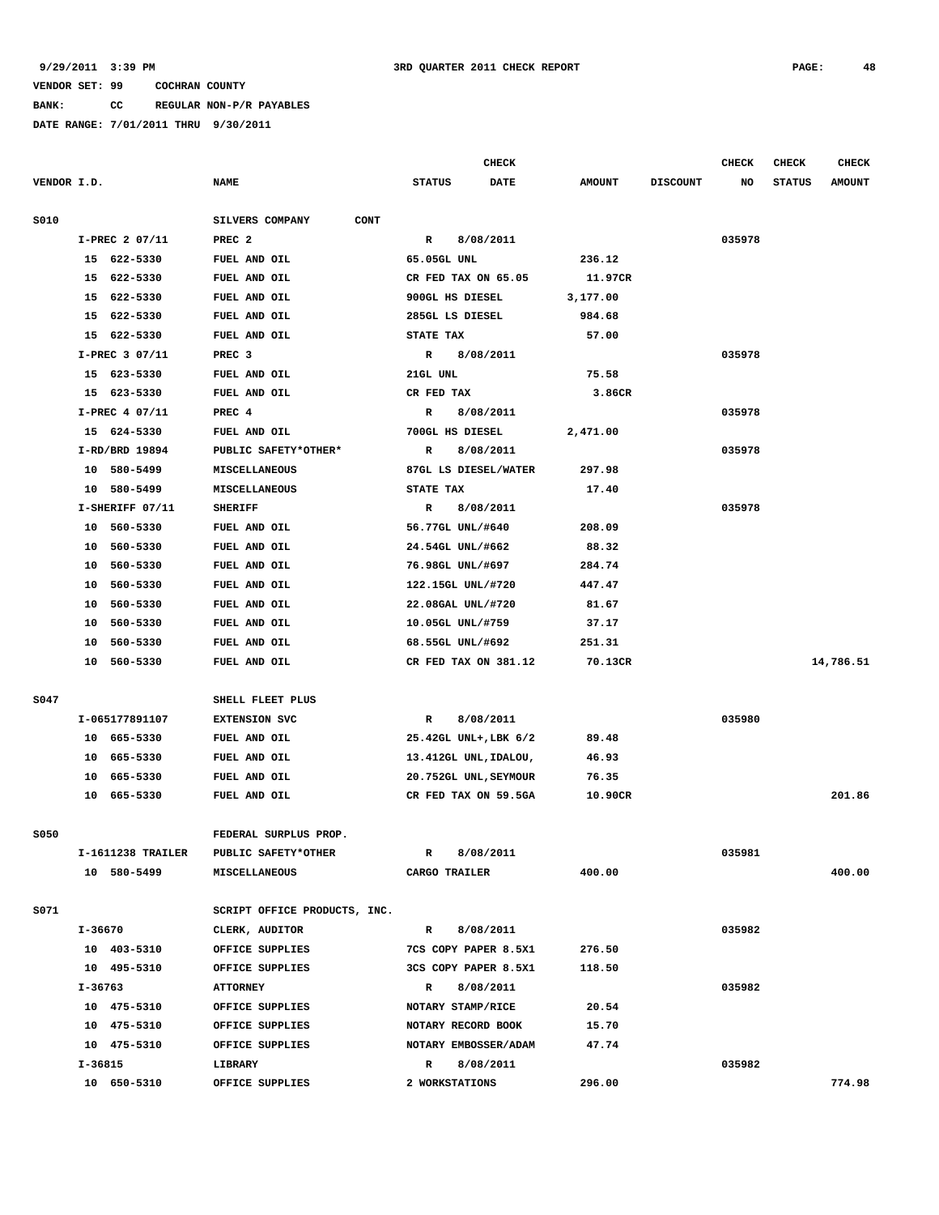**9/29/2011 3:39 PM** **3RD QUARTER 2011 CHECK REPORT** **PAGE: 48**

**VENDOR SET: 99 COCHRAN COUNTY**

**BANK: CC REGULAR NON-P/R PAYABLES**

**DATE RANGE: 7/01/2011 THRU 9/30/2011**

| VENDOR I.D. | NAME | STATUS | CHECK DATE | AMOUNT | DISCOUNT | CHECK NO | CHECK STATUS | CHECK AMOUNT |
|---|---|---|---|---|---|---|---|---|
| S010 | SILVERS COMPANY CONT | | | | | | | |
| I-PREC 2 07/11 | PREC 2 | R | 8/08/2011 | | | 035978 | | |
| 15 622-5330 | FUEL AND OIL | 65.05GL UNL | | 236.12 | | | | |
| 15 622-5330 | FUEL AND OIL | CR FED TAX ON 65.05 | | 11.97CR | | | | |
| 15 622-5330 | FUEL AND OIL | 900GL HS DIESEL | | 3,177.00 | | | | |
| 15 622-5330 | FUEL AND OIL | 285GL LS DIESEL | | 984.68 | | | | |
| 15 622-5330 | FUEL AND OIL | STATE TAX | | 57.00 | | | | |
| I-PREC 3 07/11 | PREC 3 | R | 8/08/2011 | | | 035978 | | |
| 15 623-5330 | FUEL AND OIL | 21GL UNL | | 75.58 | | | | |
| 15 623-5330 | FUEL AND OIL | CR FED TAX | | 3.86CR | | | | |
| I-PREC 4 07/11 | PREC 4 | R | 8/08/2011 | | | 035978 | | |
| 15 624-5330 | FUEL AND OIL | 700GL HS DIESEL | | 2,471.00 | | | | |
| I-RD/BRD 19894 | PUBLIC SAFETY*OTHER* | R | 8/08/2011 | | | 035978 | | |
| 10 580-5499 | MISCELLANEOUS | 87GL LS DIESEL/WATER | | 297.98 | | | | |
| 10 580-5499 | MISCELLANEOUS | STATE TAX | | 17.40 | | | | |
| I-SHERIFF 07/11 | SHERIFF | R | 8/08/2011 | | | 035978 | | |
| 10 560-5330 | FUEL AND OIL | 56.77GL UNL/#640 | | 208.09 | | | | |
| 10 560-5330 | FUEL AND OIL | 24.54GL UNL/#662 | | 88.32 | | | | |
| 10 560-5330 | FUEL AND OIL | 76.98GL UNL/#697 | | 284.74 | | | | |
| 10 560-5330 | FUEL AND OIL | 122.15GL UNL/#720 | | 447.47 | | | | |
| 10 560-5330 | FUEL AND OIL | 22.08GAL UNL/#720 | | 81.67 | | | | |
| 10 560-5330 | FUEL AND OIL | 10.05GL UNL/#759 | | 37.17 | | | | |
| 10 560-5330 | FUEL AND OIL | 68.55GL UNL/#692 | | 251.31 | | | | |
| 10 560-5330 | FUEL AND OIL | CR FED TAX ON 381.12 | | 70.13CR | | | | 14,786.51 |
| S047 | SHELL FLEET PLUS | | | | | | | |
| I-065177891107 | EXTENSION SVC | R | 8/08/2011 | | | 035980 | | |
| 10 665-5330 | FUEL AND OIL | 25.42GL UNL+,LBK 6/2 | | 89.48 | | | | |
| 10 665-5330 | FUEL AND OIL | 13.412GL UNL,IDALOU, | | 46.93 | | | | |
| 10 665-5330 | FUEL AND OIL | 20.752GL UNL,SEYMOUR | | 76.35 | | | | |
| 10 665-5330 | FUEL AND OIL | CR FED TAX ON 59.5GA | | 10.90CR | | | | 201.86 |
| S050 | FEDERAL SURPLUS PROP. | | | | | | | |
| I-1611238 TRAILER | PUBLIC SAFETY*OTHER | R | 8/08/2011 | | | 035981 | | |
| 10 580-5499 | MISCELLANEOUS | CARGO TRAILER | | 400.00 | | | | 400.00 |
| S071 | SCRIPT OFFICE PRODUCTS, INC. | | | | | | | |
| I-36670 | CLERK, AUDITOR | R | 8/08/2011 | | | 035982 | | |
| 10 403-5310 | OFFICE SUPPLIES | 7CS COPY PAPER 8.5X1 | | 276.50 | | | | |
| 10 495-5310 | OFFICE SUPPLIES | 3CS COPY PAPER 8.5X1 | | 118.50 | | | | |
| I-36763 | ATTORNEY | R | 8/08/2011 | | | 035982 | | |
| 10 475-5310 | OFFICE SUPPLIES | NOTARY STAMP/RICE | | 20.54 | | | | |
| 10 475-5310 | OFFICE SUPPLIES | NOTARY RECORD BOOK | | 15.70 | | | | |
| 10 475-5310 | OFFICE SUPPLIES | NOTARY EMBOSSER/ADAM | | 47.74 | | | | |
| I-36815 | LIBRARY | R | 8/08/2011 | | | 035982 | | |
| 10 650-5310 | OFFICE SUPPLIES | 2 WORKSTATIONS | | 296.00 | | | | 774.98 |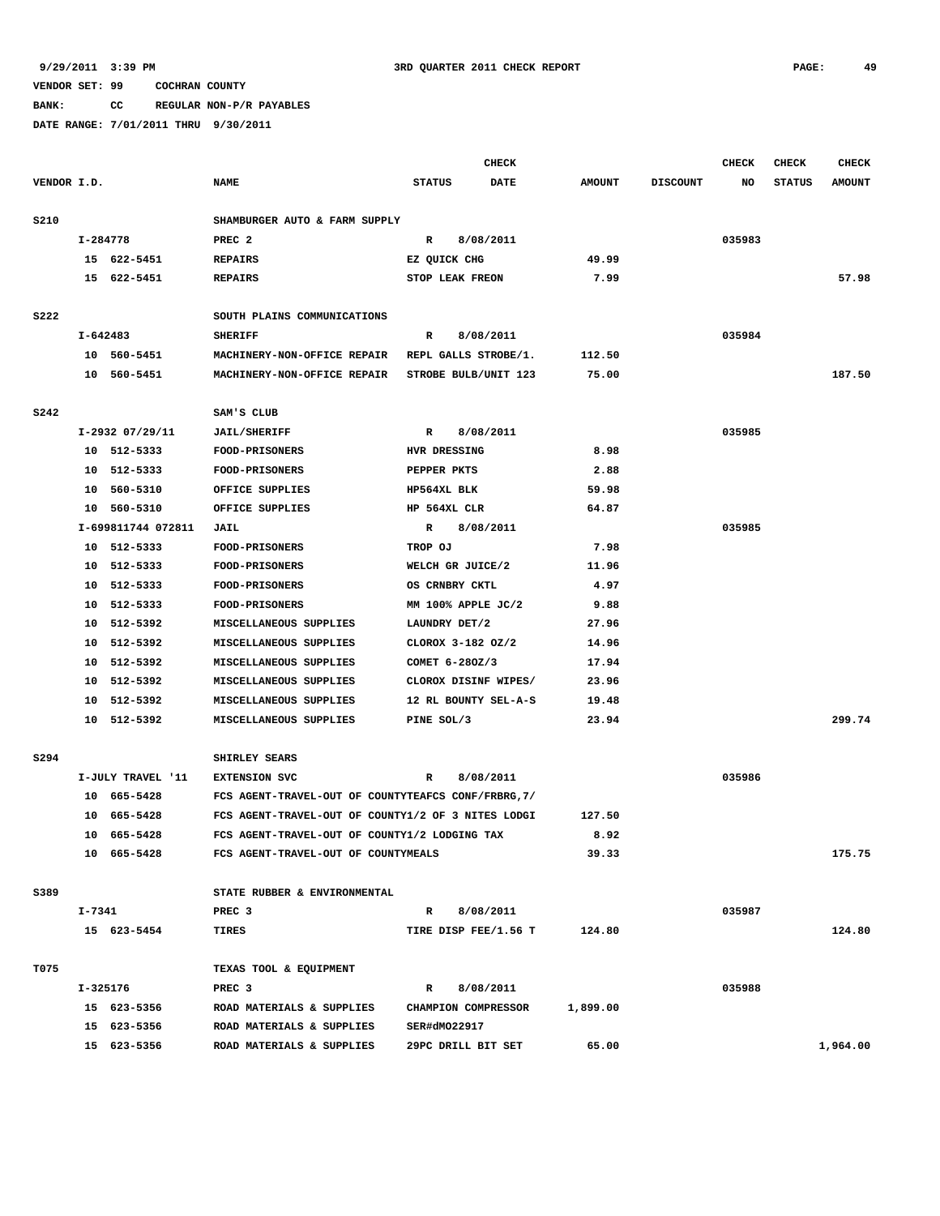9/29/2011 3:39 PM — 3RD QUARTER 2011 CHECK REPORT

VENDOR SET: 99 COCHRAN COUNTY

BANK: CC REGULAR NON-P/R PAYABLES

DATE RANGE: 7/01/2011 THRU 9/30/2011

| VENDOR I.D. | NAME | STATUS | CHECK DATE | AMOUNT | DISCOUNT | CHECK NO | CHECK STATUS | CHECK AMOUNT |
|---|---|---|---|---|---|---|---|---|
| S210 | SHAMBURGER AUTO & FARM SUPPLY | | | | | | | |
| I-284778 | PREC 2 | R | 8/08/2011 | | | 035983 | | |
| 15 622-5451 | REPAIRS | EZ QUICK CHG | | 49.99 | | | | |
| 15 622-5451 | REPAIRS | STOP LEAK FREON | | 7.99 | | | | 57.98 |
| S222 | SOUTH PLAINS COMMUNICATIONS | | | | | | | |
| I-642483 | SHERIFF | R | 8/08/2011 | | | 035984 | | |
| 10 560-5451 | MACHINERY-NON-OFFICE REPAIR | REPL GALLS STROBE/1. | | 112.50 | | | | |
| 10 560-5451 | MACHINERY-NON-OFFICE REPAIR | STROBE BULB/UNIT 123 | | 75.00 | | | | 187.50 |
| S242 | SAM'S CLUB | | | | | | | |
| I-2932 07/29/11 | JAIL/SHERIFF | R | 8/08/2011 | | | 035985 | | |
| 10 512-5333 | FOOD-PRISONERS | HVR DRESSING | | 8.98 | | | | |
| 10 512-5333 | FOOD-PRISONERS | PEPPER PKTS | | 2.88 | | | | |
| 10 560-5310 | OFFICE SUPPLIES | HP564XL BLK | | 59.98 | | | | |
| 10 560-5310 | OFFICE SUPPLIES | HP 564XL CLR | | 64.87 | | | | |
| I-699811744 072811 | JAIL | R | 8/08/2011 | | | 035985 | | |
| 10 512-5333 | FOOD-PRISONERS | TROP OJ | | 7.98 | | | | |
| 10 512-5333 | FOOD-PRISONERS | WELCH GR JUICE/2 | | 11.96 | | | | |
| 10 512-5333 | FOOD-PRISONERS | OS CRNBRY CKTL | | 4.97 | | | | |
| 10 512-5333 | FOOD-PRISONERS | MM 100% APPLE JC/2 | | 9.88 | | | | |
| 10 512-5392 | MISCELLANEOUS SUPPLIES | LAUNDRY DET/2 | | 27.96 | | | | |
| 10 512-5392 | MISCELLANEOUS SUPPLIES | CLOROX 3-182 OZ/2 | | 14.96 | | | | |
| 10 512-5392 | MISCELLANEOUS SUPPLIES | COMET 6-28OZ/3 | | 17.94 | | | | |
| 10 512-5392 | MISCELLANEOUS SUPPLIES | CLOROX DISINF WIPES/ | | 23.96 | | | | |
| 10 512-5392 | MISCELLANEOUS SUPPLIES | 12 RL BOUNTY SEL-A-S | | 19.48 | | | | |
| 10 512-5392 | MISCELLANEOUS SUPPLIES | PINE SOL/3 | | 23.94 | | | | 299.74 |
| S294 | SHIRLEY SEARS | | | | | | | |
| I-JULY TRAVEL '11 | EXTENSION SVC | R | 8/08/2011 | | | 035986 | | |
| 10 665-5428 | FCS AGENT-TRAVEL-OUT OF COUNTY | TEAFCS CONF/FRBRG,7/ | | | | | | |
| 10 665-5428 | FCS AGENT-TRAVEL-OUT OF COUNTY | 1/2 OF 3 NITES LODGI | | 127.50 | | | | |
| 10 665-5428 | FCS AGENT-TRAVEL-OUT OF COUNTY | 1/2 LODGING TAX | | 8.92 | | | | |
| 10 665-5428 | FCS AGENT-TRAVEL-OUT OF COUNTY | MEALS | | 39.33 | | | | 175.75 |
| S389 | STATE RUBBER & ENVIRONMENTAL | | | | | | | |
| I-7341 | PREC 3 | R | 8/08/2011 | | | 035987 | | |
| 15 623-5454 | TIRES | TIRE DISP FEE/1.56 T | | 124.80 | | | | 124.80 |
| T075 | TEXAS TOOL & EQUIPMENT | | | | | | | |
| I-325176 | PREC 3 | R | 8/08/2011 | | | 035988 | | |
| 15 623-5356 | ROAD MATERIALS & SUPPLIES | CHAMPION COMPRESSOR | | 1,899.00 | | | | |
| 15 623-5356 | ROAD MATERIALS & SUPPLIES | SER#dMO22917 | | | | | | |
| 15 623-5356 | ROAD MATERIALS & SUPPLIES | 29PC DRILL BIT SET | | 65.00 | | | | 1,964.00 |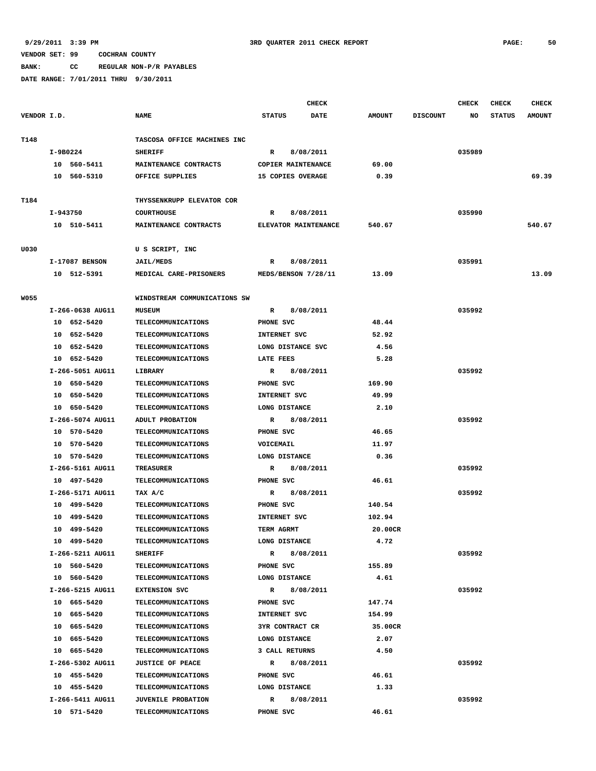9/29/2011 3:39 PM 3RD QUARTER 2011 CHECK REPORT

VENDOR SET: 99 COCHRAN COUNTY

BANK: CC REGULAR NON-P/R PAYABLES

DATE RANGE: 7/01/2011 THRU 9/30/2011

| VENDOR I.D. | NAME | STATUS | CHECK DATE | AMOUNT | DISCOUNT | CHECK NO | CHECK STATUS | CHECK AMOUNT |
|---|---|---|---|---|---|---|---|---|
| T148 | TASCOSA OFFICE MACHINES INC | | | | | | | |
| I-9B0224 | SHERIFF | R | 8/08/2011 | | | 035989 | | |
| 10 560-5411 | MAINTENANCE CONTRACTS | COPIER MAINTENANCE | | 69.00 | | | | |
| 10 560-5310 | OFFICE SUPPLIES | 15 COPIES OVERAGE | | 0.39 | | | | 69.39 |
| T184 | THYSSENKRUPP ELEVATOR COR | | | | | | | |
| I-943750 | COURTHOUSE | R | 8/08/2011 | | | 035990 | | |
| 10 510-5411 | MAINTENANCE CONTRACTS | ELEVATOR MAINTENANCE | | 540.67 | | | | 540.67 |
| U030 | U S SCRIPT, INC | | | | | | | |
| I-17087 BENSON | JAIL/MEDS | R | 8/08/2011 | | | 035991 | | |
| 10 512-5391 | MEDICAL CARE-PRISONERS | MEDS/BENSON 7/28/11 | | 13.09 | | | | 13.09 |
| W055 | WINDSTREAM COMMUNICATIONS SW | | | | | | | |
| I-266-0638 AUG11 | MUSEUM | R | 8/08/2011 | | | 035992 | | |
| 10 652-5420 | TELECOMMUNICATIONS | PHONE SVC | | 48.44 | | | | |
| 10 652-5420 | TELECOMMUNICATIONS | INTERNET SVC | | 52.92 | | | | |
| 10 652-5420 | TELECOMMUNICATIONS | LONG DISTANCE SVC | | 4.56 | | | | |
| 10 652-5420 | TELECOMMUNICATIONS | LATE FEES | | 5.28 | | | | |
| I-266-5051 AUG11 | LIBRARY | R | 8/08/2011 | | | 035992 | | |
| 10 650-5420 | TELECOMMUNICATIONS | PHONE SVC | | 169.90 | | | | |
| 10 650-5420 | TELECOMMUNICATIONS | INTERNET SVC | | 49.99 | | | | |
| 10 650-5420 | TELECOMMUNICATIONS | LONG DISTANCE | | 2.10 | | | | |
| I-266-5074 AUG11 | ADULT PROBATION | R | 8/08/2011 | | | 035992 | | |
| 10 570-5420 | TELECOMMUNICATIONS | PHONE SVC | | 46.65 | | | | |
| 10 570-5420 | TELECOMMUNICATIONS | VOICEMAIL | | 11.97 | | | | |
| 10 570-5420 | TELECOMMUNICATIONS | LONG DISTANCE | | 0.36 | | | | |
| I-266-5161 AUG11 | TREASURER | R | 8/08/2011 | | | 035992 | | |
| 10 497-5420 | TELECOMMUNICATIONS | PHONE SVC | | 46.61 | | | | |
| I-266-5171 AUG11 | TAX A/C | R | 8/08/2011 | | | 035992 | | |
| 10 499-5420 | TELECOMMUNICATIONS | PHONE SVC | | 140.54 | | | | |
| 10 499-5420 | TELECOMMUNICATIONS | INTERNET SVC | | 102.94 | | | | |
| 10 499-5420 | TELECOMMUNICATIONS | TERM AGRMT | | 20.00CR | | | | |
| 10 499-5420 | TELECOMMUNICATIONS | LONG DISTANCE | | 4.72 | | | | |
| I-266-5211 AUG11 | SHERIFF | R | 8/08/2011 | | | 035992 | | |
| 10 560-5420 | TELECOMMUNICATIONS | PHONE SVC | | 155.89 | | | | |
| 10 560-5420 | TELECOMMUNICATIONS | LONG DISTANCE | | 4.61 | | | | |
| I-266-5215 AUG11 | EXTENSION SVC | R | 8/08/2011 | | | 035992 | | |
| 10 665-5420 | TELECOMMUNICATIONS | PHONE SVC | | 147.74 | | | | |
| 10 665-5420 | TELECOMMUNICATIONS | INTERNET SVC | | 154.99 | | | | |
| 10 665-5420 | TELECOMMUNICATIONS | 3YR CONTRACT CR | | 35.00CR | | | | |
| 10 665-5420 | TELECOMMUNICATIONS | LONG DISTANCE | | 2.07 | | | | |
| 10 665-5420 | TELECOMMUNICATIONS | 3 CALL RETURNS | | 4.50 | | | | |
| I-266-5302 AUG11 | JUSTICE OF PEACE | R | 8/08/2011 | | | 035992 | | |
| 10 455-5420 | TELECOMMUNICATIONS | PHONE SVC | | 46.61 | | | | |
| 10 455-5420 | TELECOMMUNICATIONS | LONG DISTANCE | | 1.33 | | | | |
| I-266-5411 AUG11 | JUVENILE PROBATION | R | 8/08/2011 | | | 035992 | | |
| 10 571-5420 | TELECOMMUNICATIONS | PHONE SVC | | 46.61 | | | | |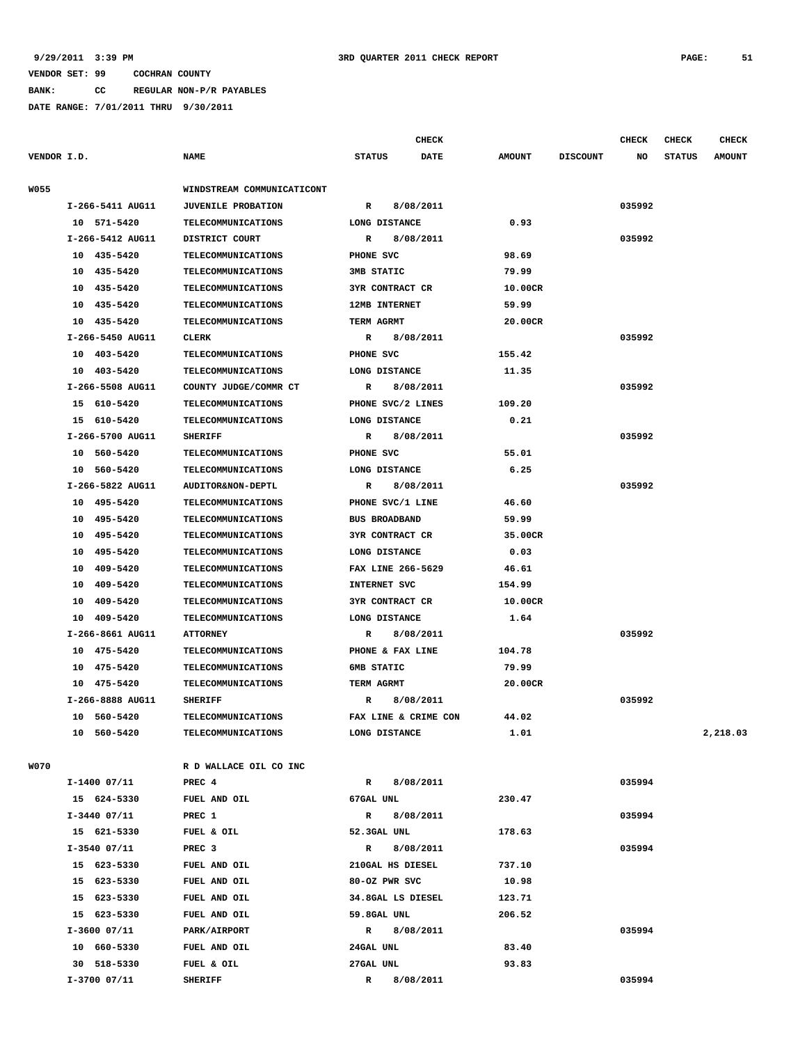VENDOR SET: 99 COCHRAN COUNTY

BANK: CC REGULAR NON-P/R PAYABLES

DATE RANGE: 7/01/2011 THRU 9/30/2011

| VENDOR I.D. | NAME | STATUS | CHECK DATE | AMOUNT | DISCOUNT | CHECK NO | CHECK STATUS | CHECK AMOUNT |
|---|---|---|---|---|---|---|---|---|
| W055 | WINDSTREAM COMMUNICATICONT | | | | | | | |
| I-266-5411 AUG11 | JUVENILE PROBATION | R | 8/08/2011 | | | 035992 | | |
| 10 571-5420 | TELECOMMUNICATIONS | LONG DISTANCE | | 0.93 | | | | |
| I-266-5412 AUG11 | DISTRICT COURT | R | 8/08/2011 | | | 035992 | | |
| 10 435-5420 | TELECOMMUNICATIONS | PHONE SVC | | 98.69 | | | | |
| 10 435-5420 | TELECOMMUNICATIONS | 3MB STATIC | | 79.99 | | | | |
| 10 435-5420 | TELECOMMUNICATIONS | 3YR CONTRACT CR | | 10.00CR | | | | |
| 10 435-5420 | TELECOMMUNICATIONS | 12MB INTERNET | | 59.99 | | | | |
| 10 435-5420 | TELECOMMUNICATIONS | TERM AGRMT | | 20.00CR | | | | |
| I-266-5450 AUG11 | CLERK | R | 8/08/2011 | | | 035992 | | |
| 10 403-5420 | TELECOMMUNICATIONS | PHONE SVC | | 155.42 | | | | |
| 10 403-5420 | TELECOMMUNICATIONS | LONG DISTANCE | | 11.35 | | | | |
| I-266-5508 AUG11 | COUNTY JUDGE/COMMR CT | R | 8/08/2011 | | | 035992 | | |
| 15 610-5420 | TELECOMMUNICATIONS | PHONE SVC/2 LINES | | 109.20 | | | | |
| 15 610-5420 | TELECOMMUNICATIONS | LONG DISTANCE | | 0.21 | | | | |
| I-266-5700 AUG11 | SHERIFF | R | 8/08/2011 | | | 035992 | | |
| 10 560-5420 | TELECOMMUNICATIONS | PHONE SVC | | 55.01 | | | | |
| 10 560-5420 | TELECOMMUNICATIONS | LONG DISTANCE | | 6.25 | | | | |
| I-266-5822 AUG11 | AUDITOR&NON-DEPTL | R | 8/08/2011 | | | 035992 | | |
| 10 495-5420 | TELECOMMUNICATIONS | PHONE SVC/1 LINE | | 46.60 | | | | |
| 10 495-5420 | TELECOMMUNICATIONS | BUS BROADBAND | | 59.99 | | | | |
| 10 495-5420 | TELECOMMUNICATIONS | 3YR CONTRACT CR | | 35.00CR | | | | |
| 10 495-5420 | TELECOMMUNICATIONS | LONG DISTANCE | | 0.03 | | | | |
| 10 409-5420 | TELECOMMUNICATIONS | FAX LINE 266-5629 | | 46.61 | | | | |
| 10 409-5420 | TELECOMMUNICATIONS | INTERNET SVC | | 154.99 | | | | |
| 10 409-5420 | TELECOMMUNICATIONS | 3YR CONTRACT CR | | 10.00CR | | | | |
| 10 409-5420 | TELECOMMUNICATIONS | LONG DISTANCE | | 1.64 | | | | |
| I-266-8661 AUG11 | ATTORNEY | R | 8/08/2011 | | | 035992 | | |
| 10 475-5420 | TELECOMMUNICATIONS | PHONE & FAX LINE | | 104.78 | | | | |
| 10 475-5420 | TELECOMMUNICATIONS | 6MB STATIC | | 79.99 | | | | |
| 10 475-5420 | TELECOMMUNICATIONS | TERM AGRMT | | 20.00CR | | | | |
| I-266-8888 AUG11 | SHERIFF | R | 8/08/2011 | | | 035992 | | |
| 10 560-5420 | TELECOMMUNICATIONS | FAX LINE & CRIME CON | | 44.02 | | | | |
| 10 560-5420 | TELECOMMUNICATIONS | LONG DISTANCE | | 1.01 | | | | 2,218.03 |
| W070 | R D WALLACE OIL CO INC | | | | | | | |
| I-1400 07/11 | PREC 4 | R | 8/08/2011 | | | 035994 | | |
| 15 624-5330 | FUEL AND OIL | 67GAL UNL | | 230.47 | | | | |
| I-3440 07/11 | PREC 1 | R | 8/08/2011 | | | 035994 | | |
| 15 621-5330 | FUEL & OIL | 52.3GAL UNL | | 178.63 | | | | |
| I-3540 07/11 | PREC 3 | R | 8/08/2011 | | | 035994 | | |
| 15 623-5330 | FUEL AND OIL | 210GAL HS DIESEL | | 737.10 | | | | |
| 15 623-5330 | FUEL AND OIL | 80-OZ PWR SVC | | 10.98 | | | | |
| 15 623-5330 | FUEL AND OIL | 34.8GAL LS DIESEL | | 123.71 | | | | |
| 15 623-5330 | FUEL AND OIL | 59.8GAL UNL | | 206.52 | | | | |
| I-3600 07/11 | PARK/AIRPORT | R | 8/08/2011 | | | 035994 | | |
| 10 660-5330 | FUEL AND OIL | 24GAL UNL | | 83.40 | | | | |
| 30 518-5330 | FUEL & OIL | 27GAL UNL | | 93.83 | | | | |
| I-3700 07/11 | SHERIFF | R | 8/08/2011 | | | 035994 | | |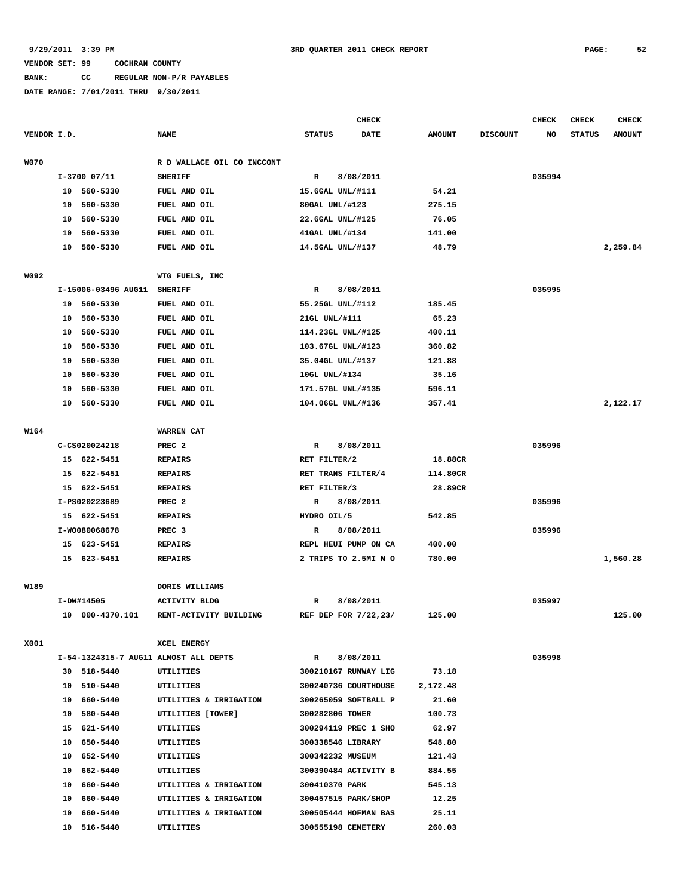9/29/2011 3:39 PM 3RD QUARTER 2011 CHECK REPORT

VENDOR SET: 99 COCHRAN COUNTY

BANK: CC REGULAR NON-P/R PAYABLES

DATE RANGE: 7/01/2011 THRU 9/30/2011

| VENDOR I.D. | NAME | STATUS | CHECK DATE | AMOUNT | DISCOUNT | CHECK NO | CHECK STATUS | CHECK AMOUNT |
|---|---|---|---|---|---|---|---|---|
| W070 | R D WALLACE OIL CO INCCONT | | | | | | | |
| I-3700 07/11 | SHERIFF | R | 8/08/2011 | | | 035994 | | |
| 10 560-5330 | FUEL AND OIL | 15.6GAL UNL/#111 | | 54.21 | | | | |
| 10 560-5330 | FUEL AND OIL | 80GAL UNL/#123 | | 275.15 | | | | |
| 10 560-5330 | FUEL AND OIL | 22.6GAL UNL/#125 | | 76.05 | | | | |
| 10 560-5330 | FUEL AND OIL | 41GAL UNL/#134 | | 141.00 | | | | |
| 10 560-5330 | FUEL AND OIL | 14.5GAL UNL/#137 | | 48.79 | | | | 2,259.84 |
| W092 | WTG FUELS, INC | | | | | | | |
| I-15006-03496 AUG11 | SHERIFF | R | 8/08/2011 | | | 035995 | | |
| 10 560-5330 | FUEL AND OIL | 55.25GL UNL/#112 | | 185.45 | | | | |
| 10 560-5330 | FUEL AND OIL | 21GL UNL/#111 | | 65.23 | | | | |
| 10 560-5330 | FUEL AND OIL | 114.23GL UNL/#125 | | 400.11 | | | | |
| 10 560-5330 | FUEL AND OIL | 103.67GL UNL/#123 | | 360.82 | | | | |
| 10 560-5330 | FUEL AND OIL | 35.04GL UNL/#137 | | 121.88 | | | | |
| 10 560-5330 | FUEL AND OIL | 10GL UNL/#134 | | 35.16 | | | | |
| 10 560-5330 | FUEL AND OIL | 171.57GL UNL/#135 | | 596.11 | | | | |
| 10 560-5330 | FUEL AND OIL | 104.06GL UNL/#136 | | 357.41 | | | | 2,122.17 |
| W164 | WARREN CAT | | | | | | | |
| C-CS020024218 | PREC 2 | R | 8/08/2011 | | | 035996 | | |
| 15 622-5451 | REPAIRS | RET FILTER/2 | | 18.88CR | | | | |
| 15 622-5451 | REPAIRS | RET TRANS FILTER/4 | | 114.80CR | | | | |
| 15 622-5451 | REPAIRS | RET FILTER/3 | | 28.89CR | | | | |
| I-PS020223689 | PREC 2 | R | 8/08/2011 | | | 035996 | | |
| 15 622-5451 | REPAIRS | HYDRO OIL/5 | | 542.85 | | | | |
| I-WO080068678 | PREC 3 | R | 8/08/2011 | | | 035996 | | |
| 15 623-5451 | REPAIRS | REPL HEUI PUMP ON CA | | 400.00 | | | | |
| 15 623-5451 | REPAIRS | 2 TRIPS TO 2.5MI N O | | 780.00 | | | | 1,560.28 |
| W189 | DORIS WILLIAMS | | | | | | | |
| I-DW#14505 | ACTIVITY BLDG | R | 8/08/2011 | | | 035997 | | |
| 10 000-4370.101 | RENT-ACTIVITY BUILDING | REF DEP FOR 7/22,23/ | | 125.00 | | | | 125.00 |
| X001 | XCEL ENERGY | | | | | | | |
| I-54-1324315-7 AUG11 | ALMOST ALL DEPTS | R | 8/08/2011 | | | 035998 | | |
| 30 518-5440 | UTILITIES | 300210167 RUNWAY LIG | | 73.18 | | | | |
| 10 510-5440 | UTILITIES | 300240736 COURTHOUSE | | 2,172.48 | | | | |
| 10 660-5440 | UTILITIES & IRRIGATION | 300265059 SOFTBALL P | | 21.60 | | | | |
| 10 580-5440 | UTILITIES [TOWER] | 300282806 TOWER | | 100.73 | | | | |
| 15 621-5440 | UTILITIES | 300294119 PREC 1 SHO | | 62.97 | | | | |
| 10 650-5440 | UTILITIES | 300338546 LIBRARY | | 548.80 | | | | |
| 10 652-5440 | UTILITIES | 300342232 MUSEUM | | 121.43 | | | | |
| 10 662-5440 | UTILITIES | 300390484 ACTIVITY B | | 884.55 | | | | |
| 10 660-5440 | UTILITIES & IRRIGATION | 300410370 PARK | | 545.13 | | | | |
| 10 660-5440 | UTILITIES & IRRIGATION | 300457515 PARK/SHOP | | 12.25 | | | | |
| 10 660-5440 | UTILITIES & IRRIGATION | 300505444 HOFMAN BAS | | 25.11 | | | | |
| 10 516-5440 | UTILITIES | 300555198 CEMETERY | | 260.03 | | | | |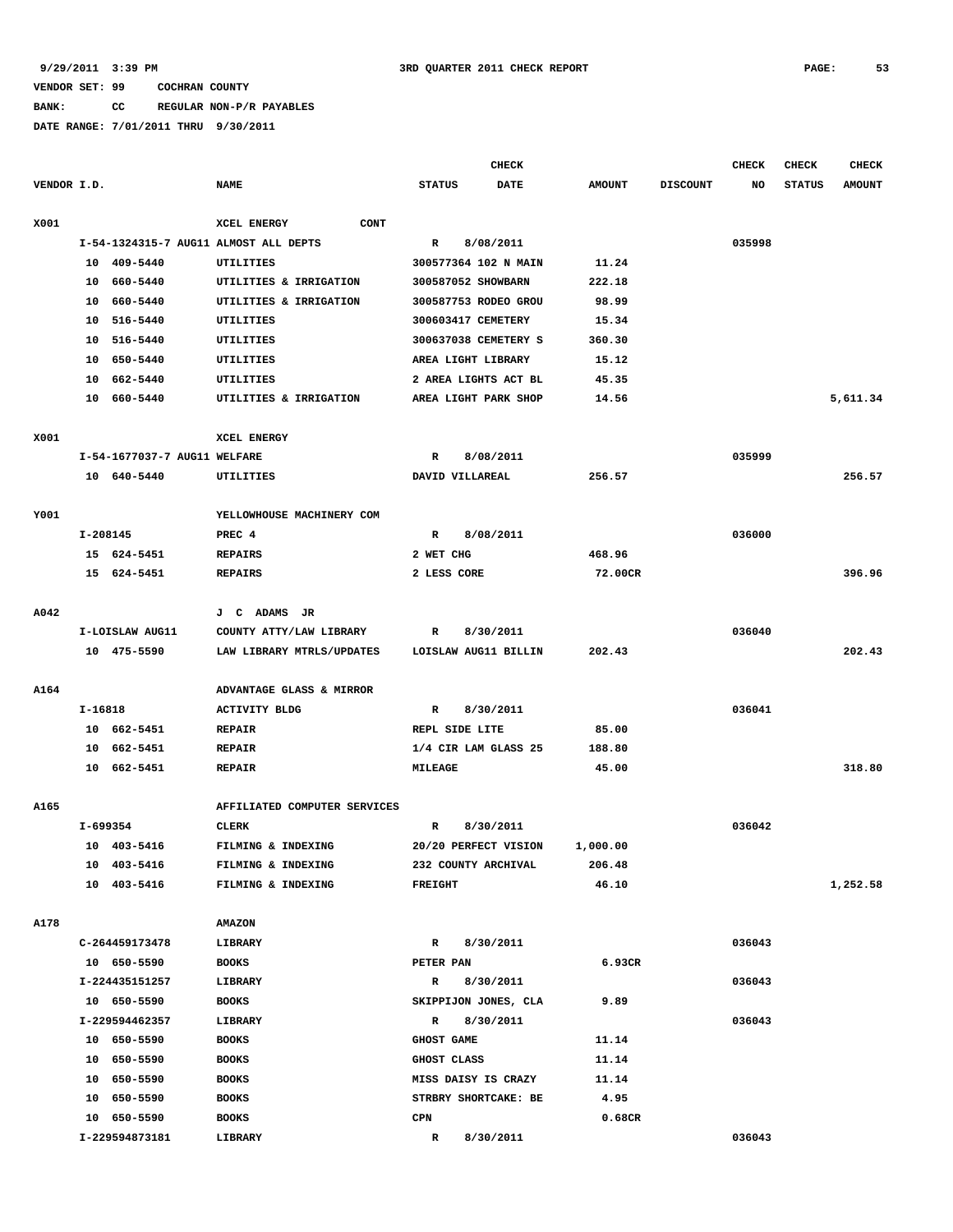9/29/2011 3:39 PM — 3RD QUARTER 2011 CHECK REPORT

VENDOR SET: 99 COCHRAN COUNTY

BANK: CC REGULAR NON-P/R PAYABLES

DATE RANGE: 7/01/2011 THRU 9/30/2011

| VENDOR I.D. | NAME | STATUS | CHECK DATE | AMOUNT | DISCOUNT | CHECK NO | CHECK STATUS | CHECK AMOUNT |
|---|---|---|---|---|---|---|---|---|
| X001 | XCEL ENERGY CONT | | | | | | | |
| I-54-1324315-7 AUG11 | ALMOST ALL DEPTS | R | 8/08/2011 | | | 035998 | | |
| 10 409-5440 | UTILITIES | 300577364 102 N MAIN | | 11.24 | | | | |
| 10 660-5440 | UTILITIES & IRRIGATION | 300587052 SHOWBARN | | 222.18 | | | | |
| 10 660-5440 | UTILITIES & IRRIGATION | 300587753 RODEO GROU | | 98.99 | | | | |
| 10 516-5440 | UTILITIES | 300603417 CEMETERY | | 15.34 | | | | |
| 10 516-5440 | UTILITIES | 300637038 CEMETERY S | | 360.30 | | | | |
| 10 650-5440 | UTILITIES | AREA LIGHT LIBRARY | | 15.12 | | | | |
| 10 662-5440 | UTILITIES | 2 AREA LIGHTS ACT BL | | 45.35 | | | | |
| 10 660-5440 | UTILITIES & IRRIGATION | AREA LIGHT PARK SHOP | | 14.56 | | | | 5,611.34 |
| X001 | XCEL ENERGY | | | | | | | |
| I-54-1677037-7 AUG11 | WELFARE | R | 8/08/2011 | | | 035999 | | |
| 10 640-5440 | UTILITIES | DAVID VILLAREAL | | 256.57 | | | | 256.57 |
| Y001 | YELLOWHOUSE MACHINERY COM | | | | | | | |
| I-208145 | PREC 4 | R | 8/08/2011 | | | 036000 | | |
| 15 624-5451 | REPAIRS | 2 WET CHG | | 468.96 | | | | |
| 15 624-5451 | REPAIRS | 2 LESS CORE | | 72.00CR | | | | 396.96 |
| A042 | J C ADAMS JR | | | | | | | |
| I-LOISLAW AUG11 | COUNTY ATTY/LAW LIBRARY | R | 8/30/2011 | | | 036040 | | |
| 10 475-5590 | LAW LIBRARY MTRLS/UPDATES | LOISLAW AUG11 BILLIN | | 202.43 | | | | 202.43 |
| A164 | ADVANTAGE GLASS & MIRROR | | | | | | | |
| I-16818 | ACTIVITY BLDG | R | 8/30/2011 | | | 036041 | | |
| 10 662-5451 | REPAIR | REPL SIDE LITE | | 85.00 | | | | |
| 10 662-5451 | REPAIR | 1/4 CIR LAM GLASS 25 | | 188.80 | | | | |
| 10 662-5451 | REPAIR | MILEAGE | | 45.00 | | | | 318.80 |
| A165 | AFFILIATED COMPUTER SERVICES | | | | | | | |
| I-699354 | CLERK | R | 8/30/2011 | | | 036042 | | |
| 10 403-5416 | FILMING & INDEXING | 20/20 PERFECT VISION | | 1,000.00 | | | | |
| 10 403-5416 | FILMING & INDEXING | 232 COUNTY ARCHIVAL | | 206.48 | | | | |
| 10 403-5416 | FILMING & INDEXING | FREIGHT | | 46.10 | | | | 1,252.58 |
| A178 | AMAZON | | | | | | | |
| C-264459173478 | LIBRARY | R | 8/30/2011 | | | 036043 | | |
| 10 650-5590 | BOOKS | PETER PAN | | 6.93CR | | | | |
| I-224435151257 | LIBRARY | R | 8/30/2011 | | | 036043 | | |
| 10 650-5590 | BOOKS | SKIPPIJON JONES, CLA | | 9.89 | | | | |
| I-229594462357 | LIBRARY | R | 8/30/2011 | | | 036043 | | |
| 10 650-5590 | BOOKS | GHOST GAME | | 11.14 | | | | |
| 10 650-5590 | BOOKS | GHOST CLASS | | 11.14 | | | | |
| 10 650-5590 | BOOKS | MISS DAISY IS CRAZY | | 11.14 | | | | |
| 10 650-5590 | BOOKS | STRBRY SHORTCAKE: BE | | 4.95 | | | | |
| 10 650-5590 | BOOKS | CPN | | 0.68CR | | | | |
| I-229594873181 | LIBRARY | R | 8/30/2011 | | | 036043 | | |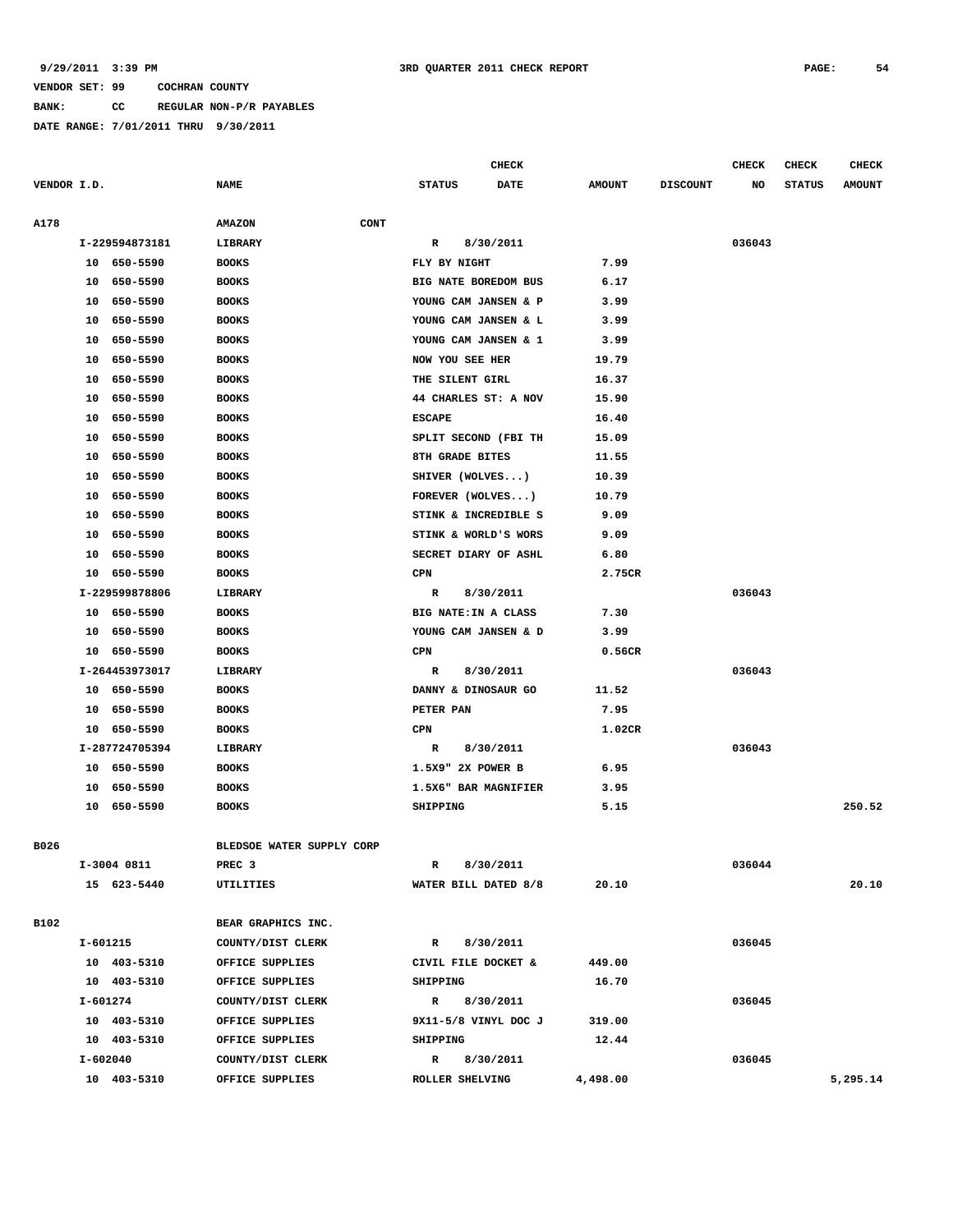9/29/2011 3:39 PM 3RD QUARTER 2011 CHECK REPORT

VENDOR SET: 99 COCHRAN COUNTY

BANK: CC REGULAR NON-P/R PAYABLES

DATE RANGE: 7/01/2011 THRU 9/30/2011

| VENDOR I.D. | NAME | STATUS | CHECK DATE | AMOUNT | DISCOUNT | CHECK NO | CHECK STATUS | CHECK AMOUNT |
|---|---|---|---|---|---|---|---|---|
| A178 | AMAZON CONT | | | | | | | |
| I-229594873181 | LIBRARY | R | 8/30/2011 | | | 036043 | | |
| 10 650-5590 | BOOKS | FLY BY NIGHT | | 7.99 | | | | |
| 10 650-5590 | BOOKS | BIG NATE BOREDOM BUS | | 6.17 | | | | |
| 10 650-5590 | BOOKS | YOUNG CAM JANSEN & P | | 3.99 | | | | |
| 10 650-5590 | BOOKS | YOUNG CAM JANSEN & L | | 3.99 | | | | |
| 10 650-5590 | BOOKS | YOUNG CAM JANSEN & 1 | | 3.99 | | | | |
| 10 650-5590 | BOOKS | NOW YOU SEE HER | | 19.79 | | | | |
| 10 650-5590 | BOOKS | THE SILENT GIRL | | 16.37 | | | | |
| 10 650-5590 | BOOKS | 44 CHARLES ST: A NOV | | 15.90 | | | | |
| 10 650-5590 | BOOKS | ESCAPE | | 16.40 | | | | |
| 10 650-5590 | BOOKS | SPLIT SECOND (FBI TH | | 15.09 | | | | |
| 10 650-5590 | BOOKS | 8TH GRADE BITES | | 11.55 | | | | |
| 10 650-5590 | BOOKS | SHIVER (WOLVES...) | | 10.39 | | | | |
| 10 650-5590 | BOOKS | FOREVER (WOLVES...) | | 10.79 | | | | |
| 10 650-5590 | BOOKS | STINK & INCREDIBLE S | | 9.09 | | | | |
| 10 650-5590 | BOOKS | STINK & WORLD'S WORS | | 9.09 | | | | |
| 10 650-5590 | BOOKS | SECRET DIARY OF ASHL | | 6.80 | | | | |
| 10 650-5590 | BOOKS | CPN | | 2.75CR | | | | |
| I-229599878806 | LIBRARY | R | 8/30/2011 | | | 036043 | | |
| 10 650-5590 | BOOKS | BIG NATE:IN A CLASS | | 7.30 | | | | |
| 10 650-5590 | BOOKS | YOUNG CAM JANSEN & D | | 3.99 | | | | |
| 10 650-5590 | BOOKS | CPN | | 0.56CR | | | | |
| I-264453973017 | LIBRARY | R | 8/30/2011 | | | 036043 | | |
| 10 650-5590 | BOOKS | DANNY & DINOSAUR GO | | 11.52 | | | | |
| 10 650-5590 | BOOKS | PETER PAN | | 7.95 | | | | |
| 10 650-5590 | BOOKS | CPN | | 1.02CR | | | | |
| I-287724705394 | LIBRARY | R | 8/30/2011 | | | 036043 | | |
| 10 650-5590 | BOOKS | 1.5X9" 2X POWER B | | 6.95 | | | | |
| 10 650-5590 | BOOKS | 1.5X6" BAR MAGNIFIER | | 3.95 | | | | |
| 10 650-5590 | BOOKS | SHIPPING | | 5.15 | | | | 250.52 |
| B026 | BLEDSOE WATER SUPPLY CORP | | | | | | | |
| I-3004 0811 | PREC 3 | R | 8/30/2011 | | | 036044 | | |
| 15 623-5440 | UTILITIES | WATER BILL DATED 8/8 | | 20.10 | | | | 20.10 |
| B102 | BEAR GRAPHICS INC. | | | | | | | |
| I-601215 | COUNTY/DIST CLERK | R | 8/30/2011 | | | 036045 | | |
| 10 403-5310 | OFFICE SUPPLIES | CIVIL FILE DOCKET & | | 449.00 | | | | |
| 10 403-5310 | OFFICE SUPPLIES | SHIPPING | | 16.70 | | | | |
| I-601274 | COUNTY/DIST CLERK | R | 8/30/2011 | | | 036045 | | |
| 10 403-5310 | OFFICE SUPPLIES | 9X11-5/8 VINYL DOC J | | 319.00 | | | | |
| 10 403-5310 | OFFICE SUPPLIES | SHIPPING | | 12.44 | | | | |
| I-602040 | COUNTY/DIST CLERK | R | 8/30/2011 | | | 036045 | | |
| 10 403-5310 | OFFICE SUPPLIES | ROLLER SHELVING | | 4,498.00 | | | | 5,295.14 |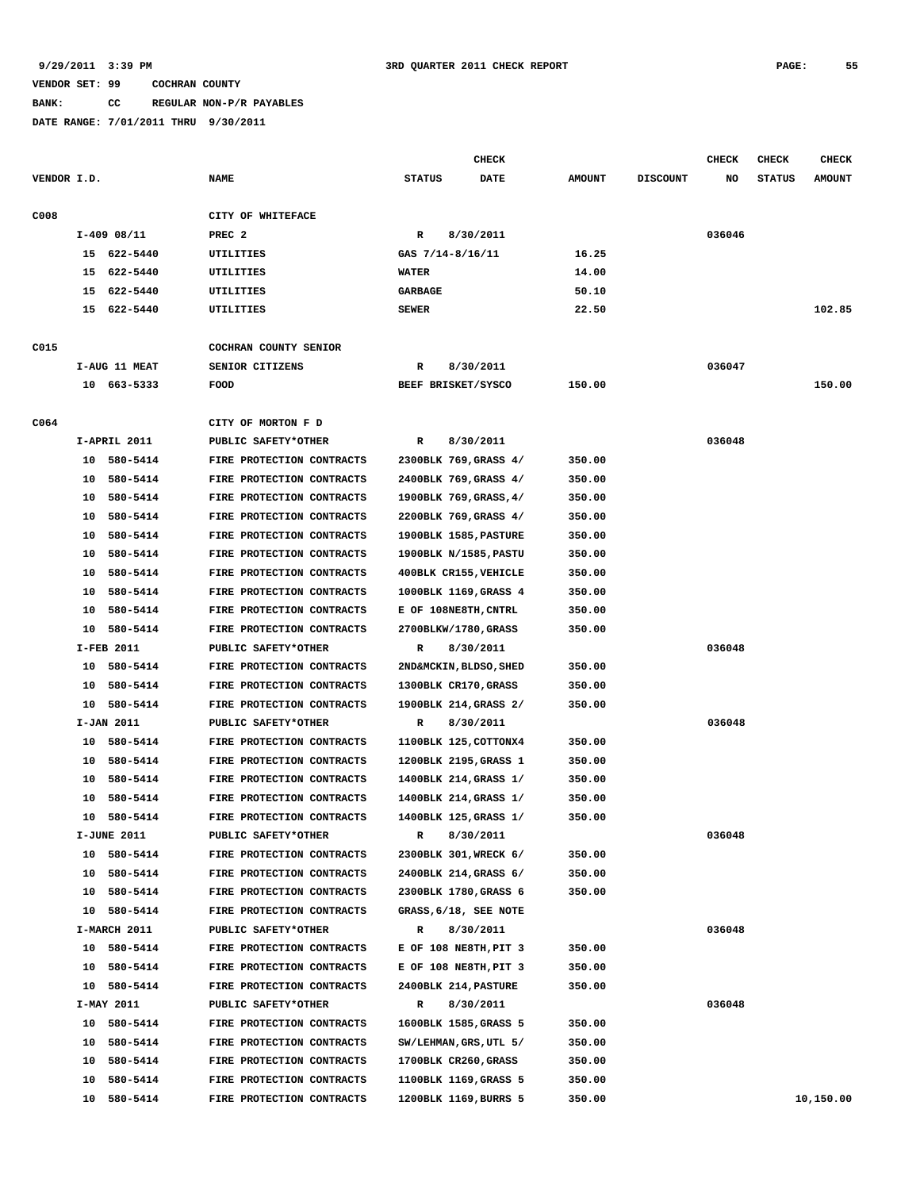9/29/2011 3:39 PM 3RD QUARTER 2011 CHECK REPORT

VENDOR SET: 99 COCHRAN COUNTY

BANK: CC REGULAR NON-P/R PAYABLES

DATE RANGE: 7/01/2011 THRU 9/30/2011

| VENDOR I.D. | NAME | STATUS | CHECK DATE | AMOUNT | DISCOUNT | CHECK NO | CHECK STATUS | CHECK AMOUNT |
|---|---|---|---|---|---|---|---|---|
| C008 | CITY OF WHITEFACE | | | | | | | |
| I-409 08/11 | PREC 2 | R | 8/30/2011 | | | 036046 | | |
| 15 622-5440 | UTILITIES | GAS 7/14-8/16/11 | | 16.25 | | | | |
| 15 622-5440 | UTILITIES | WATER | | 14.00 | | | | |
| 15 622-5440 | UTILITIES | GARBAGE | | 50.10 | | | | |
| 15 622-5440 | UTILITIES | SEWER | | 22.50 | | | | 102.85 |
| C015 | COCHRAN COUNTY SENIOR | | | | | | | |
| I-AUG 11 MEAT | SENIOR CITIZENS | R | 8/30/2011 | | | 036047 | | |
| 10 663-5333 | FOOD | BEEF BRISKET/SYSCO | | 150.00 | | | | 150.00 |
| C064 | CITY OF MORTON F D | | | | | | | |
| I-APRIL 2011 | PUBLIC SAFETY*OTHER | R | 8/30/2011 | | | 036048 | | |
| 10 580-5414 | FIRE PROTECTION CONTRACTS | 2300BLK 769,GRASS 4/ | | 350.00 | | | | |
| 10 580-5414 | FIRE PROTECTION CONTRACTS | 2400BLK 769,GRASS 4/ | | 350.00 | | | | |
| 10 580-5414 | FIRE PROTECTION CONTRACTS | 1900BLK 769,GRASS,4/ | | 350.00 | | | | |
| 10 580-5414 | FIRE PROTECTION CONTRACTS | 2200BLK 769,GRASS 4/ | | 350.00 | | | | |
| 10 580-5414 | FIRE PROTECTION CONTRACTS | 1900BLK 1585,PASTURE | | 350.00 | | | | |
| 10 580-5414 | FIRE PROTECTION CONTRACTS | 1900BLK N/1585,PASTU | | 350.00 | | | | |
| 10 580-5414 | FIRE PROTECTION CONTRACTS | 400BLK CR155,VEHICLE | | 350.00 | | | | |
| 10 580-5414 | FIRE PROTECTION CONTRACTS | 1000BLK 1169,GRASS 4 | | 350.00 | | | | |
| 10 580-5414 | FIRE PROTECTION CONTRACTS | E OF 108NE8TH,CNTRL | | 350.00 | | | | |
| 10 580-5414 | FIRE PROTECTION CONTRACTS | 2700BLKW/1780,GRASS | | 350.00 | | | | |
| I-FEB 2011 | PUBLIC SAFETY*OTHER | R | 8/30/2011 | | | 036048 | | |
| 10 580-5414 | FIRE PROTECTION CONTRACTS | 2ND&MCKIN,BLDSO,SHED | | 350.00 | | | | |
| 10 580-5414 | FIRE PROTECTION CONTRACTS | 1300BLK CR170,GRASS | | 350.00 | | | | |
| 10 580-5414 | FIRE PROTECTION CONTRACTS | 1900BLK 214,GRASS 2/ | | 350.00 | | | | |
| I-JAN 2011 | PUBLIC SAFETY*OTHER | R | 8/30/2011 | | | 036048 | | |
| 10 580-5414 | FIRE PROTECTION CONTRACTS | 1100BLK 125,COTTONX4 | | 350.00 | | | | |
| 10 580-5414 | FIRE PROTECTION CONTRACTS | 1200BLK 2195,GRASS 1 | | 350.00 | | | | |
| 10 580-5414 | FIRE PROTECTION CONTRACTS | 1400BLK 214,GRASS 1/ | | 350.00 | | | | |
| 10 580-5414 | FIRE PROTECTION CONTRACTS | 1400BLK 214,GRASS 1/ | | 350.00 | | | | |
| 10 580-5414 | FIRE PROTECTION CONTRACTS | 1400BLK 125,GRASS 1/ | | 350.00 | | | | |
| I-JUNE 2011 | PUBLIC SAFETY*OTHER | R | 8/30/2011 | | | 036048 | | |
| 10 580-5414 | FIRE PROTECTION CONTRACTS | 2300BLK 301,WRECK 6/ | | 350.00 | | | | |
| 10 580-5414 | FIRE PROTECTION CONTRACTS | 2400BLK 214,GRASS 6/ | | 350.00 | | | | |
| 10 580-5414 | FIRE PROTECTION CONTRACTS | 2300BLK 1780,GRASS 6 | | 350.00 | | | | |
| 10 580-5414 | FIRE PROTECTION CONTRACTS | GRASS,6/18, SEE NOTE | | | | | | |
| I-MARCH 2011 | PUBLIC SAFETY*OTHER | R | 8/30/2011 | | | 036048 | | |
| 10 580-5414 | FIRE PROTECTION CONTRACTS | E OF 108 NE8TH,PIT 3 | | 350.00 | | | | |
| 10 580-5414 | FIRE PROTECTION CONTRACTS | E OF 108 NE8TH,PIT 3 | | 350.00 | | | | |
| 10 580-5414 | FIRE PROTECTION CONTRACTS | 2400BLK 214,PASTURE | | 350.00 | | | | |
| I-MAY 2011 | PUBLIC SAFETY*OTHER | R | 8/30/2011 | | | 036048 | | |
| 10 580-5414 | FIRE PROTECTION CONTRACTS | 1600BLK 1585,GRASS 5 | | 350.00 | | | | |
| 10 580-5414 | FIRE PROTECTION CONTRACTS | SW/LEHMAN,GRS,UTL 5/ | | 350.00 | | | | |
| 10 580-5414 | FIRE PROTECTION CONTRACTS | 1700BLK CR260,GRASS | | 350.00 | | | | |
| 10 580-5414 | FIRE PROTECTION CONTRACTS | 1100BLK 1169,GRASS 5 | | 350.00 | | | | |
| 10 580-5414 | FIRE PROTECTION CONTRACTS | 1200BLK 1169,BURRS 5 | | 350.00 | | | | 10,150.00 |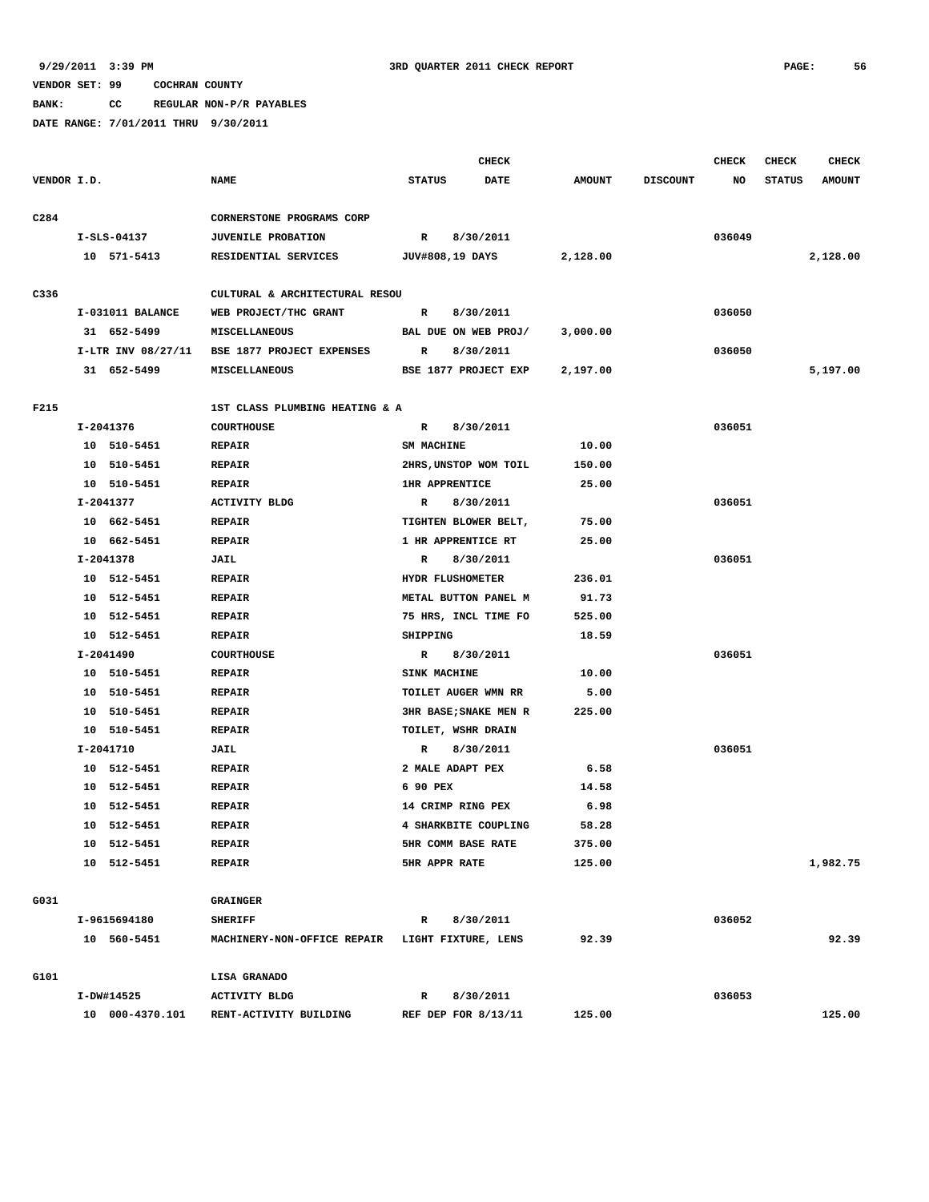9/29/2011 3:39 PM 3RD QUARTER 2011 CHECK REPORT

VENDOR SET: 99 COCHRAN COUNTY

BANK: CC REGULAR NON-P/R PAYABLES

DATE RANGE: 7/01/2011 THRU 9/30/2011

| VENDOR I.D. | NAME | CHECK STATUS | CHECK DATE | AMOUNT | DISCOUNT | CHECK NO | CHECK STATUS | CHECK AMOUNT |
|---|---|---|---|---|---|---|---|---|
| C284 | CORNERSTONE PROGRAMS CORP | | | | | | | |
| I-SLS-04137 | JUVENILE PROBATION | R | 8/30/2011 | | | 036049 | | |
| 10 571-5413 | RESIDENTIAL SERVICES | JUV#808,19 DAYS | | 2,128.00 | | | | 2,128.00 |
| C336 | CULTURAL & ARCHITECTURAL RESOU | | | | | | | |
| I-031011 BALANCE | WEB PROJECT/THC GRANT | R | 8/30/2011 | | | 036050 | | |
| 31 652-5499 | MISCELLANEOUS | BAL DUE ON WEB PROJ/ | | 3,000.00 | | | | |
| I-LTR INV 08/27/11 | BSE 1877 PROJECT EXPENSES | R | 8/30/2011 | | | 036050 | | |
| 31 652-5499 | MISCELLANEOUS | BSE 1877 PROJECT EXP | | 2,197.00 | | | | 5,197.00 |
| F215 | 1ST CLASS PLUMBING HEATING & A | | | | | | | |
| I-2041376 | COURTHOUSE | R | 8/30/2011 | | | 036051 | | |
| 10 510-5451 | REPAIR | SM MACHINE | | 10.00 | | | | |
| 10 510-5451 | REPAIR | 2HRS,UNSTOP WOM TOIL | | 150.00 | | | | |
| 10 510-5451 | REPAIR | 1HR APPRENTICE | | 25.00 | | | | |
| I-2041377 | ACTIVITY BLDG | R | 8/30/2011 | | | 036051 | | |
| 10 662-5451 | REPAIR | TIGHTEN BLOWER BELT, | | 75.00 | | | | |
| 10 662-5451 | REPAIR | 1 HR APPRENTICE RT | | 25.00 | | | | |
| I-2041378 | JAIL | R | 8/30/2011 | | | 036051 | | |
| 10 512-5451 | REPAIR | HYDR FLUSHOMETER | | 236.01 | | | | |
| 10 512-5451 | REPAIR | METAL BUTTON PANEL M | | 91.73 | | | | |
| 10 512-5451 | REPAIR | 75 HRS, INCL TIME FO | | 525.00 | | | | |
| 10 512-5451 | REPAIR | SHIPPING | | 18.59 | | | | |
| I-2041490 | COURTHOUSE | R | 8/30/2011 | | | 036051 | | |
| 10 510-5451 | REPAIR | SINK MACHINE | | 10.00 | | | | |
| 10 510-5451 | REPAIR | TOILET AUGER WMN RR | | 5.00 | | | | |
| 10 510-5451 | REPAIR | 3HR BASE;SNAKE MEN R | | 225.00 | | | | |
| 10 510-5451 | REPAIR | TOILET, WSHR DRAIN | | | | | | |
| I-2041710 | JAIL | R | 8/30/2011 | | | 036051 | | |
| 10 512-5451 | REPAIR | 2 MALE ADAPT PEX | | 6.58 | | | | |
| 10 512-5451 | REPAIR | 6 90 PEX | | 14.58 | | | | |
| 10 512-5451 | REPAIR | 14 CRIMP RING PEX | | 6.98 | | | | |
| 10 512-5451 | REPAIR | 4 SHARKBITE COUPLING | | 58.28 | | | | |
| 10 512-5451 | REPAIR | 5HR COMM BASE RATE | | 375.00 | | | | |
| 10 512-5451 | REPAIR | 5HR APPR RATE | | 125.00 | | | | 1,982.75 |
| G031 | GRAINGER | | | | | | | |
| I-9615694180 | SHERIFF | R | 8/30/2011 | | | 036052 | | |
| 10 560-5451 | MACHINERY-NON-OFFICE REPAIR | LIGHT FIXTURE, LENS | | 92.39 | | | | 92.39 |
| G101 | LISA GRANADO | | | | | | | |
| I-DW#14525 | ACTIVITY BLDG | R | 8/30/2011 | | | 036053 | | |
| 10 000-4370.101 | RENT-ACTIVITY BUILDING | REF DEP FOR 8/13/11 | | 125.00 | | | | 125.00 |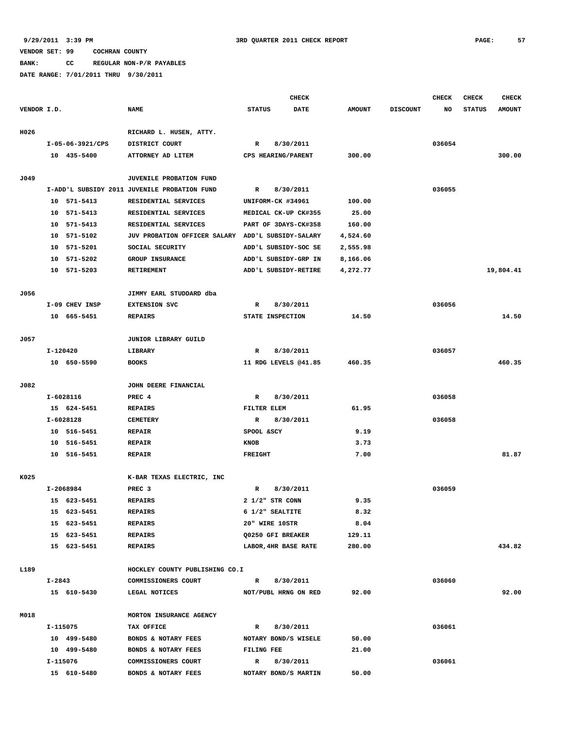9/29/2011 3:39 PM 3RD QUARTER 2011 CHECK REPORT

VENDOR SET: 99 COCHRAN COUNTY

BANK: CC REGULAR NON-P/R PAYABLES

DATE RANGE: 7/01/2011 THRU 9/30/2011

| VENDOR I.D. | NAME | STATUS | CHECK DATE | AMOUNT | DISCOUNT | CHECK NO | CHECK STATUS | CHECK AMOUNT |
|---|---|---|---|---|---|---|---|---|
| H026 | RICHARD L. HUSEN, ATTY. | | | | | | | |
| I-05-06-3921/CPS | DISTRICT COURT | R | 8/30/2011 | | | 036054 | | |
| 10 435-5400 | ATTORNEY AD LITEM | CPS HEARING/PARENT | | 300.00 | | | | 300.00 |
| J049 | JUVENILE PROBATION FUND | | | | | | | |
| I-ADD'L SUBSIDY 2011 | JUVENILE PROBATION FUND | R | 8/30/2011 | | | 036055 | | |
| 10 571-5413 | RESIDENTIAL SERVICES | UNIFORM-CK #34961 | | 100.00 | | | | |
| 10 571-5413 | RESIDENTIAL SERVICES | MEDICAL CK-UP CK#355 | | 25.00 | | | | |
| 10 571-5413 | RESIDENTIAL SERVICES | PART OF 3DAYS-CK#358 | | 160.00 | | | | |
| 10 571-5102 | JUV PROBATION OFFICER SALARY | ADD'L SUBSIDY-SALARY | | 4,524.60 | | | | |
| 10 571-5201 | SOCIAL SECURITY | ADD'L SUBSIDY-SOC SE | | 2,555.98 | | | | |
| 10 571-5202 | GROUP INSURANCE | ADD'L SUBSIDY-GRP IN | | 8,166.06 | | | | |
| 10 571-5203 | RETIREMENT | ADD'L SUBSIDY-RETIRE | | 4,272.77 | | | | 19,804.41 |
| J056 | JIMMY EARL STUDDARD dba | | | | | | | |
| I-09 CHEV INSP | EXTENSION SVC | R | 8/30/2011 | | | 036056 | | |
| 10 665-5451 | REPAIRS | STATE INSPECTION | | 14.50 | | | | 14.50 |
| J057 | JUNIOR LIBRARY GUILD | | | | | | | |
| I-120420 | LIBRARY | R | 8/30/2011 | | | 036057 | | |
| 10 650-5590 | BOOKS | 11 RDG LEVELS @41.85 | | 460.35 | | | | 460.35 |
| J082 | JOHN DEERE FINANCIAL | | | | | | | |
| I-6028116 | PREC 4 | R | 8/30/2011 | | | 036058 | | |
| 15 624-5451 | REPAIRS | FILTER ELEM | | 61.95 | | | | |
| I-6028128 | CEMETERY | R | 8/30/2011 | | | 036058 | | |
| 10 516-5451 | REPAIR | SPOOL &SCY | | 9.19 | | | | |
| 10 516-5451 | REPAIR | KNOB | | 3.73 | | | | |
| 10 516-5451 | REPAIR | FREIGHT | | 7.00 | | | | 81.87 |
| K025 | K-BAR TEXAS ELECTRIC, INC | | | | | | | |
| I-2068984 | PREC 3 | R | 8/30/2011 | | | 036059 | | |
| 15 623-5451 | REPAIRS | 2 1/2" STR CONN | | 9.35 | | | | |
| 15 623-5451 | REPAIRS | 6 1/2" SEALTITE | | 8.32 | | | | |
| 15 623-5451 | REPAIRS | 20" WIRE 10STR | | 8.04 | | | | |
| 15 623-5451 | REPAIRS | Q0250 GFI BREAKER | | 129.11 | | | | |
| 15 623-5451 | REPAIRS | LABOR,4HR BASE RATE | | 280.00 | | | | 434.82 |
| L189 | HOCKLEY COUNTY PUBLISHING CO.I | | | | | | | |
| I-2843 | COMMISSIONERS COURT | R | 8/30/2011 | | | 036060 | | |
| 15 610-5430 | LEGAL NOTICES | NOT/PUBL HRNG ON RED | | 92.00 | | | | 92.00 |
| M018 | MORTON INSURANCE AGENCY | | | | | | | |
| I-115075 | TAX OFFICE | R | 8/30/2011 | | | 036061 | | |
| 10 499-5480 | BONDS & NOTARY FEES | NOTARY BOND/S WISELE | | 50.00 | | | | |
| 10 499-5480 | BONDS & NOTARY FEES | FILING FEE | | 21.00 | | | | |
| I-115076 | COMMISSIONERS COURT | R | 8/30/2011 | | | 036061 | | |
| 15 610-5480 | BONDS & NOTARY FEES | NOTARY BOND/S MARTIN | | 50.00 | | | | |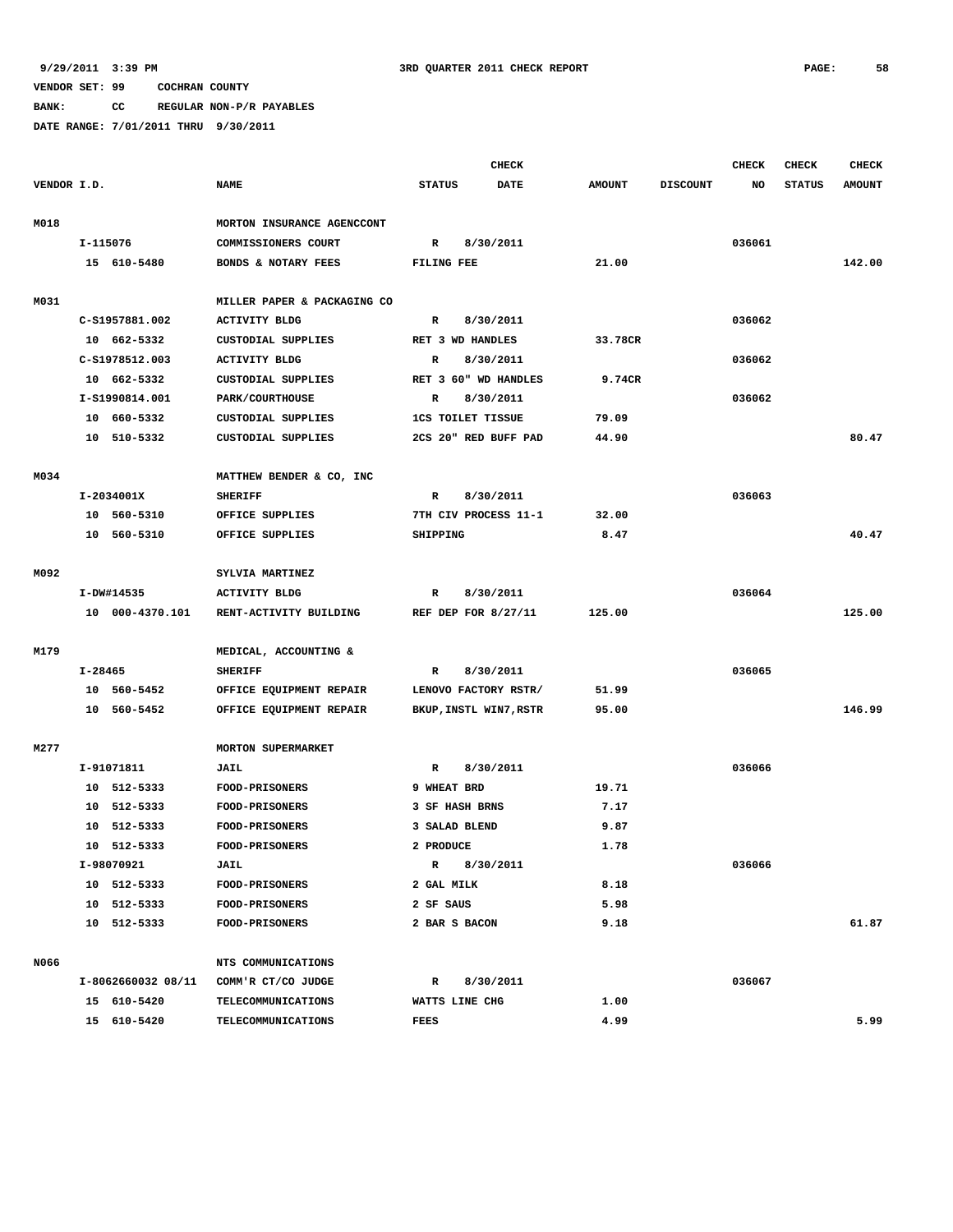9/29/2011 3:39 PM 3RD QUARTER 2011 CHECK REPORT

VENDOR SET: 99 COCHRAN COUNTY

BANK: CC REGULAR NON-P/R PAYABLES

DATE RANGE: 7/01/2011 THRU 9/30/2011

| VENDOR I.D. | NAME | STATUS | CHECK DATE | AMOUNT | DISCOUNT | CHECK NO | CHECK STATUS | CHECK AMOUNT |
|---|---|---|---|---|---|---|---|---|
| M018 | MORTON INSURANCE AGENCCONT | | | | | | | |
| I-115076 | COMMISSIONERS COURT | R | 8/30/2011 | | | 036061 | | |
| 15 610-5480 | BONDS & NOTARY FEES | FILING FEE | | 21.00 | | | | 142.00 |
| M031 | MILLER PAPER & PACKAGING CO | | | | | | | |
| C-S1957881.002 | ACTIVITY BLDG | R | 8/30/2011 | | | 036062 | | |
| 10 662-5332 | CUSTODIAL SUPPLIES | RET 3 WD HANDLES | | 33.78CR | | | | |
| C-S1978512.003 | ACTIVITY BLDG | R | 8/30/2011 | | | 036062 | | |
| 10 662-5332 | CUSTODIAL SUPPLIES | RET 3 60" WD HANDLES | | 9.74CR | | | | |
| I-S1990814.001 | PARK/COURTHOUSE | R | 8/30/2011 | | | 036062 | | |
| 10 660-5332 | CUSTODIAL SUPPLIES | 1CS TOILET TISSUE | | 79.09 | | | | |
| 10 510-5332 | CUSTODIAL SUPPLIES | 2CS 20" RED BUFF PAD | | 44.90 | | | | 80.47 |
| M034 | MATTHEW BENDER & CO, INC | | | | | | | |
| I-2034001X | SHERIFF | R | 8/30/2011 | | | 036063 | | |
| 10 560-5310 | OFFICE SUPPLIES | 7TH CIV PROCESS 11-1 | | 32.00 | | | | |
| 10 560-5310 | OFFICE SUPPLIES | SHIPPING | | 8.47 | | | | 40.47 |
| M092 | SYLVIA MARTINEZ | | | | | | | |
| I-DW#14535 | ACTIVITY BLDG | R | 8/30/2011 | | | 036064 | | |
| 10 000-4370.101 | RENT-ACTIVITY BUILDING | REF DEP FOR 8/27/11 | | 125.00 | | | | 125.00 |
| M179 | MEDICAL, ACCOUNTING & | | | | | | | |
| I-28465 | SHERIFF | R | 8/30/2011 | | | 036065 | | |
| 10 560-5452 | OFFICE EQUIPMENT REPAIR | LENOVO FACTORY RSTR/ | | 51.99 | | | | |
| 10 560-5452 | OFFICE EQUIPMENT REPAIR | BKUP,INSTL WIN7,RSTR | | 95.00 | | | | 146.99 |
| M277 | MORTON SUPERMARKET | | | | | | | |
| I-91071811 | JAIL | R | 8/30/2011 | | | 036066 | | |
| 10 512-5333 | FOOD-PRISONERS | 9 WHEAT BRD | | 19.71 | | | | |
| 10 512-5333 | FOOD-PRISONERS | 3 SF HASH BRNS | | 7.17 | | | | |
| 10 512-5333 | FOOD-PRISONERS | 3 SALAD BLEND | | 9.87 | | | | |
| 10 512-5333 | FOOD-PRISONERS | 2 PRODUCE | | 1.78 | | | | |
| I-98070921 | JAIL | R | 8/30/2011 | | | 036066 | | |
| 10 512-5333 | FOOD-PRISONERS | 2 GAL MILK | | 8.18 | | | | |
| 10 512-5333 | FOOD-PRISONERS | 2 SF SAUS | | 5.98 | | | | |
| 10 512-5333 | FOOD-PRISONERS | 2 BAR S BACON | | 9.18 | | | | 61.87 |
| N066 | NTS COMMUNICATIONS | | | | | | | |
| I-8062660032 08/11 | COMM'R CT/CO JUDGE | R | 8/30/2011 | | | 036067 | | |
| 15 610-5420 | TELECOMMUNICATIONS | WATTS LINE CHG | | 1.00 | | | | |
| 15 610-5420 | TELECOMMUNICATIONS | FEES | | 4.99 | | | | 5.99 |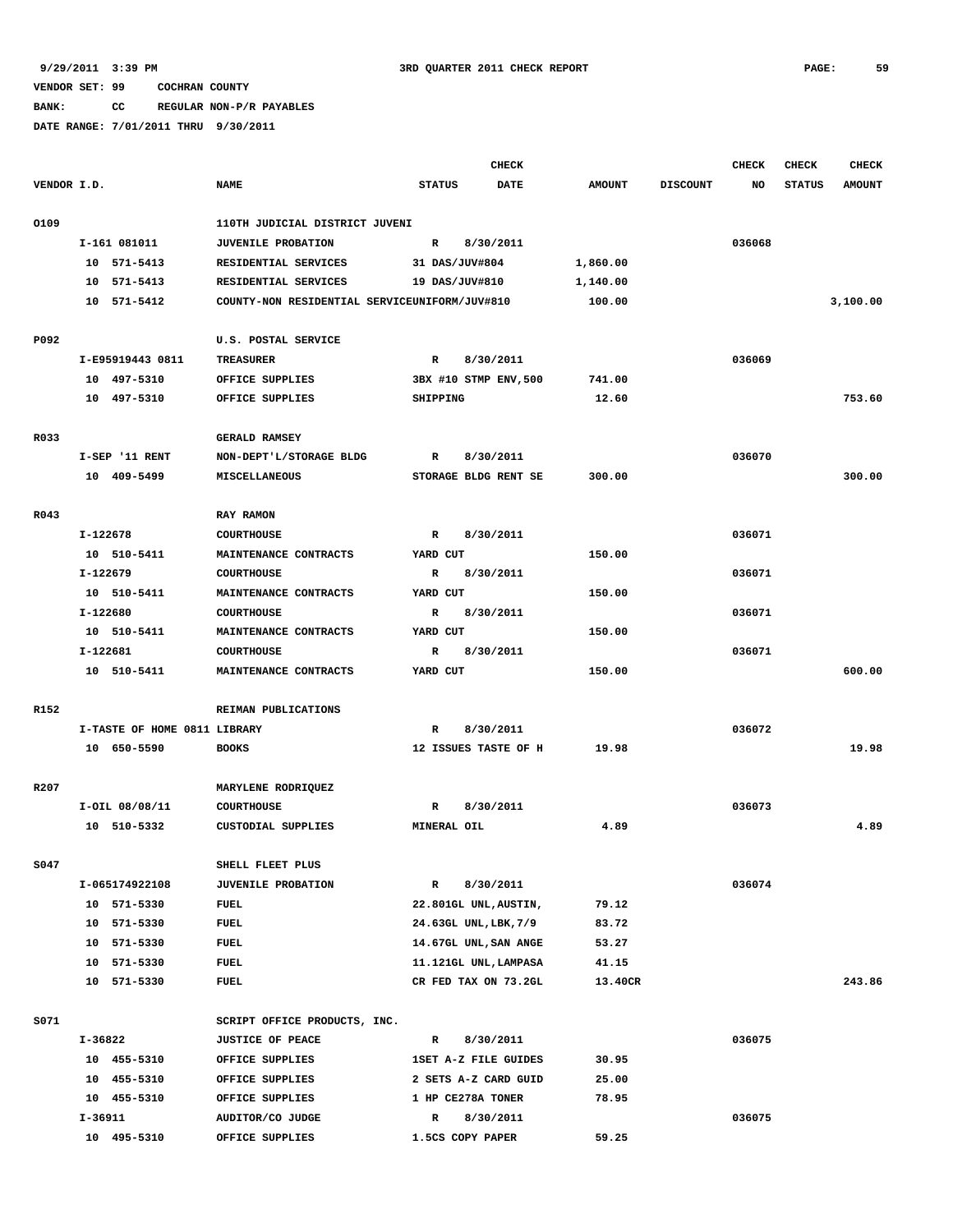9/29/2011 3:39 PM 3RD QUARTER 2011 CHECK REPORT

VENDOR SET: 99 COCHRAN COUNTY

BANK: CC REGULAR NON-P/R PAYABLES

DATE RANGE: 7/01/2011 THRU 9/30/2011

| VENDOR I.D. | NAME | STATUS | CHECK DATE | AMOUNT | DISCOUNT | CHECK NO | CHECK STATUS | CHECK AMOUNT |
|---|---|---|---|---|---|---|---|---|
| O109 | 110TH JUDICIAL DISTRICT JUVENI | | | | | | | |
| I-161 081011 | JUVENILE PROBATION | R | 8/30/2011 | | | 036068 | | |
| 10 571-5413 | RESIDENTIAL SERVICES | 31 DAS/JUV#804 | | 1,860.00 | | | | |
| 10 571-5413 | RESIDENTIAL SERVICES | 19 DAS/JUV#810 | | 1,140.00 | | | | |
| 10 571-5412 | COUNTY-NON RESIDENTIAL SERVICEUNIFORM/JUV#810 | | | 100.00 | | | | 3,100.00 |
| P092 | U.S. POSTAL SERVICE | | | | | | | |
| I-E95919443 0811 | TREASURER | R | 8/30/2011 | | | 036069 | | |
| 10 497-5310 | OFFICE SUPPLIES | 3BX #10 STMP ENV,500 | | 741.00 | | | | |
| 10 497-5310 | OFFICE SUPPLIES | SHIPPING | | 12.60 | | | | 753.60 |
| R033 | GERALD RAMSEY | | | | | | | |
| I-SEP '11 RENT | NON-DEPT'L/STORAGE BLDG | R | 8/30/2011 | | | 036070 | | |
| 10 409-5499 | MISCELLANEOUS | STORAGE BLDG RENT SE | | 300.00 | | | | 300.00 |
| R043 | RAY RAMON | | | | | | | |
| I-122678 | COURTHOUSE | R | 8/30/2011 | | | 036071 | | |
| 10 510-5411 | MAINTENANCE CONTRACTS | YARD CUT | | 150.00 | | | | |
| I-122679 | COURTHOUSE | R | 8/30/2011 | | | 036071 | | |
| 10 510-5411 | MAINTENANCE CONTRACTS | YARD CUT | | 150.00 | | | | |
| I-122680 | COURTHOUSE | R | 8/30/2011 | | | 036071 | | |
| 10 510-5411 | MAINTENANCE CONTRACTS | YARD CUT | | 150.00 | | | | |
| I-122681 | COURTHOUSE | R | 8/30/2011 | | | 036071 | | |
| 10 510-5411 | MAINTENANCE CONTRACTS | YARD CUT | | 150.00 | | | | 600.00 |
| R152 | REIMAN PUBLICATIONS | | | | | | | |
| I-TASTE OF HOME 0811 | LIBRARY | R | 8/30/2011 | | | 036072 | | |
| 10 650-5590 | BOOKS | 12 ISSUES TASTE OF H | | 19.98 | | | | 19.98 |
| R207 | MARYLENE RODRIQUEZ | | | | | | | |
| I-OIL 08/08/11 | COURTHOUSE | R | 8/30/2011 | | | 036073 | | |
| 10 510-5332 | CUSTODIAL SUPPLIES | MINERAL OIL | | 4.89 | | | | 4.89 |
| S047 | SHELL FLEET PLUS | | | | | | | |
| I-065174922108 | JUVENILE PROBATION | R | 8/30/2011 | | | 036074 | | |
| 10 571-5330 | FUEL | 22.801GL UNL,AUSTIN, | | 79.12 | | | | |
| 10 571-5330 | FUEL | 24.63GL UNL,LBK,7/9 | | 83.72 | | | | |
| 10 571-5330 | FUEL | 14.67GL UNL,SAN ANGE | | 53.27 | | | | |
| 10 571-5330 | FUEL | 11.121GL UNL,LAMPASA | | 41.15 | | | | |
| 10 571-5330 | FUEL | CR FED TAX ON 73.2GL | | 13.40CR | | | | 243.86 |
| S071 | SCRIPT OFFICE PRODUCTS, INC. | | | | | | | |
| I-36822 | JUSTICE OF PEACE | R | 8/30/2011 | | | 036075 | | |
| 10 455-5310 | OFFICE SUPPLIES | 1SET A-Z FILE GUIDES | | 30.95 | | | | |
| 10 455-5310 | OFFICE SUPPLIES | 2 SETS A-Z CARD GUID | | 25.00 | | | | |
| 10 455-5310 | OFFICE SUPPLIES | 1 HP CE278A TONER | | 78.95 | | | | |
| I-36911 | AUDITOR/CO JUDGE | R | 8/30/2011 | | | 036075 | | |
| 10 495-5310 | OFFICE SUPPLIES | 1.5CS COPY PAPER | | 59.25 | | | | |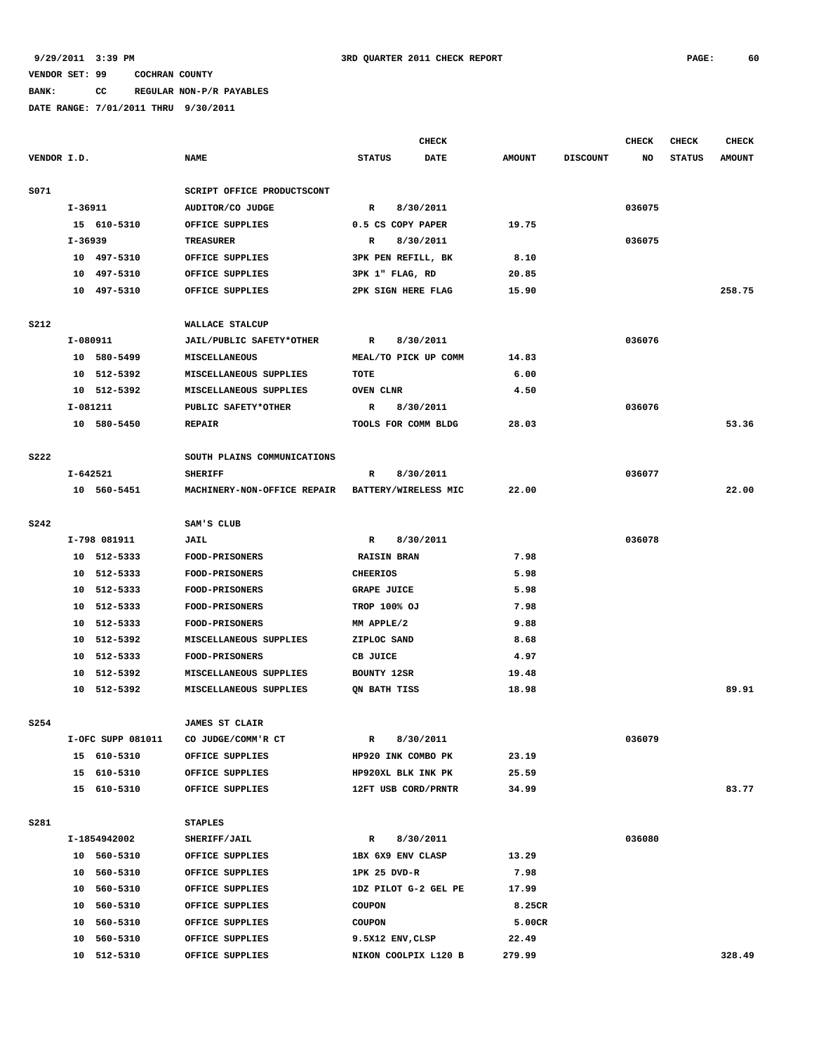9/29/2011 3:39 PM 3RD QUARTER 2011 CHECK REPORT

VENDOR SET: 99 COCHRAN COUNTY

BANK: CC REGULAR NON-P/R PAYABLES

DATE RANGE: 7/01/2011 THRU 9/30/2011

| VENDOR I.D. | NAME | STATUS | CHECK DATE | AMOUNT | DISCOUNT | CHECK NO | CHECK STATUS | CHECK AMOUNT |
|---|---|---|---|---|---|---|---|---|
| S071 | SCRIPT OFFICE PRODUCTSCONT | | | | | | | |
| I-36911 | AUDITOR/CO JUDGE | R | 8/30/2011 | | | 036075 | | |
| 15 610-5310 | OFFICE SUPPLIES | 0.5 CS COPY PAPER | | 19.75 | | | | |
| I-36939 | TREASURER | R | 8/30/2011 | | | 036075 | | |
| 10 497-5310 | OFFICE SUPPLIES | 3PK PEN REFILL, BK | | 8.10 | | | | |
| 10 497-5310 | OFFICE SUPPLIES | 3PK 1" FLAG, RD | | 20.85 | | | | |
| 10 497-5310 | OFFICE SUPPLIES | 2PK SIGN HERE FLAG | | 15.90 | | | | 258.75 |
| S212 | WALLACE STALCUP | | | | | | | |
| I-080911 | JAIL/PUBLIC SAFETY*OTHER | R | 8/30/2011 | | | 036076 | | |
| 10 580-5499 | MISCELLANEOUS | MEAL/TO PICK UP COMM | | 14.83 | | | | |
| 10 512-5392 | MISCELLANEOUS SUPPLIES | TOTE | | 6.00 | | | | |
| 10 512-5392 | MISCELLANEOUS SUPPLIES | OVEN CLNR | | 4.50 | | | | |
| I-081211 | PUBLIC SAFETY*OTHER | R | 8/30/2011 | | | 036076 | | |
| 10 580-5450 | REPAIR | TOOLS FOR COMM BLDG | | 28.03 | | | | 53.36 |
| S222 | SOUTH PLAINS COMMUNICATIONS | | | | | | | |
| I-642521 | SHERIFF | R | 8/30/2011 | | | 036077 | | |
| 10 560-5451 | MACHINERY-NON-OFFICE REPAIR | BATTERY/WIRELESS MIC | | 22.00 | | | | 22.00 |
| S242 | SAM'S CLUB | | | | | | | |
| I-798 081911 | JAIL | R | 8/30/2011 | | | 036078 | | |
| 10 512-5333 | FOOD-PRISONERS | RAISIN BRAN | | 7.98 | | | | |
| 10 512-5333 | FOOD-PRISONERS | CHEERIOS | | 5.98 | | | | |
| 10 512-5333 | FOOD-PRISONERS | GRAPE JUICE | | 5.98 | | | | |
| 10 512-5333 | FOOD-PRISONERS | TROP 100% OJ | | 7.98 | | | | |
| 10 512-5333 | FOOD-PRISONERS | MM APPLE/2 | | 9.88 | | | | |
| 10 512-5392 | MISCELLANEOUS SUPPLIES | ZIPLOC SAND | | 8.68 | | | | |
| 10 512-5333 | FOOD-PRISONERS | CB JUICE | | 4.97 | | | | |
| 10 512-5392 | MISCELLANEOUS SUPPLIES | BOUNTY 12SR | | 19.48 | | | | |
| 10 512-5392 | MISCELLANEOUS SUPPLIES | QN BATH TISS | | 18.98 | | | | 89.91 |
| S254 | JAMES ST CLAIR | | | | | | | |
| I-OFC SUPP 081011 | CO JUDGE/COMM'R CT | R | 8/30/2011 | | | 036079 | | |
| 15 610-5310 | OFFICE SUPPLIES | HP920 INK COMBO PK | | 23.19 | | | | |
| 15 610-5310 | OFFICE SUPPLIES | HP920XL BLK INK PK | | 25.59 | | | | |
| 15 610-5310 | OFFICE SUPPLIES | 12FT USB CORD/PRNTR | | 34.99 | | | | 83.77 |
| S281 | STAPLES | | | | | | | |
| I-1854942002 | SHERIFF/JAIL | R | 8/30/2011 | | | 036080 | | |
| 10 560-5310 | OFFICE SUPPLIES | 1BX 6X9 ENV CLASP | | 13.29 | | | | |
| 10 560-5310 | OFFICE SUPPLIES | 1PK 25 DVD-R | | 7.98 | | | | |
| 10 560-5310 | OFFICE SUPPLIES | 1DZ PILOT G-2 GEL PE | | 17.99 | | | | |
| 10 560-5310 | OFFICE SUPPLIES | COUPON | | 8.25CR | | | | |
| 10 560-5310 | OFFICE SUPPLIES | COUPON | | 5.00CR | | | | |
| 10 560-5310 | OFFICE SUPPLIES | 9.5X12 ENV,CLSP | | 22.49 | | | | |
| 10 512-5310 | OFFICE SUPPLIES | NIKON COOLPIX L120 B | | 279.99 | | | | 328.49 |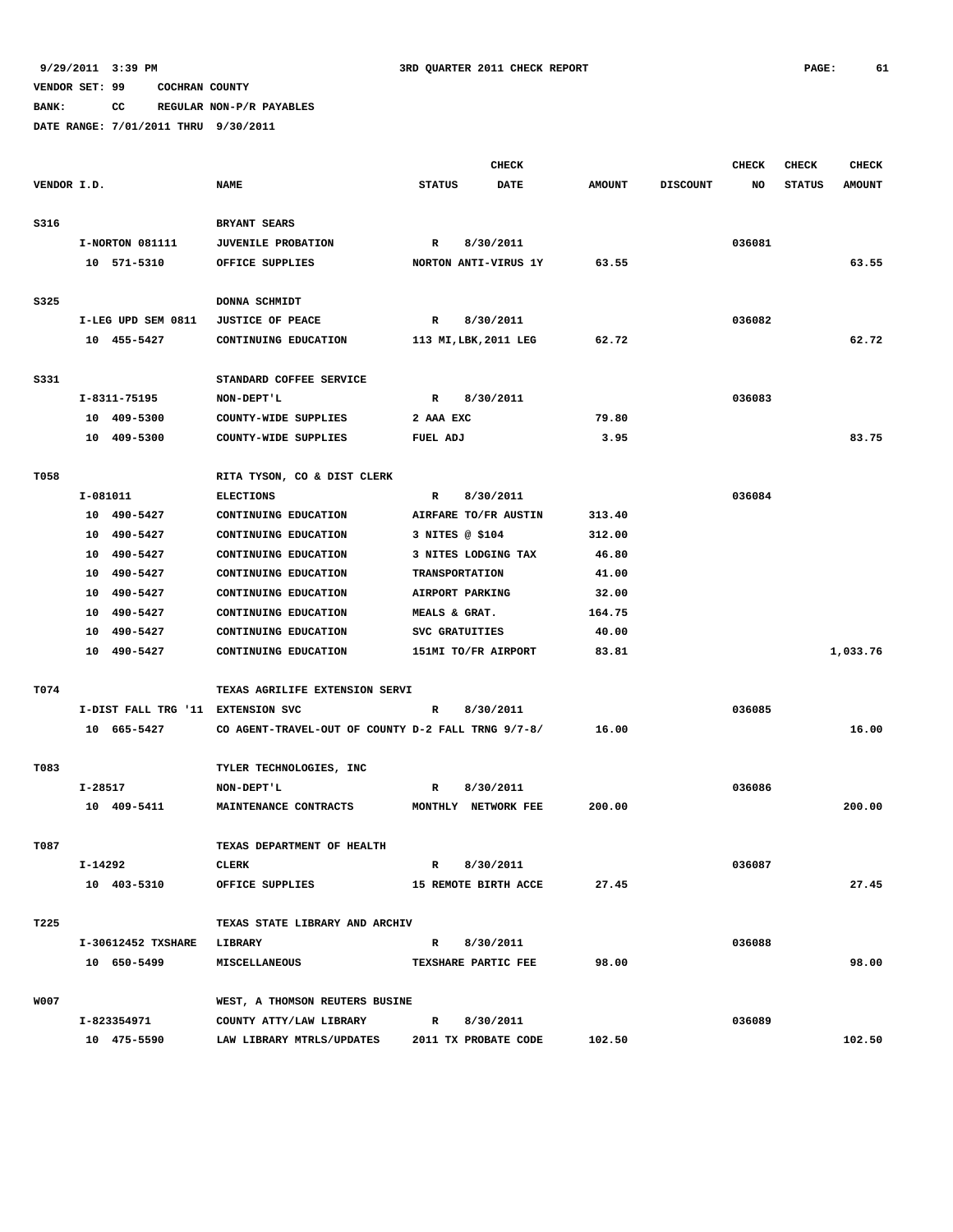9/29/2011 3:39 PM 3RD QUARTER 2011 CHECK REPORT

VENDOR SET: 99 COCHRAN COUNTY

BANK: CC REGULAR NON-P/R PAYABLES

DATE RANGE: 7/01/2011 THRU 9/30/2011

| VENDOR I.D. | NAME | STATUS | CHECK DATE | AMOUNT | DISCOUNT | CHECK NO | CHECK STATUS | CHECK AMOUNT |
|---|---|---|---|---|---|---|---|---|
| S316 | BRYANT SEARS | | | | | | | |
| I-NORTON 081111 | JUVENILE PROBATION | R | 8/30/2011 | | | 036081 | | |
| 10 571-5310 | OFFICE SUPPLIES | NORTON ANTI-VIRUS 1Y | | 63.55 | | | | 63.55 |
| S325 | DONNA SCHMIDT | | | | | | | |
| I-LEG UPD SEM 0811 | JUSTICE OF PEACE | R | 8/30/2011 | | | 036082 | | |
| 10 455-5427 | CONTINUING EDUCATION | 113 MI,LBK,2011 LEG | | 62.72 | | | | 62.72 |
| S331 | STANDARD COFFEE SERVICE | | | | | | | |
| I-8311-75195 | NON-DEPT'L | R | 8/30/2011 | | | 036083 | | |
| 10 409-5300 | COUNTY-WIDE SUPPLIES | 2 AAA EXC | | 79.80 | | | | |
| 10 409-5300 | COUNTY-WIDE SUPPLIES | FUEL ADJ | | 3.95 | | | | 83.75 |
| T058 | RITA TYSON, CO & DIST CLERK | | | | | | | |
| I-081011 | ELECTIONS | R | 8/30/2011 | | | 036084 | | |
| 10 490-5427 | CONTINUING EDUCATION | AIRFARE TO/FR AUSTIN | | 313.40 | | | | |
| 10 490-5427 | CONTINUING EDUCATION | 3 NITES @ $104 | | 312.00 | | | | |
| 10 490-5427 | CONTINUING EDUCATION | 3 NITES LODGING TAX | | 46.80 | | | | |
| 10 490-5427 | CONTINUING EDUCATION | TRANSPORTATION | | 41.00 | | | | |
| 10 490-5427 | CONTINUING EDUCATION | AIRPORT PARKING | | 32.00 | | | | |
| 10 490-5427 | CONTINUING EDUCATION | MEALS & GRAT. | | 164.75 | | | | |
| 10 490-5427 | CONTINUING EDUCATION | SVC GRATUITIES | | 40.00 | | | | |
| 10 490-5427 | CONTINUING EDUCATION | 151MI TO/FR AIRPORT | | 83.81 | | | | 1,033.76 |
| T074 | TEXAS AGRILIFE EXTENSION SERVI | | | | | | | |
| I-DIST FALL TRG '11 | EXTENSION SVC | R | 8/30/2011 | | | 036085 | | |
| 10 665-5427 | CO AGENT-TRAVEL-OUT OF COUNTY | D-2 FALL TRNG 9/7-8/ | | 16.00 | | | | 16.00 |
| T083 | TYLER TECHNOLOGIES, INC | | | | | | | |
| I-28517 | NON-DEPT'L | R | 8/30/2011 | | | 036086 | | |
| 10 409-5411 | MAINTENANCE CONTRACTS | MONTHLY NETWORK FEE | | 200.00 | | | | 200.00 |
| T087 | TEXAS DEPARTMENT OF HEALTH | | | | | | | |
| I-14292 | CLERK | R | 8/30/2011 | | | 036087 | | |
| 10 403-5310 | OFFICE SUPPLIES | 15 REMOTE BIRTH ACCE | | 27.45 | | | | 27.45 |
| T225 | TEXAS STATE LIBRARY AND ARCHIV | | | | | | | |
| I-30612452 TXSHARE | LIBRARY | R | 8/30/2011 | | | 036088 | | |
| 10 650-5499 | MISCELLANEOUS | TEXSHARE PARTIC FEE | | 98.00 | | | | 98.00 |
| W007 | WEST, A THOMSON REUTERS BUSINE | | | | | | | |
| I-823354971 | COUNTY ATTY/LAW LIBRARY | R | 8/30/2011 | | | 036089 | | |
| 10 475-5590 | LAW LIBRARY MTRLS/UPDATES | 2011 TX PROBATE CODE | | 102.50 | | | | 102.50 |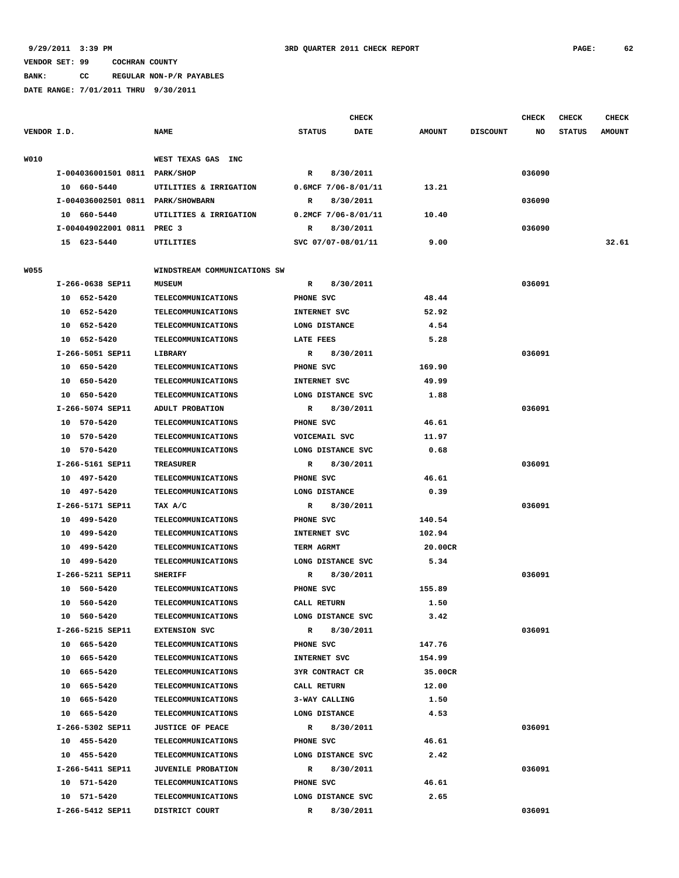9/29/2011 3:39 PM — 3RD QUARTER 2011 CHECK REPORT

VENDOR SET: 99 COCHRAN COUNTY

BANK: CC REGULAR NON-P/R PAYABLES

DATE RANGE: 7/01/2011 THRU 9/30/2011

| VENDOR I.D. | NAME | STATUS | CHECK DATE | AMOUNT | DISCOUNT | CHECK NO | CHECK STATUS | CHECK AMOUNT |
|---|---|---|---|---|---|---|---|---|
| W010 | WEST TEXAS GAS INC | | | | | | | |
| I-004036001501 0811 | PARK/SHOP | R | 8/30/2011 | | | 036090 | | |
| 10 660-5440 | UTILITIES & IRRIGATION | 0.6MCF 7/06-8/01/11 | | 13.21 | | | | |
| I-004036002501 0811 | PARK/SHOWBARN | R | 8/30/2011 | | | 036090 | | |
| 10 660-5440 | UTILITIES & IRRIGATION | 0.2MCF 7/06-8/01/11 | | 10.40 | | | | |
| I-004049022001 0811 | PREC 3 | R | 8/30/2011 | | | 036090 | | |
| 15 623-5440 | UTILITIES | SVC 07/07-08/01/11 | | 9.00 | | | | 32.61 |
| W055 | WINDSTREAM COMMUNICATIONS SW | | | | | | | |
| I-266-0638 SEP11 | MUSEUM | R | 8/30/2011 | | | 036091 | | |
| 10 652-5420 | TELECOMMUNICATIONS | PHONE SVC | | 48.44 | | | | |
| 10 652-5420 | TELECOMMUNICATIONS | INTERNET SVC | | 52.92 | | | | |
| 10 652-5420 | TELECOMMUNICATIONS | LONG DISTANCE | | 4.54 | | | | |
| 10 652-5420 | TELECOMMUNICATIONS | LATE FEES | | 5.28 | | | | |
| I-266-5051 SEP11 | LIBRARY | R | 8/30/2011 | | | 036091 | | |
| 10 650-5420 | TELECOMMUNICATIONS | PHONE SVC | | 169.90 | | | | |
| 10 650-5420 | TELECOMMUNICATIONS | INTERNET SVC | | 49.99 | | | | |
| 10 650-5420 | TELECOMMUNICATIONS | LONG DISTANCE SVC | | 1.88 | | | | |
| I-266-5074 SEP11 | ADULT PROBATION | R | 8/30/2011 | | | 036091 | | |
| 10 570-5420 | TELECOMMUNICATIONS | PHONE SVC | | 46.61 | | | | |
| 10 570-5420 | TELECOMMUNICATIONS | VOICEMAIL SVC | | 11.97 | | | | |
| 10 570-5420 | TELECOMMUNICATIONS | LONG DISTANCE SVC | | 0.68 | | | | |
| I-266-5161 SEP11 | TREASURER | R | 8/30/2011 | | | 036091 | | |
| 10 497-5420 | TELECOMMUNICATIONS | PHONE SVC | | 46.61 | | | | |
| 10 497-5420 | TELECOMMUNICATIONS | LONG DISTANCE | | 0.39 | | | | |
| I-266-5171 SEP11 | TAX A/C | R | 8/30/2011 | | | 036091 | | |
| 10 499-5420 | TELECOMMUNICATIONS | PHONE SVC | | 140.54 | | | | |
| 10 499-5420 | TELECOMMUNICATIONS | INTERNET SVC | | 102.94 | | | | |
| 10 499-5420 | TELECOMMUNICATIONS | TERM AGRMT | | 20.00CR | | | | |
| 10 499-5420 | TELECOMMUNICATIONS | LONG DISTANCE SVC | | 5.34 | | | | |
| I-266-5211 SEP11 | SHERIFF | R | 8/30/2011 | | | 036091 | | |
| 10 560-5420 | TELECOMMUNICATIONS | PHONE SVC | | 155.89 | | | | |
| 10 560-5420 | TELECOMMUNICATIONS | CALL RETURN | | 1.50 | | | | |
| 10 560-5420 | TELECOMMUNICATIONS | LONG DISTANCE SVC | | 3.42 | | | | |
| I-266-5215 SEP11 | EXTENSION SVC | R | 8/30/2011 | | | 036091 | | |
| 10 665-5420 | TELECOMMUNICATIONS | PHONE SVC | | 147.76 | | | | |
| 10 665-5420 | TELECOMMUNICATIONS | INTERNET SVC | | 154.99 | | | | |
| 10 665-5420 | TELECOMMUNICATIONS | 3YR CONTRACT CR | | 35.00CR | | | | |
| 10 665-5420 | TELECOMMUNICATIONS | CALL RETURN | | 12.00 | | | | |
| 10 665-5420 | TELECOMMUNICATIONS | 3-WAY CALLING | | 1.50 | | | | |
| 10 665-5420 | TELECOMMUNICATIONS | LONG DISTANCE | | 4.53 | | | | |
| I-266-5302 SEP11 | JUSTICE OF PEACE | R | 8/30/2011 | | | 036091 | | |
| 10 455-5420 | TELECOMMUNICATIONS | PHONE SVC | | 46.61 | | | | |
| 10 455-5420 | TELECOMMUNICATIONS | LONG DISTANCE SVC | | 2.42 | | | | |
| I-266-5411 SEP11 | JUVENILE PROBATION | R | 8/30/2011 | | | 036091 | | |
| 10 571-5420 | TELECOMMUNICATIONS | PHONE SVC | | 46.61 | | | | |
| 10 571-5420 | TELECOMMUNICATIONS | LONG DISTANCE SVC | | 2.65 | | | | |
| I-266-5412 SEP11 | DISTRICT COURT | R | 8/30/2011 | | | 036091 | | |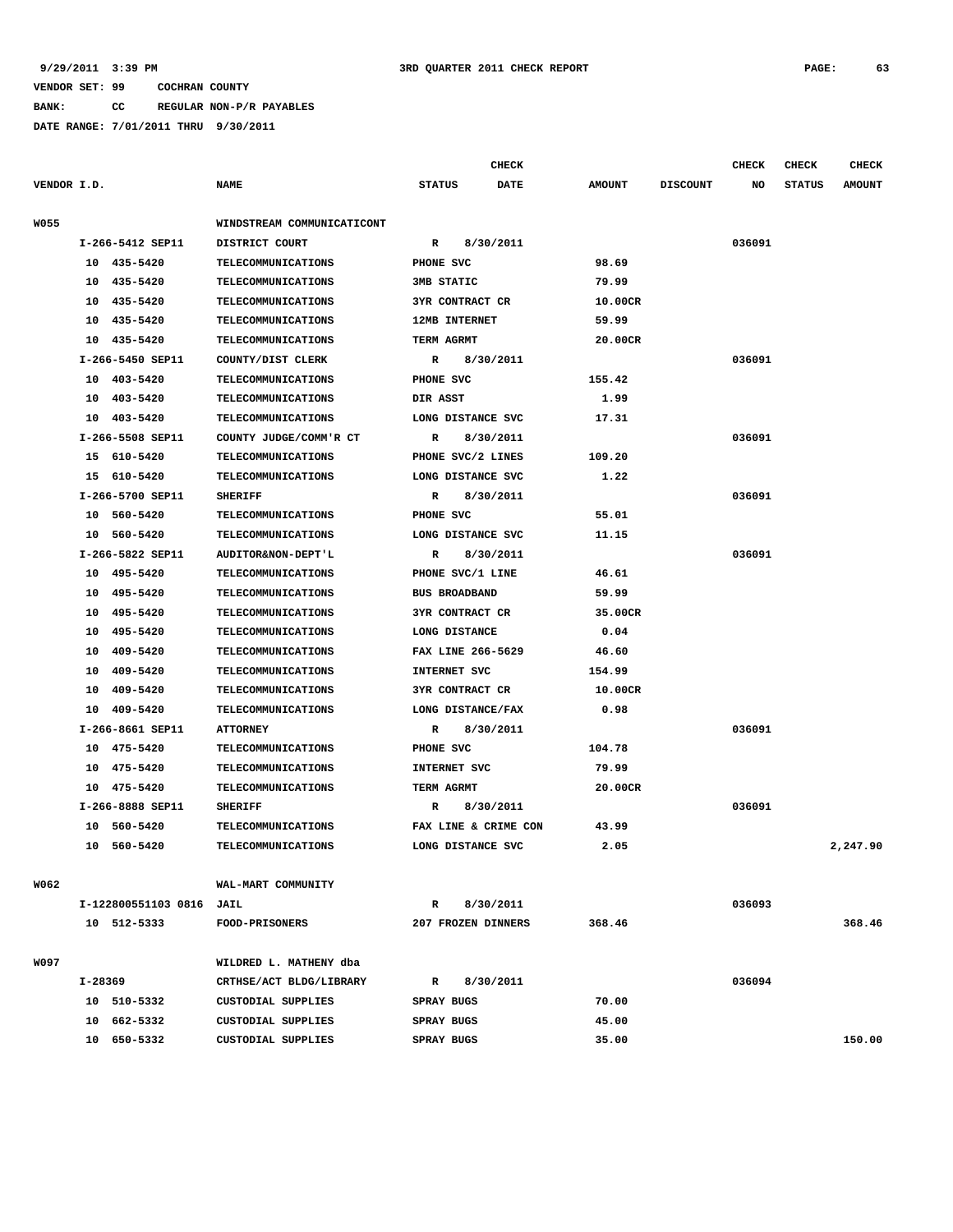9/29/2011 3:39 PM 3RD QUARTER 2011 CHECK REPORT

VENDOR SET: 99 COCHRAN COUNTY

BANK: CC REGULAR NON-P/R PAYABLES

DATE RANGE: 7/01/2011 THRU 9/30/2011

| VENDOR I.D. | NAME | STATUS | CHECK DATE | AMOUNT | DISCOUNT | CHECK NO | CHECK STATUS | CHECK AMOUNT |
|---|---|---|---|---|---|---|---|---|
| W055 | WINDSTREAM COMMUNICATICONT | | | | | | | |
| I-266-5412 SEP11 | DISTRICT COURT | R | 8/30/2011 | | | 036091 | | |
| 10 435-5420 | TELECOMMUNICATIONS | PHONE SVC | | 98.69 | | | | |
| 10 435-5420 | TELECOMMUNICATIONS | 3MB STATIC | | 79.99 | | | | |
| 10 435-5420 | TELECOMMUNICATIONS | 3YR CONTRACT CR | | 10.00CR | | | | |
| 10 435-5420 | TELECOMMUNICATIONS | 12MB INTERNET | | 59.99 | | | | |
| 10 435-5420 | TELECOMMUNICATIONS | TERM AGRMT | | 20.00CR | | | | |
| I-266-5450 SEP11 | COUNTY/DIST CLERK | R | 8/30/2011 | | | 036091 | | |
| 10 403-5420 | TELECOMMUNICATIONS | PHONE SVC | | 155.42 | | | | |
| 10 403-5420 | TELECOMMUNICATIONS | DIR ASST | | 1.99 | | | | |
| 10 403-5420 | TELECOMMUNICATIONS | LONG DISTANCE SVC | | 17.31 | | | | |
| I-266-5508 SEP11 | COUNTY JUDGE/COMM'R CT | R | 8/30/2011 | | | 036091 | | |
| 15 610-5420 | TELECOMMUNICATIONS | PHONE SVC/2 LINES | | 109.20 | | | | |
| 15 610-5420 | TELECOMMUNICATIONS | LONG DISTANCE SVC | | 1.22 | | | | |
| I-266-5700 SEP11 | SHERIFF | R | 8/30/2011 | | | 036091 | | |
| 10 560-5420 | TELECOMMUNICATIONS | PHONE SVC | | 55.01 | | | | |
| 10 560-5420 | TELECOMMUNICATIONS | LONG DISTANCE SVC | | 11.15 | | | | |
| I-266-5822 SEP11 | AUDITOR&NON-DEPT'L | R | 8/30/2011 | | | 036091 | | |
| 10 495-5420 | TELECOMMUNICATIONS | PHONE SVC/1 LINE | | 46.61 | | | | |
| 10 495-5420 | TELECOMMUNICATIONS | BUS BROADBAND | | 59.99 | | | | |
| 10 495-5420 | TELECOMMUNICATIONS | 3YR CONTRACT CR | | 35.00CR | | | | |
| 10 495-5420 | TELECOMMUNICATIONS | LONG DISTANCE | | 0.04 | | | | |
| 10 409-5420 | TELECOMMUNICATIONS | FAX LINE 266-5629 | | 46.60 | | | | |
| 10 409-5420 | TELECOMMUNICATIONS | INTERNET SVC | | 154.99 | | | | |
| 10 409-5420 | TELECOMMUNICATIONS | 3YR CONTRACT CR | | 10.00CR | | | | |
| 10 409-5420 | TELECOMMUNICATIONS | LONG DISTANCE/FAX | | 0.98 | | | | |
| I-266-8661 SEP11 | ATTORNEY | R | 8/30/2011 | | | 036091 | | |
| 10 475-5420 | TELECOMMUNICATIONS | PHONE SVC | | 104.78 | | | | |
| 10 475-5420 | TELECOMMUNICATIONS | INTERNET SVC | | 79.99 | | | | |
| 10 475-5420 | TELECOMMUNICATIONS | TERM AGRMT | | 20.00CR | | | | |
| I-266-8888 SEP11 | SHERIFF | R | 8/30/2011 | | | 036091 | | |
| 10 560-5420 | TELECOMMUNICATIONS | FAX LINE & CRIME CON | | 43.99 | | | | |
| 10 560-5420 | TELECOMMUNICATIONS | LONG DISTANCE SVC | | 2.05 | | | | 2,247.90 |
| W062 | WAL-MART COMMUNITY | | | | | | | |
| I-122800551103 0816 | JAIL | R | 8/30/2011 | | | 036093 | | |
| 10 512-5333 | FOOD-PRISONERS | 207 FROZEN DINNERS | | 368.46 | | | | 368.46 |
| W097 | WILDRED L. MATHENY dba | | | | | | | |
| I-28369 | CRTHSE/ACT BLDG/LIBRARY | R | 8/30/2011 | | | 036094 | | |
| 10 510-5332 | CUSTODIAL SUPPLIES | SPRAY BUGS | | 70.00 | | | | |
| 10 662-5332 | CUSTODIAL SUPPLIES | SPRAY BUGS | | 45.00 | | | | |
| 10 650-5332 | CUSTODIAL SUPPLIES | SPRAY BUGS | | 35.00 | | | | 150.00 |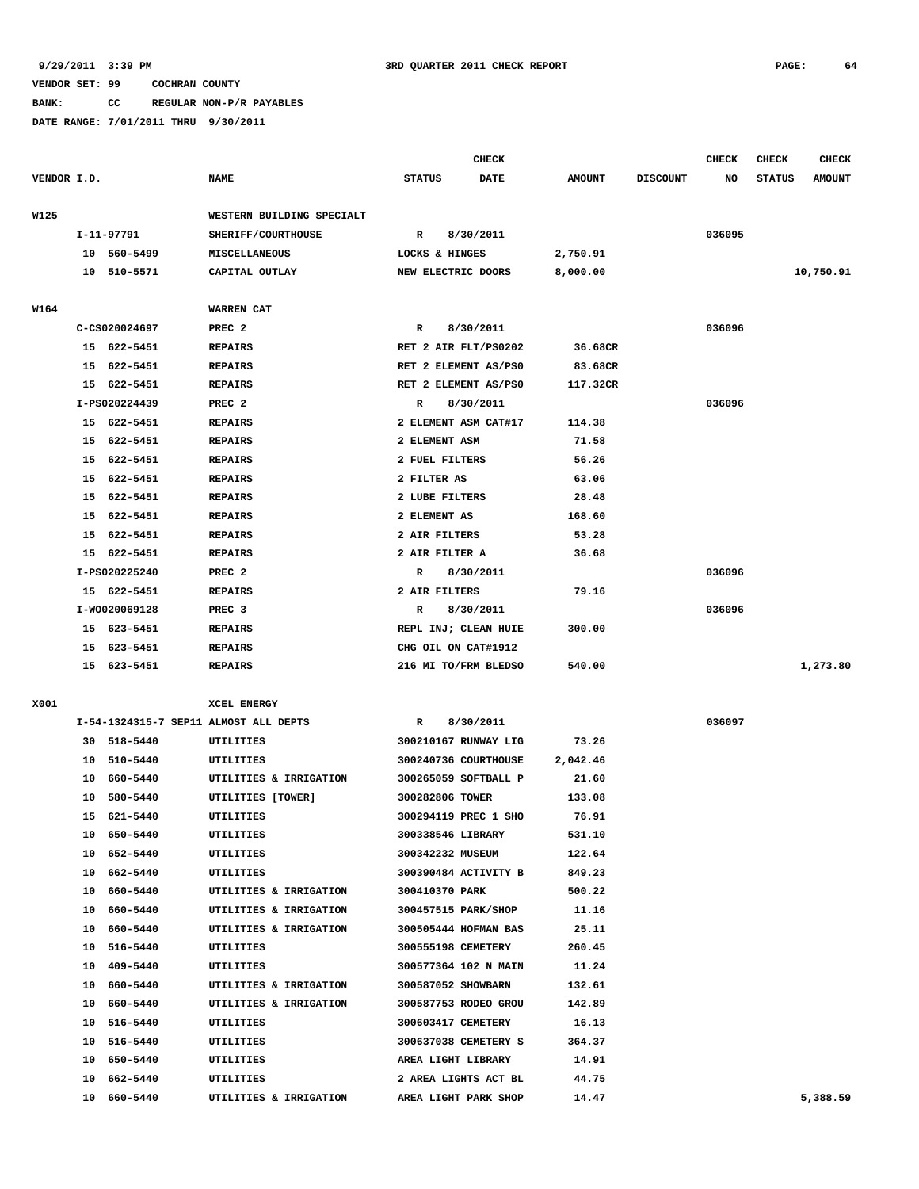VENDOR SET: 99 COCHRAN COUNTY

BANK: CC REGULAR NON-P/R PAYABLES

DATE RANGE: 7/01/2011 THRU 9/30/2011

| VENDOR I.D. | NAME | STATUS | CHECK DATE | AMOUNT | DISCOUNT | CHECK NO | CHECK STATUS | CHECK AMOUNT |
|---|---|---|---|---|---|---|---|---|
| W125 | WESTERN BUILDING SPECIALT | | | | | | | |
| I-11-97791 | SHERIFF/COURTHOUSE | R | 8/30/2011 | | | 036095 | | |
| 10 560-5499 | MISCELLANEOUS | LOCKS & HINGES | | 2,750.91 | | | | |
| 10 510-5571 | CAPITAL OUTLAY | NEW ELECTRIC DOORS | | 8,000.00 | | | | 10,750.91 |
| W164 | WARREN CAT | | | | | | | |
| C-CS020024697 | PREC 2 | R | 8/30/2011 | | | 036096 | | |
| 15 622-5451 | REPAIRS | RET 2 AIR FLT/PS0202 | | 36.68CR | | | | |
| 15 622-5451 | REPAIRS | RET 2 ELEMENT AS/PS0 | | 83.68CR | | | | |
| 15 622-5451 | REPAIRS | RET 2 ELEMENT AS/PS0 | | 117.32CR | | | | |
| I-PS020224439 | PREC 2 | R | 8/30/2011 | | | 036096 | | |
| 15 622-5451 | REPAIRS | 2 ELEMENT ASM CAT#17 | | 114.38 | | | | |
| 15 622-5451 | REPAIRS | 2 ELEMENT ASM | | 71.58 | | | | |
| 15 622-5451 | REPAIRS | 2 FUEL FILTERS | | 56.26 | | | | |
| 15 622-5451 | REPAIRS | 2 FILTER AS | | 63.06 | | | | |
| 15 622-5451 | REPAIRS | 2 LUBE FILTERS | | 28.48 | | | | |
| 15 622-5451 | REPAIRS | 2 ELEMENT AS | | 168.60 | | | | |
| 15 622-5451 | REPAIRS | 2 AIR FILTERS | | 53.28 | | | | |
| 15 622-5451 | REPAIRS | 2 AIR FILTER A | | 36.68 | | | | |
| I-PS020225240 | PREC 2 | R | 8/30/2011 | | | 036096 | | |
| 15 622-5451 | REPAIRS | 2 AIR FILTERS | | 79.16 | | | | |
| I-WO020069128 | PREC 3 | R | 8/30/2011 | | | 036096 | | |
| 15 623-5451 | REPAIRS | REPL INJ; CLEAN HUIE | | 300.00 | | | | |
| 15 623-5451 | REPAIRS | CHG OIL ON CAT#1912 | | | | | | |
| 15 623-5451 | REPAIRS | 216 MI TO/FRM BLEDSO | | 540.00 | | | | 1,273.80 |
| X001 | XCEL ENERGY | | | | | | | |
| I-54-1324315-7 SEP11 | ALMOST ALL DEPTS | R | 8/30/2011 | | | 036097 | | |
| 30 518-5440 | UTILITIES | 300210167 RUNWAY LIG | | 73.26 | | | | |
| 10 510-5440 | UTILITIES | 300240736 COURTHOUSE | | 2,042.46 | | | | |
| 10 660-5440 | UTILITIES & IRRIGATION | 300265059 SOFTBALL P | | 21.60 | | | | |
| 10 580-5440 | UTILITIES [TOWER] | 300282806 TOWER | | 133.08 | | | | |
| 15 621-5440 | UTILITIES | 300294119 PREC 1 SHO | | 76.91 | | | | |
| 10 650-5440 | UTILITIES | 300338546 LIBRARY | | 531.10 | | | | |
| 10 652-5440 | UTILITIES | 300342232 MUSEUM | | 122.64 | | | | |
| 10 662-5440 | UTILITIES | 300390484 ACTIVITY B | | 849.23 | | | | |
| 10 660-5440 | UTILITIES & IRRIGATION | 300410370 PARK | | 500.22 | | | | |
| 10 660-5440 | UTILITIES & IRRIGATION | 300457515 PARK/SHOP | | 11.16 | | | | |
| 10 660-5440 | UTILITIES & IRRIGATION | 300505444 HOFMAN BAS | | 25.11 | | | | |
| 10 516-5440 | UTILITIES | 300555198 CEMETERY | | 260.45 | | | | |
| 10 409-5440 | UTILITIES | 300577364 102 N MAIN | | 11.24 | | | | |
| 10 660-5440 | UTILITIES & IRRIGATION | 300587052 SHOWBARN | | 132.61 | | | | |
| 10 660-5440 | UTILITIES & IRRIGATION | 300587753 RODEO GROU | | 142.89 | | | | |
| 10 516-5440 | UTILITIES | 300603417 CEMETERY | | 16.13 | | | | |
| 10 516-5440 | UTILITIES | 300637038 CEMETERY S | | 364.37 | | | | |
| 10 650-5440 | UTILITIES | AREA LIGHT LIBRARY | | 14.91 | | | | |
| 10 662-5440 | UTILITIES | 2 AREA LIGHTS ACT BL | | 44.75 | | | | |
| 10 660-5440 | UTILITIES & IRRIGATION | AREA LIGHT PARK SHOP | | 14.47 | | | | 5,388.59 |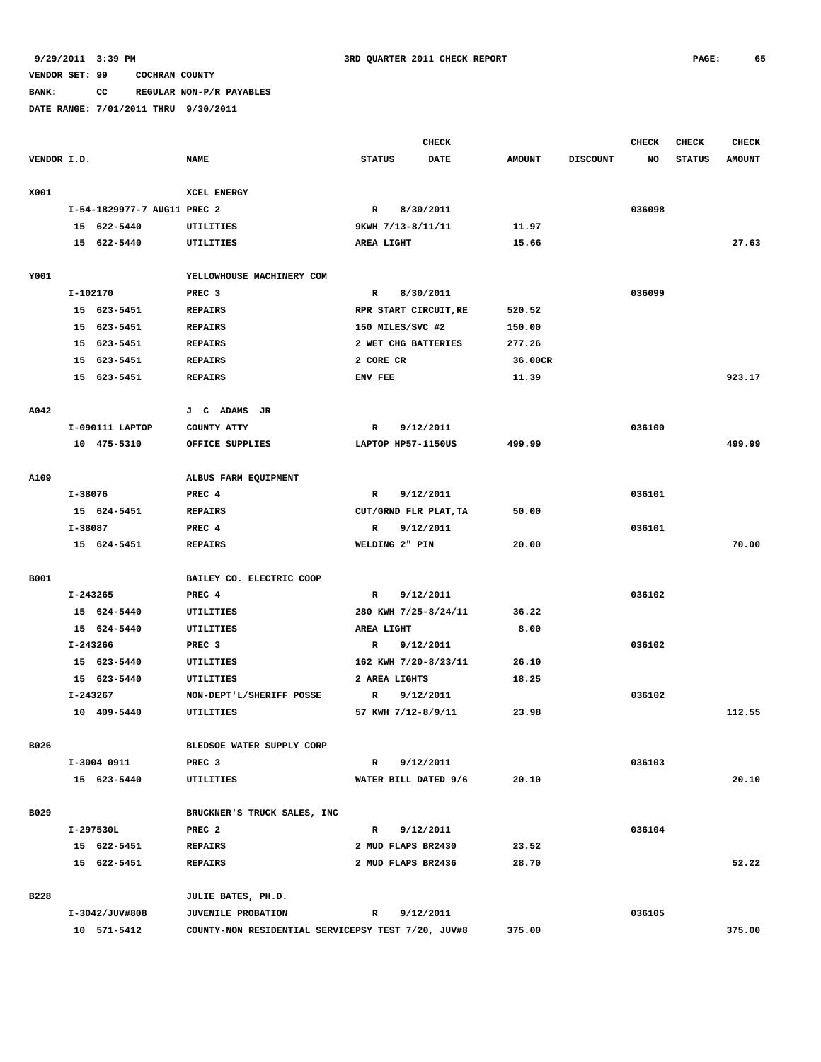9/29/2011 3:39 PM 3RD QUARTER 2011 CHECK REPORT

VENDOR SET: 99 COCHRAN COUNTY

BANK: CC REGULAR NON-P/R PAYABLES

DATE RANGE: 7/01/2011 THRU 9/30/2011

| VENDOR I.D. | NAME | STATUS | CHECK DATE | AMOUNT | DISCOUNT | CHECK NO | CHECK STATUS | CHECK AMOUNT |
|---|---|---|---|---|---|---|---|---|
| X001 | XCEL ENERGY | | | | | | | |
| I-54-1829977-7 AUG11 | PREC 2 | R | 8/30/2011 | | | 036098 | | |
| 15 622-5440 | UTILITIES | 9KWH 7/13-8/11/11 | | 11.97 | | | | |
| 15 622-5440 | UTILITIES | AREA LIGHT | | 15.66 | | | | 27.63 |
| Y001 | YELLOWHOUSE MACHINERY COM | | | | | | | |
| I-102170 | PREC 3 | R | 8/30/2011 | | | 036099 | | |
| 15 623-5451 | REPAIRS | RPR START CIRCUIT,RE | | 520.52 | | | | |
| 15 623-5451 | REPAIRS | 150 MILES/SVC #2 | | 150.00 | | | | |
| 15 623-5451 | REPAIRS | 2 WET CHG BATTERIES | | 277.26 | | | | |
| 15 623-5451 | REPAIRS | 2 CORE CR | | 36.00CR | | | | |
| 15 623-5451 | REPAIRS | ENV FEE | | 11.39 | | | | 923.17 |
| A042 | J C ADAMS JR | | | | | | | |
| I-090111 LAPTOP | COUNTY ATTY | R | 9/12/2011 | | | 036100 | | |
| 10 475-5310 | OFFICE SUPPLIES | LAPTOP HP57-1150US | | 499.99 | | | | 499.99 |
| A109 | ALBUS FARM EQUIPMENT | | | | | | | |
| I-38076 | PREC 4 | R | 9/12/2011 | | | 036101 | | |
| 15 624-5451 | REPAIRS | CUT/GRND FLR PLAT,TA | | 50.00 | | | | |
| I-38087 | PREC 4 | R | 9/12/2011 | | | 036101 | | |
| 15 624-5451 | REPAIRS | WELDING 2" PIN | | 20.00 | | | | 70.00 |
| B001 | BAILEY CO. ELECTRIC COOP | | | | | | | |
| I-243265 | PREC 4 | R | 9/12/2011 | | | 036102 | | |
| 15 624-5440 | UTILITIES | 280 KWH 7/25-8/24/11 | | 36.22 | | | | |
| 15 624-5440 | UTILITIES | AREA LIGHT | | 8.00 | | | | |
| I-243266 | PREC 3 | R | 9/12/2011 | | | 036102 | | |
| 15 623-5440 | UTILITIES | 162 KWH 7/20-8/23/11 | | 26.10 | | | | |
| 15 623-5440 | UTILITIES | 2 AREA LIGHTS | | 18.25 | | | | |
| I-243267 | NON-DEPT'L/SHERIFF POSSE | R | 9/12/2011 | | | 036102 | | |
| 10 409-5440 | UTILITIES | 57 KWH 7/12-8/9/11 | | 23.98 | | | | 112.55 |
| B026 | BLEDSOE WATER SUPPLY CORP | | | | | | | |
| I-3004 0911 | PREC 3 | R | 9/12/2011 | | | 036103 | | |
| 15 623-5440 | UTILITIES | WATER BILL DATED 9/6 | | 20.10 | | | | 20.10 |
| B029 | BRUCKNER'S TRUCK SALES, INC | | | | | | | |
| I-297530L | PREC 2 | R | 9/12/2011 | | | 036104 | | |
| 15 622-5451 | REPAIRS | 2 MUD FLAPS BR2430 | | 23.52 | | | | |
| 15 622-5451 | REPAIRS | 2 MUD FLAPS BR2436 | | 28.70 | | | | 52.22 |
| B228 | JULIE BATES, PH.D. | | | | | | | |
| I-3042/JUV#808 | JUVENILE PROBATION | R | 9/12/2011 | | | 036105 | | |
| 10 571-5412 | COUNTY-NON RESIDENTIAL SERVICE | PSY TEST 7/20, JUV#8 | | 375.00 | | | | 375.00 |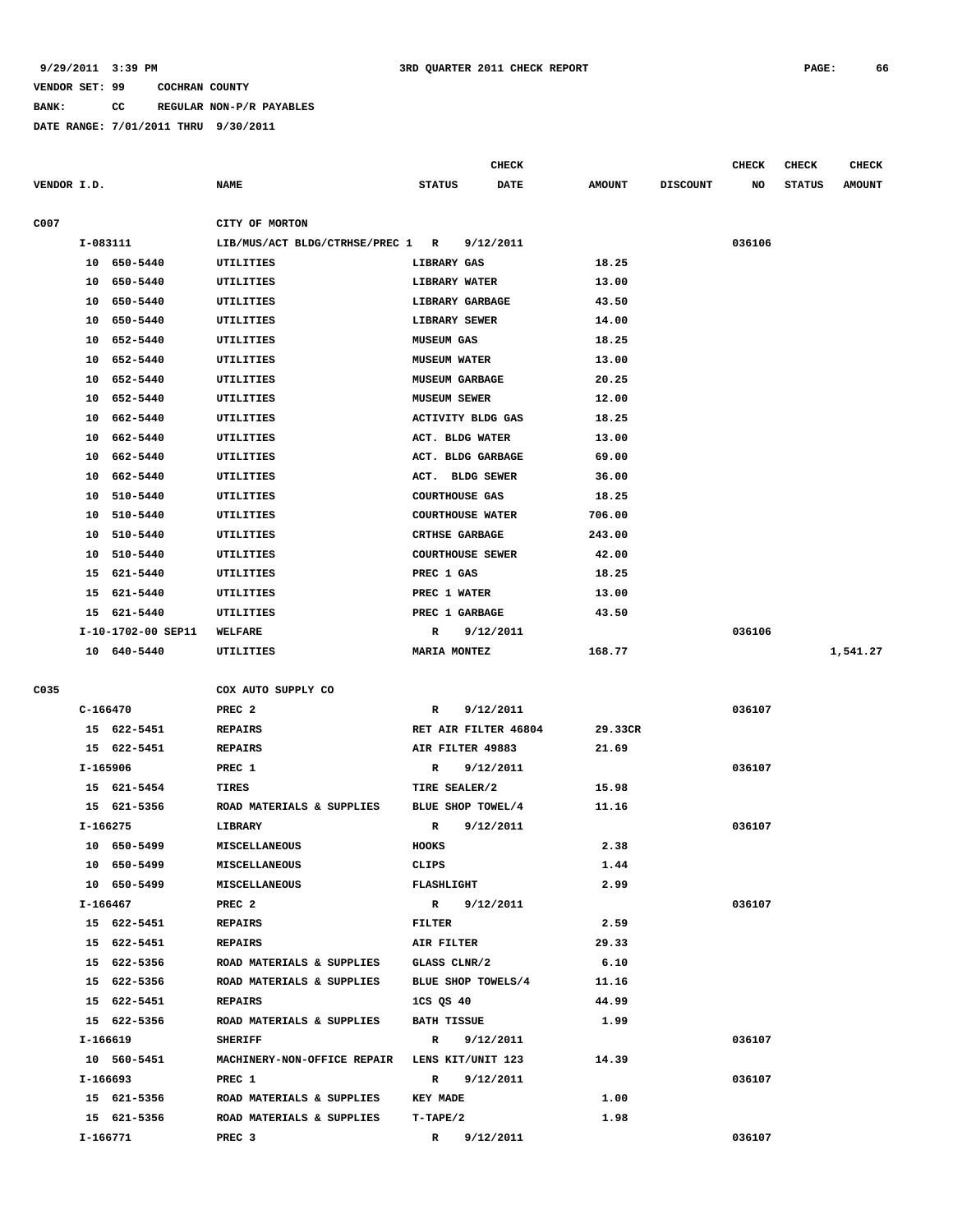**9/29/2011 3:39 PM** **3RD QUARTER 2011 CHECK REPORT**

**VENDOR SET: 99 COCHRAN COUNTY**

**BANK: CC REGULAR NON-P/R PAYABLES**

**DATE RANGE: 7/01/2011 THRU 9/30/2011**

| VENDOR I.D. | NAME | STATUS | CHECK DATE | AMOUNT | DISCOUNT | CHECK NO | CHECK STATUS | CHECK AMOUNT |
|---|---|---|---|---|---|---|---|---|
| C007 | CITY OF MORTON | | | | | | | |
| I-083111 | LIB/MUS/ACT BLDG/CTRHSE/PREC 1 | R | 9/12/2011 | | | 036106 | | |
| 10 650-5440 | UTILITIES | LIBRARY GAS | | 18.25 | | | | |
| 10 650-5440 | UTILITIES | LIBRARY WATER | | 13.00 | | | | |
| 10 650-5440 | UTILITIES | LIBRARY GARBAGE | | 43.50 | | | | |
| 10 650-5440 | UTILITIES | LIBRARY SEWER | | 14.00 | | | | |
| 10 652-5440 | UTILITIES | MUSEUM GAS | | 18.25 | | | | |
| 10 652-5440 | UTILITIES | MUSEUM WATER | | 13.00 | | | | |
| 10 652-5440 | UTILITIES | MUSEUM GARBAGE | | 20.25 | | | | |
| 10 652-5440 | UTILITIES | MUSEUM SEWER | | 12.00 | | | | |
| 10 662-5440 | UTILITIES | ACTIVITY BLDG GAS | | 18.25 | | | | |
| 10 662-5440 | UTILITIES | ACT. BLDG WATER | | 13.00 | | | | |
| 10 662-5440 | UTILITIES | ACT. BLDG GARBAGE | | 69.00 | | | | |
| 10 662-5440 | UTILITIES | ACT. BLDG SEWER | | 36.00 | | | | |
| 10 510-5440 | UTILITIES | COURTHOUSE GAS | | 18.25 | | | | |
| 10 510-5440 | UTILITIES | COURTHOUSE WATER | | 706.00 | | | | |
| 10 510-5440 | UTILITIES | CRTHSE GARBAGE | | 243.00 | | | | |
| 10 510-5440 | UTILITIES | COURTHOUSE SEWER | | 42.00 | | | | |
| 15 621-5440 | UTILITIES | PREC 1 GAS | | 18.25 | | | | |
| 15 621-5440 | UTILITIES | PREC 1 WATER | | 13.00 | | | | |
| 15 621-5440 | UTILITIES | PREC 1 GARBAGE | | 43.50 | | | | |
| I-10-1702-00 SEP11 | WELFARE | R | 9/12/2011 | | | 036106 | | |
| 10 640-5440 | UTILITIES | MARIA MONTEZ | | 168.77 | | | | 1,541.27 |
| C035 | COX AUTO SUPPLY CO | | | | | | | |
| C-166470 | PREC 2 | R | 9/12/2011 | | | 036107 | | |
| 15 622-5451 | REPAIRS | RET AIR FILTER 46804 | | 29.33CR | | | | |
| 15 622-5451 | REPAIRS | AIR FILTER 49883 | | 21.69 | | | | |
| I-165906 | PREC 1 | R | 9/12/2011 | | | 036107 | | |
| 15 621-5454 | TIRES | TIRE SEALER/2 | | 15.98 | | | | |
| 15 621-5356 | ROAD MATERIALS & SUPPLIES | BLUE SHOP TOWEL/4 | | 11.16 | | | | |
| I-166275 | LIBRARY | R | 9/12/2011 | | | 036107 | | |
| 10 650-5499 | MISCELLANEOUS | HOOKS | | 2.38 | | | | |
| 10 650-5499 | MISCELLANEOUS | CLIPS | | 1.44 | | | | |
| 10 650-5499 | MISCELLANEOUS | FLASHLIGHT | | 2.99 | | | | |
| I-166467 | PREC 2 | R | 9/12/2011 | | | 036107 | | |
| 15 622-5451 | REPAIRS | FILTER | | 2.59 | | | | |
| 15 622-5451 | REPAIRS | AIR FILTER | | 29.33 | | | | |
| 15 622-5356 | ROAD MATERIALS & SUPPLIES | GLASS CLNR/2 | | 6.10 | | | | |
| 15 622-5356 | ROAD MATERIALS & SUPPLIES | BLUE SHOP TOWELS/4 | | 11.16 | | | | |
| 15 622-5451 | REPAIRS | 1CS QS 40 | | 44.99 | | | | |
| 15 622-5356 | ROAD MATERIALS & SUPPLIES | BATH TISSUE | | 1.99 | | | | |
| I-166619 | SHERIFF | R | 9/12/2011 | | | 036107 | | |
| 10 560-5451 | MACHINERY-NON-OFFICE REPAIR | LENS KIT/UNIT 123 | | 14.39 | | | | |
| I-166693 | PREC 1 | R | 9/12/2011 | | | 036107 | | |
| 15 621-5356 | ROAD MATERIALS & SUPPLIES | KEY MADE | | 1.00 | | | | |
| 15 621-5356 | ROAD MATERIALS & SUPPLIES | T-TAPE/2 | | 1.98 | | | | |
| I-166771 | PREC 3 | R | 9/12/2011 | | | 036107 | | |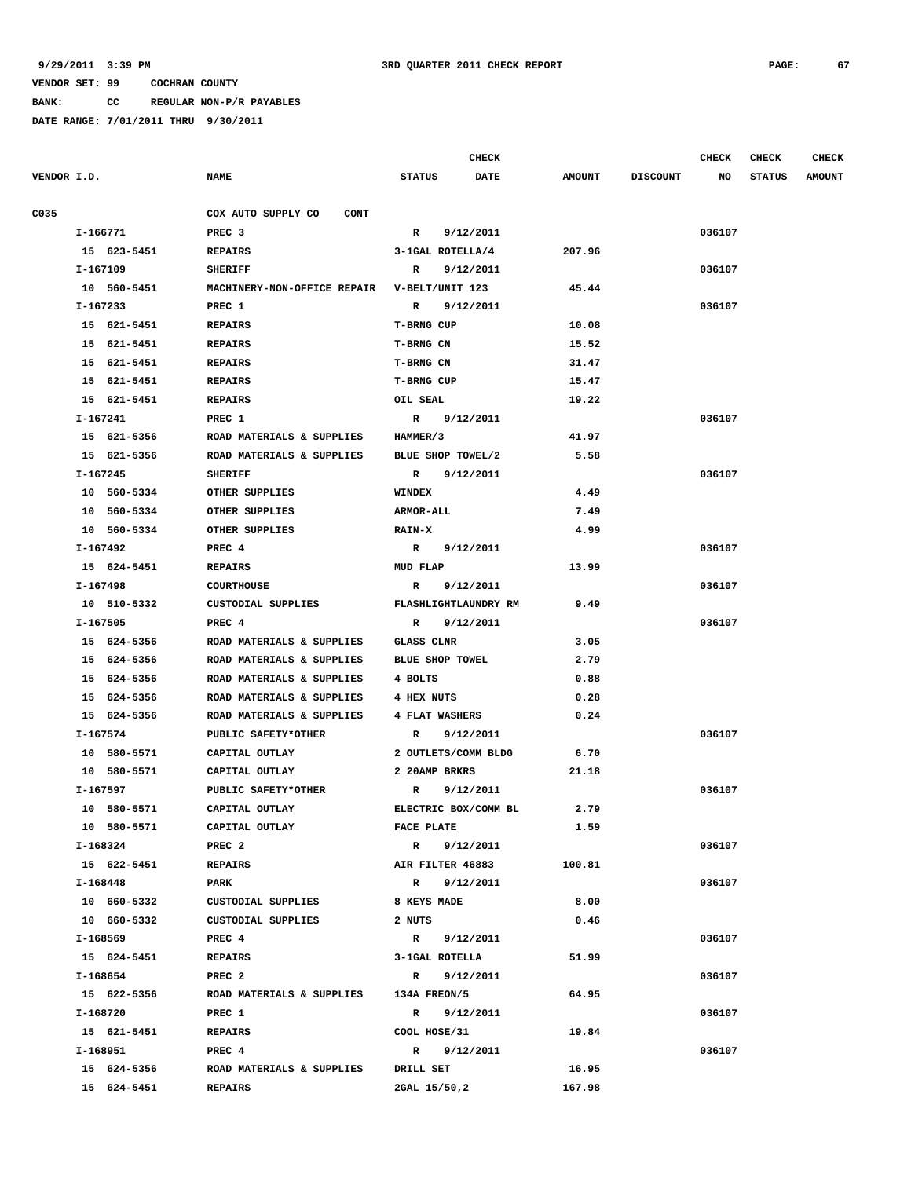9/29/2011 3:39 PM 3RD QUARTER 2011 CHECK REPORT

VENDOR SET: 99 COCHRAN COUNTY

BANK: CC REGULAR NON-P/R PAYABLES

DATE RANGE: 7/01/2011 THRU 9/30/2011

| VENDOR I.D. | NAME | STATUS | CHECK DATE | AMOUNT | DISCOUNT | CHECK NO | CHECK STATUS | CHECK AMOUNT |
|---|---|---|---|---|---|---|---|---|
| C035 | COX AUTO SUPPLY CO CONT | | | | | | | |
| I-166771 | PREC 3 | R | 9/12/2011 | | | 036107 | | |
| 15 623-5451 | REPAIRS | 3-1GAL ROTELLA/4 | | 207.96 | | | | |
| I-167109 | SHERIFF | R | 9/12/2011 | | | 036107 | | |
| 10 560-5451 | MACHINERY-NON-OFFICE REPAIR | V-BELT/UNIT 123 | | 45.44 | | | | |
| I-167233 | PREC 1 | R | 9/12/2011 | | | 036107 | | |
| 15 621-5451 | REPAIRS | T-BRNG CUP | | 10.08 | | | | |
| 15 621-5451 | REPAIRS | T-BRNG CN | | 15.52 | | | | |
| 15 621-5451 | REPAIRS | T-BRNG CN | | 31.47 | | | | |
| 15 621-5451 | REPAIRS | T-BRNG CUP | | 15.47 | | | | |
| 15 621-5451 | REPAIRS | OIL SEAL | | 19.22 | | | | |
| I-167241 | PREC 1 | R | 9/12/2011 | | | 036107 | | |
| 15 621-5356 | ROAD MATERIALS & SUPPLIES | HAMMER/3 | | 41.97 | | | | |
| 15 621-5356 | ROAD MATERIALS & SUPPLIES | BLUE SHOP TOWEL/2 | | 5.58 | | | | |
| I-167245 | SHERIFF | R | 9/12/2011 | | | 036107 | | |
| 10 560-5334 | OTHER SUPPLIES | WINDEX | | 4.49 | | | | |
| 10 560-5334 | OTHER SUPPLIES | ARMOR-ALL | | 7.49 | | | | |
| 10 560-5334 | OTHER SUPPLIES | RAIN-X | | 4.99 | | | | |
| I-167492 | PREC 4 | R | 9/12/2011 | | | 036107 | | |
| 15 624-5451 | REPAIRS | MUD FLAP | | 13.99 | | | | |
| I-167498 | COURTHOUSE | R | 9/12/2011 | | | 036107 | | |
| 10 510-5332 | CUSTODIAL SUPPLIES | FLASHLIGHTLAUNDRY RM | | 9.49 | | | | |
| I-167505 | PREC 4 | R | 9/12/2011 | | | 036107 | | |
| 15 624-5356 | ROAD MATERIALS & SUPPLIES | GLASS CLNR | | 3.05 | | | | |
| 15 624-5356 | ROAD MATERIALS & SUPPLIES | BLUE SHOP TOWEL | | 2.79 | | | | |
| 15 624-5356 | ROAD MATERIALS & SUPPLIES | 4 BOLTS | | 0.88 | | | | |
| 15 624-5356 | ROAD MATERIALS & SUPPLIES | 4 HEX NUTS | | 0.28 | | | | |
| 15 624-5356 | ROAD MATERIALS & SUPPLIES | 4 FLAT WASHERS | | 0.24 | | | | |
| I-167574 | PUBLIC SAFETY*OTHER | R | 9/12/2011 | | | 036107 | | |
| 10 580-5571 | CAPITAL OUTLAY | 2 OUTLETS/COMM BLDG | | 6.70 | | | | |
| 10 580-5571 | CAPITAL OUTLAY | 2 20AMP BRKRS | | 21.18 | | | | |
| I-167597 | PUBLIC SAFETY*OTHER | R | 9/12/2011 | | | 036107 | | |
| 10 580-5571 | CAPITAL OUTLAY | ELECTRIC BOX/COMM BL | | 2.79 | | | | |
| 10 580-5571 | CAPITAL OUTLAY | FACE PLATE | | 1.59 | | | | |
| I-168324 | PREC 2 | R | 9/12/2011 | | | 036107 | | |
| 15 622-5451 | REPAIRS | AIR FILTER 46883 | | 100.81 | | | | |
| I-168448 | PARK | R | 9/12/2011 | | | 036107 | | |
| 10 660-5332 | CUSTODIAL SUPPLIES | 8 KEYS MADE | | 8.00 | | | | |
| 10 660-5332 | CUSTODIAL SUPPLIES | 2 NUTS | | 0.46 | | | | |
| I-168569 | PREC 4 | R | 9/12/2011 | | | 036107 | | |
| 15 624-5451 | REPAIRS | 3-1GAL ROTELLA | | 51.99 | | | | |
| I-168654 | PREC 2 | R | 9/12/2011 | | | 036107 | | |
| 15 622-5356 | ROAD MATERIALS & SUPPLIES | 134A FREON/5 | | 64.95 | | | | |
| I-168720 | PREC 1 | R | 9/12/2011 | | | 036107 | | |
| 15 621-5451 | REPAIRS | COOL HOSE/31 | | 19.84 | | | | |
| I-168951 | PREC 4 | R | 9/12/2011 | | | 036107 | | |
| 15 624-5356 | ROAD MATERIALS & SUPPLIES | DRILL SET | | 16.95 | | | | |
| 15 624-5451 | REPAIRS | 2GAL 15/50,2 | | 167.98 | | | | |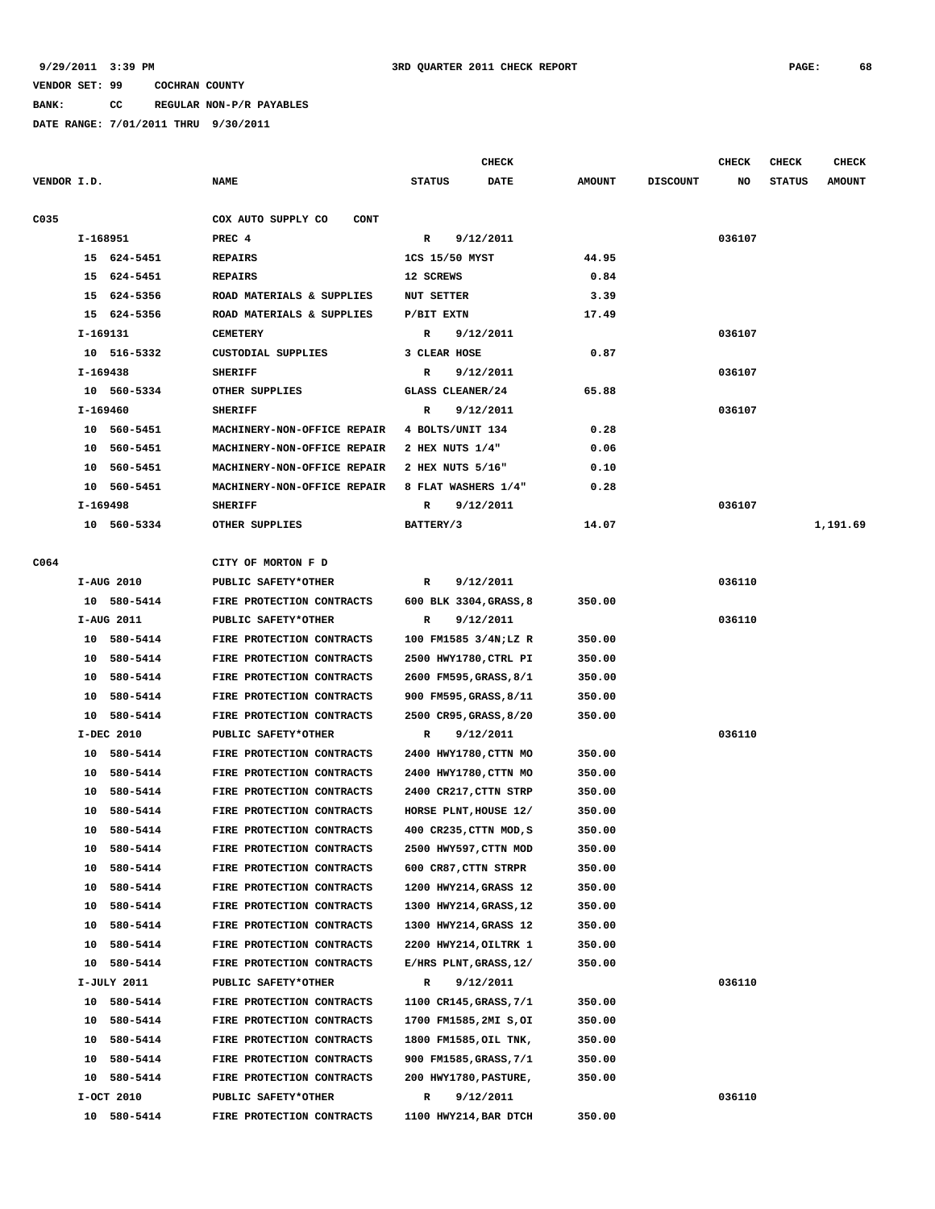9/29/2011 3:39 PM **3RD QUARTER 2011 CHECK REPORT**

VENDOR SET: 99 COCHRAN COUNTY

BANK: CC REGULAR NON-P/R PAYABLES

DATE RANGE: 7/01/2011 THRU 9/30/2011

| VENDOR I.D. | NAME | STATUS | CHECK DATE | AMOUNT | DISCOUNT | CHECK NO | CHECK STATUS | CHECK AMOUNT |
|---|---|---|---|---|---|---|---|---|
| C035 | COX AUTO SUPPLY CO CONT | | | | | | | |
| I-168951 | PREC 4 | R | 9/12/2011 | | | 036107 | | |
| 15 624-5451 | REPAIRS | 1CS 15/50 MYST | | 44.95 | | | | |
| 15 624-5451 | REPAIRS | 12 SCREWS | | 0.84 | | | | |
| 15 624-5356 | ROAD MATERIALS & SUPPLIES | NUT SETTER | | 3.39 | | | | |
| 15 624-5356 | ROAD MATERIALS & SUPPLIES | P/BIT EXTN | | 17.49 | | | | |
| I-169131 | CEMETERY | R | 9/12/2011 | | | 036107 | | |
| 10 516-5332 | CUSTODIAL SUPPLIES | 3 CLEAR HOSE | | 0.87 | | | | |
| I-169438 | SHERIFF | R | 9/12/2011 | | | 036107 | | |
| 10 560-5334 | OTHER SUPPLIES | GLASS CLEANER/24 | | 65.88 | | | | |
| I-169460 | SHERIFF | R | 9/12/2011 | | | 036107 | | |
| 10 560-5451 | MACHINERY-NON-OFFICE REPAIR | 4 BOLTS/UNIT 134 | | 0.28 | | | | |
| 10 560-5451 | MACHINERY-NON-OFFICE REPAIR | 2 HEX NUTS 1/4" | | 0.06 | | | | |
| 10 560-5451 | MACHINERY-NON-OFFICE REPAIR | 2 HEX NUTS 5/16" | | 0.10 | | | | |
| 10 560-5451 | MACHINERY-NON-OFFICE REPAIR | 8 FLAT WASHERS 1/4" | | 0.28 | | | | |
| I-169498 | SHERIFF | R | 9/12/2011 | | | 036107 | | |
| 10 560-5334 | OTHER SUPPLIES | BATTERY/3 | | 14.07 | | | | 1,191.69 |
| C064 | CITY OF MORTON F D | | | | | | | |
| I-AUG 2010 | PUBLIC SAFETY*OTHER | R | 9/12/2011 | | | 036110 | | |
| 10 580-5414 | FIRE PROTECTION CONTRACTS | 600 BLK 3304,GRASS,8 | | 350.00 | | | | |
| I-AUG 2011 | PUBLIC SAFETY*OTHER | R | 9/12/2011 | | | 036110 | | |
| 10 580-5414 | FIRE PROTECTION CONTRACTS | 100 FM1585 3/4N;LZ R | | 350.00 | | | | |
| 10 580-5414 | FIRE PROTECTION CONTRACTS | 2500 HWY1780,CTRL PI | | 350.00 | | | | |
| 10 580-5414 | FIRE PROTECTION CONTRACTS | 2600 FM595,GRASS,8/1 | | 350.00 | | | | |
| 10 580-5414 | FIRE PROTECTION CONTRACTS | 900 FM595,GRASS,8/11 | | 350.00 | | | | |
| 10 580-5414 | FIRE PROTECTION CONTRACTS | 2500 CR95,GRASS,8/20 | | 350.00 | | | | |
| I-DEC 2010 | PUBLIC SAFETY*OTHER | R | 9/12/2011 | | | 036110 | | |
| 10 580-5414 | FIRE PROTECTION CONTRACTS | 2400 HWY1780,CTTN MO | | 350.00 | | | | |
| 10 580-5414 | FIRE PROTECTION CONTRACTS | 2400 HWY1780,CTTN MO | | 350.00 | | | | |
| 10 580-5414 | FIRE PROTECTION CONTRACTS | 2400 CR217,CTTN STRP | | 350.00 | | | | |
| 10 580-5414 | FIRE PROTECTION CONTRACTS | HORSE PLNT,HOUSE 12/ | | 350.00 | | | | |
| 10 580-5414 | FIRE PROTECTION CONTRACTS | 400 CR235,CTTN MOD,S | | 350.00 | | | | |
| 10 580-5414 | FIRE PROTECTION CONTRACTS | 2500 HWY597,CTTN MOD | | 350.00 | | | | |
| 10 580-5414 | FIRE PROTECTION CONTRACTS | 600 CR87,CTTN STRPR | | 350.00 | | | | |
| 10 580-5414 | FIRE PROTECTION CONTRACTS | 1200 HWY214,GRASS 12 | | 350.00 | | | | |
| 10 580-5414 | FIRE PROTECTION CONTRACTS | 1300 HWY214,GRASS,12 | | 350.00 | | | | |
| 10 580-5414 | FIRE PROTECTION CONTRACTS | 1300 HWY214,GRASS 12 | | 350.00 | | | | |
| 10 580-5414 | FIRE PROTECTION CONTRACTS | 2200 HWY214,OILTRK 1 | | 350.00 | | | | |
| 10 580-5414 | FIRE PROTECTION CONTRACTS | E/HRS PLNT,GRASS,12/ | | 350.00 | | | | |
| I-JULY 2011 | PUBLIC SAFETY*OTHER | R | 9/12/2011 | | | 036110 | | |
| 10 580-5414 | FIRE PROTECTION CONTRACTS | 1100 CR145,GRASS,7/1 | | 350.00 | | | | |
| 10 580-5414 | FIRE PROTECTION CONTRACTS | 1700 FM1585,2MI S,OI | | 350.00 | | | | |
| 10 580-5414 | FIRE PROTECTION CONTRACTS | 1800 FM1585,OIL TNK, | | 350.00 | | | | |
| 10 580-5414 | FIRE PROTECTION CONTRACTS | 900 FM1585,GRASS,7/1 | | 350.00 | | | | |
| 10 580-5414 | FIRE PROTECTION CONTRACTS | 200 HWY1780,PASTURE, | | 350.00 | | | | |
| I-OCT 2010 | PUBLIC SAFETY*OTHER | R | 9/12/2011 | | | 036110 | | |
| 10 580-5414 | FIRE PROTECTION CONTRACTS | 1100 HWY214,BAR DTCH | | 350.00 | | | | |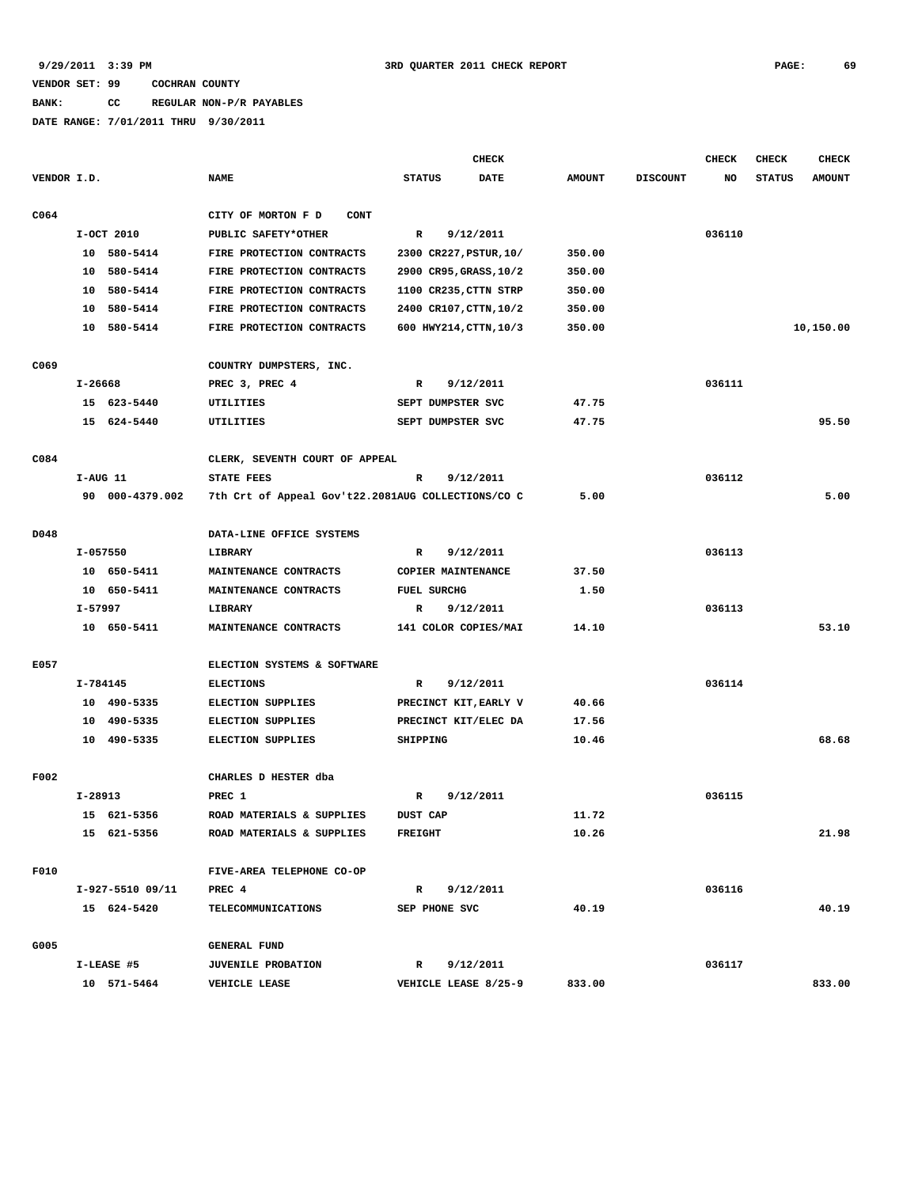9/29/2011 3:39 PM — 3RD QUARTER 2011 CHECK REPORT

VENDOR SET: 99 COCHRAN COUNTY

BANK: CC REGULAR NON-P/R PAYABLES

DATE RANGE: 7/01/2011 THRU 9/30/2011

| VENDOR I.D. | NAME | STATUS | CHECK DATE | AMOUNT | DISCOUNT | CHECK NO | CHECK STATUS | CHECK AMOUNT |
|---|---|---|---|---|---|---|---|---|
| C064 | CITY OF MORTON F D CONT | | | | | | | |
| I-OCT 2010 | PUBLIC SAFETY*OTHER | R | 9/12/2011 | | | 036110 | | |
| 10 580-5414 | FIRE PROTECTION CONTRACTS | 2300 CR227,PSTUR,10/ | | 350.00 | | | | |
| 10 580-5414 | FIRE PROTECTION CONTRACTS | 2900 CR95,GRASS,10/2 | | 350.00 | | | | |
| 10 580-5414 | FIRE PROTECTION CONTRACTS | 1100 CR235,CTTN STRP | | 350.00 | | | | |
| 10 580-5414 | FIRE PROTECTION CONTRACTS | 2400 CR107,CTTN,10/2 | | 350.00 | | | | |
| 10 580-5414 | FIRE PROTECTION CONTRACTS | 600 HWY214,CTTN,10/3 | | 350.00 | | | | 10,150.00 |
| C069 | COUNTRY DUMPSTERS, INC. | | | | | | | |
| I-26668 | PREC 3, PREC 4 | R | 9/12/2011 | | | 036111 | | |
| 15 623-5440 | UTILITIES | SEPT DUMPSTER SVC | | 47.75 | | | | |
| 15 624-5440 | UTILITIES | SEPT DUMPSTER SVC | | 47.75 | | | | 95.50 |
| C084 | CLERK, SEVENTH COURT OF APPEAL | | | | | | | |
| I-AUG 11 | STATE FEES | R | 9/12/2011 | | | 036112 | | |
| 90 000-4379.002 | 7th Crt of Appeal Gov't22.2081 | AUG COLLECTIONS/CO C | | 5.00 | | | | 5.00 |
| D048 | DATA-LINE OFFICE SYSTEMS | | | | | | | |
| I-057550 | LIBRARY | R | 9/12/2011 | | | 036113 | | |
| 10 650-5411 | MAINTENANCE CONTRACTS | COPIER MAINTENANCE | | 37.50 | | | | |
| 10 650-5411 | MAINTENANCE CONTRACTS | FUEL SURCHG | | 1.50 | | | | |
| I-57997 | LIBRARY | R | 9/12/2011 | | | 036113 | | |
| 10 650-5411 | MAINTENANCE CONTRACTS | 141 COLOR COPIES/MAI | | 14.10 | | | | 53.10 |
| E057 | ELECTION SYSTEMS & SOFTWARE | | | | | | | |
| I-784145 | ELECTIONS | R | 9/12/2011 | | | 036114 | | |
| 10 490-5335 | ELECTION SUPPLIES | PRECINCT KIT,EARLY V | | 40.66 | | | | |
| 10 490-5335 | ELECTION SUPPLIES | PRECINCT KIT/ELEC DA | | 17.56 | | | | |
| 10 490-5335 | ELECTION SUPPLIES | SHIPPING | | 10.46 | | | | 68.68 |
| F002 | CHARLES D HESTER dba | | | | | | | |
| I-28913 | PREC 1 | R | 9/12/2011 | | | 036115 | | |
| 15 621-5356 | ROAD MATERIALS & SUPPLIES | DUST CAP | | 11.72 | | | | |
| 15 621-5356 | ROAD MATERIALS & SUPPLIES | FREIGHT | | 10.26 | | | | 21.98 |
| F010 | FIVE-AREA TELEPHONE CO-OP | | | | | | | |
| I-927-5510 09/11 | PREC 4 | R | 9/12/2011 | | | 036116 | | |
| 15 624-5420 | TELECOMMUNICATIONS | SEP PHONE SVC | | 40.19 | | | | 40.19 |
| G005 | GENERAL FUND | | | | | | | |
| I-LEASE #5 | JUVENILE PROBATION | R | 9/12/2011 | | | 036117 | | |
| 10 571-5464 | VEHICLE LEASE | VEHICLE LEASE 8/25-9 | | 833.00 | | | | 833.00 |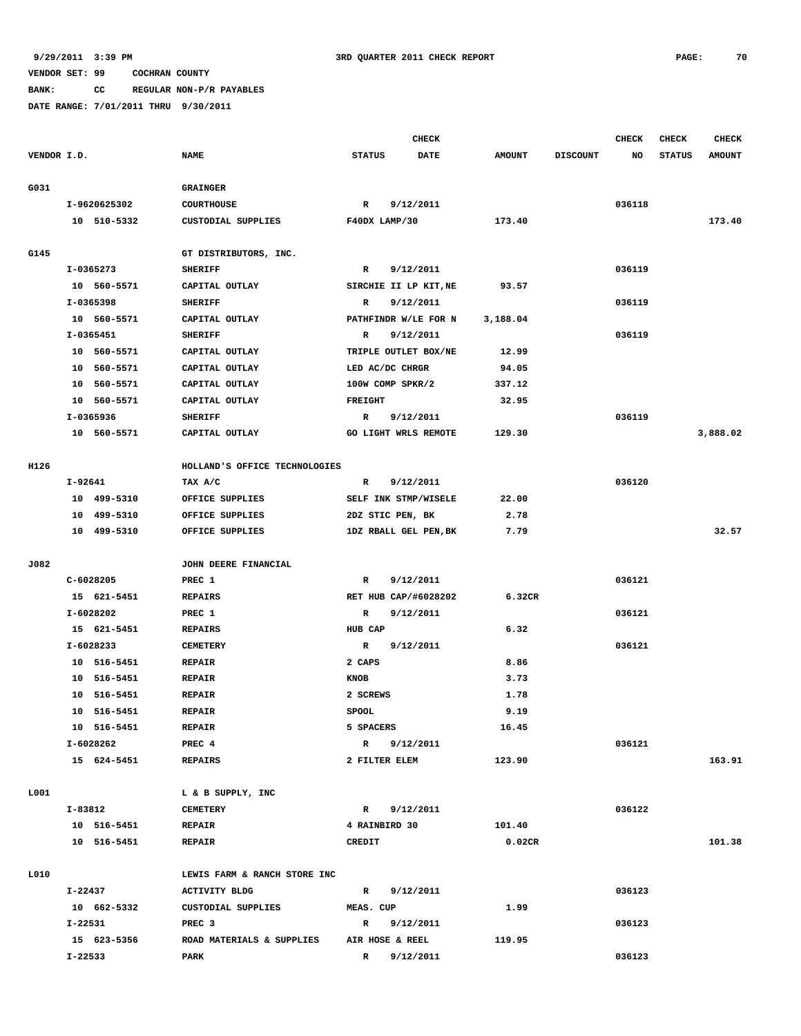9/29/2011 3:39 PM 3RD QUARTER 2011 CHECK REPORT

VENDOR SET: 99 COCHRAN COUNTY

BANK: CC REGULAR NON-P/R PAYABLES

DATE RANGE: 7/01/2011 THRU 9/30/2011

| VENDOR I.D. | NAME | STATUS | CHECK DATE | AMOUNT | DISCOUNT | CHECK NO | CHECK STATUS | CHECK AMOUNT |
|---|---|---|---|---|---|---|---|---|
| G031 | GRAINGER | | | | | | | |
| I-9620625302 | COURTHOUSE | R | 9/12/2011 | | | 036118 | | |
| 10 510-5332 | CUSTODIAL SUPPLIES | F40DX LAMP/30 | | 173.40 | | | | 173.40 |
| G145 | GT DISTRIBUTORS, INC. | | | | | | | |
| I-0365273 | SHERIFF | R | 9/12/2011 | | | 036119 | | |
| 10 560-5571 | CAPITAL OUTLAY | SIRCHIE II LP KIT,NE | | 93.57 | | | | |
| I-0365398 | SHERIFF | R | 9/12/2011 | | | 036119 | | |
| 10 560-5571 | CAPITAL OUTLAY | PATHFINDR W/LE FOR N | | 3,188.04 | | | | |
| I-0365451 | SHERIFF | R | 9/12/2011 | | | 036119 | | |
| 10 560-5571 | CAPITAL OUTLAY | TRIPLE OUTLET BOX/NE | | 12.99 | | | | |
| 10 560-5571 | CAPITAL OUTLAY | LED AC/DC CHRGR | | 94.05 | | | | |
| 10 560-5571 | CAPITAL OUTLAY | 100W COMP SPKR/2 | | 337.12 | | | | |
| 10 560-5571 | CAPITAL OUTLAY | FREIGHT | | 32.95 | | | | |
| I-0365936 | SHERIFF | R | 9/12/2011 | | | 036119 | | |
| 10 560-5571 | CAPITAL OUTLAY | GO LIGHT WRLS REMOTE | | 129.30 | | | | 3,888.02 |
| H126 | HOLLAND'S OFFICE TECHNOLOGIES | | | | | | | |
| I-92641 | TAX A/C | R | 9/12/2011 | | | 036120 | | |
| 10 499-5310 | OFFICE SUPPLIES | SELF INK STMP/WISELE | | 22.00 | | | | |
| 10 499-5310 | OFFICE SUPPLIES | 2DZ STIC PEN, BK | | 2.78 | | | | |
| 10 499-5310 | OFFICE SUPPLIES | 1DZ RBALL GEL PEN,BK | | 7.79 | | | | 32.57 |
| J082 | JOHN DEERE FINANCIAL | | | | | | | |
| C-6028205 | PREC 1 | R | 9/12/2011 | | | 036121 | | |
| 15 621-5451 | REPAIRS | RET HUB CAP/#6028202 | | 6.32CR | | | | |
| I-6028202 | PREC 1 | R | 9/12/2011 | | | 036121 | | |
| 15 621-5451 | REPAIRS | HUB CAP | | 6.32 | | | | |
| I-6028233 | CEMETERY | R | 9/12/2011 | | | 036121 | | |
| 10 516-5451 | REPAIR | 2 CAPS | | 8.86 | | | | |
| 10 516-5451 | REPAIR | KNOB | | 3.73 | | | | |
| 10 516-5451 | REPAIR | 2 SCREWS | | 1.78 | | | | |
| 10 516-5451 | REPAIR | SPOOL | | 9.19 | | | | |
| 10 516-5451 | REPAIR | 5 SPACERS | | 16.45 | | | | |
| I-6028262 | PREC 4 | R | 9/12/2011 | | | 036121 | | |
| 15 624-5451 | REPAIRS | 2 FILTER ELEM | | 123.90 | | | | 163.91 |
| L001 | L & B SUPPLY, INC | | | | | | | |
| I-83812 | CEMETERY | R | 9/12/2011 | | | 036122 | | |
| 10 516-5451 | REPAIR | 4 RAINBIRD 30 | | 101.40 | | | | |
| 10 516-5451 | REPAIR | CREDIT | | 0.02CR | | | | 101.38 |
| L010 | LEWIS FARM & RANCH STORE INC | | | | | | | |
| I-22437 | ACTIVITY BLDG | R | 9/12/2011 | | | 036123 | | |
| 10 662-5332 | CUSTODIAL SUPPLIES | MEAS. CUP | | 1.99 | | | | |
| I-22531 | PREC 3 | R | 9/12/2011 | | | 036123 | | |
| 15 623-5356 | ROAD MATERIALS & SUPPLIES | AIR HOSE & REEL | | 119.95 | | | | |
| I-22533 | PARK | R | 9/12/2011 | | | 036123 | | |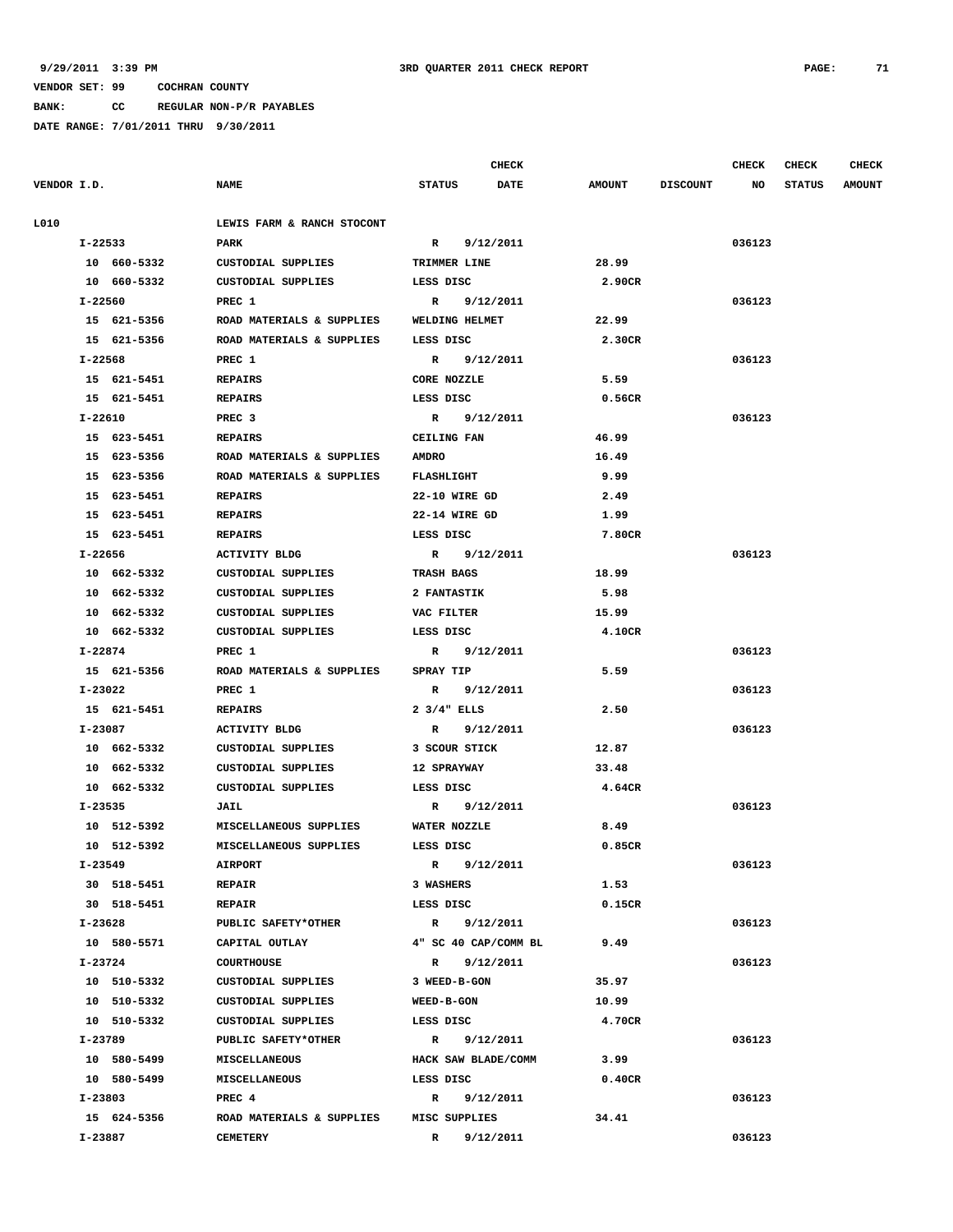9/29/2011 3:39 PM 3RD QUARTER 2011 CHECK REPORT

VENDOR SET: 99 COCHRAN COUNTY

BANK: CC REGULAR NON-P/R PAYABLES

DATE RANGE: 7/01/2011 THRU 9/30/2011

| VENDOR I.D. | NAME | STATUS | CHECK DATE | AMOUNT | DISCOUNT | CHECK NO | CHECK STATUS | CHECK AMOUNT |
|---|---|---|---|---|---|---|---|---|
| L010 | LEWIS FARM & RANCH STOCONT | | | | | | | |
| I-22533 | PARK | R | 9/12/2011 | | | 036123 | | |
| 10 660-5332 | CUSTODIAL SUPPLIES | TRIMMER LINE | | 28.99 | | | | |
| 10 660-5332 | CUSTODIAL SUPPLIES | LESS DISC | | 2.90CR | | | | |
| I-22560 | PREC 1 | R | 9/12/2011 | | | 036123 | | |
| 15 621-5356 | ROAD MATERIALS & SUPPLIES | WELDING HELMET | | 22.99 | | | | |
| 15 621-5356 | ROAD MATERIALS & SUPPLIES | LESS DISC | | 2.30CR | | | | |
| I-22568 | PREC 1 | R | 9/12/2011 | | | 036123 | | |
| 15 621-5451 | REPAIRS | CORE NOZZLE | | 5.59 | | | | |
| 15 621-5451 | REPAIRS | LESS DISC | | 0.56CR | | | | |
| I-22610 | PREC 3 | R | 9/12/2011 | | | 036123 | | |
| 15 623-5451 | REPAIRS | CEILING FAN | | 46.99 | | | | |
| 15 623-5356 | ROAD MATERIALS & SUPPLIES | AMDRO | | 16.49 | | | | |
| 15 623-5356 | ROAD MATERIALS & SUPPLIES | FLASHLIGHT | | 9.99 | | | | |
| 15 623-5451 | REPAIRS | 22-10 WIRE GD | | 2.49 | | | | |
| 15 623-5451 | REPAIRS | 22-14 WIRE GD | | 1.99 | | | | |
| 15 623-5451 | REPAIRS | LESS DISC | | 7.80CR | | | | |
| I-22656 | ACTIVITY BLDG | R | 9/12/2011 | | | 036123 | | |
| 10 662-5332 | CUSTODIAL SUPPLIES | TRASH BAGS | | 18.99 | | | | |
| 10 662-5332 | CUSTODIAL SUPPLIES | 2 FANTASTIK | | 5.98 | | | | |
| 10 662-5332 | CUSTODIAL SUPPLIES | VAC FILTER | | 15.99 | | | | |
| 10 662-5332 | CUSTODIAL SUPPLIES | LESS DISC | | 4.10CR | | | | |
| I-22874 | PREC 1 | R | 9/12/2011 | | | 036123 | | |
| 15 621-5356 | ROAD MATERIALS & SUPPLIES | SPRAY TIP | | 5.59 | | | | |
| I-23022 | PREC 1 | R | 9/12/2011 | | | 036123 | | |
| 15 621-5451 | REPAIRS | 2 3/4" ELLS | | 2.50 | | | | |
| I-23087 | ACTIVITY BLDG | R | 9/12/2011 | | | 036123 | | |
| 10 662-5332 | CUSTODIAL SUPPLIES | 3 SCOUR STICK | | 12.87 | | | | |
| 10 662-5332 | CUSTODIAL SUPPLIES | 12 SPRAYWAY | | 33.48 | | | | |
| 10 662-5332 | CUSTODIAL SUPPLIES | LESS DISC | | 4.64CR | | | | |
| I-23535 | JAIL | R | 9/12/2011 | | | 036123 | | |
| 10 512-5392 | MISCELLANEOUS SUPPLIES | WATER NOZZLE | | 8.49 | | | | |
| 10 512-5392 | MISCELLANEOUS SUPPLIES | LESS DISC | | 0.85CR | | | | |
| I-23549 | AIRPORT | R | 9/12/2011 | | | 036123 | | |
| 30 518-5451 | REPAIR | 3 WASHERS | | 1.53 | | | | |
| 30 518-5451 | REPAIR | LESS DISC | | 0.15CR | | | | |
| I-23628 | PUBLIC SAFETY*OTHER | R | 9/12/2011 | | | 036123 | | |
| 10 580-5571 | CAPITAL OUTLAY | 4" SC 40 CAP/COMM BL | | 9.49 | | | | |
| I-23724 | COURTHOUSE | R | 9/12/2011 | | | 036123 | | |
| 10 510-5332 | CUSTODIAL SUPPLIES | 3 WEED-B-GON | | 35.97 | | | | |
| 10 510-5332 | CUSTODIAL SUPPLIES | WEED-B-GON | | 10.99 | | | | |
| 10 510-5332 | CUSTODIAL SUPPLIES | LESS DISC | | 4.70CR | | | | |
| I-23789 | PUBLIC SAFETY*OTHER | R | 9/12/2011 | | | 036123 | | |
| 10 580-5499 | MISCELLANEOUS | HACK SAW BLADE/COMM | | 3.99 | | | | |
| 10 580-5499 | MISCELLANEOUS | LESS DISC | | 0.40CR | | | | |
| I-23803 | PREC 4 | R | 9/12/2011 | | | 036123 | | |
| 15 624-5356 | ROAD MATERIALS & SUPPLIES | MISC SUPPLIES | | 34.41 | | | | |
| I-23887 | CEMETERY | R | 9/12/2011 | | | 036123 | | |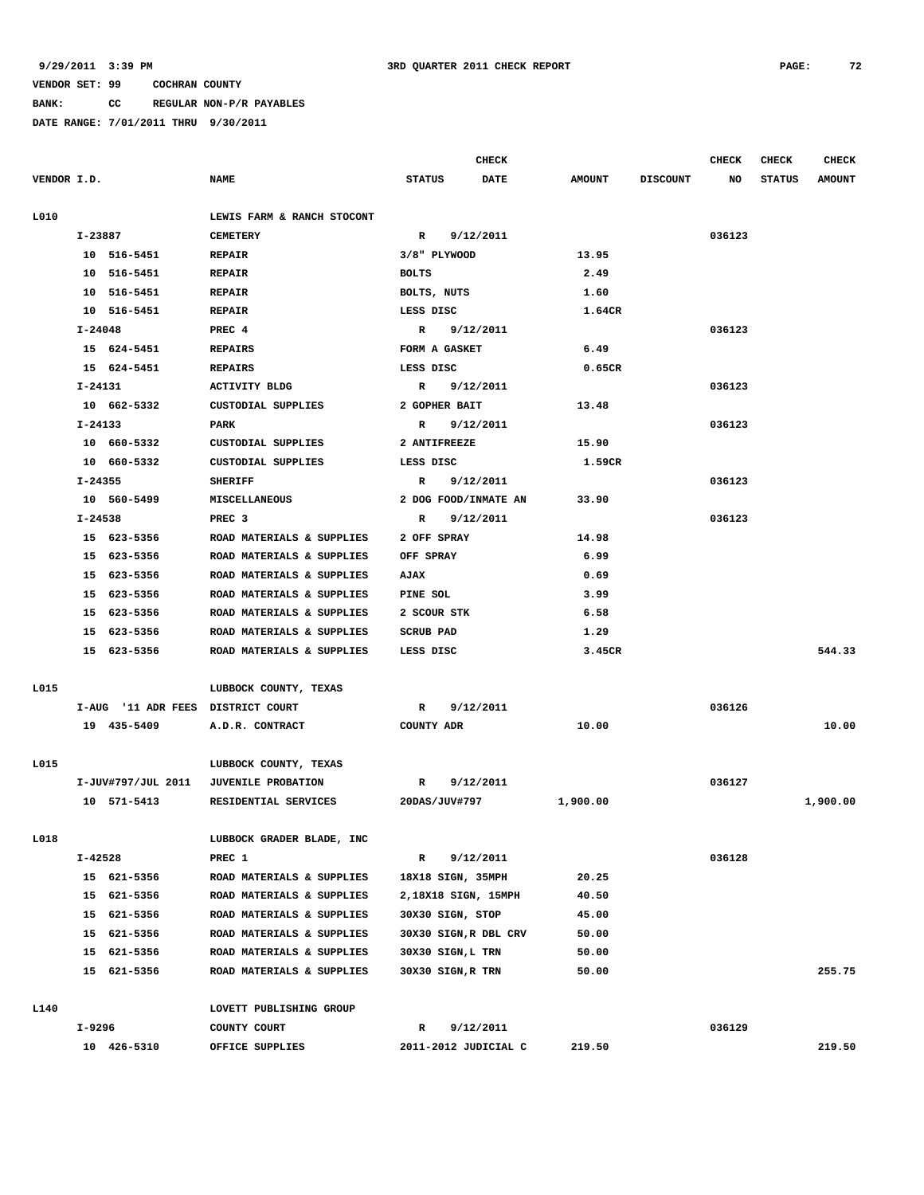9/29/2011 3:39 PM 3RD QUARTER 2011 CHECK REPORT

VENDOR SET: 99 COCHRAN COUNTY

BANK: CC REGULAR NON-P/R PAYABLES

DATE RANGE: 7/01/2011 THRU 9/30/2011

| VENDOR I.D. | NAME | STATUS | CHECK DATE | AMOUNT | DISCOUNT | CHECK NO | CHECK STATUS | CHECK AMOUNT |
|---|---|---|---|---|---|---|---|---|
| L010 | LEWIS FARM & RANCH STOCONT | | | | | | | |
| I-23887 | CEMETERY | R | 9/12/2011 | | | 036123 | | |
| 10 516-5451 | REPAIR | 3/8" PLYWOOD | | 13.95 | | | | |
| 10 516-5451 | REPAIR | BOLTS | | 2.49 | | | | |
| 10 516-5451 | REPAIR | BOLTS, NUTS | | 1.60 | | | | |
| 10 516-5451 | REPAIR | LESS DISC | | 1.64CR | | | | |
| I-24048 | PREC 4 | R | 9/12/2011 | | | 036123 | | |
| 15 624-5451 | REPAIRS | FORM A GASKET | | 6.49 | | | | |
| 15 624-5451 | REPAIRS | LESS DISC | | 0.65CR | | | | |
| I-24131 | ACTIVITY BLDG | R | 9/12/2011 | | | 036123 | | |
| 10 662-5332 | CUSTODIAL SUPPLIES | 2 GOPHER BAIT | | 13.48 | | | | |
| I-24133 | PARK | R | 9/12/2011 | | | 036123 | | |
| 10 660-5332 | CUSTODIAL SUPPLIES | 2 ANTIFREEZE | | 15.90 | | | | |
| 10 660-5332 | CUSTODIAL SUPPLIES | LESS DISC | | 1.59CR | | | | |
| I-24355 | SHERIFF | R | 9/12/2011 | | | 036123 | | |
| 10 560-5499 | MISCELLANEOUS | 2 DOG FOOD/INMATE AN | | 33.90 | | | | |
| I-24538 | PREC 3 | R | 9/12/2011 | | | 036123 | | |
| 15 623-5356 | ROAD MATERIALS & SUPPLIES | 2 OFF SPRAY | | 14.98 | | | | |
| 15 623-5356 | ROAD MATERIALS & SUPPLIES | OFF SPRAY | | 6.99 | | | | |
| 15 623-5356 | ROAD MATERIALS & SUPPLIES | AJAX | | 0.69 | | | | |
| 15 623-5356 | ROAD MATERIALS & SUPPLIES | PINE SOL | | 3.99 | | | | |
| 15 623-5356 | ROAD MATERIALS & SUPPLIES | 2 SCOUR STK | | 6.58 | | | | |
| 15 623-5356 | ROAD MATERIALS & SUPPLIES | SCRUB PAD | | 1.29 | | | | |
| 15 623-5356 | ROAD MATERIALS & SUPPLIES | LESS DISC | | 3.45CR | | | | 544.33 |
| L015 | LUBBOCK COUNTY, TEXAS | | | | | | | |
| I-AUG '11 ADR FEES | DISTRICT COURT | R | 9/12/2011 | | | 036126 | | |
| 19 435-5409 | A.D.R. CONTRACT | COUNTY ADR | | 10.00 | | | | 10.00 |
| L015 | LUBBOCK COUNTY, TEXAS | | | | | | | |
| I-JUV#797/JUL 2011 | JUVENILE PROBATION | R | 9/12/2011 | | | 036127 | | |
| 10 571-5413 | RESIDENTIAL SERVICES | 20DAS/JUV#797 | | 1,900.00 | | | | 1,900.00 |
| L018 | LUBBOCK GRADER BLADE, INC | | | | | | | |
| I-42528 | PREC 1 | R | 9/12/2011 | | | 036128 | | |
| 15 621-5356 | ROAD MATERIALS & SUPPLIES | 18X18 SIGN, 35MPH | | 20.25 | | | | |
| 15 621-5356 | ROAD MATERIALS & SUPPLIES | 2,18X18 SIGN, 15MPH | | 40.50 | | | | |
| 15 621-5356 | ROAD MATERIALS & SUPPLIES | 30X30 SIGN, STOP | | 45.00 | | | | |
| 15 621-5356 | ROAD MATERIALS & SUPPLIES | 30X30 SIGN,R DBL CRV | | 50.00 | | | | |
| 15 621-5356 | ROAD MATERIALS & SUPPLIES | 30X30 SIGN,L TRN | | 50.00 | | | | |
| 15 621-5356 | ROAD MATERIALS & SUPPLIES | 30X30 SIGN,R TRN | | 50.00 | | | | 255.75 |
| L140 | LOVETT PUBLISHING GROUP | | | | | | | |
| I-9296 | COUNTY COURT | R | 9/12/2011 | | | 036129 | | |
| 10 426-5310 | OFFICE SUPPLIES | 2011-2012 JUDICIAL C | | 219.50 | | | | 219.50 |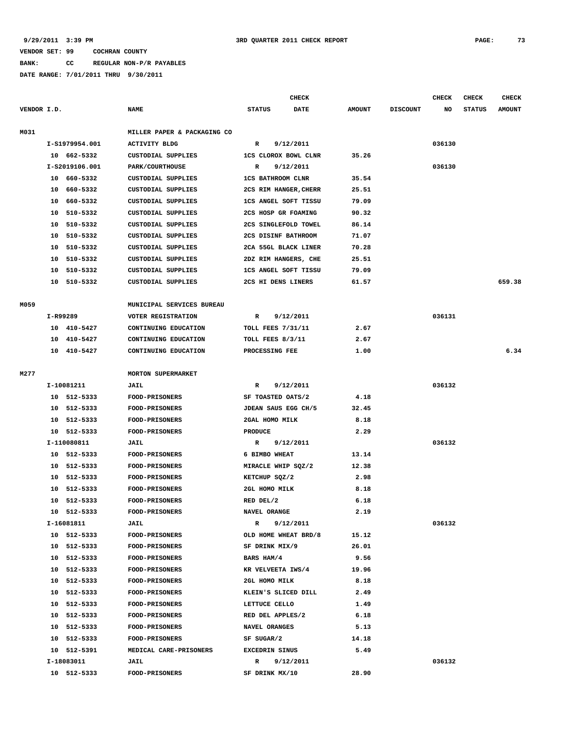9/29/2011 3:39 PM 3RD QUARTER 2011 CHECK REPORT

VENDOR SET: 99 COCHRAN COUNTY

BANK: CC REGULAR NON-P/R PAYABLES

DATE RANGE: 7/01/2011 THRU 9/30/2011

| VENDOR I.D. | NAME | STATUS | CHECK DATE | AMOUNT | DISCOUNT | CHECK NO | CHECK STATUS | CHECK AMOUNT |
|---|---|---|---|---|---|---|---|---|
| M031 | MILLER PAPER & PACKAGING CO | | | | | | | |
| I-S1979954.001 | ACTIVITY BLDG | R | 9/12/2011 | | | 036130 | | |
| 10 662-5332 | CUSTODIAL SUPPLIES | 1CS CLOROX BOWL CLNR | | 35.26 | | | | |
| I-S2019106.001 | PARK/COURTHOUSE | R | 9/12/2011 | | | 036130 | | |
| 10 660-5332 | CUSTODIAL SUPPLIES | 1CS BATHROOM CLNR | | 35.54 | | | | |
| 10 660-5332 | CUSTODIAL SUPPLIES | 2CS RIM HANGER,CHERR | | 25.51 | | | | |
| 10 660-5332 | CUSTODIAL SUPPLIES | 1CS ANGEL SOFT TISSU | | 79.09 | | | | |
| 10 510-5332 | CUSTODIAL SUPPLIES | 2CS HOSP GR FOAMING | | 90.32 | | | | |
| 10 510-5332 | CUSTODIAL SUPPLIES | 2CS SINGLEFOLD TOWEL | | 86.14 | | | | |
| 10 510-5332 | CUSTODIAL SUPPLIES | 2CS DISINF BATHROOM | | 71.07 | | | | |
| 10 510-5332 | CUSTODIAL SUPPLIES | 2CA 55GL BLACK LINER | | 70.28 | | | | |
| 10 510-5332 | CUSTODIAL SUPPLIES | 2DZ RIM HANGERS, CHE | | 25.51 | | | | |
| 10 510-5332 | CUSTODIAL SUPPLIES | 1CS ANGEL SOFT TISSU | | 79.09 | | | | |
| 10 510-5332 | CUSTODIAL SUPPLIES | 2CS HI DENS LINERS | | 61.57 | | | | 659.38 |
| M059 | MUNICIPAL SERVICES BUREAU | | | | | | | |
| I-R99289 | VOTER REGISTRATION | R | 9/12/2011 | | | 036131 | | |
| 10 410-5427 | CONTINUING EDUCATION | TOLL FEES 7/31/11 | | 2.67 | | | | |
| 10 410-5427 | CONTINUING EDUCATION | TOLL FEES 8/3/11 | | 2.67 | | | | |
| 10 410-5427 | CONTINUING EDUCATION | PROCESSING FEE | | 1.00 | | | | 6.34 |
| M277 | MORTON SUPERMARKET | | | | | | | |
| I-10081211 | JAIL | R | 9/12/2011 | | | 036132 | | |
| 10 512-5333 | FOOD-PRISONERS | SF TOASTED OATS/2 | | 4.18 | | | | |
| 10 512-5333 | FOOD-PRISONERS | JDEAN SAUS EGG CH/5 | | 32.45 | | | | |
| 10 512-5333 | FOOD-PRISONERS | 2GAL HOMO MILK | | 8.18 | | | | |
| 10 512-5333 | FOOD-PRISONERS | PRODUCE | | 2.29 | | | | |
| I-110080811 | JAIL | R | 9/12/2011 | | | 036132 | | |
| 10 512-5333 | FOOD-PRISONERS | 6 BIMBO WHEAT | | 13.14 | | | | |
| 10 512-5333 | FOOD-PRISONERS | MIRACLE WHIP SQZ/2 | | 12.38 | | | | |
| 10 512-5333 | FOOD-PRISONERS | KETCHUP SQZ/2 | | 2.98 | | | | |
| 10 512-5333 | FOOD-PRISONERS | 2GL HOMO MILK | | 8.18 | | | | |
| 10 512-5333 | FOOD-PRISONERS | RED DEL/2 | | 6.18 | | | | |
| 10 512-5333 | FOOD-PRISONERS | NAVEL ORANGE | | 2.19 | | | | |
| I-16081811 | JAIL | R | 9/12/2011 | | | 036132 | | |
| 10 512-5333 | FOOD-PRISONERS | OLD HOME WHEAT BRD/8 | | 15.12 | | | | |
| 10 512-5333 | FOOD-PRISONERS | SF DRINK MIX/9 | | 26.01 | | | | |
| 10 512-5333 | FOOD-PRISONERS | BARS HAM/4 | | 9.56 | | | | |
| 10 512-5333 | FOOD-PRISONERS | KR VELVEETA IWS/4 | | 19.96 | | | | |
| 10 512-5333 | FOOD-PRISONERS | 2GL HOMO MILK | | 8.18 | | | | |
| 10 512-5333 | FOOD-PRISONERS | KLEIN'S SLICED DILL | | 2.49 | | | | |
| 10 512-5333 | FOOD-PRISONERS | LETTUCE CELLO | | 1.49 | | | | |
| 10 512-5333 | FOOD-PRISONERS | RED DEL APPLES/2 | | 6.18 | | | | |
| 10 512-5333 | FOOD-PRISONERS | NAVEL ORANGES | | 5.13 | | | | |
| 10 512-5333 | FOOD-PRISONERS | SF SUGAR/2 | | 14.18 | | | | |
| 10 512-5391 | MEDICAL CARE-PRISONERS | EXCEDRIN SINUS | | 5.49 | | | | |
| I-18083011 | JAIL | R | 9/12/2011 | | | 036132 | | |
| 10 512-5333 | FOOD-PRISONERS | SF DRINK MX/10 | | 28.90 | | | | |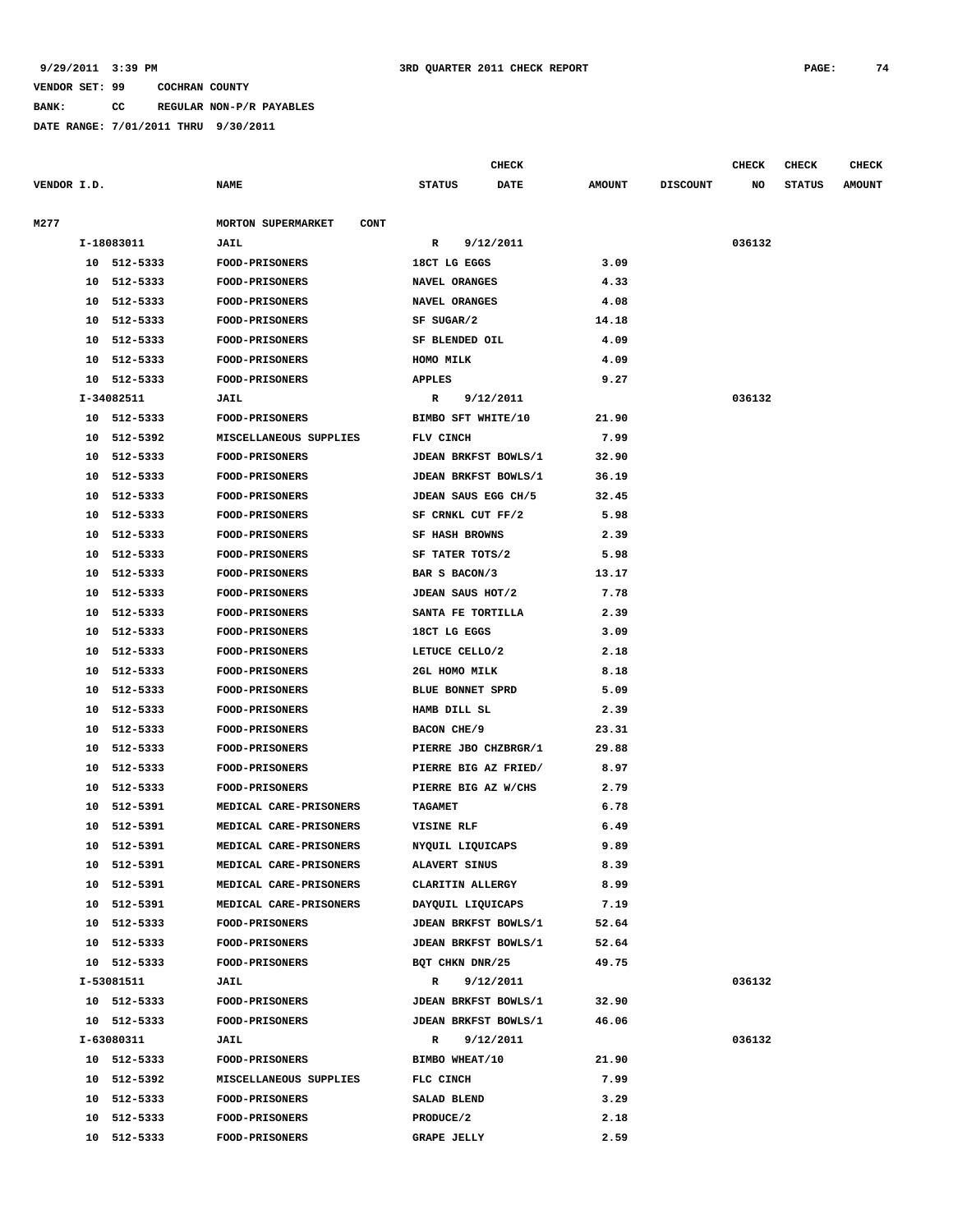9/29/2011 3:39 PM 3RD QUARTER 2011 CHECK REPORT

VENDOR SET: 99 COCHRAN COUNTY

BANK: CC REGULAR NON-P/R PAYABLES

DATE RANGE: 7/01/2011 THRU 9/30/2011

| VENDOR I.D. | NAME | STATUS | CHECK DATE | AMOUNT | DISCOUNT | CHECK NO | CHECK STATUS | CHECK AMOUNT |
|---|---|---|---|---|---|---|---|---|
| M277 | MORTON SUPERMARKET CONT | | | | | | | |
| I-18083011 | JAIL | R | 9/12/2011 | | | 036132 | | |
| 10 512-5333 | FOOD-PRISONERS | 18CT LG EGGS | | 3.09 | | | | |
| 10 512-5333 | FOOD-PRISONERS | NAVEL ORANGES | | 4.33 | | | | |
| 10 512-5333 | FOOD-PRISONERS | NAVEL ORANGES | | 4.08 | | | | |
| 10 512-5333 | FOOD-PRISONERS | SF SUGAR/2 | | 14.18 | | | | |
| 10 512-5333 | FOOD-PRISONERS | SF BLENDED OIL | | 4.09 | | | | |
| 10 512-5333 | FOOD-PRISONERS | HOMO MILK | | 4.09 | | | | |
| 10 512-5333 | FOOD-PRISONERS | APPLES | | 9.27 | | | | |
| I-34082511 | JAIL | R | 9/12/2011 | | | 036132 | | |
| 10 512-5333 | FOOD-PRISONERS | BIMBO SFT WHITE/10 | | 21.90 | | | | |
| 10 512-5392 | MISCELLANEOUS SUPPLIES | FLV CINCH | | 7.99 | | | | |
| 10 512-5333 | FOOD-PRISONERS | JDEAN BRKFST BOWLS/1 | | 32.90 | | | | |
| 10 512-5333 | FOOD-PRISONERS | JDEAN BRKFST BOWLS/1 | | 36.19 | | | | |
| 10 512-5333 | FOOD-PRISONERS | JDEAN SAUS EGG CH/5 | | 32.45 | | | | |
| 10 512-5333 | FOOD-PRISONERS | SF CRNKL CUT FF/2 | | 5.98 | | | | |
| 10 512-5333 | FOOD-PRISONERS | SF HASH BROWNS | | 2.39 | | | | |
| 10 512-5333 | FOOD-PRISONERS | SF TATER TOTS/2 | | 5.98 | | | | |
| 10 512-5333 | FOOD-PRISONERS | BAR S BACON/3 | | 13.17 | | | | |
| 10 512-5333 | FOOD-PRISONERS | JDEAN SAUS HOT/2 | | 7.78 | | | | |
| 10 512-5333 | FOOD-PRISONERS | SANTA FE TORTILLA | | 2.39 | | | | |
| 10 512-5333 | FOOD-PRISONERS | 18CT LG EGGS | | 3.09 | | | | |
| 10 512-5333 | FOOD-PRISONERS | LETUCE CELLO/2 | | 2.18 | | | | |
| 10 512-5333 | FOOD-PRISONERS | 2GL HOMO MILK | | 8.18 | | | | |
| 10 512-5333 | FOOD-PRISONERS | BLUE BONNET SPRD | | 5.09 | | | | |
| 10 512-5333 | FOOD-PRISONERS | HAMB DILL SL | | 2.39 | | | | |
| 10 512-5333 | FOOD-PRISONERS | BACON CHE/9 | | 23.31 | | | | |
| 10 512-5333 | FOOD-PRISONERS | PIERRE JBO CHZBRGR/1 | | 29.88 | | | | |
| 10 512-5333 | FOOD-PRISONERS | PIERRE BIG AZ FRIED/ | | 8.97 | | | | |
| 10 512-5333 | FOOD-PRISONERS | PIERRE BIG AZ W/CHS | | 2.79 | | | | |
| 10 512-5391 | MEDICAL CARE-PRISONERS | TAGAMET | | 6.78 | | | | |
| 10 512-5391 | MEDICAL CARE-PRISONERS | VISINE RLF | | 6.49 | | | | |
| 10 512-5391 | MEDICAL CARE-PRISONERS | NYQUIL LIQUICAPS | | 9.89 | | | | |
| 10 512-5391 | MEDICAL CARE-PRISONERS | ALAVERT SINUS | | 8.39 | | | | |
| 10 512-5391 | MEDICAL CARE-PRISONERS | CLARITIN ALLERGY | | 8.99 | | | | |
| 10 512-5391 | MEDICAL CARE-PRISONERS | DAYQUIL LIQUICAPS | | 7.19 | | | | |
| 10 512-5333 | FOOD-PRISONERS | JDEAN BRKFST BOWLS/1 | | 52.64 | | | | |
| 10 512-5333 | FOOD-PRISONERS | JDEAN BRKFST BOWLS/1 | | 52.64 | | | | |
| 10 512-5333 | FOOD-PRISONERS | BQT CHKN DNR/25 | | 49.75 | | | | |
| I-53081511 | JAIL | R | 9/12/2011 | | | 036132 | | |
| 10 512-5333 | FOOD-PRISONERS | JDEAN BRKFST BOWLS/1 | | 32.90 | | | | |
| 10 512-5333 | FOOD-PRISONERS | JDEAN BRKFST BOWLS/1 | | 46.06 | | | | |
| I-63080311 | JAIL | R | 9/12/2011 | | | 036132 | | |
| 10 512-5333 | FOOD-PRISONERS | BIMBO WHEAT/10 | | 21.90 | | | | |
| 10 512-5392 | MISCELLANEOUS SUPPLIES | FLC CINCH | | 7.99 | | | | |
| 10 512-5333 | FOOD-PRISONERS | SALAD BLEND | | 3.29 | | | | |
| 10 512-5333 | FOOD-PRISONERS | PRODUCE/2 | | 2.18 | | | | |
| 10 512-5333 | FOOD-PRISONERS | GRAPE JELLY | | 2.59 | | | | |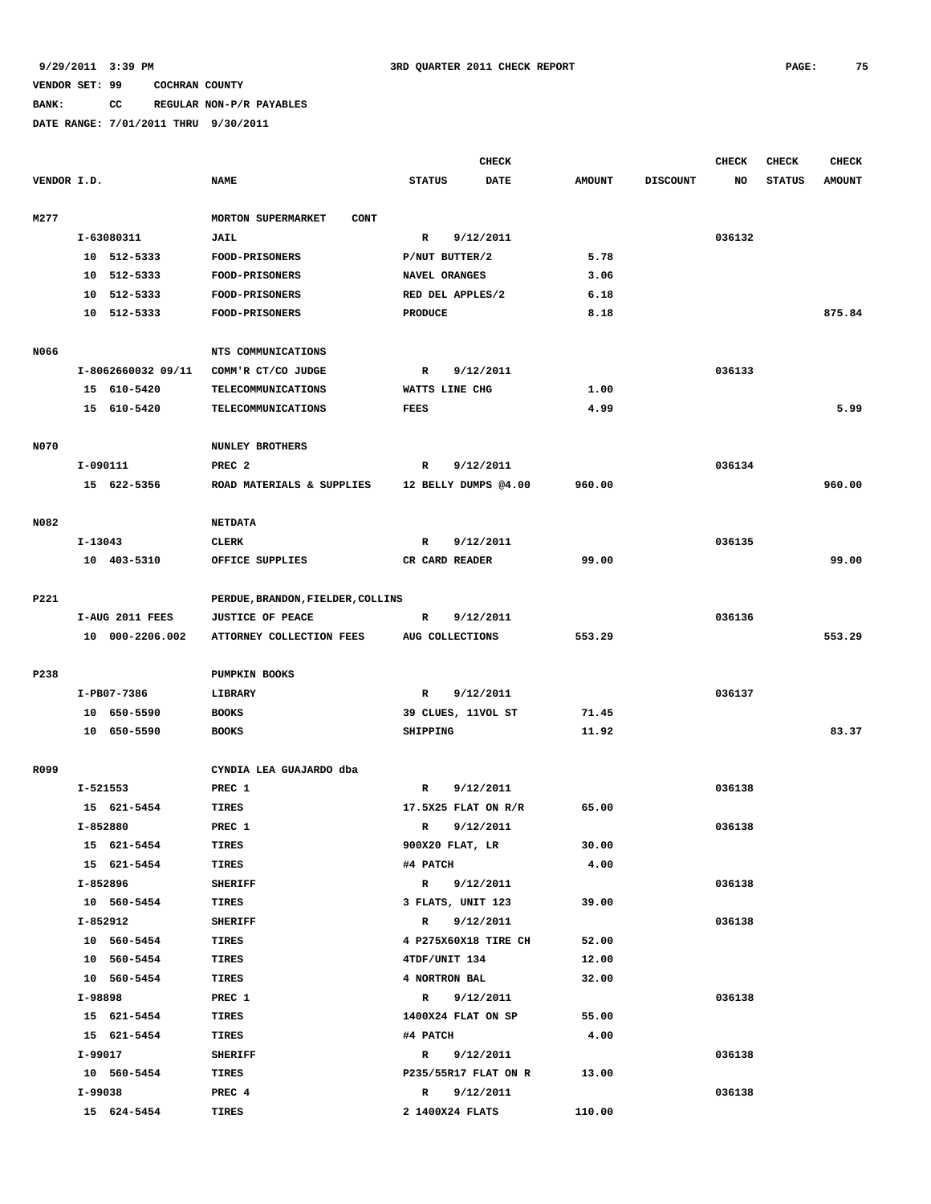9/29/2011 3:39 PM 3RD QUARTER 2011 CHECK REPORT

VENDOR SET: 99 COCHRAN COUNTY

BANK: CC REGULAR NON-P/R PAYABLES

DATE RANGE: 7/01/2011 THRU 9/30/2011

| VENDOR I.D. | NAME | STATUS | CHECK DATE | AMOUNT | DISCOUNT | CHECK NO | CHECK STATUS | CHECK AMOUNT |
|---|---|---|---|---|---|---|---|---|
| M277 | MORTON SUPERMARKET CONT | | | | | | | |
| I-63080311 | JAIL | R | 9/12/2011 | | | 036132 | | |
| 10 512-5333 | FOOD-PRISONERS | P/NUT BUTTER/2 | | 5.78 | | | | |
| 10 512-5333 | FOOD-PRISONERS | NAVEL ORANGES | | 3.06 | | | | |
| 10 512-5333 | FOOD-PRISONERS | RED DEL APPLES/2 | | 6.18 | | | | |
| 10 512-5333 | FOOD-PRISONERS | PRODUCE | | 8.18 | | | | 875.84 |
| N066 | NTS COMMUNICATIONS | | | | | | | |
| I-8062660032 09/11 | COMM'R CT/CO JUDGE | R | 9/12/2011 | | | 036133 | | |
| 15 610-5420 | TELECOMMUNICATIONS | WATTS LINE CHG | | 1.00 | | | | |
| 15 610-5420 | TELECOMMUNICATIONS | FEES | | 4.99 | | | | 5.99 |
| N070 | NUNLEY BROTHERS | | | | | | | |
| I-090111 | PREC 2 | R | 9/12/2011 | | | 036134 | | |
| 15 622-5356 | ROAD MATERIALS & SUPPLIES | 12 BELLY DUMPS @4.00 | | 960.00 | | | | 960.00 |
| N082 | NETDATA | | | | | | | |
| I-13043 | CLERK | R | 9/12/2011 | | | 036135 | | |
| 10 403-5310 | OFFICE SUPPLIES | CR CARD READER | | 99.00 | | | | 99.00 |
| P221 | PERDUE,BRANDON,FIELDER,COLLINS | | | | | | | |
| I-AUG 2011 FEES | JUSTICE OF PEACE | R | 9/12/2011 | | | 036136 | | |
| 10 000-2206.002 | ATTORNEY COLLECTION FEES | AUG COLLECTIONS | | 553.29 | | | | 553.29 |
| P238 | PUMPKIN BOOKS | | | | | | | |
| I-PB07-7386 | LIBRARY | R | 9/12/2011 | | | 036137 | | |
| 10 650-5590 | BOOKS | 39 CLUES, 11VOL ST | | 71.45 | | | | |
| 10 650-5590 | BOOKS | SHIPPING | | 11.92 | | | | 83.37 |
| R099 | CYNDIA LEA GUAJARDO dba | | | | | | | |
| I-521553 | PREC 1 | R | 9/12/2011 | | | 036138 | | |
| 15 621-5454 | TIRES | 17.5X25 FLAT ON R/R | | 65.00 | | | | |
| I-852880 | PREC 1 | R | 9/12/2011 | | | 036138 | | |
| 15 621-5454 | TIRES | 900X20 FLAT, LR | | 30.00 | | | | |
| 15 621-5454 | TIRES | #4 PATCH | | 4.00 | | | | |
| I-852896 | SHERIFF | R | 9/12/2011 | | | 036138 | | |
| 10 560-5454 | TIRES | 3 FLATS, UNIT 123 | | 39.00 | | | | |
| I-852912 | SHERIFF | R | 9/12/2011 | | | 036138 | | |
| 10 560-5454 | TIRES | 4 P275X60X18 TIRE CH | | 52.00 | | | | |
| 10 560-5454 | TIRES | 4TDF/UNIT 134 | | 12.00 | | | | |
| 10 560-5454 | TIRES | 4 NORTRON BAL | | 32.00 | | | | |
| I-98898 | PREC 1 | R | 9/12/2011 | | | 036138 | | |
| 15 621-5454 | TIRES | 1400X24 FLAT ON SP | | 55.00 | | | | |
| 15 621-5454 | TIRES | #4 PATCH | | 4.00 | | | | |
| I-99017 | SHERIFF | R | 9/12/2011 | | | 036138 | | |
| 10 560-5454 | TIRES | P235/55R17 FLAT ON R | | 13.00 | | | | |
| I-99038 | PREC 4 | R | 9/12/2011 | | | 036138 | | |
| 15 624-5454 | TIRES | 2 1400X24 FLATS | | 110.00 | | | | |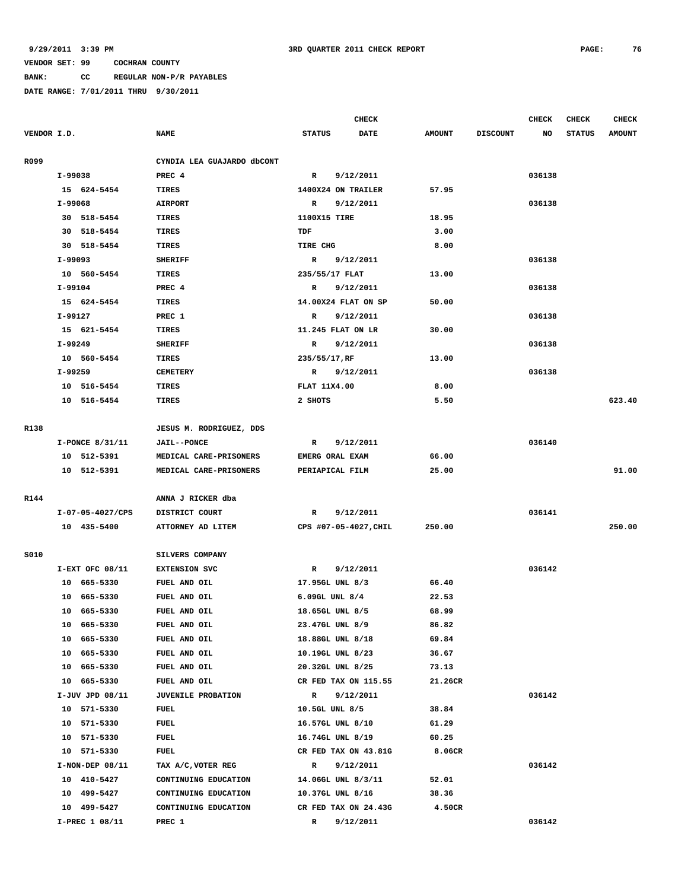**9/29/2011 3:39 PM** **3RD QUARTER 2011 CHECK REPORT**

**VENDOR SET: 99 COCHRAN COUNTY**

**BANK: CC REGULAR NON-P/R PAYABLES**

**DATE RANGE: 7/01/2011 THRU 9/30/2011**

| VENDOR I.D. | NAME | STATUS | CHECK DATE | AMOUNT | DISCOUNT | CHECK NO | CHECK STATUS | CHECK AMOUNT |
|---|---|---|---|---|---|---|---|---|
| R099 | CYNDIA LEA GUAJARDO dbCONT | | | | | | | |
| I-99038 | PREC 4 | R | 9/12/2011 | | | 036138 | | |
| 15 624-5454 | TIRES | 1400X24 ON TRAILER | | 57.95 | | | | |
| I-99068 | AIRPORT | R | 9/12/2011 | | | 036138 | | |
| 30 518-5454 | TIRES | 1100X15 TIRE | | 18.95 | | | | |
| 30 518-5454 | TIRES | TDF | | 3.00 | | | | |
| 30 518-5454 | TIRES | TIRE CHG | | 8.00 | | | | |
| I-99093 | SHERIFF | R | 9/12/2011 | | | 036138 | | |
| 10 560-5454 | TIRES | 235/55/17 FLAT | | 13.00 | | | | |
| I-99104 | PREC 4 | R | 9/12/2011 | | | 036138 | | |
| 15 624-5454 | TIRES | 14.00X24 FLAT ON SP | | 50.00 | | | | |
| I-99127 | PREC 1 | R | 9/12/2011 | | | 036138 | | |
| 15 621-5454 | TIRES | 11.245 FLAT ON LR | | 30.00 | | | | |
| I-99249 | SHERIFF | R | 9/12/2011 | | | 036138 | | |
| 10 560-5454 | TIRES | 235/55/17,RF | | 13.00 | | | | |
| I-99259 | CEMETERY | R | 9/12/2011 | | | 036138 | | |
| 10 516-5454 | TIRES | FLAT 11X4.00 | | 8.00 | | | | |
| 10 516-5454 | TIRES | 2 SHOTS | | 5.50 | | | | 623.40 |
| R138 | JESUS M. RODRIGUEZ, DDS | | | | | | | |
| I-PONCE 8/31/11 | JAIL--PONCE | R | 9/12/2011 | | | 036140 | | |
| 10 512-5391 | MEDICAL CARE-PRISONERS | EMERG ORAL EXAM | | 66.00 | | | | |
| 10 512-5391 | MEDICAL CARE-PRISONERS | PERIAPICAL FILM | | 25.00 | | | | 91.00 |
| R144 | ANNA J RICKER dba | | | | | | | |
| I-07-05-4027/CPS | DISTRICT COURT | R | 9/12/2011 | | | 036141 | | |
| 10 435-5400 | ATTORNEY AD LITEM | CPS #07-05-4027,CHIL | | 250.00 | | | | 250.00 |
| S010 | SILVERS COMPANY | | | | | | | |
| I-EXT OFC 08/11 | EXTENSION SVC | R | 9/12/2011 | | | 036142 | | |
| 10 665-5330 | FUEL AND OIL | 17.95GL UNL 8/3 | | 66.40 | | | | |
| 10 665-5330 | FUEL AND OIL | 6.09GL UNL 8/4 | | 22.53 | | | | |
| 10 665-5330 | FUEL AND OIL | 18.65GL UNL 8/5 | | 68.99 | | | | |
| 10 665-5330 | FUEL AND OIL | 23.47GL UNL 8/9 | | 86.82 | | | | |
| 10 665-5330 | FUEL AND OIL | 18.88GL UNL 8/18 | | 69.84 | | | | |
| 10 665-5330 | FUEL AND OIL | 10.19GL UNL 8/23 | | 36.67 | | | | |
| 10 665-5330 | FUEL AND OIL | 20.32GL UNL 8/25 | | 73.13 | | | | |
| 10 665-5330 | FUEL AND OIL | CR FED TAX ON 115.55 | | 21.26CR | | | | |
| I-JUV JPD 08/11 | JUVENILE PROBATION | R | 9/12/2011 | | | 036142 | | |
| 10 571-5330 | FUEL | 10.5GL UNL 8/5 | | 38.84 | | | | |
| 10 571-5330 | FUEL | 16.57GL UNL 8/10 | | 61.29 | | | | |
| 10 571-5330 | FUEL | 16.74GL UNL 8/19 | | 60.25 | | | | |
| 10 571-5330 | FUEL | CR FED TAX ON 43.81G | | 8.06CR | | | | |
| I-NON-DEP 08/11 | TAX A/C,VOTER REG | R | 9/12/2011 | | | 036142 | | |
| 10 410-5427 | CONTINUING EDUCATION | 14.06GL UNL 8/3/11 | | 52.01 | | | | |
| 10 499-5427 | CONTINUING EDUCATION | 10.37GL UNL 8/16 | | 38.36 | | | | |
| 10 499-5427 | CONTINUING EDUCATION | CR FED TAX ON 24.43G | | 4.50CR | | | | |
| I-PREC 1 08/11 | PREC 1 | R | 9/12/2011 | | | 036142 | | |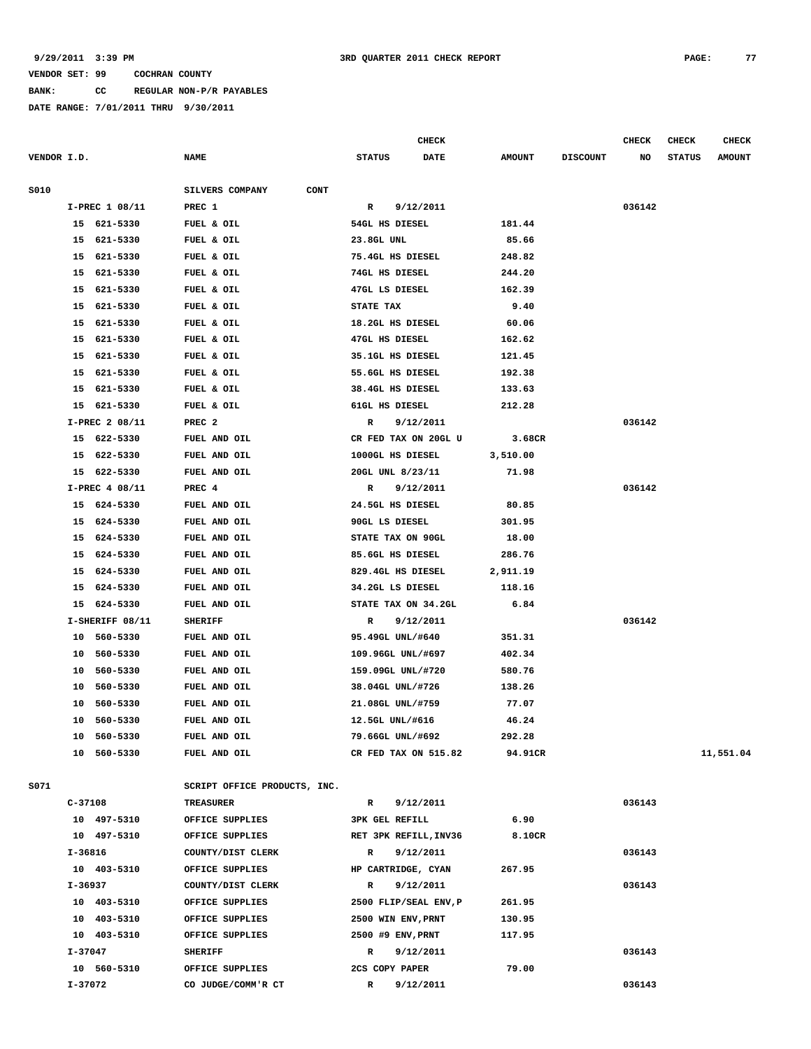9/29/2011 3:39 PM 3RD QUARTER 2011 CHECK REPORT PAGE: 77

VENDOR SET: 99 COCHRAN COUNTY

BANK: CC REGULAR NON-P/R PAYABLES

DATE RANGE: 7/01/2011 THRU 9/30/2011

| VENDOR I.D. | NAME | STATUS | CHECK DATE | AMOUNT | DISCOUNT | CHECK NO | CHECK STATUS | CHECK AMOUNT |
|---|---|---|---|---|---|---|---|---|
| S010 | SILVERS COMPANY CONT | | | | | | | |
| I-PREC 1 08/11 | PREC 1 | R | 9/12/2011 | | | 036142 | | |
| 15 621-5330 | FUEL & OIL | 54GL HS DIESEL | | 181.44 | | | | |
| 15 621-5330 | FUEL & OIL | 23.8GL UNL | | 85.66 | | | | |
| 15 621-5330 | FUEL & OIL | 75.4GL HS DIESEL | | 248.82 | | | | |
| 15 621-5330 | FUEL & OIL | 74GL HS DIESEL | | 244.20 | | | | |
| 15 621-5330 | FUEL & OIL | 47GL LS DIESEL | | 162.39 | | | | |
| 15 621-5330 | FUEL & OIL | STATE TAX | | 9.40 | | | | |
| 15 621-5330 | FUEL & OIL | 18.2GL HS DIESEL | | 60.06 | | | | |
| 15 621-5330 | FUEL & OIL | 47GL HS DIESEL | | 162.62 | | | | |
| 15 621-5330 | FUEL & OIL | 35.1GL HS DIESEL | | 121.45 | | | | |
| 15 621-5330 | FUEL & OIL | 55.6GL HS DIESEL | | 192.38 | | | | |
| 15 621-5330 | FUEL & OIL | 38.4GL HS DIESEL | | 133.63 | | | | |
| 15 621-5330 | FUEL & OIL | 61GL HS DIESEL | | 212.28 | | | | |
| I-PREC 2 08/11 | PREC 2 | R | 9/12/2011 | | | 036142 | | |
| 15 622-5330 | FUEL AND OIL | CR FED TAX ON 20GL U | | 3.68CR | | | | |
| 15 622-5330 | FUEL AND OIL | 1000GL HS DIESEL | | 3,510.00 | | | | |
| 15 622-5330 | FUEL AND OIL | 20GL UNL 8/23/11 | | 71.98 | | | | |
| I-PREC 4 08/11 | PREC 4 | R | 9/12/2011 | | | 036142 | | |
| 15 624-5330 | FUEL AND OIL | 24.5GL HS DIESEL | | 80.85 | | | | |
| 15 624-5330 | FUEL AND OIL | 90GL LS DIESEL | | 301.95 | | | | |
| 15 624-5330 | FUEL AND OIL | STATE TAX ON 90GL | | 18.00 | | | | |
| 15 624-5330 | FUEL AND OIL | 85.6GL HS DIESEL | | 286.76 | | | | |
| 15 624-5330 | FUEL AND OIL | 829.4GL HS DIESEL | | 2,911.19 | | | | |
| 15 624-5330 | FUEL AND OIL | 34.2GL LS DIESEL | | 118.16 | | | | |
| 15 624-5330 | FUEL AND OIL | STATE TAX ON 34.2GL | | 6.84 | | | | |
| I-SHERIFF 08/11 | SHERIFF | R | 9/12/2011 | | | 036142 | | |
| 10 560-5330 | FUEL AND OIL | 95.49GL UNL/#640 | | 351.31 | | | | |
| 10 560-5330 | FUEL AND OIL | 109.96GL UNL/#697 | | 402.34 | | | | |
| 10 560-5330 | FUEL AND OIL | 159.09GL UNL/#720 | | 580.76 | | | | |
| 10 560-5330 | FUEL AND OIL | 38.04GL UNL/#726 | | 138.26 | | | | |
| 10 560-5330 | FUEL AND OIL | 21.08GL UNL/#759 | | 77.07 | | | | |
| 10 560-5330 | FUEL AND OIL | 12.5GL UNL/#616 | | 46.24 | | | | |
| 10 560-5330 | FUEL AND OIL | 79.66GL UNL/#692 | | 292.28 | | | | |
| 10 560-5330 | FUEL AND OIL | CR FED TAX ON 515.82 | | 94.91CR | | | | 11,551.04 |
| S071 | SCRIPT OFFICE PRODUCTS, INC. | | | | | | | |
| C-37108 | TREASURER | R | 9/12/2011 | | | 036143 | | |
| 10 497-5310 | OFFICE SUPPLIES | 3PK GEL REFILL | | 6.90 | | | | |
| 10 497-5310 | OFFICE SUPPLIES | RET 3PK REFILL,INV36 | | 8.10CR | | | | |
| I-36816 | COUNTY/DIST CLERK | R | 9/12/2011 | | | 036143 | | |
| 10 403-5310 | OFFICE SUPPLIES | HP CARTRIDGE, CYAN | | 267.95 | | | | |
| I-36937 | COUNTY/DIST CLERK | R | 9/12/2011 | | | 036143 | | |
| 10 403-5310 | OFFICE SUPPLIES | 2500 FLIP/SEAL ENV,P | | 261.95 | | | | |
| 10 403-5310 | OFFICE SUPPLIES | 2500 WIN ENV,PRNT | | 130.95 | | | | |
| 10 403-5310 | OFFICE SUPPLIES | 2500 #9 ENV,PRNT | | 117.95 | | | | |
| I-37047 | SHERIFF | R | 9/12/2011 | | | 036143 | | |
| 10 560-5310 | OFFICE SUPPLIES | 2CS COPY PAPER | | 79.00 | | | | |
| I-37072 | CO JUDGE/COMM'R CT | R | 9/12/2011 | | | 036143 | | |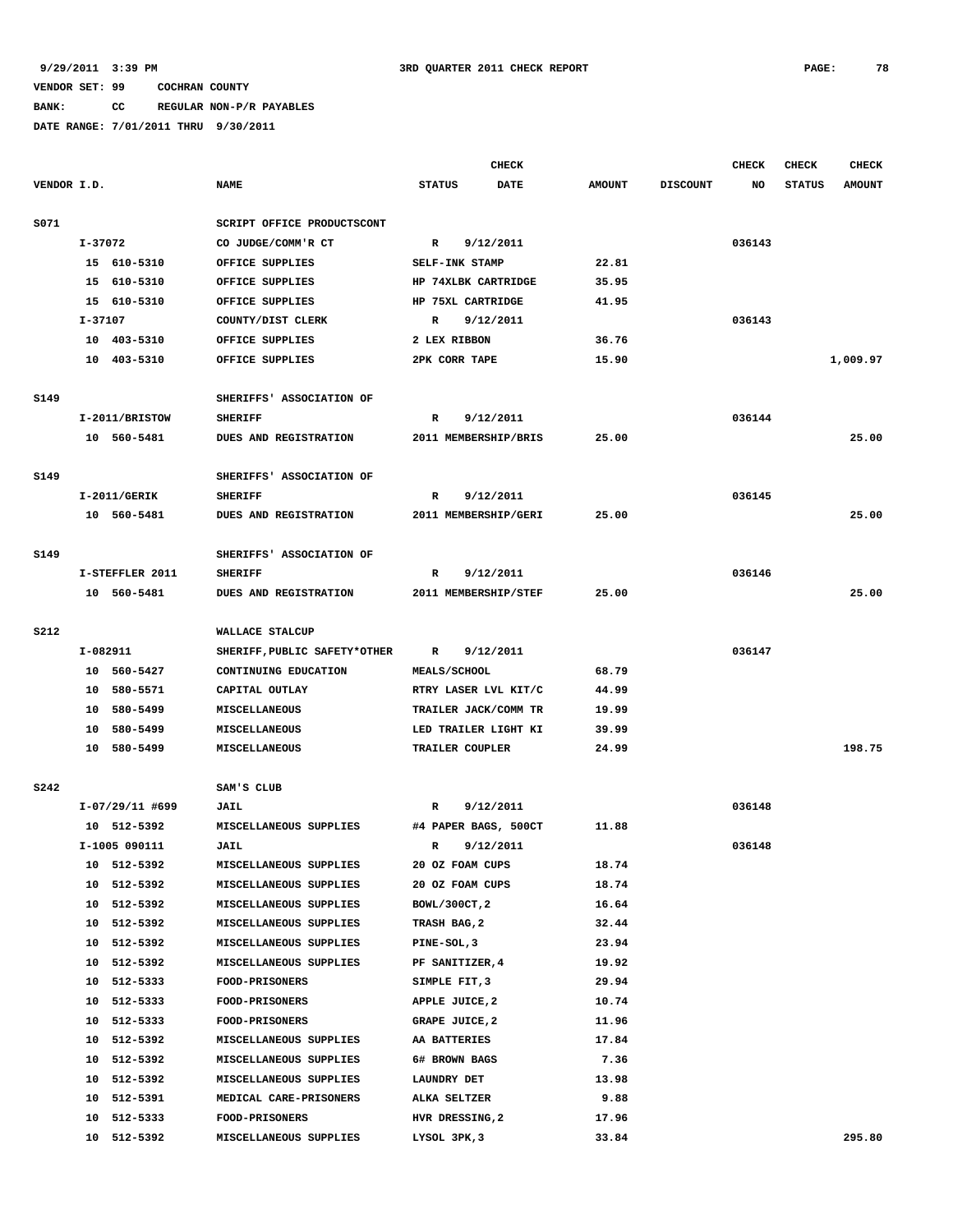9/29/2011 3:39 PM 3RD QUARTER 2011 CHECK REPORT

VENDOR SET: 99 COCHRAN COUNTY

BANK: CC REGULAR NON-P/R PAYABLES

DATE RANGE: 7/01/2011 THRU 9/30/2011

| VENDOR I.D. | NAME | STATUS | CHECK DATE | AMOUNT | DISCOUNT | CHECK NO | CHECK STATUS | CHECK AMOUNT |
|---|---|---|---|---|---|---|---|---|
| S071 | SCRIPT OFFICE PRODUCTSCONT | | | | | | | |
| I-37072 | CO JUDGE/COMM'R CT | R | 9/12/2011 | | | 036143 | | |
| 15 610-5310 | OFFICE SUPPLIES | SELF-INK STAMP | | 22.81 | | | | |
| 15 610-5310 | OFFICE SUPPLIES | HP 74XLBK CARTRIDGE | | 35.95 | | | | |
| 15 610-5310 | OFFICE SUPPLIES | HP 75XL CARTRIDGE | | 41.95 | | | | |
| I-37107 | COUNTY/DIST CLERK | R | 9/12/2011 | | | 036143 | | |
| 10 403-5310 | OFFICE SUPPLIES | 2 LEX RIBBON | | 36.76 | | | | |
| 10 403-5310 | OFFICE SUPPLIES | 2PK CORR TAPE | | 15.90 | | | | 1,009.97 |
| S149 | SHERIFFS' ASSOCIATION OF | | | | | | | |
| I-2011/BRISTOW | SHERIFF | R | 9/12/2011 | | | 036144 | | |
| 10 560-5481 | DUES AND REGISTRATION | 2011 MEMBERSHIP/BRIS | | 25.00 | | | | 25.00 |
| S149 | SHERIFFS' ASSOCIATION OF | | | | | | | |
| I-2011/GERIK | SHERIFF | R | 9/12/2011 | | | 036145 | | |
| 10 560-5481 | DUES AND REGISTRATION | 2011 MEMBERSHIP/GERI | | 25.00 | | | | 25.00 |
| S149 | SHERIFFS' ASSOCIATION OF | | | | | | | |
| I-STEFFLER 2011 | SHERIFF | R | 9/12/2011 | | | 036146 | | |
| 10 560-5481 | DUES AND REGISTRATION | 2011 MEMBERSHIP/STEF | | 25.00 | | | | 25.00 |
| S212 | WALLACE STALCUP | | | | | | | |
| I-082911 | SHERIFF,PUBLIC SAFETY*OTHER | R | 9/12/2011 | | | 036147 | | |
| 10 560-5427 | CONTINUING EDUCATION | MEALS/SCHOOL | | 68.79 | | | | |
| 10 580-5571 | CAPITAL OUTLAY | RTRY LASER LVL KIT/C | | 44.99 | | | | |
| 10 580-5499 | MISCELLANEOUS | TRAILER JACK/COMM TR | | 19.99 | | | | |
| 10 580-5499 | MISCELLANEOUS | LED TRAILER LIGHT KI | | 39.99 | | | | |
| 10 580-5499 | MISCELLANEOUS | TRAILER COUPLER | | 24.99 | | | | 198.75 |
| S242 | SAM'S CLUB | | | | | | | |
| I-07/29/11 #699 | JAIL | R | 9/12/2011 | | | 036148 | | |
| 10 512-5392 | MISCELLANEOUS SUPPLIES | #4 PAPER BAGS, 500CT | | 11.88 | | | | |
| I-1005 090111 | JAIL | R | 9/12/2011 | | | 036148 | | |
| 10 512-5392 | MISCELLANEOUS SUPPLIES | 20 OZ FOAM CUPS | | 18.74 | | | | |
| 10 512-5392 | MISCELLANEOUS SUPPLIES | 20 OZ FOAM CUPS | | 18.74 | | | | |
| 10 512-5392 | MISCELLANEOUS SUPPLIES | BOWL/300CT,2 | | 16.64 | | | | |
| 10 512-5392 | MISCELLANEOUS SUPPLIES | TRASH BAG,2 | | 32.44 | | | | |
| 10 512-5392 | MISCELLANEOUS SUPPLIES | PINE-SOL,3 | | 23.94 | | | | |
| 10 512-5392 | MISCELLANEOUS SUPPLIES | PF SANITIZER,4 | | 19.92 | | | | |
| 10 512-5333 | FOOD-PRISONERS | SIMPLE FIT,3 | | 29.94 | | | | |
| 10 512-5333 | FOOD-PRISONERS | APPLE JUICE,2 | | 10.74 | | | | |
| 10 512-5333 | FOOD-PRISONERS | GRAPE JUICE,2 | | 11.96 | | | | |
| 10 512-5392 | MISCELLANEOUS SUPPLIES | AA BATTERIES | | 17.84 | | | | |
| 10 512-5392 | MISCELLANEOUS SUPPLIES | 6# BROWN BAGS | | 7.36 | | | | |
| 10 512-5392 | MISCELLANEOUS SUPPLIES | LAUNDRY DET | | 13.98 | | | | |
| 10 512-5391 | MEDICAL CARE-PRISONERS | ALKA SELTZER | | 9.88 | | | | |
| 10 512-5333 | FOOD-PRISONERS | HVR DRESSING,2 | | 17.96 | | | | |
| 10 512-5392 | MISCELLANEOUS SUPPLIES | LYSOL 3PK,3 | | 33.84 | | | | 295.80 |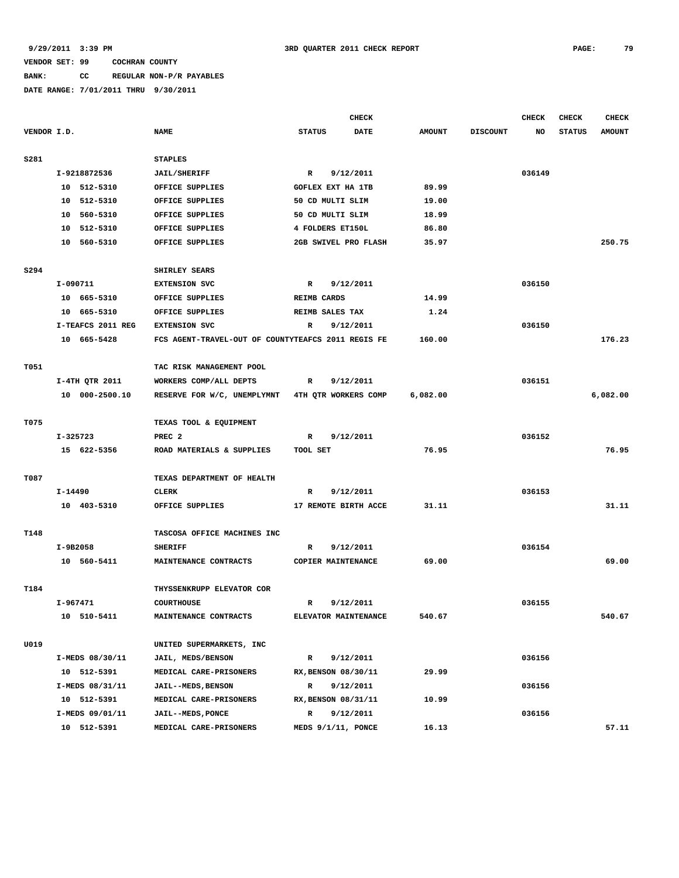9/29/2011 3:39 PM　　　3RD QUARTER 2011 CHECK REPORT

VENDOR SET: 99　COCHRAN COUNTY

BANK: CC　REGULAR NON-P/R PAYABLES

DATE RANGE: 7/01/2011 THRU 9/30/2011

| VENDOR I.D. | NAME | STATUS | CHECK DATE | AMOUNT | DISCOUNT | CHECK NO | CHECK STATUS | CHECK AMOUNT |
|---|---|---|---|---|---|---|---|---|
| S281 | STAPLES | | | | | | | |
| I-9218872536 | JAIL/SHERIFF | R | 9/12/2011 | | | 036149 | | |
| 10 512-5310 | OFFICE SUPPLIES | GOFLEX EXT HA 1TB | | 89.99 | | | | |
| 10 512-5310 | OFFICE SUPPLIES | 50 CD MULTI SLIM | | 19.00 | | | | |
| 10 560-5310 | OFFICE SUPPLIES | 50 CD MULTI SLIM | | 18.99 | | | | |
| 10 512-5310 | OFFICE SUPPLIES | 4 FOLDERS ET150L | | 86.80 | | | | |
| 10 560-5310 | OFFICE SUPPLIES | 2GB SWIVEL PRO FLASH | | 35.97 | | | | 250.75 |
| S294 | SHIRLEY SEARS | | | | | | | |
| I-090711 | EXTENSION SVC | R | 9/12/2011 | | | 036150 | | |
| 10 665-5310 | OFFICE SUPPLIES | REIMB CARDS | | 14.99 | | | | |
| 10 665-5310 | OFFICE SUPPLIES | REIMB SALES TAX | | 1.24 | | | | |
| I-TEAFCS 2011 REG | EXTENSION SVC | R | 9/12/2011 | | | 036150 | | |
| 10 665-5428 | FCS AGENT-TRAVEL-OUT OF COUNTY | TEAFCS 2011 REGIS FE | | 160.00 | | | | 176.23 |
| T051 | TAC RISK MANAGEMENT POOL | | | | | | | |
| I-4TH QTR 2011 | WORKERS COMP/ALL DEPTS | R | 9/12/2011 | | | 036151 | | |
| 10 000-2500.10 | RESERVE FOR W/C, UNEMPLYMNT | 4TH QTR WORKERS COMP | | 6,082.00 | | | | 6,082.00 |
| T075 | TEXAS TOOL & EQUIPMENT | | | | | | | |
| I-325723 | PREC 2 | R | 9/12/2011 | | | 036152 | | |
| 15 622-5356 | ROAD MATERIALS & SUPPLIES | TOOL SET | | 76.95 | | | | 76.95 |
| T087 | TEXAS DEPARTMENT OF HEALTH | | | | | | | |
| I-14490 | CLERK | R | 9/12/2011 | | | 036153 | | |
| 10 403-5310 | OFFICE SUPPLIES | 17 REMOTE BIRTH ACCE | | 31.11 | | | | 31.11 |
| T148 | TASCOSA OFFICE MACHINES INC | | | | | | | |
| I-9B2058 | SHERIFF | R | 9/12/2011 | | | 036154 | | |
| 10 560-5411 | MAINTENANCE CONTRACTS | COPIER MAINTENANCE | | 69.00 | | | | 69.00 |
| T184 | THYSSENKRUPP ELEVATOR COR | | | | | | | |
| I-967471 | COURTHOUSE | R | 9/12/2011 | | | 036155 | | |
| 10 510-5411 | MAINTENANCE CONTRACTS | ELEVATOR MAINTENANCE | | 540.67 | | | | 540.67 |
| U019 | UNITED SUPERMARKETS, INC | | | | | | | |
| I-MEDS 08/30/11 | JAIL, MEDS/BENSON | R | 9/12/2011 | | | 036156 | | |
| 10 512-5391 | MEDICAL CARE-PRISONERS | RX,BENSON 08/30/11 | | 29.99 | | | | |
| I-MEDS 08/31/11 | JAIL--MEDS,BENSON | R | 9/12/2011 | | | 036156 | | |
| 10 512-5391 | MEDICAL CARE-PRISONERS | RX,BENSON 08/31/11 | | 10.99 | | | | |
| I-MEDS 09/01/11 | JAIL--MEDS,PONCE | R | 9/12/2011 | | | 036156 | | |
| 10 512-5391 | MEDICAL CARE-PRISONERS | MEDS 9/1/11, PONCE | | 16.13 | | | | 57.11 |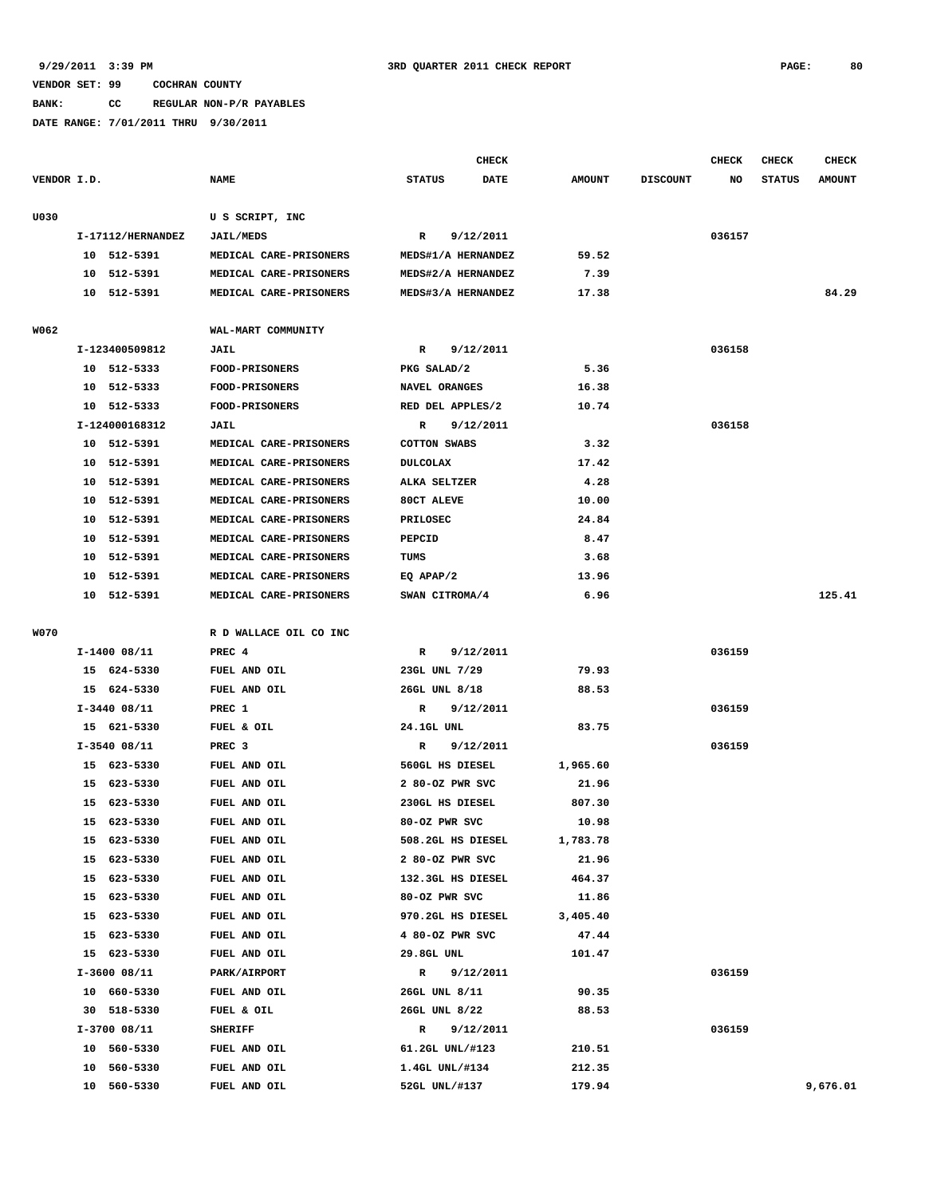9/29/2011 3:39 PM    3RD QUARTER 2011 CHECK REPORT

VENDOR SET: 99    COCHRAN COUNTY

BANK: CC    REGULAR NON-P/R PAYABLES

DATE RANGE: 7/01/2011 THRU 9/30/2011

| VENDOR I.D. | NAME | STATUS | CHECK DATE | AMOUNT | DISCOUNT | CHECK NO | CHECK STATUS | CHECK AMOUNT |
|---|---|---|---|---|---|---|---|---|
| U030 | U S SCRIPT, INC | | | | | | | |
| I-17112/HERNANDEZ | JAIL/MEDS | R | 9/12/2011 | | | 036157 | | |
| 10 512-5391 | MEDICAL CARE-PRISONERS | MEDS#1/A HERNANDEZ | | 59.52 | | | | |
| 10 512-5391 | MEDICAL CARE-PRISONERS | MEDS#2/A HERNANDEZ | | 7.39 | | | | |
| 10 512-5391 | MEDICAL CARE-PRISONERS | MEDS#3/A HERNANDEZ | | 17.38 | | | | 84.29 |
| W062 | WAL-MART COMMUNITY | | | | | | | |
| I-123400509812 | JAIL | R | 9/12/2011 | | | 036158 | | |
| 10 512-5333 | FOOD-PRISONERS | PKG SALAD/2 | | 5.36 | | | | |
| 10 512-5333 | FOOD-PRISONERS | NAVEL ORANGES | | 16.38 | | | | |
| 10 512-5333 | FOOD-PRISONERS | RED DEL APPLES/2 | | 10.74 | | | | |
| I-124000168312 | JAIL | R | 9/12/2011 | | | 036158 | | |
| 10 512-5391 | MEDICAL CARE-PRISONERS | COTTON SWABS | | 3.32 | | | | |
| 10 512-5391 | MEDICAL CARE-PRISONERS | DULCOLAX | | 17.42 | | | | |
| 10 512-5391 | MEDICAL CARE-PRISONERS | ALKA SELTZER | | 4.28 | | | | |
| 10 512-5391 | MEDICAL CARE-PRISONERS | 80CT ALEVE | | 10.00 | | | | |
| 10 512-5391 | MEDICAL CARE-PRISONERS | PRILOSEC | | 24.84 | | | | |
| 10 512-5391 | MEDICAL CARE-PRISONERS | PEPCID | | 8.47 | | | | |
| 10 512-5391 | MEDICAL CARE-PRISONERS | TUMS | | 3.68 | | | | |
| 10 512-5391 | MEDICAL CARE-PRISONERS | EQ APAP/2 | | 13.96 | | | | |
| 10 512-5391 | MEDICAL CARE-PRISONERS | SWAN CITROMA/4 | | 6.96 | | | | 125.41 |
| W070 | R D WALLACE OIL CO INC | | | | | | | |
| I-1400 08/11 | PREC 4 | R | 9/12/2011 | | | 036159 | | |
| 15 624-5330 | FUEL AND OIL | 23GL UNL 7/29 | | 79.93 | | | | |
| 15 624-5330 | FUEL AND OIL | 26GL UNL 8/18 | | 88.53 | | | | |
| I-3440 08/11 | PREC 1 | R | 9/12/2011 | | | 036159 | | |
| 15 621-5330 | FUEL & OIL | 24.1GL UNL | | 83.75 | | | | |
| I-3540 08/11 | PREC 3 | R | 9/12/2011 | | | 036159 | | |
| 15 623-5330 | FUEL AND OIL | 560GL HS DIESEL | | 1,965.60 | | | | |
| 15 623-5330 | FUEL AND OIL | 2 80-OZ PWR SVC | | 21.96 | | | | |
| 15 623-5330 | FUEL AND OIL | 230GL HS DIESEL | | 807.30 | | | | |
| 15 623-5330 | FUEL AND OIL | 80-OZ PWR SVC | | 10.98 | | | | |
| 15 623-5330 | FUEL AND OIL | 508.2GL HS DIESEL | | 1,783.78 | | | | |
| 15 623-5330 | FUEL AND OIL | 2 80-OZ PWR SVC | | 21.96 | | | | |
| 15 623-5330 | FUEL AND OIL | 132.3GL HS DIESEL | | 464.37 | | | | |
| 15 623-5330 | FUEL AND OIL | 80-OZ PWR SVC | | 11.86 | | | | |
| 15 623-5330 | FUEL AND OIL | 970.2GL HS DIESEL | | 3,405.40 | | | | |
| 15 623-5330 | FUEL AND OIL | 4 80-OZ PWR SVC | | 47.44 | | | | |
| 15 623-5330 | FUEL AND OIL | 29.8GL UNL | | 101.47 | | | | |
| I-3600 08/11 | PARK/AIRPORT | R | 9/12/2011 | | | 036159 | | |
| 10 660-5330 | FUEL AND OIL | 26GL UNL 8/11 | | 90.35 | | | | |
| 30 518-5330 | FUEL & OIL | 26GL UNL 8/22 | | 88.53 | | | | |
| I-3700 08/11 | SHERIFF | R | 9/12/2011 | | | 036159 | | |
| 10 560-5330 | FUEL AND OIL | 61.2GL UNL/#123 | | 210.51 | | | | |
| 10 560-5330 | FUEL AND OIL | 1.4GL UNL/#134 | | 212.35 | | | | |
| 10 560-5330 | FUEL AND OIL | 52GL UNL/#137 | | 179.94 | | | | 9,676.01 |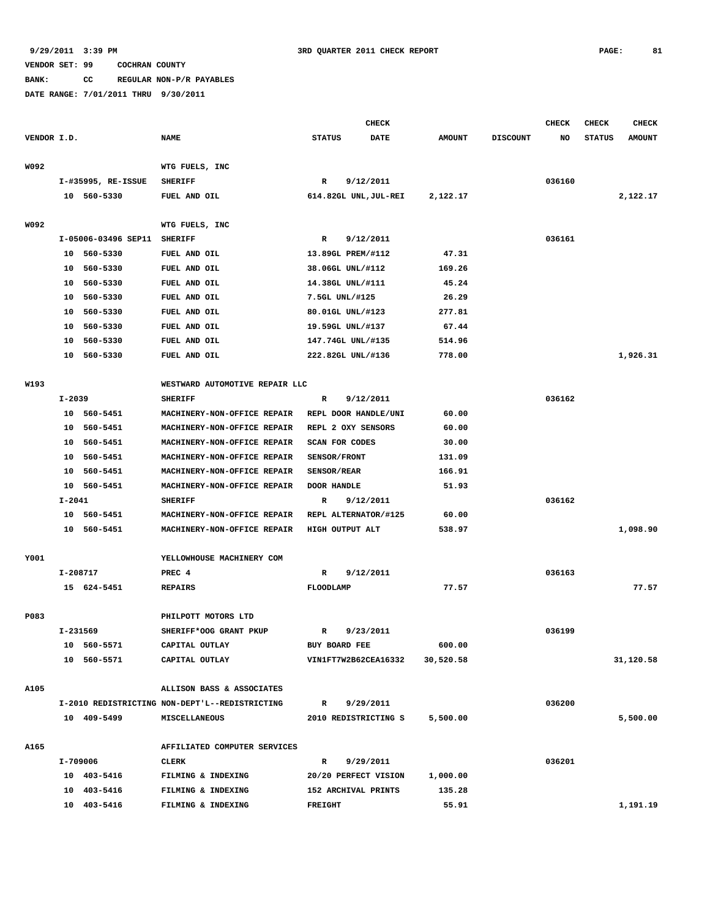9/29/2011 3:39 PM — 3RD QUARTER 2011 CHECK REPORT

VENDOR SET: 99 COCHRAN COUNTY

BANK: CC REGULAR NON-P/R PAYABLES

DATE RANGE: 7/01/2011 THRU 9/30/2011

| VENDOR I.D. | NAME | STATUS | CHECK DATE | AMOUNT | DISCOUNT | CHECK NO | CHECK STATUS | CHECK AMOUNT |
|---|---|---|---|---|---|---|---|---|
| W092 | WTG FUELS, INC | | | | | | | |
| I-#35995, RE-ISSUE | SHERIFF | R | 9/12/2011 | | | 036160 | | |
| 10 560-5330 | FUEL AND OIL | 614.82GL UNL,JUL-REI | | 2,122.17 | | | | 2,122.17 |
| W092 | WTG FUELS, INC | | | | | | | |
| I-05006-03496 SEP11 | SHERIFF | R | 9/12/2011 | | | 036161 | | |
| 10 560-5330 | FUEL AND OIL | 13.89GL PREM/#112 | | 47.31 | | | | |
| 10 560-5330 | FUEL AND OIL | 38.06GL UNL/#112 | | 169.26 | | | | |
| 10 560-5330 | FUEL AND OIL | 14.38GL UNL/#111 | | 45.24 | | | | |
| 10 560-5330 | FUEL AND OIL | 7.5GL UNL/#125 | | 26.29 | | | | |
| 10 560-5330 | FUEL AND OIL | 80.01GL UNL/#123 | | 277.81 | | | | |
| 10 560-5330 | FUEL AND OIL | 19.59GL UNL/#137 | | 67.44 | | | | |
| 10 560-5330 | FUEL AND OIL | 147.74GL UNL/#135 | | 514.96 | | | | |
| 10 560-5330 | FUEL AND OIL | 222.82GL UNL/#136 | | 778.00 | | | | 1,926.31 |
| W193 | WESTWARD AUTOMOTIVE REPAIR LLC | | | | | | | |
| I-2039 | SHERIFF | R | 9/12/2011 | | | 036162 | | |
| 10 560-5451 | MACHINERY-NON-OFFICE REPAIR | REPL DOOR HANDLE/UNI | | 60.00 | | | | |
| 10 560-5451 | MACHINERY-NON-OFFICE REPAIR | REPL 2 OXY SENSORS | | 60.00 | | | | |
| 10 560-5451 | MACHINERY-NON-OFFICE REPAIR | SCAN FOR CODES | | 30.00 | | | | |
| 10 560-5451 | MACHINERY-NON-OFFICE REPAIR | SENSOR/FRONT | | 131.09 | | | | |
| 10 560-5451 | MACHINERY-NON-OFFICE REPAIR | SENSOR/REAR | | 166.91 | | | | |
| 10 560-5451 | MACHINERY-NON-OFFICE REPAIR | DOOR HANDLE | | 51.93 | | | | |
| I-2041 | SHERIFF | R | 9/12/2011 | | | 036162 | | |
| 10 560-5451 | MACHINERY-NON-OFFICE REPAIR | REPL ALTERNATOR/#125 | | 60.00 | | | | |
| 10 560-5451 | MACHINERY-NON-OFFICE REPAIR | HIGH OUTPUT ALT | | 538.97 | | | | 1,098.90 |
| Y001 | YELLOWHOUSE MACHINERY COM | | | | | | | |
| I-208717 | PREC 4 | R | 9/12/2011 | | | 036163 | | |
| 15 624-5451 | REPAIRS | FLOODLAMP | | 77.57 | | | | 77.57 |
| P083 | PHILPOTT MOTORS LTD | | | | | | | |
| I-231569 | SHERIFF*OOG GRANT PKUP | R | 9/23/2011 | | | 036199 | | |
| 10 560-5571 | CAPITAL OUTLAY | BUY BOARD FEE | | 600.00 | | | | |
| 10 560-5571 | CAPITAL OUTLAY | VIN1FT7W2B62CEA16332 | | 30,520.58 | | | | 31,120.58 |
| A105 | ALLISON BASS & ASSOCIATES | | | | | | | |
| I-2010 REDISTRICTING | NON-DEPT'L--REDISTRICTING | R | 9/29/2011 | | | 036200 | | |
| 10 409-5499 | MISCELLANEOUS | 2010 REDISTRICTING S | | 5,500.00 | | | | 5,500.00 |
| A165 | AFFILIATED COMPUTER SERVICES | | | | | | | |
| I-709006 | CLERK | R | 9/29/2011 | | | 036201 | | |
| 10 403-5416 | FILMING & INDEXING | 20/20 PERFECT VISION | | 1,000.00 | | | | |
| 10 403-5416 | FILMING & INDEXING | 152 ARCHIVAL PRINTS | | 135.28 | | | | |
| 10 403-5416 | FILMING & INDEXING | FREIGHT | | 55.91 | | | | 1,191.19 |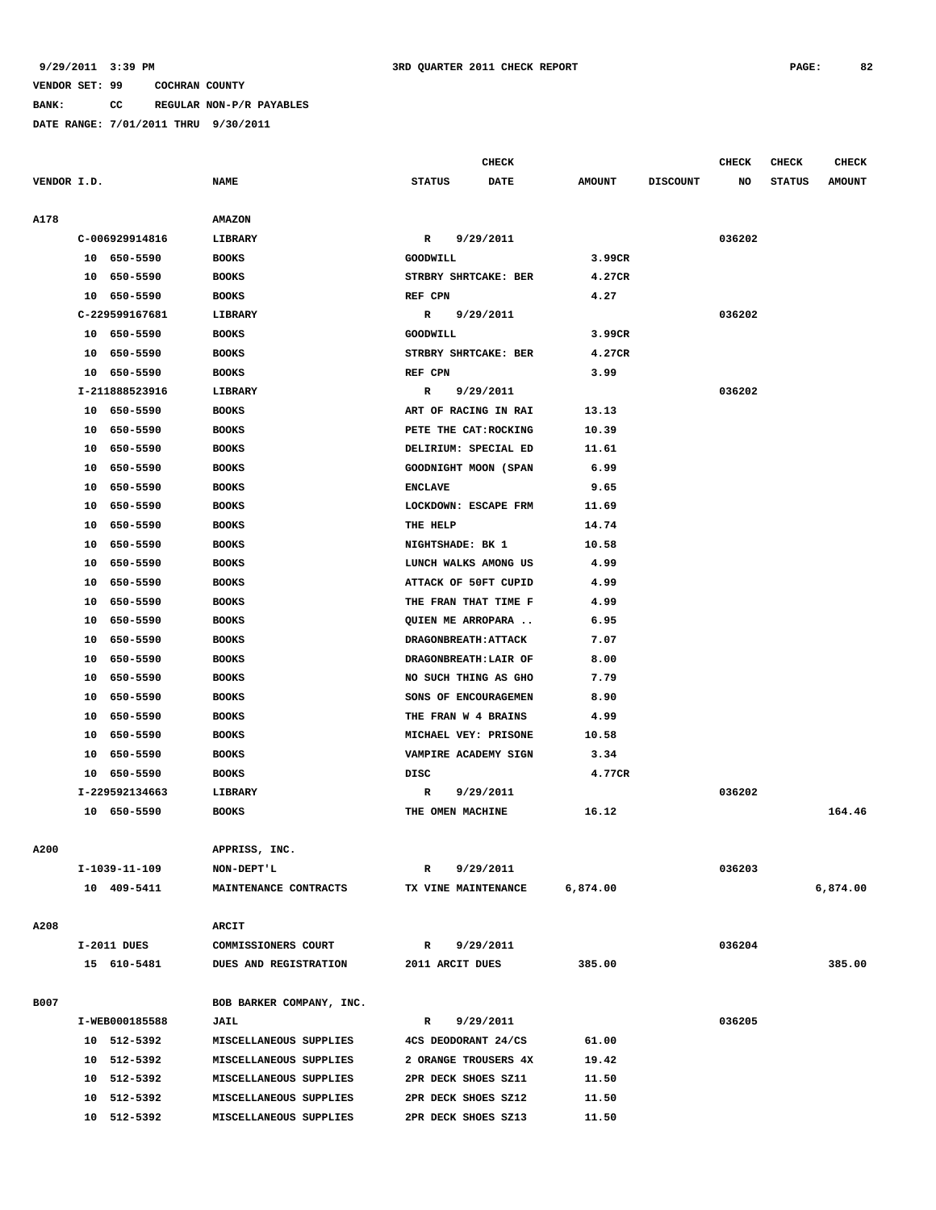9/29/2011 3:39 PM 3RD QUARTER 2011 CHECK REPORT

VENDOR SET: 99 COCHRAN COUNTY

BANK: CC REGULAR NON-P/R PAYABLES

DATE RANGE: 7/01/2011 THRU 9/30/2011

| VENDOR I.D. | NAME | STATUS | CHECK DATE | AMOUNT | DISCOUNT | CHECK NO | CHECK STATUS | CHECK AMOUNT |
|---|---|---|---|---|---|---|---|---|
| A178 | AMAZON | | | | | | | |
| C-006929914816 | LIBRARY | R | 9/29/2011 | | | 036202 | | |
| 10 650-5590 | BOOKS | GOODWILL | | 3.99CR | | | | |
| 10 650-5590 | BOOKS | STRBRY SHRTCAKE: BER | | 4.27CR | | | | |
| 10 650-5590 | BOOKS | REF CPN | | 4.27 | | | | |
| C-229599167681 | LIBRARY | R | 9/29/2011 | | | 036202 | | |
| 10 650-5590 | BOOKS | GOODWILL | | 3.99CR | | | | |
| 10 650-5590 | BOOKS | STRBRY SHRTCAKE: BER | | 4.27CR | | | | |
| 10 650-5590 | BOOKS | REF CPN | | 3.99 | | | | |
| I-211888523916 | LIBRARY | R | 9/29/2011 | | | 036202 | | |
| 10 650-5590 | BOOKS | ART OF RACING IN RAI | | 13.13 | | | | |
| 10 650-5590 | BOOKS | PETE THE CAT:ROCKING | | 10.39 | | | | |
| 10 650-5590 | BOOKS | DELIRIUM: SPECIAL ED | | 11.61 | | | | |
| 10 650-5590 | BOOKS | GOODNIGHT MOON (SPAN | | 6.99 | | | | |
| 10 650-5590 | BOOKS | ENCLAVE | | 9.65 | | | | |
| 10 650-5590 | BOOKS | LOCKDOWN: ESCAPE FRM | | 11.69 | | | | |
| 10 650-5590 | BOOKS | THE HELP | | 14.74 | | | | |
| 10 650-5590 | BOOKS | NIGHTSHADE: BK 1 | | 10.58 | | | | |
| 10 650-5590 | BOOKS | LUNCH WALKS AMONG US | | 4.99 | | | | |
| 10 650-5590 | BOOKS | ATTACK OF 50FT CUPID | | 4.99 | | | | |
| 10 650-5590 | BOOKS | THE FRAN THAT TIME F | | 4.99 | | | | |
| 10 650-5590 | BOOKS | QUIEN ME ARROPARA .. | | 6.95 | | | | |
| 10 650-5590 | BOOKS | DRAGONBREATH:ATTACK | | 7.07 | | | | |
| 10 650-5590 | BOOKS | DRAGONBREATH:LAIR OF | | 8.00 | | | | |
| 10 650-5590 | BOOKS | NO SUCH THING AS GHO | | 7.79 | | | | |
| 10 650-5590 | BOOKS | SONS OF ENCOURAGEMEN | | 8.90 | | | | |
| 10 650-5590 | BOOKS | THE FRAN W 4 BRAINS | | 4.99 | | | | |
| 10 650-5590 | BOOKS | MICHAEL VEY: PRISONE | | 10.58 | | | | |
| 10 650-5590 | BOOKS | VAMPIRE ACADEMY SIGN | | 3.34 | | | | |
| 10 650-5590 | BOOKS | DISC | | 4.77CR | | | | |
| I-229592134663 | LIBRARY | R | 9/29/2011 | | | 036202 | | |
| 10 650-5590 | BOOKS | THE OMEN MACHINE | | 16.12 | | | | 164.46 |
| A200 | APPRISS, INC. | | | | | | | |
| I-1039-11-109 | NON-DEPT'L | R | 9/29/2011 | | | 036203 | | |
| 10 409-5411 | MAINTENANCE CONTRACTS | TX VINE MAINTENANCE | | 6,874.00 | | | | 6,874.00 |
| A208 | ARCIT | | | | | | | |
| I-2011 DUES | COMMISSIONERS COURT | R | 9/29/2011 | | | 036204 | | |
| 15 610-5481 | DUES AND REGISTRATION | 2011 ARCIT DUES | | 385.00 | | | | 385.00 |
| B007 | BOB BARKER COMPANY, INC. | | | | | | | |
| I-WEB000185588 | JAIL | R | 9/29/2011 | | | 036205 | | |
| 10 512-5392 | MISCELLANEOUS SUPPLIES | 4CS DEODORANT 24/CS | | 61.00 | | | | |
| 10 512-5392 | MISCELLANEOUS SUPPLIES | 2 ORANGE TROUSERS 4X | | 19.42 | | | | |
| 10 512-5392 | MISCELLANEOUS SUPPLIES | 2PR DECK SHOES SZ11 | | 11.50 | | | | |
| 10 512-5392 | MISCELLANEOUS SUPPLIES | 2PR DECK SHOES SZ12 | | 11.50 | | | | |
| 10 512-5392 | MISCELLANEOUS SUPPLIES | 2PR DECK SHOES SZ13 | | 11.50 | | | | |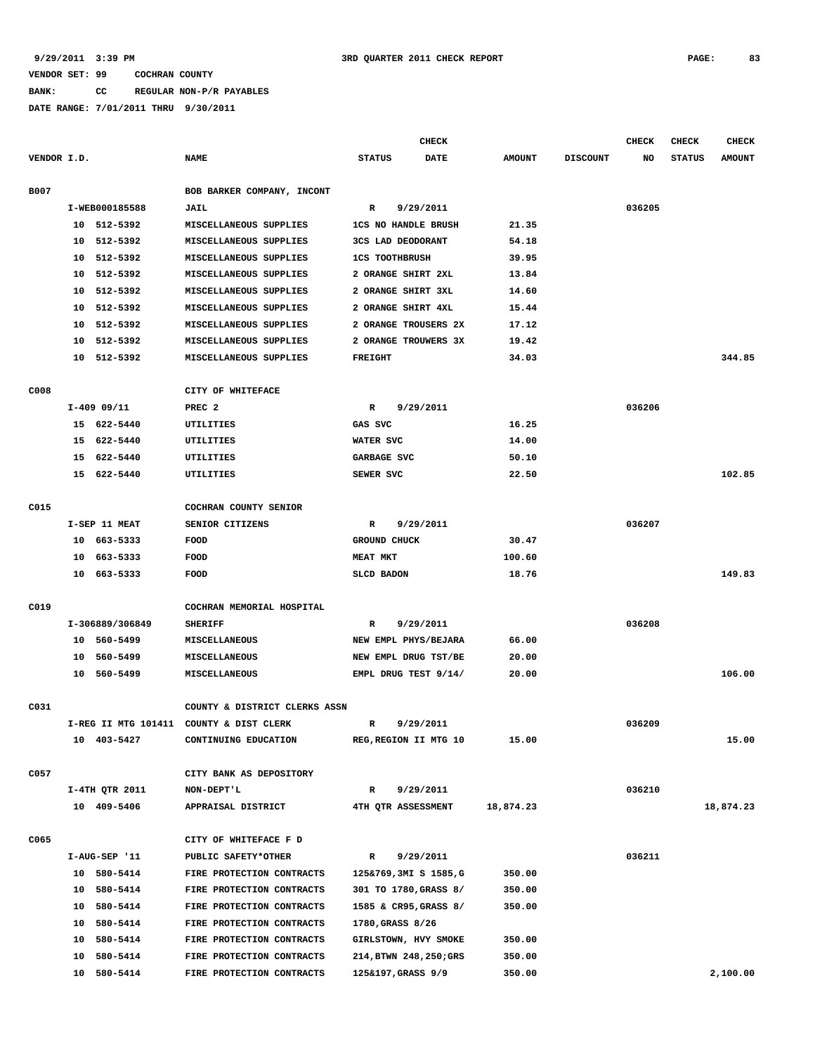9/29/2011 3:39 PM 3RD QUARTER 2011 CHECK REPORT

VENDOR SET: 99 COCHRAN COUNTY

BANK: CC REGULAR NON-P/R PAYABLES

DATE RANGE: 7/01/2011 THRU 9/30/2011

| VENDOR I.D. | NAME | STATUS | CHECK DATE | AMOUNT | DISCOUNT | CHECK NO | CHECK STATUS | CHECK AMOUNT |
|---|---|---|---|---|---|---|---|---|
| B007 | BOB BARKER COMPANY, INCONT | | | | | | | |
| I-WEB000185588 | JAIL | R | 9/29/2011 | | | 036205 | | |
| 10 512-5392 | MISCELLANEOUS SUPPLIES | 1CS NO HANDLE BRUSH | | 21.35 | | | | |
| 10 512-5392 | MISCELLANEOUS SUPPLIES | 3CS LAD DEODORANT | | 54.18 | | | | |
| 10 512-5392 | MISCELLANEOUS SUPPLIES | 1CS TOOTHBRUSH | | 39.95 | | | | |
| 10 512-5392 | MISCELLANEOUS SUPPLIES | 2 ORANGE SHIRT 2XL | | 13.84 | | | | |
| 10 512-5392 | MISCELLANEOUS SUPPLIES | 2 ORANGE SHIRT 3XL | | 14.60 | | | | |
| 10 512-5392 | MISCELLANEOUS SUPPLIES | 2 ORANGE SHIRT 4XL | | 15.44 | | | | |
| 10 512-5392 | MISCELLANEOUS SUPPLIES | 2 ORANGE TROUSERS 2X | | 17.12 | | | | |
| 10 512-5392 | MISCELLANEOUS SUPPLIES | 2 ORANGE TROUWERS 3X | | 19.42 | | | | |
| 10 512-5392 | MISCELLANEOUS SUPPLIES | FREIGHT | | 34.03 | | | | 344.85 |
| C008 | CITY OF WHITEFACE | | | | | | | |
| I-409 09/11 | PREC 2 | R | 9/29/2011 | | | 036206 | | |
| 15 622-5440 | UTILITIES | GAS SVC | | 16.25 | | | | |
| 15 622-5440 | UTILITIES | WATER SVC | | 14.00 | | | | |
| 15 622-5440 | UTILITIES | GARBAGE SVC | | 50.10 | | | | |
| 15 622-5440 | UTILITIES | SEWER SVC | | 22.50 | | | | 102.85 |
| C015 | COCHRAN COUNTY SENIOR | | | | | | | |
| I-SEP 11 MEAT | SENIOR CITIZENS | R | 9/29/2011 | | | 036207 | | |
| 10 663-5333 | FOOD | GROUND CHUCK | | 30.47 | | | | |
| 10 663-5333 | FOOD | MEAT MKT | | 100.60 | | | | |
| 10 663-5333 | FOOD | SLCD BADON | | 18.76 | | | | 149.83 |
| C019 | COCHRAN MEMORIAL HOSPITAL | | | | | | | |
| I-306889/306849 | SHERIFF | R | 9/29/2011 | | | 036208 | | |
| 10 560-5499 | MISCELLANEOUS | NEW EMPL PHYS/BEJARA | | 66.00 | | | | |
| 10 560-5499 | MISCELLANEOUS | NEW EMPL DRUG TST/BE | | 20.00 | | | | |
| 10 560-5499 | MISCELLANEOUS | EMPL DRUG TEST 9/14/ | | 20.00 | | | | 106.00 |
| C031 | COUNTY & DISTRICT CLERKS ASSN | | | | | | | |
| I-REG II MTG 101411 | COUNTY & DIST CLERK | R | 9/29/2011 | | | 036209 | | |
| 10 403-5427 | CONTINUING EDUCATION | REG,REGION II MTG 10 | | 15.00 | | | | 15.00 |
| C057 | CITY BANK AS DEPOSITORY | | | | | | | |
| I-4TH QTR 2011 | NON-DEPT'L | R | 9/29/2011 | | | 036210 | | |
| 10 409-5406 | APPRAISAL DISTRICT | 4TH QTR ASSESSMENT | | 18,874.23 | | | | 18,874.23 |
| C065 | CITY OF WHITEFACE F D | | | | | | | |
| I-AUG-SEP '11 | PUBLIC SAFETY*OTHER | R | 9/29/2011 | | | 036211 | | |
| 10 580-5414 | FIRE PROTECTION CONTRACTS | 125&769,3MI S 1585,G | | 350.00 | | | | |
| 10 580-5414 | FIRE PROTECTION CONTRACTS | 301 TO 1780,GRASS 8/ | | 350.00 | | | | |
| 10 580-5414 | FIRE PROTECTION CONTRACTS | 1585 & CR95,GRASS 8/ | | 350.00 | | | | |
| 10 580-5414 | FIRE PROTECTION CONTRACTS | 1780,GRASS 8/26 | | | | | | |
| 10 580-5414 | FIRE PROTECTION CONTRACTS | GIRLSTOWN, HVY SMOKE | | 350.00 | | | | |
| 10 580-5414 | FIRE PROTECTION CONTRACTS | 214,BTWN 248,250;GRS | | 350.00 | | | | |
| 10 580-5414 | FIRE PROTECTION CONTRACTS | 125&197,GRASS 9/9 | | 350.00 | | | | 2,100.00 |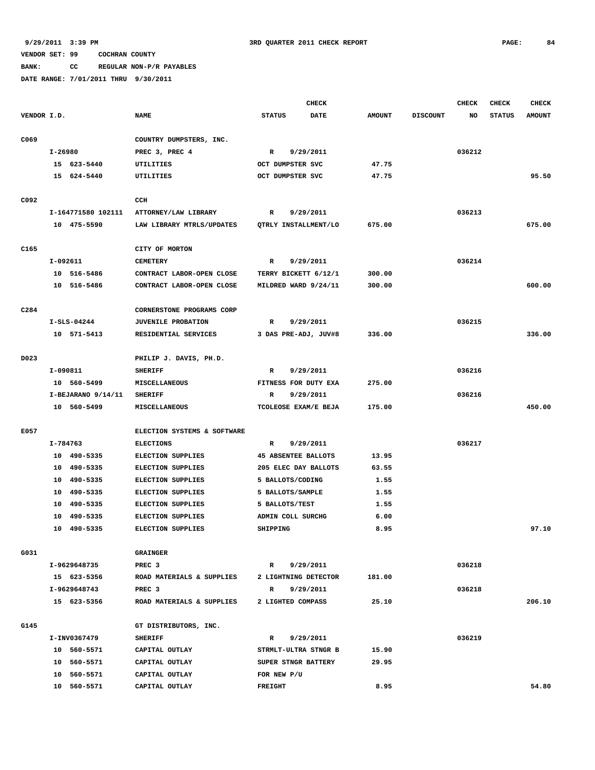9/29/2011 3:39 PM 3RD QUARTER 2011 CHECK REPORT

VENDOR SET: 99 COCHRAN COUNTY

BANK: CC REGULAR NON-P/R PAYABLES

DATE RANGE: 7/01/2011 THRU 9/30/2011

| VENDOR I.D. | NAME | STATUS | CHECK DATE | AMOUNT | DISCOUNT | CHECK NO | CHECK STATUS | CHECK AMOUNT |
|---|---|---|---|---|---|---|---|---|
| C069 | COUNTRY DUMPSTERS, INC. | | | | | | | |
| I-26980 | PREC 3, PREC 4 | R | 9/29/2011 | | | 036212 | | |
| 15 623-5440 | UTILITIES | OCT DUMPSTER SVC | | 47.75 | | | | |
| 15 624-5440 | UTILITIES | OCT DUMPSTER SVC | | 47.75 | | | | 95.50 |
| C092 | CCH | | | | | | | |
| I-164771580 102111 | ATTORNEY/LAW LIBRARY | R | 9/29/2011 | | | 036213 | | |
| 10 475-5590 | LAW LIBRARY MTRLS/UPDATES | QTRLY INSTALLMENT/LO | | 675.00 | | | | 675.00 |
| C165 | CITY OF MORTON | | | | | | | |
| I-092611 | CEMETERY | R | 9/29/2011 | | | 036214 | | |
| 10 516-5486 | CONTRACT LABOR-OPEN CLOSE | TERRY BICKETT 6/12/1 | | 300.00 | | | | |
| 10 516-5486 | CONTRACT LABOR-OPEN CLOSE | MILDRED WARD 9/24/11 | | 300.00 | | | | 600.00 |
| C284 | CORNERSTONE PROGRAMS CORP | | | | | | | |
| I-SLS-04244 | JUVENILE PROBATION | R | 9/29/2011 | | | 036215 | | |
| 10 571-5413 | RESIDENTIAL SERVICES | 3 DAS PRE-ADJ, JUV#8 | | 336.00 | | | | 336.00 |
| D023 | PHILIP J. DAVIS, PH.D. | | | | | | | |
| I-090811 | SHERIFF | R | 9/29/2011 | | | 036216 | | |
| 10 560-5499 | MISCELLANEOUS | FITNESS FOR DUTY EXA | | 275.00 | | | | |
| I-BEJARANO 9/14/11 | SHERIFF | R | 9/29/2011 | | | 036216 | | |
| 10 560-5499 | MISCELLANEOUS | TCOLEOSE EXAM/E BEJA | | 175.00 | | | | 450.00 |
| E057 | ELECTION SYSTEMS & SOFTWARE | | | | | | | |
| I-784763 | ELECTIONS | R | 9/29/2011 | | | 036217 | | |
| 10 490-5335 | ELECTION SUPPLIES | 45 ABSENTEE BALLOTS | | 13.95 | | | | |
| 10 490-5335 | ELECTION SUPPLIES | 205 ELEC DAY BALLOTS | | 63.55 | | | | |
| 10 490-5335 | ELECTION SUPPLIES | 5 BALLOTS/CODING | | 1.55 | | | | |
| 10 490-5335 | ELECTION SUPPLIES | 5 BALLOTS/SAMPLE | | 1.55 | | | | |
| 10 490-5335 | ELECTION SUPPLIES | 5 BALLOTS/TEST | | 1.55 | | | | |
| 10 490-5335 | ELECTION SUPPLIES | ADMIN COLL SURCHG | | 6.00 | | | | |
| 10 490-5335 | ELECTION SUPPLIES | SHIPPING | | 8.95 | | | | 97.10 |
| G031 | GRAINGER | | | | | | | |
| I-9629648735 | PREC 3 | R | 9/29/2011 | | | 036218 | | |
| 15 623-5356 | ROAD MATERIALS & SUPPLIES | 2 LIGHTNING DETECTOR | | 181.00 | | | | |
| I-9629648743 | PREC 3 | R | 9/29/2011 | | | 036218 | | |
| 15 623-5356 | ROAD MATERIALS & SUPPLIES | 2 LIGHTED COMPASS | | 25.10 | | | | 206.10 |
| G145 | GT DISTRIBUTORS, INC. | | | | | | | |
| I-INV0367479 | SHERIFF | R | 9/29/2011 | | | 036219 | | |
| 10 560-5571 | CAPITAL OUTLAY | STRMLT-ULTRA STNGR B | | 15.90 | | | | |
| 10 560-5571 | CAPITAL OUTLAY | SUPER STNGR BATTERY | | 29.95 | | | | |
| 10 560-5571 | CAPITAL OUTLAY | FOR NEW P/U | | | | | | |
| 10 560-5571 | CAPITAL OUTLAY | FREIGHT | | 8.95 | | | | 54.80 |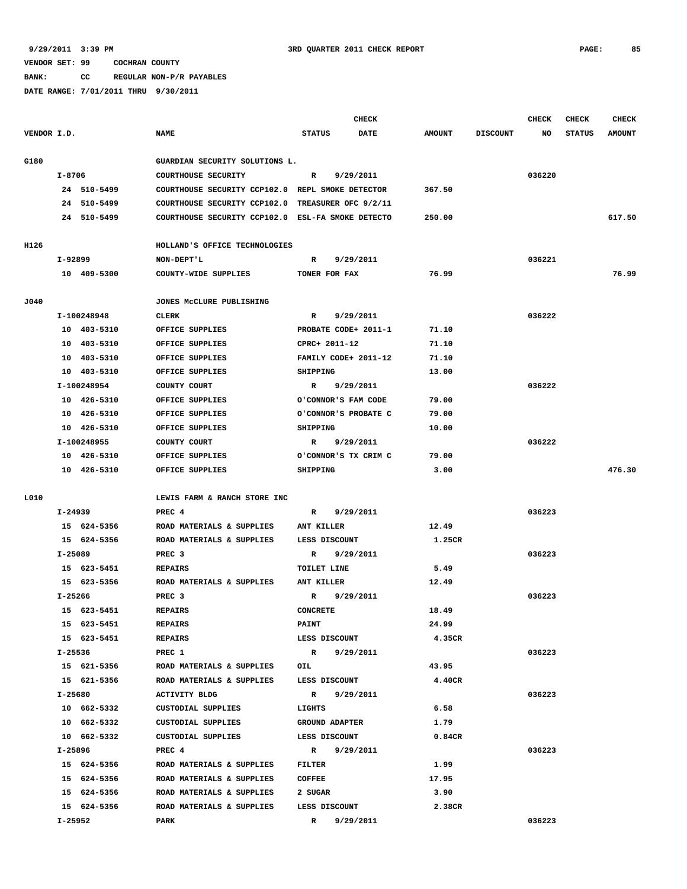9/29/2011 3:39 PM — 3RD QUARTER 2011 CHECK REPORT

VENDOR SET: 99 COCHRAN COUNTY
BANK: CC REGULAR NON-P/R PAYABLES
DATE RANGE: 7/01/2011 THRU 9/30/2011

| VENDOR I.D. | NAME | STATUS | CHECK DATE | AMOUNT | DISCOUNT | CHECK NO | CHECK STATUS | CHECK AMOUNT |
|---|---|---|---|---|---|---|---|---|
| G180 | GUARDIAN SECURITY SOLUTIONS L. | | | | | | | |
| I-8706 | COURTHOUSE SECURITY | R | 9/29/2011 | | | 036220 | | |
| 24 510-5499 | COURTHOUSE SECURITY CCP102.0 | REPL SMOKE DETECTOR | | 367.50 | | | | |
| 24 510-5499 | COURTHOUSE SECURITY CCP102.0 | TREASURER OFC 9/2/11 | | | | | | |
| 24 510-5499 | COURTHOUSE SECURITY CCP102.0 | ESL-FA SMOKE DETECTO | | 250.00 | | | | 617.50 |
| H126 | HOLLAND'S OFFICE TECHNOLOGIES | | | | | | | |
| I-92899 | NON-DEPT'L | R | 9/29/2011 | | | 036221 | | |
| 10 409-5300 | COUNTY-WIDE SUPPLIES | TONER FOR FAX | | 76.99 | | | | 76.99 |
| J040 | JONES McCLURE PUBLISHING | | | | | | | |
| I-100248948 | CLERK | R | 9/29/2011 | | | 036222 | | |
| 10 403-5310 | OFFICE SUPPLIES | PROBATE CODE+ 2011-1 | | 71.10 | | | | |
| 10 403-5310 | OFFICE SUPPLIES | CPRC+ 2011-12 | | 71.10 | | | | |
| 10 403-5310 | OFFICE SUPPLIES | FAMILY CODE+ 2011-12 | | 71.10 | | | | |
| 10 403-5310 | OFFICE SUPPLIES | SHIPPING | | 13.00 | | | | |
| I-100248954 | COUNTY COURT | R | 9/29/2011 | | | 036222 | | |
| 10 426-5310 | OFFICE SUPPLIES | O'CONNOR'S FAM CODE | | 79.00 | | | | |
| 10 426-5310 | OFFICE SUPPLIES | O'CONNOR'S PROBATE C | | 79.00 | | | | |
| 10 426-5310 | OFFICE SUPPLIES | SHIPPING | | 10.00 | | | | |
| I-100248955 | COUNTY COURT | R | 9/29/2011 | | | 036222 | | |
| 10 426-5310 | OFFICE SUPPLIES | O'CONNOR'S TX CRIM C | | 79.00 | | | | |
| 10 426-5310 | OFFICE SUPPLIES | SHIPPING | | 3.00 | | | | 476.30 |
| L010 | LEWIS FARM & RANCH STORE INC | | | | | | | |
| I-24939 | PREC 4 | R | 9/29/2011 | | | 036223 | | |
| 15 624-5356 | ROAD MATERIALS & SUPPLIES | ANT KILLER | | 12.49 | | | | |
| 15 624-5356 | ROAD MATERIALS & SUPPLIES | LESS DISCOUNT | | 1.25CR | | | | |
| I-25089 | PREC 3 | R | 9/29/2011 | | | 036223 | | |
| 15 623-5451 | REPAIRS | TOILET LINE | | 5.49 | | | | |
| 15 623-5356 | ROAD MATERIALS & SUPPLIES | ANT KILLER | | 12.49 | | | | |
| I-25266 | PREC 3 | R | 9/29/2011 | | | 036223 | | |
| 15 623-5451 | REPAIRS | CONCRETE | | 18.49 | | | | |
| 15 623-5451 | REPAIRS | PAINT | | 24.99 | | | | |
| 15 623-5451 | REPAIRS | LESS DISCOUNT | | 4.35CR | | | | |
| I-25536 | PREC 1 | R | 9/29/2011 | | | 036223 | | |
| 15 621-5356 | ROAD MATERIALS & SUPPLIES | OIL | | 43.95 | | | | |
| 15 621-5356 | ROAD MATERIALS & SUPPLIES | LESS DISCOUNT | | 4.40CR | | | | |
| I-25680 | ACTIVITY BLDG | R | 9/29/2011 | | | 036223 | | |
| 10 662-5332 | CUSTODIAL SUPPLIES | LIGHTS | | 6.58 | | | | |
| 10 662-5332 | CUSTODIAL SUPPLIES | GROUND ADAPTER | | 1.79 | | | | |
| 10 662-5332 | CUSTODIAL SUPPLIES | LESS DISCOUNT | | 0.84CR | | | | |
| I-25896 | PREC 4 | R | 9/29/2011 | | | 036223 | | |
| 15 624-5356 | ROAD MATERIALS & SUPPLIES | FILTER | | 1.99 | | | | |
| 15 624-5356 | ROAD MATERIALS & SUPPLIES | COFFEE | | 17.95 | | | | |
| 15 624-5356 | ROAD MATERIALS & SUPPLIES | 2 SUGAR | | 3.90 | | | | |
| 15 624-5356 | ROAD MATERIALS & SUPPLIES | LESS DISCOUNT | | 2.38CR | | | | |
| I-25952 | PARK | R | 9/29/2011 | | | 036223 | | |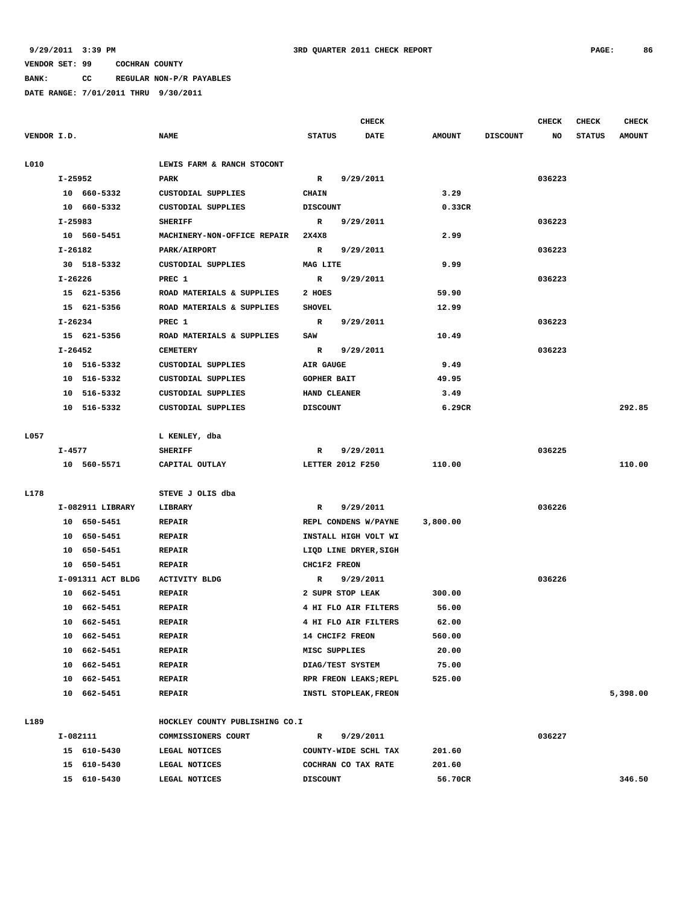9/29/2011 3:39 PM 3RD QUARTER 2011 CHECK REPORT

VENDOR SET: 99 COCHRAN COUNTY

BANK: CC REGULAR NON-P/R PAYABLES

DATE RANGE: 7/01/2011 THRU 9/30/2011

| VENDOR I.D. | NAME | STATUS | CHECK DATE | AMOUNT | DISCOUNT | CHECK NO | CHECK STATUS | CHECK AMOUNT |
|---|---|---|---|---|---|---|---|---|
| L010 | LEWIS FARM & RANCH STOCONT | | | | | | | |
| I-25952 | PARK | R | 9/29/2011 | | | 036223 | | |
| 10 660-5332 | CUSTODIAL SUPPLIES | CHAIN | | 3.29 | | | | |
| 10 660-5332 | CUSTODIAL SUPPLIES | DISCOUNT | | 0.33CR | | | | |
| I-25983 | SHERIFF | R | 9/29/2011 | | | 036223 | | |
| 10 560-5451 | MACHINERY-NON-OFFICE REPAIR | 2X4X8 | | 2.99 | | | | |
| I-26182 | PARK/AIRPORT | R | 9/29/2011 | | | 036223 | | |
| 30 518-5332 | CUSTODIAL SUPPLIES | MAG LITE | | 9.99 | | | | |
| I-26226 | PREC 1 | R | 9/29/2011 | | | 036223 | | |
| 15 621-5356 | ROAD MATERIALS & SUPPLIES | 2 HOES | | 59.90 | | | | |
| 15 621-5356 | ROAD MATERIALS & SUPPLIES | SHOVEL | | 12.99 | | | | |
| I-26234 | PREC 1 | R | 9/29/2011 | | | 036223 | | |
| 15 621-5356 | ROAD MATERIALS & SUPPLIES | SAW | | 10.49 | | | | |
| I-26452 | CEMETERY | R | 9/29/2011 | | | 036223 | | |
| 10 516-5332 | CUSTODIAL SUPPLIES | AIR GAUGE | | 9.49 | | | | |
| 10 516-5332 | CUSTODIAL SUPPLIES | GOPHER BAIT | | 49.95 | | | | |
| 10 516-5332 | CUSTODIAL SUPPLIES | HAND CLEANER | | 3.49 | | | | |
| 10 516-5332 | CUSTODIAL SUPPLIES | DISCOUNT | | 6.29CR | | | | 292.85 |
| L057 | L KENLEY, dba | | | | | | | |
| I-4577 | SHERIFF | R | 9/29/2011 | | | 036225 | | |
| 10 560-5571 | CAPITAL OUTLAY | LETTER 2012 F250 | | 110.00 | | | | 110.00 |
| L178 | STEVE J OLIS dba | | | | | | | |
| I-082911 LIBRARY | LIBRARY | R | 9/29/2011 | | | 036226 | | |
| 10 650-5451 | REPAIR | REPL CONDENS W/PAYNE | | 3,800.00 | | | | |
| 10 650-5451 | REPAIR | INSTALL HIGH VOLT WI | | | | | | |
| 10 650-5451 | REPAIR | LIQD LINE DRYER,SIGH | | | | | | |
| 10 650-5451 | REPAIR | CHC1F2 FREON | | | | | | |
| I-091311 ACT BLDG | ACTIVITY BLDG | R | 9/29/2011 | | | 036226 | | |
| 10 662-5451 | REPAIR | 2 SUPR STOP LEAK | | 300.00 | | | | |
| 10 662-5451 | REPAIR | 4 HI FLO AIR FILTERS | | 56.00 | | | | |
| 10 662-5451 | REPAIR | 4 HI FLO AIR FILTERS | | 62.00 | | | | |
| 10 662-5451 | REPAIR | 14 CHCIF2 FREON | | 560.00 | | | | |
| 10 662-5451 | REPAIR | MISC SUPPLIES | | 20.00 | | | | |
| 10 662-5451 | REPAIR | DIAG/TEST SYSTEM | | 75.00 | | | | |
| 10 662-5451 | REPAIR | RPR FREON LEAKS;REPL | | 525.00 | | | | |
| 10 662-5451 | REPAIR | INSTL STOPLEAK,FREON | | | | | | 5,398.00 |
| L189 | HOCKLEY COUNTY PUBLISHING CO.I | | | | | | | |
| I-082111 | COMMISSIONERS COURT | R | 9/29/2011 | | | 036227 | | |
| 15 610-5430 | LEGAL NOTICES | COUNTY-WIDE SCHL TAX | | 201.60 | | | | |
| 15 610-5430 | LEGAL NOTICES | COCHRAN CO TAX RATE | | 201.60 | | | | |
| 15 610-5430 | LEGAL NOTICES | DISCOUNT | | 56.70CR | | | | 346.50 |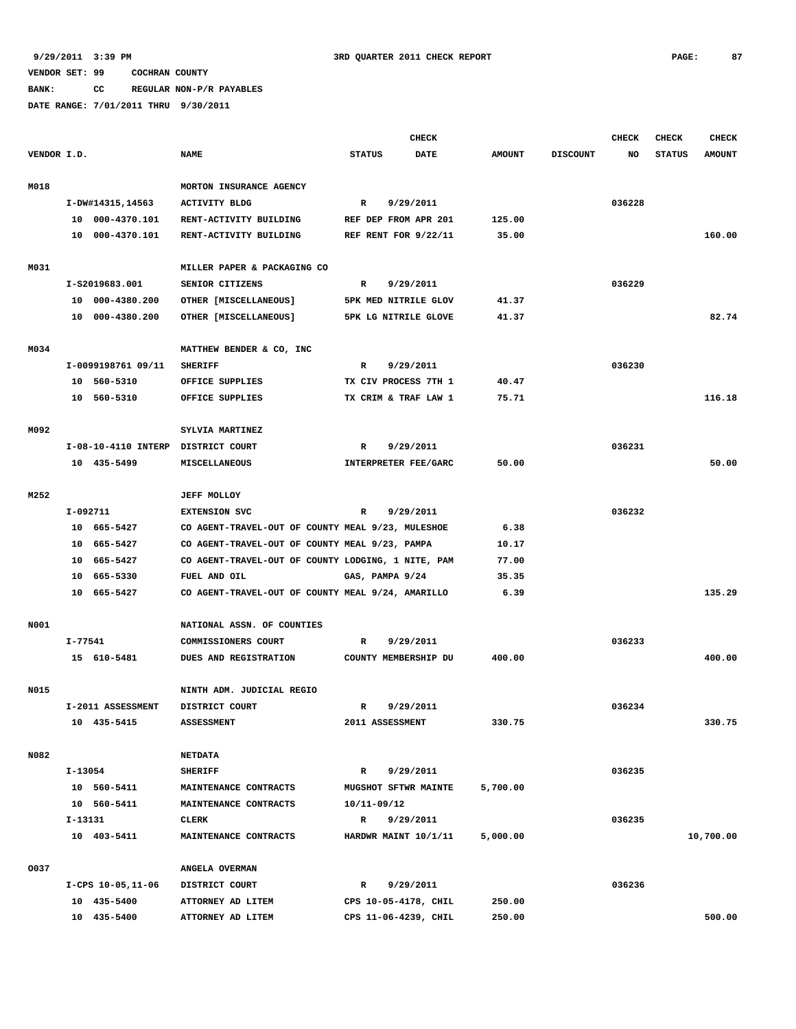9/29/2011 3:39 PM 3RD QUARTER 2011 CHECK REPORT

VENDOR SET: 99 COCHRAN COUNTY

BANK: CC REGULAR NON-P/R PAYABLES

DATE RANGE: 7/01/2011 THRU 9/30/2011

| VENDOR I.D. | NAME | STATUS | CHECK DATE | AMOUNT | DISCOUNT | CHECK NO | CHECK STATUS | CHECK AMOUNT |
|---|---|---|---|---|---|---|---|---|
| M018 | MORTON INSURANCE AGENCY | | | | | | | |
| I-DW#14315,14563 | ACTIVITY BLDG | R | 9/29/2011 | | | 036228 | | |
| 10 000-4370.101 | RENT-ACTIVITY BUILDING | REF DEP FROM APR 201 | | 125.00 | | | | |
| 10 000-4370.101 | RENT-ACTIVITY BUILDING | REF RENT FOR 9/22/11 | | 35.00 | | | | 160.00 |
| M031 | MILLER PAPER & PACKAGING CO | | | | | | | |
| I-S2019683.001 | SENIOR CITIZENS | R | 9/29/2011 | | | 036229 | | |
| 10 000-4380.200 | OTHER [MISCELLANEOUS] | 5PK MED NITRILE GLOV | | 41.37 | | | | |
| 10 000-4380.200 | OTHER [MISCELLANEOUS] | 5PK LG NITRILE GLOVE | | 41.37 | | | | 82.74 |
| M034 | MATTHEW BENDER & CO, INC | | | | | | | |
| I-0099198761 09/11 | SHERIFF | R | 9/29/2011 | | | 036230 | | |
| 10 560-5310 | OFFICE SUPPLIES | TX CIV PROCESS 7TH 1 | | 40.47 | | | | |
| 10 560-5310 | OFFICE SUPPLIES | TX CRIM & TRAF LAW 1 | | 75.71 | | | | 116.18 |
| M092 | SYLVIA MARTINEZ | | | | | | | |
| I-08-10-4110 INTERP | DISTRICT COURT | R | 9/29/2011 | | | 036231 | | |
| 10 435-5499 | MISCELLANEOUS | INTERPRETER FEE/GARC | | 50.00 | | | | 50.00 |
| M252 | JEFF MOLLOY | | | | | | | |
| I-092711 | EXTENSION SVC | R | 9/29/2011 | | | 036232 | | |
| 10 665-5427 | CO AGENT-TRAVEL-OUT OF COUNTY | MEAL 9/23, MULESHOE | | 6.38 | | | | |
| 10 665-5427 | CO AGENT-TRAVEL-OUT OF COUNTY | MEAL 9/23, PAMPA | | 10.17 | | | | |
| 10 665-5427 | CO AGENT-TRAVEL-OUT OF COUNTY | LODGING, 1 NITE, PAM | | 77.00 | | | | |
| 10 665-5330 | FUEL AND OIL | GAS, PAMPA 9/24 | | 35.35 | | | | |
| 10 665-5427 | CO AGENT-TRAVEL-OUT OF COUNTY | MEAL 9/24, AMARILLO | | 6.39 | | | | 135.29 |
| N001 | NATIONAL ASSN. OF COUNTIES | | | | | | | |
| I-77541 | COMMISSIONERS COURT | R | 9/29/2011 | | | 036233 | | |
| 15 610-5481 | DUES AND REGISTRATION | COUNTY MEMBERSHIP DU | | 400.00 | | | | 400.00 |
| N015 | NINTH ADM. JUDICIAL REGIO | | | | | | | |
| I-2011 ASSESSMENT | DISTRICT COURT | R | 9/29/2011 | | | 036234 | | |
| 10 435-5415 | ASSESSMENT | 2011 ASSESSMENT | | 330.75 | | | | 330.75 |
| N082 | NETDATA | | | | | | | |
| I-13054 | SHERIFF | R | 9/29/2011 | | | 036235 | | |
| 10 560-5411 | MAINTENANCE CONTRACTS | MUGSHOT SFTWR MAINTE | | 5,700.00 | | | | |
| 10 560-5411 | MAINTENANCE CONTRACTS | 10/11-09/12 | | | | | | |
| I-13131 | CLERK | R | 9/29/2011 | | | 036235 | | |
| 10 403-5411 | MAINTENANCE CONTRACTS | HARDWR MAINT 10/1/11 | | 5,000.00 | | | | 10,700.00 |
| O037 | ANGELA OVERMAN | | | | | | | |
| I-CPS 10-05,11-06 | DISTRICT COURT | R | 9/29/2011 | | | 036236 | | |
| 10 435-5400 | ATTORNEY AD LITEM | CPS 10-05-4178, CHIL | | 250.00 | | | | |
| 10 435-5400 | ATTORNEY AD LITEM | CPS 11-06-4239, CHIL | | 250.00 | | | | 500.00 |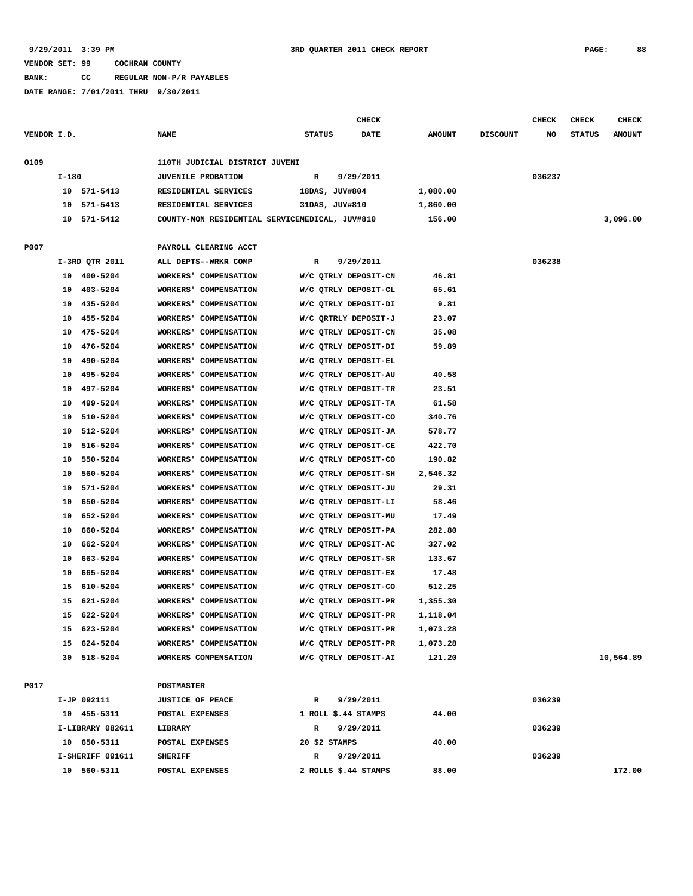9/29/2011 3:39 PM — 3RD QUARTER 2011 CHECK REPORT

VENDOR SET: 99 COCHRAN COUNTY

BANK: CC REGULAR NON-P/R PAYABLES

DATE RANGE: 7/01/2011 THRU 9/30/2011

| VENDOR I.D. | NAME | STATUS | CHECK DATE | AMOUNT | DISCOUNT | CHECK NO | CHECK STATUS | CHECK AMOUNT |
|---|---|---|---|---|---|---|---|---|
| 0109 | 110TH JUDICIAL DISTRICT JUVENI | | | | | | | |
| I-180 | JUVENILE PROBATION | R | 9/29/2011 | | | 036237 | | |
| 10 571-5413 | RESIDENTIAL SERVICES | 18DAS, JUV#804 | | 1,080.00 | | | | |
| 10 571-5413 | RESIDENTIAL SERVICES | 31DAS, JUV#810 | | 1,860.00 | | | | |
| 10 571-5412 | COUNTY-NON RESIDENTIAL SERVICEMEDICAL, JUV#810 | | | 156.00 | | | | 3,096.00 |
| P007 | PAYROLL CLEARING ACCT | | | | | | | |
| I-3RD QTR 2011 | ALL DEPTS--WRKR COMP | R | 9/29/2011 | | | 036238 | | |
| 10 400-5204 | WORKERS' COMPENSATION | W/C QTRLY DEPOSIT-CN | | 46.81 | | | | |
| 10 403-5204 | WORKERS' COMPENSATION | W/C QTRLY DEPOSIT-CL | | 65.61 | | | | |
| 10 435-5204 | WORKERS' COMPENSATION | W/C QTRLY DEPOSIT-DI | | 9.81 | | | | |
| 10 455-5204 | WORKERS' COMPENSATION | W/C QRTRLY DEPOSIT-J | | 23.07 | | | | |
| 10 475-5204 | WORKERS' COMPENSATION | W/C QTRLY DEPOSIT-CN | | 35.08 | | | | |
| 10 476-5204 | WORKERS' COMPENSATION | W/C QTRLY DEPOSIT-DI | | 59.89 | | | | |
| 10 490-5204 | WORKERS' COMPENSATION | W/C QTRLY DEPOSIT-EL | | | | | | |
| 10 495-5204 | WORKERS' COMPENSATION | W/C QTRLY DEPOSIT-AU | | 40.58 | | | | |
| 10 497-5204 | WORKERS' COMPENSATION | W/C QTRLY DEPOSIT-TR | | 23.51 | | | | |
| 10 499-5204 | WORKERS' COMPENSATION | W/C QTRLY DEPOSIT-TA | | 61.58 | | | | |
| 10 510-5204 | WORKERS' COMPENSATION | W/C QTRLY DEPOSIT-CO | | 340.76 | | | | |
| 10 512-5204 | WORKERS' COMPENSATION | W/C QTRLY DEPOSIT-JA | | 578.77 | | | | |
| 10 516-5204 | WORKERS' COMPENSATION | W/C QTRLY DEPOSIT-CE | | 422.70 | | | | |
| 10 550-5204 | WORKERS' COMPENSATION | W/C QTRLY DEPOSIT-CO | | 190.82 | | | | |
| 10 560-5204 | WORKERS' COMPENSATION | W/C QTRLY DEPOSIT-SH | | 2,546.32 | | | | |
| 10 571-5204 | WORKERS' COMPENSATION | W/C QTRLY DEPOSIT-JU | | 29.31 | | | | |
| 10 650-5204 | WORKERS' COMPENSATION | W/C QTRLY DEPOSIT-LI | | 58.46 | | | | |
| 10 652-5204 | WORKERS' COMPENSATION | W/C QTRLY DEPOSIT-MU | | 17.49 | | | | |
| 10 660-5204 | WORKERS' COMPENSATION | W/C QTRLY DEPOSIT-PA | | 282.80 | | | | |
| 10 662-5204 | WORKERS' COMPENSATION | W/C QTRLY DEPOSIT-AC | | 327.02 | | | | |
| 10 663-5204 | WORKERS' COMPENSATION | W/C QTRLY DEPOSIT-SR | | 133.67 | | | | |
| 10 665-5204 | WORKERS' COMPENSATION | W/C QTRLY DEPOSIT-EX | | 17.48 | | | | |
| 15 610-5204 | WORKERS' COMPENSATION | W/C QTRLY DEPOSIT-CO | | 512.25 | | | | |
| 15 621-5204 | WORKERS' COMPENSATION | W/C QTRLY DEPOSIT-PR | | 1,355.30 | | | | |
| 15 622-5204 | WORKERS' COMPENSATION | W/C QTRLY DEPOSIT-PR | | 1,118.04 | | | | |
| 15 623-5204 | WORKERS' COMPENSATION | W/C QTRLY DEPOSIT-PR | | 1,073.28 | | | | |
| 15 624-5204 | WORKERS' COMPENSATION | W/C QTRLY DEPOSIT-PR | | 1,073.28 | | | | |
| 30 518-5204 | WORKERS COMPENSATION | W/C QTRLY DEPOSIT-AI | | 121.20 | | | | 10,564.89 |
| P017 | POSTMASTER | | | | | | | |
| I-JP 092111 | JUSTICE OF PEACE | R | 9/29/2011 | | | 036239 | | |
| 10 455-5311 | POSTAL EXPENSES | 1 ROLL $.44 STAMPS | | 44.00 | | | | |
| I-LIBRARY 082611 | LIBRARY | R | 9/29/2011 | | | 036239 | | |
| 10 650-5311 | POSTAL EXPENSES | 20 $2 STAMPS | | 40.00 | | | | |
| I-SHERIFF 091611 | SHERIFF | R | 9/29/2011 | | | 036239 | | |
| 10 560-5311 | POSTAL EXPENSES | 2 ROLLS $.44 STAMPS | | 88.00 | | | | 172.00 |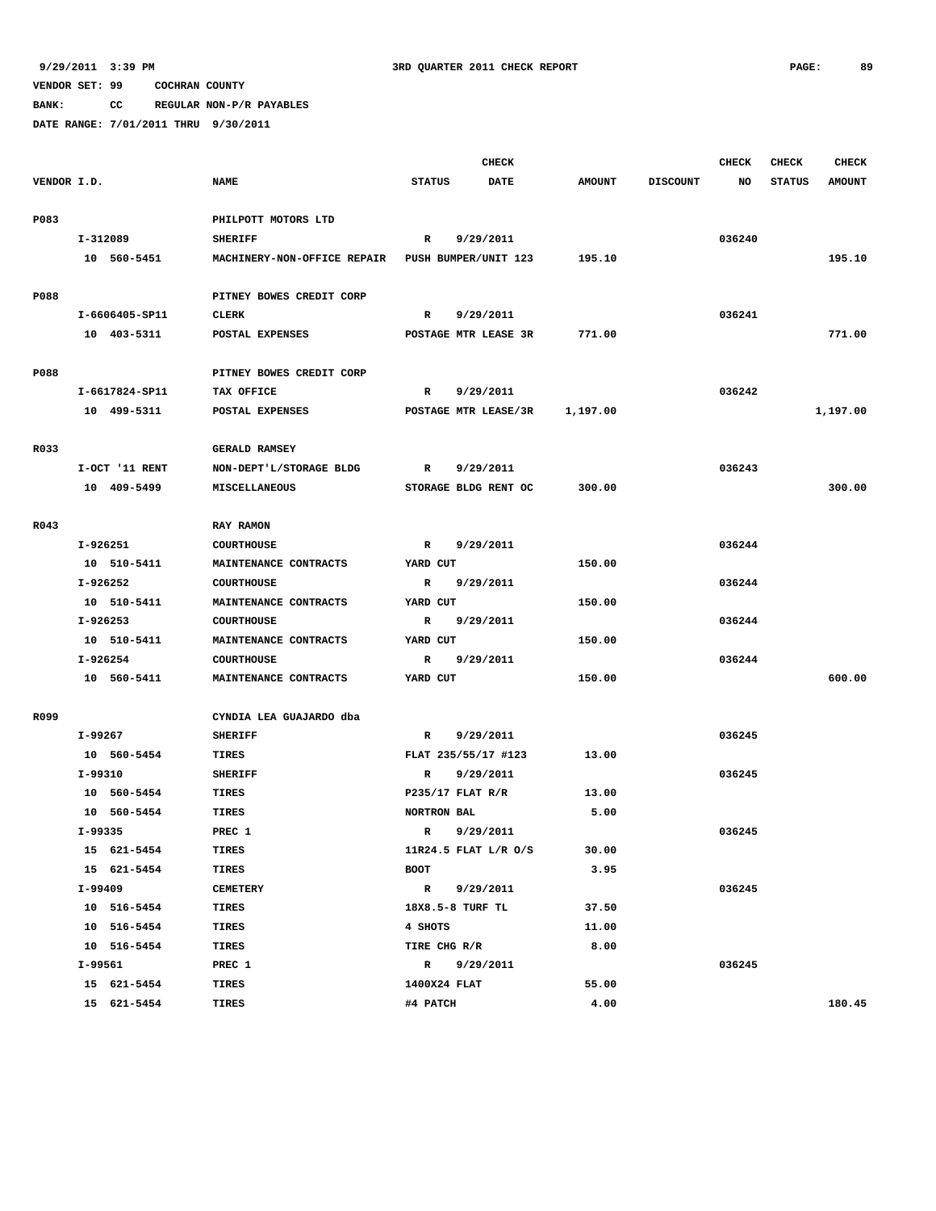9/29/2011 3:39 PM — 3RD QUARTER 2011 CHECK REPORT

VENDOR SET: 99 COCHRAN COUNTY

BANK: CC REGULAR NON-P/R PAYABLES

DATE RANGE: 7/01/2011 THRU 9/30/2011

| VENDOR I.D. | NAME | STATUS | CHECK DATE | AMOUNT | DISCOUNT | CHECK NO | CHECK STATUS | CHECK AMOUNT |
|---|---|---|---|---|---|---|---|---|
| P083 | PHILPOTT MOTORS LTD | | | | | | | |
| I-312089 | SHERIFF | R | 9/29/2011 | | | 036240 | | |
| 10 560-5451 | MACHINERY-NON-OFFICE REPAIR | PUSH BUMPER/UNIT 123 | | 195.10 | | | | 195.10 |
| P088 | PITNEY BOWES CREDIT CORP | | | | | | | |
| I-6606405-SP11 | CLERK | R | 9/29/2011 | | | 036241 | | |
| 10 403-5311 | POSTAL EXPENSES | POSTAGE MTR LEASE 3R | | 771.00 | | | | 771.00 |
| P088 | PITNEY BOWES CREDIT CORP | | | | | | | |
| I-6617824-SP11 | TAX OFFICE | R | 9/29/2011 | | | 036242 | | |
| 10 499-5311 | POSTAL EXPENSES | POSTAGE MTR LEASE/3R | | 1,197.00 | | | | 1,197.00 |
| R033 | GERALD RAMSEY | | | | | | | |
| I-OCT '11 RENT | NON-DEPT'L/STORAGE BLDG | R | 9/29/2011 | | | 036243 | | |
| 10 409-5499 | MISCELLANEOUS | STORAGE BLDG RENT OC | | 300.00 | | | | 300.00 |
| R043 | RAY RAMON | | | | | | | |
| I-926251 | COURTHOUSE | R | 9/29/2011 | | | 036244 | | |
| 10 510-5411 | MAINTENANCE CONTRACTS | YARD CUT | | 150.00 | | | | |
| I-926252 | COURTHOUSE | R | 9/29/2011 | | | 036244 | | |
| 10 510-5411 | MAINTENANCE CONTRACTS | YARD CUT | | 150.00 | | | | |
| I-926253 | COURTHOUSE | R | 9/29/2011 | | | 036244 | | |
| 10 510-5411 | MAINTENANCE CONTRACTS | YARD CUT | | 150.00 | | | | |
| I-926254 | COURTHOUSE | R | 9/29/2011 | | | 036244 | | |
| 10 560-5411 | MAINTENANCE CONTRACTS | YARD CUT | | 150.00 | | | | 600.00 |
| R099 | CYNDIA LEA GUAJARDO dba | | | | | | | |
| I-99267 | SHERIFF | R | 9/29/2011 | | | 036245 | | |
| 10 560-5454 | TIRES | FLAT 235/55/17 #123 | | 13.00 | | | | |
| I-99310 | SHERIFF | R | 9/29/2011 | | | 036245 | | |
| 10 560-5454 | TIRES | P235/17 FLAT R/R | | 13.00 | | | | |
| 10 560-5454 | TIRES | NORTRON BAL | | 5.00 | | | | |
| I-99335 | PREC 1 | R | 9/29/2011 | | | 036245 | | |
| 15 621-5454 | TIRES | 11R24.5 FLAT L/R O/S | | 30.00 | | | | |
| 15 621-5454 | TIRES | BOOT | | 3.95 | | | | |
| I-99409 | CEMETERY | R | 9/29/2011 | | | 036245 | | |
| 10 516-5454 | TIRES | 18X8.5-8 TURF TL | | 37.50 | | | | |
| 10 516-5454 | TIRES | 4 SHOTS | | 11.00 | | | | |
| 10 516-5454 | TIRES | TIRE CHG R/R | | 8.00 | | | | |
| I-99561 | PREC 1 | R | 9/29/2011 | | | 036245 | | |
| 15 621-5454 | TIRES | 1400X24 FLAT | | 55.00 | | | | |
| 15 621-5454 | TIRES | #4 PATCH | | 4.00 | | | | 180.45 |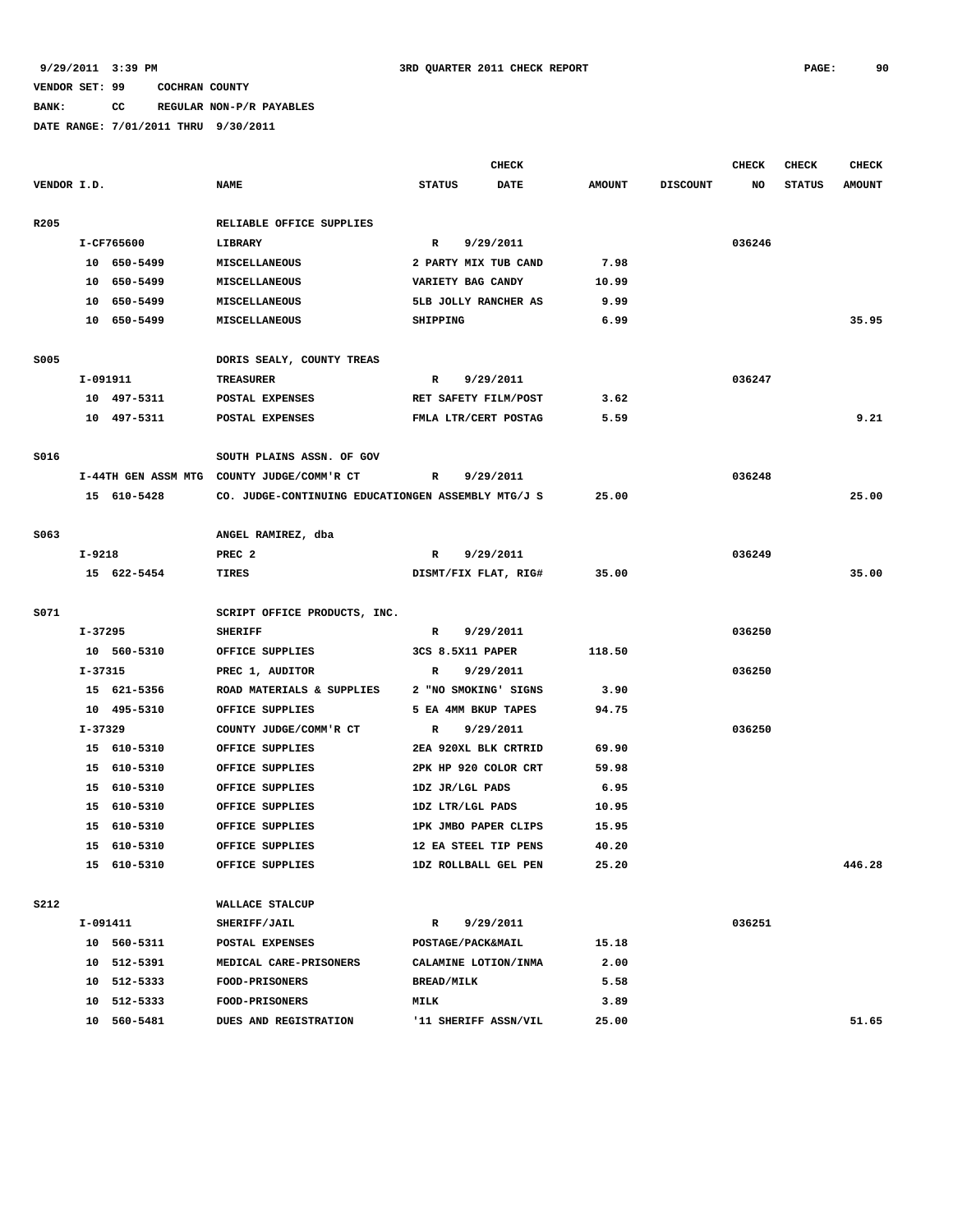9/29/2011 3:39 PM 3RD QUARTER 2011 CHECK REPORT

VENDOR SET: 99 COCHRAN COUNTY

BANK: CC REGULAR NON-P/R PAYABLES

DATE RANGE: 7/01/2011 THRU 9/30/2011

| VENDOR I.D. | NAME | STATUS | CHECK DATE | AMOUNT | DISCOUNT | CHECK NO | CHECK STATUS | CHECK AMOUNT |
|---|---|---|---|---|---|---|---|---|
| R205 | RELIABLE OFFICE SUPPLIES | | | | | | | |
| I-CF765600 | LIBRARY | R | 9/29/2011 | | | 036246 | | |
| 10 650-5499 | MISCELLANEOUS | 2 PARTY MIX TUB CAND | | 7.98 | | | | |
| 10 650-5499 | MISCELLANEOUS | VARIETY BAG CANDY | | 10.99 | | | | |
| 10 650-5499 | MISCELLANEOUS | 5LB JOLLY RANCHER AS | | 9.99 | | | | |
| 10 650-5499 | MISCELLANEOUS | SHIPPING | | 6.99 | | | | 35.95 |
| S005 | DORIS SEALY, COUNTY TREAS | | | | | | | |
| I-091911 | TREASURER | R | 9/29/2011 | | | 036247 | | |
| 10 497-5311 | POSTAL EXPENSES | RET SAFETY FILM/POST | | 3.62 | | | | |
| 10 497-5311 | POSTAL EXPENSES | FMLA LTR/CERT POSTAG | | 5.59 | | | | 9.21 |
| S016 | SOUTH PLAINS ASSN. OF GOV | | | | | | | |
| I-44TH GEN ASSM MTG | COUNTY JUDGE/COMM'R CT | R | 9/29/2011 | | | 036248 | | |
| 15 610-5428 | CO. JUDGE-CONTINUING EDUCATION | GEN ASSEMBLY MTG/J S | | 25.00 | | | | 25.00 |
| S063 | ANGEL RAMIREZ, dba | | | | | | | |
| I-9218 | PREC 2 | R | 9/29/2011 | | | 036249 | | |
| 15 622-5454 | TIRES | DISMT/FIX FLAT, RIG# | | 35.00 | | | | 35.00 |
| S071 | SCRIPT OFFICE PRODUCTS, INC. | | | | | | | |
| I-37295 | SHERIFF | R | 9/29/2011 | | | 036250 | | |
| 10 560-5310 | OFFICE SUPPLIES | 3CS 8.5X11 PAPER | | 118.50 | | | | |
| I-37315 | PREC 1, AUDITOR | R | 9/29/2011 | | | 036250 | | |
| 15 621-5356 | ROAD MATERIALS & SUPPLIES | 2 "NO SMOKING' SIGNS | | 3.90 | | | | |
| 10 495-5310 | OFFICE SUPPLIES | 5 EA 4MM BKUP TAPES | | 94.75 | | | | |
| I-37329 | COUNTY JUDGE/COMM'R CT | R | 9/29/2011 | | | 036250 | | |
| 15 610-5310 | OFFICE SUPPLIES | 2EA 920XL BLK CRTRID | | 69.90 | | | | |
| 15 610-5310 | OFFICE SUPPLIES | 2PK HP 920 COLOR CRT | | 59.98 | | | | |
| 15 610-5310 | OFFICE SUPPLIES | 1DZ JR/LGL PADS | | 6.95 | | | | |
| 15 610-5310 | OFFICE SUPPLIES | 1DZ LTR/LGL PADS | | 10.95 | | | | |
| 15 610-5310 | OFFICE SUPPLIES | 1PK JMBO PAPER CLIPS | | 15.95 | | | | |
| 15 610-5310 | OFFICE SUPPLIES | 12 EA STEEL TIP PENS | | 40.20 | | | | |
| 15 610-5310 | OFFICE SUPPLIES | 1DZ ROLLBALL GEL PEN | | 25.20 | | | | 446.28 |
| S212 | WALLACE STALCUP | | | | | | | |
| I-091411 | SHERIFF/JAIL | R | 9/29/2011 | | | 036251 | | |
| 10 560-5311 | POSTAL EXPENSES | POSTAGE/PACK&MAIL | | 15.18 | | | | |
| 10 512-5391 | MEDICAL CARE-PRISONERS | CALAMINE LOTION/INMA | | 2.00 | | | | |
| 10 512-5333 | FOOD-PRISONERS | BREAD/MILK | | 5.58 | | | | |
| 10 512-5333 | FOOD-PRISONERS | MILK | | 3.89 | | | | |
| 10 560-5481 | DUES AND REGISTRATION | '11 SHERIFF ASSN/VIL | | 25.00 | | | | 51.65 |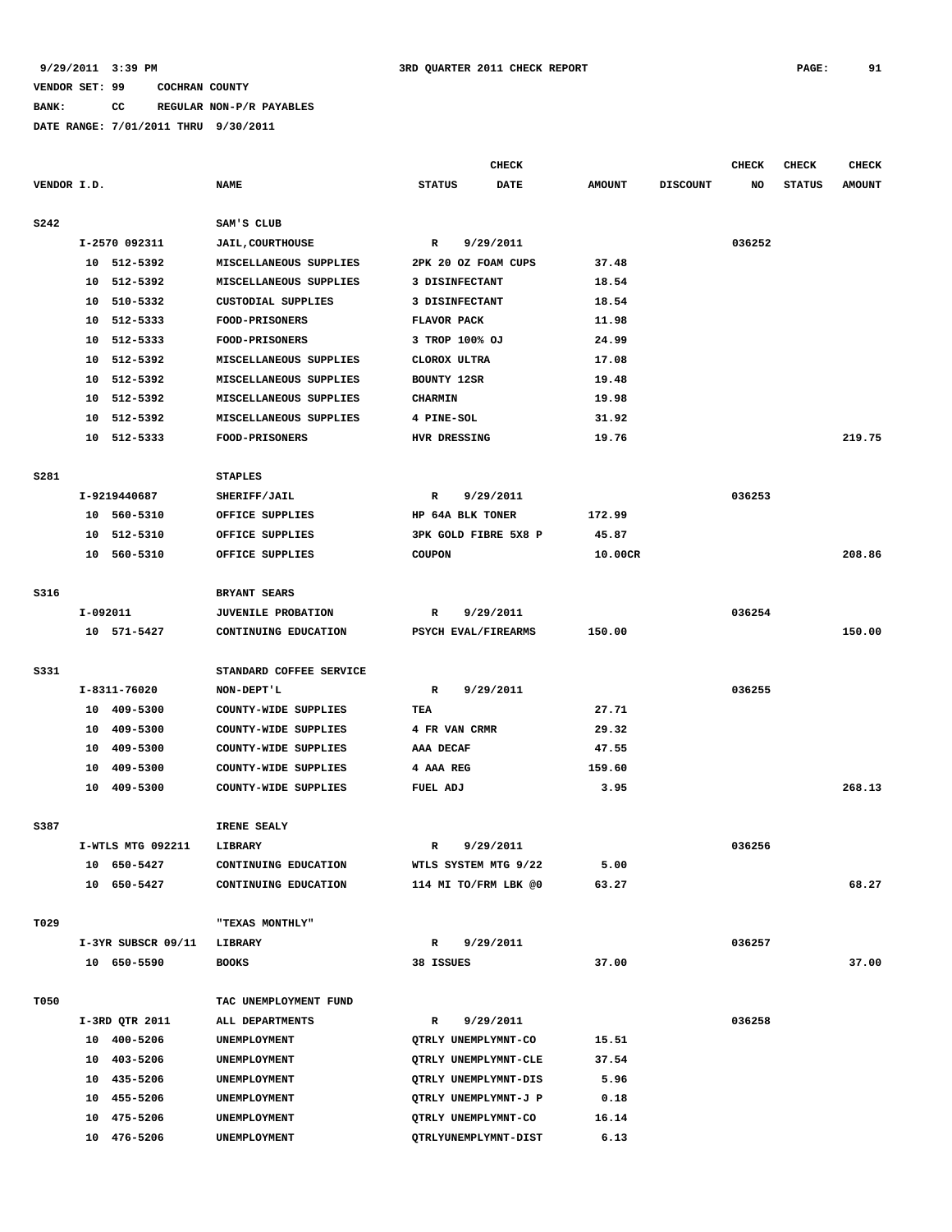9/29/2011 3:39 PM 3RD QUARTER 2011 CHECK REPORT

VENDOR SET: 99 COCHRAN COUNTY

BANK: CC REGULAR NON-P/R PAYABLES

DATE RANGE: 7/01/2011 THRU 9/30/2011

| VENDOR I.D. | NAME | STATUS | CHECK DATE | AMOUNT | DISCOUNT | CHECK NO | CHECK STATUS | CHECK AMOUNT |
|---|---|---|---|---|---|---|---|---|
| S242 | SAM'S CLUB | | | | | | | |
| I-2570 092311 | JAIL,COURTHOUSE | R | 9/29/2011 | | | 036252 | | |
| 10 512-5392 | MISCELLANEOUS SUPPLIES | 2PK 20 OZ FOAM CUPS | | 37.48 | | | | |
| 10 512-5392 | MISCELLANEOUS SUPPLIES | 3 DISINFECTANT | | 18.54 | | | | |
| 10 510-5332 | CUSTODIAL SUPPLIES | 3 DISINFECTANT | | 18.54 | | | | |
| 10 512-5333 | FOOD-PRISONERS | FLAVOR PACK | | 11.98 | | | | |
| 10 512-5333 | FOOD-PRISONERS | 3 TROP 100% OJ | | 24.99 | | | | |
| 10 512-5392 | MISCELLANEOUS SUPPLIES | CLOROX ULTRA | | 17.08 | | | | |
| 10 512-5392 | MISCELLANEOUS SUPPLIES | BOUNTY 12SR | | 19.48 | | | | |
| 10 512-5392 | MISCELLANEOUS SUPPLIES | CHARMIN | | 19.98 | | | | |
| 10 512-5392 | MISCELLANEOUS SUPPLIES | 4 PINE-SOL | | 31.92 | | | | |
| 10 512-5333 | FOOD-PRISONERS | HVR DRESSING | | 19.76 | | | | 219.75 |
| S281 | STAPLES | | | | | | | |
| I-9219440687 | SHERIFF/JAIL | R | 9/29/2011 | | | 036253 | | |
| 10 560-5310 | OFFICE SUPPLIES | HP 64A BLK TONER | | 172.99 | | | | |
| 10 512-5310 | OFFICE SUPPLIES | 3PK GOLD FIBRE 5X8 P | | 45.87 | | | | |
| 10 560-5310 | OFFICE SUPPLIES | COUPON | | 10.00CR | | | | 208.86 |
| S316 | BRYANT SEARS | | | | | | | |
| I-092011 | JUVENILE PROBATION | R | 9/29/2011 | | | 036254 | | |
| 10 571-5427 | CONTINUING EDUCATION | PSYCH EVAL/FIREARMS | | 150.00 | | | | 150.00 |
| S331 | STANDARD COFFEE SERVICE | | | | | | | |
| I-8311-76020 | NON-DEPT'L | R | 9/29/2011 | | | 036255 | | |
| 10 409-5300 | COUNTY-WIDE SUPPLIES | TEA | | 27.71 | | | | |
| 10 409-5300 | COUNTY-WIDE SUPPLIES | 4 FR VAN CRMR | | 29.32 | | | | |
| 10 409-5300 | COUNTY-WIDE SUPPLIES | AAA DECAF | | 47.55 | | | | |
| 10 409-5300 | COUNTY-WIDE SUPPLIES | 4 AAA REG | | 159.60 | | | | |
| 10 409-5300 | COUNTY-WIDE SUPPLIES | FUEL ADJ | | 3.95 | | | | 268.13 |
| S387 | IRENE SEALY | | | | | | | |
| I-WTLS MTG 092211 | LIBRARY | R | 9/29/2011 | | | 036256 | | |
| 10 650-5427 | CONTINUING EDUCATION | WTLS SYSTEM MTG 9/22 | | 5.00 | | | | |
| 10 650-5427 | CONTINUING EDUCATION | 114 MI TO/FRM LBK @0 | | 63.27 | | | | 68.27 |
| T029 | "TEXAS MONTHLY" | | | | | | | |
| I-3YR SUBSCR 09/11 | LIBRARY | R | 9/29/2011 | | | 036257 | | |
| 10 650-5590 | BOOKS | 38 ISSUES | | 37.00 | | | | 37.00 |
| T050 | TAC UNEMPLOYMENT FUND | | | | | | | |
| I-3RD QTR 2011 | ALL DEPARTMENTS | R | 9/29/2011 | | | 036258 | | |
| 10 400-5206 | UNEMPLOYMENT | QTRLY UNEMPLYMNT-CO | | 15.51 | | | | |
| 10 403-5206 | UNEMPLOYMENT | QTRLY UNEMPLYMNT-CLE | | 37.54 | | | | |
| 10 435-5206 | UNEMPLOYMENT | QTRLY UNEMPLYMNT-DIS | | 5.96 | | | | |
| 10 455-5206 | UNEMPLOYMENT | QTRLY UNEMPLYMNT-J P | | 0.18 | | | | |
| 10 475-5206 | UNEMPLOYMENT | QTRLY UNEMPLYMNT-CO | | 16.14 | | | | |
| 10 476-5206 | UNEMPLOYMENT | QTRLYUNEMPLYMNT-DIST | | 6.13 | | | | |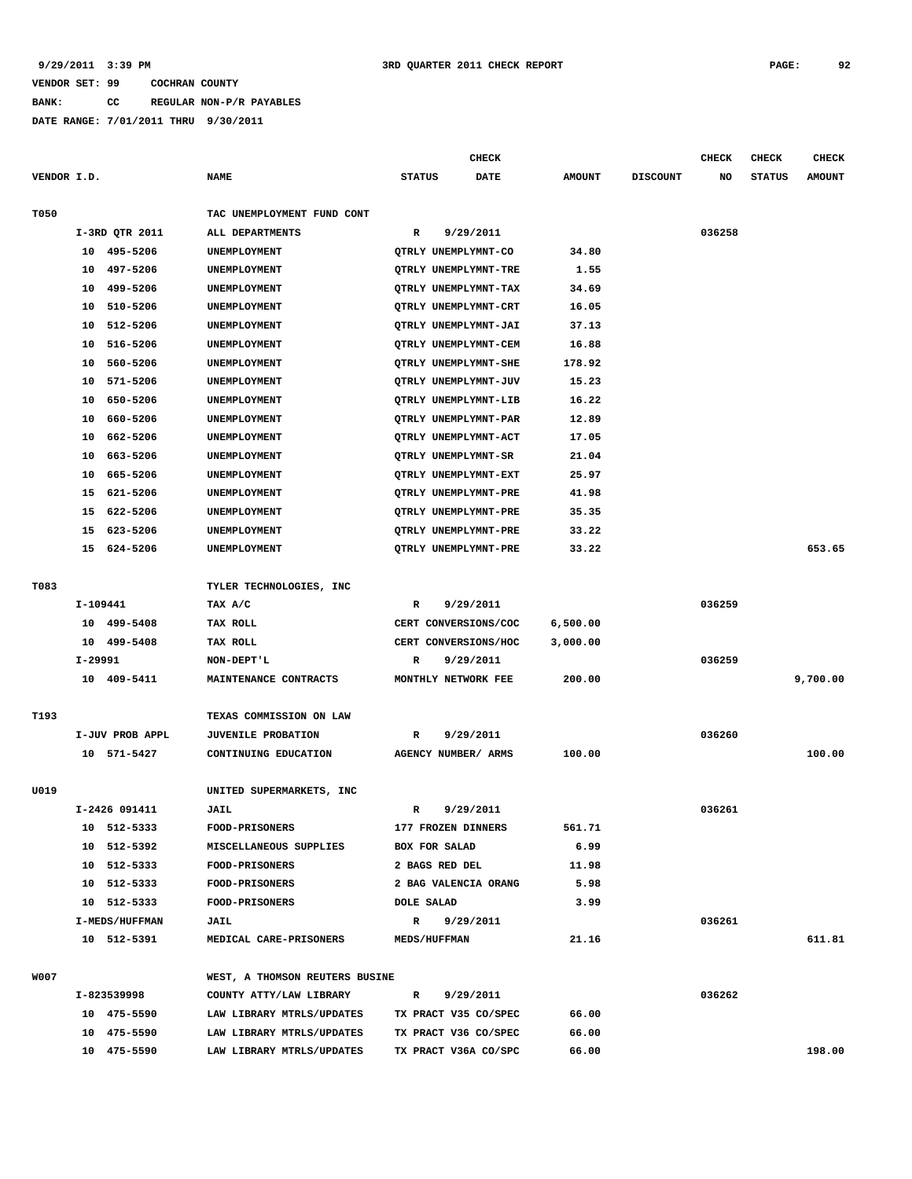**VENDOR SET: 99 COCHRAN COUNTY**

**BANK: CC REGULAR NON-P/R PAYABLES**

**DATE RANGE: 7/01/2011 THRU 9/30/2011**

**3RD QUARTER 2011 CHECK REPORT**

| VENDOR I.D. | NAME | STATUS | CHECK DATE | AMOUNT | DISCOUNT | CHECK NO | CHECK STATUS | CHECK AMOUNT |
|---|---|---|---|---|---|---|---|---|
| T050 | TAC UNEMPLOYMENT FUND CONT | | | | | | | |
| I-3RD QTR 2011 | ALL DEPARTMENTS | R | 9/29/2011 | | | 036258 | | |
| 10 495-5206 | UNEMPLOYMENT | QTRLY UNEMPLYMNT-CO | | 34.80 | | | | |
| 10 497-5206 | UNEMPLOYMENT | QTRLY UNEMPLYMNT-TRE | | 1.55 | | | | |
| 10 499-5206 | UNEMPLOYMENT | QTRLY UNEMPLYMNT-TAX | | 34.69 | | | | |
| 10 510-5206 | UNEMPLOYMENT | QTRLY UNEMPLYMNT-CRT | | 16.05 | | | | |
| 10 512-5206 | UNEMPLOYMENT | QTRLY UNEMPLYMNT-JAI | | 37.13 | | | | |
| 10 516-5206 | UNEMPLOYMENT | QTRLY UNEMPLYMNT-CEM | | 16.88 | | | | |
| 10 560-5206 | UNEMPLOYMENT | QTRLY UNEMPLYMNT-SHE | | 178.92 | | | | |
| 10 571-5206 | UNEMPLOYMENT | QTRLY UNEMPLYMNT-JUV | | 15.23 | | | | |
| 10 650-5206 | UNEMPLOYMENT | QTRLY UNEMPLYMNT-LIB | | 16.22 | | | | |
| 10 660-5206 | UNEMPLOYMENT | QTRLY UNEMPLYMNT-PAR | | 12.89 | | | | |
| 10 662-5206 | UNEMPLOYMENT | QTRLY UNEMPLYMNT-ACT | | 17.05 | | | | |
| 10 663-5206 | UNEMPLOYMENT | QTRLY UNEMPLYMNT-SR | | 21.04 | | | | |
| 10 665-5206 | UNEMPLOYMENT | QTRLY UNEMPLYMNT-EXT | | 25.97 | | | | |
| 15 621-5206 | UNEMPLOYMENT | QTRLY UNEMPLYMNT-PRE | | 41.98 | | | | |
| 15 622-5206 | UNEMPLOYMENT | QTRLY UNEMPLYMNT-PRE | | 35.35 | | | | |
| 15 623-5206 | UNEMPLOYMENT | QTRLY UNEMPLYMNT-PRE | | 33.22 | | | | |
| 15 624-5206 | UNEMPLOYMENT | QTRLY UNEMPLYMNT-PRE | | 33.22 | | | | 653.65 |
| T083 | TYLER TECHNOLOGIES, INC | | | | | | | |
| I-109441 | TAX A/C | R | 9/29/2011 | | | 036259 | | |
| 10 499-5408 | TAX ROLL | CERT CONVERSIONS/COC | | 6,500.00 | | | | |
| 10 499-5408 | TAX ROLL | CERT CONVERSIONS/HOC | | 3,000.00 | | | | |
| I-29991 | NON-DEPT'L | R | 9/29/2011 | | | 036259 | | |
| 10 409-5411 | MAINTENANCE CONTRACTS | MONTHLY NETWORK FEE | | 200.00 | | | | 9,700.00 |
| T193 | TEXAS COMMISSION ON LAW | | | | | | | |
| I-JUV PROB APPL | JUVENILE PROBATION | R | 9/29/2011 | | | 036260 | | |
| 10 571-5427 | CONTINUING EDUCATION | AGENCY NUMBER/ ARMS | | 100.00 | | | | 100.00 |
| U019 | UNITED SUPERMARKETS, INC | | | | | | | |
| I-2426 091411 | JAIL | R | 9/29/2011 | | | 036261 | | |
| 10 512-5333 | FOOD-PRISONERS | 177 FROZEN DINNERS | | 561.71 | | | | |
| 10 512-5392 | MISCELLANEOUS SUPPLIES | BOX FOR SALAD | | 6.99 | | | | |
| 10 512-5333 | FOOD-PRISONERS | 2 BAGS RED DEL | | 11.98 | | | | |
| 10 512-5333 | FOOD-PRISONERS | 2 BAG VALENCIA ORANG | | 5.98 | | | | |
| 10 512-5333 | FOOD-PRISONERS | DOLE SALAD | | 3.99 | | | | |
| I-MEDS/HUFFMAN | JAIL | R | 9/29/2011 | | | 036261 | | |
| 10 512-5391 | MEDICAL CARE-PRISONERS | MEDS/HUFFMAN | | 21.16 | | | | 611.81 |
| W007 | WEST, A THOMSON REUTERS BUSINE | | | | | | | |
| I-823539998 | COUNTY ATTY/LAW LIBRARY | R | 9/29/2011 | | | 036262 | | |
| 10 475-5590 | LAW LIBRARY MTRLS/UPDATES | TX PRACT V35 CO/SPEC | | 66.00 | | | | |
| 10 475-5590 | LAW LIBRARY MTRLS/UPDATES | TX PRACT V36 CO/SPEC | | 66.00 | | | | |
| 10 475-5590 | LAW LIBRARY MTRLS/UPDATES | TX PRACT V36A CO/SPC | | 66.00 | | | | 198.00 |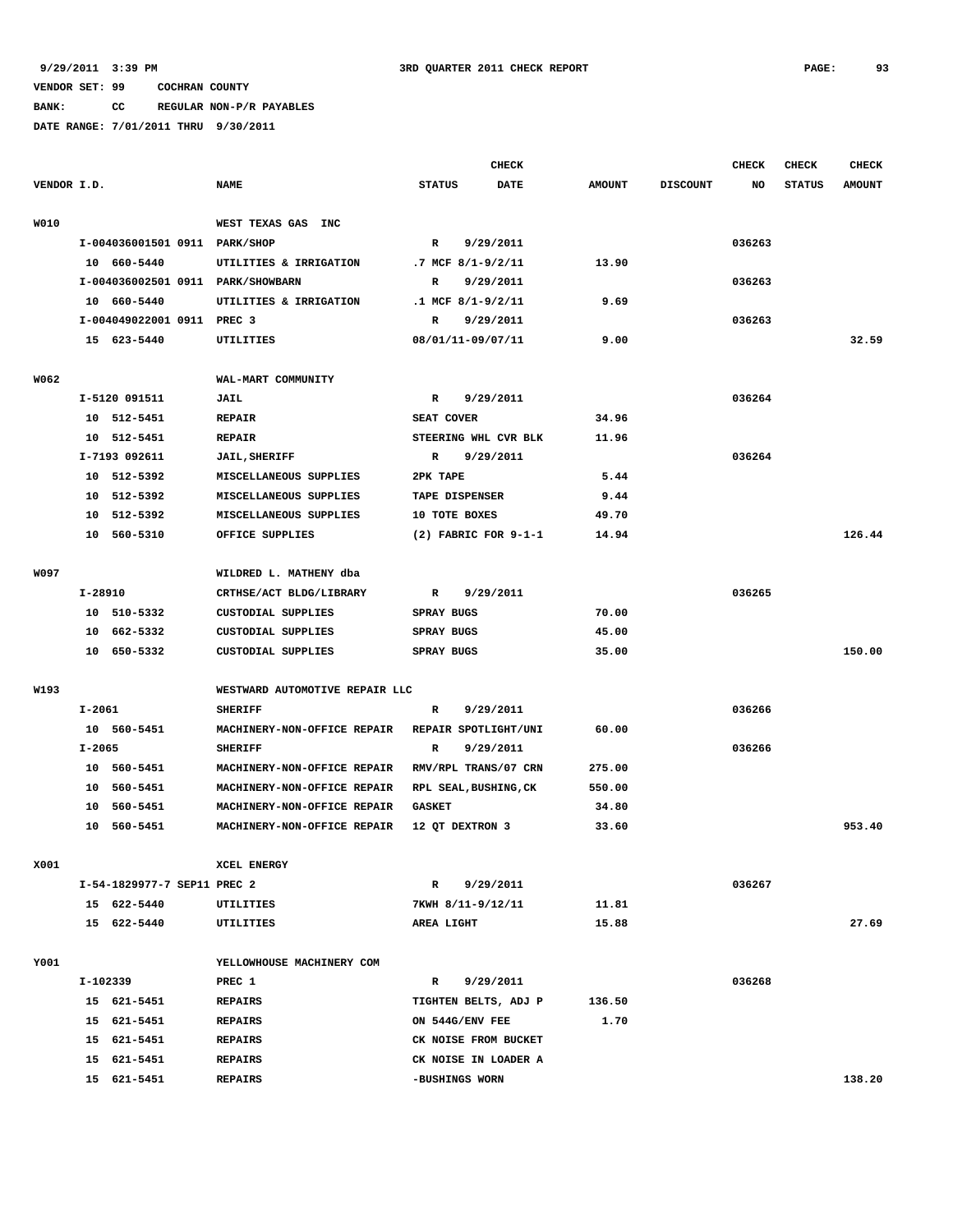**9/29/2011 3:39 PM** — **3RD QUARTER 2011 CHECK REPORT**

**VENDOR SET: 99 COCHRAN COUNTY**
**BANK: CC REGULAR NON-P/R PAYABLES**
**DATE RANGE: 7/01/2011 THRU 9/30/2011**

| VENDOR I.D. | NAME | STATUS | CHECK DATE | AMOUNT | DISCOUNT | CHECK NO | CHECK STATUS | CHECK AMOUNT |
|---|---|---|---|---|---|---|---|---|
| W010 | WEST TEXAS GAS INC | | | | | | | |
| I-004036001501 0911 | PARK/SHOP | R | 9/29/2011 | | | 036263 | | |
| 10 660-5440 | UTILITIES & IRRIGATION | .7 MCF 8/1-9/2/11 | | 13.90 | | | | |
| I-004036002501 0911 | PARK/SHOWBARN | R | 9/29/2011 | | | 036263 | | |
| 10 660-5440 | UTILITIES & IRRIGATION | .1 MCF 8/1-9/2/11 | | 9.69 | | | | |
| I-004049022001 0911 | PREC 3 | R | 9/29/2011 | | | 036263 | | |
| 15 623-5440 | UTILITIES | 08/01/11-09/07/11 | | 9.00 | | | | 32.59 |
| W062 | WAL-MART COMMUNITY | | | | | | | |
| I-5120 091511 | JAIL | R | 9/29/2011 | | | 036264 | | |
| 10 512-5451 | REPAIR | SEAT COVER | | 34.96 | | | | |
| 10 512-5451 | REPAIR | STEERING WHL CVR BLK | | 11.96 | | | | |
| I-7193 092611 | JAIL,SHERIFF | R | 9/29/2011 | | | 036264 | | |
| 10 512-5392 | MISCELLANEOUS SUPPLIES | 2PK TAPE | | 5.44 | | | | |
| 10 512-5392 | MISCELLANEOUS SUPPLIES | TAPE DISPENSER | | 9.44 | | | | |
| 10 512-5392 | MISCELLANEOUS SUPPLIES | 10 TOTE BOXES | | 49.70 | | | | |
| 10 560-5310 | OFFICE SUPPLIES | (2) FABRIC FOR 9-1-1 | | 14.94 | | | | 126.44 |
| W097 | WILDRED L. MATHENY dba | | | | | | | |
| I-28910 | CRTHSE/ACT BLDG/LIBRARY | R | 9/29/2011 | | | 036265 | | |
| 10 510-5332 | CUSTODIAL SUPPLIES | SPRAY BUGS | | 70.00 | | | | |
| 10 662-5332 | CUSTODIAL SUPPLIES | SPRAY BUGS | | 45.00 | | | | |
| 10 650-5332 | CUSTODIAL SUPPLIES | SPRAY BUGS | | 35.00 | | | | 150.00 |
| W193 | WESTWARD AUTOMOTIVE REPAIR LLC | | | | | | | |
| I-2061 | SHERIFF | R | 9/29/2011 | | | 036266 | | |
| 10 560-5451 | MACHINERY-NON-OFFICE REPAIR | REPAIR SPOTLIGHT/UNI | | 60.00 | | | | |
| I-2065 | SHERIFF | R | 9/29/2011 | | | 036266 | | |
| 10 560-5451 | MACHINERY-NON-OFFICE REPAIR | RMV/RPL TRANS/07 CRN | | 275.00 | | | | |
| 10 560-5451 | MACHINERY-NON-OFFICE REPAIR | RPL SEAL,BUSHING,CK | | 550.00 | | | | |
| 10 560-5451 | MACHINERY-NON-OFFICE REPAIR | GASKET | | 34.80 | | | | |
| 10 560-5451 | MACHINERY-NON-OFFICE REPAIR | 12 QT DEXTRON 3 | | 33.60 | | | | 953.40 |
| X001 | XCEL ENERGY | | | | | | | |
| I-54-1829977-7 SEP11 | PREC 2 | R | 9/29/2011 | | | 036267 | | |
| 15 622-5440 | UTILITIES | 7KWH 8/11-9/12/11 | | 11.81 | | | | |
| 15 622-5440 | UTILITIES | AREA LIGHT | | 15.88 | | | | 27.69 |
| Y001 | YELLOWHOUSE MACHINERY COM | | | | | | | |
| I-102339 | PREC 1 | R | 9/29/2011 | | | 036268 | | |
| 15 621-5451 | REPAIRS | TIGHTEN BELTS, ADJ P | | 136.50 | | | | |
| 15 621-5451 | REPAIRS | ON 544G/ENV FEE | | 1.70 | | | | |
| 15 621-5451 | REPAIRS | CK NOISE FROM BUCKET | | | | | | |
| 15 621-5451 | REPAIRS | CK NOISE IN LOADER A | | | | | | |
| 15 621-5451 | REPAIRS | -BUSHINGS WORN | | | | | | 138.20 |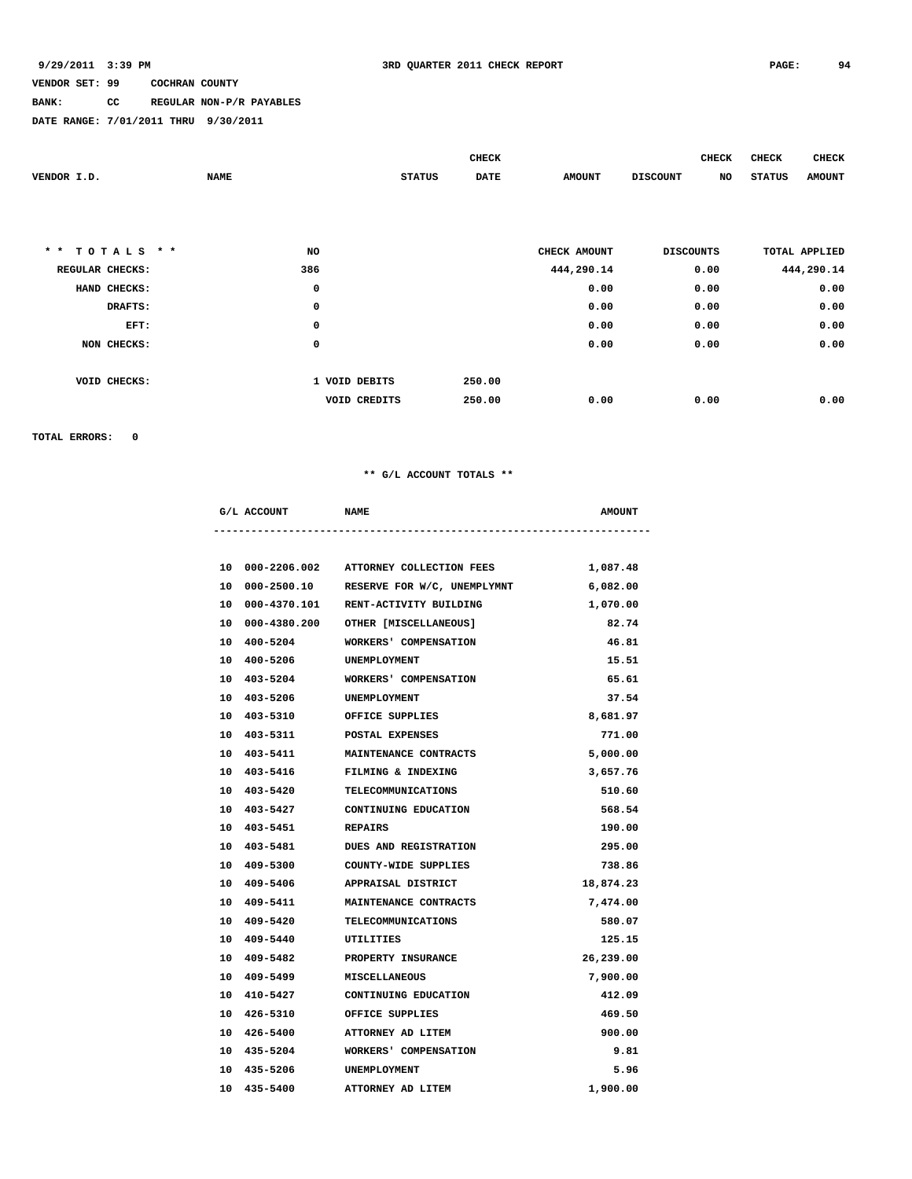9/29/2011 3:39 PM 3RD QUARTER 2011 CHECK REPORT

VENDOR SET: 99 COCHRAN COUNTY

BANK: CC REGULAR NON-P/R PAYABLES

DATE RANGE: 7/01/2011 THRU 9/30/2011

| VENDOR I.D. | NAME | STATUS | CHECK DATE | AMOUNT | DISCOUNT | CHECK NO | CHECK STATUS | CHECK AMOUNT |
|---|---|---|---|---|---|---|---|---|

| * * TOTALS * * | NO | | | CHECK AMOUNT | DISCOUNTS | TOTAL APPLIED |
|---|---|---|---|---|---|---|
| REGULAR CHECKS: | 386 | | | 444,290.14 | 0.00 | 444,290.14 |
| HAND CHECKS: | 0 | | | 0.00 | 0.00 | 0.00 |
| DRAFTS: | 0 | | | 0.00 | 0.00 | 0.00 |
| EFT: | 0 | | | 0.00 | 0.00 | 0.00 |
| NON CHECKS: | 0 | | | 0.00 | 0.00 | 0.00 |
| VOID CHECKS: | 1 | VOID DEBITS | 250.00 | | | |
| | | VOID CREDITS | 250.00 | 0.00 | 0.00 | 0.00 |

TOTAL ERRORS: 0

** G/L ACCOUNT TOTALS **

| G/L ACCOUNT | NAME | AMOUNT |
|---|---|---|
| 10 000-2206.002 | ATTORNEY COLLECTION FEES | 1,087.48 |
| 10 000-2500.10 | RESERVE FOR W/C, UNEMPLYMNT | 6,082.00 |
| 10 000-4370.101 | RENT-ACTIVITY BUILDING | 1,070.00 |
| 10 000-4380.200 | OTHER [MISCELLANEOUS] | 82.74 |
| 10 400-5204 | WORKERS' COMPENSATION | 46.81 |
| 10 400-5206 | UNEMPLOYMENT | 15.51 |
| 10 403-5204 | WORKERS' COMPENSATION | 65.61 |
| 10 403-5206 | UNEMPLOYMENT | 37.54 |
| 10 403-5310 | OFFICE SUPPLIES | 8,681.97 |
| 10 403-5311 | POSTAL EXPENSES | 771.00 |
| 10 403-5411 | MAINTENANCE CONTRACTS | 5,000.00 |
| 10 403-5416 | FILMING & INDEXING | 3,657.76 |
| 10 403-5420 | TELECOMMUNICATIONS | 510.60 |
| 10 403-5427 | CONTINUING EDUCATION | 568.54 |
| 10 403-5451 | REPAIRS | 190.00 |
| 10 403-5481 | DUES AND REGISTRATION | 295.00 |
| 10 409-5300 | COUNTY-WIDE SUPPLIES | 738.86 |
| 10 409-5406 | APPRAISAL DISTRICT | 18,874.23 |
| 10 409-5411 | MAINTENANCE CONTRACTS | 7,474.00 |
| 10 409-5420 | TELECOMMUNICATIONS | 580.07 |
| 10 409-5440 | UTILITIES | 125.15 |
| 10 409-5482 | PROPERTY INSURANCE | 26,239.00 |
| 10 409-5499 | MISCELLANEOUS | 7,900.00 |
| 10 410-5427 | CONTINUING EDUCATION | 412.09 |
| 10 426-5310 | OFFICE SUPPLIES | 469.50 |
| 10 426-5400 | ATTORNEY AD LITEM | 900.00 |
| 10 435-5204 | WORKERS' COMPENSATION | 9.81 |
| 10 435-5206 | UNEMPLOYMENT | 5.96 |
| 10 435-5400 | ATTORNEY AD LITEM | 1,900.00 |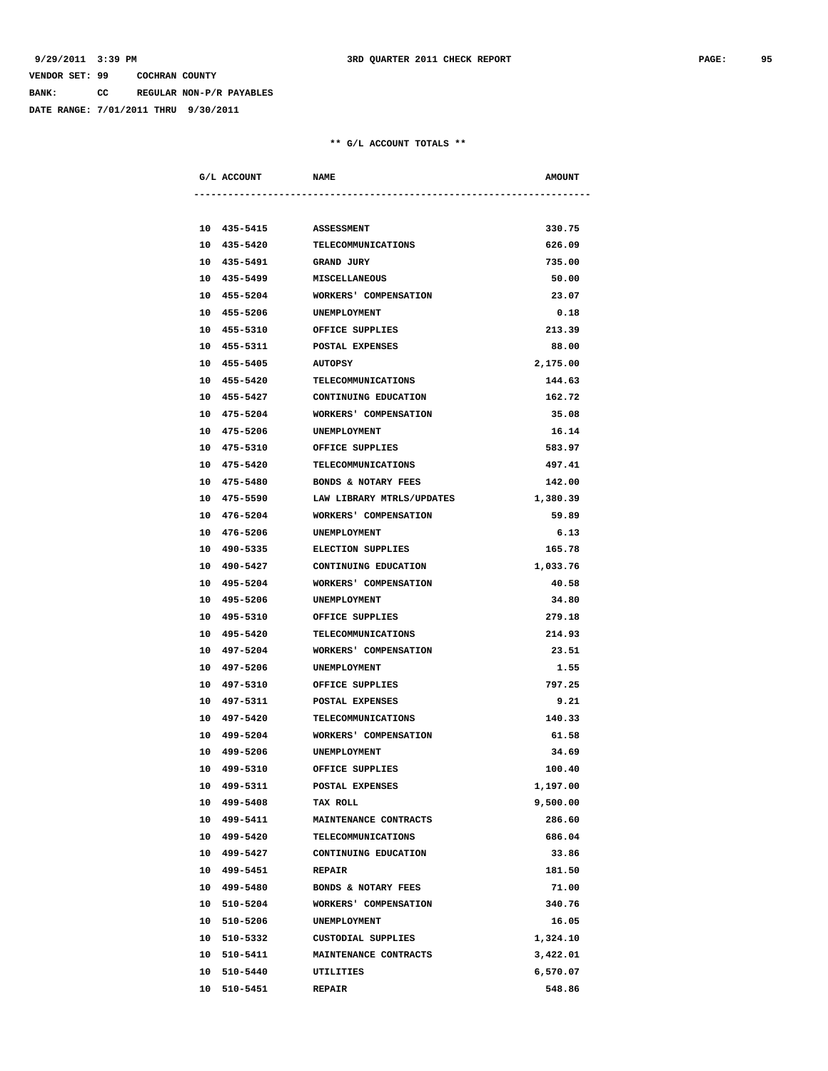9/29/2011 3:39 PM — 3RD QUARTER 2011 CHECK REPORT

VENDOR SET: 99 COCHRAN COUNTY
BANK: CC REGULAR NON-P/R PAYABLES
DATE RANGE: 7/01/2011 THRU 9/30/2011

** G/L ACCOUNT TOTALS **

| G/L ACCOUNT | NAME | AMOUNT |
|---|---|---|
| 10 435-5415 | ASSESSMENT | 330.75 |
| 10 435-5420 | TELECOMMUNICATIONS | 626.09 |
| 10 435-5491 | GRAND JURY | 735.00 |
| 10 435-5499 | MISCELLANEOUS | 50.00 |
| 10 455-5204 | WORKERS' COMPENSATION | 23.07 |
| 10 455-5206 | UNEMPLOYMENT | 0.18 |
| 10 455-5310 | OFFICE SUPPLIES | 213.39 |
| 10 455-5311 | POSTAL EXPENSES | 88.00 |
| 10 455-5405 | AUTOPSY | 2,175.00 |
| 10 455-5420 | TELECOMMUNICATIONS | 144.63 |
| 10 455-5427 | CONTINUING EDUCATION | 162.72 |
| 10 475-5204 | WORKERS' COMPENSATION | 35.08 |
| 10 475-5206 | UNEMPLOYMENT | 16.14 |
| 10 475-5310 | OFFICE SUPPLIES | 583.97 |
| 10 475-5420 | TELECOMMUNICATIONS | 497.41 |
| 10 475-5480 | BONDS & NOTARY FEES | 142.00 |
| 10 475-5590 | LAW LIBRARY MTRLS/UPDATES | 1,380.39 |
| 10 476-5204 | WORKERS' COMPENSATION | 59.89 |
| 10 476-5206 | UNEMPLOYMENT | 6.13 |
| 10 490-5335 | ELECTION SUPPLIES | 165.78 |
| 10 490-5427 | CONTINUING EDUCATION | 1,033.76 |
| 10 495-5204 | WORKERS' COMPENSATION | 40.58 |
| 10 495-5206 | UNEMPLOYMENT | 34.80 |
| 10 495-5310 | OFFICE SUPPLIES | 279.18 |
| 10 495-5420 | TELECOMMUNICATIONS | 214.93 |
| 10 497-5204 | WORKERS' COMPENSATION | 23.51 |
| 10 497-5206 | UNEMPLOYMENT | 1.55 |
| 10 497-5310 | OFFICE SUPPLIES | 797.25 |
| 10 497-5311 | POSTAL EXPENSES | 9.21 |
| 10 497-5420 | TELECOMMUNICATIONS | 140.33 |
| 10 499-5204 | WORKERS' COMPENSATION | 61.58 |
| 10 499-5206 | UNEMPLOYMENT | 34.69 |
| 10 499-5310 | OFFICE SUPPLIES | 100.40 |
| 10 499-5311 | POSTAL EXPENSES | 1,197.00 |
| 10 499-5408 | TAX ROLL | 9,500.00 |
| 10 499-5411 | MAINTENANCE CONTRACTS | 286.60 |
| 10 499-5420 | TELECOMMUNICATIONS | 686.04 |
| 10 499-5427 | CONTINUING EDUCATION | 33.86 |
| 10 499-5451 | REPAIR | 181.50 |
| 10 499-5480 | BONDS & NOTARY FEES | 71.00 |
| 10 510-5204 | WORKERS' COMPENSATION | 340.76 |
| 10 510-5206 | UNEMPLOYMENT | 16.05 |
| 10 510-5332 | CUSTODIAL SUPPLIES | 1,324.10 |
| 10 510-5411 | MAINTENANCE CONTRACTS | 3,422.01 |
| 10 510-5440 | UTILITIES | 6,570.07 |
| 10 510-5451 | REPAIR | 548.86 |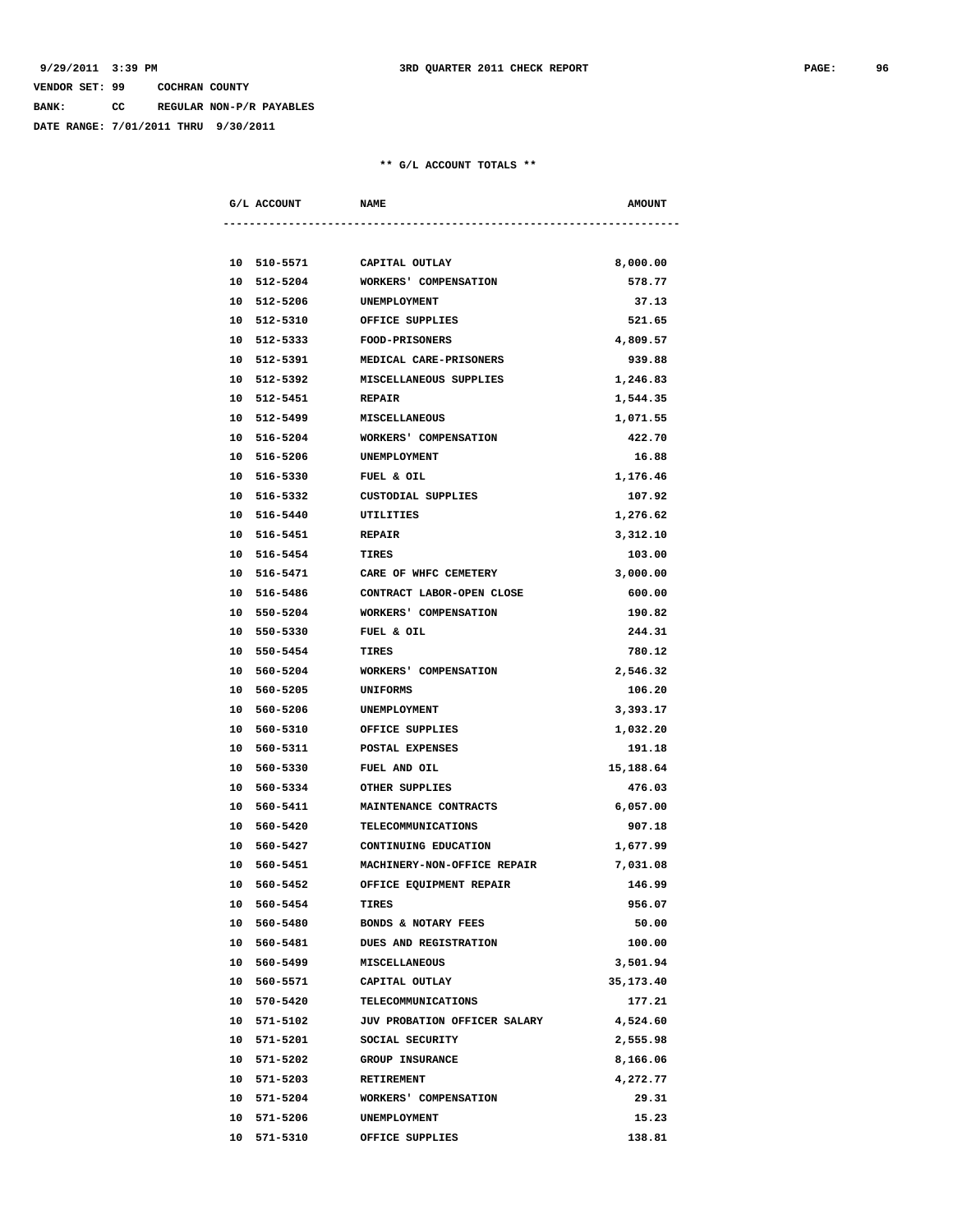9/29/2011 3:39 PM 3RD QUARTER 2011 CHECK REPORT

VENDOR SET: 99 COCHRAN COUNTY

BANK: CC REGULAR NON-P/R PAYABLES

DATE RANGE: 7/01/2011 THRU 9/30/2011

** G/L ACCOUNT TOTALS **

| G/L ACCOUNT | NAME | AMOUNT |
|---|---|---|
| 10 510-5571 | CAPITAL OUTLAY | 8,000.00 |
| 10 512-5204 | WORKERS' COMPENSATION | 578.77 |
| 10 512-5206 | UNEMPLOYMENT | 37.13 |
| 10 512-5310 | OFFICE SUPPLIES | 521.65 |
| 10 512-5333 | FOOD-PRISONERS | 4,809.57 |
| 10 512-5391 | MEDICAL CARE-PRISONERS | 939.88 |
| 10 512-5392 | MISCELLANEOUS SUPPLIES | 1,246.83 |
| 10 512-5451 | REPAIR | 1,544.35 |
| 10 512-5499 | MISCELLANEOUS | 1,071.55 |
| 10 516-5204 | WORKERS' COMPENSATION | 422.70 |
| 10 516-5206 | UNEMPLOYMENT | 16.88 |
| 10 516-5330 | FUEL & OIL | 1,176.46 |
| 10 516-5332 | CUSTODIAL SUPPLIES | 107.92 |
| 10 516-5440 | UTILITIES | 1,276.62 |
| 10 516-5451 | REPAIR | 3,312.10 |
| 10 516-5454 | TIRES | 103.00 |
| 10 516-5471 | CARE OF WHFC CEMETERY | 3,000.00 |
| 10 516-5486 | CONTRACT LABOR-OPEN CLOSE | 600.00 |
| 10 550-5204 | WORKERS' COMPENSATION | 190.82 |
| 10 550-5330 | FUEL & OIL | 244.31 |
| 10 550-5454 | TIRES | 780.12 |
| 10 560-5204 | WORKERS' COMPENSATION | 2,546.32 |
| 10 560-5205 | UNIFORMS | 106.20 |
| 10 560-5206 | UNEMPLOYMENT | 3,393.17 |
| 10 560-5310 | OFFICE SUPPLIES | 1,032.20 |
| 10 560-5311 | POSTAL EXPENSES | 191.18 |
| 10 560-5330 | FUEL AND OIL | 15,188.64 |
| 10 560-5334 | OTHER SUPPLIES | 476.03 |
| 10 560-5411 | MAINTENANCE CONTRACTS | 6,057.00 |
| 10 560-5420 | TELECOMMUNICATIONS | 907.18 |
| 10 560-5427 | CONTINUING EDUCATION | 1,677.99 |
| 10 560-5451 | MACHINERY-NON-OFFICE REPAIR | 7,031.08 |
| 10 560-5452 | OFFICE EQUIPMENT REPAIR | 146.99 |
| 10 560-5454 | TIRES | 956.07 |
| 10 560-5480 | BONDS & NOTARY FEES | 50.00 |
| 10 560-5481 | DUES AND REGISTRATION | 100.00 |
| 10 560-5499 | MISCELLANEOUS | 3,501.94 |
| 10 560-5571 | CAPITAL OUTLAY | 35,173.40 |
| 10 570-5420 | TELECOMMUNICATIONS | 177.21 |
| 10 571-5102 | JUV PROBATION OFFICER SALARY | 4,524.60 |
| 10 571-5201 | SOCIAL SECURITY | 2,555.98 |
| 10 571-5202 | GROUP INSURANCE | 8,166.06 |
| 10 571-5203 | RETIREMENT | 4,272.77 |
| 10 571-5204 | WORKERS' COMPENSATION | 29.31 |
| 10 571-5206 | UNEMPLOYMENT | 15.23 |
| 10 571-5310 | OFFICE SUPPLIES | 138.81 |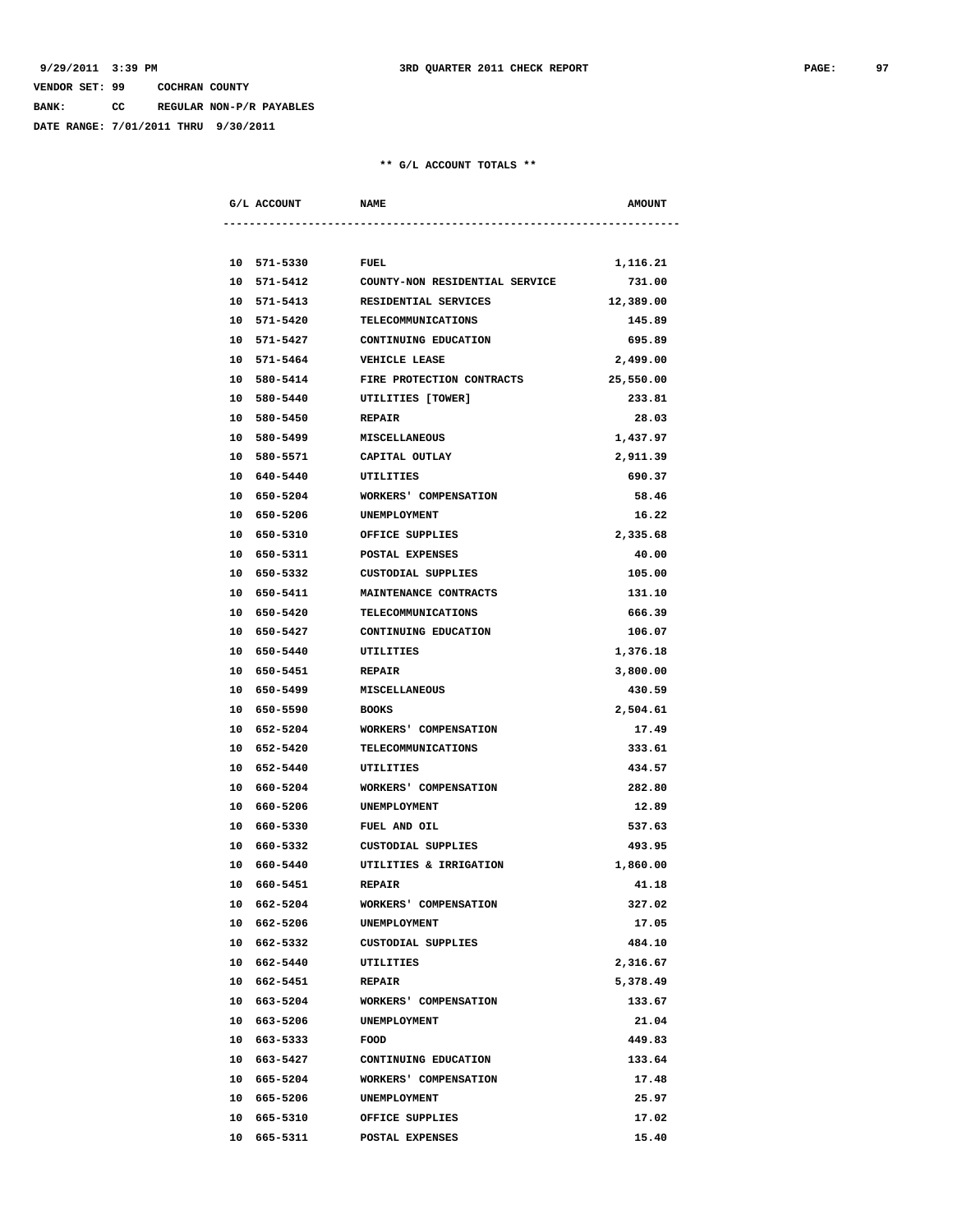VENDOR SET: 99 COCHRAN COUNTY

BANK: CC REGULAR NON-P/R PAYABLES

DATE RANGE: 7/01/2011 THRU 9/30/2011

** G/L ACCOUNT TOTALS **

| G/L ACCOUNT | NAME | AMOUNT |
|---|---|---|
| 10 571-5330 | FUEL | 1,116.21 |
| 10 571-5412 | COUNTY-NON RESIDENTIAL SERVICE | 731.00 |
| 10 571-5413 | RESIDENTIAL SERVICES | 12,389.00 |
| 10 571-5420 | TELECOMMUNICATIONS | 145.89 |
| 10 571-5427 | CONTINUING EDUCATION | 695.89 |
| 10 571-5464 | VEHICLE LEASE | 2,499.00 |
| 10 580-5414 | FIRE PROTECTION CONTRACTS | 25,550.00 |
| 10 580-5440 | UTILITIES [TOWER] | 233.81 |
| 10 580-5450 | REPAIR | 28.03 |
| 10 580-5499 | MISCELLANEOUS | 1,437.97 |
| 10 580-5571 | CAPITAL OUTLAY | 2,911.39 |
| 10 640-5440 | UTILITIES | 690.37 |
| 10 650-5204 | WORKERS' COMPENSATION | 58.46 |
| 10 650-5206 | UNEMPLOYMENT | 16.22 |
| 10 650-5310 | OFFICE SUPPLIES | 2,335.68 |
| 10 650-5311 | POSTAL EXPENSES | 40.00 |
| 10 650-5332 | CUSTODIAL SUPPLIES | 105.00 |
| 10 650-5411 | MAINTENANCE CONTRACTS | 131.10 |
| 10 650-5420 | TELECOMMUNICATIONS | 666.39 |
| 10 650-5427 | CONTINUING EDUCATION | 106.07 |
| 10 650-5440 | UTILITIES | 1,376.18 |
| 10 650-5451 | REPAIR | 3,800.00 |
| 10 650-5499 | MISCELLANEOUS | 430.59 |
| 10 650-5590 | BOOKS | 2,504.61 |
| 10 652-5204 | WORKERS' COMPENSATION | 17.49 |
| 10 652-5420 | TELECOMMUNICATIONS | 333.61 |
| 10 652-5440 | UTILITIES | 434.57 |
| 10 660-5204 | WORKERS' COMPENSATION | 282.80 |
| 10 660-5206 | UNEMPLOYMENT | 12.89 |
| 10 660-5330 | FUEL AND OIL | 537.63 |
| 10 660-5332 | CUSTODIAL SUPPLIES | 493.95 |
| 10 660-5440 | UTILITIES & IRRIGATION | 1,860.00 |
| 10 660-5451 | REPAIR | 41.18 |
| 10 662-5204 | WORKERS' COMPENSATION | 327.02 |
| 10 662-5206 | UNEMPLOYMENT | 17.05 |
| 10 662-5332 | CUSTODIAL SUPPLIES | 484.10 |
| 10 662-5440 | UTILITIES | 2,316.67 |
| 10 662-5451 | REPAIR | 5,378.49 |
| 10 663-5204 | WORKERS' COMPENSATION | 133.67 |
| 10 663-5206 | UNEMPLOYMENT | 21.04 |
| 10 663-5333 | FOOD | 449.83 |
| 10 663-5427 | CONTINUING EDUCATION | 133.64 |
| 10 665-5204 | WORKERS' COMPENSATION | 17.48 |
| 10 665-5206 | UNEMPLOYMENT | 25.97 |
| 10 665-5310 | OFFICE SUPPLIES | 17.02 |
| 10 665-5311 | POSTAL EXPENSES | 15.40 |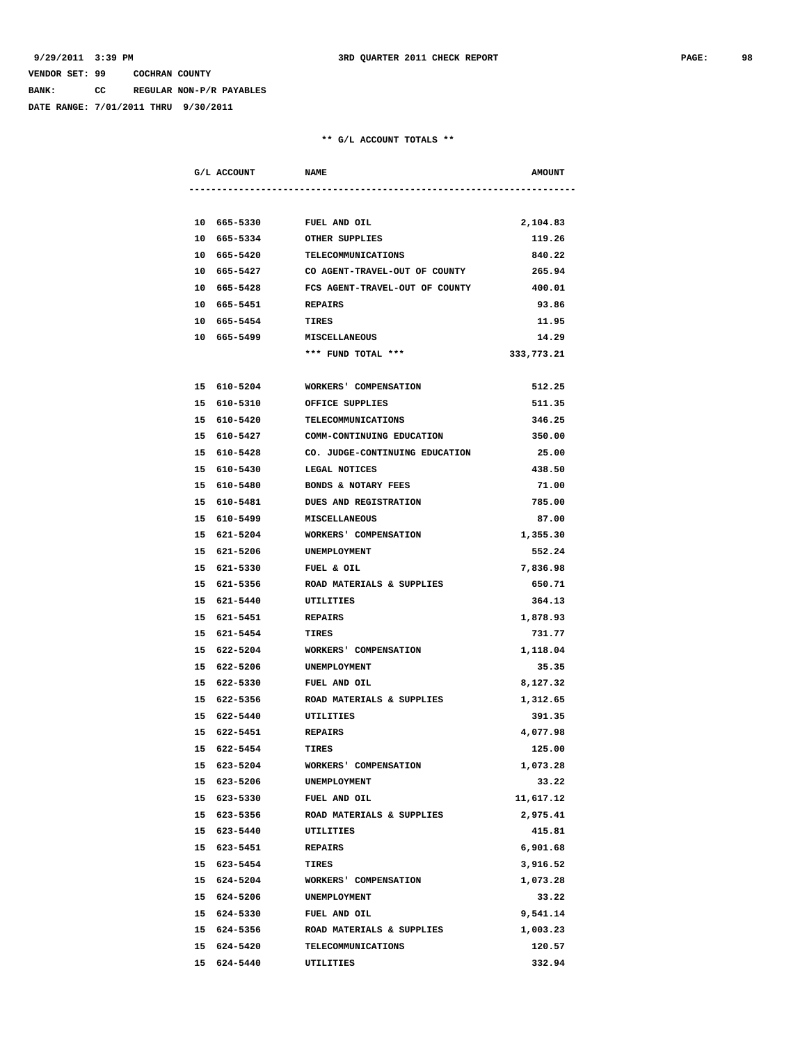VENDOR SET: 99 COCHRAN COUNTY

BANK: CC REGULAR NON-P/R PAYABLES

DATE RANGE: 7/01/2011 THRU 9/30/2011

** G/L ACCOUNT TOTALS **

| G/L ACCOUNT | NAME | AMOUNT |
|---|---|---|
| 10 665-5330 | FUEL AND OIL | 2,104.83 |
| 10 665-5334 | OTHER SUPPLIES | 119.26 |
| 10 665-5420 | TELECOMMUNICATIONS | 840.22 |
| 10 665-5427 | CO AGENT-TRAVEL-OUT OF COUNTY | 265.94 |
| 10 665-5428 | FCS AGENT-TRAVEL-OUT OF COUNTY | 400.01 |
| 10 665-5451 | REPAIRS | 93.86 |
| 10 665-5454 | TIRES | 11.95 |
| 10 665-5499 | MISCELLANEOUS | 14.29 |
| | *** FUND TOTAL *** | 333,773.21 |
| 15 610-5204 | WORKERS' COMPENSATION | 512.25 |
| 15 610-5310 | OFFICE SUPPLIES | 511.35 |
| 15 610-5420 | TELECOMMUNICATIONS | 346.25 |
| 15 610-5427 | COMM-CONTINUING EDUCATION | 350.00 |
| 15 610-5428 | CO. JUDGE-CONTINUING EDUCATION | 25.00 |
| 15 610-5430 | LEGAL NOTICES | 438.50 |
| 15 610-5480 | BONDS & NOTARY FEES | 71.00 |
| 15 610-5481 | DUES AND REGISTRATION | 785.00 |
| 15 610-5499 | MISCELLANEOUS | 87.00 |
| 15 621-5204 | WORKERS' COMPENSATION | 1,355.30 |
| 15 621-5206 | UNEMPLOYMENT | 552.24 |
| 15 621-5330 | FUEL & OIL | 7,836.98 |
| 15 621-5356 | ROAD MATERIALS & SUPPLIES | 650.71 |
| 15 621-5440 | UTILITIES | 364.13 |
| 15 621-5451 | REPAIRS | 1,878.93 |
| 15 621-5454 | TIRES | 731.77 |
| 15 622-5204 | WORKERS' COMPENSATION | 1,118.04 |
| 15 622-5206 | UNEMPLOYMENT | 35.35 |
| 15 622-5330 | FUEL AND OIL | 8,127.32 |
| 15 622-5356 | ROAD MATERIALS & SUPPLIES | 1,312.65 |
| 15 622-5440 | UTILITIES | 391.35 |
| 15 622-5451 | REPAIRS | 4,077.98 |
| 15 622-5454 | TIRES | 125.00 |
| 15 623-5204 | WORKERS' COMPENSATION | 1,073.28 |
| 15 623-5206 | UNEMPLOYMENT | 33.22 |
| 15 623-5330 | FUEL AND OIL | 11,617.12 |
| 15 623-5356 | ROAD MATERIALS & SUPPLIES | 2,975.41 |
| 15 623-5440 | UTILITIES | 415.81 |
| 15 623-5451 | REPAIRS | 6,901.68 |
| 15 623-5454 | TIRES | 3,916.52 |
| 15 624-5204 | WORKERS' COMPENSATION | 1,073.28 |
| 15 624-5206 | UNEMPLOYMENT | 33.22 |
| 15 624-5330 | FUEL AND OIL | 9,541.14 |
| 15 624-5356 | ROAD MATERIALS & SUPPLIES | 1,003.23 |
| 15 624-5420 | TELECOMMUNICATIONS | 120.57 |
| 15 624-5440 | UTILITIES | 332.94 |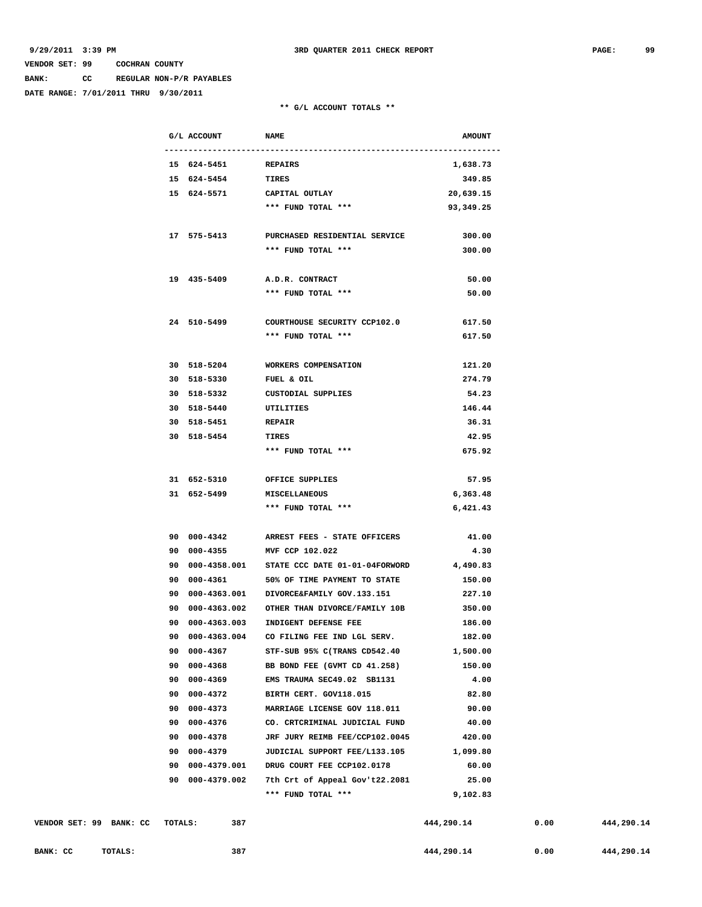9/29/2011 3:39 PM 3RD QUARTER 2011 CHECK REPORT

VENDOR SET: 99 COCHRAN COUNTY

BANK: CC REGULAR NON-P/R PAYABLES

DATE RANGE: 7/01/2011 THRU 9/30/2011

** G/L ACCOUNT TOTALS **

| G/L ACCOUNT | NAME | AMOUNT |
|---|---|---|
| 15 624-5451 | REPAIRS | 1,638.73 |
| 15 624-5454 | TIRES | 349.85 |
| 15 624-5571 | CAPITAL OUTLAY | 20,639.15 |
| | *** FUND TOTAL *** | 93,349.25 |
| 17 575-5413 | PURCHASED RESIDENTIAL SERVICE | 300.00 |
| | *** FUND TOTAL *** | 300.00 |
| 19 435-5409 | A.D.R. CONTRACT | 50.00 |
| | *** FUND TOTAL *** | 50.00 |
| 24 510-5499 | COURTHOUSE SECURITY CCP102.0 | 617.50 |
| | *** FUND TOTAL *** | 617.50 |
| 30 518-5204 | WORKERS COMPENSATION | 121.20 |
| 30 518-5330 | FUEL & OIL | 274.79 |
| 30 518-5332 | CUSTODIAL SUPPLIES | 54.23 |
| 30 518-5440 | UTILITIES | 146.44 |
| 30 518-5451 | REPAIR | 36.31 |
| 30 518-5454 | TIRES | 42.95 |
| | *** FUND TOTAL *** | 675.92 |
| 31 652-5310 | OFFICE SUPPLIES | 57.95 |
| 31 652-5499 | MISCELLANEOUS | 6,363.48 |
| | *** FUND TOTAL *** | 6,421.43 |
| 90 000-4342 | ARREST FEES - STATE OFFICERS | 41.00 |
| 90 000-4355 | MVF CCP 102.022 | 4.30 |
| 90 000-4358.001 | STATE CCC DATE 01-01-04FORWORD | 4,490.83 |
| 90 000-4361 | 50% OF TIME PAYMENT TO STATE | 150.00 |
| 90 000-4363.001 | DIVORCE&FAMILY GOV.133.151 | 227.10 |
| 90 000-4363.002 | OTHER THAN DIVORCE/FAMILY 10B | 350.00 |
| 90 000-4363.003 | INDIGENT DEFENSE FEE | 186.00 |
| 90 000-4363.004 | CO FILING FEE IND LGL SERV. | 182.00 |
| 90 000-4367 | STF-SUB 95% C(TRANS CD542.40 | 1,500.00 |
| 90 000-4368 | BB BOND FEE (GVMT CD 41.258) | 150.00 |
| 90 000-4369 | EMS TRAUMA SEC49.02 SB1131 | 4.00 |
| 90 000-4372 | BIRTH CERT. GOV118.015 | 82.80 |
| 90 000-4373 | MARRIAGE LICENSE GOV 118.011 | 90.00 |
| 90 000-4376 | CO. CRTCRIMINAL JUDICIAL FUND | 40.00 |
| 90 000-4378 | JRF JURY REIMB FEE/CCP102.0045 | 420.00 |
| 90 000-4379 | JUDICIAL SUPPORT FEE/L133.105 | 1,099.80 |
| 90 000-4379.001 | DRUG COURT FEE CCP102.0178 | 60.00 |
| 90 000-4379.002 | 7th Crt of Appeal Gov't22.2081 | 25.00 |
| | *** FUND TOTAL *** | 9,102.83 |

| | | | | |
|---|---|---|---|---|
| VENDOR SET: 99 BANK: CC TOTALS: | 387 | 444,290.14 | 0.00 | 444,290.14 |
| BANK: CC TOTALS: | 387 | 444,290.14 | 0.00 | 444,290.14 |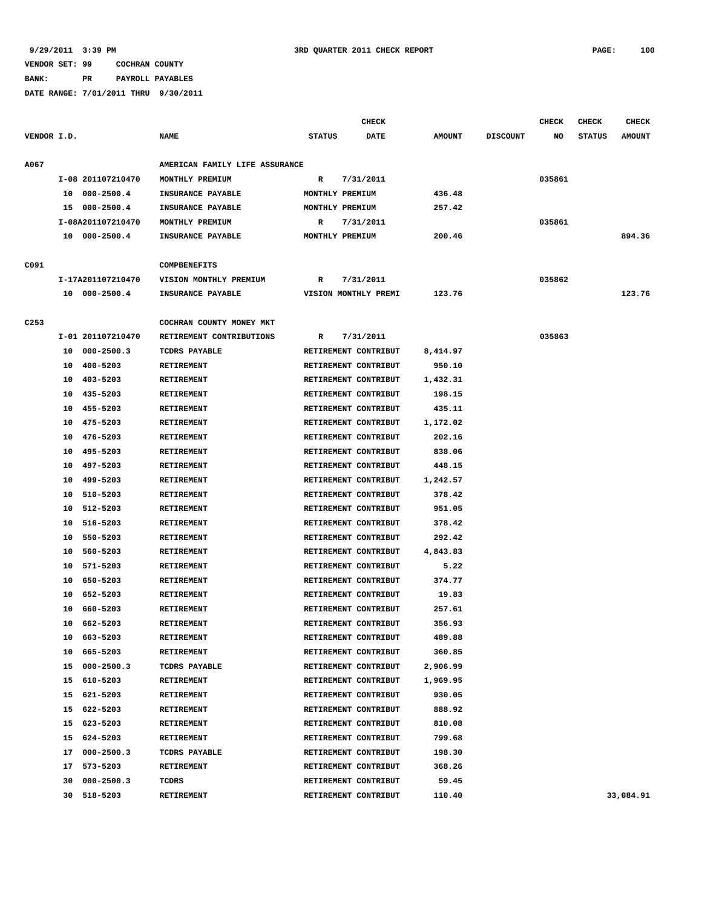9/29/2011 3:39 PM 3RD QUARTER 2011 CHECK REPORT

VENDOR SET: 99 COCHRAN COUNTY

BANK: PR PAYROLL PAYABLES

DATE RANGE: 7/01/2011 THRU 9/30/2011

| VENDOR I.D. | | NAME | STATUS | CHECK DATE | AMOUNT | DISCOUNT | CHECK NO | CHECK STATUS | CHECK AMOUNT |
|---|---|---|---|---|---|---|---|---|---|
| A067 | | AMERICAN FAMILY LIFE ASSURANCE | | | | | | | |
| | I-08 201107210470 | MONTHLY PREMIUM | R | 7/31/2011 | | | 035861 | | |
| | 10 000-2500.4 | INSURANCE PAYABLE | MONTHLY PREMIUM | | 436.48 | | | | |
| | 15 000-2500.4 | INSURANCE PAYABLE | MONTHLY PREMIUM | | 257.42 | | | | |
| | I-08A201107210470 | MONTHLY PREMIUM | R | 7/31/2011 | | | 035861 | | |
| | 10 000-2500.4 | INSURANCE PAYABLE | MONTHLY PREMIUM | | 200.46 | | | | 894.36 |
| C091 | | COMPBENEFITS | | | | | | | |
| | I-17A201107210470 | VISION MONTHLY PREMIUM | R | 7/31/2011 | | | 035862 | | |
| | 10 000-2500.4 | INSURANCE PAYABLE | VISION MONTHLY PREMI | | 123.76 | | | | 123.76 |
| C253 | | COCHRAN COUNTY MONEY MKT | | | | | | | |
| | I-01 201107210470 | RETIREMENT CONTRIBUTIONS | R | 7/31/2011 | | | 035863 | | |
| | 10 000-2500.3 | TCDRS PAYABLE | RETIREMENT CONTRIBUT | | 8,414.97 | | | | |
| | 10 400-5203 | RETIREMENT | RETIREMENT CONTRIBUT | | 950.10 | | | | |
| | 10 403-5203 | RETIREMENT | RETIREMENT CONTRIBUT | | 1,432.31 | | | | |
| | 10 435-5203 | RETIREMENT | RETIREMENT CONTRIBUT | | 198.15 | | | | |
| | 10 455-5203 | RETIREMENT | RETIREMENT CONTRIBUT | | 435.11 | | | | |
| | 10 475-5203 | RETIREMENT | RETIREMENT CONTRIBUT | | 1,172.02 | | | | |
| | 10 476-5203 | RETIREMENT | RETIREMENT CONTRIBUT | | 202.16 | | | | |
| | 10 495-5203 | RETIREMENT | RETIREMENT CONTRIBUT | | 838.06 | | | | |
| | 10 497-5203 | RETIREMENT | RETIREMENT CONTRIBUT | | 448.15 | | | | |
| | 10 499-5203 | RETIREMENT | RETIREMENT CONTRIBUT | | 1,242.57 | | | | |
| | 10 510-5203 | RETIREMENT | RETIREMENT CONTRIBUT | | 378.42 | | | | |
| | 10 512-5203 | RETIREMENT | RETIREMENT CONTRIBUT | | 951.05 | | | | |
| | 10 516-5203 | RETIREMENT | RETIREMENT CONTRIBUT | | 378.42 | | | | |
| | 10 550-5203 | RETIREMENT | RETIREMENT CONTRIBUT | | 292.42 | | | | |
| | 10 560-5203 | RETIREMENT | RETIREMENT CONTRIBUT | | 4,843.83 | | | | |
| | 10 571-5203 | RETIREMENT | RETIREMENT CONTRIBUT | | 5.22 | | | | |
| | 10 650-5203 | RETIREMENT | RETIREMENT CONTRIBUT | | 374.77 | | | | |
| | 10 652-5203 | RETIREMENT | RETIREMENT CONTRIBUT | | 19.83 | | | | |
| | 10 660-5203 | RETIREMENT | RETIREMENT CONTRIBUT | | 257.61 | | | | |
| | 10 662-5203 | RETIREMENT | RETIREMENT CONTRIBUT | | 356.93 | | | | |
| | 10 663-5203 | RETIREMENT | RETIREMENT CONTRIBUT | | 489.88 | | | | |
| | 10 665-5203 | RETIREMENT | RETIREMENT CONTRIBUT | | 360.85 | | | | |
| | 15 000-2500.3 | TCDRS PAYABLE | RETIREMENT CONTRIBUT | | 2,906.99 | | | | |
| | 15 610-5203 | RETIREMENT | RETIREMENT CONTRIBUT | | 1,969.95 | | | | |
| | 15 621-5203 | RETIREMENT | RETIREMENT CONTRIBUT | | 930.05 | | | | |
| | 15 622-5203 | RETIREMENT | RETIREMENT CONTRIBUT | | 888.92 | | | | |
| | 15 623-5203 | RETIREMENT | RETIREMENT CONTRIBUT | | 810.08 | | | | |
| | 15 624-5203 | RETIREMENT | RETIREMENT CONTRIBUT | | 799.68 | | | | |
| | 17 000-2500.3 | TCDRS PAYABLE | RETIREMENT CONTRIBUT | | 198.30 | | | | |
| | 17 573-5203 | RETIREMENT | RETIREMENT CONTRIBUT | | 368.26 | | | | |
| | 30 000-2500.3 | TCDRS | RETIREMENT CONTRIBUT | | 59.45 | | | | |
| | 30 518-5203 | RETIREMENT | RETIREMENT CONTRIBUT | | 110.40 | | | | 33,084.91 |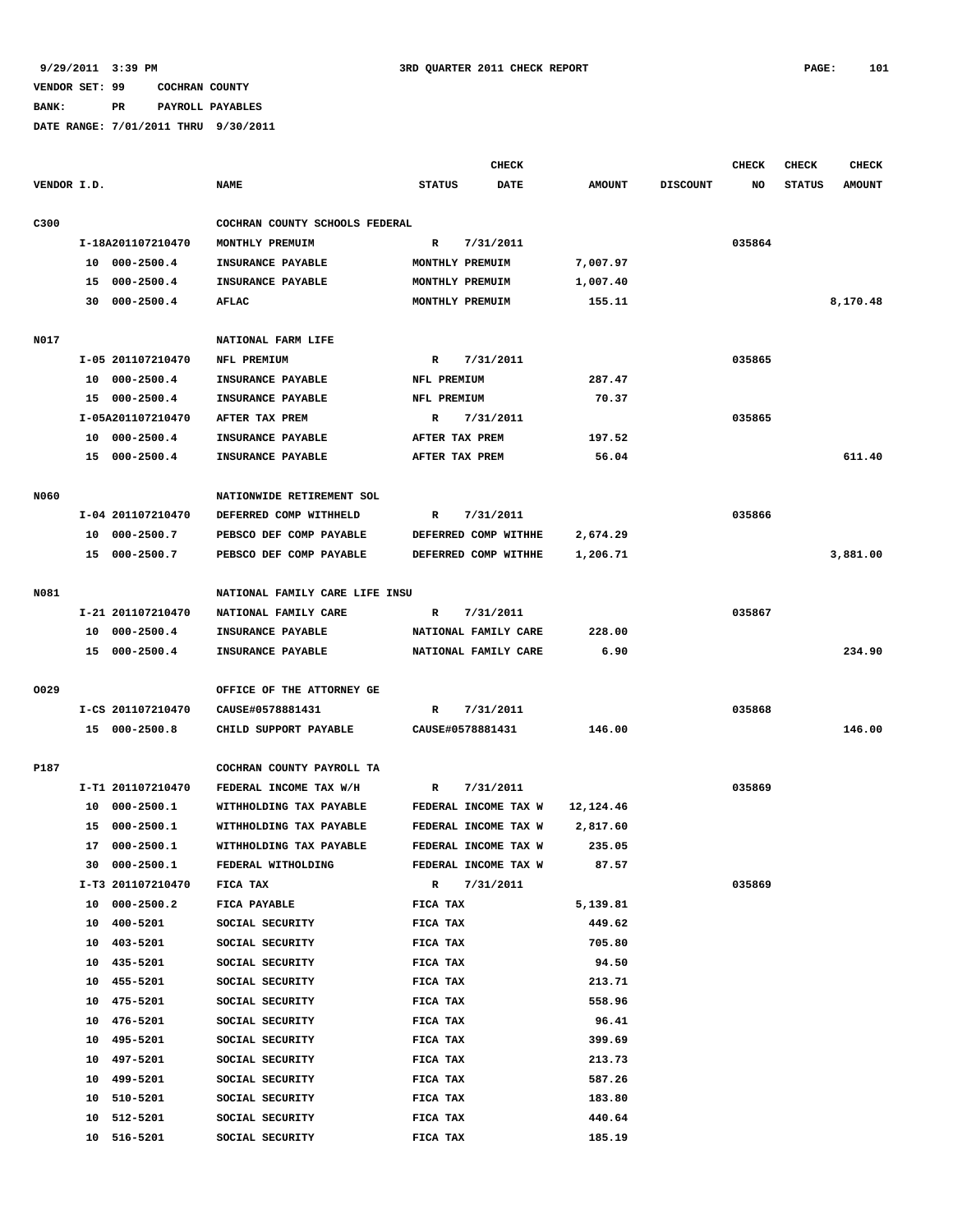VENDOR SET: 99 COCHRAN COUNTY

BANK: PR PAYROLL PAYABLES

DATE RANGE: 7/01/2011 THRU 9/30/2011

| VENDOR I.D. | | NAME | STATUS | CHECK DATE | AMOUNT | DISCOUNT | CHECK NO | CHECK STATUS | CHECK AMOUNT |
|---|---|---|---|---|---|---|---|---|---|
| C300 | | COCHRAN COUNTY SCHOOLS FEDERAL | | | | | | | |
| | I-18A201107210470 | MONTHLY PREMUIM | R | 7/31/2011 | | | 035864 | | |
| | 10 000-2500.4 | INSURANCE PAYABLE | MONTHLY PREMUIM | | 7,007.97 | | | | |
| | 15 000-2500.4 | INSURANCE PAYABLE | MONTHLY PREMUIM | | 1,007.40 | | | | |
| | 30 000-2500.4 | AFLAC | MONTHLY PREMUIM | | 155.11 | | | | 8,170.48 |
| N017 | | NATIONAL FARM LIFE | | | | | | | |
| | I-05 201107210470 | NFL PREMIUM | R | 7/31/2011 | | | 035865 | | |
| | 10 000-2500.4 | INSURANCE PAYABLE | NFL PREMIUM | | 287.47 | | | | |
| | 15 000-2500.4 | INSURANCE PAYABLE | NFL PREMIUM | | 70.37 | | | | |
| | I-05A201107210470 | AFTER TAX PREM | R | 7/31/2011 | | | 035865 | | |
| | 10 000-2500.4 | INSURANCE PAYABLE | AFTER TAX PREM | | 197.52 | | | | |
| | 15 000-2500.4 | INSURANCE PAYABLE | AFTER TAX PREM | | 56.04 | | | | 611.40 |
| N060 | | NATIONWIDE RETIREMENT SOL | | | | | | | |
| | I-04 201107210470 | DEFERRED COMP WITHHELD | R | 7/31/2011 | | | 035866 | | |
| | 10 000-2500.7 | PEBSCO DEF COMP PAYABLE | DEFERRED COMP WITHHE | | 2,674.29 | | | | |
| | 15 000-2500.7 | PEBSCO DEF COMP PAYABLE | DEFERRED COMP WITHHE | | 1,206.71 | | | | 3,881.00 |
| N081 | | NATIONAL FAMILY CARE LIFE INSU | | | | | | | |
| | I-21 201107210470 | NATIONAL FAMILY CARE | R | 7/31/2011 | | | 035867 | | |
| | 10 000-2500.4 | INSURANCE PAYABLE | NATIONAL FAMILY CARE | | 228.00 | | | | |
| | 15 000-2500.4 | INSURANCE PAYABLE | NATIONAL FAMILY CARE | | 6.90 | | | | 234.90 |
| O029 | | OFFICE OF THE ATTORNEY GE | | | | | | | |
| | I-CS 201107210470 | CAUSE#0578881431 | R | 7/31/2011 | | | 035868 | | |
| | 15 000-2500.8 | CHILD SUPPORT PAYABLE | CAUSE#0578881431 | | 146.00 | | | | 146.00 |
| P187 | | COCHRAN COUNTY PAYROLL TA | | | | | | | |
| | I-T1 201107210470 | FEDERAL INCOME TAX W/H | R | 7/31/2011 | | | 035869 | | |
| | 10 000-2500.1 | WITHHOLDING TAX PAYABLE | FEDERAL INCOME TAX W | | 12,124.46 | | | | |
| | 15 000-2500.1 | WITHHOLDING TAX PAYABLE | FEDERAL INCOME TAX W | | 2,817.60 | | | | |
| | 17 000-2500.1 | WITHHOLDING TAX PAYABLE | FEDERAL INCOME TAX W | | 235.05 | | | | |
| | 30 000-2500.1 | FEDERAL WITHOLDING | FEDERAL INCOME TAX W | | 87.57 | | | | |
| | I-T3 201107210470 | FICA TAX | R | 7/31/2011 | | | 035869 | | |
| | 10 000-2500.2 | FICA PAYABLE | FICA TAX | | 5,139.81 | | | | |
| | 10 400-5201 | SOCIAL SECURITY | FICA TAX | | 449.62 | | | | |
| | 10 403-5201 | SOCIAL SECURITY | FICA TAX | | 705.80 | | | | |
| | 10 435-5201 | SOCIAL SECURITY | FICA TAX | | 94.50 | | | | |
| | 10 455-5201 | SOCIAL SECURITY | FICA TAX | | 213.71 | | | | |
| | 10 475-5201 | SOCIAL SECURITY | FICA TAX | | 558.96 | | | | |
| | 10 476-5201 | SOCIAL SECURITY | FICA TAX | | 96.41 | | | | |
| | 10 495-5201 | SOCIAL SECURITY | FICA TAX | | 399.69 | | | | |
| | 10 497-5201 | SOCIAL SECURITY | FICA TAX | | 213.73 | | | | |
| | 10 499-5201 | SOCIAL SECURITY | FICA TAX | | 587.26 | | | | |
| | 10 510-5201 | SOCIAL SECURITY | FICA TAX | | 183.80 | | | | |
| | 10 512-5201 | SOCIAL SECURITY | FICA TAX | | 440.64 | | | | |
| | 10 516-5201 | SOCIAL SECURITY | FICA TAX | | 185.19 | | | | |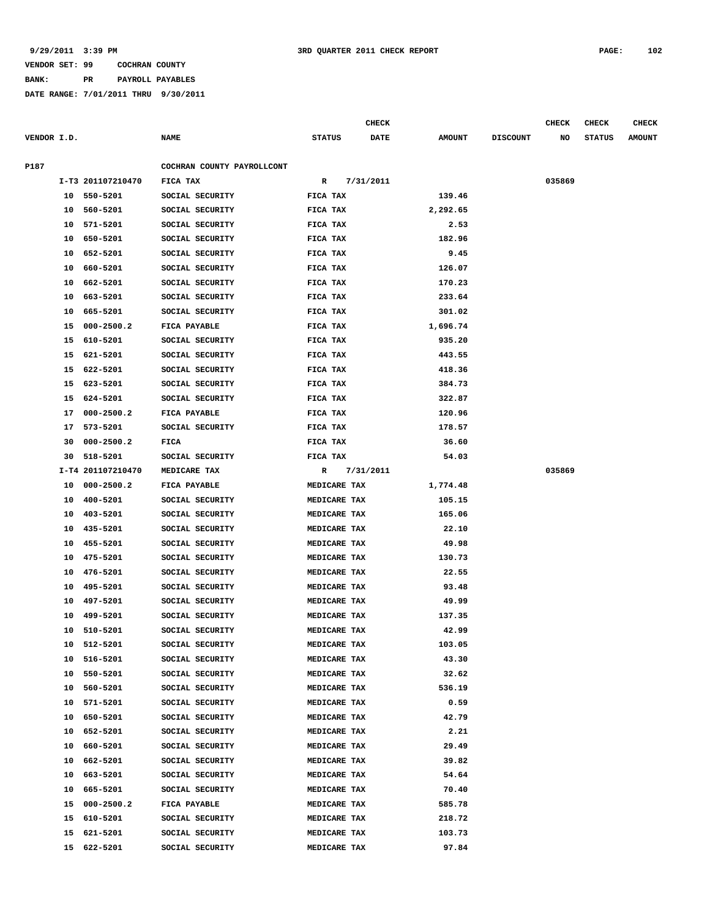9/29/2011 3:39 PM    3RD QUARTER 2011 CHECK REPORT

VENDOR SET: 99    COCHRAN COUNTY
BANK:    PR    PAYROLL PAYABLES
DATE RANGE: 7/01/2011 THRU 9/30/2011

| VENDOR I.D. | | NAME | STATUS | CHECK DATE | AMOUNT | DISCOUNT | CHECK NO | CHECK STATUS | CHECK AMOUNT |
|---|---|---|---|---|---|---|---|---|---|
| P187 | | COCHRAN COUNTY PAYROLLCONT | | | | | | | |
| | I-T3 201107210470 | FICA TAX | R | 7/31/2011 | | | 035869 | | |
| 10 | 550-5201 | SOCIAL SECURITY | FICA TAX | | 139.46 | | | | |
| 10 | 560-5201 | SOCIAL SECURITY | FICA TAX | | 2,292.65 | | | | |
| 10 | 571-5201 | SOCIAL SECURITY | FICA TAX | | 2.53 | | | | |
| 10 | 650-5201 | SOCIAL SECURITY | FICA TAX | | 182.96 | | | | |
| 10 | 652-5201 | SOCIAL SECURITY | FICA TAX | | 9.45 | | | | |
| 10 | 660-5201 | SOCIAL SECURITY | FICA TAX | | 126.07 | | | | |
| 10 | 662-5201 | SOCIAL SECURITY | FICA TAX | | 170.23 | | | | |
| 10 | 663-5201 | SOCIAL SECURITY | FICA TAX | | 233.64 | | | | |
| 10 | 665-5201 | SOCIAL SECURITY | FICA TAX | | 301.02 | | | | |
| 15 | 000-2500.2 | FICA PAYABLE | FICA TAX | | 1,696.74 | | | | |
| 15 | 610-5201 | SOCIAL SECURITY | FICA TAX | | 935.20 | | | | |
| 15 | 621-5201 | SOCIAL SECURITY | FICA TAX | | 443.55 | | | | |
| 15 | 622-5201 | SOCIAL SECURITY | FICA TAX | | 418.36 | | | | |
| 15 | 623-5201 | SOCIAL SECURITY | FICA TAX | | 384.73 | | | | |
| 15 | 624-5201 | SOCIAL SECURITY | FICA TAX | | 322.87 | | | | |
| 17 | 000-2500.2 | FICA PAYABLE | FICA TAX | | 120.96 | | | | |
| 17 | 573-5201 | SOCIAL SECURITY | FICA TAX | | 178.57 | | | | |
| 30 | 000-2500.2 | FICA | FICA TAX | | 36.60 | | | | |
| 30 | 518-5201 | SOCIAL SECURITY | FICA TAX | | 54.03 | | | | |
| | I-T4 201107210470 | MEDICARE TAX | R | 7/31/2011 | | | 035869 | | |
| 10 | 000-2500.2 | FICA PAYABLE | MEDICARE TAX | | 1,774.48 | | | | |
| 10 | 400-5201 | SOCIAL SECURITY | MEDICARE TAX | | 105.15 | | | | |
| 10 | 403-5201 | SOCIAL SECURITY | MEDICARE TAX | | 165.06 | | | | |
| 10 | 435-5201 | SOCIAL SECURITY | MEDICARE TAX | | 22.10 | | | | |
| 10 | 455-5201 | SOCIAL SECURITY | MEDICARE TAX | | 49.98 | | | | |
| 10 | 475-5201 | SOCIAL SECURITY | MEDICARE TAX | | 130.73 | | | | |
| 10 | 476-5201 | SOCIAL SECURITY | MEDICARE TAX | | 22.55 | | | | |
| 10 | 495-5201 | SOCIAL SECURITY | MEDICARE TAX | | 93.48 | | | | |
| 10 | 497-5201 | SOCIAL SECURITY | MEDICARE TAX | | 49.99 | | | | |
| 10 | 499-5201 | SOCIAL SECURITY | MEDICARE TAX | | 137.35 | | | | |
| 10 | 510-5201 | SOCIAL SECURITY | MEDICARE TAX | | 42.99 | | | | |
| 10 | 512-5201 | SOCIAL SECURITY | MEDICARE TAX | | 103.05 | | | | |
| 10 | 516-5201 | SOCIAL SECURITY | MEDICARE TAX | | 43.30 | | | | |
| 10 | 550-5201 | SOCIAL SECURITY | MEDICARE TAX | | 32.62 | | | | |
| 10 | 560-5201 | SOCIAL SECURITY | MEDICARE TAX | | 536.19 | | | | |
| 10 | 571-5201 | SOCIAL SECURITY | MEDICARE TAX | | 0.59 | | | | |
| 10 | 650-5201 | SOCIAL SECURITY | MEDICARE TAX | | 42.79 | | | | |
| 10 | 652-5201 | SOCIAL SECURITY | MEDICARE TAX | | 2.21 | | | | |
| 10 | 660-5201 | SOCIAL SECURITY | MEDICARE TAX | | 29.49 | | | | |
| 10 | 662-5201 | SOCIAL SECURITY | MEDICARE TAX | | 39.82 | | | | |
| 10 | 663-5201 | SOCIAL SECURITY | MEDICARE TAX | | 54.64 | | | | |
| 10 | 665-5201 | SOCIAL SECURITY | MEDICARE TAX | | 70.40 | | | | |
| 15 | 000-2500.2 | FICA PAYABLE | MEDICARE TAX | | 585.78 | | | | |
| 15 | 610-5201 | SOCIAL SECURITY | MEDICARE TAX | | 218.72 | | | | |
| 15 | 621-5201 | SOCIAL SECURITY | MEDICARE TAX | | 103.73 | | | | |
| 15 | 622-5201 | SOCIAL SECURITY | MEDICARE TAX | | 97.84 | | | | |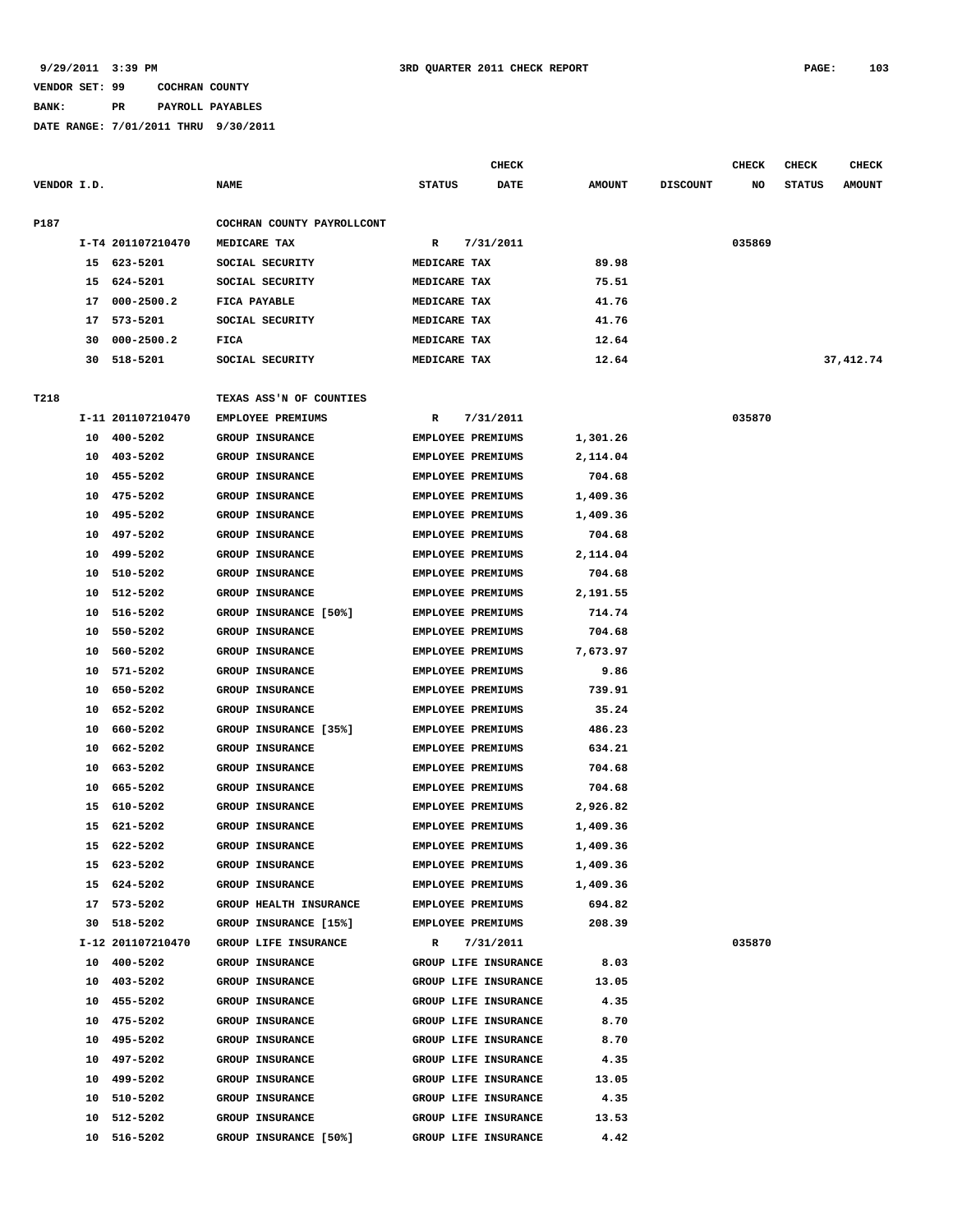9/29/2011 3:39 PM 3RD QUARTER 2011 CHECK REPORT

VENDOR SET: 99 COCHRAN COUNTY

BANK: PR PAYROLL PAYABLES

DATE RANGE: 7/01/2011 THRU 9/30/2011

| VENDOR I.D. | | NAME | STATUS | CHECK DATE | AMOUNT | DISCOUNT | CHECK NO | CHECK STATUS | CHECK AMOUNT |
|---|---|---|---|---|---|---|---|---|---|
| P187 | | COCHRAN COUNTY PAYROLLCONT | | | | | | | |
| | I-T4 201107210470 | MEDICARE TAX | R | 7/31/2011 | | | 035869 | | |
| | 15 623-5201 | SOCIAL SECURITY | MEDICARE TAX | | 89.98 | | | | |
| | 15 624-5201 | SOCIAL SECURITY | MEDICARE TAX | | 75.51 | | | | |
| | 17 000-2500.2 | FICA PAYABLE | MEDICARE TAX | | 41.76 | | | | |
| | 17 573-5201 | SOCIAL SECURITY | MEDICARE TAX | | 41.76 | | | | |
| | 30 000-2500.2 | FICA | MEDICARE TAX | | 12.64 | | | | |
| | 30 518-5201 | SOCIAL SECURITY | MEDICARE TAX | | 12.64 | | | | 37,412.74 |
| T218 | | TEXAS ASS'N OF COUNTIES | | | | | | | |
| | I-11 201107210470 | EMPLOYEE PREMIUMS | R | 7/31/2011 | | | 035870 | | |
| | 10 400-5202 | GROUP INSURANCE | EMPLOYEE PREMIUMS | | 1,301.26 | | | | |
| | 10 403-5202 | GROUP INSURANCE | EMPLOYEE PREMIUMS | | 2,114.04 | | | | |
| | 10 455-5202 | GROUP INSURANCE | EMPLOYEE PREMIUMS | | 704.68 | | | | |
| | 10 475-5202 | GROUP INSURANCE | EMPLOYEE PREMIUMS | | 1,409.36 | | | | |
| | 10 495-5202 | GROUP INSURANCE | EMPLOYEE PREMIUMS | | 1,409.36 | | | | |
| | 10 497-5202 | GROUP INSURANCE | EMPLOYEE PREMIUMS | | 704.68 | | | | |
| | 10 499-5202 | GROUP INSURANCE | EMPLOYEE PREMIUMS | | 2,114.04 | | | | |
| | 10 510-5202 | GROUP INSURANCE | EMPLOYEE PREMIUMS | | 704.68 | | | | |
| | 10 512-5202 | GROUP INSURANCE | EMPLOYEE PREMIUMS | | 2,191.55 | | | | |
| | 10 516-5202 | GROUP INSURANCE [50%] | EMPLOYEE PREMIUMS | | 714.74 | | | | |
| | 10 550-5202 | GROUP INSURANCE | EMPLOYEE PREMIUMS | | 704.68 | | | | |
| | 10 560-5202 | GROUP INSURANCE | EMPLOYEE PREMIUMS | | 7,673.97 | | | | |
| | 10 571-5202 | GROUP INSURANCE | EMPLOYEE PREMIUMS | | 9.86 | | | | |
| | 10 650-5202 | GROUP INSURANCE | EMPLOYEE PREMIUMS | | 739.91 | | | | |
| | 10 652-5202 | GROUP INSURANCE | EMPLOYEE PREMIUMS | | 35.24 | | | | |
| | 10 660-5202 | GROUP INSURANCE [35%] | EMPLOYEE PREMIUMS | | 486.23 | | | | |
| | 10 662-5202 | GROUP INSURANCE | EMPLOYEE PREMIUMS | | 634.21 | | | | |
| | 10 663-5202 | GROUP INSURANCE | EMPLOYEE PREMIUMS | | 704.68 | | | | |
| | 10 665-5202 | GROUP INSURANCE | EMPLOYEE PREMIUMS | | 704.68 | | | | |
| | 15 610-5202 | GROUP INSURANCE | EMPLOYEE PREMIUMS | | 2,926.82 | | | | |
| | 15 621-5202 | GROUP INSURANCE | EMPLOYEE PREMIUMS | | 1,409.36 | | | | |
| | 15 622-5202 | GROUP INSURANCE | EMPLOYEE PREMIUMS | | 1,409.36 | | | | |
| | 15 623-5202 | GROUP INSURANCE | EMPLOYEE PREMIUMS | | 1,409.36 | | | | |
| | 15 624-5202 | GROUP INSURANCE | EMPLOYEE PREMIUMS | | 1,409.36 | | | | |
| | 17 573-5202 | GROUP HEALTH INSURANCE | EMPLOYEE PREMIUMS | | 694.82 | | | | |
| | 30 518-5202 | GROUP INSURANCE [15%] | EMPLOYEE PREMIUMS | | 208.39 | | | | |
| | I-12 201107210470 | GROUP LIFE INSURANCE | R | 7/31/2011 | | | 035870 | | |
| | 10 400-5202 | GROUP INSURANCE | GROUP LIFE INSURANCE | | 8.03 | | | | |
| | 10 403-5202 | GROUP INSURANCE | GROUP LIFE INSURANCE | | 13.05 | | | | |
| | 10 455-5202 | GROUP INSURANCE | GROUP LIFE INSURANCE | | 4.35 | | | | |
| | 10 475-5202 | GROUP INSURANCE | GROUP LIFE INSURANCE | | 8.70 | | | | |
| | 10 495-5202 | GROUP INSURANCE | GROUP LIFE INSURANCE | | 8.70 | | | | |
| | 10 497-5202 | GROUP INSURANCE | GROUP LIFE INSURANCE | | 4.35 | | | | |
| | 10 499-5202 | GROUP INSURANCE | GROUP LIFE INSURANCE | | 13.05 | | | | |
| | 10 510-5202 | GROUP INSURANCE | GROUP LIFE INSURANCE | | 4.35 | | | | |
| | 10 512-5202 | GROUP INSURANCE | GROUP LIFE INSURANCE | | 13.53 | | | | |
| | 10 516-5202 | GROUP INSURANCE [50%] | GROUP LIFE INSURANCE | | 4.42 | | | | |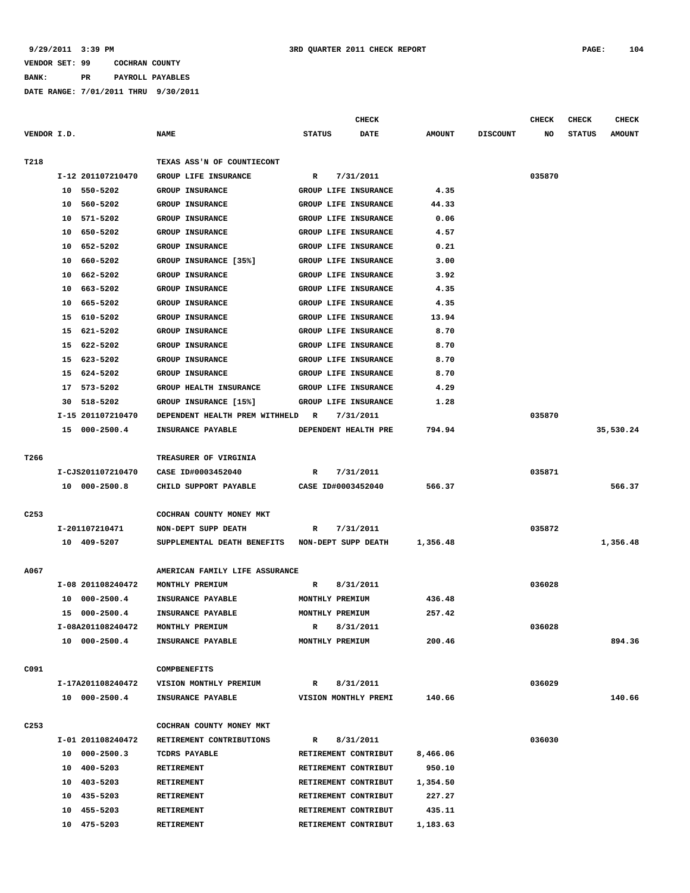**VENDOR SET: 99 COCHRAN COUNTY**

**BANK: PR PAYROLL PAYABLES**

**DATE RANGE: 7/01/2011 THRU 9/30/2011**

| VENDOR I.D. | | NAME | STATUS | CHECK DATE | AMOUNT | DISCOUNT | CHECK NO | CHECK STATUS | CHECK AMOUNT |
|---|---|---|---|---|---|---|---|---|---|
| T218 | | TEXAS ASS'N OF COUNTIECONT | | | | | | | |
| | I-12 201107210470 | GROUP LIFE INSURANCE | R | 7/31/2011 | | | 035870 | | |
| | 10 550-5202 | GROUP INSURANCE | GROUP LIFE INSURANCE | | 4.35 | | | | |
| | 10 560-5202 | GROUP INSURANCE | GROUP LIFE INSURANCE | | 44.33 | | | | |
| | 10 571-5202 | GROUP INSURANCE | GROUP LIFE INSURANCE | | 0.06 | | | | |
| | 10 650-5202 | GROUP INSURANCE | GROUP LIFE INSURANCE | | 4.57 | | | | |
| | 10 652-5202 | GROUP INSURANCE | GROUP LIFE INSURANCE | | 0.21 | | | | |
| | 10 660-5202 | GROUP INSURANCE [35%] | GROUP LIFE INSURANCE | | 3.00 | | | | |
| | 10 662-5202 | GROUP INSURANCE | GROUP LIFE INSURANCE | | 3.92 | | | | |
| | 10 663-5202 | GROUP INSURANCE | GROUP LIFE INSURANCE | | 4.35 | | | | |
| | 10 665-5202 | GROUP INSURANCE | GROUP LIFE INSURANCE | | 4.35 | | | | |
| | 15 610-5202 | GROUP INSURANCE | GROUP LIFE INSURANCE | | 13.94 | | | | |
| | 15 621-5202 | GROUP INSURANCE | GROUP LIFE INSURANCE | | 8.70 | | | | |
| | 15 622-5202 | GROUP INSURANCE | GROUP LIFE INSURANCE | | 8.70 | | | | |
| | 15 623-5202 | GROUP INSURANCE | GROUP LIFE INSURANCE | | 8.70 | | | | |
| | 15 624-5202 | GROUP INSURANCE | GROUP LIFE INSURANCE | | 8.70 | | | | |
| | 17 573-5202 | GROUP HEALTH INSURANCE | GROUP LIFE INSURANCE | | 4.29 | | | | |
| | 30 518-5202 | GROUP INSURANCE [15%] | GROUP LIFE INSURANCE | | 1.28 | | | | |
| | I-15 201107210470 | DEPENDENT HEALTH PREM WITHHELD | R | 7/31/2011 | | | 035870 | | |
| | 15 000-2500.4 | INSURANCE PAYABLE | DEPENDENT HEALTH PRE | | 794.94 | | | | 35,530.24 |
| T266 | | TREASURER OF VIRGINIA | | | | | | | |
| | I-CJS201107210470 | CASE ID#0003452040 | R | 7/31/2011 | | | 035871 | | |
| | 10 000-2500.8 | CHILD SUPPORT PAYABLE | CASE ID#0003452040 | | 566.37 | | | | 566.37 |
| C253 | | COCHRAN COUNTY MONEY MKT | | | | | | | |
| | I-201107210471 | NON-DEPT SUPP DEATH | R | 7/31/2011 | | | 035872 | | |
| | 10 409-5207 | SUPPLEMENTAL DEATH BENEFITS | NON-DEPT SUPP DEATH | | 1,356.48 | | | | 1,356.48 |
| A067 | | AMERICAN FAMILY LIFE ASSURANCE | | | | | | | |
| | I-08 201108240472 | MONTHLY PREMIUM | R | 8/31/2011 | | | 036028 | | |
| | 10 000-2500.4 | INSURANCE PAYABLE | MONTHLY PREMIUM | | 436.48 | | | | |
| | 15 000-2500.4 | INSURANCE PAYABLE | MONTHLY PREMIUM | | 257.42 | | | | |
| | I-08A201108240472 | MONTHLY PREMIUM | R | 8/31/2011 | | | 036028 | | |
| | 10 000-2500.4 | INSURANCE PAYABLE | MONTHLY PREMIUM | | 200.46 | | | | 894.36 |
| C091 | | COMPBENEFITS | | | | | | | |
| | I-17A201108240472 | VISION MONTHLY PREMIUM | R | 8/31/2011 | | | 036029 | | |
| | 10 000-2500.4 | INSURANCE PAYABLE | VISION MONTHLY PREMI | | 140.66 | | | | 140.66 |
| C253 | | COCHRAN COUNTY MONEY MKT | | | | | | | |
| | I-01 201108240472 | RETIREMENT CONTRIBUTIONS | R | 8/31/2011 | | | 036030 | | |
| | 10 000-2500.3 | TCDRS PAYABLE | RETIREMENT CONTRIBUT | | 8,466.06 | | | | |
| | 10 400-5203 | RETIREMENT | RETIREMENT CONTRIBUT | | 950.10 | | | | |
| | 10 403-5203 | RETIREMENT | RETIREMENT CONTRIBUT | | 1,354.50 | | | | |
| | 10 435-5203 | RETIREMENT | RETIREMENT CONTRIBUT | | 227.27 | | | | |
| | 10 455-5203 | RETIREMENT | RETIREMENT CONTRIBUT | | 435.11 | | | | |
| | 10 475-5203 | RETIREMENT | RETIREMENT CONTRIBUT | | 1,183.63 | | | | |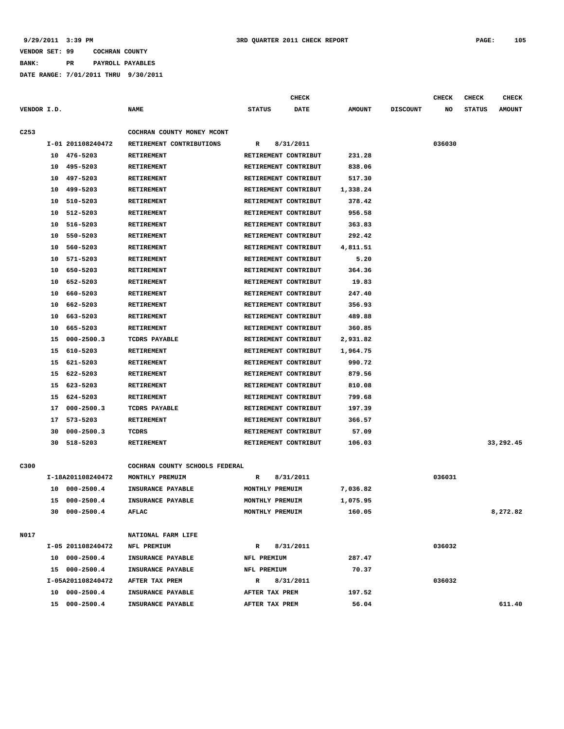9/29/2011 3:39 PM 3RD QUARTER 2011 CHECK REPORT

VENDOR SET: 99 COCHRAN COUNTY

BANK: PR PAYROLL PAYABLES

DATE RANGE: 7/01/2011 THRU 9/30/2011

| VENDOR I.D. | | NAME | STATUS | CHECK DATE | AMOUNT | DISCOUNT | CHECK NO | CHECK STATUS | CHECK AMOUNT |
|---|---|---|---|---|---|---|---|---|---|
| C253 | | COCHRAN COUNTY MONEY MCONT | | | | | | | |
| | I-01 201108240472 | RETIREMENT CONTRIBUTIONS | R | 8/31/2011 | | | 036030 | | |
| | 10 476-5203 | RETIREMENT | RETIREMENT CONTRIBUT | | 231.28 | | | | |
| | 10 495-5203 | RETIREMENT | RETIREMENT CONTRIBUT | | 838.06 | | | | |
| | 10 497-5203 | RETIREMENT | RETIREMENT CONTRIBUT | | 517.30 | | | | |
| | 10 499-5203 | RETIREMENT | RETIREMENT CONTRIBUT | | 1,338.24 | | | | |
| | 10 510-5203 | RETIREMENT | RETIREMENT CONTRIBUT | | 378.42 | | | | |
| | 10 512-5203 | RETIREMENT | RETIREMENT CONTRIBUT | | 956.58 | | | | |
| | 10 516-5203 | RETIREMENT | RETIREMENT CONTRIBUT | | 363.83 | | | | |
| | 10 550-5203 | RETIREMENT | RETIREMENT CONTRIBUT | | 292.42 | | | | |
| | 10 560-5203 | RETIREMENT | RETIREMENT CONTRIBUT | | 4,811.51 | | | | |
| | 10 571-5203 | RETIREMENT | RETIREMENT CONTRIBUT | | 5.20 | | | | |
| | 10 650-5203 | RETIREMENT | RETIREMENT CONTRIBUT | | 364.36 | | | | |
| | 10 652-5203 | RETIREMENT | RETIREMENT CONTRIBUT | | 19.83 | | | | |
| | 10 660-5203 | RETIREMENT | RETIREMENT CONTRIBUT | | 247.40 | | | | |
| | 10 662-5203 | RETIREMENT | RETIREMENT CONTRIBUT | | 356.93 | | | | |
| | 10 663-5203 | RETIREMENT | RETIREMENT CONTRIBUT | | 489.88 | | | | |
| | 10 665-5203 | RETIREMENT | RETIREMENT CONTRIBUT | | 360.85 | | | | |
| | 15 000-2500.3 | TCDRS PAYABLE | RETIREMENT CONTRIBUT | | 2,931.82 | | | | |
| | 15 610-5203 | RETIREMENT | RETIREMENT CONTRIBUT | | 1,964.75 | | | | |
| | 15 621-5203 | RETIREMENT | RETIREMENT CONTRIBUT | | 990.72 | | | | |
| | 15 622-5203 | RETIREMENT | RETIREMENT CONTRIBUT | | 879.56 | | | | |
| | 15 623-5203 | RETIREMENT | RETIREMENT CONTRIBUT | | 810.08 | | | | |
| | 15 624-5203 | RETIREMENT | RETIREMENT CONTRIBUT | | 799.68 | | | | |
| | 17 000-2500.3 | TCDRS PAYABLE | RETIREMENT CONTRIBUT | | 197.39 | | | | |
| | 17 573-5203 | RETIREMENT | RETIREMENT CONTRIBUT | | 366.57 | | | | |
| | 30 000-2500.3 | TCDRS | RETIREMENT CONTRIBUT | | 57.09 | | | | |
| | 30 518-5203 | RETIREMENT | RETIREMENT CONTRIBUT | | 106.03 | | | | 33,292.45 |
| C300 | | COCHRAN COUNTY SCHOOLS FEDERAL | | | | | | | |
| | I-18A201108240472 | MONTHLY PREMUIM | R | 8/31/2011 | | | 036031 | | |
| | 10 000-2500.4 | INSURANCE PAYABLE | MONTHLY PREMUIM | | 7,036.82 | | | | |
| | 15 000-2500.4 | INSURANCE PAYABLE | MONTHLY PREMUIM | | 1,075.95 | | | | |
| | 30 000-2500.4 | AFLAC | MONTHLY PREMUIM | | 160.05 | | | | 8,272.82 |
| N017 | | NATIONAL FARM LIFE | | | | | | | |
| | I-05 201108240472 | NFL PREMIUM | R | 8/31/2011 | | | 036032 | | |
| | 10 000-2500.4 | INSURANCE PAYABLE | NFL PREMIUM | | 287.47 | | | | |
| | 15 000-2500.4 | INSURANCE PAYABLE | NFL PREMIUM | | 70.37 | | | | |
| | I-05A201108240472 | AFTER TAX PREM | R | 8/31/2011 | | | 036032 | | |
| | 10 000-2500.4 | INSURANCE PAYABLE | AFTER TAX PREM | | 197.52 | | | | |
| | 15 000-2500.4 | INSURANCE PAYABLE | AFTER TAX PREM | | 56.04 | | | | 611.40 |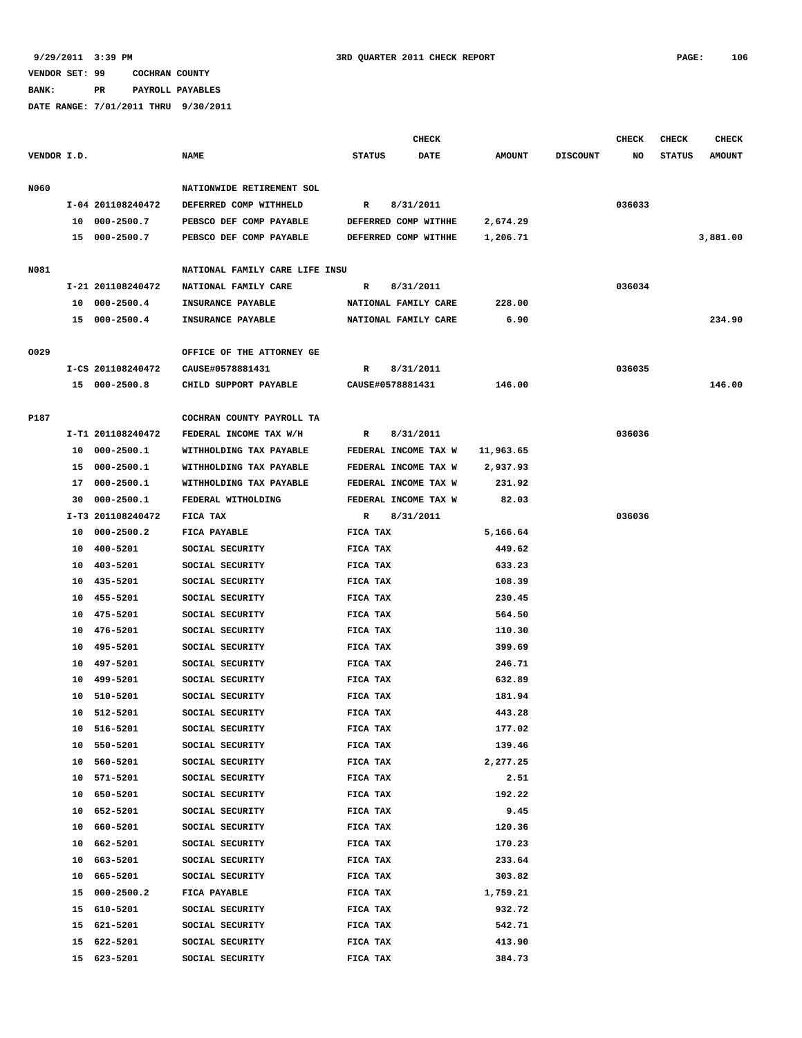VENDOR SET: 99 COCHRAN COUNTY

BANK: PR PAYROLL PAYABLES

DATE RANGE: 7/01/2011 THRU 9/30/2011

| VENDOR I.D. | | NAME | STATUS | CHECK DATE | AMOUNT | DISCOUNT | CHECK NO | CHECK STATUS | CHECK AMOUNT |
|---|---|---|---|---|---|---|---|---|---|
| N060 | | NATIONWIDE RETIREMENT SOL | | | | | | | |
| | I-04 201108240472 | DEFERRED COMP WITHHELD | R | 8/31/2011 | | | 036033 | | |
| | 10 000-2500.7 | PEBSCO DEF COMP PAYABLE | DEFERRED COMP WITHHE | | 2,674.29 | | | | |
| | 15 000-2500.7 | PEBSCO DEF COMP PAYABLE | DEFERRED COMP WITHHE | | 1,206.71 | | | | 3,881.00 |
| N081 | | NATIONAL FAMILY CARE LIFE INSU | | | | | | | |
| | I-21 201108240472 | NATIONAL FAMILY CARE | R | 8/31/2011 | | | 036034 | | |
| | 10 000-2500.4 | INSURANCE PAYABLE | NATIONAL FAMILY CARE | | 228.00 | | | | |
| | 15 000-2500.4 | INSURANCE PAYABLE | NATIONAL FAMILY CARE | | 6.90 | | | | 234.90 |
| O029 | | OFFICE OF THE ATTORNEY GE | | | | | | | |
| | I-CS 201108240472 | CAUSE#0578881431 | R | 8/31/2011 | | | 036035 | | |
| | 15 000-2500.8 | CHILD SUPPORT PAYABLE | CAUSE#0578881431 | | 146.00 | | | | 146.00 |
| P187 | | COCHRAN COUNTY PAYROLL TA | | | | | | | |
| | I-T1 201108240472 | FEDERAL INCOME TAX W/H | R | 8/31/2011 | | | 036036 | | |
| | 10 000-2500.1 | WITHHOLDING TAX PAYABLE | FEDERAL INCOME TAX W | | 11,963.65 | | | | |
| | 15 000-2500.1 | WITHHOLDING TAX PAYABLE | FEDERAL INCOME TAX W | | 2,937.93 | | | | |
| | 17 000-2500.1 | WITHHOLDING TAX PAYABLE | FEDERAL INCOME TAX W | | 231.92 | | | | |
| | 30 000-2500.1 | FEDERAL WITHOLDING | FEDERAL INCOME TAX W | | 82.03 | | | | |
| | I-T3 201108240472 | FICA TAX | R | 8/31/2011 | | | 036036 | | |
| | 10 000-2500.2 | FICA PAYABLE | FICA TAX | | 5,166.64 | | | | |
| | 10 400-5201 | SOCIAL SECURITY | FICA TAX | | 449.62 | | | | |
| | 10 403-5201 | SOCIAL SECURITY | FICA TAX | | 633.23 | | | | |
| | 10 435-5201 | SOCIAL SECURITY | FICA TAX | | 108.39 | | | | |
| | 10 455-5201 | SOCIAL SECURITY | FICA TAX | | 230.45 | | | | |
| | 10 475-5201 | SOCIAL SECURITY | FICA TAX | | 564.50 | | | | |
| | 10 476-5201 | SOCIAL SECURITY | FICA TAX | | 110.30 | | | | |
| | 10 495-5201 | SOCIAL SECURITY | FICA TAX | | 399.69 | | | | |
| | 10 497-5201 | SOCIAL SECURITY | FICA TAX | | 246.71 | | | | |
| | 10 499-5201 | SOCIAL SECURITY | FICA TAX | | 632.89 | | | | |
| | 10 510-5201 | SOCIAL SECURITY | FICA TAX | | 181.94 | | | | |
| | 10 512-5201 | SOCIAL SECURITY | FICA TAX | | 443.28 | | | | |
| | 10 516-5201 | SOCIAL SECURITY | FICA TAX | | 177.02 | | | | |
| | 10 550-5201 | SOCIAL SECURITY | FICA TAX | | 139.46 | | | | |
| | 10 560-5201 | SOCIAL SECURITY | FICA TAX | | 2,277.25 | | | | |
| | 10 571-5201 | SOCIAL SECURITY | FICA TAX | | 2.51 | | | | |
| | 10 650-5201 | SOCIAL SECURITY | FICA TAX | | 192.22 | | | | |
| | 10 652-5201 | SOCIAL SECURITY | FICA TAX | | 9.45 | | | | |
| | 10 660-5201 | SOCIAL SECURITY | FICA TAX | | 120.36 | | | | |
| | 10 662-5201 | SOCIAL SECURITY | FICA TAX | | 170.23 | | | | |
| | 10 663-5201 | SOCIAL SECURITY | FICA TAX | | 233.64 | | | | |
| | 10 665-5201 | SOCIAL SECURITY | FICA TAX | | 303.82 | | | | |
| | 15 000-2500.2 | FICA PAYABLE | FICA TAX | | 1,759.21 | | | | |
| | 15 610-5201 | SOCIAL SECURITY | FICA TAX | | 932.72 | | | | |
| | 15 621-5201 | SOCIAL SECURITY | FICA TAX | | 542.71 | | | | |
| | 15 622-5201 | SOCIAL SECURITY | FICA TAX | | 413.90 | | | | |
| | 15 623-5201 | SOCIAL SECURITY | FICA TAX | | 384.73 | | | | |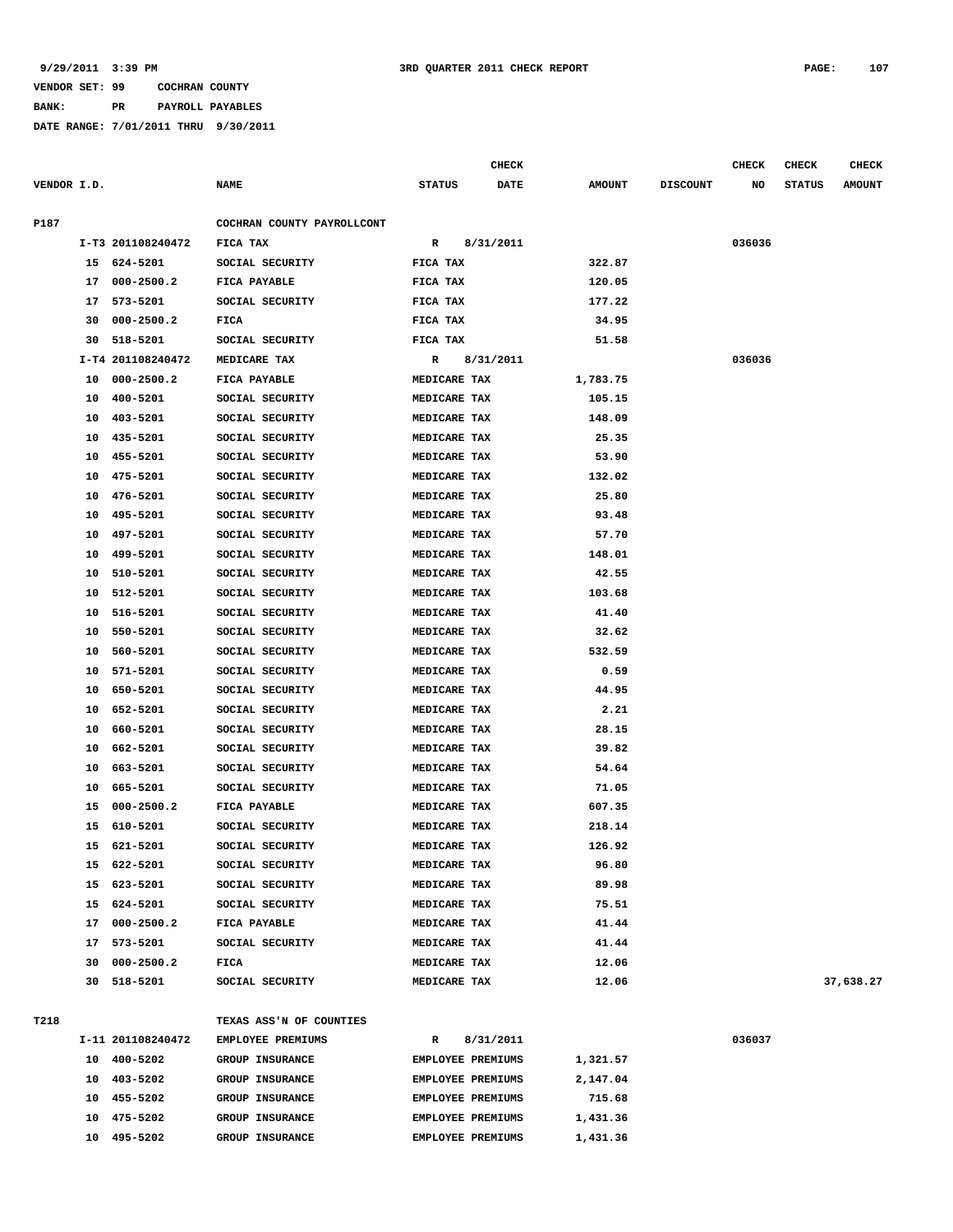9/29/2011 3:39 PM 3RD QUARTER 2011 CHECK REPORT

VENDOR SET: 99 COCHRAN COUNTY

BANK: PR PAYROLL PAYABLES

DATE RANGE: 7/01/2011 THRU 9/30/2011

| VENDOR I.D. | | NAME | STATUS | CHECK DATE | AMOUNT | DISCOUNT | CHECK NO | CHECK STATUS | CHECK AMOUNT |
|---|---|---|---|---|---|---|---|---|---|
| P187 | | COCHRAN COUNTY PAYROLLCONT | | | | | | | |
| | I-T3 201108240472 | FICA TAX | R | 8/31/2011 | | | 036036 | | |
| | 15 624-5201 | SOCIAL SECURITY | FICA TAX | | 322.87 | | | | |
| | 17 000-2500.2 | FICA PAYABLE | FICA TAX | | 120.05 | | | | |
| | 17 573-5201 | SOCIAL SECURITY | FICA TAX | | 177.22 | | | | |
| | 30 000-2500.2 | FICA | FICA TAX | | 34.95 | | | | |
| | 30 518-5201 | SOCIAL SECURITY | FICA TAX | | 51.58 | | | | |
| | I-T4 201108240472 | MEDICARE TAX | R | 8/31/2011 | | | 036036 | | |
| | 10 000-2500.2 | FICA PAYABLE | MEDICARE TAX | | 1,783.75 | | | | |
| | 10 400-5201 | SOCIAL SECURITY | MEDICARE TAX | | 105.15 | | | | |
| | 10 403-5201 | SOCIAL SECURITY | MEDICARE TAX | | 148.09 | | | | |
| | 10 435-5201 | SOCIAL SECURITY | MEDICARE TAX | | 25.35 | | | | |
| | 10 455-5201 | SOCIAL SECURITY | MEDICARE TAX | | 53.90 | | | | |
| | 10 475-5201 | SOCIAL SECURITY | MEDICARE TAX | | 132.02 | | | | |
| | 10 476-5201 | SOCIAL SECURITY | MEDICARE TAX | | 25.80 | | | | |
| | 10 495-5201 | SOCIAL SECURITY | MEDICARE TAX | | 93.48 | | | | |
| | 10 497-5201 | SOCIAL SECURITY | MEDICARE TAX | | 57.70 | | | | |
| | 10 499-5201 | SOCIAL SECURITY | MEDICARE TAX | | 148.01 | | | | |
| | 10 510-5201 | SOCIAL SECURITY | MEDICARE TAX | | 42.55 | | | | |
| | 10 512-5201 | SOCIAL SECURITY | MEDICARE TAX | | 103.68 | | | | |
| | 10 516-5201 | SOCIAL SECURITY | MEDICARE TAX | | 41.40 | | | | |
| | 10 550-5201 | SOCIAL SECURITY | MEDICARE TAX | | 32.62 | | | | |
| | 10 560-5201 | SOCIAL SECURITY | MEDICARE TAX | | 532.59 | | | | |
| | 10 571-5201 | SOCIAL SECURITY | MEDICARE TAX | | 0.59 | | | | |
| | 10 650-5201 | SOCIAL SECURITY | MEDICARE TAX | | 44.95 | | | | |
| | 10 652-5201 | SOCIAL SECURITY | MEDICARE TAX | | 2.21 | | | | |
| | 10 660-5201 | SOCIAL SECURITY | MEDICARE TAX | | 28.15 | | | | |
| | 10 662-5201 | SOCIAL SECURITY | MEDICARE TAX | | 39.82 | | | | |
| | 10 663-5201 | SOCIAL SECURITY | MEDICARE TAX | | 54.64 | | | | |
| | 10 665-5201 | SOCIAL SECURITY | MEDICARE TAX | | 71.05 | | | | |
| | 15 000-2500.2 | FICA PAYABLE | MEDICARE TAX | | 607.35 | | | | |
| | 15 610-5201 | SOCIAL SECURITY | MEDICARE TAX | | 218.14 | | | | |
| | 15 621-5201 | SOCIAL SECURITY | MEDICARE TAX | | 126.92 | | | | |
| | 15 622-5201 | SOCIAL SECURITY | MEDICARE TAX | | 96.80 | | | | |
| | 15 623-5201 | SOCIAL SECURITY | MEDICARE TAX | | 89.98 | | | | |
| | 15 624-5201 | SOCIAL SECURITY | MEDICARE TAX | | 75.51 | | | | |
| | 17 000-2500.2 | FICA PAYABLE | MEDICARE TAX | | 41.44 | | | | |
| | 17 573-5201 | SOCIAL SECURITY | MEDICARE TAX | | 41.44 | | | | |
| | 30 000-2500.2 | FICA | MEDICARE TAX | | 12.06 | | | | |
| | 30 518-5201 | SOCIAL SECURITY | MEDICARE TAX | | 12.06 | | | | 37,638.27 |
| T218 | | TEXAS ASS'N OF COUNTIES | | | | | | | |
| | I-11 201108240472 | EMPLOYEE PREMIUMS | R | 8/31/2011 | | | 036037 | | |
| | 10 400-5202 | GROUP INSURANCE | EMPLOYEE PREMIUMS | | 1,321.57 | | | | |
| | 10 403-5202 | GROUP INSURANCE | EMPLOYEE PREMIUMS | | 2,147.04 | | | | |
| | 10 455-5202 | GROUP INSURANCE | EMPLOYEE PREMIUMS | | 715.68 | | | | |
| | 10 475-5202 | GROUP INSURANCE | EMPLOYEE PREMIUMS | | 1,431.36 | | | | |
| | 10 495-5202 | GROUP INSURANCE | EMPLOYEE PREMIUMS | | 1,431.36 | | | | |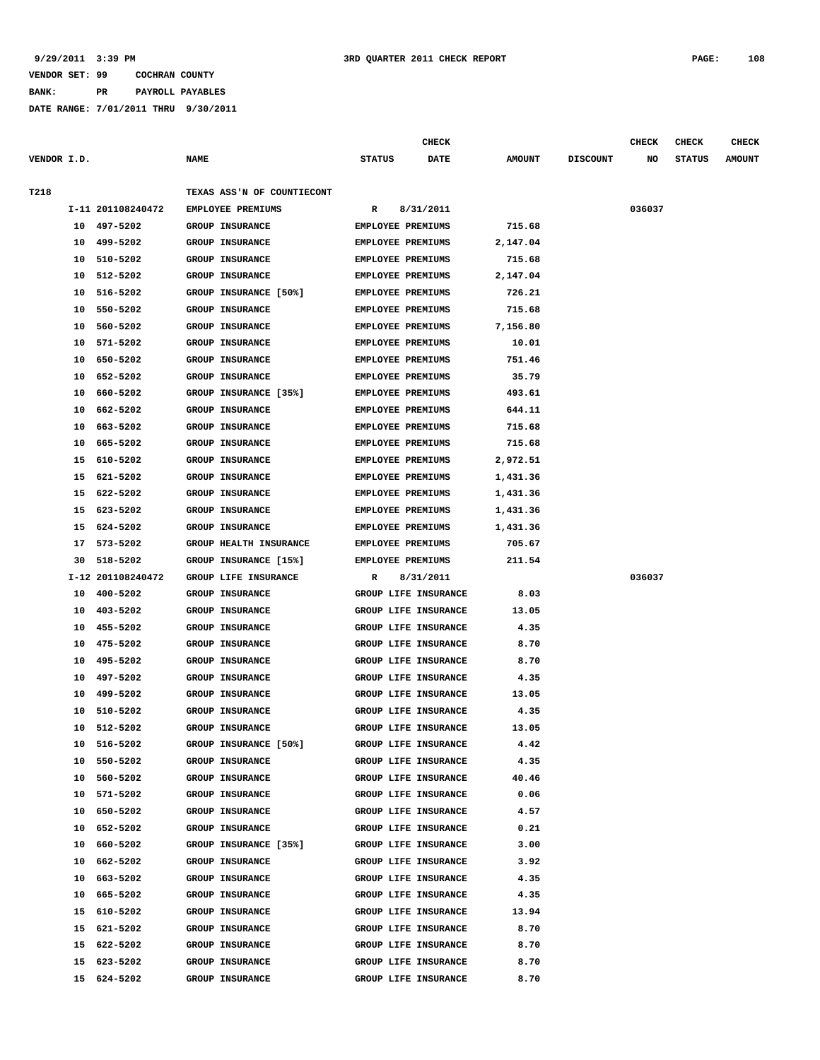9/29/2011 3:39 PM 3RD QUARTER 2011 CHECK REPORT

VENDOR SET: 99 COCHRAN COUNTY

BANK: PR PAYROLL PAYABLES

DATE RANGE: 7/01/2011 THRU 9/30/2011

| VENDOR I.D. | | NAME | STATUS | CHECK DATE | AMOUNT | DISCOUNT | CHECK NO | CHECK STATUS | CHECK AMOUNT |
|---|---|---|---|---|---|---|---|---|---|
| T218 | | TEXAS ASS'N OF COUNTIECONT | | | | | | | |
| | I-11 201108240472 | EMPLOYEE PREMIUMS | R | 8/31/2011 | | | 036037 | | |
| | 10 497-5202 | GROUP INSURANCE | EMPLOYEE PREMIUMS | | 715.68 | | | | |
| | 10 499-5202 | GROUP INSURANCE | EMPLOYEE PREMIUMS | | 2,147.04 | | | | |
| | 10 510-5202 | GROUP INSURANCE | EMPLOYEE PREMIUMS | | 715.68 | | | | |
| | 10 512-5202 | GROUP INSURANCE | EMPLOYEE PREMIUMS | | 2,147.04 | | | | |
| | 10 516-5202 | GROUP INSURANCE [50%] | EMPLOYEE PREMIUMS | | 726.21 | | | | |
| | 10 550-5202 | GROUP INSURANCE | EMPLOYEE PREMIUMS | | 715.68 | | | | |
| | 10 560-5202 | GROUP INSURANCE | EMPLOYEE PREMIUMS | | 7,156.80 | | | | |
| | 10 571-5202 | GROUP INSURANCE | EMPLOYEE PREMIUMS | | 10.01 | | | | |
| | 10 650-5202 | GROUP INSURANCE | EMPLOYEE PREMIUMS | | 751.46 | | | | |
| | 10 652-5202 | GROUP INSURANCE | EMPLOYEE PREMIUMS | | 35.79 | | | | |
| | 10 660-5202 | GROUP INSURANCE [35%] | EMPLOYEE PREMIUMS | | 493.61 | | | | |
| | 10 662-5202 | GROUP INSURANCE | EMPLOYEE PREMIUMS | | 644.11 | | | | |
| | 10 663-5202 | GROUP INSURANCE | EMPLOYEE PREMIUMS | | 715.68 | | | | |
| | 10 665-5202 | GROUP INSURANCE | EMPLOYEE PREMIUMS | | 715.68 | | | | |
| | 15 610-5202 | GROUP INSURANCE | EMPLOYEE PREMIUMS | | 2,972.51 | | | | |
| | 15 621-5202 | GROUP INSURANCE | EMPLOYEE PREMIUMS | | 1,431.36 | | | | |
| | 15 622-5202 | GROUP INSURANCE | EMPLOYEE PREMIUMS | | 1,431.36 | | | | |
| | 15 623-5202 | GROUP INSURANCE | EMPLOYEE PREMIUMS | | 1,431.36 | | | | |
| | 15 624-5202 | GROUP INSURANCE | EMPLOYEE PREMIUMS | | 1,431.36 | | | | |
| | 17 573-5202 | GROUP HEALTH INSURANCE | EMPLOYEE PREMIUMS | | 705.67 | | | | |
| | 30 518-5202 | GROUP INSURANCE [15%] | EMPLOYEE PREMIUMS | | 211.54 | | | | |
| | I-12 201108240472 | GROUP LIFE INSURANCE | R | 8/31/2011 | | | 036037 | | |
| | 10 400-5202 | GROUP INSURANCE | GROUP LIFE INSURANCE | | 8.03 | | | | |
| | 10 403-5202 | GROUP INSURANCE | GROUP LIFE INSURANCE | | 13.05 | | | | |
| | 10 455-5202 | GROUP INSURANCE | GROUP LIFE INSURANCE | | 4.35 | | | | |
| | 10 475-5202 | GROUP INSURANCE | GROUP LIFE INSURANCE | | 8.70 | | | | |
| | 10 495-5202 | GROUP INSURANCE | GROUP LIFE INSURANCE | | 8.70 | | | | |
| | 10 497-5202 | GROUP INSURANCE | GROUP LIFE INSURANCE | | 4.35 | | | | |
| | 10 499-5202 | GROUP INSURANCE | GROUP LIFE INSURANCE | | 13.05 | | | | |
| | 10 510-5202 | GROUP INSURANCE | GROUP LIFE INSURANCE | | 4.35 | | | | |
| | 10 512-5202 | GROUP INSURANCE | GROUP LIFE INSURANCE | | 13.05 | | | | |
| | 10 516-5202 | GROUP INSURANCE [50%] | GROUP LIFE INSURANCE | | 4.42 | | | | |
| | 10 550-5202 | GROUP INSURANCE | GROUP LIFE INSURANCE | | 4.35 | | | | |
| | 10 560-5202 | GROUP INSURANCE | GROUP LIFE INSURANCE | | 40.46 | | | | |
| | 10 571-5202 | GROUP INSURANCE | GROUP LIFE INSURANCE | | 0.06 | | | | |
| | 10 650-5202 | GROUP INSURANCE | GROUP LIFE INSURANCE | | 4.57 | | | | |
| | 10 652-5202 | GROUP INSURANCE | GROUP LIFE INSURANCE | | 0.21 | | | | |
| | 10 660-5202 | GROUP INSURANCE [35%] | GROUP LIFE INSURANCE | | 3.00 | | | | |
| | 10 662-5202 | GROUP INSURANCE | GROUP LIFE INSURANCE | | 3.92 | | | | |
| | 10 663-5202 | GROUP INSURANCE | GROUP LIFE INSURANCE | | 4.35 | | | | |
| | 10 665-5202 | GROUP INSURANCE | GROUP LIFE INSURANCE | | 4.35 | | | | |
| | 15 610-5202 | GROUP INSURANCE | GROUP LIFE INSURANCE | | 13.94 | | | | |
| | 15 621-5202 | GROUP INSURANCE | GROUP LIFE INSURANCE | | 8.70 | | | | |
| | 15 622-5202 | GROUP INSURANCE | GROUP LIFE INSURANCE | | 8.70 | | | | |
| | 15 623-5202 | GROUP INSURANCE | GROUP LIFE INSURANCE | | 8.70 | | | | |
| | 15 624-5202 | GROUP INSURANCE | GROUP LIFE INSURANCE | | 8.70 | | | | |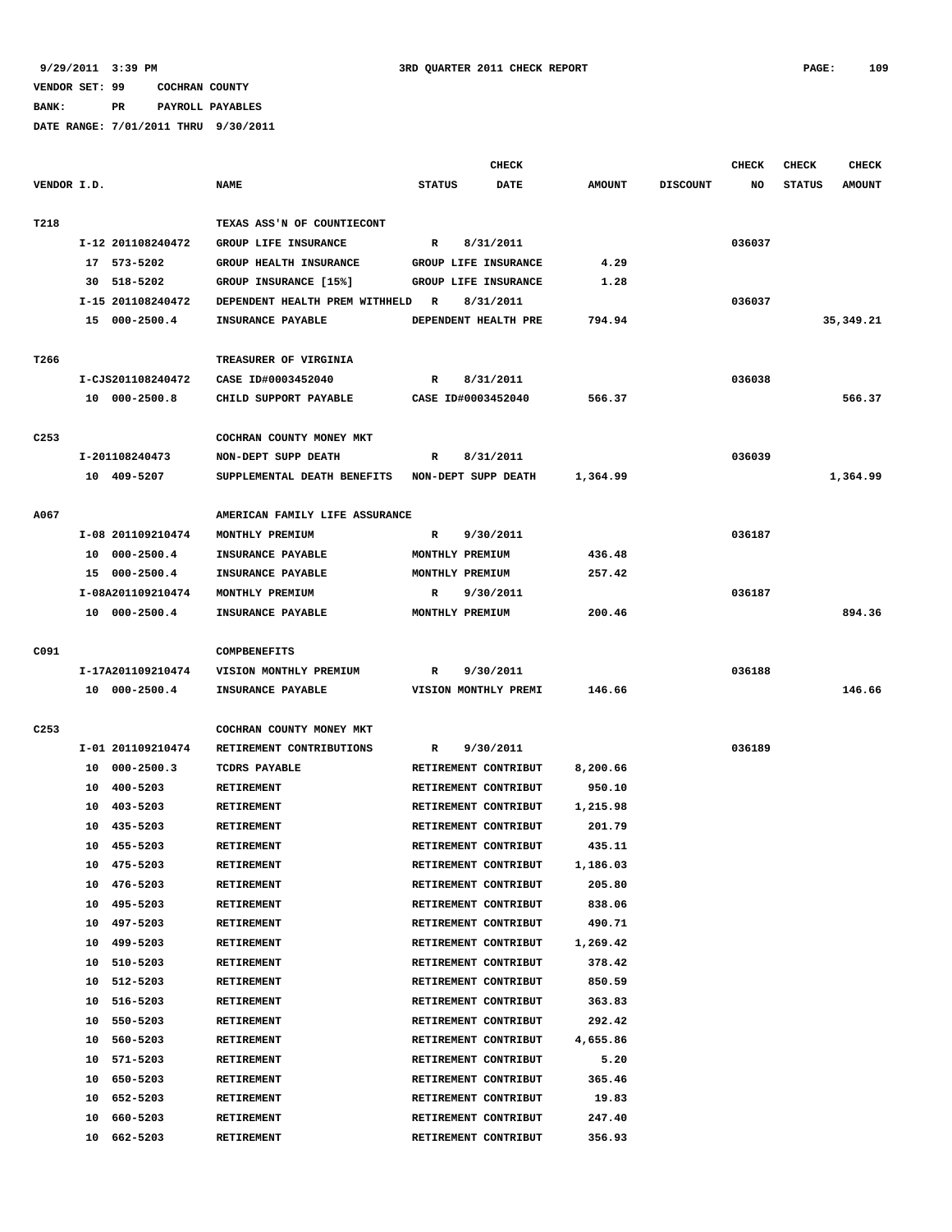9/29/2011 3:39 PM 3RD QUARTER 2011 CHECK REPORT PAGE: 109

VENDOR SET: 99 COCHRAN COUNTY
BANK: PR PAYROLL PAYABLES
DATE RANGE: 7/01/2011 THRU 9/30/2011

| VENDOR I.D. | NAME | STATUS | CHECK DATE | AMOUNT | DISCOUNT | CHECK NO | CHECK STATUS | CHECK AMOUNT |
|---|---|---|---|---|---|---|---|---|
| T218 | TEXAS ASS'N OF COUNTIECONT | | | | | | | |
| I-12 201108240472 | GROUP LIFE INSURANCE | R | 8/31/2011 | | | 036037 | | |
| 17 573-5202 | GROUP HEALTH INSURANCE | GROUP LIFE INSURANCE | | 4.29 | | | | |
| 30 518-5202 | GROUP INSURANCE [15%] | GROUP LIFE INSURANCE | | 1.28 | | | | |
| I-15 201108240472 | DEPENDENT HEALTH PREM WITHHELD | R | 8/31/2011 | | | 036037 | | |
| 15 000-2500.4 | INSURANCE PAYABLE | DEPENDENT HEALTH PRE | | 794.94 | | | | 35,349.21 |
| T266 | TREASURER OF VIRGINIA | | | | | | | |
| I-CJS201108240472 | CASE ID#0003452040 | R | 8/31/2011 | | | 036038 | | |
| 10 000-2500.8 | CHILD SUPPORT PAYABLE | CASE ID#0003452040 | | 566.37 | | | | 566.37 |
| C253 | COCHRAN COUNTY MONEY MKT | | | | | | | |
| I-201108240473 | NON-DEPT SUPP DEATH | R | 8/31/2011 | | | 036039 | | |
| 10 409-5207 | SUPPLEMENTAL DEATH BENEFITS | NON-DEPT SUPP DEATH | | 1,364.99 | | | | 1,364.99 |
| A067 | AMERICAN FAMILY LIFE ASSURANCE | | | | | | | |
| I-08 201109210474 | MONTHLY PREMIUM | R | 9/30/2011 | | | 036187 | | |
| 10 000-2500.4 | INSURANCE PAYABLE | MONTHLY PREMIUM | | 436.48 | | | | |
| 15 000-2500.4 | INSURANCE PAYABLE | MONTHLY PREMIUM | | 257.42 | | | | |
| I-08A201109210474 | MONTHLY PREMIUM | R | 9/30/2011 | | | 036187 | | |
| 10 000-2500.4 | INSURANCE PAYABLE | MONTHLY PREMIUM | | 200.46 | | | | 894.36 |
| C091 | COMPBENEFITS | | | | | | | |
| I-17A201109210474 | VISION MONTHLY PREMIUM | R | 9/30/2011 | | | 036188 | | |
| 10 000-2500.4 | INSURANCE PAYABLE | VISION MONTHLY PREMI | | 146.66 | | | | 146.66 |
| C253 | COCHRAN COUNTY MONEY MKT | | | | | | | |
| I-01 201109210474 | RETIREMENT CONTRIBUTIONS | R | 9/30/2011 | | | 036189 | | |
| 10 000-2500.3 | TCDRS PAYABLE | RETIREMENT CONTRIBUT | | 8,200.66 | | | | |
| 10 400-5203 | RETIREMENT | RETIREMENT CONTRIBUT | | 950.10 | | | | |
| 10 403-5203 | RETIREMENT | RETIREMENT CONTRIBUT | | 1,215.98 | | | | |
| 10 435-5203 | RETIREMENT | RETIREMENT CONTRIBUT | | 201.79 | | | | |
| 10 455-5203 | RETIREMENT | RETIREMENT CONTRIBUT | | 435.11 | | | | |
| 10 475-5203 | RETIREMENT | RETIREMENT CONTRIBUT | | 1,186.03 | | | | |
| 10 476-5203 | RETIREMENT | RETIREMENT CONTRIBUT | | 205.80 | | | | |
| 10 495-5203 | RETIREMENT | RETIREMENT CONTRIBUT | | 838.06 | | | | |
| 10 497-5203 | RETIREMENT | RETIREMENT CONTRIBUT | | 490.71 | | | | |
| 10 499-5203 | RETIREMENT | RETIREMENT CONTRIBUT | | 1,269.42 | | | | |
| 10 510-5203 | RETIREMENT | RETIREMENT CONTRIBUT | | 378.42 | | | | |
| 10 512-5203 | RETIREMENT | RETIREMENT CONTRIBUT | | 850.59 | | | | |
| 10 516-5203 | RETIREMENT | RETIREMENT CONTRIBUT | | 363.83 | | | | |
| 10 550-5203 | RETIREMENT | RETIREMENT CONTRIBUT | | 292.42 | | | | |
| 10 560-5203 | RETIREMENT | RETIREMENT CONTRIBUT | | 4,655.86 | | | | |
| 10 571-5203 | RETIREMENT | RETIREMENT CONTRIBUT | | 5.20 | | | | |
| 10 650-5203 | RETIREMENT | RETIREMENT CONTRIBUT | | 365.46 | | | | |
| 10 652-5203 | RETIREMENT | RETIREMENT CONTRIBUT | | 19.83 | | | | |
| 10 660-5203 | RETIREMENT | RETIREMENT CONTRIBUT | | 247.40 | | | | |
| 10 662-5203 | RETIREMENT | RETIREMENT CONTRIBUT | | 356.93 | | | | |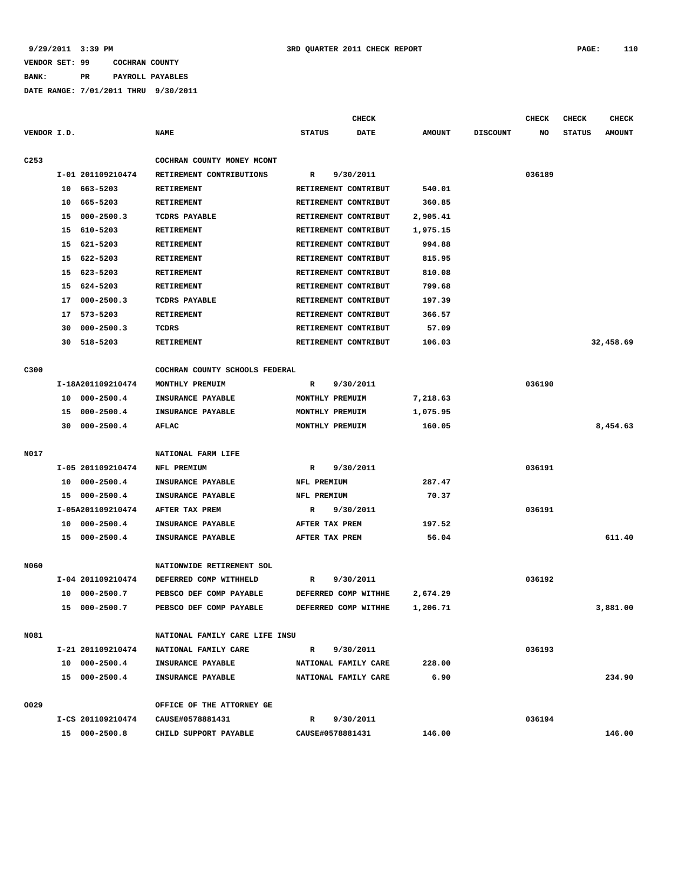9/29/2011 3:39 PM — 3RD QUARTER 2011 CHECK REPORT

VENDOR SET: 99 COCHRAN COUNTY
BANK: PR PAYROLL PAYABLES
DATE RANGE: 7/01/2011 THRU 9/30/2011

| VENDOR I.D. | | NAME | STATUS | CHECK DATE | AMOUNT | DISCOUNT | CHECK NO | CHECK STATUS | CHECK AMOUNT |
|---|---|---|---|---|---|---|---|---|---|
| C253 | | COCHRAN COUNTY MONEY MCONT | | | | | | | |
| | I-01 201109210474 | RETIREMENT CONTRIBUTIONS | R | 9/30/2011 | | | 036189 | | |
| | 10 663-5203 | RETIREMENT | RETIREMENT CONTRIBUT | | 540.01 | | | | |
| | 10 665-5203 | RETIREMENT | RETIREMENT CONTRIBUT | | 360.85 | | | | |
| | 15 000-2500.3 | TCDRS PAYABLE | RETIREMENT CONTRIBUT | | 2,905.41 | | | | |
| | 15 610-5203 | RETIREMENT | RETIREMENT CONTRIBUT | | 1,975.15 | | | | |
| | 15 621-5203 | RETIREMENT | RETIREMENT CONTRIBUT | | 994.88 | | | | |
| | 15 622-5203 | RETIREMENT | RETIREMENT CONTRIBUT | | 815.95 | | | | |
| | 15 623-5203 | RETIREMENT | RETIREMENT CONTRIBUT | | 810.08 | | | | |
| | 15 624-5203 | RETIREMENT | RETIREMENT CONTRIBUT | | 799.68 | | | | |
| | 17 000-2500.3 | TCDRS PAYABLE | RETIREMENT CONTRIBUT | | 197.39 | | | | |
| | 17 573-5203 | RETIREMENT | RETIREMENT CONTRIBUT | | 366.57 | | | | |
| | 30 000-2500.3 | TCDRS | RETIREMENT CONTRIBUT | | 57.09 | | | | |
| | 30 518-5203 | RETIREMENT | RETIREMENT CONTRIBUT | | 106.03 | | | | 32,458.69 |
| C300 | | COCHRAN COUNTY SCHOOLS FEDERAL | | | | | | | |
| | I-18A201109210474 | MONTHLY PREMUIM | R | 9/30/2011 | | | 036190 | | |
| | 10 000-2500.4 | INSURANCE PAYABLE | MONTHLY PREMUIM | | 7,218.63 | | | | |
| | 15 000-2500.4 | INSURANCE PAYABLE | MONTHLY PREMUIM | | 1,075.95 | | | | |
| | 30 000-2500.4 | AFLAC | MONTHLY PREMUIM | | 160.05 | | | | 8,454.63 |
| N017 | | NATIONAL FARM LIFE | | | | | | | |
| | I-05 201109210474 | NFL PREMIUM | R | 9/30/2011 | | | 036191 | | |
| | 10 000-2500.4 | INSURANCE PAYABLE | NFL PREMIUM | | 287.47 | | | | |
| | 15 000-2500.4 | INSURANCE PAYABLE | NFL PREMIUM | | 70.37 | | | | |
| | I-05A201109210474 | AFTER TAX PREM | R | 9/30/2011 | | | 036191 | | |
| | 10 000-2500.4 | INSURANCE PAYABLE | AFTER TAX PREM | | 197.52 | | | | |
| | 15 000-2500.4 | INSURANCE PAYABLE | AFTER TAX PREM | | 56.04 | | | | 611.40 |
| N060 | | NATIONWIDE RETIREMENT SOL | | | | | | | |
| | I-04 201109210474 | DEFERRED COMP WITHHELD | R | 9/30/2011 | | | 036192 | | |
| | 10 000-2500.7 | PEBSCO DEF COMP PAYABLE | DEFERRED COMP WITHHE | | 2,674.29 | | | | |
| | 15 000-2500.7 | PEBSCO DEF COMP PAYABLE | DEFERRED COMP WITHHE | | 1,206.71 | | | | 3,881.00 |
| N081 | | NATIONAL FAMILY CARE LIFE INSU | | | | | | | |
| | I-21 201109210474 | NATIONAL FAMILY CARE | R | 9/30/2011 | | | 036193 | | |
| | 10 000-2500.4 | INSURANCE PAYABLE | NATIONAL FAMILY CARE | | 228.00 | | | | |
| | 15 000-2500.4 | INSURANCE PAYABLE | NATIONAL FAMILY CARE | | 6.90 | | | | 234.90 |
| O029 | | OFFICE OF THE ATTORNEY GE | | | | | | | |
| | I-CS 201109210474 | CAUSE#0578881431 | R | 9/30/2011 | | | 036194 | | |
| | 15 000-2500.8 | CHILD SUPPORT PAYABLE | CAUSE#0578881431 | | 146.00 | | | | 146.00 |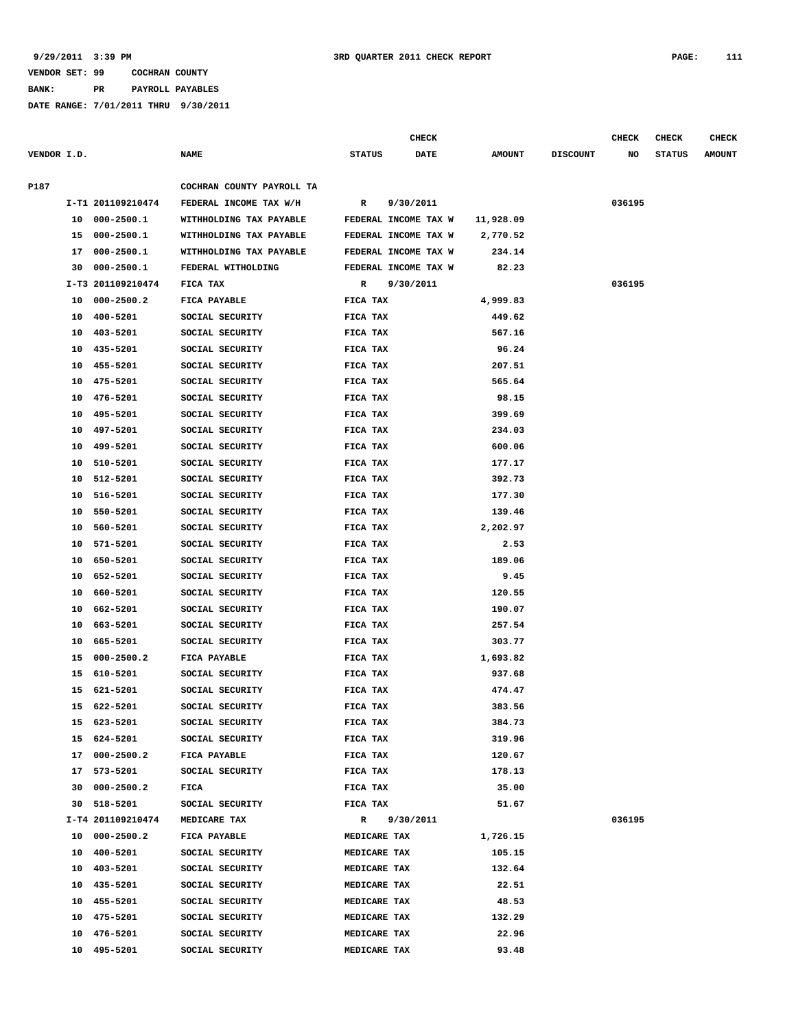9/29/2011 3:39 PM 3RD QUARTER 2011 CHECK REPORT

VENDOR SET: 99 COCHRAN COUNTY

BANK: PR PAYROLL PAYABLES

DATE RANGE: 7/01/2011 THRU 9/30/2011

| VENDOR I.D. | | NAME | STATUS | CHECK DATE | AMOUNT | DISCOUNT | CHECK NO | CHECK STATUS | CHECK AMOUNT |
|---|---|---|---|---|---|---|---|---|---|
| P187 | | COCHRAN COUNTY PAYROLL TA | | | | | | | |
| | I-T1 201109210474 | FEDERAL INCOME TAX W/H | R | 9/30/2011 | | | 036195 | | |
| 10 | 000-2500.1 | WITHHOLDING TAX PAYABLE | FEDERAL INCOME TAX W | | 11,928.09 | | | | |
| 15 | 000-2500.1 | WITHHOLDING TAX PAYABLE | FEDERAL INCOME TAX W | | 2,770.52 | | | | |
| 17 | 000-2500.1 | WITHHOLDING TAX PAYABLE | FEDERAL INCOME TAX W | | 234.14 | | | | |
| 30 | 000-2500.1 | FEDERAL WITHOLDING | FEDERAL INCOME TAX W | | 82.23 | | | | |
| | I-T3 201109210474 | FICA TAX | R | 9/30/2011 | | | 036195 | | |
| 10 | 000-2500.2 | FICA PAYABLE | FICA TAX | | 4,999.83 | | | | |
| 10 | 400-5201 | SOCIAL SECURITY | FICA TAX | | 449.62 | | | | |
| 10 | 403-5201 | SOCIAL SECURITY | FICA TAX | | 567.16 | | | | |
| 10 | 435-5201 | SOCIAL SECURITY | FICA TAX | | 96.24 | | | | |
| 10 | 455-5201 | SOCIAL SECURITY | FICA TAX | | 207.51 | | | | |
| 10 | 475-5201 | SOCIAL SECURITY | FICA TAX | | 565.64 | | | | |
| 10 | 476-5201 | SOCIAL SECURITY | FICA TAX | | 98.15 | | | | |
| 10 | 495-5201 | SOCIAL SECURITY | FICA TAX | | 399.69 | | | | |
| 10 | 497-5201 | SOCIAL SECURITY | FICA TAX | | 234.03 | | | | |
| 10 | 499-5201 | SOCIAL SECURITY | FICA TAX | | 600.06 | | | | |
| 10 | 510-5201 | SOCIAL SECURITY | FICA TAX | | 177.17 | | | | |
| 10 | 512-5201 | SOCIAL SECURITY | FICA TAX | | 392.73 | | | | |
| 10 | 516-5201 | SOCIAL SECURITY | FICA TAX | | 177.30 | | | | |
| 10 | 550-5201 | SOCIAL SECURITY | FICA TAX | | 139.46 | | | | |
| 10 | 560-5201 | SOCIAL SECURITY | FICA TAX | | 2,202.97 | | | | |
| 10 | 571-5201 | SOCIAL SECURITY | FICA TAX | | 2.53 | | | | |
| 10 | 650-5201 | SOCIAL SECURITY | FICA TAX | | 189.06 | | | | |
| 10 | 652-5201 | SOCIAL SECURITY | FICA TAX | | 9.45 | | | | |
| 10 | 660-5201 | SOCIAL SECURITY | FICA TAX | | 120.55 | | | | |
| 10 | 662-5201 | SOCIAL SECURITY | FICA TAX | | 190.07 | | | | |
| 10 | 663-5201 | SOCIAL SECURITY | FICA TAX | | 257.54 | | | | |
| 10 | 665-5201 | SOCIAL SECURITY | FICA TAX | | 303.77 | | | | |
| 15 | 000-2500.2 | FICA PAYABLE | FICA TAX | | 1,693.82 | | | | |
| 15 | 610-5201 | SOCIAL SECURITY | FICA TAX | | 937.68 | | | | |
| 15 | 621-5201 | SOCIAL SECURITY | FICA TAX | | 474.47 | | | | |
| 15 | 622-5201 | SOCIAL SECURITY | FICA TAX | | 383.56 | | | | |
| 15 | 623-5201 | SOCIAL SECURITY | FICA TAX | | 384.73 | | | | |
| 15 | 624-5201 | SOCIAL SECURITY | FICA TAX | | 319.96 | | | | |
| 17 | 000-2500.2 | FICA PAYABLE | FICA TAX | | 120.67 | | | | |
| 17 | 573-5201 | SOCIAL SECURITY | FICA TAX | | 178.13 | | | | |
| 30 | 000-2500.2 | FICA | FICA TAX | | 35.00 | | | | |
| 30 | 518-5201 | SOCIAL SECURITY | FICA TAX | | 51.67 | | | | |
| | I-T4 201109210474 | MEDICARE TAX | R | 9/30/2011 | | | 036195 | | |
| 10 | 000-2500.2 | FICA PAYABLE | MEDICARE TAX | | 1,726.15 | | | | |
| 10 | 400-5201 | SOCIAL SECURITY | MEDICARE TAX | | 105.15 | | | | |
| 10 | 403-5201 | SOCIAL SECURITY | MEDICARE TAX | | 132.64 | | | | |
| 10 | 435-5201 | SOCIAL SECURITY | MEDICARE TAX | | 22.51 | | | | |
| 10 | 455-5201 | SOCIAL SECURITY | MEDICARE TAX | | 48.53 | | | | |
| 10 | 475-5201 | SOCIAL SECURITY | MEDICARE TAX | | 132.29 | | | | |
| 10 | 476-5201 | SOCIAL SECURITY | MEDICARE TAX | | 22.96 | | | | |
| 10 | 495-5201 | SOCIAL SECURITY | MEDICARE TAX | | 93.48 | | | | |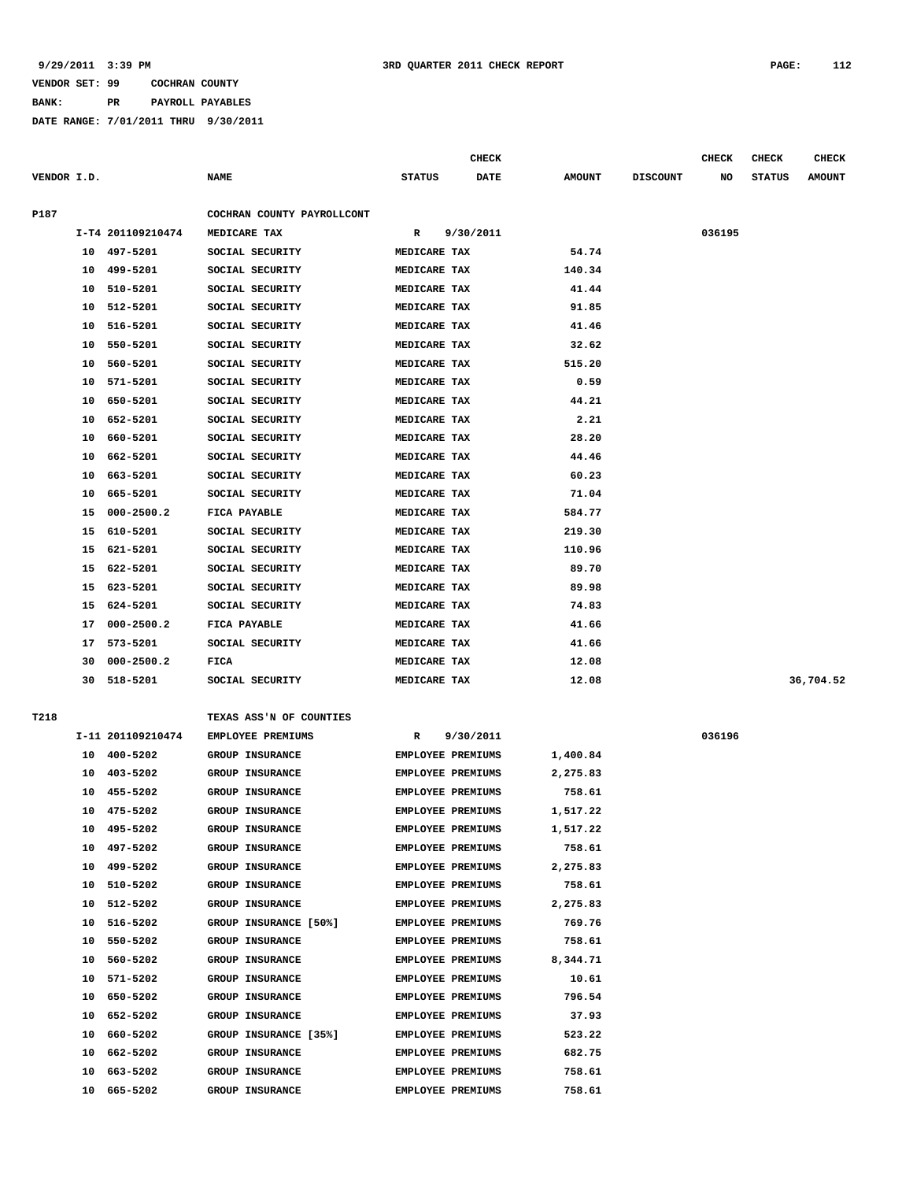**9/29/2011 3:39 PM** **3RD QUARTER 2011 CHECK REPORT**

**VENDOR SET: 99 COCHRAN COUNTY**

**BANK: PR PAYROLL PAYABLES**

**DATE RANGE: 7/01/2011 THRU 9/30/2011**

| VENDOR I.D. | | NAME | STATUS | CHECK DATE | AMOUNT | DISCOUNT | CHECK NO | CHECK STATUS | CHECK AMOUNT |
|---|---|---|---|---|---|---|---|---|---|
| P187 | | COCHRAN COUNTY PAYROLLCONT | | | | | | | |
| | I-T4 201109210474 | MEDICARE TAX | R | 9/30/2011 | | | 036195 | | |
| | 10 497-5201 | SOCIAL SECURITY | MEDICARE TAX | | 54.74 | | | | |
| | 10 499-5201 | SOCIAL SECURITY | MEDICARE TAX | | 140.34 | | | | |
| | 10 510-5201 | SOCIAL SECURITY | MEDICARE TAX | | 41.44 | | | | |
| | 10 512-5201 | SOCIAL SECURITY | MEDICARE TAX | | 91.85 | | | | |
| | 10 516-5201 | SOCIAL SECURITY | MEDICARE TAX | | 41.46 | | | | |
| | 10 550-5201 | SOCIAL SECURITY | MEDICARE TAX | | 32.62 | | | | |
| | 10 560-5201 | SOCIAL SECURITY | MEDICARE TAX | | 515.20 | | | | |
| | 10 571-5201 | SOCIAL SECURITY | MEDICARE TAX | | 0.59 | | | | |
| | 10 650-5201 | SOCIAL SECURITY | MEDICARE TAX | | 44.21 | | | | |
| | 10 652-5201 | SOCIAL SECURITY | MEDICARE TAX | | 2.21 | | | | |
| | 10 660-5201 | SOCIAL SECURITY | MEDICARE TAX | | 28.20 | | | | |
| | 10 662-5201 | SOCIAL SECURITY | MEDICARE TAX | | 44.46 | | | | |
| | 10 663-5201 | SOCIAL SECURITY | MEDICARE TAX | | 60.23 | | | | |
| | 10 665-5201 | SOCIAL SECURITY | MEDICARE TAX | | 71.04 | | | | |
| | 15 000-2500.2 | FICA PAYABLE | MEDICARE TAX | | 584.77 | | | | |
| | 15 610-5201 | SOCIAL SECURITY | MEDICARE TAX | | 219.30 | | | | |
| | 15 621-5201 | SOCIAL SECURITY | MEDICARE TAX | | 110.96 | | | | |
| | 15 622-5201 | SOCIAL SECURITY | MEDICARE TAX | | 89.70 | | | | |
| | 15 623-5201 | SOCIAL SECURITY | MEDICARE TAX | | 89.98 | | | | |
| | 15 624-5201 | SOCIAL SECURITY | MEDICARE TAX | | 74.83 | | | | |
| | 17 000-2500.2 | FICA PAYABLE | MEDICARE TAX | | 41.66 | | | | |
| | 17 573-5201 | SOCIAL SECURITY | MEDICARE TAX | | 41.66 | | | | |
| | 30 000-2500.2 | FICA | MEDICARE TAX | | 12.08 | | | | |
| | 30 518-5201 | SOCIAL SECURITY | MEDICARE TAX | | 12.08 | | | | 36,704.52 |
| T218 | | TEXAS ASS'N OF COUNTIES | | | | | | | |
| | I-11 201109210474 | EMPLOYEE PREMIUMS | R | 9/30/2011 | | | 036196 | | |
| | 10 400-5202 | GROUP INSURANCE | EMPLOYEE PREMIUMS | | 1,400.84 | | | | |
| | 10 403-5202 | GROUP INSURANCE | EMPLOYEE PREMIUMS | | 2,275.83 | | | | |
| | 10 455-5202 | GROUP INSURANCE | EMPLOYEE PREMIUMS | | 758.61 | | | | |
| | 10 475-5202 | GROUP INSURANCE | EMPLOYEE PREMIUMS | | 1,517.22 | | | | |
| | 10 495-5202 | GROUP INSURANCE | EMPLOYEE PREMIUMS | | 1,517.22 | | | | |
| | 10 497-5202 | GROUP INSURANCE | EMPLOYEE PREMIUMS | | 758.61 | | | | |
| | 10 499-5202 | GROUP INSURANCE | EMPLOYEE PREMIUMS | | 2,275.83 | | | | |
| | 10 510-5202 | GROUP INSURANCE | EMPLOYEE PREMIUMS | | 758.61 | | | | |
| | 10 512-5202 | GROUP INSURANCE | EMPLOYEE PREMIUMS | | 2,275.83 | | | | |
| | 10 516-5202 | GROUP INSURANCE [50%] | EMPLOYEE PREMIUMS | | 769.76 | | | | |
| | 10 550-5202 | GROUP INSURANCE | EMPLOYEE PREMIUMS | | 758.61 | | | | |
| | 10 560-5202 | GROUP INSURANCE | EMPLOYEE PREMIUMS | | 8,344.71 | | | | |
| | 10 571-5202 | GROUP INSURANCE | EMPLOYEE PREMIUMS | | 10.61 | | | | |
| | 10 650-5202 | GROUP INSURANCE | EMPLOYEE PREMIUMS | | 796.54 | | | | |
| | 10 652-5202 | GROUP INSURANCE | EMPLOYEE PREMIUMS | | 37.93 | | | | |
| | 10 660-5202 | GROUP INSURANCE [35%] | EMPLOYEE PREMIUMS | | 523.22 | | | | |
| | 10 662-5202 | GROUP INSURANCE | EMPLOYEE PREMIUMS | | 682.75 | | | | |
| | 10 663-5202 | GROUP INSURANCE | EMPLOYEE PREMIUMS | | 758.61 | | | | |
| | 10 665-5202 | GROUP INSURANCE | EMPLOYEE PREMIUMS | | 758.61 | | | | |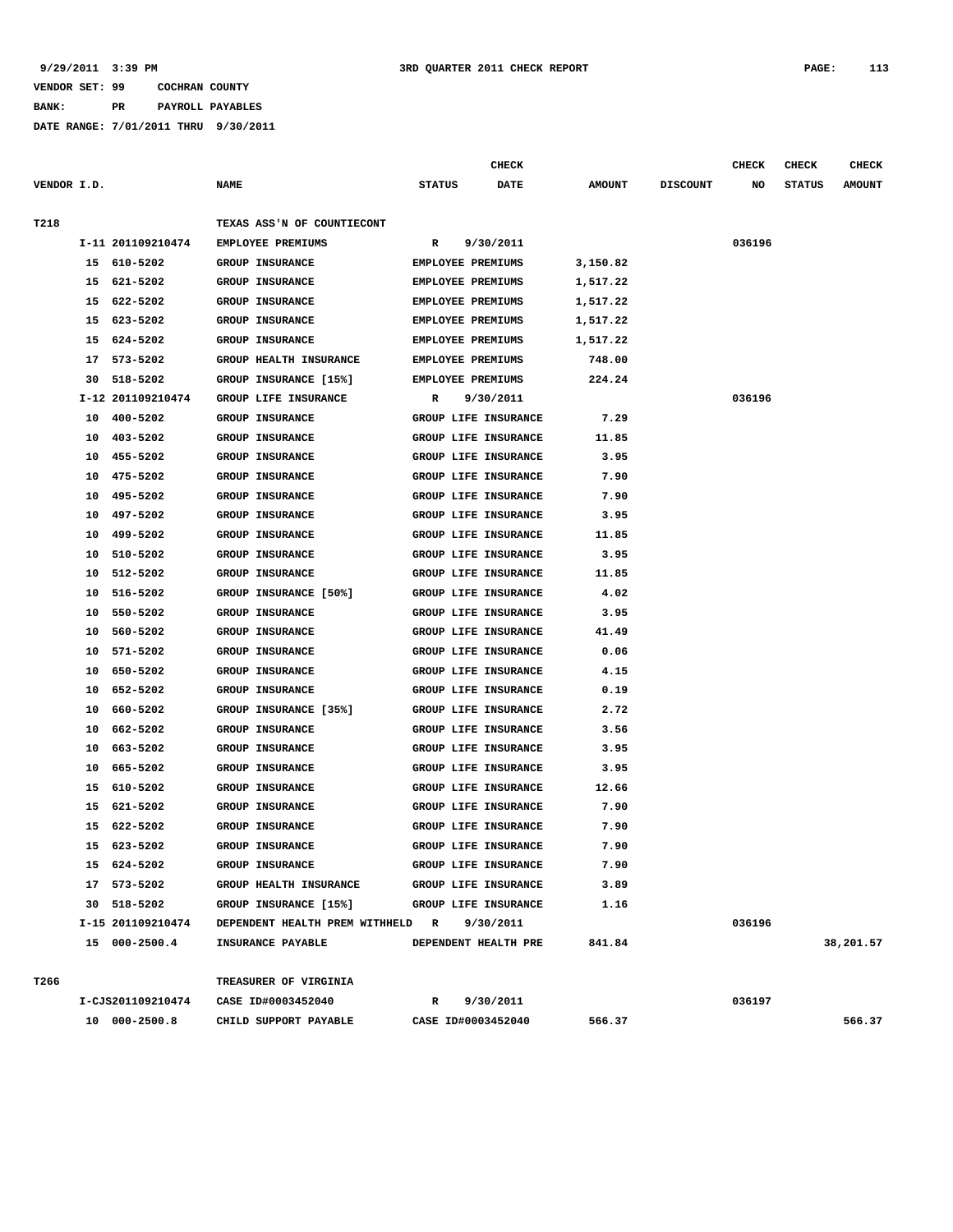9/29/2011 3:39 PM 3RD QUARTER 2011 CHECK REPORT

VENDOR SET: 99 COCHRAN COUNTY

BANK: PR PAYROLL PAYABLES

DATE RANGE: 7/01/2011 THRU 9/30/2011

| VENDOR I.D. | | NAME | STATUS | CHECK DATE | AMOUNT | DISCOUNT | CHECK NO | CHECK STATUS | CHECK AMOUNT |
|---|---|---|---|---|---|---|---|---|---|
| T218 | | TEXAS ASS'N OF COUNTIECONT | | | | | | | |
| | I-11 201109210474 | EMPLOYEE PREMIUMS | R | 9/30/2011 | | | 036196 | | |
| | 15 610-5202 | GROUP INSURANCE | EMPLOYEE PREMIUMS | | 3,150.82 | | | | |
| | 15 621-5202 | GROUP INSURANCE | EMPLOYEE PREMIUMS | | 1,517.22 | | | | |
| | 15 622-5202 | GROUP INSURANCE | EMPLOYEE PREMIUMS | | 1,517.22 | | | | |
| | 15 623-5202 | GROUP INSURANCE | EMPLOYEE PREMIUMS | | 1,517.22 | | | | |
| | 15 624-5202 | GROUP INSURANCE | EMPLOYEE PREMIUMS | | 1,517.22 | | | | |
| | 17 573-5202 | GROUP HEALTH INSURANCE | EMPLOYEE PREMIUMS | | 748.00 | | | | |
| | 30 518-5202 | GROUP INSURANCE [15%] | EMPLOYEE PREMIUMS | | 224.24 | | | | |
| | I-12 201109210474 | GROUP LIFE INSURANCE | R | 9/30/2011 | | | 036196 | | |
| | 10 400-5202 | GROUP INSURANCE | GROUP LIFE INSURANCE | | 7.29 | | | | |
| | 10 403-5202 | GROUP INSURANCE | GROUP LIFE INSURANCE | | 11.85 | | | | |
| | 10 455-5202 | GROUP INSURANCE | GROUP LIFE INSURANCE | | 3.95 | | | | |
| | 10 475-5202 | GROUP INSURANCE | GROUP LIFE INSURANCE | | 7.90 | | | | |
| | 10 495-5202 | GROUP INSURANCE | GROUP LIFE INSURANCE | | 7.90 | | | | |
| | 10 497-5202 | GROUP INSURANCE | GROUP LIFE INSURANCE | | 3.95 | | | | |
| | 10 499-5202 | GROUP INSURANCE | GROUP LIFE INSURANCE | | 11.85 | | | | |
| | 10 510-5202 | GROUP INSURANCE | GROUP LIFE INSURANCE | | 3.95 | | | | |
| | 10 512-5202 | GROUP INSURANCE | GROUP LIFE INSURANCE | | 11.85 | | | | |
| | 10 516-5202 | GROUP INSURANCE [50%] | GROUP LIFE INSURANCE | | 4.02 | | | | |
| | 10 550-5202 | GROUP INSURANCE | GROUP LIFE INSURANCE | | 3.95 | | | | |
| | 10 560-5202 | GROUP INSURANCE | GROUP LIFE INSURANCE | | 41.49 | | | | |
| | 10 571-5202 | GROUP INSURANCE | GROUP LIFE INSURANCE | | 0.06 | | | | |
| | 10 650-5202 | GROUP INSURANCE | GROUP LIFE INSURANCE | | 4.15 | | | | |
| | 10 652-5202 | GROUP INSURANCE | GROUP LIFE INSURANCE | | 0.19 | | | | |
| | 10 660-5202 | GROUP INSURANCE [35%] | GROUP LIFE INSURANCE | | 2.72 | | | | |
| | 10 662-5202 | GROUP INSURANCE | GROUP LIFE INSURANCE | | 3.56 | | | | |
| | 10 663-5202 | GROUP INSURANCE | GROUP LIFE INSURANCE | | 3.95 | | | | |
| | 10 665-5202 | GROUP INSURANCE | GROUP LIFE INSURANCE | | 3.95 | | | | |
| | 15 610-5202 | GROUP INSURANCE | GROUP LIFE INSURANCE | | 12.66 | | | | |
| | 15 621-5202 | GROUP INSURANCE | GROUP LIFE INSURANCE | | 7.90 | | | | |
| | 15 622-5202 | GROUP INSURANCE | GROUP LIFE INSURANCE | | 7.90 | | | | |
| | 15 623-5202 | GROUP INSURANCE | GROUP LIFE INSURANCE | | 7.90 | | | | |
| | 15 624-5202 | GROUP INSURANCE | GROUP LIFE INSURANCE | | 7.90 | | | | |
| | 17 573-5202 | GROUP HEALTH INSURANCE | GROUP LIFE INSURANCE | | 3.89 | | | | |
| | 30 518-5202 | GROUP INSURANCE [15%] | GROUP LIFE INSURANCE | | 1.16 | | | | |
| | I-15 201109210474 | DEPENDENT HEALTH PREM WITHHELD | R | 9/30/2011 | | | 036196 | | |
| | 15 000-2500.4 | INSURANCE PAYABLE | DEPENDENT HEALTH PRE | | 841.84 | | | | 38,201.57 |
| T266 | | TREASURER OF VIRGINIA | | | | | | | |
| | I-CJS201109210474 | CASE ID#0003452040 | R | 9/30/2011 | | | 036197 | | |
| | 10 000-2500.8 | CHILD SUPPORT PAYABLE | CASE ID#0003452040 | | 566.37 | | | | 566.37 |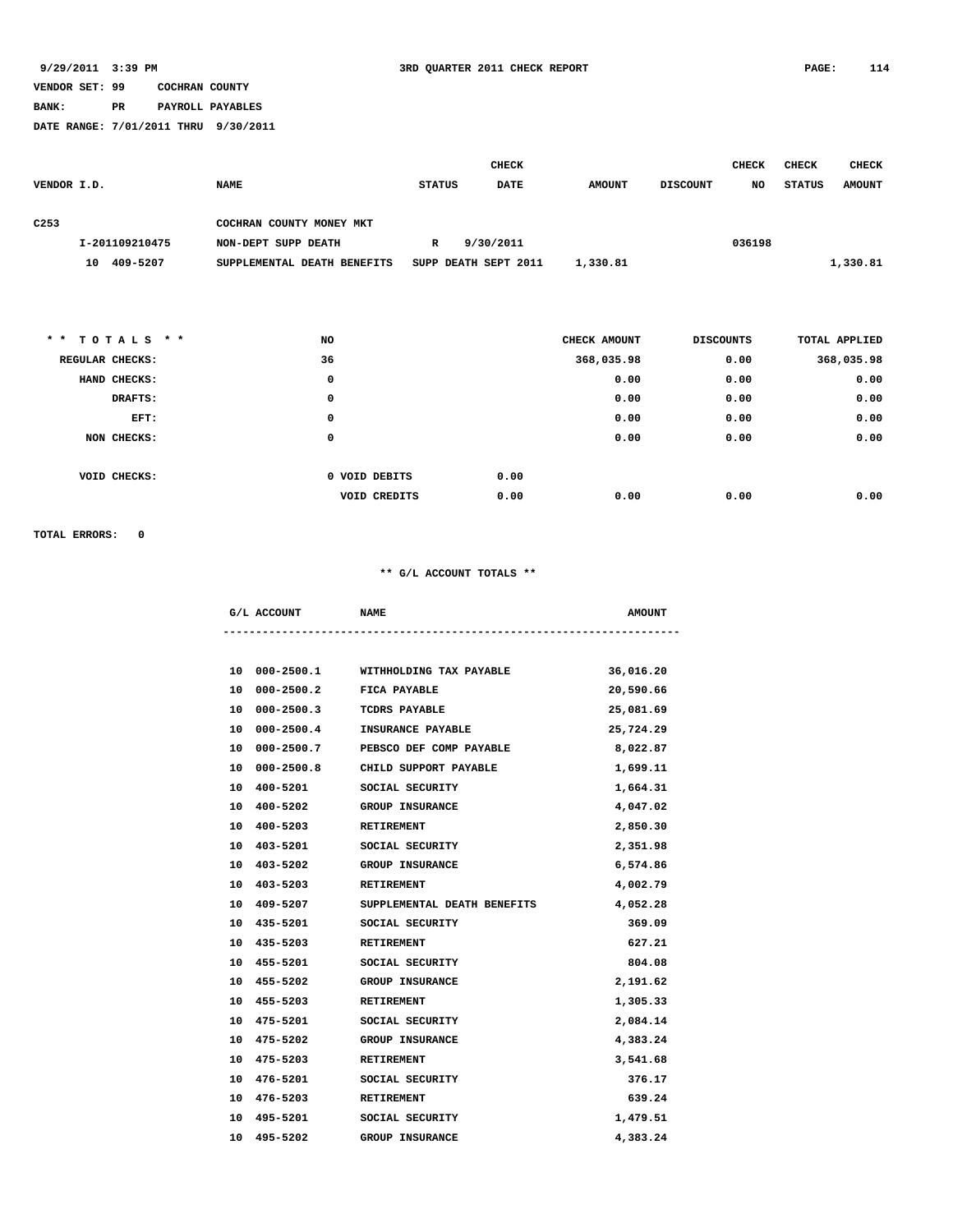9/29/2011 3:39 PM 3RD QUARTER 2011 CHECK REPORT

VENDOR SET: 99 COCHRAN COUNTY
BANK: PR PAYROLL PAYABLES
DATE RANGE: 7/01/2011 THRU 9/30/2011

| VENDOR I.D. | NAME | STATUS | CHECK DATE | AMOUNT | DISCOUNT | CHECK NO | CHECK STATUS | CHECK AMOUNT |
|---|---|---|---|---|---|---|---|---|
| C253 | COCHRAN COUNTY MONEY MKT | | | | | | | |
| I-201109210475 | NON-DEPT SUPP DEATH | R | 9/30/2011 | | | 036198 | | |
| 10 409-5207 | SUPPLEMENTAL DEATH BENEFITS | SUPP DEATH SEPT 2011 | | 1,330.81 | | | | 1,330.81 |

| * * TOTALS * * | NO | | | CHECK AMOUNT | DISCOUNTS | TOTAL APPLIED |
|---|---|---|---|---|---|---|
| REGULAR CHECKS: | 36 | | | 368,035.98 | 0.00 | 368,035.98 |
| HAND CHECKS: | 0 | | | 0.00 | 0.00 | 0.00 |
| DRAFTS: | 0 | | | 0.00 | 0.00 | 0.00 |
| EFT: | 0 | | | 0.00 | 0.00 | 0.00 |
| NON CHECKS: | 0 | | | 0.00 | 0.00 | 0.00 |
| VOID CHECKS: | 0 | VOID DEBITS | 0.00 | | | |
| | | VOID CREDITS | 0.00 | 0.00 | 0.00 | 0.00 |

TOTAL ERRORS: 0

** G/L ACCOUNT TOTALS **

| G/L ACCOUNT | NAME | AMOUNT |
|---|---|---|
| 10 000-2500.1 | WITHHOLDING TAX PAYABLE | 36,016.20 |
| 10 000-2500.2 | FICA PAYABLE | 20,590.66 |
| 10 000-2500.3 | TCDRS PAYABLE | 25,081.69 |
| 10 000-2500.4 | INSURANCE PAYABLE | 25,724.29 |
| 10 000-2500.7 | PEBSCO DEF COMP PAYABLE | 8,022.87 |
| 10 000-2500.8 | CHILD SUPPORT PAYABLE | 1,699.11 |
| 10 400-5201 | SOCIAL SECURITY | 1,664.31 |
| 10 400-5202 | GROUP INSURANCE | 4,047.02 |
| 10 400-5203 | RETIREMENT | 2,850.30 |
| 10 403-5201 | SOCIAL SECURITY | 2,351.98 |
| 10 403-5202 | GROUP INSURANCE | 6,574.86 |
| 10 403-5203 | RETIREMENT | 4,002.79 |
| 10 409-5207 | SUPPLEMENTAL DEATH BENEFITS | 4,052.28 |
| 10 435-5201 | SOCIAL SECURITY | 369.09 |
| 10 435-5203 | RETIREMENT | 627.21 |
| 10 455-5201 | SOCIAL SECURITY | 804.08 |
| 10 455-5202 | GROUP INSURANCE | 2,191.62 |
| 10 455-5203 | RETIREMENT | 1,305.33 |
| 10 475-5201 | SOCIAL SECURITY | 2,084.14 |
| 10 475-5202 | GROUP INSURANCE | 4,383.24 |
| 10 475-5203 | RETIREMENT | 3,541.68 |
| 10 476-5201 | SOCIAL SECURITY | 376.17 |
| 10 476-5203 | RETIREMENT | 639.24 |
| 10 495-5201 | SOCIAL SECURITY | 1,479.51 |
| 10 495-5202 | GROUP INSURANCE | 4,383.24 |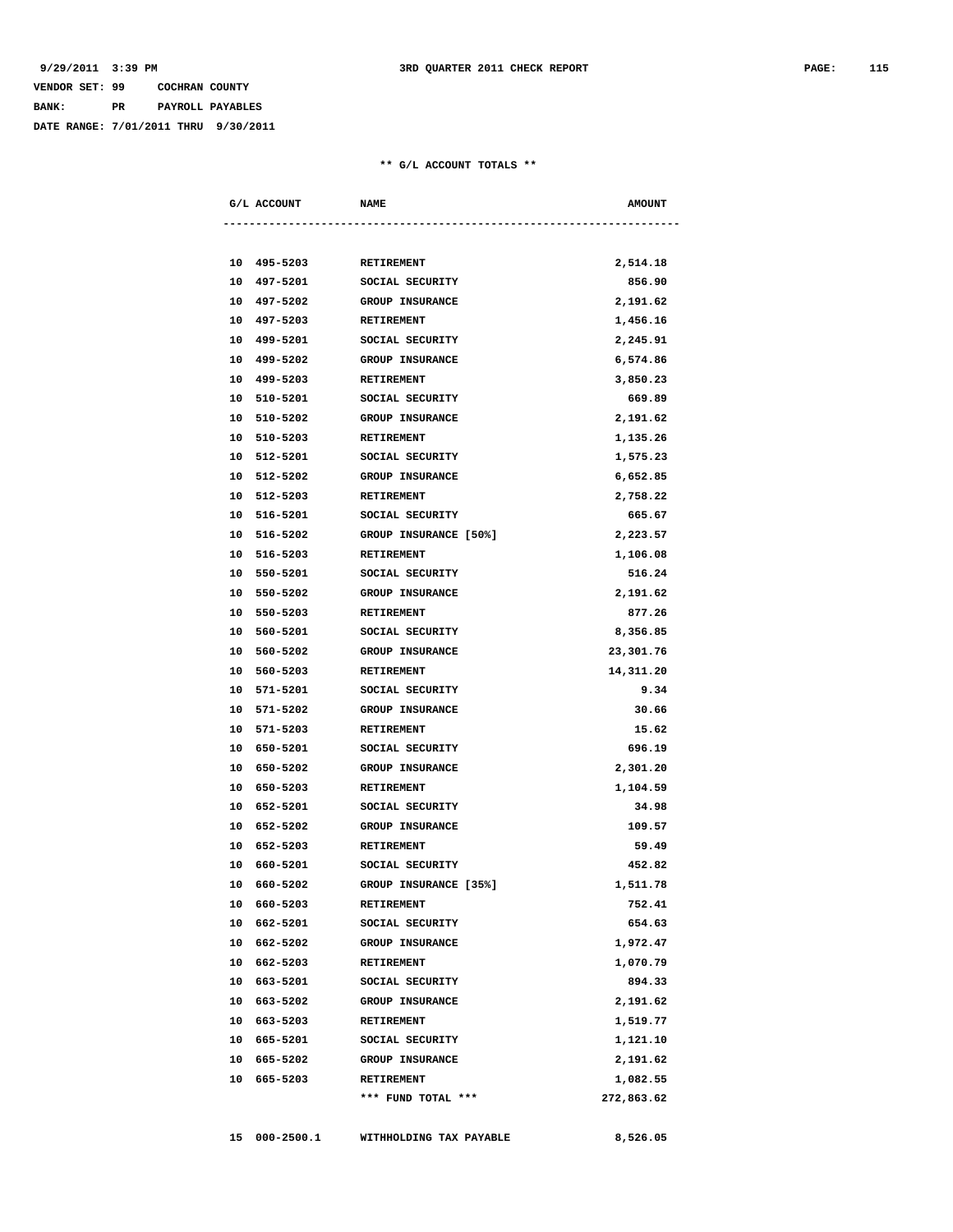**VENDOR SET: 99 COCHRAN COUNTY**

**BANK: PR PAYROLL PAYABLES**

**DATE RANGE: 7/01/2011 THRU 9/30/2011**

**3RD QUARTER 2011 CHECK REPORT**

**\*\* G/L ACCOUNT TOTALS \*\***

| G/L ACCOUNT | NAME | AMOUNT |
|---|---|---|
| 10 495-5203 | RETIREMENT | 2,514.18 |
| 10 497-5201 | SOCIAL SECURITY | 856.90 |
| 10 497-5202 | GROUP INSURANCE | 2,191.62 |
| 10 497-5203 | RETIREMENT | 1,456.16 |
| 10 499-5201 | SOCIAL SECURITY | 2,245.91 |
| 10 499-5202 | GROUP INSURANCE | 6,574.86 |
| 10 499-5203 | RETIREMENT | 3,850.23 |
| 10 510-5201 | SOCIAL SECURITY | 669.89 |
| 10 510-5202 | GROUP INSURANCE | 2,191.62 |
| 10 510-5203 | RETIREMENT | 1,135.26 |
| 10 512-5201 | SOCIAL SECURITY | 1,575.23 |
| 10 512-5202 | GROUP INSURANCE | 6,652.85 |
| 10 512-5203 | RETIREMENT | 2,758.22 |
| 10 516-5201 | SOCIAL SECURITY | 665.67 |
| 10 516-5202 | GROUP INSURANCE [50%] | 2,223.57 |
| 10 516-5203 | RETIREMENT | 1,106.08 |
| 10 550-5201 | SOCIAL SECURITY | 516.24 |
| 10 550-5202 | GROUP INSURANCE | 2,191.62 |
| 10 550-5203 | RETIREMENT | 877.26 |
| 10 560-5201 | SOCIAL SECURITY | 8,356.85 |
| 10 560-5202 | GROUP INSURANCE | 23,301.76 |
| 10 560-5203 | RETIREMENT | 14,311.20 |
| 10 571-5201 | SOCIAL SECURITY | 9.34 |
| 10 571-5202 | GROUP INSURANCE | 30.66 |
| 10 571-5203 | RETIREMENT | 15.62 |
| 10 650-5201 | SOCIAL SECURITY | 696.19 |
| 10 650-5202 | GROUP INSURANCE | 2,301.20 |
| 10 650-5203 | RETIREMENT | 1,104.59 |
| 10 652-5201 | SOCIAL SECURITY | 34.98 |
| 10 652-5202 | GROUP INSURANCE | 109.57 |
| 10 652-5203 | RETIREMENT | 59.49 |
| 10 660-5201 | SOCIAL SECURITY | 452.82 |
| 10 660-5202 | GROUP INSURANCE [35%] | 1,511.78 |
| 10 660-5203 | RETIREMENT | 752.41 |
| 10 662-5201 | SOCIAL SECURITY | 654.63 |
| 10 662-5202 | GROUP INSURANCE | 1,972.47 |
| 10 662-5203 | RETIREMENT | 1,070.79 |
| 10 663-5201 | SOCIAL SECURITY | 894.33 |
| 10 663-5202 | GROUP INSURANCE | 2,191.62 |
| 10 663-5203 | RETIREMENT | 1,519.77 |
| 10 665-5201 | SOCIAL SECURITY | 1,121.10 |
| 10 665-5202 | GROUP INSURANCE | 2,191.62 |
| 10 665-5203 | RETIREMENT | 1,082.55 |
| | *** FUND TOTAL *** | 272,863.62 |
| 15 000-2500.1 | WITHHOLDING TAX PAYABLE | 8,526.05 |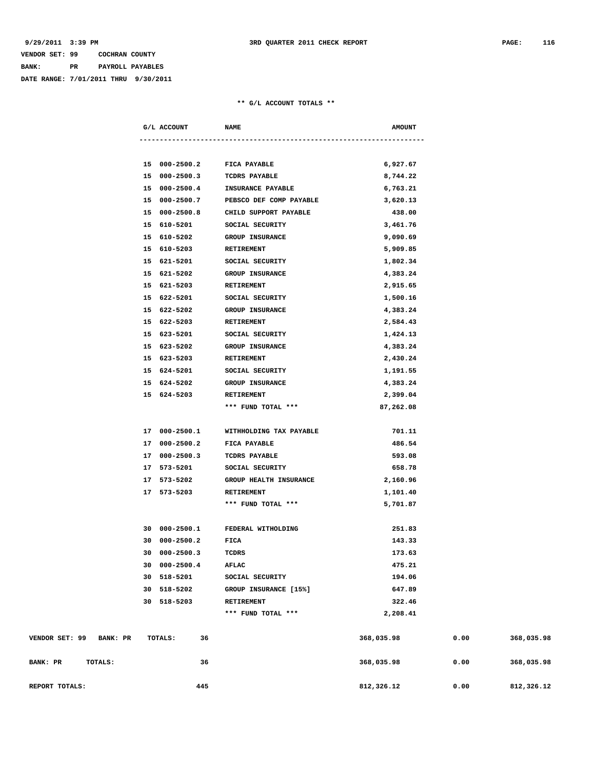9/29/2011 3:39 PM 3RD QUARTER 2011 CHECK REPORT

VENDOR SET: 99 COCHRAN COUNTY
BANK: PR PAYROLL PAYABLES
DATE RANGE: 7/01/2011 THRU 9/30/2011

** G/L ACCOUNT TOTALS **

| G/L ACCOUNT | NAME | AMOUNT |
|---|---|---|
| 15 000-2500.2 | FICA PAYABLE | 6,927.67 |
| 15 000-2500.3 | TCDRS PAYABLE | 8,744.22 |
| 15 000-2500.4 | INSURANCE PAYABLE | 6,763.21 |
| 15 000-2500.7 | PEBSCO DEF COMP PAYABLE | 3,620.13 |
| 15 000-2500.8 | CHILD SUPPORT PAYABLE | 438.00 |
| 15 610-5201 | SOCIAL SECURITY | 3,461.76 |
| 15 610-5202 | GROUP INSURANCE | 9,090.69 |
| 15 610-5203 | RETIREMENT | 5,909.85 |
| 15 621-5201 | SOCIAL SECURITY | 1,802.34 |
| 15 621-5202 | GROUP INSURANCE | 4,383.24 |
| 15 621-5203 | RETIREMENT | 2,915.65 |
| 15 622-5201 | SOCIAL SECURITY | 1,500.16 |
| 15 622-5202 | GROUP INSURANCE | 4,383.24 |
| 15 622-5203 | RETIREMENT | 2,584.43 |
| 15 623-5201 | SOCIAL SECURITY | 1,424.13 |
| 15 623-5202 | GROUP INSURANCE | 4,383.24 |
| 15 623-5203 | RETIREMENT | 2,430.24 |
| 15 624-5201 | SOCIAL SECURITY | 1,191.55 |
| 15 624-5202 | GROUP INSURANCE | 4,383.24 |
| 15 624-5203 | RETIREMENT | 2,399.04 |
| | *** FUND TOTAL *** | 87,262.08 |
| 17 000-2500.1 | WITHHOLDING TAX PAYABLE | 701.11 |
| 17 000-2500.2 | FICA PAYABLE | 486.54 |
| 17 000-2500.3 | TCDRS PAYABLE | 593.08 |
| 17 573-5201 | SOCIAL SECURITY | 658.78 |
| 17 573-5202 | GROUP HEALTH INSURANCE | 2,160.96 |
| 17 573-5203 | RETIREMENT | 1,101.40 |
| | *** FUND TOTAL *** | 5,701.87 |
| 30 000-2500.1 | FEDERAL WITHOLDING | 251.83 |
| 30 000-2500.2 | FICA | 143.33 |
| 30 000-2500.3 | TCDRS | 173.63 |
| 30 000-2500.4 | AFLAC | 475.21 |
| 30 518-5201 | SOCIAL SECURITY | 194.06 |
| 30 518-5202 | GROUP INSURANCE [15%] | 647.89 |
| 30 518-5203 | RETIREMENT | 322.46 |
| | *** FUND TOTAL *** | 2,208.41 |

| | | | | |
|---|---|---|---|---|
| VENDOR SET: 99 BANK: PR TOTALS: | 36 | 368,035.98 | 0.00 | 368,035.98 |
| BANK: PR TOTALS: | 36 | 368,035.98 | 0.00 | 368,035.98 |
| REPORT TOTALS: | 445 | 812,326.12 | 0.00 | 812,326.12 |